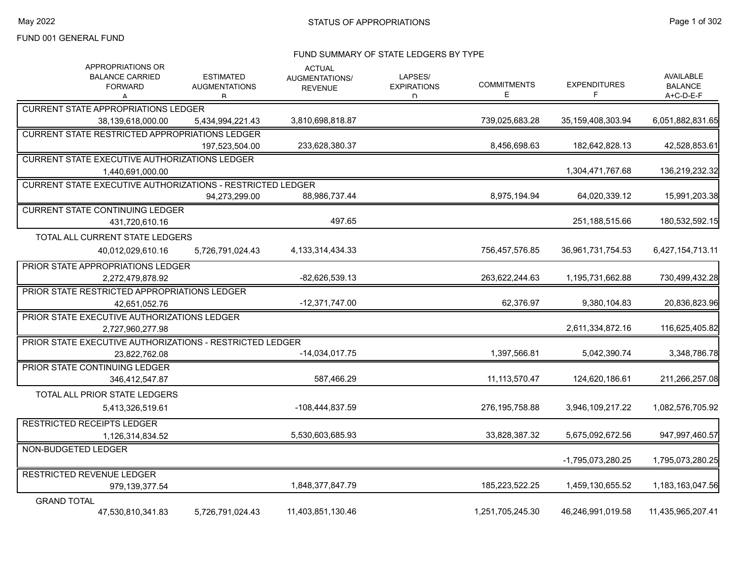STATUS OF APPROPRIATIONS

May 2022

FUND 001 GENERAL FUND

FUND SUMMARY OF STATE LEDGERS BY TYPE

| APPROPRIATIONS OR BALANCE CARRIED FORWARD A | ESTIMATED AUGMENTATIONS B | ACTUAL AUGMENTATIONS/ REVENUE | LAPSES/ EXPIRATIONS D | COMMITMENTS E | EXPENDITURES F | AVAILABLE BALANCE A+C-D-E-F |
|---|---|---|---|---|---|---|
| **CURRENT STATE APPROPRIATIONS LEDGER** | | | | | | |
| 38,139,618,000.00 | 5,434,994,221.43 | 3,810,698,818.87 | | 739,025,683.28 | 35,159,408,303.94 | 6,051,882,831.65 |
| **CURRENT STATE RESTRICTED APPROPRIATIONS LEDGER** | | | | | | |
| | 197,523,504.00 | 233,628,380.37 | | 8,456,698.63 | 182,642,828.13 | 42,528,853.61 |
| **CURRENT STATE EXECUTIVE AUTHORIZATIONS LEDGER** | | | | | | |
| 1,440,691,000.00 | | | | | 1,304,471,767.68 | 136,219,232.32 |
| **CURRENT STATE EXECUTIVE AUTHORIZATIONS - RESTRICTED LEDGER** | | | | | | |
| | 94,273,299.00 | 88,986,737.44 | | 8,975,194.94 | 64,020,339.12 | 15,991,203.38 |
| **CURRENT STATE CONTINUING LEDGER** | | | | | | |
| 431,720,610.16 | | 497.65 | | | 251,188,515.66 | 180,532,592.15 |
| **TOTAL ALL CURRENT STATE LEDGERS** | | | | | | |
| 40,012,029,610.16 | 5,726,791,024.43 | 4,133,314,434.33 | | 756,457,576.85 | 36,961,731,754.53 | 6,427,154,713.11 |
| **PRIOR STATE APPROPRIATIONS LEDGER** | | | | | | |
| 2,272,479,878.92 | | -82,626,539.13 | | 263,622,244.63 | 1,195,731,662.88 | 730,499,432.28 |
| **PRIOR STATE RESTRICTED APPROPRIATIONS LEDGER** | | | | | | |
| 42,651,052.76 | | -12,371,747.00 | | 62,376.97 | 9,380,104.83 | 20,836,823.96 |
| **PRIOR STATE EXECUTIVE AUTHORIZATIONS LEDGER** | | | | | | |
| 2,727,960,277.98 | | | | | 2,611,334,872.16 | 116,625,405.82 |
| **PRIOR STATE EXECUTIVE AUTHORIZATIONS - RESTRICTED LEDGER** | | | | | | |
| 23,822,762.08 | | -14,034,017.75 | | 1,397,566.81 | 5,042,390.74 | 3,348,786.78 |
| **PRIOR STATE CONTINUING LEDGER** | | | | | | |
| 346,412,547.87 | | 587,466.29 | | 11,113,570.47 | 124,620,186.61 | 211,266,257.08 |
| **TOTAL ALL PRIOR STATE LEDGERS** | | | | | | |
| 5,413,326,519.61 | | -108,444,837.59 | | 276,195,758.88 | 3,946,109,217.22 | 1,082,576,705.92 |
| **RESTRICTED RECEIPTS LEDGER** | | | | | | |
| 1,126,314,834.52 | | 5,530,603,685.93 | | 33,828,387.32 | 5,675,092,672.56 | 947,997,460.57 |
| **NON-BUDGETED LEDGER** | | | | | | |
| | | | | | -1,795,073,280.25 | 1,795,073,280.25 |
| **RESTRICTED REVENUE LEDGER** | | | | | | |
| 979,139,377.54 | | 1,848,377,847.79 | | 185,223,522.25 | 1,459,130,655.52 | 1,183,163,047.56 |
| **GRAND TOTAL** | | | | | | |
| 47,530,810,341.83 | 5,726,791,024.43 | 11,403,851,130.46 | | 1,251,705,245.30 | 46,246,991,019.58 | 11,435,965,207.41 |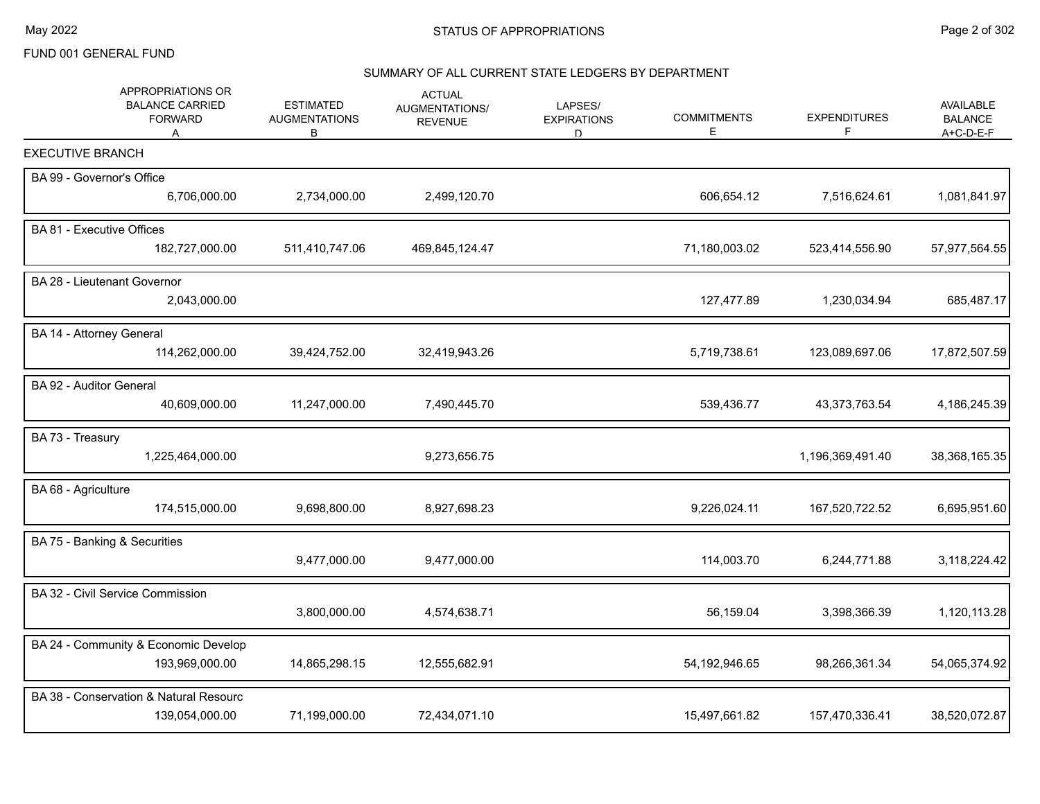FUND 001 GENERAL FUND

## SUMMARY OF ALL CURRENT STATE LEDGERS BY DEPARTMENT

| | APPROPRIATIONS OR BALANCE CARRIED FORWARD A | ESTIMATED AUGMENTATIONS B | ACTUAL AUGMENTATIONS/ REVENUE | LAPSES/ EXPIRATIONS D | COMMITMENTS E | EXPENDITURES F | AVAILABLE BALANCE A+C-D-E-F |
|---|---|---|---|---|---|---|---|
| **EXECUTIVE BRANCH** | | | | | | | |
| BA 99 - Governor's Office | 6,706,000.00 | 2,734,000.00 | 2,499,120.70 | | 606,654.12 | 7,516,624.61 | 1,081,841.97 |
| BA 81 - Executive Offices | 182,727,000.00 | 511,410,747.06 | 469,845,124.47 | | 71,180,003.02 | 523,414,556.90 | 57,977,564.55 |
| BA 28 - Lieutenant Governor | 2,043,000.00 | | | | 127,477.89 | 1,230,034.94 | 685,487.17 |
| BA 14 - Attorney General | 114,262,000.00 | 39,424,752.00 | 32,419,943.26 | | 5,719,738.61 | 123,089,697.06 | 17,872,507.59 |
| BA 92 - Auditor General | 40,609,000.00 | 11,247,000.00 | 7,490,445.70 | | 539,436.77 | 43,373,763.54 | 4,186,245.39 |
| BA 73 - Treasury | 1,225,464,000.00 | | 9,273,656.75 | | | 1,196,369,491.40 | 38,368,165.35 |
| BA 68 - Agriculture | 174,515,000.00 | 9,698,800.00 | 8,927,698.23 | | 9,226,024.11 | 167,520,722.52 | 6,695,951.60 |
| BA 75 - Banking & Securities | | 9,477,000.00 | 9,477,000.00 | | 114,003.70 | 6,244,771.88 | 3,118,224.42 |
| BA 32 - Civil Service Commission | | 3,800,000.00 | 4,574,638.71 | | 56,159.04 | 3,398,366.39 | 1,120,113.28 |
| BA 24 - Community & Economic Develop | 193,969,000.00 | 14,865,298.15 | 12,555,682.91 | | 54,192,946.65 | 98,266,361.34 | 54,065,374.92 |
| BA 38 - Conservation & Natural Resourc | 139,054,000.00 | 71,199,000.00 | 72,434,071.10 | | 15,497,661.82 | 157,470,336.41 | 38,520,072.87 |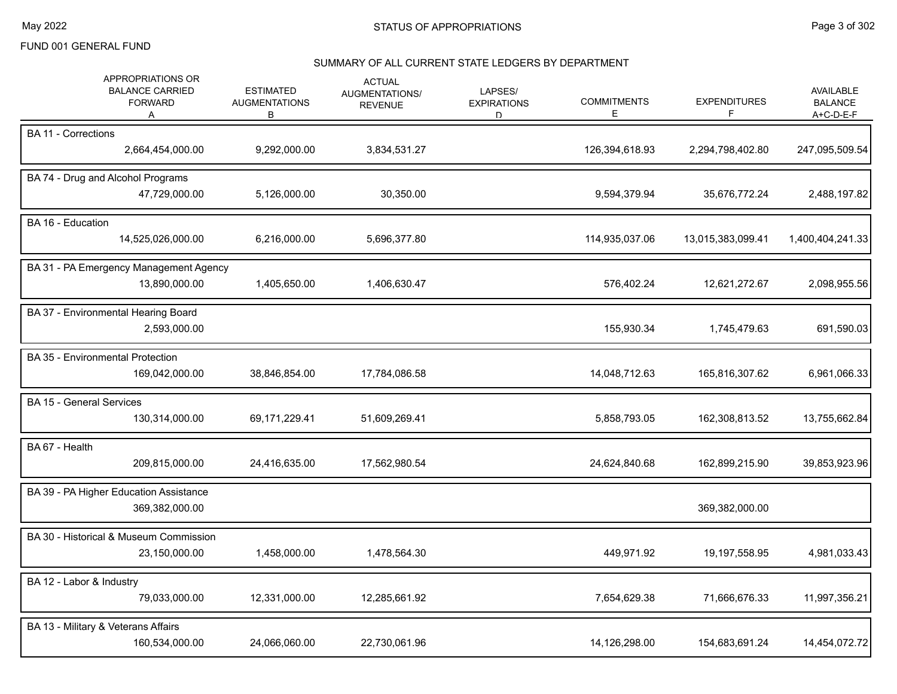FUND 001 GENERAL FUND

# STATUS OF APPROPRIATIONS

## SUMMARY OF ALL CURRENT STATE LEDGERS BY DEPARTMENT

| | APPROPRIATIONS OR BALANCE CARRIED FORWARD A | ESTIMATED AUGMENTATIONS B | ACTUAL AUGMENTATIONS/ REVENUE | LAPSES/ EXPIRATIONS D | COMMITMENTS E | EXPENDITURES F | AVAILABLE BALANCE A+C-D-E-F |
|---|---|---|---|---|---|---|---|
| BA 11 - Corrections | 2,664,454,000.00 | 9,292,000.00 | 3,834,531.27 | | 126,394,618.93 | 2,294,798,402.80 | 247,095,509.54 |
| BA 74 - Drug and Alcohol Programs | 47,729,000.00 | 5,126,000.00 | 30,350.00 | | 9,594,379.94 | 35,676,772.24 | 2,488,197.82 |
| BA 16 - Education | 14,525,026,000.00 | 6,216,000.00 | 5,696,377.80 | | 114,935,037.06 | 13,015,383,099.41 | 1,400,404,241.33 |
| BA 31 - PA Emergency Management Agency | 13,890,000.00 | 1,405,650.00 | 1,406,630.47 | | 576,402.24 | 12,621,272.67 | 2,098,955.56 |
| BA 37 - Environmental Hearing Board | 2,593,000.00 | | | | 155,930.34 | 1,745,479.63 | 691,590.03 |
| BA 35 - Environmental Protection | 169,042,000.00 | 38,846,854.00 | 17,784,086.58 | | 14,048,712.63 | 165,816,307.62 | 6,961,066.33 |
| BA 15 - General Services | 130,314,000.00 | 69,171,229.41 | 51,609,269.41 | | 5,858,793.05 | 162,308,813.52 | 13,755,662.84 |
| BA 67 - Health | 209,815,000.00 | 24,416,635.00 | 17,562,980.54 | | 24,624,840.68 | 162,899,215.90 | 39,853,923.96 |
| BA 39 - PA Higher Education Assistance | 369,382,000.00 | | | | | 369,382,000.00 | |
| BA 30 - Historical & Museum Commission | 23,150,000.00 | 1,458,000.00 | 1,478,564.30 | | 449,971.92 | 19,197,558.95 | 4,981,033.43 |
| BA 12 - Labor & Industry | 79,033,000.00 | 12,331,000.00 | 12,285,661.92 | | 7,654,629.38 | 71,666,676.33 | 11,997,356.21 |
| BA 13 - Military & Veterans Affairs | 160,534,000.00 | 24,066,060.00 | 22,730,061.96 | | 14,126,298.00 | 154,683,691.24 | 14,454,072.72 |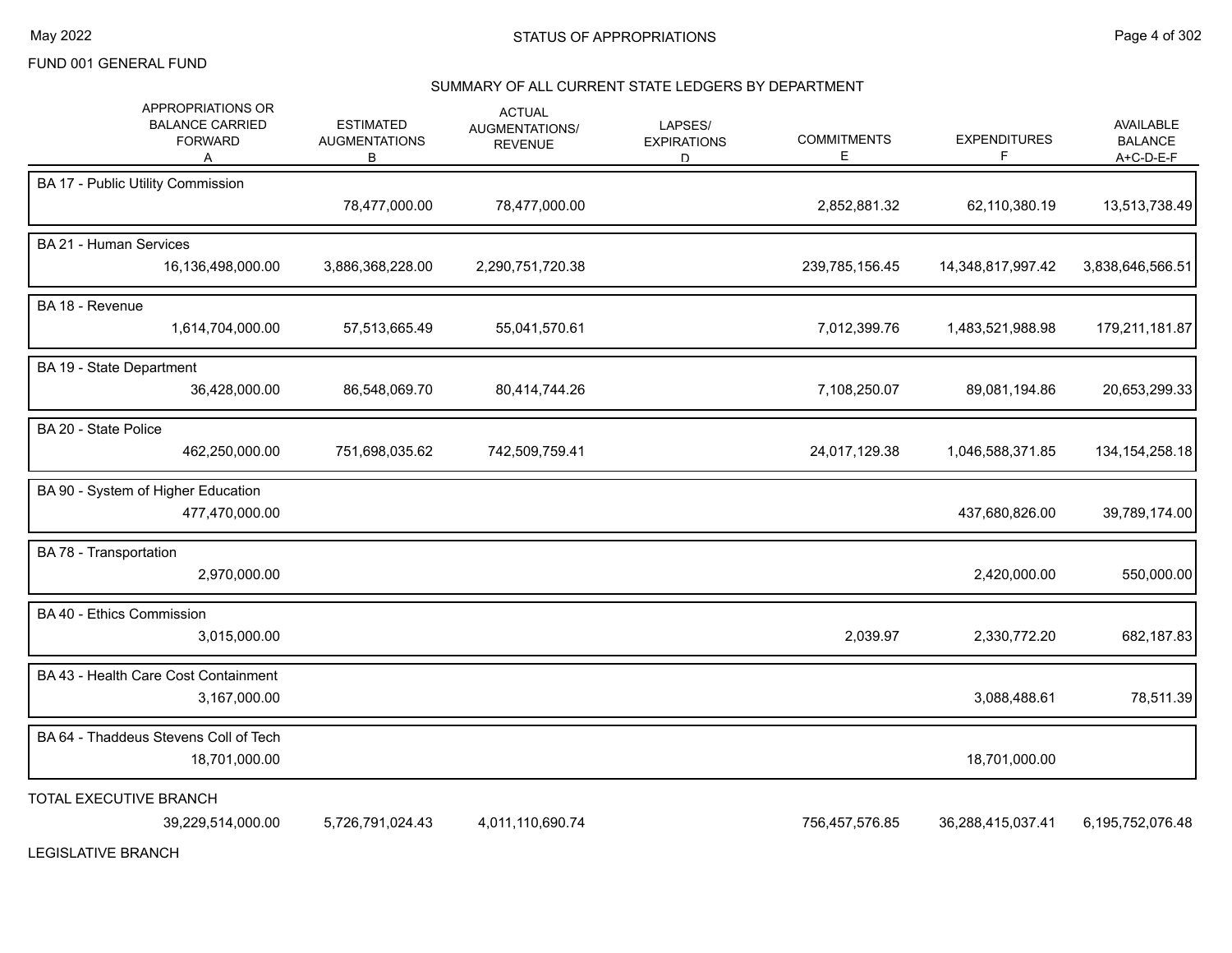FUND 001 GENERAL FUND

## STATUS OF APPROPRIATIONS

### SUMMARY OF ALL CURRENT STATE LEDGERS BY DEPARTMENT

| | APPROPRIATIONS OR BALANCE CARRIED FORWARD A | ESTIMATED AUGMENTATIONS B | ACTUAL AUGMENTATIONS/ REVENUE | LAPSES/ EXPIRATIONS D | COMMITMENTS E | EXPENDITURES F | AVAILABLE BALANCE A+C-D-E-F |
|---|---|---|---|---|---|---|---|
| BA 17 - Public Utility Commission | | 78,477,000.00 | 78,477,000.00 | | 2,852,881.32 | 62,110,380.19 | 13,513,738.49 |
| BA 21 - Human Services | 16,136,498,000.00 | 3,886,368,228.00 | 2,290,751,720.38 | | 239,785,156.45 | 14,348,817,997.42 | 3,838,646,566.51 |
| BA 18 - Revenue | 1,614,704,000.00 | 57,513,665.49 | 55,041,570.61 | | 7,012,399.76 | 1,483,521,988.98 | 179,211,181.87 |
| BA 19 - State Department | 36,428,000.00 | 86,548,069.70 | 80,414,744.26 | | 7,108,250.07 | 89,081,194.86 | 20,653,299.33 |
| BA 20 - State Police | 462,250,000.00 | 751,698,035.62 | 742,509,759.41 | | 24,017,129.38 | 1,046,588,371.85 | 134,154,258.18 |
| BA 90 - System of Higher Education | 477,470,000.00 | | | | | 437,680,826.00 | 39,789,174.00 |
| BA 78 - Transportation | 2,970,000.00 | | | | | 2,420,000.00 | 550,000.00 |
| BA 40 - Ethics Commission | 3,015,000.00 | | | | 2,039.97 | 2,330,772.20 | 682,187.83 |
| BA 43 - Health Care Cost Containment | 3,167,000.00 | | | | | 3,088,488.61 | 78,511.39 |
| BA 64 - Thaddeus Stevens Coll of Tech | 18,701,000.00 | | | | | 18,701,000.00 | |
| TOTAL EXECUTIVE BRANCH | 39,229,514,000.00 | 5,726,791,024.43 | 4,011,110,690.74 | | 756,457,576.85 | 36,288,415,037.41 | 6,195,752,076.48 |

LEGISLATIVE BRANCH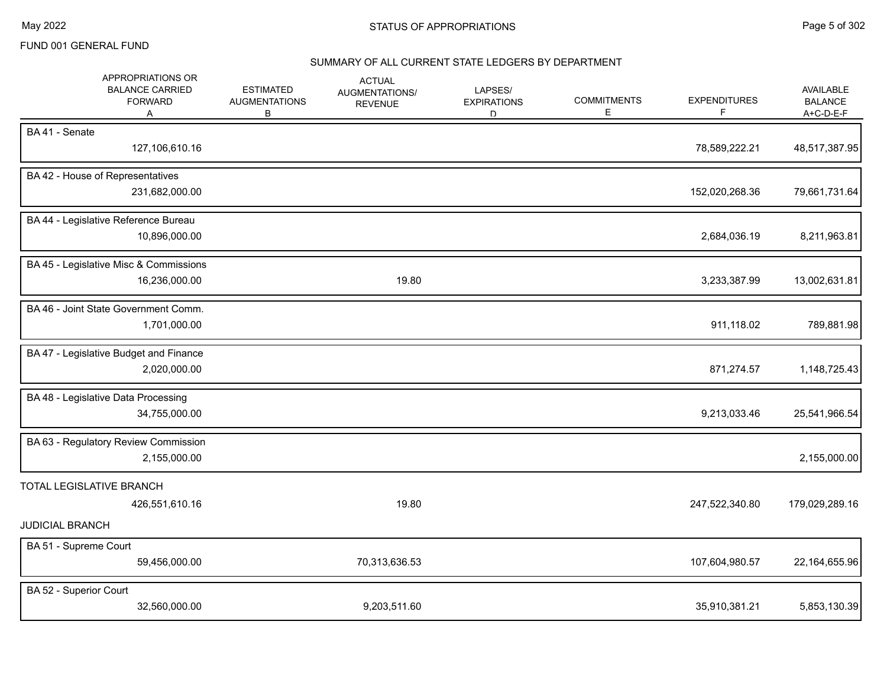FUND 001 GENERAL FUND

## STATUS OF APPROPRIATIONS

### SUMMARY OF ALL CURRENT STATE LEDGERS BY DEPARTMENT

| | APPROPRIATIONS OR BALANCE CARRIED FORWARD A | ESTIMATED AUGMENTATIONS B | ACTUAL AUGMENTATIONS/ REVENUE | LAPSES/ EXPIRATIONS D | COMMITMENTS E | EXPENDITURES F | AVAILABLE BALANCE A+C-D-E-F |
|---|---|---|---|---|---|---|---|
| BA 41 - Senate | 127,106,610.16 | | | | | 78,589,222.21 | 48,517,387.95 |
| BA 42 - House of Representatives | 231,682,000.00 | | | | | 152,020,268.36 | 79,661,731.64 |
| BA 44 - Legislative Reference Bureau | 10,896,000.00 | | | | | 2,684,036.19 | 8,211,963.81 |
| BA 45 - Legislative Misc & Commissions | 16,236,000.00 | | 19.80 | | | 3,233,387.99 | 13,002,631.81 |
| BA 46 - Joint State Government Comm. | 1,701,000.00 | | | | | 911,118.02 | 789,881.98 |
| BA 47 - Legislative Budget and Finance | 2,020,000.00 | | | | | 871,274.57 | 1,148,725.43 |
| BA 48 - Legislative Data Processing | 34,755,000.00 | | | | | 9,213,033.46 | 25,541,966.54 |
| BA 63 - Regulatory Review Commission | 2,155,000.00 | | | | | | 2,155,000.00 |
| TOTAL LEGISLATIVE BRANCH | 426,551,610.16 | | 19.80 | | | 247,522,340.80 | 179,029,289.16 |
| **JUDICIAL BRANCH** | | | | | | | |
| BA 51 - Supreme Court | 59,456,000.00 | | 70,313,636.53 | | | 107,604,980.57 | 22,164,655.96 |
| BA 52 - Superior Court | 32,560,000.00 | | 9,203,511.60 | | | 35,910,381.21 | 5,853,130.39 |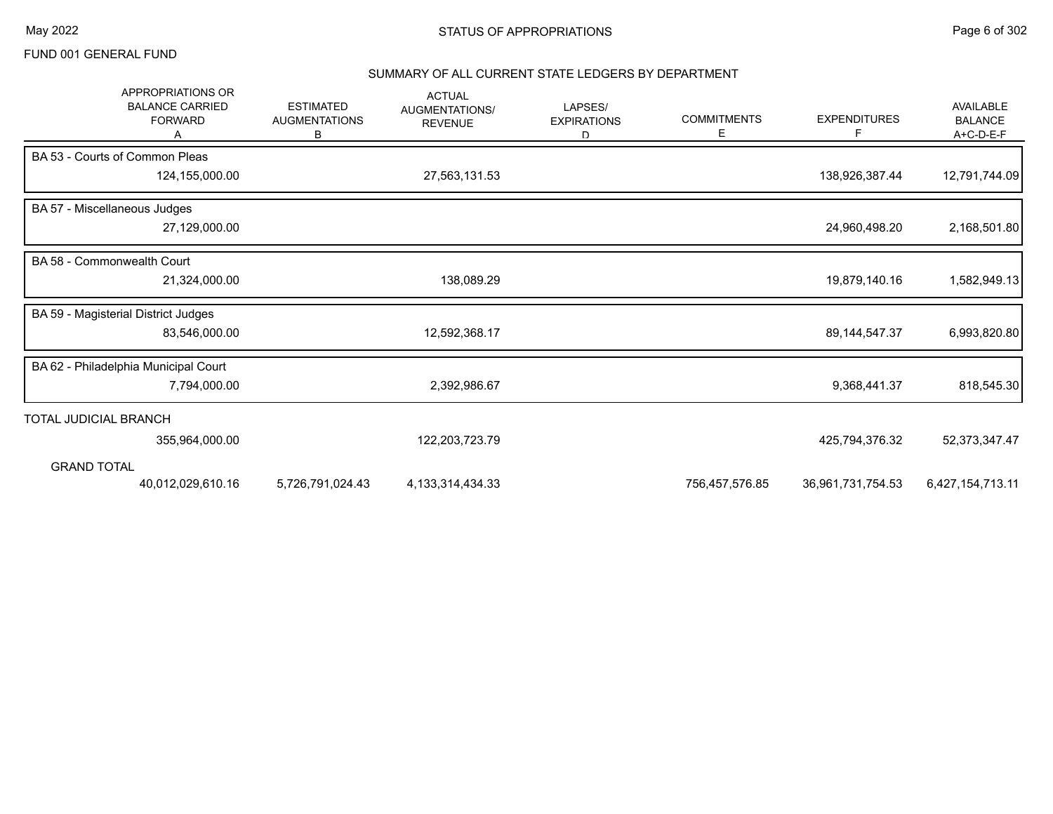FUND 001 GENERAL FUND

## SUMMARY OF ALL CURRENT STATE LEDGERS BY DEPARTMENT

| | APPROPRIATIONS OR BALANCE CARRIED FORWARD A | ESTIMATED AUGMENTATIONS B | ACTUAL AUGMENTATIONS/ REVENUE | LAPSES/ EXPIRATIONS D | COMMITMENTS E | EXPENDITURES F | AVAILABLE BALANCE A+C-D-E-F |
|---|---|---|---|---|---|---|---|
| BA 53 - Courts of Common Pleas | | | | | | | |
| | 124,155,000.00 | | 27,563,131.53 | | | 138,926,387.44 | 12,791,744.09 |
| BA 57 - Miscellaneous Judges | | | | | | | |
| | 27,129,000.00 | | | | | 24,960,498.20 | 2,168,501.80 |
| BA 58 - Commonwealth Court | | | | | | | |
| | 21,324,000.00 | | 138,089.29 | | | 19,879,140.16 | 1,582,949.13 |
| BA 59 - Magisterial District Judges | | | | | | | |
| | 83,546,000.00 | | 12,592,368.17 | | | 89,144,547.37 | 6,993,820.80 |
| BA 62 - Philadelphia Municipal Court | | | | | | | |
| | 7,794,000.00 | | 2,392,986.67 | | | 9,368,441.37 | 818,545.30 |
| TOTAL JUDICIAL BRANCH | | | | | | | |
| | 355,964,000.00 | | 122,203,723.79 | | | 425,794,376.32 | 52,373,347.47 |
| GRAND TOTAL | | | | | | | |
| | 40,012,029,610.16 | 5,726,791,024.43 | 4,133,314,434.33 | | 756,457,576.85 | 36,961,731,754.53 | 6,427,154,713.11 |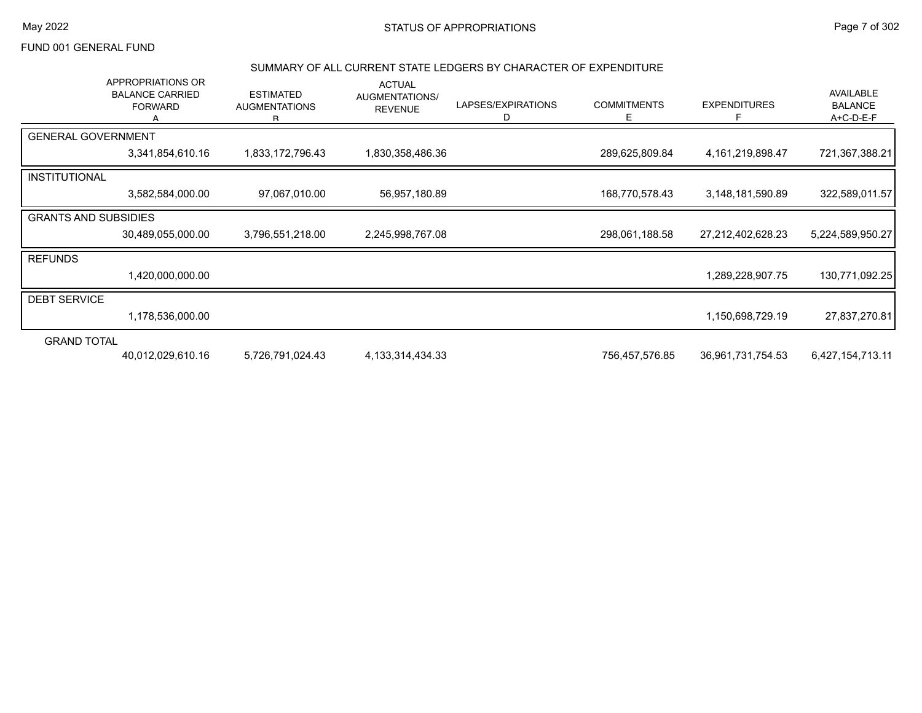STATUS OF APPROPRIATIONS

FUND 001 GENERAL FUND

## SUMMARY OF ALL CURRENT STATE LEDGERS BY CHARACTER OF EXPENDITURE

| | APPROPRIATIONS OR BALANCE CARRIED FORWARD A | ESTIMATED AUGMENTATIONS B | ACTUAL AUGMENTATIONS/ REVENUE | LAPSES/EXPIRATIONS D | COMMITMENTS E | EXPENDITURES F | AVAILABLE BALANCE A+C-D-E-F |
|---|---|---|---|---|---|---|---|
| GENERAL GOVERNMENT | 3,341,854,610.16 | 1,833,172,796.43 | 1,830,358,486.36 | | 289,625,809.84 | 4,161,219,898.47 | 721,367,388.21 |
| INSTITUTIONAL | 3,582,584,000.00 | 97,067,010.00 | 56,957,180.89 | | 168,770,578.43 | 3,148,181,590.89 | 322,589,011.57 |
| GRANTS AND SUBSIDIES | 30,489,055,000.00 | 3,796,551,218.00 | 2,245,998,767.08 | | 298,061,188.58 | 27,212,402,628.23 | 5,224,589,950.27 |
| REFUNDS | 1,420,000,000.00 | | | | | 1,289,228,907.75 | 130,771,092.25 |
| DEBT SERVICE | 1,178,536,000.00 | | | | | 1,150,698,729.19 | 27,837,270.81 |
| GRAND TOTAL | 40,012,029,610.16 | 5,726,791,024.43 | 4,133,314,434.33 | | 756,457,576.85 | 36,961,731,754.53 | 6,427,154,713.11 |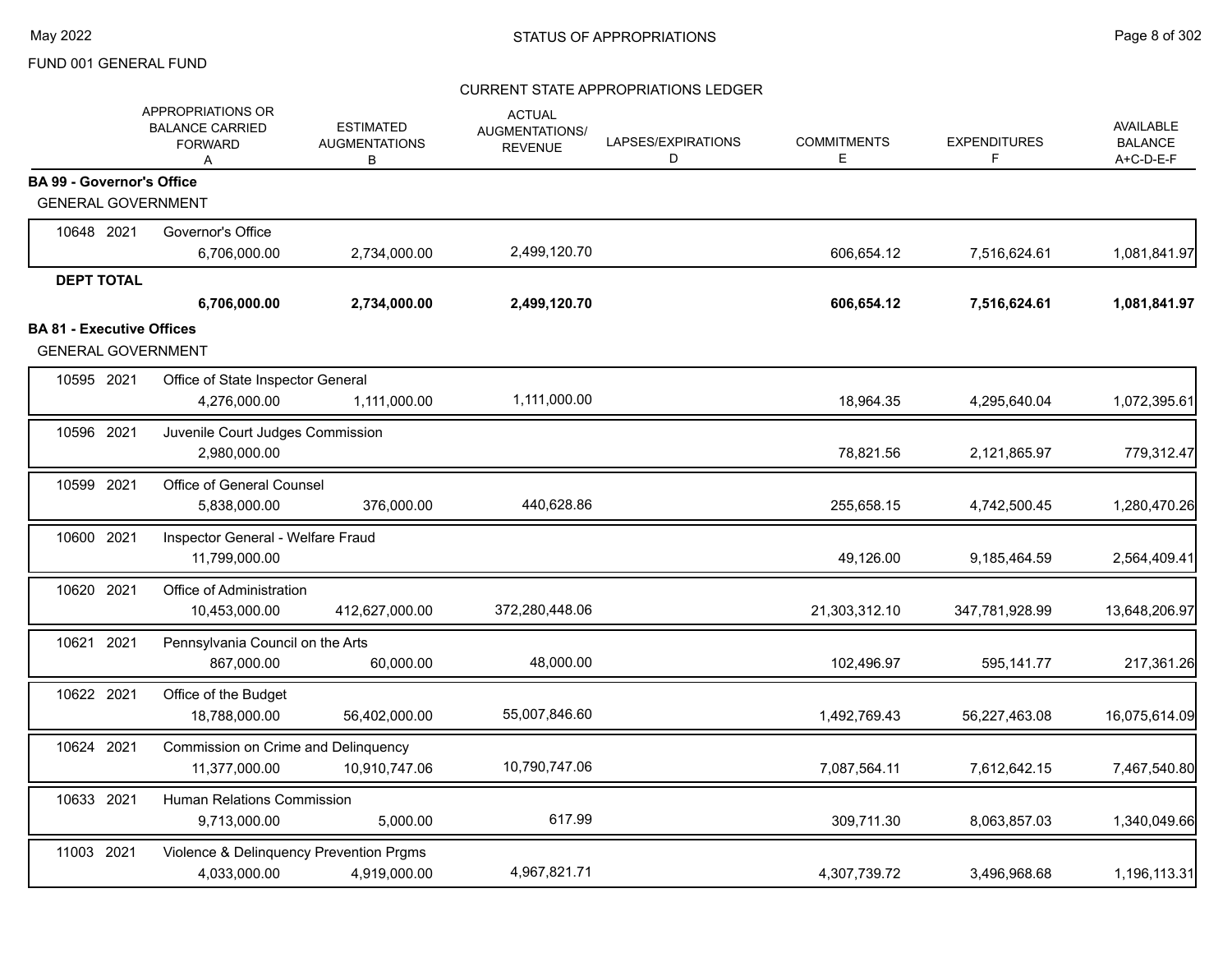FUND 001 GENERAL FUND

STATUS OF APPROPRIATIONS

CURRENT STATE APPROPRIATIONS LEDGER

| | | APPROPRIATIONS OR BALANCE CARRIED FORWARD A | ESTIMATED AUGMENTATIONS B | ACTUAL AUGMENTATIONS/ REVENUE C | LAPSES/EXPIRATIONS D | COMMITMENTS E | EXPENDITURES F | AVAILABLE BALANCE A+C-D-E-F |
|---|---|---|---|---|---|---|---|---|
| **BA 99 - Governor's Office** | | | | | | | | |
| GENERAL GOVERNMENT | | | | | | | | |
| 10648 2021 | Governor's Office | 6,706,000.00 | 2,734,000.00 | 2,499,120.70 | | 606,654.12 | 7,516,624.61 | 1,081,841.97 |
| **DEPT TOTAL** | | **6,706,000.00** | **2,734,000.00** | **2,499,120.70** | | **606,654.12** | **7,516,624.61** | **1,081,841.97** |
| **BA 81 - Executive Offices** | | | | | | | | |
| GENERAL GOVERNMENT | | | | | | | | |
| 10595 2021 | Office of State Inspector General | 4,276,000.00 | 1,111,000.00 | 1,111,000.00 | | 18,964.35 | 4,295,640.04 | 1,072,395.61 |
| 10596 2021 | Juvenile Court Judges Commission | 2,980,000.00 | | | | 78,821.56 | 2,121,865.97 | 779,312.47 |
| 10599 2021 | Office of General Counsel | 5,838,000.00 | 376,000.00 | 440,628.86 | | 255,658.15 | 4,742,500.45 | 1,280,470.26 |
| 10600 2021 | Inspector General - Welfare Fraud | 11,799,000.00 | | | | 49,126.00 | 9,185,464.59 | 2,564,409.41 |
| 10620 2021 | Office of Administration | 10,453,000.00 | 412,627,000.00 | 372,280,448.06 | | 21,303,312.10 | 347,781,928.99 | 13,648,206.97 |
| 10621 2021 | Pennsylvania Council on the Arts | 867,000.00 | 60,000.00 | 48,000.00 | | 102,496.97 | 595,141.77 | 217,361.26 |
| 10622 2021 | Office of the Budget | 18,788,000.00 | 56,402,000.00 | 55,007,846.60 | | 1,492,769.43 | 56,227,463.08 | 16,075,614.09 |
| 10624 2021 | Commission on Crime and Delinquency | 11,377,000.00 | 10,910,747.06 | 10,790,747.06 | | 7,087,564.11 | 7,612,642.15 | 7,467,540.80 |
| 10633 2021 | Human Relations Commission | 9,713,000.00 | 5,000.00 | 617.99 | | 309,711.30 | 8,063,857.03 | 1,340,049.66 |
| 11003 2021 | Violence & Delinquency Prevention Prgms | 4,033,000.00 | 4,919,000.00 | 4,967,821.71 | | 4,307,739.72 | 3,496,968.68 | 1,196,113.31 |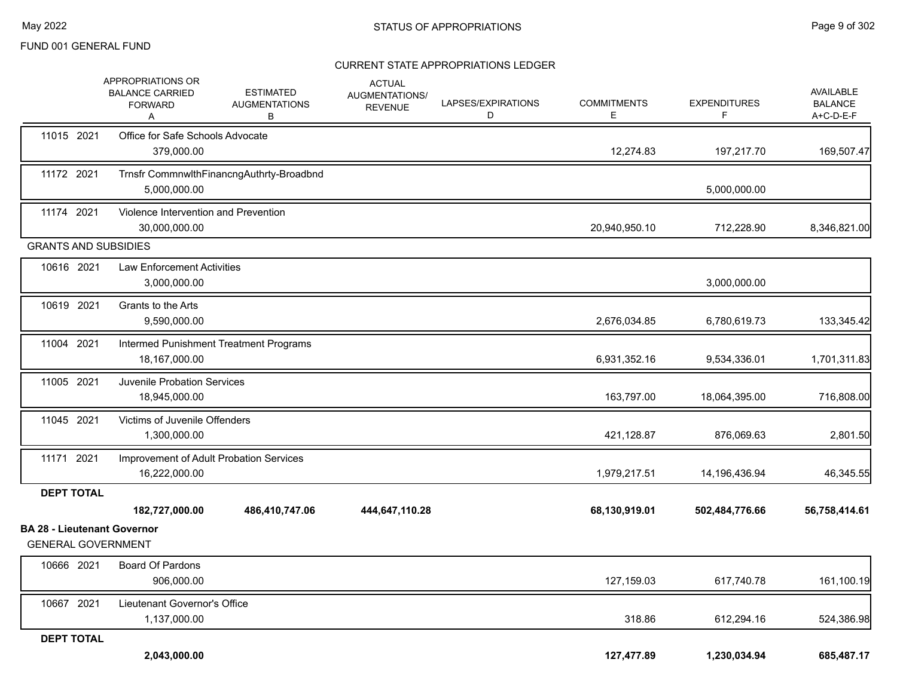FUND 001 GENERAL FUND

STATUS OF APPROPRIATIONS

CURRENT STATE APPROPRIATIONS LEDGER

| | | APPROPRIATIONS OR BALANCE CARRIED FORWARD A | ESTIMATED AUGMENTATIONS B | ACTUAL AUGMENTATIONS/ REVENUE | LAPSES/EXPIRATIONS D | COMMITMENTS E | EXPENDITURES F | AVAILABLE BALANCE A+C-D-E-F |
|---|---|---|---|---|---|---|---|---|
| 11015 2021 | Office for Safe Schools Advocate | 379,000.00 | | | | 12,274.83 | 197,217.70 | 169,507.47 |
| 11172 2021 | Trnsfr CommnwlthFinancngAuthrty-Broadbnd | 5,000,000.00 | | | | | 5,000,000.00 | |
| 11174 2021 | Violence Intervention and Prevention | 30,000,000.00 | | | | 20,940,950.10 | 712,228.90 | 8,346,821.00 |
| **GRANTS AND SUBSIDIES** | | | | | | | | |
| 10616 2021 | Law Enforcement Activities | 3,000,000.00 | | | | | 3,000,000.00 | |
| 10619 2021 | Grants to the Arts | 9,590,000.00 | | | | 2,676,034.85 | 6,780,619.73 | 133,345.42 |
| 11004 2021 | Intermed Punishment Treatment Programs | 18,167,000.00 | | | | 6,931,352.16 | 9,534,336.01 | 1,701,311.83 |
| 11005 2021 | Juvenile Probation Services | 18,945,000.00 | | | | 163,797.00 | 18,064,395.00 | 716,808.00 |
| 11045 2021 | Victims of Juvenile Offenders | 1,300,000.00 | | | | 421,128.87 | 876,069.63 | 2,801.50 |
| 11171 2021 | Improvement of Adult Probation Services | 16,222,000.00 | | | | 1,979,217.51 | 14,196,436.94 | 46,345.55 |
| **DEPT TOTAL** | | **182,727,000.00** | **486,410,747.06** | **444,647,110.28** | | **68,130,919.01** | **502,484,776.66** | **56,758,414.61** |

**BA 28 - Lieutenant Governor**

GENERAL GOVERNMENT

| | | APPROPRIATIONS OR BALANCE CARRIED FORWARD A | ESTIMATED AUGMENTATIONS B | ACTUAL AUGMENTATIONS/ REVENUE | LAPSES/EXPIRATIONS D | COMMITMENTS E | EXPENDITURES F | AVAILABLE BALANCE A+C-D-E-F |
|---|---|---|---|---|---|---|---|---|
| 10666 2021 | Board Of Pardons | 906,000.00 | | | | 127,159.03 | 617,740.78 | 161,100.19 |
| 10667 2021 | Lieutenant Governor's Office | 1,137,000.00 | | | | 318.86 | 612,294.16 | 524,386.98 |
| **DEPT TOTAL** | | **2,043,000.00** | | | | **127,477.89** | **1,230,034.94** | **685,487.17** |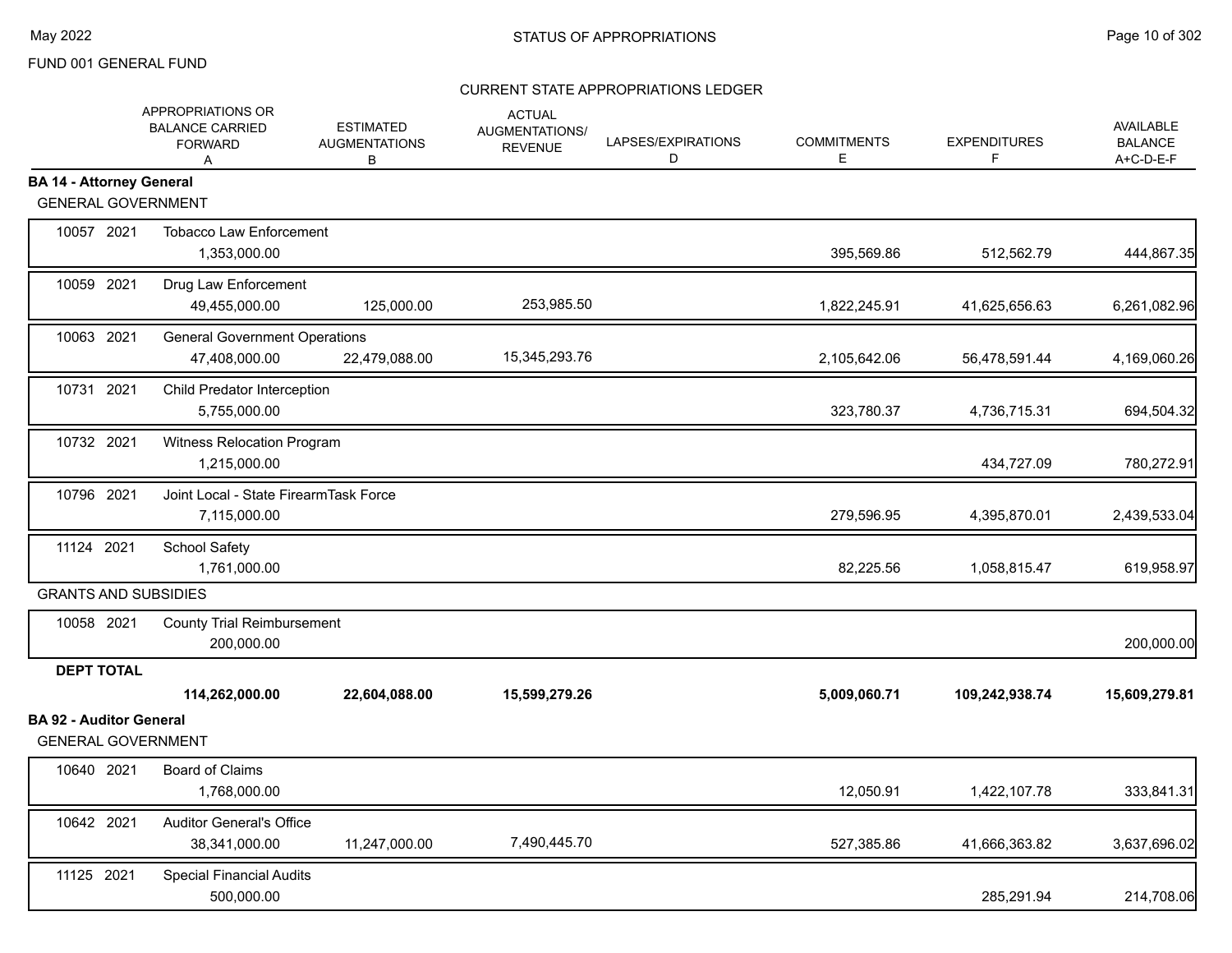FUND 001 GENERAL FUND

CURRENT STATE APPROPRIATIONS LEDGER

| | | APPROPRIATIONS OR BALANCE CARRIED FORWARD A | ESTIMATED AUGMENTATIONS B | ACTUAL AUGMENTATIONS/ REVENUE | LAPSES/EXPIRATIONS D | COMMITMENTS E | EXPENDITURES F | AVAILABLE BALANCE A+C-D-E-F |
|---|---|---|---|---|---|---|---|---|
| **BA 14 - Attorney General** | | | | | | | | |
| GENERAL GOVERNMENT | | | | | | | | |
| 10057 | 2021 | Tobacco Law Enforcement | | | | | | |
| | | 1,353,000.00 | | | | 395,569.86 | 512,562.79 | 444,867.35 |
| 10059 | 2021 | Drug Law Enforcement | | | | | | |
| | | 49,455,000.00 | 125,000.00 | 253,985.50 | | 1,822,245.91 | 41,625,656.63 | 6,261,082.96 |
| 10063 | 2021 | General Government Operations | | | | | | |
| | | 47,408,000.00 | 22,479,088.00 | 15,345,293.76 | | 2,105,642.06 | 56,478,591.44 | 4,169,060.26 |
| 10731 | 2021 | Child Predator Interception | | | | | | |
| | | 5,755,000.00 | | | | 323,780.37 | 4,736,715.31 | 694,504.32 |
| 10732 | 2021 | Witness Relocation Program | | | | | | |
| | | 1,215,000.00 | | | | | 434,727.09 | 780,272.91 |
| 10796 | 2021 | Joint Local - State FirearmTask Force | | | | | | |
| | | 7,115,000.00 | | | | 279,596.95 | 4,395,870.01 | 2,439,533.04 |
| 11124 | 2021 | School Safety | | | | | | |
| | | 1,761,000.00 | | | | 82,225.56 | 1,058,815.47 | 619,958.97 |
| GRANTS AND SUBSIDIES | | | | | | | | |
| 10058 | 2021 | County Trial Reimbursement | | | | | | |
| | | 200,000.00 | | | | | | 200,000.00 |
| **DEPT TOTAL** | | | | | | | | |
| | | **114,262,000.00** | **22,604,088.00** | **15,599,279.26** | | **5,009,060.71** | **109,242,938.74** | **15,609,279.81** |
| **BA 92 - Auditor General** | | | | | | | | |
| GENERAL GOVERNMENT | | | | | | | | |
| 10640 | 2021 | Board of Claims | | | | | | |
| | | 1,768,000.00 | | | | 12,050.91 | 1,422,107.78 | 333,841.31 |
| 10642 | 2021 | Auditor General's Office | | | | | | |
| | | 38,341,000.00 | 11,247,000.00 | 7,490,445.70 | | 527,385.86 | 41,666,363.82 | 3,637,696.02 |
| 11125 | 2021 | Special Financial Audits | | | | | | |
| | | 500,000.00 | | | | | 285,291.94 | 214,708.06 |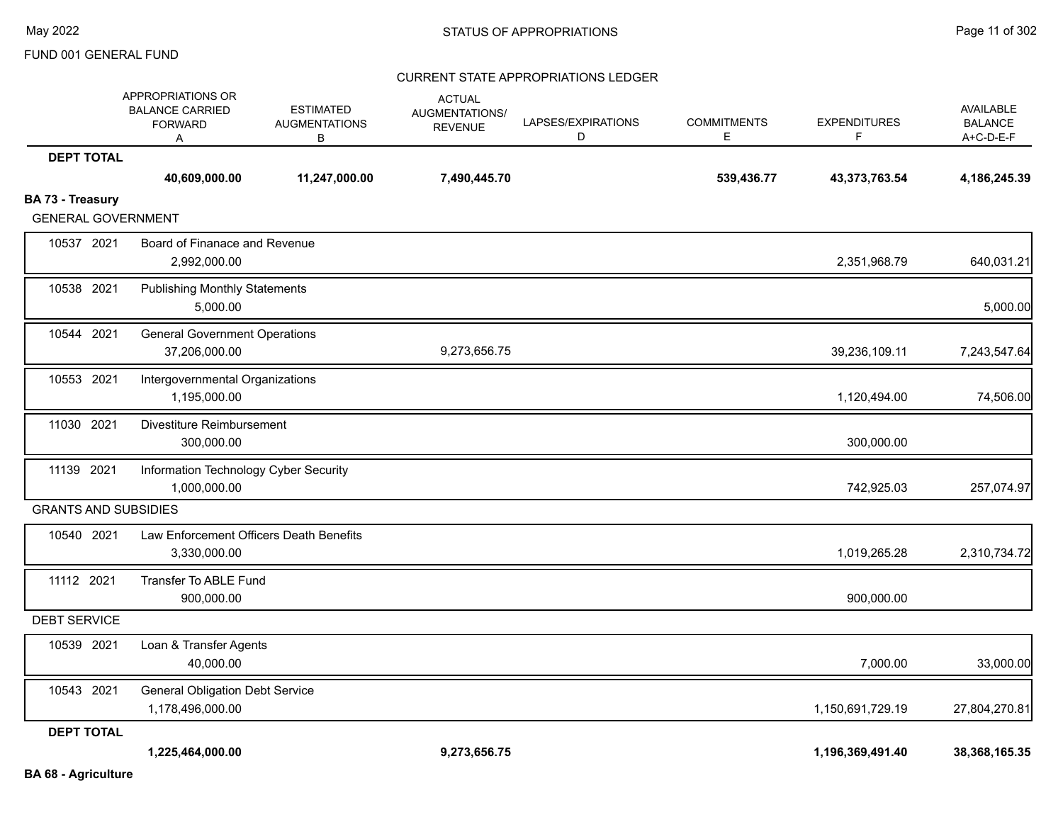FUND 001 GENERAL FUND

CURRENT STATE APPROPRIATIONS LEDGER

| | | APPROPRIATIONS OR BALANCE CARRIED FORWARD A | ESTIMATED AUGMENTATIONS B | ACTUAL AUGMENTATIONS/ REVENUE | LAPSES/EXPIRATIONS D | COMMITMENTS E | EXPENDITURES F | AVAILABLE BALANCE A+C-D-E-F |
|---|---|---|---|---|---|---|---|---|
| **DEPT TOTAL** | | **40,609,000.00** | **11,247,000.00** | **7,490,445.70** | | **539,436.77** | **43,373,763.54** | **4,186,245.39** |
| **BA 73 - Treasury** | | | | | | | | |
| GENERAL GOVERNMENT | | | | | | | | |
| 10537 2021 | Board of Finanace and Revenue | 2,992,000.00 | | | | | 2,351,968.79 | 640,031.21 |
| 10538 2021 | Publishing Monthly Statements | 5,000.00 | | | | | | 5,000.00 |
| 10544 2021 | General Government Operations | 37,206,000.00 | | 9,273,656.75 | | | 39,236,109.11 | 7,243,547.64 |
| 10553 2021 | Intergovernmental Organizations | 1,195,000.00 | | | | | 1,120,494.00 | 74,506.00 |
| 11030 2021 | Divestiture Reimbursement | 300,000.00 | | | | | 300,000.00 | |
| 11139 2021 | Information Technology Cyber Security | 1,000,000.00 | | | | | 742,925.03 | 257,074.97 |
| GRANTS AND SUBSIDIES | | | | | | | | |
| 10540 2021 | Law Enforcement Officers Death Benefits | 3,330,000.00 | | | | | 1,019,265.28 | 2,310,734.72 |
| 11112 2021 | Transfer To ABLE Fund | 900,000.00 | | | | | 900,000.00 | |
| DEBT SERVICE | | | | | | | | |
| 10539 2021 | Loan & Transfer Agents | 40,000.00 | | | | | 7,000.00 | 33,000.00 |
| 10543 2021 | General Obligation Debt Service | 1,178,496,000.00 | | | | | 1,150,691,729.19 | 27,804,270.81 |
| **DEPT TOTAL** | | **1,225,464,000.00** | | **9,273,656.75** | | | **1,196,369,491.40** | **38,368,165.35** |

**BA 68 - Agriculture**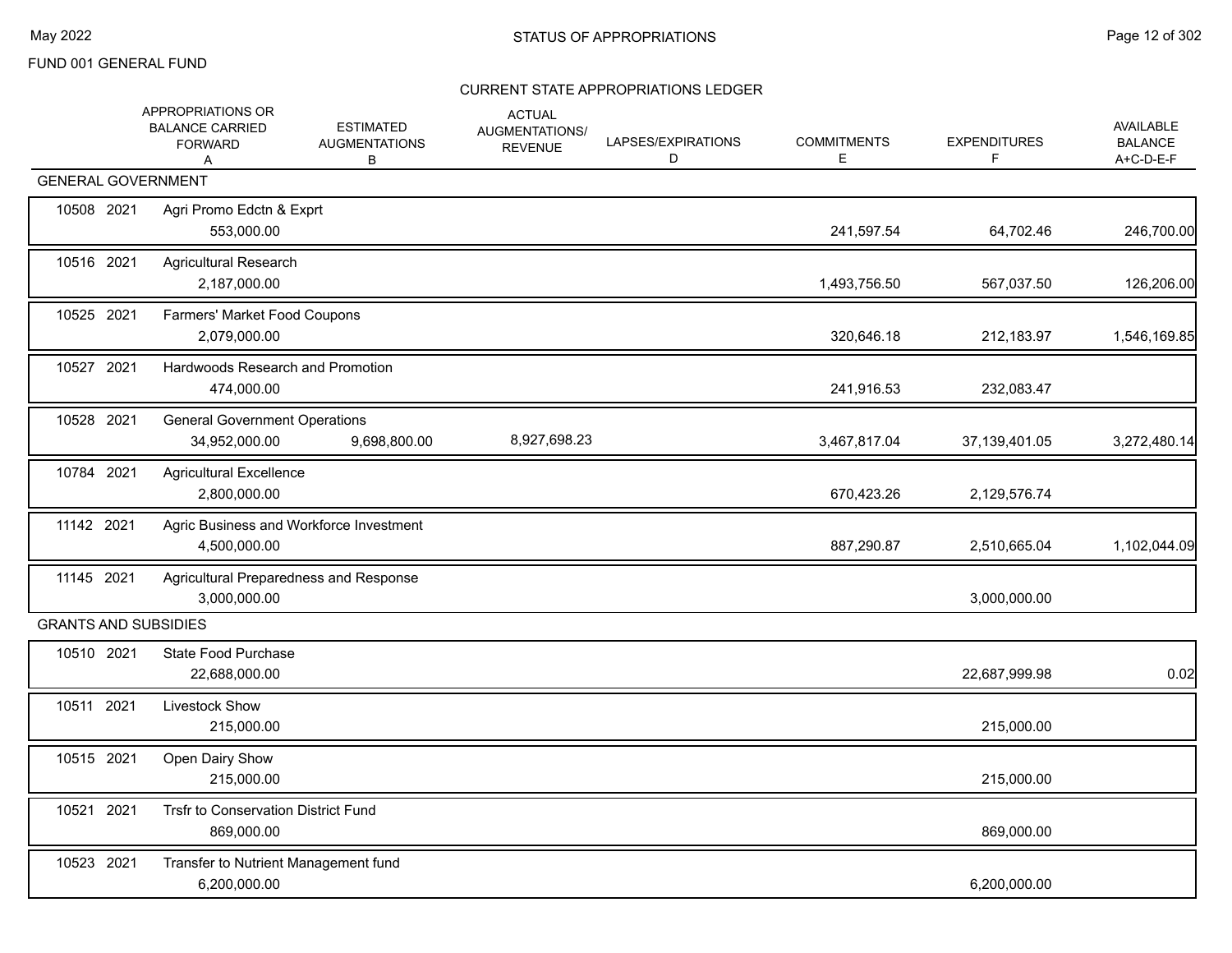FUND 001 GENERAL FUND

## STATUS OF APPROPRIATIONS

### CURRENT STATE APPROPRIATIONS LEDGER

| | APPROPRIATIONS OR BALANCE CARRIED FORWARD A | ESTIMATED AUGMENTATIONS B | ACTUAL AUGMENTATIONS/ REVENUE | LAPSES/EXPIRATIONS D | COMMITMENTS E | EXPENDITURES F | AVAILABLE BALANCE A+C-D-E-F |
|---|---|---|---|---|---|---|---|
| **GENERAL GOVERNMENT** | | | | | | | |
| 10508 2021 Agri Promo Edctn & Exprt | 553,000.00 | | | | 241,597.54 | 64,702.46 | 246,700.00 |
| 10516 2021 Agricultural Research | 2,187,000.00 | | | | 1,493,756.50 | 567,037.50 | 126,206.00 |
| 10525 2021 Farmers' Market Food Coupons | 2,079,000.00 | | | | 320,646.18 | 212,183.97 | 1,546,169.85 |
| 10527 2021 Hardwoods Research and Promotion | 474,000.00 | | | | 241,916.53 | 232,083.47 | |
| 10528 2021 General Government Operations | 34,952,000.00 | 9,698,800.00 | 8,927,698.23 | | 3,467,817.04 | 37,139,401.05 | 3,272,480.14 |
| 10784 2021 Agricultural Excellence | 2,800,000.00 | | | | 670,423.26 | 2,129,576.74 | |
| 11142 2021 Agric Business and Workforce Investment | 4,500,000.00 | | | | 887,290.87 | 2,510,665.04 | 1,102,044.09 |
| 11145 2021 Agricultural Preparedness and Response | 3,000,000.00 | | | | | 3,000,000.00 | |
| **GRANTS AND SUBSIDIES** | | | | | | | |
| 10510 2021 State Food Purchase | 22,688,000.00 | | | | | 22,687,999.98 | 0.02 |
| 10511 2021 Livestock Show | 215,000.00 | | | | | 215,000.00 | |
| 10515 2021 Open Dairy Show | 215,000.00 | | | | | 215,000.00 | |
| 10521 2021 Trsfr to Conservation District Fund | 869,000.00 | | | | | 869,000.00 | |
| 10523 2021 Transfer to Nutrient Management fund | 6,200,000.00 | | | | | 6,200,000.00 | |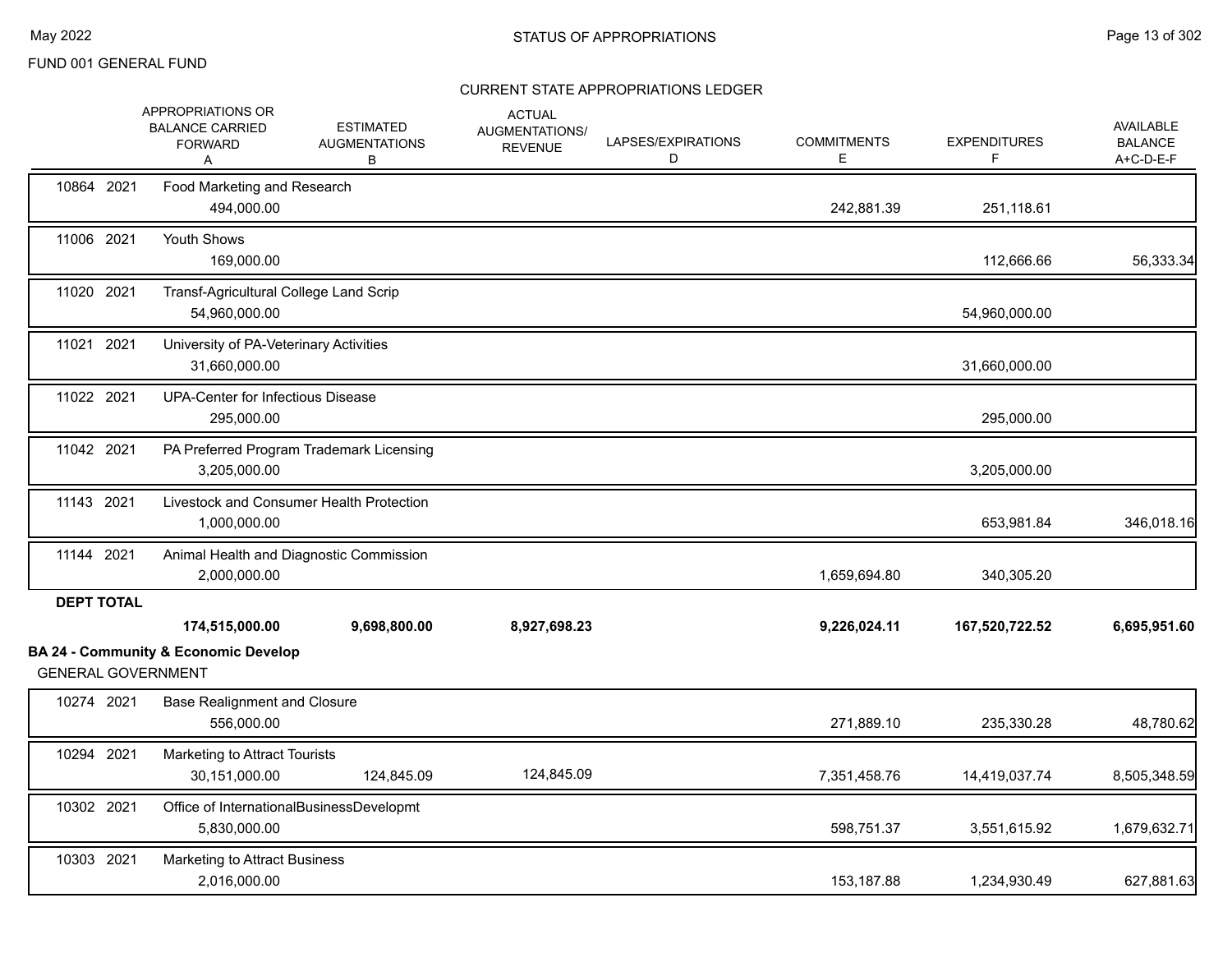FUND 001 GENERAL FUND

## STATUS OF APPROPRIATIONS

### CURRENT STATE APPROPRIATIONS LEDGER

| | APPROPRIATIONS OR BALANCE CARRIED FORWARD A | ESTIMATED AUGMENTATIONS B | ACTUAL AUGMENTATIONS/ REVENUE C | LAPSES/EXPIRATIONS D | COMMITMENTS E | EXPENDITURES F | AVAILABLE BALANCE A+C-D-E-F |
|---|---|---|---|---|---|---|---|
| 10864 2021 Food Marketing and Research | 494,000.00 | | | | 242,881.39 | 251,118.61 | |
| 11006 2021 Youth Shows | 169,000.00 | | | | | 112,666.66 | 56,333.34 |
| 11020 2021 Transf-Agricultural College Land Scrip | 54,960,000.00 | | | | | 54,960,000.00 | |
| 11021 2021 University of PA-Veterinary Activities | 31,660,000.00 | | | | | 31,660,000.00 | |
| 11022 2021 UPA-Center for Infectious Disease | 295,000.00 | | | | | 295,000.00 | |
| 11042 2021 PA Preferred Program Trademark Licensing | 3,205,000.00 | | | | | 3,205,000.00 | |
| 11143 2021 Livestock and Consumer Health Protection | 1,000,000.00 | | | | | 653,981.84 | 346,018.16 |
| 11144 2021 Animal Health and Diagnostic Commission | 2,000,000.00 | | | | 1,659,694.80 | 340,305.20 | |
| **DEPT TOTAL** | **174,515,000.00** | **9,698,800.00** | **8,927,698.23** | | **9,226,024.11** | **167,520,722.52** | **6,695,951.60** |

**BA 24 - Community & Economic Develop**

GENERAL GOVERNMENT

| | APPROPRIATIONS OR BALANCE CARRIED FORWARD A | ESTIMATED AUGMENTATIONS B | ACTUAL AUGMENTATIONS/ REVENUE C | LAPSES/EXPIRATIONS D | COMMITMENTS E | EXPENDITURES F | AVAILABLE BALANCE A+C-D-E-F |
|---|---|---|---|---|---|---|---|
| 10274 2021 Base Realignment and Closure | 556,000.00 | | | | 271,889.10 | 235,330.28 | 48,780.62 |
| 10294 2021 Marketing to Attract Tourists | 30,151,000.00 | 124,845.09 | 124,845.09 | | 7,351,458.76 | 14,419,037.74 | 8,505,348.59 |
| 10302 2021 Office of InternationalBusinessDevelopmt | 5,830,000.00 | | | | 598,751.37 | 3,551,615.92 | 1,679,632.71 |
| 10303 2021 Marketing to Attract Business | 2,016,000.00 | | | | 153,187.88 | 1,234,930.49 | 627,881.63 |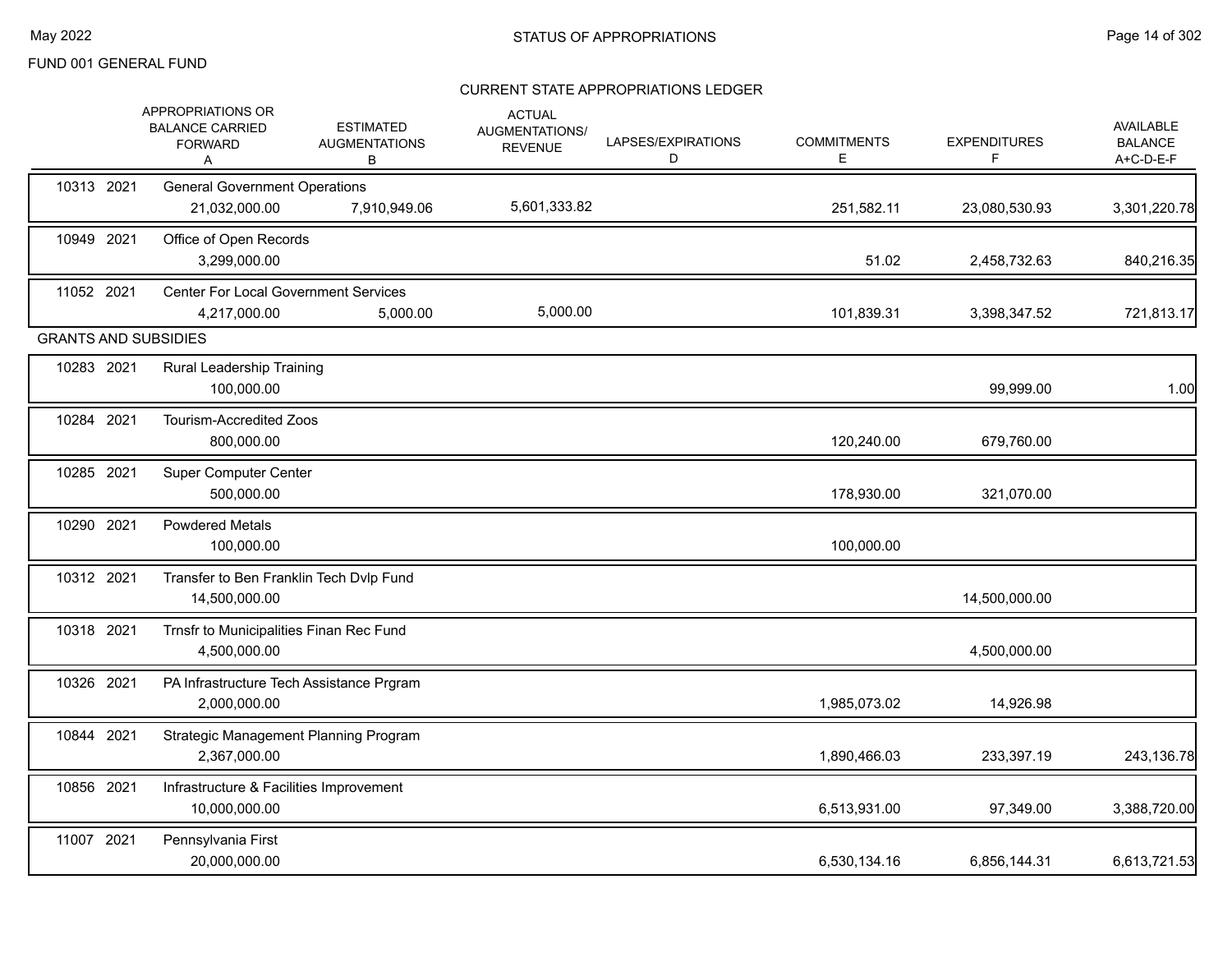FUND 001 GENERAL FUND

## STATUS OF APPROPRIATIONS

### CURRENT STATE APPROPRIATIONS LEDGER

| | | APPROPRIATIONS OR BALANCE CARRIED FORWARD A | ESTIMATED AUGMENTATIONS B | ACTUAL AUGMENTATIONS/ REVENUE | LAPSES/EXPIRATIONS D | COMMITMENTS E | EXPENDITURES F | AVAILABLE BALANCE A+C-D-E-F |
|---|---|---|---|---|---|---|---|---|
| 10313 2021 | General Government Operations | 21,032,000.00 | 7,910,949.06 | 5,601,333.82 | | 251,582.11 | 23,080,530.93 | 3,301,220.78 |
| 10949 2021 | Office of Open Records | 3,299,000.00 | | | | 51.02 | 2,458,732.63 | 840,216.35 |
| 11052 2021 | Center For Local Government Services | 4,217,000.00 | 5,000.00 | 5,000.00 | | 101,839.31 | 3,398,347.52 | 721,813.17 |
| **GRANTS AND SUBSIDIES** | | | | | | | | |
| 10283 2021 | Rural Leadership Training | 100,000.00 | | | | | 99,999.00 | 1.00 |
| 10284 2021 | Tourism-Accredited Zoos | 800,000.00 | | | | 120,240.00 | 679,760.00 | |
| 10285 2021 | Super Computer Center | 500,000.00 | | | | 178,930.00 | 321,070.00 | |
| 10290 2021 | Powdered Metals | 100,000.00 | | | | 100,000.00 | | |
| 10312 2021 | Transfer to Ben Franklin Tech Dvlp Fund | 14,500,000.00 | | | | | 14,500,000.00 | |
| 10318 2021 | Trnsfr to Municipalities Finan Rec Fund | 4,500,000.00 | | | | | 4,500,000.00 | |
| 10326 2021 | PA Infrastructure Tech Assistance Prgram | 2,000,000.00 | | | | 1,985,073.02 | 14,926.98 | |
| 10844 2021 | Strategic Management Planning Program | 2,367,000.00 | | | | 1,890,466.03 | 233,397.19 | 243,136.78 |
| 10856 2021 | Infrastructure & Facilities Improvement | 10,000,000.00 | | | | 6,513,931.00 | 97,349.00 | 3,388,720.00 |
| 11007 2021 | Pennsylvania First | 20,000,000.00 | | | | 6,530,134.16 | 6,856,144.31 | 6,613,721.53 |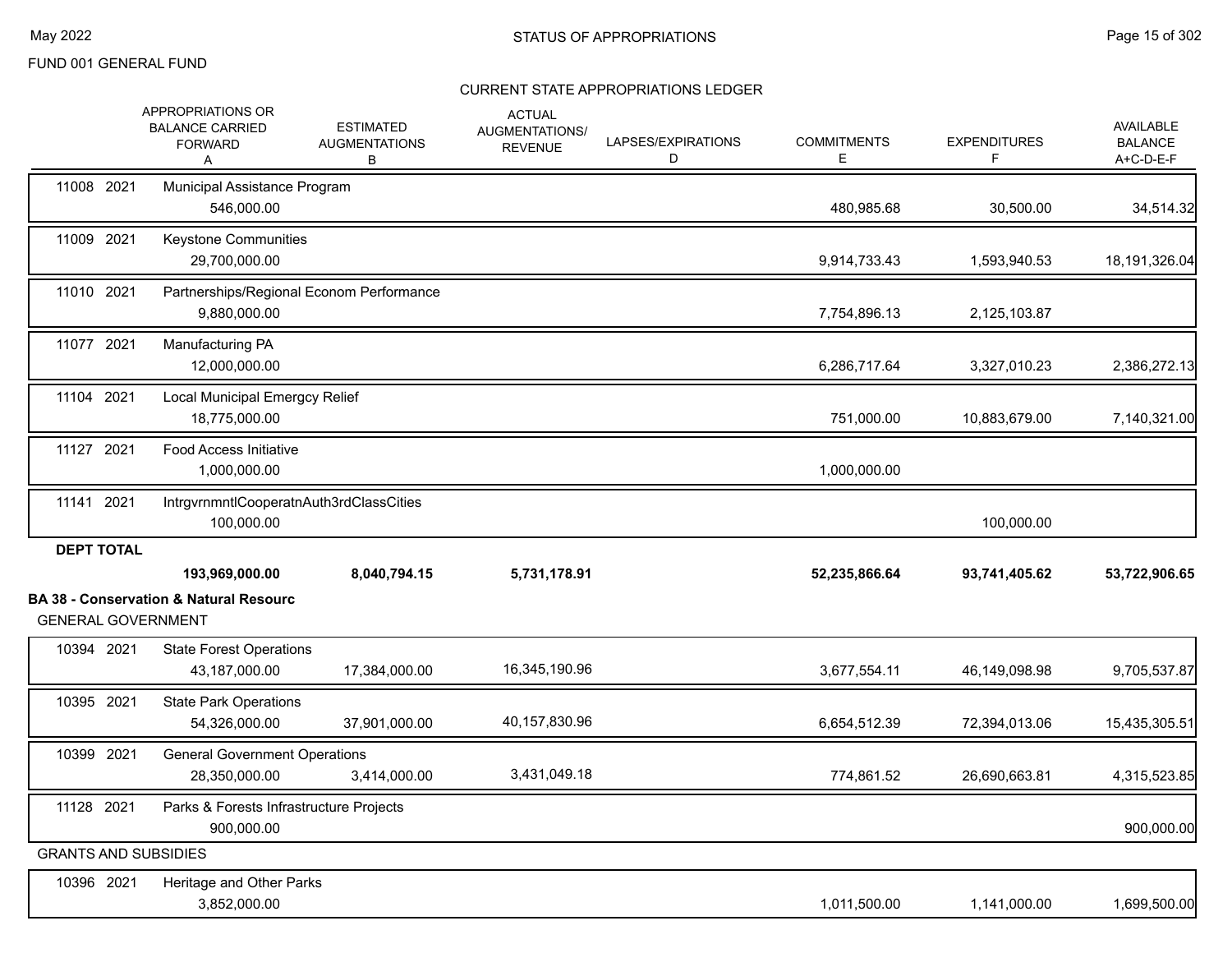FUND 001 GENERAL FUND

## CURRENT STATE APPROPRIATIONS LEDGER

| | APPROPRIATIONS OR BALANCE CARRIED FORWARD A | ESTIMATED AUGMENTATIONS B | ACTUAL AUGMENTATIONS/ REVENUE | LAPSES/EXPIRATIONS D | COMMITMENTS E | EXPENDITURES F | AVAILABLE BALANCE A+C-D-E-F |
|---|---|---|---|---|---|---|---|
| 11008 2021 Municipal Assistance Program | 546,000.00 | | | | 480,985.68 | 30,500.00 | 34,514.32 |
| 11009 2021 Keystone Communities | 29,700,000.00 | | | | 9,914,733.43 | 1,593,940.53 | 18,191,326.04 |
| 11010 2021 Partnerships/Regional Econom Performance | 9,880,000.00 | | | | 7,754,896.13 | 2,125,103.87 | |
| 11077 2021 Manufacturing PA | 12,000,000.00 | | | | 6,286,717.64 | 3,327,010.23 | 2,386,272.13 |
| 11104 2021 Local Municipal Emergcy Relief | 18,775,000.00 | | | | 751,000.00 | 10,883,679.00 | 7,140,321.00 |
| 11127 2021 Food Access Initiative | 1,000,000.00 | | | | 1,000,000.00 | | |
| 11141 2021 IntrgvrnmntlCooperatnAuth3rdClassCities | 100,000.00 | | | | | 100,000.00 | |
| **DEPT TOTAL** | **193,969,000.00** | **8,040,794.15** | **5,731,178.91** | | **52,235,866.64** | **93,741,405.62** | **53,722,906.65** |

### BA 38 - Conservation & Natural Resourc

GENERAL GOVERNMENT

| | APPROPRIATIONS OR BALANCE CARRIED FORWARD A | ESTIMATED AUGMENTATIONS B | ACTUAL AUGMENTATIONS/ REVENUE | LAPSES/EXPIRATIONS D | COMMITMENTS E | EXPENDITURES F | AVAILABLE BALANCE A+C-D-E-F |
|---|---|---|---|---|---|---|---|
| 10394 2021 State Forest Operations | 43,187,000.00 | 17,384,000.00 | 16,345,190.96 | | 3,677,554.11 | 46,149,098.98 | 9,705,537.87 |
| 10395 2021 State Park Operations | 54,326,000.00 | 37,901,000.00 | 40,157,830.96 | | 6,654,512.39 | 72,394,013.06 | 15,435,305.51 |
| 10399 2021 General Government Operations | 28,350,000.00 | 3,414,000.00 | 3,431,049.18 | | 774,861.52 | 26,690,663.81 | 4,315,523.85 |
| 11128 2021 Parks & Forests Infrastructure Projects | 900,000.00 | | | | | | 900,000.00 |

GRANTS AND SUBSIDIES

| | APPROPRIATIONS OR BALANCE CARRIED FORWARD A | ESTIMATED AUGMENTATIONS B | ACTUAL AUGMENTATIONS/ REVENUE | LAPSES/EXPIRATIONS D | COMMITMENTS E | EXPENDITURES F | AVAILABLE BALANCE A+C-D-E-F |
|---|---|---|---|---|---|---|---|
| 10396 2021 Heritage and Other Parks | 3,852,000.00 | | | | 1,011,500.00 | 1,141,000.00 | 1,699,500.00 |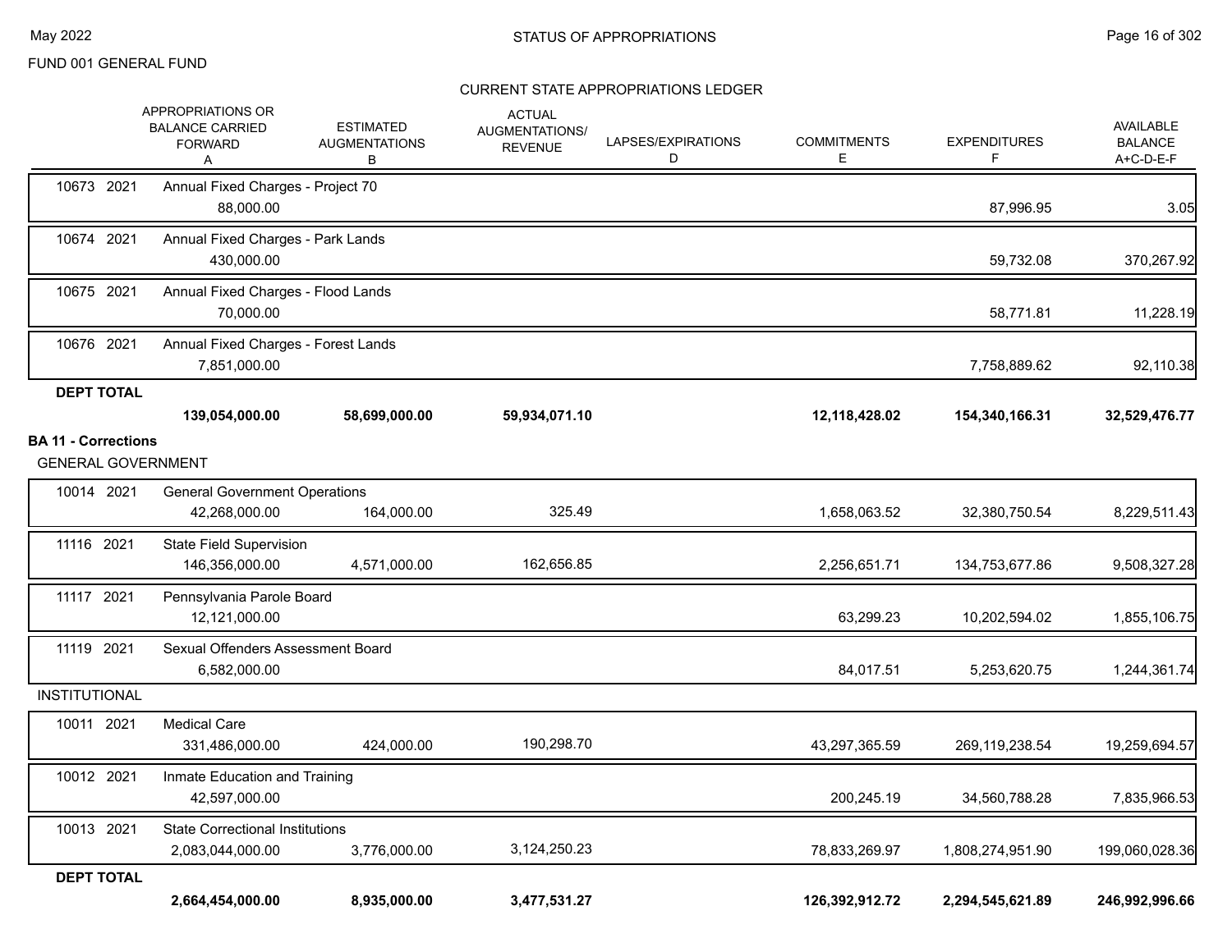FUND 001 GENERAL FUND

STATUS OF APPROPRIATIONS

CURRENT STATE APPROPRIATIONS LEDGER

| | APPROPRIATIONS OR BALANCE CARRIED FORWARD A | ESTIMATED AUGMENTATIONS B | ACTUAL AUGMENTATIONS/ REVENUE C | LAPSES/EXPIRATIONS D | COMMITMENTS E | EXPENDITURES F | AVAILABLE BALANCE A+C-D-E-F |
|---|---|---|---|---|---|---|---|
| 10673 2021 Annual Fixed Charges - Project 70 | 88,000.00 | | | | | 87,996.95 | 3.05 |
| 10674 2021 Annual Fixed Charges - Park Lands | 430,000.00 | | | | | 59,732.08 | 370,267.92 |
| 10675 2021 Annual Fixed Charges - Flood Lands | 70,000.00 | | | | | 58,771.81 | 11,228.19 |
| 10676 2021 Annual Fixed Charges - Forest Lands | 7,851,000.00 | | | | | 7,758,889.62 | 92,110.38 |
| **DEPT TOTAL** | **139,054,000.00** | **58,699,000.00** | **59,934,071.10** | | **12,118,428.02** | **154,340,166.31** | **32,529,476.77** |
| **BA 11 - Corrections** | | | | | | | |
| GENERAL GOVERNMENT | | | | | | | |
| 10014 2021 General Government Operations | 42,268,000.00 | 164,000.00 | 325.49 | | 1,658,063.52 | 32,380,750.54 | 8,229,511.43 |
| 11116 2021 State Field Supervision | 146,356,000.00 | 4,571,000.00 | 162,656.85 | | 2,256,651.71 | 134,753,677.86 | 9,508,327.28 |
| 11117 2021 Pennsylvania Parole Board | 12,121,000.00 | | | | 63,299.23 | 10,202,594.02 | 1,855,106.75 |
| 11119 2021 Sexual Offenders Assessment Board | 6,582,000.00 | | | | 84,017.51 | 5,253,620.75 | 1,244,361.74 |
| INSTITUTIONAL | | | | | | | |
| 10011 2021 Medical Care | 331,486,000.00 | 424,000.00 | 190,298.70 | | 43,297,365.59 | 269,119,238.54 | 19,259,694.57 |
| 10012 2021 Inmate Education and Training | 42,597,000.00 | | | | 200,245.19 | 34,560,788.28 | 7,835,966.53 |
| 10013 2021 State Correctional Institutions | 2,083,044,000.00 | 3,776,000.00 | 3,124,250.23 | | 78,833,269.97 | 1,808,274,951.90 | 199,060,028.36 |
| **DEPT TOTAL** | **2,664,454,000.00** | **8,935,000.00** | **3,477,531.27** | | **126,392,912.72** | **2,294,545,621.89** | **246,992,996.66** |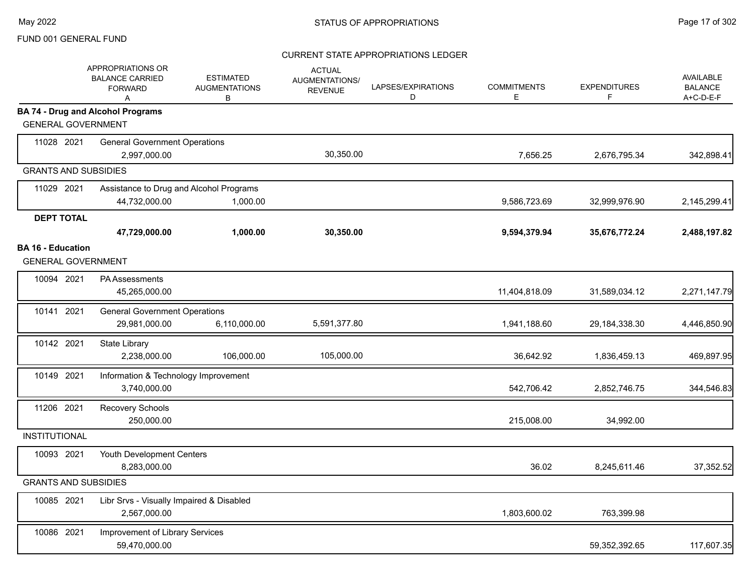FUND 001 GENERAL FUND

## STATUS OF APPROPRIATIONS

### CURRENT STATE APPROPRIATIONS LEDGER

| | | APPROPRIATIONS OR BALANCE CARRIED FORWARD A | ESTIMATED AUGMENTATIONS B | ACTUAL AUGMENTATIONS/ REVENUE | LAPSES/EXPIRATIONS D | COMMITMENTS E | EXPENDITURES F | AVAILABLE BALANCE A+C-D-E-F |
|---|---|---|---|---|---|---|---|---|
| **BA 74 - Drug and Alcohol Programs** | | | | | | | | |
| GENERAL GOVERNMENT | | | | | | | | |
| 11028 2021 | General Government Operations | 2,997,000.00 | | 30,350.00 | | 7,656.25 | 2,676,795.34 | 342,898.41 |
| GRANTS AND SUBSIDIES | | | | | | | | |
| 11029 2021 | Assistance to Drug and Alcohol Programs | 44,732,000.00 | 1,000.00 | | | 9,586,723.69 | 32,999,976.90 | 2,145,299.41 |
| **DEPT TOTAL** | | **47,729,000.00** | **1,000.00** | **30,350.00** | | **9,594,379.94** | **35,676,772.24** | **2,488,197.82** |
| **BA 16 - Education** | | | | | | | | |
| GENERAL GOVERNMENT | | | | | | | | |
| 10094 2021 | PA Assessments | 45,265,000.00 | | | | 11,404,818.09 | 31,589,034.12 | 2,271,147.79 |
| 10141 2021 | General Government Operations | 29,981,000.00 | 6,110,000.00 | 5,591,377.80 | | 1,941,188.60 | 29,184,338.30 | 4,446,850.90 |
| 10142 2021 | State Library | 2,238,000.00 | 106,000.00 | 105,000.00 | | 36,642.92 | 1,836,459.13 | 469,897.95 |
| 10149 2021 | Information & Technology Improvement | 3,740,000.00 | | | | 542,706.42 | 2,852,746.75 | 344,546.83 |
| 11206 2021 | Recovery Schools | 250,000.00 | | | | 215,008.00 | 34,992.00 | |
| INSTITUTIONAL | | | | | | | | |
| 10093 2021 | Youth Development Centers | 8,283,000.00 | | | | 36.02 | 8,245,611.46 | 37,352.52 |
| GRANTS AND SUBSIDIES | | | | | | | | |
| 10085 2021 | Libr Srvs - Visually Impaired & Disabled | 2,567,000.00 | | | | 1,803,600.02 | 763,399.98 | |
| 10086 2021 | Improvement of Library Services | 59,470,000.00 | | | | | 59,352,392.65 | 117,607.35 |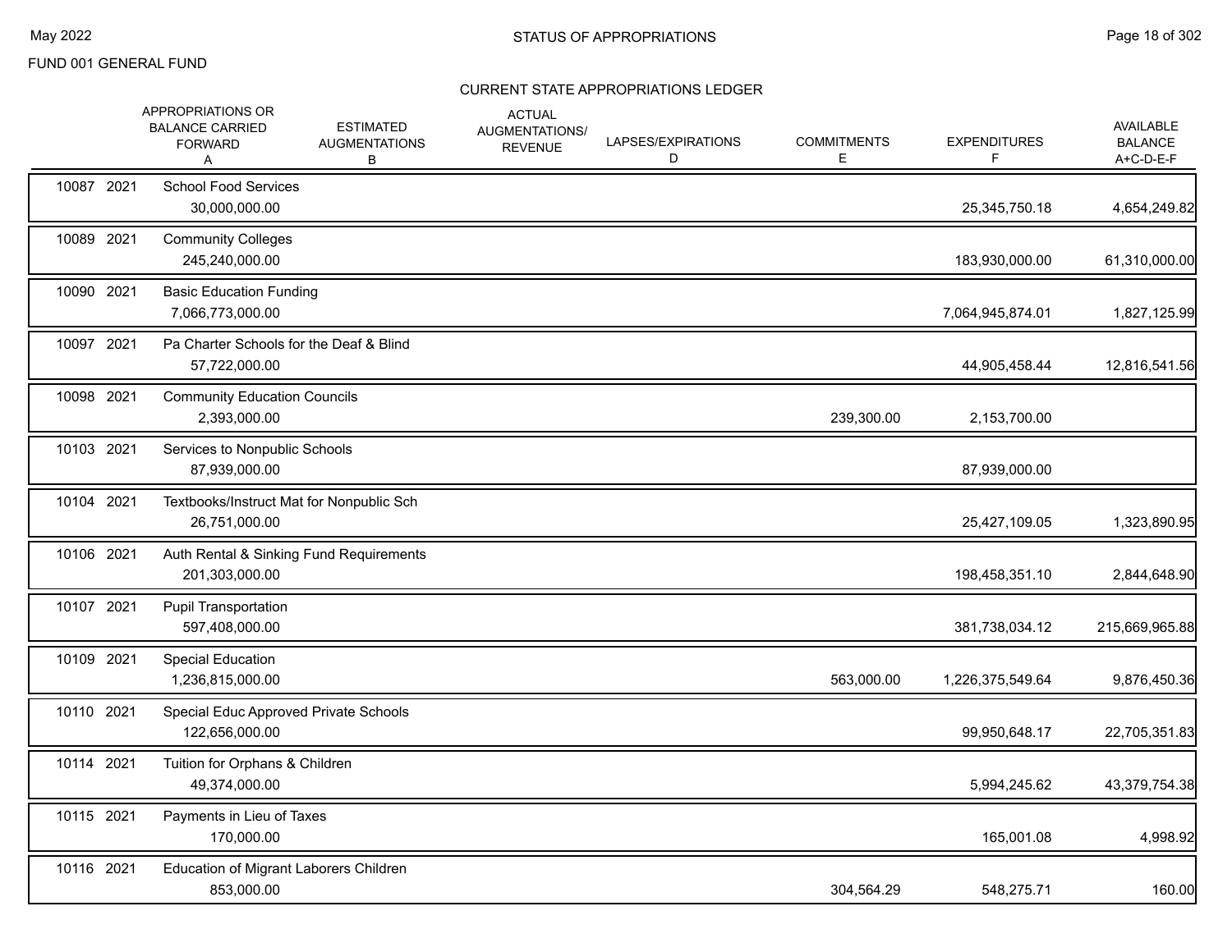# FUND 001 GENERAL FUND

## STATUS OF APPROPRIATIONS

### CURRENT STATE APPROPRIATIONS LEDGER

| | APPROPRIATIONS OR BALANCE CARRIED FORWARD A | ESTIMATED AUGMENTATIONS B | ACTUAL AUGMENTATIONS/ REVENUE | LAPSES/EXPIRATIONS D | COMMITMENTS E | EXPENDITURES F | AVAILABLE BALANCE A+C-D-E-F |
|---|---|---|---|---|---|---|---|
| 10087 2021 | School Food Services | | | | | | |
| | 30,000,000.00 | | | | | 25,345,750.18 | 4,654,249.82 |
| 10089 2021 | Community Colleges | | | | | | |
| | 245,240,000.00 | | | | | 183,930,000.00 | 61,310,000.00 |
| 10090 2021 | Basic Education Funding | | | | | | |
| | 7,066,773,000.00 | | | | | 7,064,945,874.01 | 1,827,125.99 |
| 10097 2021 | Pa Charter Schools for the Deaf & Blind | | | | | | |
| | 57,722,000.00 | | | | | 44,905,458.44 | 12,816,541.56 |
| 10098 2021 | Community Education Councils | | | | | | |
| | 2,393,000.00 | | | | 239,300.00 | 2,153,700.00 | |
| 10103 2021 | Services to Nonpublic Schools | | | | | | |
| | 87,939,000.00 | | | | | 87,939,000.00 | |
| 10104 2021 | Textbooks/Instruct Mat for Nonpublic Sch | | | | | | |
| | 26,751,000.00 | | | | | 25,427,109.05 | 1,323,890.95 |
| 10106 2021 | Auth Rental & Sinking Fund Requirements | | | | | | |
| | 201,303,000.00 | | | | | 198,458,351.10 | 2,844,648.90 |
| 10107 2021 | Pupil Transportation | | | | | | |
| | 597,408,000.00 | | | | | 381,738,034.12 | 215,669,965.88 |
| 10109 2021 | Special Education | | | | | | |
| | 1,236,815,000.00 | | | | 563,000.00 | 1,226,375,549.64 | 9,876,450.36 |
| 10110 2021 | Special Educ Approved Private Schools | | | | | | |
| | 122,656,000.00 | | | | | 99,950,648.17 | 22,705,351.83 |
| 10114 2021 | Tuition for Orphans & Children | | | | | | |
| | 49,374,000.00 | | | | | 5,994,245.62 | 43,379,754.38 |
| 10115 2021 | Payments in Lieu of Taxes | | | | | | |
| | 170,000.00 | | | | | 165,001.08 | 4,998.92 |
| 10116 2021 | Education of Migrant Laborers Children | | | | | | |
| | 853,000.00 | | | | 304,564.29 | 548,275.71 | 160.00 |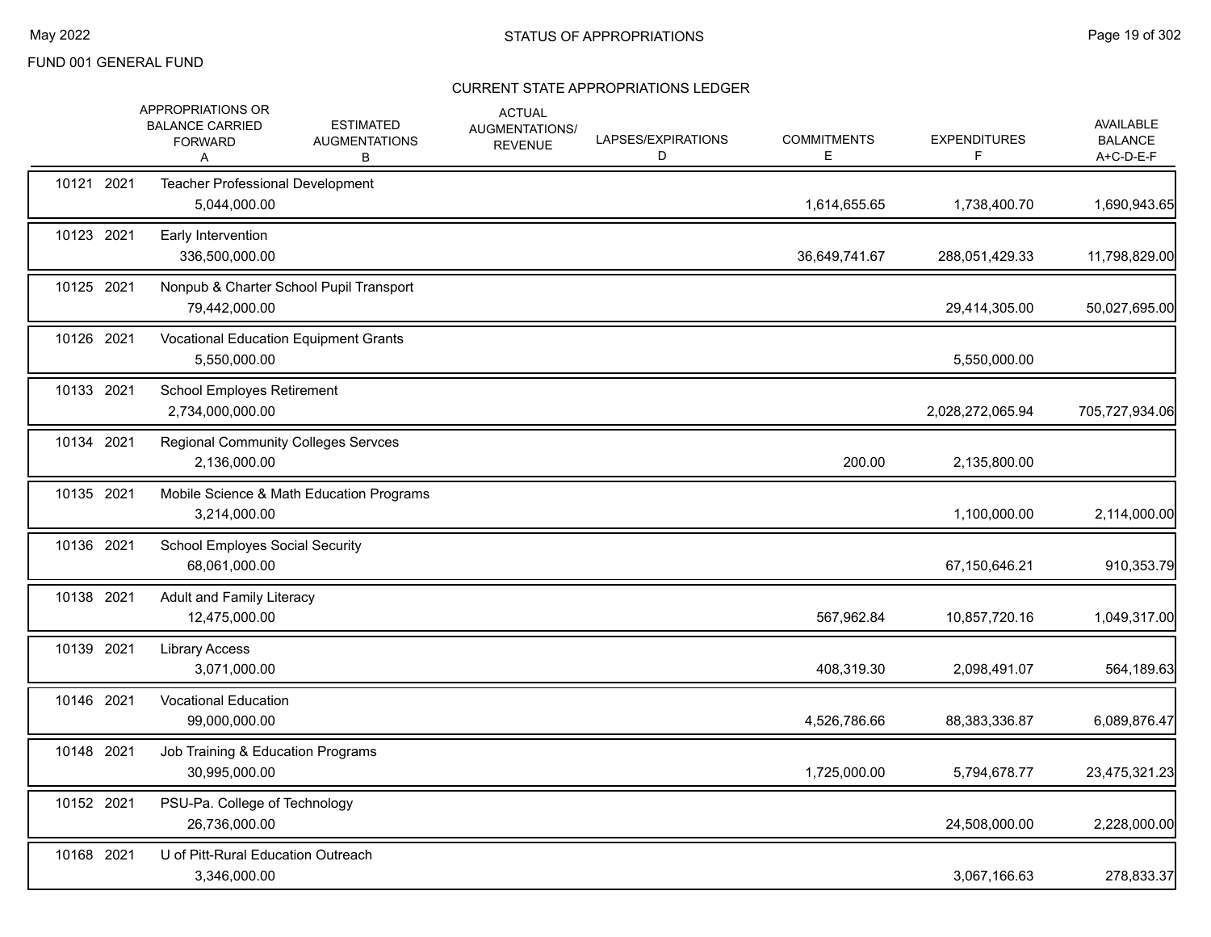FUND 001 GENERAL FUND

## STATUS OF APPROPRIATIONS

### CURRENT STATE APPROPRIATIONS LEDGER

| Code | Year | Description / APPROPRIATIONS OR BALANCE CARRIED FORWARD A | ESTIMATED AUGMENTATIONS B | ACTUAL AUGMENTATIONS/ REVENUE | LAPSES/EXPIRATIONS D | COMMITMENTS E | EXPENDITURES F | AVAILABLE BALANCE A+C-D-E-F |
|---|---|---|---|---|---|---|---|---|
| 10121 | 2021 | Teacher Professional Development | | | | | | |
| | | 5,044,000.00 | | | | 1,614,655.65 | 1,738,400.70 | 1,690,943.65 |
| 10123 | 2021 | Early Intervention | | | | | | |
| | | 336,500,000.00 | | | | 36,649,741.67 | 288,051,429.33 | 11,798,829.00 |
| 10125 | 2021 | Nonpub & Charter School Pupil Transport | | | | | | |
| | | 79,442,000.00 | | | | | 29,414,305.00 | 50,027,695.00 |
| 10126 | 2021 | Vocational Education Equipment Grants | | | | | | |
| | | 5,550,000.00 | | | | | 5,550,000.00 | |
| 10133 | 2021 | School Employes Retirement | | | | | | |
| | | 2,734,000,000.00 | | | | | 2,028,272,065.94 | 705,727,934.06 |
| 10134 | 2021 | Regional Community Colleges Servces | | | | | | |
| | | 2,136,000.00 | | | | 200.00 | 2,135,800.00 | |
| 10135 | 2021 | Mobile Science & Math Education Programs | | | | | | |
| | | 3,214,000.00 | | | | | 1,100,000.00 | 2,114,000.00 |
| 10136 | 2021 | School Employes Social Security | | | | | | |
| | | 68,061,000.00 | | | | | 67,150,646.21 | 910,353.79 |
| 10138 | 2021 | Adult and Family Literacy | | | | | | |
| | | 12,475,000.00 | | | | 567,962.84 | 10,857,720.16 | 1,049,317.00 |
| 10139 | 2021 | Library Access | | | | | | |
| | | 3,071,000.00 | | | | 408,319.30 | 2,098,491.07 | 564,189.63 |
| 10146 | 2021 | Vocational Education | | | | | | |
| | | 99,000,000.00 | | | | 4,526,786.66 | 88,383,336.87 | 6,089,876.47 |
| 10148 | 2021 | Job Training & Education Programs | | | | | | |
| | | 30,995,000.00 | | | | 1,725,000.00 | 5,794,678.77 | 23,475,321.23 |
| 10152 | 2021 | PSU-Pa. College of Technology | | | | | | |
| | | 26,736,000.00 | | | | | 24,508,000.00 | 2,228,000.00 |
| 10168 | 2021 | U of Pitt-Rural Education Outreach | | | | | | |
| | | 3,346,000.00 | | | | | 3,067,166.63 | 278,833.37 |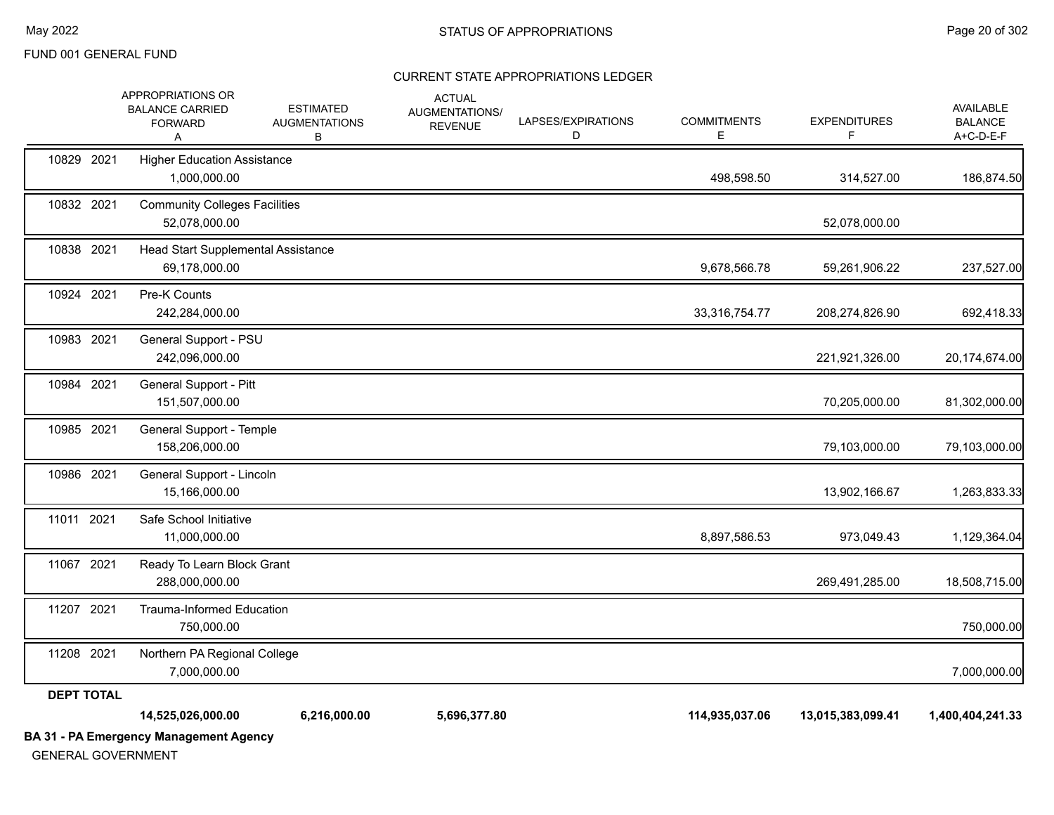FUND 001 GENERAL FUND

CURRENT STATE APPROPRIATIONS LEDGER

| | APPROPRIATIONS OR BALANCE CARRIED FORWARD A | ESTIMATED AUGMENTATIONS B | ACTUAL AUGMENTATIONS/ REVENUE | LAPSES/EXPIRATIONS D | COMMITMENTS E | EXPENDITURES F | AVAILABLE BALANCE A+C-D-E-F |
|---|---|---|---|---|---|---|---|
| 10829 2021 | Higher Education Assistance | | | | | | |
| | 1,000,000.00 | | | | 498,598.50 | 314,527.00 | 186,874.50 |
| 10832 2021 | Community Colleges Facilities | | | | | | |
| | 52,078,000.00 | | | | | 52,078,000.00 | |
| 10838 2021 | Head Start Supplemental Assistance | | | | | | |
| | 69,178,000.00 | | | | 9,678,566.78 | 59,261,906.22 | 237,527.00 |
| 10924 2021 | Pre-K Counts | | | | | | |
| | 242,284,000.00 | | | | 33,316,754.77 | 208,274,826.90 | 692,418.33 |
| 10983 2021 | General Support - PSU | | | | | | |
| | 242,096,000.00 | | | | | 221,921,326.00 | 20,174,674.00 |
| 10984 2021 | General Support - Pitt | | | | | | |
| | 151,507,000.00 | | | | | 70,205,000.00 | 81,302,000.00 |
| 10985 2021 | General Support - Temple | | | | | | |
| | 158,206,000.00 | | | | | 79,103,000.00 | 79,103,000.00 |
| 10986 2021 | General Support - Lincoln | | | | | | |
| | 15,166,000.00 | | | | | 13,902,166.67 | 1,263,833.33 |
| 11011 2021 | Safe School Initiative | | | | | | |
| | 11,000,000.00 | | | | 8,897,586.53 | 973,049.43 | 1,129,364.04 |
| 11067 2021 | Ready To Learn Block Grant | | | | | | |
| | 288,000,000.00 | | | | | 269,491,285.00 | 18,508,715.00 |
| 11207 2021 | Trauma-Informed Education | | | | | | |
| | 750,000.00 | | | | | | 750,000.00 |
| 11208 2021 | Northern PA Regional College | | | | | | |
| | 7,000,000.00 | | | | | | 7,000,000.00 |
| **DEPT TOTAL** | | | | | | | |
| | **14,525,026,000.00** | **6,216,000.00** | **5,696,377.80** | | **114,935,037.06** | **13,015,383,099.41** | **1,400,404,241.33** |

**BA 31 - PA Emergency Management Agency**

GENERAL GOVERNMENT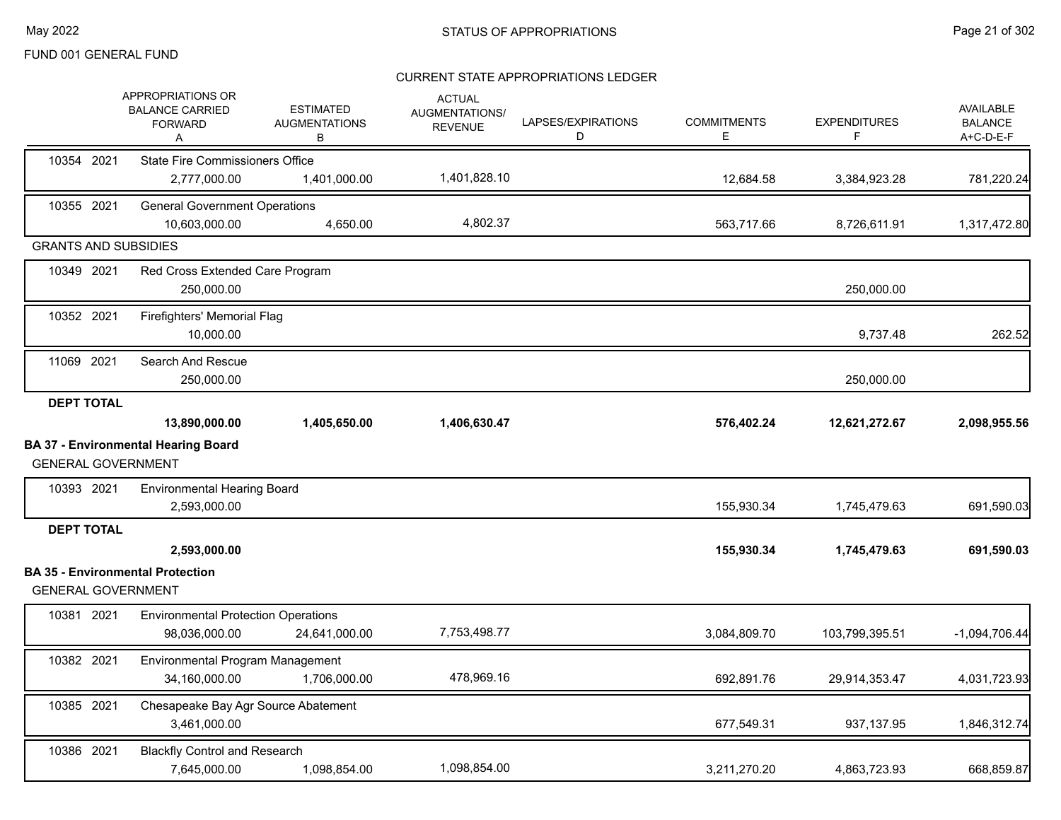FUND 001 GENERAL FUND

## STATUS OF APPROPRIATIONS

### CURRENT STATE APPROPRIATIONS LEDGER

| | APPROPRIATIONS OR BALANCE CARRIED FORWARD A | ESTIMATED AUGMENTATIONS B | ACTUAL AUGMENTATIONS/ REVENUE | LAPSES/EXPIRATIONS D | COMMITMENTS E | EXPENDITURES F | AVAILABLE BALANCE A+C-D-E-F |
|---|---|---|---|---|---|---|---|
| 10354 2021 State Fire Commissioners Office | 2,777,000.00 | 1,401,000.00 | 1,401,828.10 | | 12,684.58 | 3,384,923.28 | 781,220.24 |
| 10355 2021 General Government Operations | 10,603,000.00 | 4,650.00 | 4,802.37 | | 563,717.66 | 8,726,611.91 | 1,317,472.80 |
| **GRANTS AND SUBSIDIES** | | | | | | | |
| 10349 2021 Red Cross Extended Care Program | 250,000.00 | | | | | 250,000.00 | |
| 10352 2021 Firefighters' Memorial Flag | 10,000.00 | | | | | 9,737.48 | 262.52 |
| 11069 2021 Search And Rescue | 250,000.00 | | | | | 250,000.00 | |
| **DEPT TOTAL** | **13,890,000.00** | **1,405,650.00** | **1,406,630.47** | | **576,402.24** | **12,621,272.67** | **2,098,955.56** |
| **BA 37 - Environmental Hearing Board** | | | | | | | |
| GENERAL GOVERNMENT | | | | | | | |
| 10393 2021 Environmental Hearing Board | 2,593,000.00 | | | | 155,930.34 | 1,745,479.63 | 691,590.03 |
| **DEPT TOTAL** | **2,593,000.00** | | | | **155,930.34** | **1,745,479.63** | **691,590.03** |
| **BA 35 - Environmental Protection** | | | | | | | |
| GENERAL GOVERNMENT | | | | | | | |
| 10381 2021 Environmental Protection Operations | 98,036,000.00 | 24,641,000.00 | 7,753,498.77 | | 3,084,809.70 | 103,799,395.51 | -1,094,706.44 |
| 10382 2021 Environmental Program Management | 34,160,000.00 | 1,706,000.00 | 478,969.16 | | 692,891.76 | 29,914,353.47 | 4,031,723.93 |
| 10385 2021 Chesapeake Bay Agr Source Abatement | 3,461,000.00 | | | | 677,549.31 | 937,137.95 | 1,846,312.74 |
| 10386 2021 Blackfly Control and Research | 7,645,000.00 | 1,098,854.00 | 1,098,854.00 | | 3,211,270.20 | 4,863,723.93 | 668,859.87 |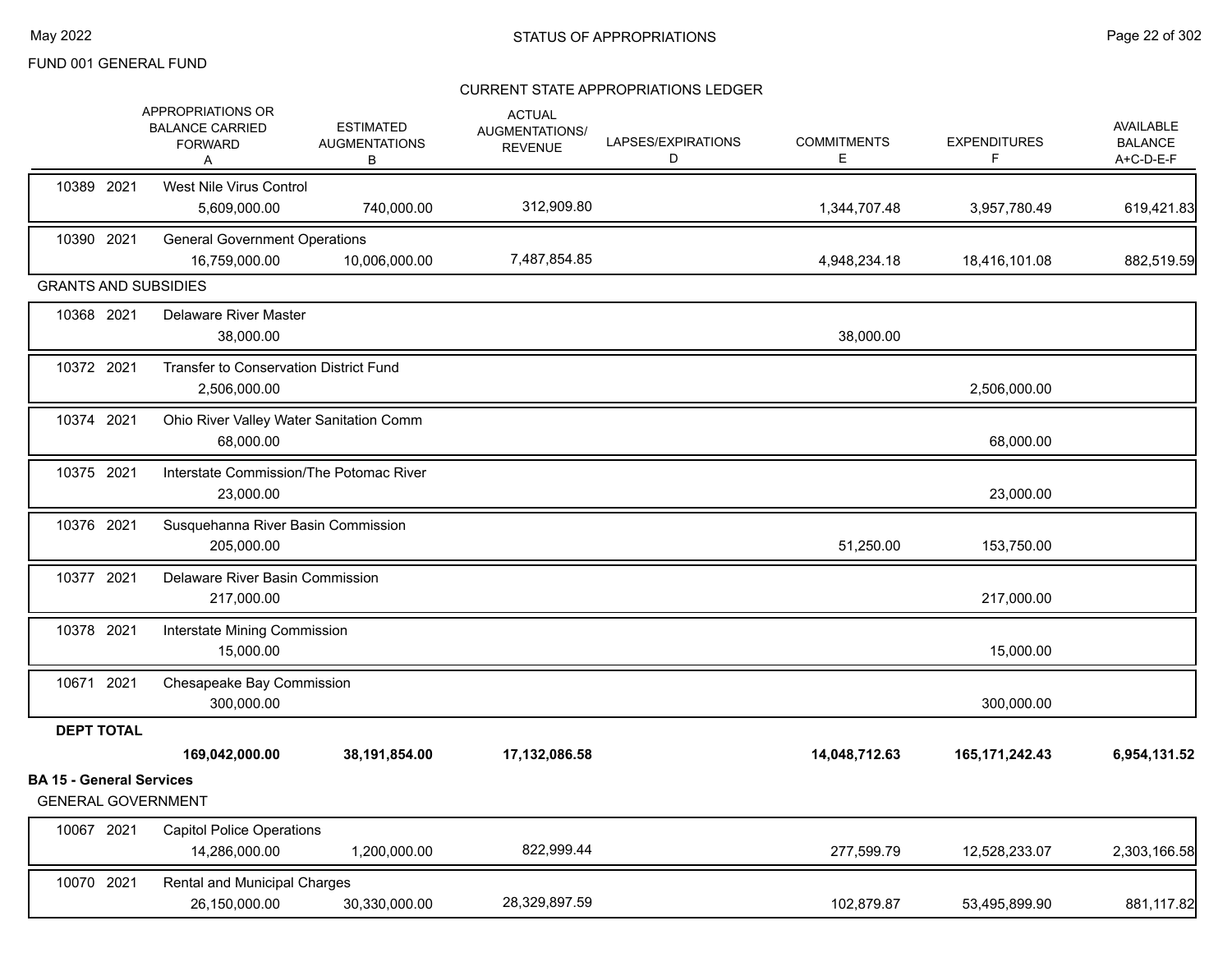FUND 001 GENERAL FUND

CURRENT STATE APPROPRIATIONS LEDGER

| | | APPROPRIATIONS OR BALANCE CARRIED FORWARD A | ESTIMATED AUGMENTATIONS B | ACTUAL AUGMENTATIONS/ REVENUE C | LAPSES/EXPIRATIONS D | COMMITMENTS E | EXPENDITURES F | AVAILABLE BALANCE A+C-D-E-F |
|---|---|---|---|---|---|---|---|---|
| 10389 | 2021 | West Nile Virus Control | | | | | | |
| | | 5,609,000.00 | 740,000.00 | 312,909.80 | | 1,344,707.48 | 3,957,780.49 | 619,421.83 |
| 10390 | 2021 | General Government Operations | | | | | | |
| | | 16,759,000.00 | 10,006,000.00 | 7,487,854.85 | | 4,948,234.18 | 18,416,101.08 | 882,519.59 |
| GRANTS AND SUBSIDIES | | | | | | | | |
| 10368 | 2021 | Delaware River Master | | | | | | |
| | | 38,000.00 | | | | 38,000.00 | | |
| 10372 | 2021 | Transfer to Conservation District Fund | | | | | | |
| | | 2,506,000.00 | | | | | 2,506,000.00 | |
| 10374 | 2021 | Ohio River Valley Water Sanitation Comm | | | | | | |
| | | 68,000.00 | | | | | 68,000.00 | |
| 10375 | 2021 | Interstate Commission/The Potomac River | | | | | | |
| | | 23,000.00 | | | | | 23,000.00 | |
| 10376 | 2021 | Susquehanna River Basin Commission | | | | | | |
| | | 205,000.00 | | | | 51,250.00 | 153,750.00 | |
| 10377 | 2021 | Delaware River Basin Commission | | | | | | |
| | | 217,000.00 | | | | | 217,000.00 | |
| 10378 | 2021 | Interstate Mining Commission | | | | | | |
| | | 15,000.00 | | | | | 15,000.00 | |
| 10671 | 2021 | Chesapeake Bay Commission | | | | | | |
| | | 300,000.00 | | | | | 300,000.00 | |
| **DEPT TOTAL** | | | | | | | | |
| | | **169,042,000.00** | **38,191,854.00** | **17,132,086.58** | | **14,048,712.63** | **165,171,242.43** | **6,954,131.52** |

**BA 15 - General Services**

GENERAL GOVERNMENT

| | | APPROPRIATIONS OR BALANCE CARRIED FORWARD A | ESTIMATED AUGMENTATIONS B | ACTUAL AUGMENTATIONS/ REVENUE C | LAPSES/EXPIRATIONS D | COMMITMENTS E | EXPENDITURES F | AVAILABLE BALANCE A+C-D-E-F |
|---|---|---|---|---|---|---|---|---|
| 10067 | 2021 | Capitol Police Operations | | | | | | |
| | | 14,286,000.00 | 1,200,000.00 | 822,999.44 | | 277,599.79 | 12,528,233.07 | 2,303,166.58 |
| 10070 | 2021 | Rental and Municipal Charges | | | | | | |
| | | 26,150,000.00 | 30,330,000.00 | 28,329,897.59 | | 102,879.87 | 53,495,899.90 | 881,117.82 |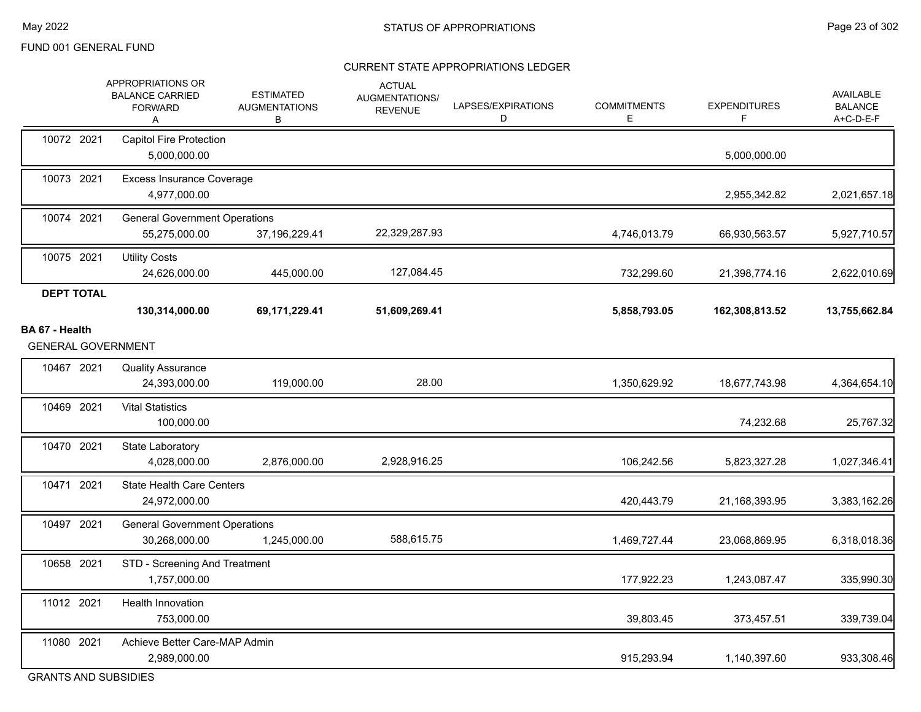FUND 001 GENERAL FUND

CURRENT STATE APPROPRIATIONS LEDGER

| | | APPROPRIATIONS OR BALANCE CARRIED FORWARD A | ESTIMATED AUGMENTATIONS B | ACTUAL AUGMENTATIONS/ REVENUE C | LAPSES/EXPIRATIONS D | COMMITMENTS E | EXPENDITURES F | AVAILABLE BALANCE A+C-D-E-F |
|---|---|---|---|---|---|---|---|---|
| 10072 | 2021 | Capitol Fire Protection | | | | | | |
| | | 5,000,000.00 | | | | | 5,000,000.00 | |
| 10073 | 2021 | Excess Insurance Coverage | | | | | | |
| | | 4,977,000.00 | | | | | 2,955,342.82 | 2,021,657.18 |
| 10074 | 2021 | General Government Operations | | | | | | |
| | | 55,275,000.00 | 37,196,229.41 | 22,329,287.93 | | 4,746,013.79 | 66,930,563.57 | 5,927,710.57 |
| 10075 | 2021 | Utility Costs | | | | | | |
| | | 24,626,000.00 | 445,000.00 | 127,084.45 | | 732,299.60 | 21,398,774.16 | 2,622,010.69 |
| **DEPT TOTAL** | | | | | | | | |
| | | **130,314,000.00** | **69,171,229.41** | **51,609,269.41** | | **5,858,793.05** | **162,308,813.52** | **13,755,662.84** |

**BA 67 - Health**

GENERAL GOVERNMENT

| | | APPROPRIATIONS OR BALANCE CARRIED FORWARD A | ESTIMATED AUGMENTATIONS B | ACTUAL AUGMENTATIONS/ REVENUE C | LAPSES/EXPIRATIONS D | COMMITMENTS E | EXPENDITURES F | AVAILABLE BALANCE A+C-D-E-F |
|---|---|---|---|---|---|---|---|---|
| 10467 | 2021 | Quality Assurance | | | | | | |
| | | 24,393,000.00 | 119,000.00 | 28.00 | | 1,350,629.92 | 18,677,743.98 | 4,364,654.10 |
| 10469 | 2021 | Vital Statistics | | | | | | |
| | | 100,000.00 | | | | | 74,232.68 | 25,767.32 |
| 10470 | 2021 | State Laboratory | | | | | | |
| | | 4,028,000.00 | 2,876,000.00 | 2,928,916.25 | | 106,242.56 | 5,823,327.28 | 1,027,346.41 |
| 10471 | 2021 | State Health Care Centers | | | | | | |
| | | 24,972,000.00 | | | | 420,443.79 | 21,168,393.95 | 3,383,162.26 |
| 10497 | 2021 | General Government Operations | | | | | | |
| | | 30,268,000.00 | 1,245,000.00 | 588,615.75 | | 1,469,727.44 | 23,068,869.95 | 6,318,018.36 |
| 10658 | 2021 | STD - Screening And Treatment | | | | | | |
| | | 1,757,000.00 | | | | 177,922.23 | 1,243,087.47 | 335,990.30 |
| 11012 | 2021 | Health Innovation | | | | | | |
| | | 753,000.00 | | | | 39,803.45 | 373,457.51 | 339,739.04 |
| 11080 | 2021 | Achieve Better Care-MAP Admin | | | | | | |
| | | 2,989,000.00 | | | | 915,293.94 | 1,140,397.60 | 933,308.46 |

GRANTS AND SUBSIDIES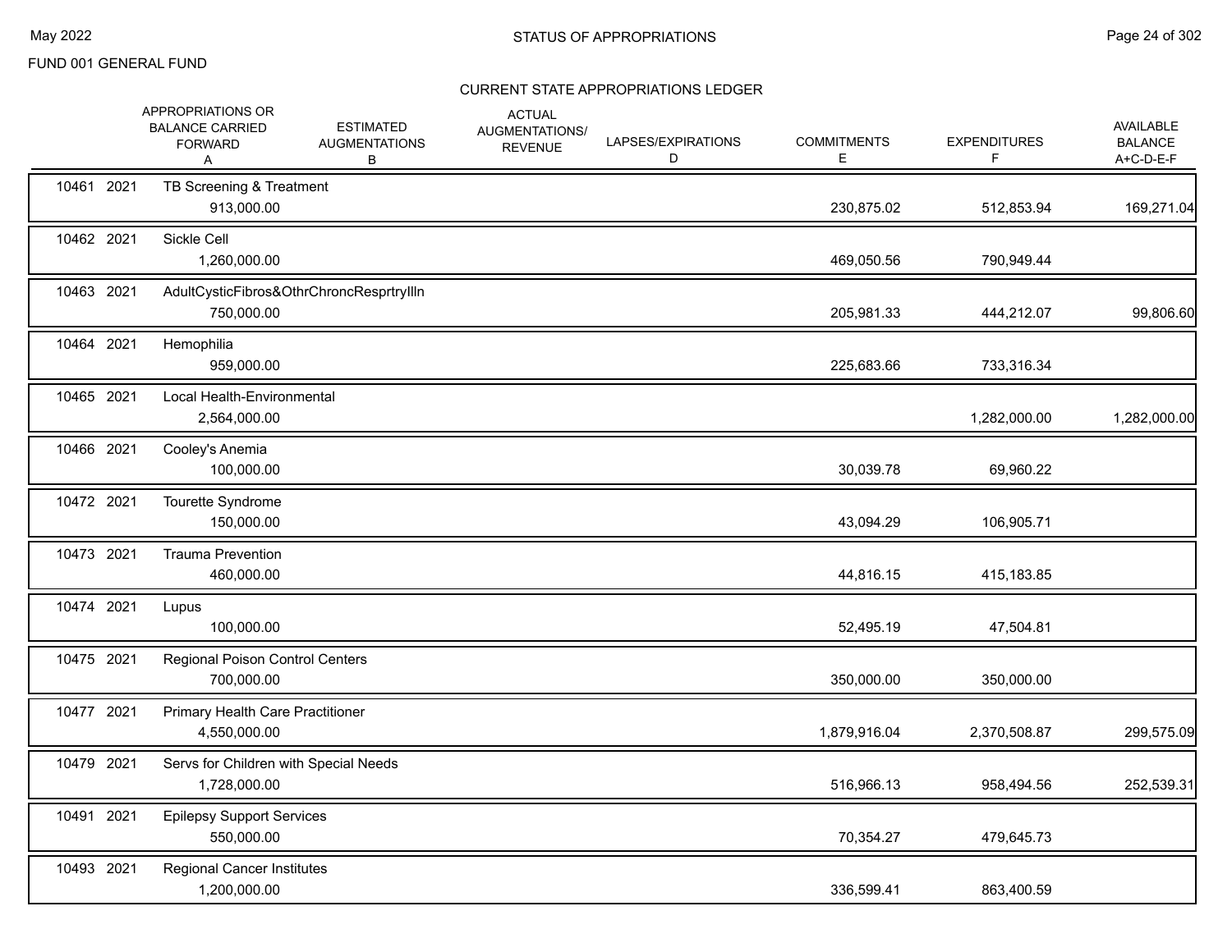FUND 001 GENERAL FUND

## CURRENT STATE APPROPRIATIONS LEDGER

| | | | APPROPRIATIONS OR BALANCE CARRIED FORWARD A | ESTIMATED AUGMENTATIONS B | ACTUAL AUGMENTATIONS/ REVENUE | LAPSES/EXPIRATIONS D | COMMITMENTS E | EXPENDITURES F | AVAILABLE BALANCE A+C-D-E-F |
|---|---|---|---|---|---|---|---|---|---|
| 10461 | 2021 | TB Screening & Treatment | 913,000.00 | | | | 230,875.02 | 512,853.94 | 169,271.04 |
| 10462 | 2021 | Sickle Cell | 1,260,000.00 | | | | 469,050.56 | 790,949.44 | |
| 10463 | 2021 | AdultCysticFibros&OthrChroncResprtryIlln | 750,000.00 | | | | 205,981.33 | 444,212.07 | 99,806.60 |
| 10464 | 2021 | Hemophilia | 959,000.00 | | | | 225,683.66 | 733,316.34 | |
| 10465 | 2021 | Local Health-Environmental | 2,564,000.00 | | | | | 1,282,000.00 | 1,282,000.00 |
| 10466 | 2021 | Cooley's Anemia | 100,000.00 | | | | 30,039.78 | 69,960.22 | |
| 10472 | 2021 | Tourette Syndrome | 150,000.00 | | | | 43,094.29 | 106,905.71 | |
| 10473 | 2021 | Trauma Prevention | 460,000.00 | | | | 44,816.15 | 415,183.85 | |
| 10474 | 2021 | Lupus | 100,000.00 | | | | 52,495.19 | 47,504.81 | |
| 10475 | 2021 | Regional Poison Control Centers | 700,000.00 | | | | 350,000.00 | 350,000.00 | |
| 10477 | 2021 | Primary Health Care Practitioner | 4,550,000.00 | | | | 1,879,916.04 | 2,370,508.87 | 299,575.09 |
| 10479 | 2021 | Servs for Children with Special Needs | 1,728,000.00 | | | | 516,966.13 | 958,494.56 | 252,539.31 |
| 10491 | 2021 | Epilepsy Support Services | 550,000.00 | | | | 70,354.27 | 479,645.73 | |
| 10493 | 2021 | Regional Cancer Institutes | 1,200,000.00 | | | | 336,599.41 | 863,400.59 | |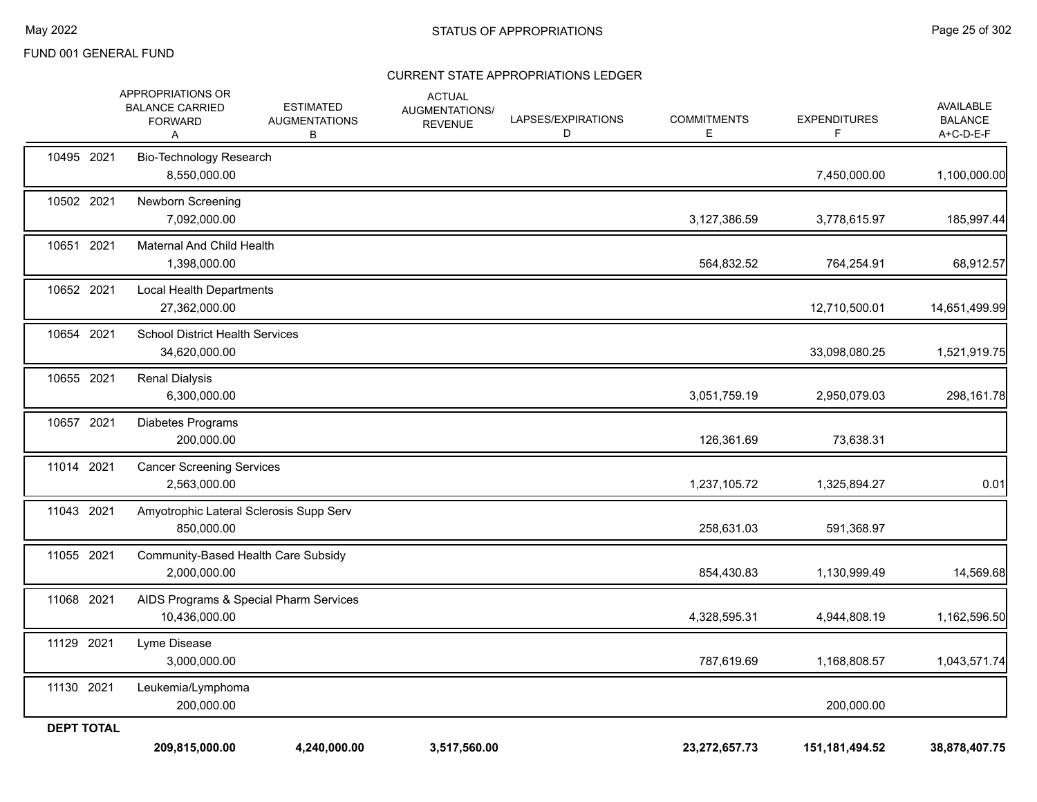FUND 001 GENERAL FUND

## STATUS OF APPROPRIATIONS

### CURRENT STATE APPROPRIATIONS LEDGER

| | APPROPRIATIONS OR BALANCE CARRIED FORWARD A | ESTIMATED AUGMENTATIONS B | ACTUAL AUGMENTATIONS/ REVENUE | LAPSES/EXPIRATIONS D | COMMITMENTS E | EXPENDITURES F | AVAILABLE BALANCE A+C-D-E-F |
|---|---|---|---|---|---|---|---|
| 10495 2021 | Bio-Technology Research | | | | | | |
| | 8,550,000.00 | | | | | 7,450,000.00 | 1,100,000.00 |
| 10502 2021 | Newborn Screening | | | | | | |
| | 7,092,000.00 | | | | 3,127,386.59 | 3,778,615.97 | 185,997.44 |
| 10651 2021 | Maternal And Child Health | | | | | | |
| | 1,398,000.00 | | | | 564,832.52 | 764,254.91 | 68,912.57 |
| 10652 2021 | Local Health Departments | | | | | | |
| | 27,362,000.00 | | | | | 12,710,500.01 | 14,651,499.99 |
| 10654 2021 | School District Health Services | | | | | | |
| | 34,620,000.00 | | | | | 33,098,080.25 | 1,521,919.75 |
| 10655 2021 | Renal Dialysis | | | | | | |
| | 6,300,000.00 | | | | 3,051,759.19 | 2,950,079.03 | 298,161.78 |
| 10657 2021 | Diabetes Programs | | | | | | |
| | 200,000.00 | | | | 126,361.69 | 73,638.31 | |
| 11014 2021 | Cancer Screening Services | | | | | | |
| | 2,563,000.00 | | | | 1,237,105.72 | 1,325,894.27 | 0.01 |
| 11043 2021 | Amyotrophic Lateral Sclerosis Supp Serv | | | | | | |
| | 850,000.00 | | | | 258,631.03 | 591,368.97 | |
| 11055 2021 | Community-Based Health Care Subsidy | | | | | | |
| | 2,000,000.00 | | | | 854,430.83 | 1,130,999.49 | 14,569.68 |
| 11068 2021 | AIDS Programs & Special Pharm Services | | | | | | |
| | 10,436,000.00 | | | | 4,328,595.31 | 4,944,808.19 | 1,162,596.50 |
| 11129 2021 | Lyme Disease | | | | | | |
| | 3,000,000.00 | | | | 787,619.69 | 1,168,808.57 | 1,043,571.74 |
| 11130 2021 | Leukemia/Lymphoma | | | | | | |
| | 200,000.00 | | | | | 200,000.00 | |
| **DEPT TOTAL** | | | | | | | |
| | **209,815,000.00** | **4,240,000.00** | **3,517,560.00** | | **23,272,657.73** | **151,181,494.52** | **38,878,407.75** |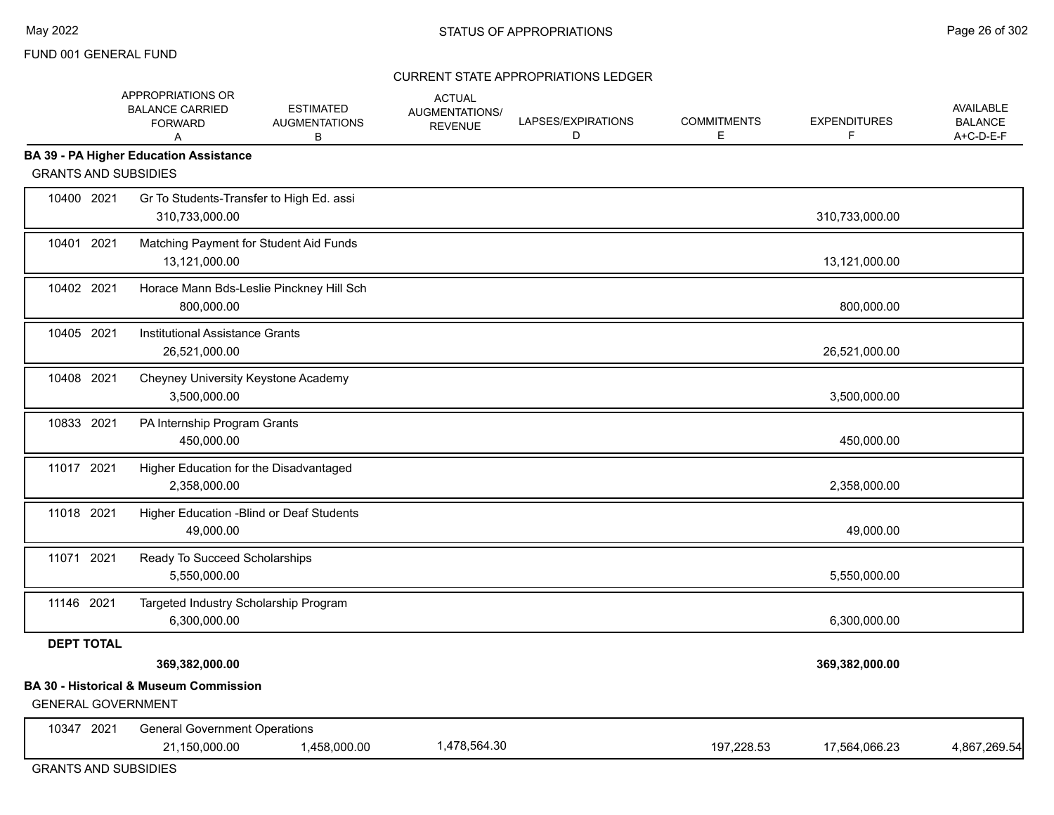FUND 001 GENERAL FUND

## STATUS OF APPROPRIATIONS

### CURRENT STATE APPROPRIATIONS LEDGER

| | APPROPRIATIONS OR BALANCE CARRIED FORWARD A | ESTIMATED AUGMENTATIONS B | ACTUAL AUGMENTATIONS/ REVENUE | LAPSES/EXPIRATIONS D | COMMITMENTS E | EXPENDITURES F | AVAILABLE BALANCE A+C-D-E-F |
|---|---|---|---|---|---|---|---|
| **BA 39 - PA Higher Education Assistance** | | | | | | | |
| GRANTS AND SUBSIDIES | | | | | | | |
| 10400 2021 Gr To Students-Transfer to High Ed. assi | 310,733,000.00 | | | | | 310,733,000.00 | |
| 10401 2021 Matching Payment for Student Aid Funds | 13,121,000.00 | | | | | 13,121,000.00 | |
| 10402 2021 Horace Mann Bds-Leslie Pinckney Hill Sch | 800,000.00 | | | | | 800,000.00 | |
| 10405 2021 Institutional Assistance Grants | 26,521,000.00 | | | | | 26,521,000.00 | |
| 10408 2021 Cheyney University Keystone Academy | 3,500,000.00 | | | | | 3,500,000.00 | |
| 10833 2021 PA Internship Program Grants | 450,000.00 | | | | | 450,000.00 | |
| 11017 2021 Higher Education for the Disadvantaged | 2,358,000.00 | | | | | 2,358,000.00 | |
| 11018 2021 Higher Education -Blind or Deaf Students | 49,000.00 | | | | | 49,000.00 | |
| 11071 2021 Ready To Succeed Scholarships | 5,550,000.00 | | | | | 5,550,000.00 | |
| 11146 2021 Targeted Industry Scholarship Program | 6,300,000.00 | | | | | 6,300,000.00 | |
| **DEPT TOTAL** | **369,382,000.00** | | | | | **369,382,000.00** | |
| **BA 30 - Historical & Museum Commission** | | | | | | | |
| GENERAL GOVERNMENT | | | | | | | |
| 10347 2021 General Government Operations | 21,150,000.00 | 1,458,000.00 | 1,478,564.30 | | 197,228.53 | 17,564,066.23 | 4,867,269.54 |
| GRANTS AND SUBSIDIES | | | | | | | |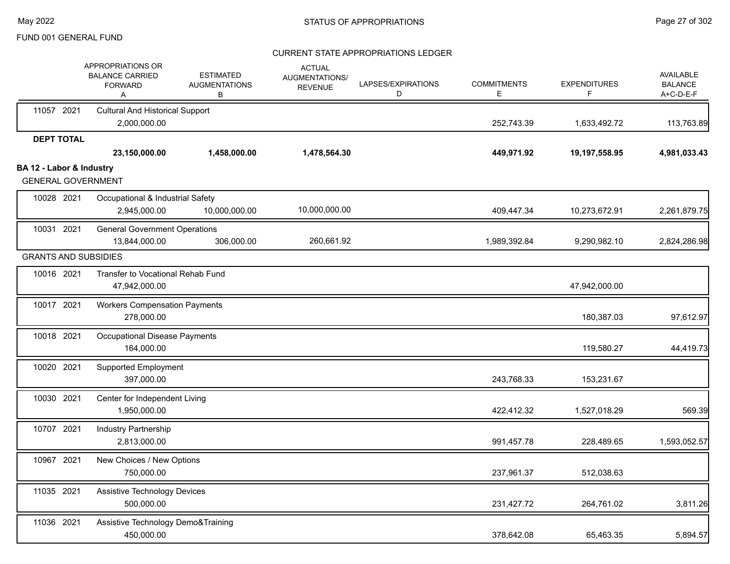STATUS OF APPROPRIATIONS

FUND 001 GENERAL FUND

CURRENT STATE APPROPRIATIONS LEDGER

| | APPROPRIATIONS OR BALANCE CARRIED FORWARD A | ESTIMATED AUGMENTATIONS B | ACTUAL AUGMENTATIONS/ REVENUE | LAPSES/EXPIRATIONS D | COMMITMENTS E | EXPENDITURES F | AVAILABLE BALANCE A+C-D-E-F |
|---|---|---|---|---|---|---|---|
| 11057 2021 Cultural And Historical Support | | | | | | | |
| | 2,000,000.00 | | | | 252,743.39 | 1,633,492.72 | 113,763.89 |
| **DEPT TOTAL** | | | | | | | |
| | **23,150,000.00** | **1,458,000.00** | **1,478,564.30** | | **449,971.92** | **19,197,558.95** | **4,981,033.43** |
| **BA 12 - Labor & Industry** | | | | | | | |
| GENERAL GOVERNMENT | | | | | | | |
| 10028 2021 Occupational & Industrial Safety | | | | | | | |
| | 2,945,000.00 | 10,000,000.00 | 10,000,000.00 | | 409,447.34 | 10,273,672.91 | 2,261,879.75 |
| 10031 2021 General Government Operations | | | | | | | |
| | 13,844,000.00 | 306,000.00 | 260,661.92 | | 1,989,392.84 | 9,290,982.10 | 2,824,286.98 |
| GRANTS AND SUBSIDIES | | | | | | | |
| 10016 2021 Transfer to Vocational Rehab Fund | | | | | | | |
| | 47,942,000.00 | | | | | 47,942,000.00 | |
| 10017 2021 Workers Compensation Payments | | | | | | | |
| | 278,000.00 | | | | | 180,387.03 | 97,612.97 |
| 10018 2021 Occupational Disease Payments | | | | | | | |
| | 164,000.00 | | | | | 119,580.27 | 44,419.73 |
| 10020 2021 Supported Employment | | | | | | | |
| | 397,000.00 | | | | 243,768.33 | 153,231.67 | |
| 10030 2021 Center for Independent Living | | | | | | | |
| | 1,950,000.00 | | | | 422,412.32 | 1,527,018.29 | 569.39 |
| 10707 2021 Industry Partnership | | | | | | | |
| | 2,813,000.00 | | | | 991,457.78 | 228,489.65 | 1,593,052.57 |
| 10967 2021 New Choices / New Options | | | | | | | |
| | 750,000.00 | | | | 237,961.37 | 512,038.63 | |
| 11035 2021 Assistive Technology Devices | | | | | | | |
| | 500,000.00 | | | | 231,427.72 | 264,761.02 | 3,811.26 |
| 11036 2021 Assistive Technology Demo&Training | | | | | | | |
| | 450,000.00 | | | | 378,642.08 | 65,463.35 | 5,894.57 |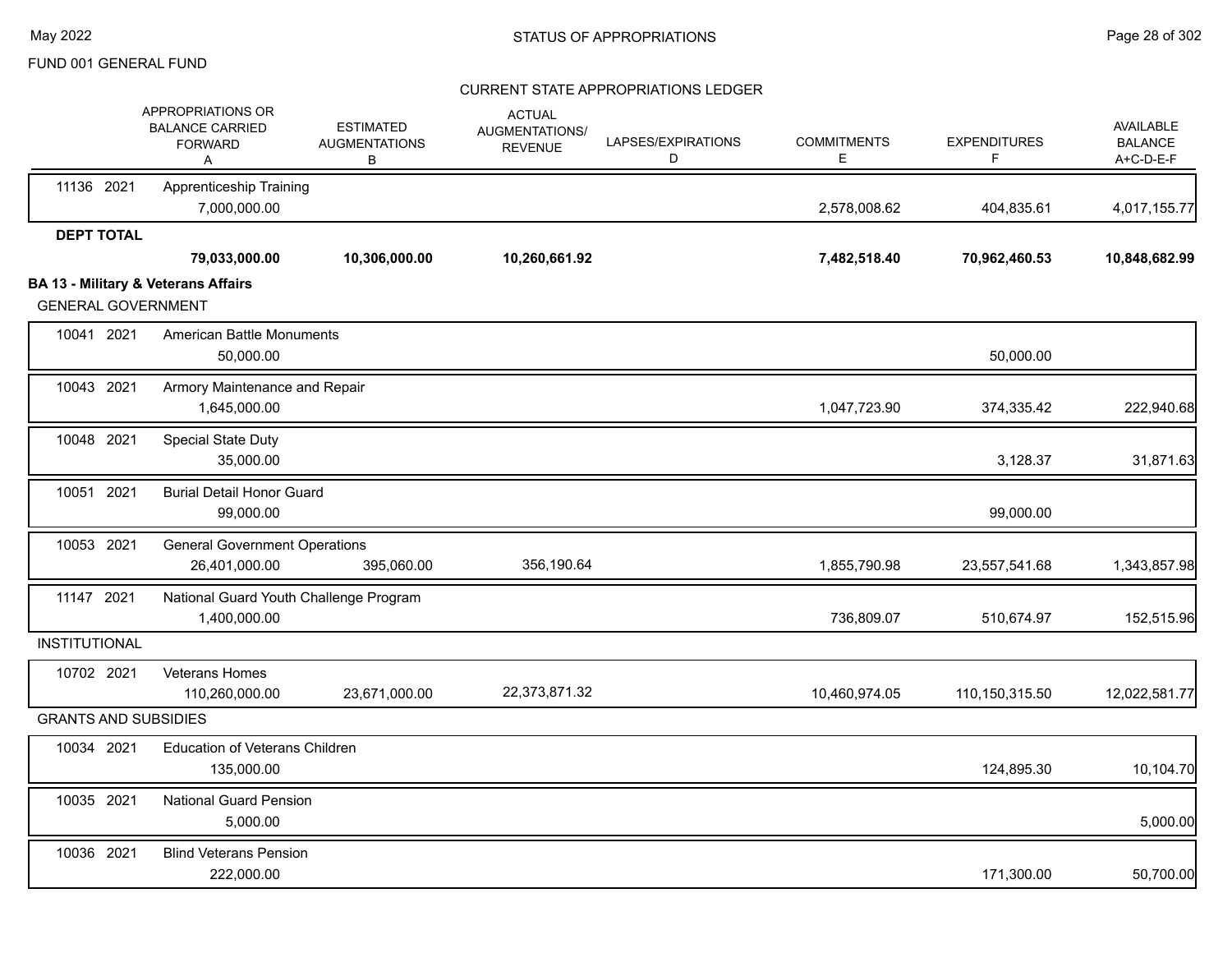FUND 001 GENERAL FUND

CURRENT STATE APPROPRIATIONS LEDGER

| | | APPROPRIATIONS OR BALANCE CARRIED FORWARD A | ESTIMATED AUGMENTATIONS B | ACTUAL AUGMENTATIONS/ REVENUE | LAPSES/EXPIRATIONS D | COMMITMENTS E | EXPENDITURES F | AVAILABLE BALANCE A+C-D-E-F |
|---|---|---|---|---|---|---|---|---|
| 11136 | 2021 | Apprenticeship Training | | | | | | |
| | | 7,000,000.00 | | | | 2,578,008.62 | 404,835.61 | 4,017,155.77 |
| **DEPT TOTAL** | | | | | | | | |
| | | **79,033,000.00** | **10,306,000.00** | **10,260,661.92** | | **7,482,518.40** | **70,962,460.53** | **10,848,682.99** |
| **BA 13 - Military & Veterans Affairs** | | | | | | | | |
| GENERAL GOVERNMENT | | | | | | | | |
| 10041 | 2021 | American Battle Monuments | | | | | | |
| | | 50,000.00 | | | | | 50,000.00 | |
| 10043 | 2021 | Armory Maintenance and Repair | | | | | | |
| | | 1,645,000.00 | | | | 1,047,723.90 | 374,335.42 | 222,940.68 |
| 10048 | 2021 | Special State Duty | | | | | | |
| | | 35,000.00 | | | | | 3,128.37 | 31,871.63 |
| 10051 | 2021 | Burial Detail Honor Guard | | | | | | |
| | | 99,000.00 | | | | | 99,000.00 | |
| 10053 | 2021 | General Government Operations | | | | | | |
| | | 26,401,000.00 | 395,060.00 | 356,190.64 | | 1,855,790.98 | 23,557,541.68 | 1,343,857.98 |
| 11147 | 2021 | National Guard Youth Challenge Program | | | | | | |
| | | 1,400,000.00 | | | | 736,809.07 | 510,674.97 | 152,515.96 |
| INSTITUTIONAL | | | | | | | | |
| 10702 | 2021 | Veterans Homes | | | | | | |
| | | 110,260,000.00 | 23,671,000.00 | 22,373,871.32 | | 10,460,974.05 | 110,150,315.50 | 12,022,581.77 |
| GRANTS AND SUBSIDIES | | | | | | | | |
| 10034 | 2021 | Education of Veterans Children | | | | | | |
| | | 135,000.00 | | | | | 124,895.30 | 10,104.70 |
| 10035 | 2021 | National Guard Pension | | | | | | |
| | | 5,000.00 | | | | | | 5,000.00 |
| 10036 | 2021 | Blind Veterans Pension | | | | | | |
| | | 222,000.00 | | | | | 171,300.00 | 50,700.00 |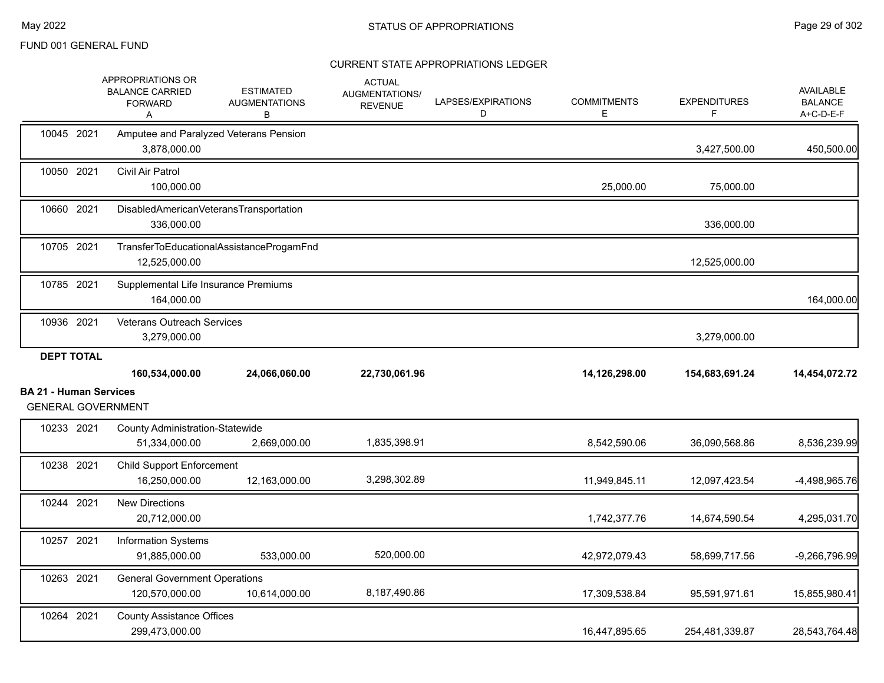FUND 001 GENERAL FUND

CURRENT STATE APPROPRIATIONS LEDGER

| | APPROPRIATIONS OR BALANCE CARRIED FORWARD A | ESTIMATED AUGMENTATIONS B | ACTUAL AUGMENTATIONS/ REVENUE | LAPSES/EXPIRATIONS D | COMMITMENTS E | EXPENDITURES F | AVAILABLE BALANCE A+C-D-E-F |
|---|---|---|---|---|---|---|---|
| 10045 2021 | Amputee and Paralyzed Veterans Pension | | | | | | |
| | 3,878,000.00 | | | | | 3,427,500.00 | 450,500.00 |
| 10050 2021 | Civil Air Patrol | | | | | | |
| | 100,000.00 | | | | 25,000.00 | 75,000.00 | |
| 10660 2021 | DisabledAmericanVeteransTransportation | | | | | | |
| | 336,000.00 | | | | | 336,000.00 | |
| 10705 2021 | TransferToEducationalAssistanceProgamFnd | | | | | | |
| | 12,525,000.00 | | | | | 12,525,000.00 | |
| 10785 2021 | Supplemental Life Insurance Premiums | | | | | | |
| | 164,000.00 | | | | | | 164,000.00 |
| 10936 2021 | Veterans Outreach Services | | | | | | |
| | 3,279,000.00 | | | | | 3,279,000.00 | |
| **DEPT TOTAL** | | | | | | | |
| | **160,534,000.00** | **24,066,060.00** | **22,730,061.96** | | **14,126,298.00** | **154,683,691.24** | **14,454,072.72** |

**BA 21 - Human Services**

GENERAL GOVERNMENT

| | APPROPRIATIONS OR BALANCE CARRIED FORWARD A | ESTIMATED AUGMENTATIONS B | ACTUAL AUGMENTATIONS/ REVENUE | LAPSES/EXPIRATIONS D | COMMITMENTS E | EXPENDITURES F | AVAILABLE BALANCE A+C-D-E-F |
|---|---|---|---|---|---|---|---|
| 10233 2021 | County Administration-Statewide | | | | | | |
| | 51,334,000.00 | 2,669,000.00 | 1,835,398.91 | | 8,542,590.06 | 36,090,568.86 | 8,536,239.99 |
| 10238 2021 | Child Support Enforcement | | | | | | |
| | 16,250,000.00 | 12,163,000.00 | 3,298,302.89 | | 11,949,845.11 | 12,097,423.54 | -4,498,965.76 |
| 10244 2021 | New Directions | | | | | | |
| | 20,712,000.00 | | | | 1,742,377.76 | 14,674,590.54 | 4,295,031.70 |
| 10257 2021 | Information Systems | | | | | | |
| | 91,885,000.00 | 533,000.00 | 520,000.00 | | 42,972,079.43 | 58,699,717.56 | -9,266,796.99 |
| 10263 2021 | General Government Operations | | | | | | |
| | 120,570,000.00 | 10,614,000.00 | 8,187,490.86 | | 17,309,538.84 | 95,591,971.61 | 15,855,980.41 |
| 10264 2021 | County Assistance Offices | | | | | | |
| | 299,473,000.00 | | | | 16,447,895.65 | 254,481,339.87 | 28,543,764.48 |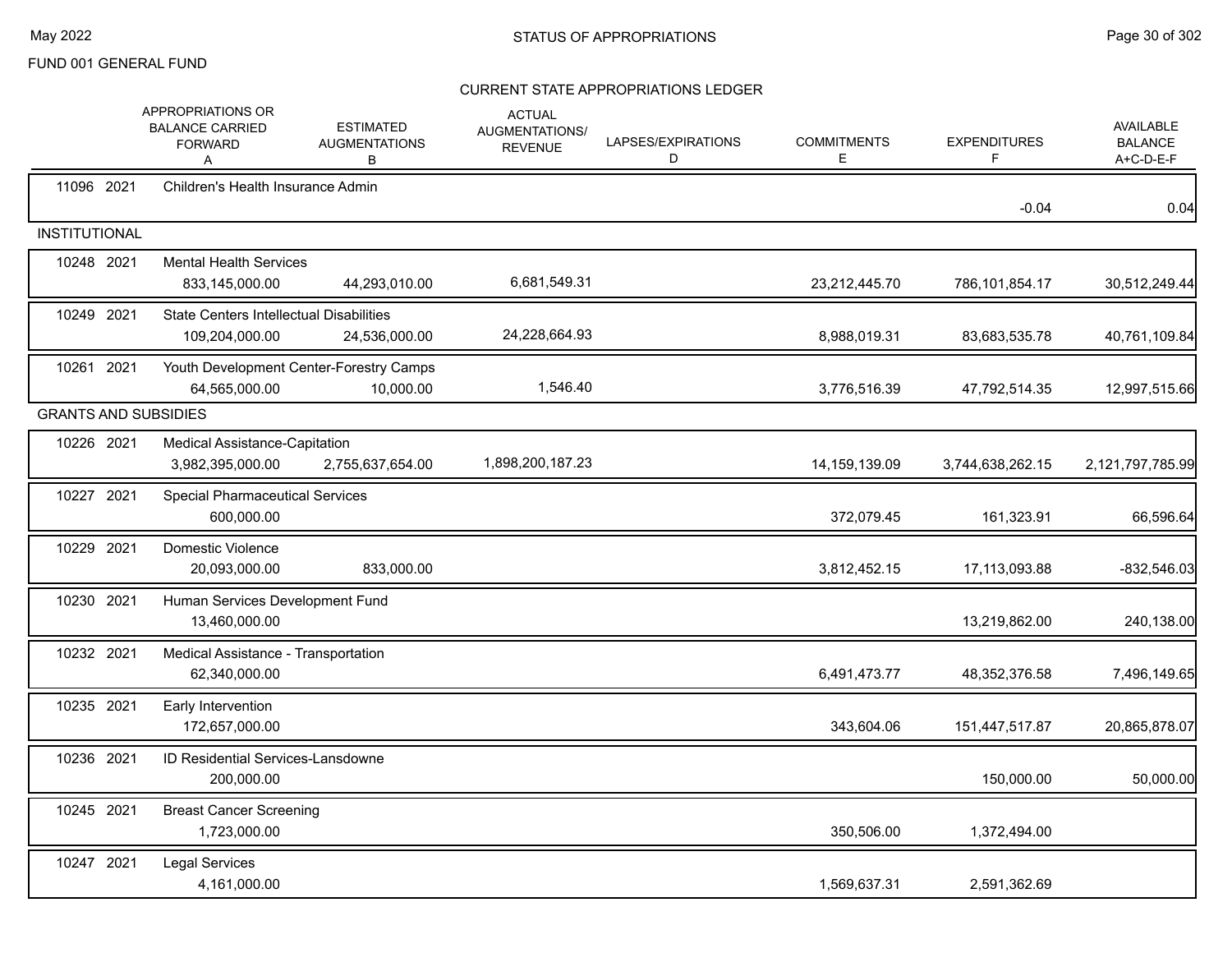FUND 001 GENERAL FUND

## STATUS OF APPROPRIATIONS

### CURRENT STATE APPROPRIATIONS LEDGER

| | | APPROPRIATIONS OR BALANCE CARRIED FORWARD A | ESTIMATED AUGMENTATIONS B | ACTUAL AUGMENTATIONS/ REVENUE C | LAPSES/EXPIRATIONS D | COMMITMENTS E | EXPENDITURES F | AVAILABLE BALANCE A+C-D-E-F |
|---|---|---|---|---|---|---|---|---|
| 11096 2021 | Children's Health Insurance Admin | | | | | | -0.04 | 0.04 |
| **INSTITUTIONAL** | | | | | | | | |
| 10248 2021 | Mental Health Services | 833,145,000.00 | 44,293,010.00 | 6,681,549.31 | | 23,212,445.70 | 786,101,854.17 | 30,512,249.44 |
| 10249 2021 | State Centers Intellectual Disabilities | 109,204,000.00 | 24,536,000.00 | 24,228,664.93 | | 8,988,019.31 | 83,683,535.78 | 40,761,109.84 |
| 10261 2021 | Youth Development Center-Forestry Camps | 64,565,000.00 | 10,000.00 | 1,546.40 | | 3,776,516.39 | 47,792,514.35 | 12,997,515.66 |
| **GRANTS AND SUBSIDIES** | | | | | | | | |
| 10226 2021 | Medical Assistance-Capitation | 3,982,395,000.00 | 2,755,637,654.00 | 1,898,200,187.23 | | 14,159,139.09 | 3,744,638,262.15 | 2,121,797,785.99 |
| 10227 2021 | Special Pharmaceutical Services | 600,000.00 | | | | 372,079.45 | 161,323.91 | 66,596.64 |
| 10229 2021 | Domestic Violence | 20,093,000.00 | 833,000.00 | | | 3,812,452.15 | 17,113,093.88 | -832,546.03 |
| 10230 2021 | Human Services Development Fund | 13,460,000.00 | | | | | 13,219,862.00 | 240,138.00 |
| 10232 2021 | Medical Assistance - Transportation | 62,340,000.00 | | | | 6,491,473.77 | 48,352,376.58 | 7,496,149.65 |
| 10235 2021 | Early Intervention | 172,657,000.00 | | | | 343,604.06 | 151,447,517.87 | 20,865,878.07 |
| 10236 2021 | ID Residential Services-Lansdowne | 200,000.00 | | | | | 150,000.00 | 50,000.00 |
| 10245 2021 | Breast Cancer Screening | 1,723,000.00 | | | | 350,506.00 | 1,372,494.00 | |
| 10247 2021 | Legal Services | 4,161,000.00 | | | | 1,569,637.31 | 2,591,362.69 | |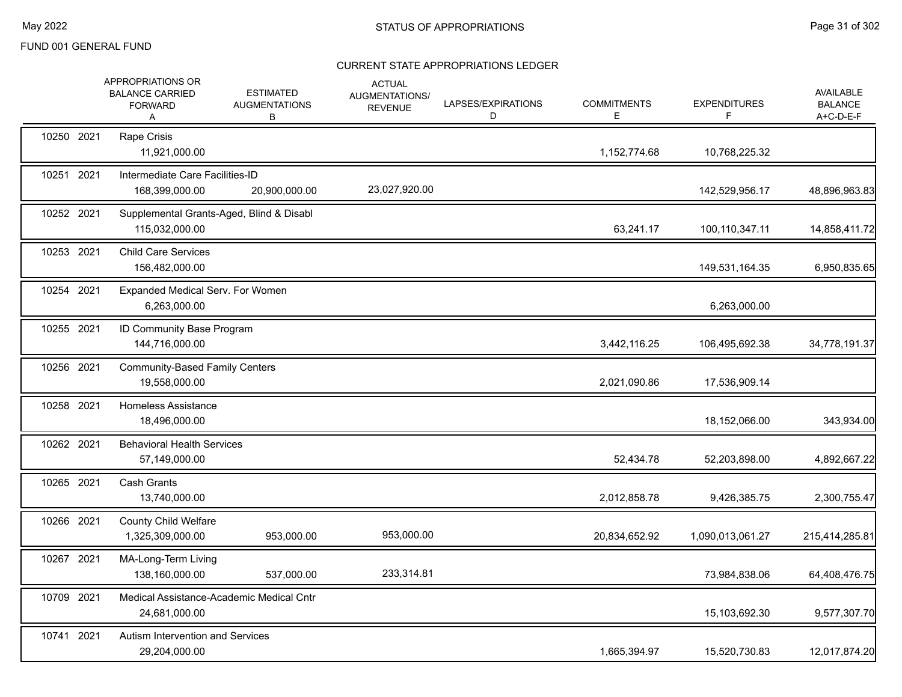FUND 001 GENERAL FUND

## STATUS OF APPROPRIATIONS

### CURRENT STATE APPROPRIATIONS LEDGER

| | | APPROPRIATIONS OR BALANCE CARRIED FORWARD A | ESTIMATED AUGMENTATIONS B | ACTUAL AUGMENTATIONS/ REVENUE | LAPSES/EXPIRATIONS D | COMMITMENTS E | EXPENDITURES F | AVAILABLE BALANCE A+C-D-E-F |
|---|---|---|---|---|---|---|---|---|
| 10250 | 2021 | Rape Crisis | | | | | | |
| | | 11,921,000.00 | | | | 1,152,774.68 | 10,768,225.32 | |
| 10251 | 2021 | Intermediate Care Facilities-ID | | | | | | |
| | | 168,399,000.00 | 20,900,000.00 | 23,027,920.00 | | | 142,529,956.17 | 48,896,963.83 |
| 10252 | 2021 | Supplemental Grants-Aged, Blind & Disabl | | | | | | |
| | | 115,032,000.00 | | | | 63,241.17 | 100,110,347.11 | 14,858,411.72 |
| 10253 | 2021 | Child Care Services | | | | | | |
| | | 156,482,000.00 | | | | | 149,531,164.35 | 6,950,835.65 |
| 10254 | 2021 | Expanded Medical Serv. For Women | | | | | | |
| | | 6,263,000.00 | | | | | 6,263,000.00 | |
| 10255 | 2021 | ID Community Base Program | | | | | | |
| | | 144,716,000.00 | | | | 3,442,116.25 | 106,495,692.38 | 34,778,191.37 |
| 10256 | 2021 | Community-Based Family Centers | | | | | | |
| | | 19,558,000.00 | | | | 2,021,090.86 | 17,536,909.14 | |
| 10258 | 2021 | Homeless Assistance | | | | | | |
| | | 18,496,000.00 | | | | | 18,152,066.00 | 343,934.00 |
| 10262 | 2021 | Behavioral Health Services | | | | | | |
| | | 57,149,000.00 | | | | 52,434.78 | 52,203,898.00 | 4,892,667.22 |
| 10265 | 2021 | Cash Grants | | | | | | |
| | | 13,740,000.00 | | | | 2,012,858.78 | 9,426,385.75 | 2,300,755.47 |
| 10266 | 2021 | County Child Welfare | | | | | | |
| | | 1,325,309,000.00 | 953,000.00 | 953,000.00 | | 20,834,652.92 | 1,090,013,061.27 | 215,414,285.81 |
| 10267 | 2021 | MA-Long-Term Living | | | | | | |
| | | 138,160,000.00 | 537,000.00 | 233,314.81 | | | 73,984,838.06 | 64,408,476.75 |
| 10709 | 2021 | Medical Assistance-Academic Medical Cntr | | | | | | |
| | | 24,681,000.00 | | | | | 15,103,692.30 | 9,577,307.70 |
| 10741 | 2021 | Autism Intervention and Services | | | | | | |
| | | 29,204,000.00 | | | | 1,665,394.97 | 15,520,730.83 | 12,017,874.20 |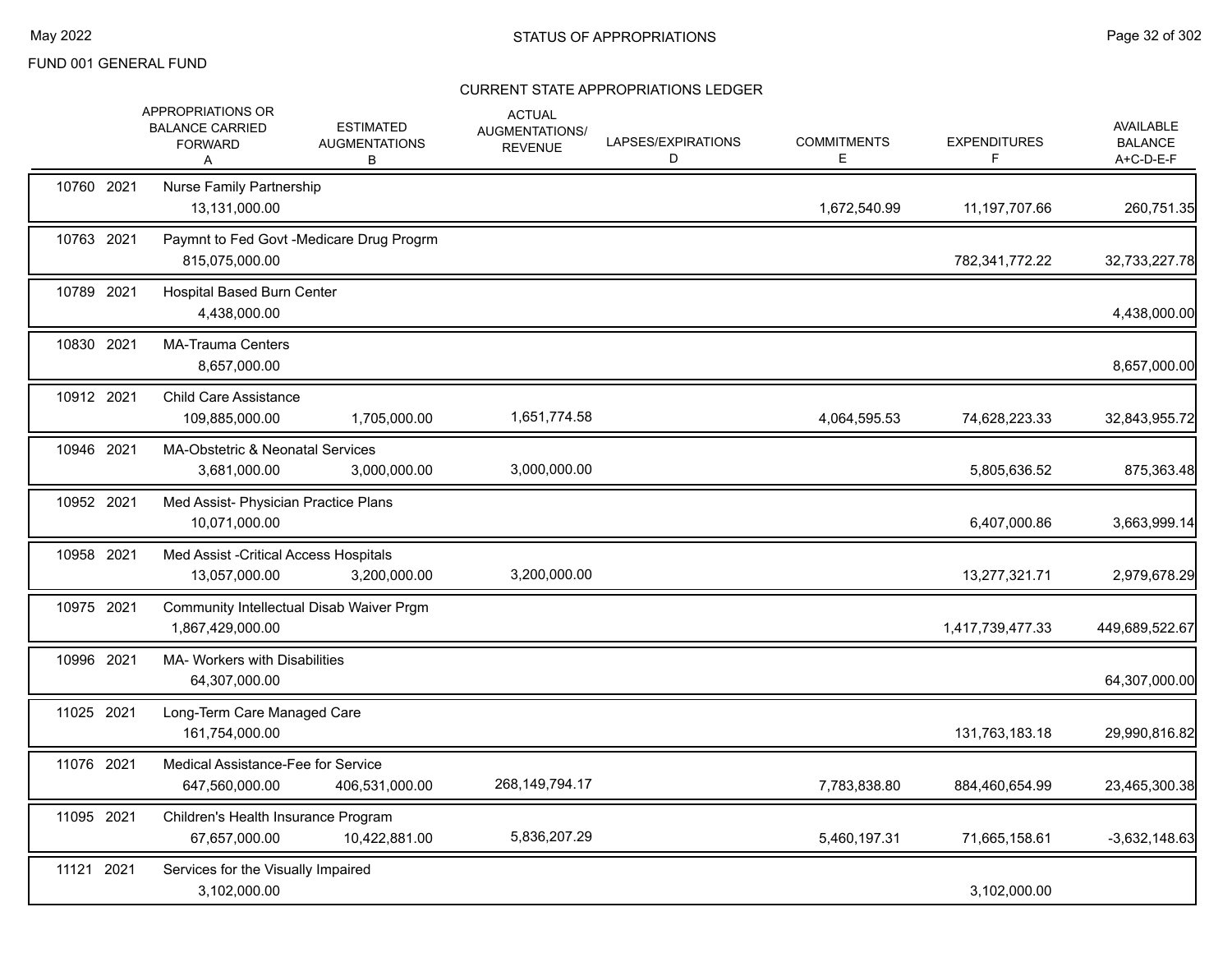## FUND 001 GENERAL FUND

### STATUS OF APPROPRIATIONS

### CURRENT STATE APPROPRIATIONS LEDGER

| | APPROPRIATIONS OR BALANCE CARRIED FORWARD A | ESTIMATED AUGMENTATIONS B | ACTUAL AUGMENTATIONS/ REVENUE C | LAPSES/EXPIRATIONS D | COMMITMENTS E | EXPENDITURES F | AVAILABLE BALANCE A+C-D-E-F |
|---|---|---|---|---|---|---|---|
| 10760 2021 Nurse Family Partnership | 13,131,000.00 | | | | 1,672,540.99 | 11,197,707.66 | 260,751.35 |
| 10763 2021 Paymnt to Fed Govt -Medicare Drug Progrm | 815,075,000.00 | | | | | 782,341,772.22 | 32,733,227.78 |
| 10789 2021 Hospital Based Burn Center | 4,438,000.00 | | | | | | 4,438,000.00 |
| 10830 2021 MA-Trauma Centers | 8,657,000.00 | | | | | | 8,657,000.00 |
| 10912 2021 Child Care Assistance | 109,885,000.00 | 1,705,000.00 | 1,651,774.58 | | 4,064,595.53 | 74,628,223.33 | 32,843,955.72 |
| 10946 2021 MA-Obstetric & Neonatal Services | 3,681,000.00 | 3,000,000.00 | 3,000,000.00 | | | 5,805,636.52 | 875,363.48 |
| 10952 2021 Med Assist- Physician Practice Plans | 10,071,000.00 | | | | | 6,407,000.86 | 3,663,999.14 |
| 10958 2021 Med Assist -Critical Access Hospitals | 13,057,000.00 | 3,200,000.00 | 3,200,000.00 | | | 13,277,321.71 | 2,979,678.29 |
| 10975 2021 Community Intellectual Disab Waiver Prgm | 1,867,429,000.00 | | | | | 1,417,739,477.33 | 449,689,522.67 |
| 10996 2021 MA- Workers with Disabilities | 64,307,000.00 | | | | | | 64,307,000.00 |
| 11025 2021 Long-Term Care Managed Care | 161,754,000.00 | | | | | 131,763,183.18 | 29,990,816.82 |
| 11076 2021 Medical Assistance-Fee for Service | 647,560,000.00 | 406,531,000.00 | 268,149,794.17 | | 7,783,838.80 | 884,460,654.99 | 23,465,300.38 |
| 11095 2021 Children's Health Insurance Program | 67,657,000.00 | 10,422,881.00 | 5,836,207.29 | | 5,460,197.31 | 71,665,158.61 | -3,632,148.63 |
| 11121 2021 Services for the Visually Impaired | 3,102,000.00 | | | | | 3,102,000.00 | |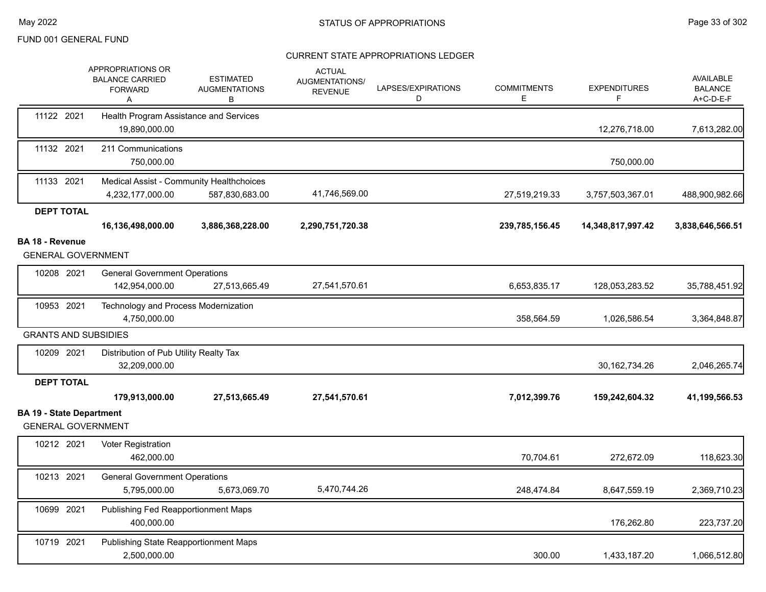FUND 001 GENERAL FUND

## CURRENT STATE APPROPRIATIONS LEDGER

| | APPROPRIATIONS OR BALANCE CARRIED FORWARD A | ESTIMATED AUGMENTATIONS B | ACTUAL AUGMENTATIONS/ REVENUE C | LAPSES/EXPIRATIONS D | COMMITMENTS E | EXPENDITURES F | AVAILABLE BALANCE A+C-D-E-F |
|---|---|---|---|---|---|---|---|
| 11122 2021 | Health Program Assistance and Services | | | | | | |
| | 19,890,000.00 | | | | | 12,276,718.00 | 7,613,282.00 |
| 11132 2021 | 211 Communications | | | | | | |
| | 750,000.00 | | | | | 750,000.00 | |
| 11133 2021 | Medical Assist - Community Healthchoices | | | | | | |
| | 4,232,177,000.00 | 587,830,683.00 | 41,746,569.00 | | 27,519,219.33 | 3,757,503,367.01 | 488,900,982.66 |
| **DEPT TOTAL** | | | | | | | |
| | **16,136,498,000.00** | **3,886,368,228.00** | **2,290,751,720.38** | | **239,785,156.45** | **14,348,817,997.42** | **3,838,646,566.51** |
| **BA 18 - Revenue** | | | | | | | |
| GENERAL GOVERNMENT | | | | | | | |
| 10208 2021 | General Government Operations | | | | | | |
| | 142,954,000.00 | 27,513,665.49 | 27,541,570.61 | | 6,653,835.17 | 128,053,283.52 | 35,788,451.92 |
| 10953 2021 | Technology and Process Modernization | | | | | | |
| | 4,750,000.00 | | | | 358,564.59 | 1,026,586.54 | 3,364,848.87 |
| GRANTS AND SUBSIDIES | | | | | | | |
| 10209 2021 | Distribution of Pub Utility Realty Tax | | | | | | |
| | 32,209,000.00 | | | | | 30,162,734.26 | 2,046,265.74 |
| **DEPT TOTAL** | | | | | | | |
| | **179,913,000.00** | **27,513,665.49** | **27,541,570.61** | | **7,012,399.76** | **159,242,604.32** | **41,199,566.53** |
| **BA 19 - State Department** | | | | | | | |
| GENERAL GOVERNMENT | | | | | | | |
| 10212 2021 | Voter Registration | | | | | | |
| | 462,000.00 | | | | 70,704.61 | 272,672.09 | 118,623.30 |
| 10213 2021 | General Government Operations | | | | | | |
| | 5,795,000.00 | 5,673,069.70 | 5,470,744.26 | | 248,474.84 | 8,647,559.19 | 2,369,710.23 |
| 10699 2021 | Publishing Fed Reapportionment Maps | | | | | | |
| | 400,000.00 | | | | | 176,262.80 | 223,737.20 |
| 10719 2021 | Publishing State Reapportionment Maps | | | | | | |
| | 2,500,000.00 | | | | 300.00 | 1,433,187.20 | 1,066,512.80 |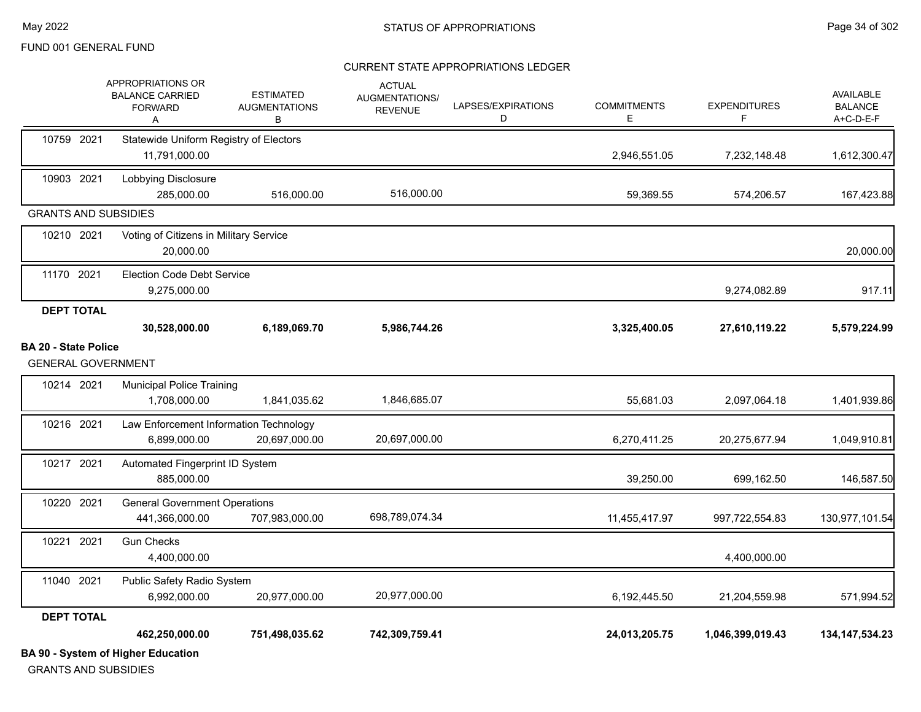FUND 001 GENERAL FUND

CURRENT STATE APPROPRIATIONS LEDGER

| | APPROPRIATIONS OR BALANCE CARRIED FORWARD A | ESTIMATED AUGMENTATIONS B | ACTUAL AUGMENTATIONS/ REVENUE | LAPSES/EXPIRATIONS D | COMMITMENTS E | EXPENDITURES F | AVAILABLE BALANCE A+C-D-E-F |
|---|---|---|---|---|---|---|---|
| 10759 2021 Statewide Uniform Registry of Electors | 11,791,000.00 | | | | 2,946,551.05 | 7,232,148.48 | 1,612,300.47 |
| 10903 2021 Lobbying Disclosure | 285,000.00 | 516,000.00 | 516,000.00 | | 59,369.55 | 574,206.57 | 167,423.88 |
| **GRANTS AND SUBSIDIES** | | | | | | | |
| 10210 2021 Voting of Citizens in Military Service | 20,000.00 | | | | | | 20,000.00 |
| 11170 2021 Election Code Debt Service | 9,275,000.00 | | | | | 9,274,082.89 | 917.11 |
| **DEPT TOTAL** | **30,528,000.00** | **6,189,069.70** | **5,986,744.26** | | **3,325,400.05** | **27,610,119.22** | **5,579,224.99** |
| **BA 20 - State Police** | | | | | | | |
| **GENERAL GOVERNMENT** | | | | | | | |
| 10214 2021 Municipal Police Training | 1,708,000.00 | 1,841,035.62 | 1,846,685.07 | | 55,681.03 | 2,097,064.18 | 1,401,939.86 |
| 10216 2021 Law Enforcement Information Technology | 6,899,000.00 | 20,697,000.00 | 20,697,000.00 | | 6,270,411.25 | 20,275,677.94 | 1,049,910.81 |
| 10217 2021 Automated Fingerprint ID System | 885,000.00 | | | | 39,250.00 | 699,162.50 | 146,587.50 |
| 10220 2021 General Government Operations | 441,366,000.00 | 707,983,000.00 | 698,789,074.34 | | 11,455,417.97 | 997,722,554.83 | 130,977,101.54 |
| 10221 2021 Gun Checks | 4,400,000.00 | | | | | 4,400,000.00 | |
| 11040 2021 Public Safety Radio System | 6,992,000.00 | 20,977,000.00 | 20,977,000.00 | | 6,192,445.50 | 21,204,559.98 | 571,994.52 |
| **DEPT TOTAL** | **462,250,000.00** | **751,498,035.62** | **742,309,759.41** | | **24,013,205.75** | **1,046,399,019.43** | **134,147,534.23** |

**BA 90 - System of Higher Education**

GRANTS AND SUBSIDIES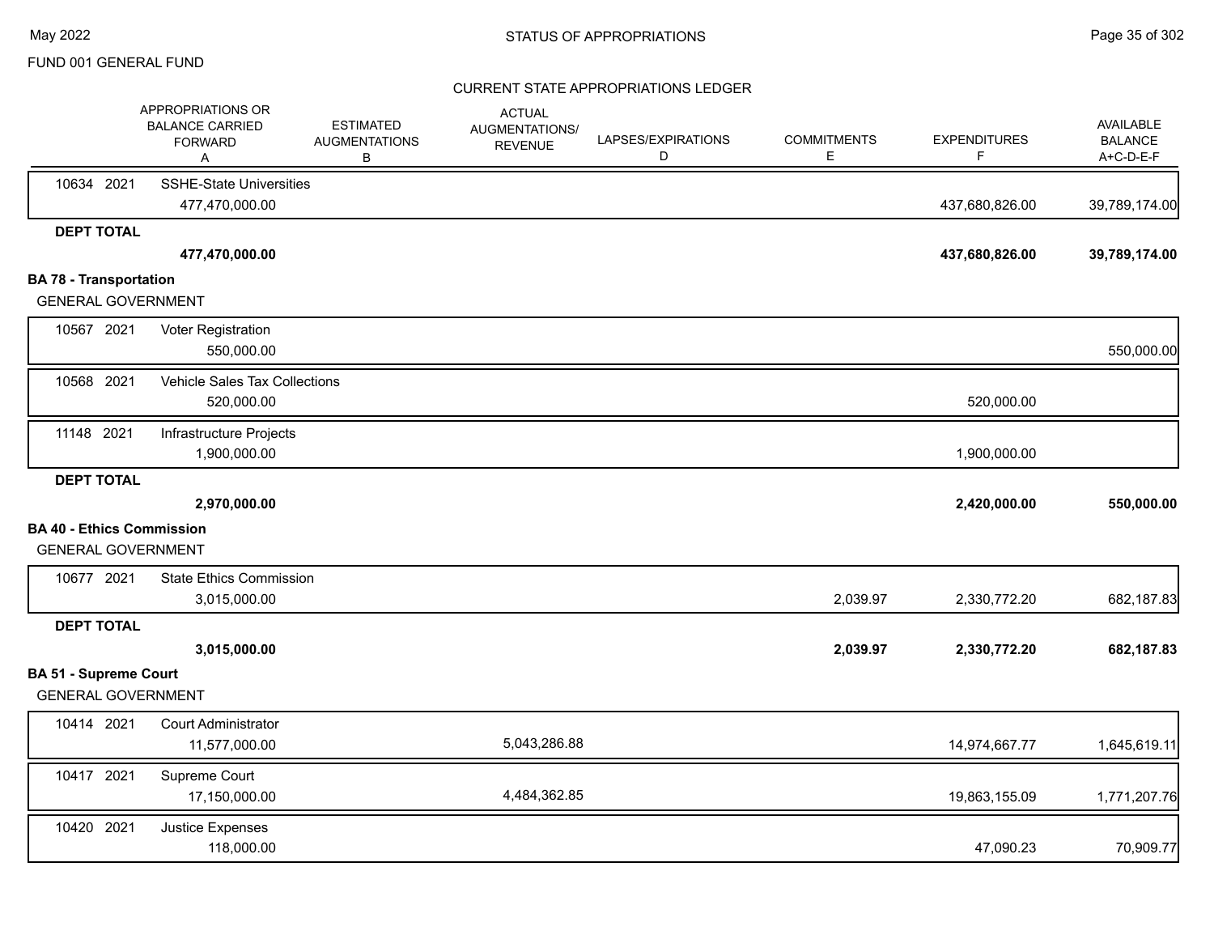## STATUS OF APPROPRIATIONS

FUND 001 GENERAL FUND

### CURRENT STATE APPROPRIATIONS LEDGER

| | APPROPRIATIONS OR BALANCE CARRIED FORWARD A | ESTIMATED AUGMENTATIONS B | ACTUAL AUGMENTATIONS/ REVENUE | LAPSES/EXPIRATIONS D | COMMITMENTS E | EXPENDITURES F | AVAILABLE BALANCE A+C-D-E-F |
|---|---|---|---|---|---|---|---|
| 10634 2021 | SSHE-State Universities | | | | | | |
| | 477,470,000.00 | | | | | 437,680,826.00 | 39,789,174.00 |
| **DEPT TOTAL** | | | | | | | |
| | **477,470,000.00** | | | | | **437,680,826.00** | **39,789,174.00** |
| **BA 78 - Transportation** | | | | | | | |
| GENERAL GOVERNMENT | | | | | | | |
| 10567 2021 | Voter Registration | | | | | | |
| | 550,000.00 | | | | | | 550,000.00 |
| 10568 2021 | Vehicle Sales Tax Collections | | | | | | |
| | 520,000.00 | | | | | 520,000.00 | |
| 11148 2021 | Infrastructure Projects | | | | | | |
| | 1,900,000.00 | | | | | 1,900,000.00 | |
| **DEPT TOTAL** | | | | | | | |
| | **2,970,000.00** | | | | | **2,420,000.00** | **550,000.00** |
| **BA 40 - Ethics Commission** | | | | | | | |
| GENERAL GOVERNMENT | | | | | | | |
| 10677 2021 | State Ethics Commission | | | | | | |
| | 3,015,000.00 | | | | 2,039.97 | 2,330,772.20 | 682,187.83 |
| **DEPT TOTAL** | | | | | | | |
| | **3,015,000.00** | | | | **2,039.97** | **2,330,772.20** | **682,187.83** |
| **BA 51 - Supreme Court** | | | | | | | |
| GENERAL GOVERNMENT | | | | | | | |
| 10414 2021 | Court Administrator | | | | | | |
| | 11,577,000.00 | | 5,043,286.88 | | | 14,974,667.77 | 1,645,619.11 |
| 10417 2021 | Supreme Court | | | | | | |
| | 17,150,000.00 | | 4,484,362.85 | | | 19,863,155.09 | 1,771,207.76 |
| 10420 2021 | Justice Expenses | | | | | | |
| | 118,000.00 | | | | | 47,090.23 | 70,909.77 |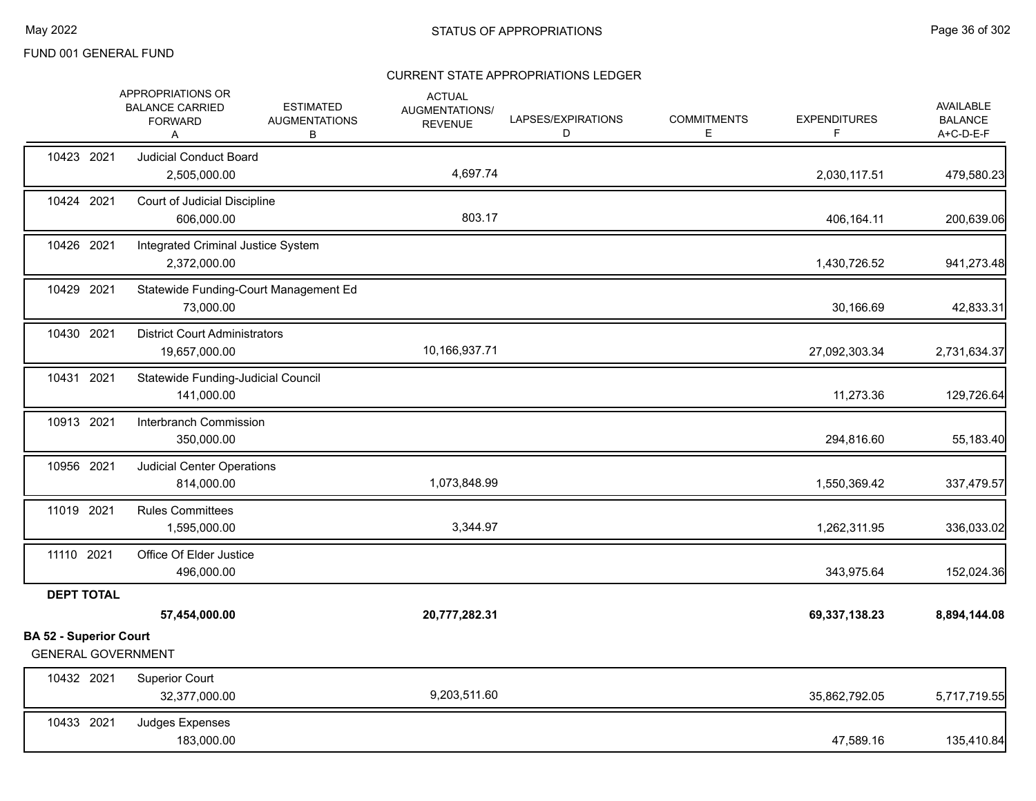FUND 001 GENERAL FUND

CURRENT STATE APPROPRIATIONS LEDGER

| | APPROPRIATIONS OR BALANCE CARRIED FORWARD A | ESTIMATED AUGMENTATIONS B | ACTUAL AUGMENTATIONS/ REVENUE | LAPSES/EXPIRATIONS D | COMMITMENTS E | EXPENDITURES F | AVAILABLE BALANCE A+C-D-E-F |
|---|---|---|---|---|---|---|---|
| 10423 2021 Judicial Conduct Board | 2,505,000.00 | | 4,697.74 | | | 2,030,117.51 | 479,580.23 |
| 10424 2021 Court of Judicial Discipline | 606,000.00 | | 803.17 | | | 406,164.11 | 200,639.06 |
| 10426 2021 Integrated Criminal Justice System | 2,372,000.00 | | | | | 1,430,726.52 | 941,273.48 |
| 10429 2021 Statewide Funding-Court Management Ed | 73,000.00 | | | | | 30,166.69 | 42,833.31 |
| 10430 2021 District Court Administrators | 19,657,000.00 | | 10,166,937.71 | | | 27,092,303.34 | 2,731,634.37 |
| 10431 2021 Statewide Funding-Judicial Council | 141,000.00 | | | | | 11,273.36 | 129,726.64 |
| 10913 2021 Interbranch Commission | 350,000.00 | | | | | 294,816.60 | 55,183.40 |
| 10956 2021 Judicial Center Operations | 814,000.00 | | 1,073,848.99 | | | 1,550,369.42 | 337,479.57 |
| 11019 2021 Rules Committees | 1,595,000.00 | | 3,344.97 | | | 1,262,311.95 | 336,033.02 |
| 11110 2021 Office Of Elder Justice | 496,000.00 | | | | | 343,975.64 | 152,024.36 |
| **DEPT TOTAL** | **57,454,000.00** | | **20,777,282.31** | | | **69,337,138.23** | **8,894,144.08** |

**BA 52 - Superior Court**

GENERAL GOVERNMENT

| | APPROPRIATIONS OR BALANCE CARRIED FORWARD A | ESTIMATED AUGMENTATIONS B | ACTUAL AUGMENTATIONS/ REVENUE | LAPSES/EXPIRATIONS D | COMMITMENTS E | EXPENDITURES F | AVAILABLE BALANCE A+C-D-E-F |
|---|---|---|---|---|---|---|---|
| 10432 2021 Superior Court | 32,377,000.00 | | 9,203,511.60 | | | 35,862,792.05 | 5,717,719.55 |
| 10433 2021 Judges Expenses | 183,000.00 | | | | | 47,589.16 | 135,410.84 |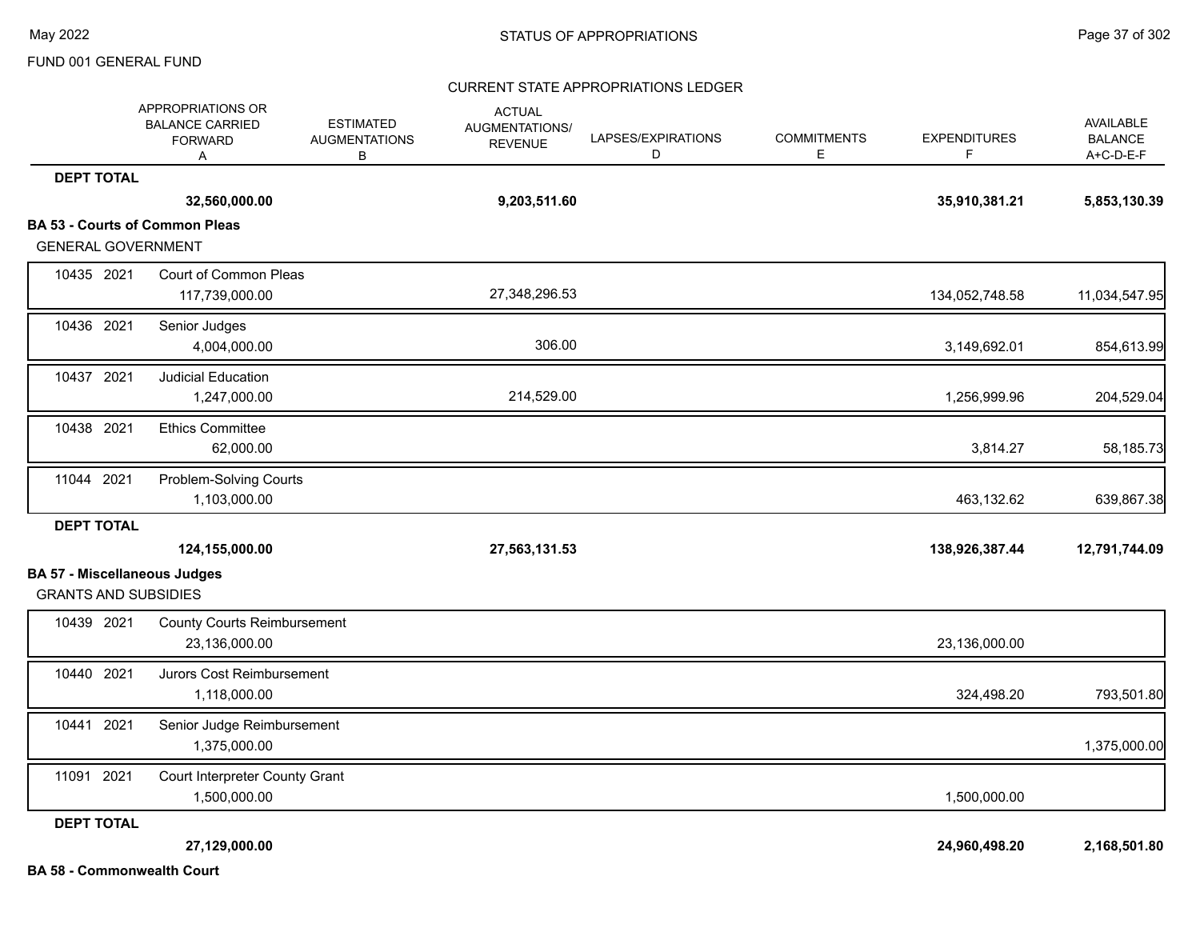FUND 001 GENERAL FUND

CURRENT STATE APPROPRIATIONS LEDGER

| | | APPROPRIATIONS OR BALANCE CARRIED FORWARD A | ESTIMATED AUGMENTATIONS B | ACTUAL AUGMENTATIONS/ REVENUE | LAPSES/EXPIRATIONS D | COMMITMENTS E | EXPENDITURES F | AVAILABLE BALANCE A+C-D-E-F |
|---|---|---|---|---|---|---|---|---|
| **DEPT TOTAL** | | **32,560,000.00** | | **9,203,511.60** | | | **35,910,381.21** | **5,853,130.39** |
| **BA 53 - Courts of Common Pleas** | | | | | | | | |
| GENERAL GOVERNMENT | | | | | | | | |
| 10435 2021 | Court of Common Pleas | 117,739,000.00 | | 27,348,296.53 | | | 134,052,748.58 | 11,034,547.95 |
| 10436 2021 | Senior Judges | 4,004,000.00 | | 306.00 | | | 3,149,692.01 | 854,613.99 |
| 10437 2021 | Judicial Education | 1,247,000.00 | | 214,529.00 | | | 1,256,999.96 | 204,529.04 |
| 10438 2021 | Ethics Committee | 62,000.00 | | | | | 3,814.27 | 58,185.73 |
| 11044 2021 | Problem-Solving Courts | 1,103,000.00 | | | | | 463,132.62 | 639,867.38 |
| **DEPT TOTAL** | | **124,155,000.00** | | **27,563,131.53** | | | **138,926,387.44** | **12,791,744.09** |
| **BA 57 - Miscellaneous Judges** | | | | | | | | |
| GRANTS AND SUBSIDIES | | | | | | | | |
| 10439 2021 | County Courts Reimbursement | 23,136,000.00 | | | | | 23,136,000.00 | |
| 10440 2021 | Jurors Cost Reimbursement | 1,118,000.00 | | | | | 324,498.20 | 793,501.80 |
| 10441 2021 | Senior Judge Reimbursement | 1,375,000.00 | | | | | | 1,375,000.00 |
| 11091 2021 | Court Interpreter County Grant | 1,500,000.00 | | | | | 1,500,000.00 | |
| **DEPT TOTAL** | | **27,129,000.00** | | | | | **24,960,498.20** | **2,168,501.80** |
| **BA 58 - Commonwealth Court** | | | | | | | | |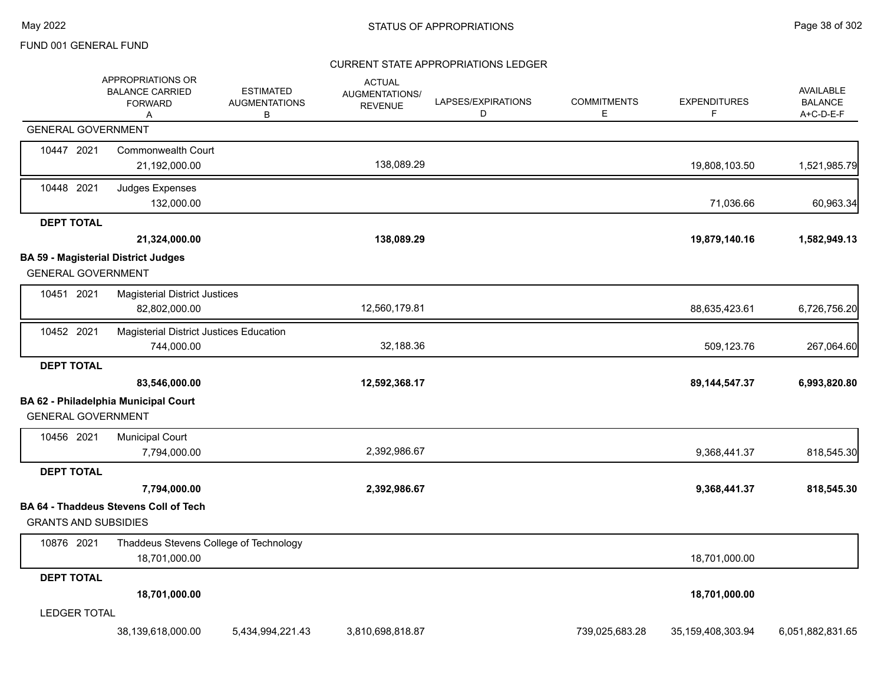FUND 001 GENERAL FUND

## STATUS OF APPROPRIATIONS

### CURRENT STATE APPROPRIATIONS LEDGER

| | APPROPRIATIONS OR BALANCE CARRIED FORWARD A | ESTIMATED AUGMENTATIONS B | ACTUAL AUGMENTATIONS/ REVENUE | LAPSES/EXPIRATIONS D | COMMITMENTS E | EXPENDITURES F | AVAILABLE BALANCE A+C-D-E-F |
|---|---|---|---|---|---|---|---|
| GENERAL GOVERNMENT | | | | | | | |
| 10447 2021 Commonwealth Court | 21,192,000.00 | | 138,089.29 | | | 19,808,103.50 | 1,521,985.79 |
| 10448 2021 Judges Expenses | 132,000.00 | | | | | 71,036.66 | 60,963.34 |
| **DEPT TOTAL** | **21,324,000.00** | | **138,089.29** | | | **19,879,140.16** | **1,582,949.13** |
| **BA 59 - Magisterial District Judges** | | | | | | | |
| GENERAL GOVERNMENT | | | | | | | |
| 10451 2021 Magisterial District Justices | 82,802,000.00 | | 12,560,179.81 | | | 88,635,423.61 | 6,726,756.20 |
| 10452 2021 Magisterial District Justices Education | 744,000.00 | | 32,188.36 | | | 509,123.76 | 267,064.60 |
| **DEPT TOTAL** | **83,546,000.00** | | **12,592,368.17** | | | **89,144,547.37** | **6,993,820.80** |
| **BA 62 - Philadelphia Municipal Court** | | | | | | | |
| GENERAL GOVERNMENT | | | | | | | |
| 10456 2021 Municipal Court | 7,794,000.00 | | 2,392,986.67 | | | 9,368,441.37 | 818,545.30 |
| **DEPT TOTAL** | **7,794,000.00** | | **2,392,986.67** | | | **9,368,441.37** | **818,545.30** |
| **BA 64 - Thaddeus Stevens Coll of Tech** | | | | | | | |
| GRANTS AND SUBSIDIES | | | | | | | |
| 10876 2021 Thaddeus Stevens College of Technology | 18,701,000.00 | | | | | 18,701,000.00 | |
| **DEPT TOTAL** | **18,701,000.00** | | | | | **18,701,000.00** | |
| LEDGER TOTAL | 38,139,618,000.00 | 5,434,994,221.43 | 3,810,698,818.87 | | 739,025,683.28 | 35,159,408,303.94 | 6,051,882,831.65 |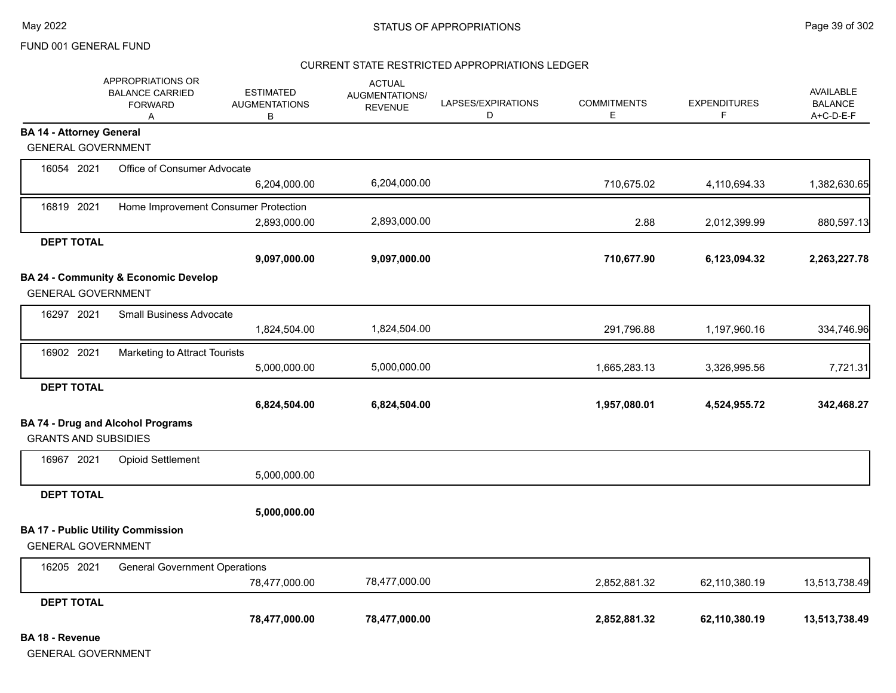FUND 001 GENERAL FUND

## STATUS OF APPROPRIATIONS

### CURRENT STATE RESTRICTED APPROPRIATIONS LEDGER

| | APPROPRIATIONS OR BALANCE CARRIED FORWARD A | ESTIMATED AUGMENTATIONS B | ACTUAL AUGMENTATIONS/ REVENUE | LAPSES/EXPIRATIONS D | COMMITMENTS E | EXPENDITURES F | AVAILABLE BALANCE A+C-D-E-F |
|---|---|---|---|---|---|---|---|
| **BA 14 - Attorney General** | | | | | | | |
| GENERAL GOVERNMENT | | | | | | | |
| 16054 2021 Office of Consumer Advocate | | 6,204,000.00 | 6,204,000.00 | | 710,675.02 | 4,110,694.33 | 1,382,630.65 |
| 16819 2021 Home Improvement Consumer Protection | | 2,893,000.00 | 2,893,000.00 | | 2.88 | 2,012,399.99 | 880,597.13 |
| **DEPT TOTAL** | | **9,097,000.00** | **9,097,000.00** | | **710,677.90** | **6,123,094.32** | **2,263,227.78** |
| **BA 24 - Community & Economic Develop** | | | | | | | |
| GENERAL GOVERNMENT | | | | | | | |
| 16297 2021 Small Business Advocate | | 1,824,504.00 | 1,824,504.00 | | 291,796.88 | 1,197,960.16 | 334,746.96 |
| 16902 2021 Marketing to Attract Tourists | | 5,000,000.00 | 5,000,000.00 | | 1,665,283.13 | 3,326,995.56 | 7,721.31 |
| **DEPT TOTAL** | | **6,824,504.00** | **6,824,504.00** | | **1,957,080.01** | **4,524,955.72** | **342,468.27** |
| **BA 74 - Drug and Alcohol Programs** | | | | | | | |
| GRANTS AND SUBSIDIES | | | | | | | |
| 16967 2021 Opioid Settlement | | 5,000,000.00 | | | | | |
| **DEPT TOTAL** | | **5,000,000.00** | | | | | |
| **BA 17 - Public Utility Commission** | | | | | | | |
| GENERAL GOVERNMENT | | | | | | | |
| 16205 2021 General Government Operations | | 78,477,000.00 | 78,477,000.00 | | 2,852,881.32 | 62,110,380.19 | 13,513,738.49 |
| **DEPT TOTAL** | | **78,477,000.00** | **78,477,000.00** | | **2,852,881.32** | **62,110,380.19** | **13,513,738.49** |
| **BA 18 - Revenue** | | | | | | | |
| GENERAL GOVERNMENT | | | | | | | |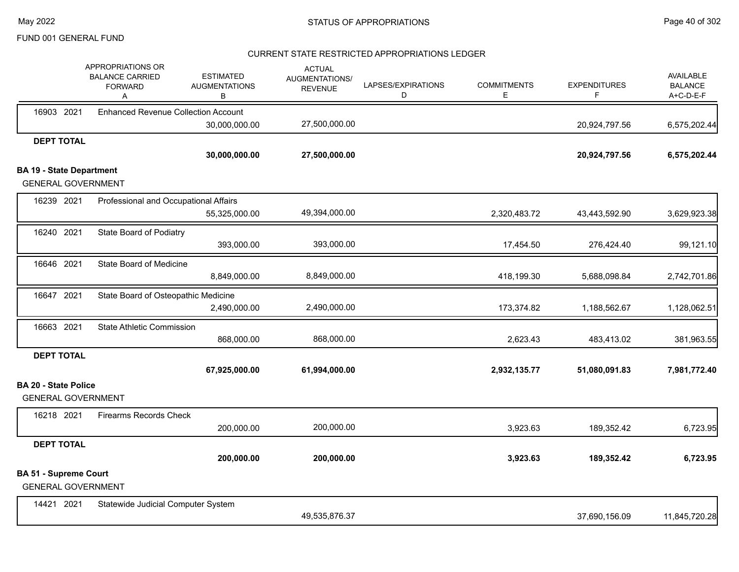FUND 001 GENERAL FUND

CURRENT STATE RESTRICTED APPROPRIATIONS LEDGER

| | | | APPROPRIATIONS OR BALANCE CARRIED FORWARD A | ESTIMATED AUGMENTATIONS B | ACTUAL AUGMENTATIONS/ REVENUE | LAPSES/EXPIRATIONS D | COMMITMENTS E | EXPENDITURES F | AVAILABLE BALANCE A+C-D-E-F |
|---|---|---|---|---|---|---|---|---|---|
| 16903 | 2021 | Enhanced Revenue Collection Account | | 30,000,000.00 | 27,500,000.00 | | | 20,924,797.56 | 6,575,202.44 |
| **DEPT TOTAL** | | | | **30,000,000.00** | **27,500,000.00** | | | **20,924,797.56** | **6,575,202.44** |
| **BA 19 - State Department** | | | | | | | | | |
| GENERAL GOVERNMENT | | | | | | | | | |
| 16239 | 2021 | Professional and Occupational Affairs | | 55,325,000.00 | 49,394,000.00 | | 2,320,483.72 | 43,443,592.90 | 3,629,923.38 |
| 16240 | 2021 | State Board of Podiatry | | 393,000.00 | 393,000.00 | | 17,454.50 | 276,424.40 | 99,121.10 |
| 16646 | 2021 | State Board of Medicine | | 8,849,000.00 | 8,849,000.00 | | 418,199.30 | 5,688,098.84 | 2,742,701.86 |
| 16647 | 2021 | State Board of Osteopathic Medicine | | 2,490,000.00 | 2,490,000.00 | | 173,374.82 | 1,188,562.67 | 1,128,062.51 |
| 16663 | 2021 | State Athletic Commission | | 868,000.00 | 868,000.00 | | 2,623.43 | 483,413.02 | 381,963.55 |
| **DEPT TOTAL** | | | | **67,925,000.00** | **61,994,000.00** | | **2,932,135.77** | **51,080,091.83** | **7,981,772.40** |
| **BA 20 - State Police** | | | | | | | | | |
| GENERAL GOVERNMENT | | | | | | | | | |
| 16218 | 2021 | Firearms Records Check | | 200,000.00 | 200,000.00 | | 3,923.63 | 189,352.42 | 6,723.95 |
| **DEPT TOTAL** | | | | **200,000.00** | **200,000.00** | | **3,923.63** | **189,352.42** | **6,723.95** |
| **BA 51 - Supreme Court** | | | | | | | | | |
| GENERAL GOVERNMENT | | | | | | | | | |
| 14421 | 2021 | Statewide Judicial Computer System | | | 49,535,876.37 | | | 37,690,156.09 | 11,845,720.28 |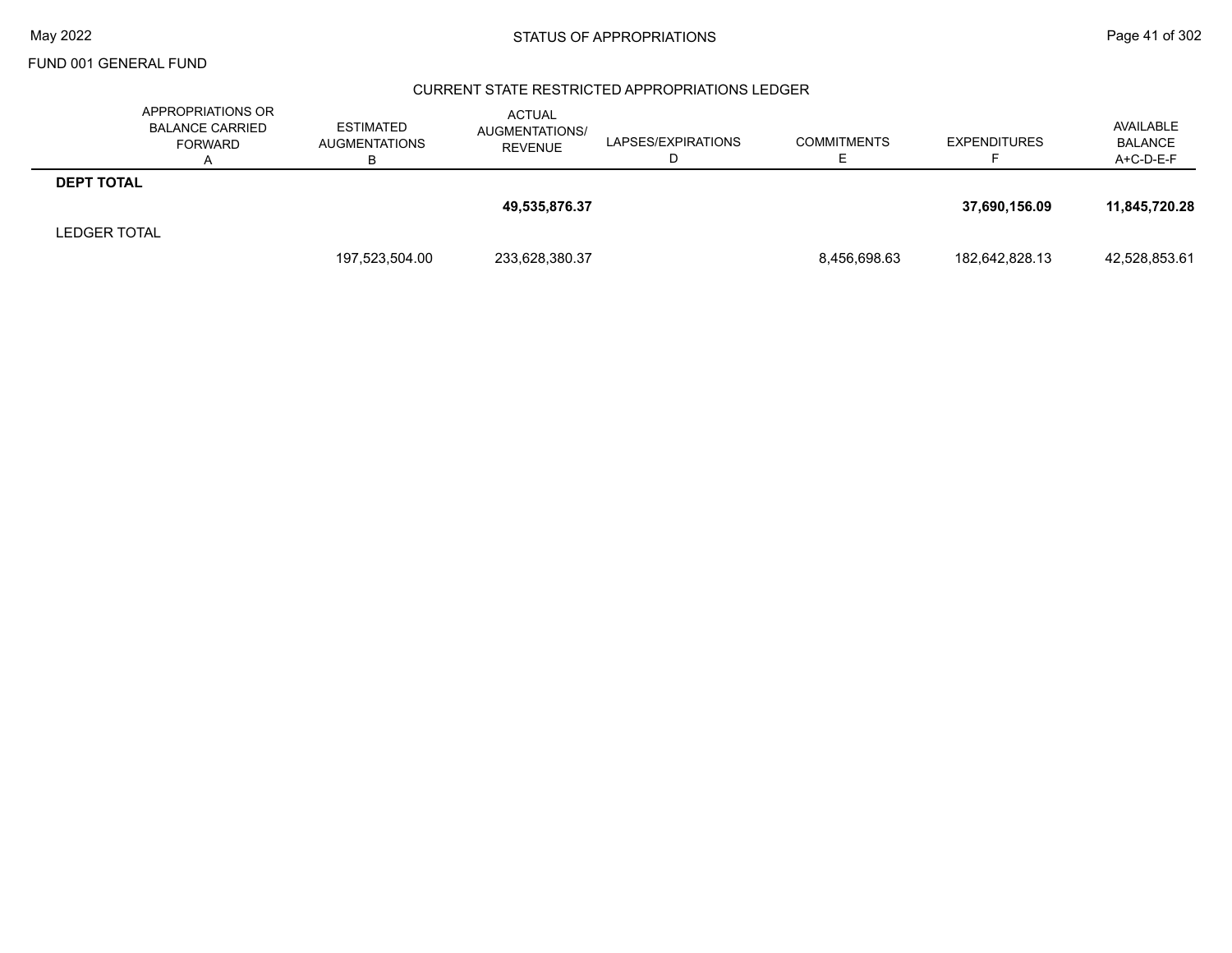## CURRENT STATE RESTRICTED APPROPRIATIONS LEDGER

| | APPROPRIATIONS OR BALANCE CARRIED FORWARD A | ESTIMATED AUGMENTATIONS B | ACTUAL AUGMENTATIONS/ REVENUE | LAPSES/EXPIRATIONS D | COMMITMENTS E | EXPENDITURES F | AVAILABLE BALANCE A+C-D-E-F |
|---|---|---|---|---|---|---|---|
| **DEPT TOTAL** | | | **49,535,876.37** | | | **37,690,156.09** | **11,845,720.28** |
| LEDGER TOTAL | | 197,523,504.00 | 233,628,380.37 | | 8,456,698.63 | 182,642,828.13 | 42,528,853.61 |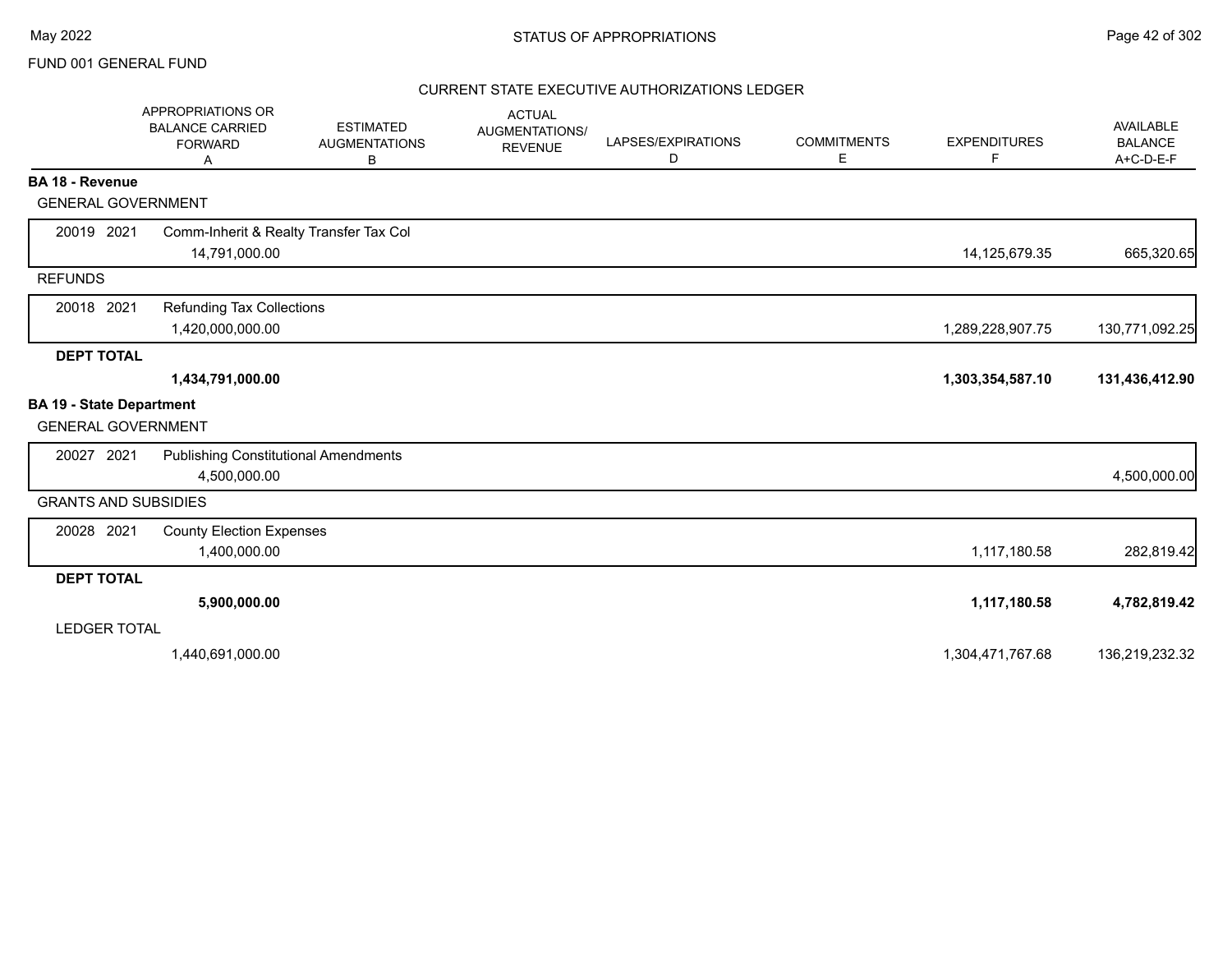# STATUS OF APPROPRIATIONS

FUND 001 GENERAL FUND

## CURRENT STATE EXECUTIVE AUTHORIZATIONS LEDGER

| | APPROPRIATIONS OR BALANCE CARRIED FORWARD A | ESTIMATED AUGMENTATIONS B | ACTUAL AUGMENTATIONS/ REVENUE | LAPSES/EXPIRATIONS D | COMMITMENTS E | EXPENDITURES F | AVAILABLE BALANCE A+C-D-E-F |
|---|---|---|---|---|---|---|---|
| **BA 18 - Revenue** | | | | | | | |
| GENERAL GOVERNMENT | | | | | | | |
| 20019 2021 Comm-Inherit & Realty Transfer Tax Col | 14,791,000.00 | | | | | 14,125,679.35 | 665,320.65 |
| REFUNDS | | | | | | | |
| 20018 2021 Refunding Tax Collections | 1,420,000,000.00 | | | | | 1,289,228,907.75 | 130,771,092.25 |
| **DEPT TOTAL** | **1,434,791,000.00** | | | | | **1,303,354,587.10** | **131,436,412.90** |
| **BA 19 - State Department** | | | | | | | |
| GENERAL GOVERNMENT | | | | | | | |
| 20027 2021 Publishing Constitutional Amendments | 4,500,000.00 | | | | | | 4,500,000.00 |
| GRANTS AND SUBSIDIES | | | | | | | |
| 20028 2021 County Election Expenses | 1,400,000.00 | | | | | 1,117,180.58 | 282,819.42 |
| **DEPT TOTAL** | **5,900,000.00** | | | | | **1,117,180.58** | **4,782,819.42** |
| LEDGER TOTAL | 1,440,691,000.00 | | | | | 1,304,471,767.68 | 136,219,232.32 |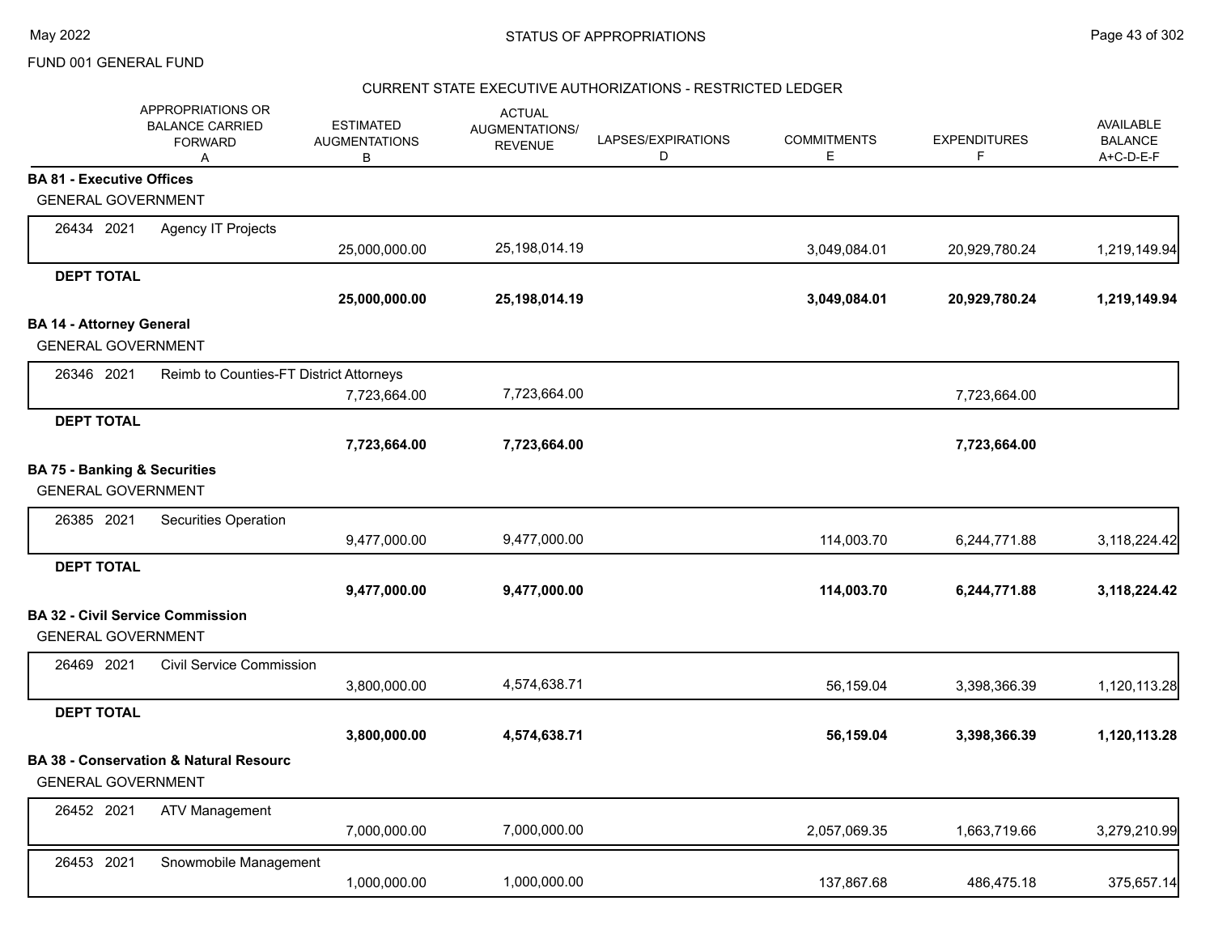FUND 001 GENERAL FUND

## CURRENT STATE EXECUTIVE AUTHORIZATIONS - RESTRICTED LEDGER

| | APPROPRIATIONS OR BALANCE CARRIED FORWARD A | ESTIMATED AUGMENTATIONS B | ACTUAL AUGMENTATIONS/ REVENUE C | LAPSES/EXPIRATIONS D | COMMITMENTS E | EXPENDITURES F | AVAILABLE BALANCE A+C-D-E-F |
|---|---|---|---|---|---|---|---|
| **BA 81 - Executive Offices** | | | | | | | |
| GENERAL GOVERNMENT | | | | | | | |
| 26434 2021 Agency IT Projects | | 25,000,000.00 | 25,198,014.19 | | 3,049,084.01 | 20,929,780.24 | 1,219,149.94 |
| **DEPT TOTAL** | | **25,000,000.00** | **25,198,014.19** | | **3,049,084.01** | **20,929,780.24** | **1,219,149.94** |
| **BA 14 - Attorney General** | | | | | | | |
| GENERAL GOVERNMENT | | | | | | | |
| 26346 2021 Reimb to Counties-FT District Attorneys | | 7,723,664.00 | 7,723,664.00 | | | 7,723,664.00 | |
| **DEPT TOTAL** | | **7,723,664.00** | **7,723,664.00** | | | **7,723,664.00** | |
| **BA 75 - Banking & Securities** | | | | | | | |
| GENERAL GOVERNMENT | | | | | | | |
| 26385 2021 Securities Operation | | 9,477,000.00 | 9,477,000.00 | | 114,003.70 | 6,244,771.88 | 3,118,224.42 |
| **DEPT TOTAL** | | **9,477,000.00** | **9,477,000.00** | | **114,003.70** | **6,244,771.88** | **3,118,224.42** |
| **BA 32 - Civil Service Commission** | | | | | | | |
| GENERAL GOVERNMENT | | | | | | | |
| 26469 2021 Civil Service Commission | | 3,800,000.00 | 4,574,638.71 | | 56,159.04 | 3,398,366.39 | 1,120,113.28 |
| **DEPT TOTAL** | | **3,800,000.00** | **4,574,638.71** | | **56,159.04** | **3,398,366.39** | **1,120,113.28** |
| **BA 38 - Conservation & Natural Resourc** | | | | | | | |
| GENERAL GOVERNMENT | | | | | | | |
| 26452 2021 ATV Management | | 7,000,000.00 | 7,000,000.00 | | 2,057,069.35 | 1,663,719.66 | 3,279,210.99 |
| 26453 2021 Snowmobile Management | | 1,000,000.00 | 1,000,000.00 | | 137,867.68 | 486,475.18 | 375,657.14 |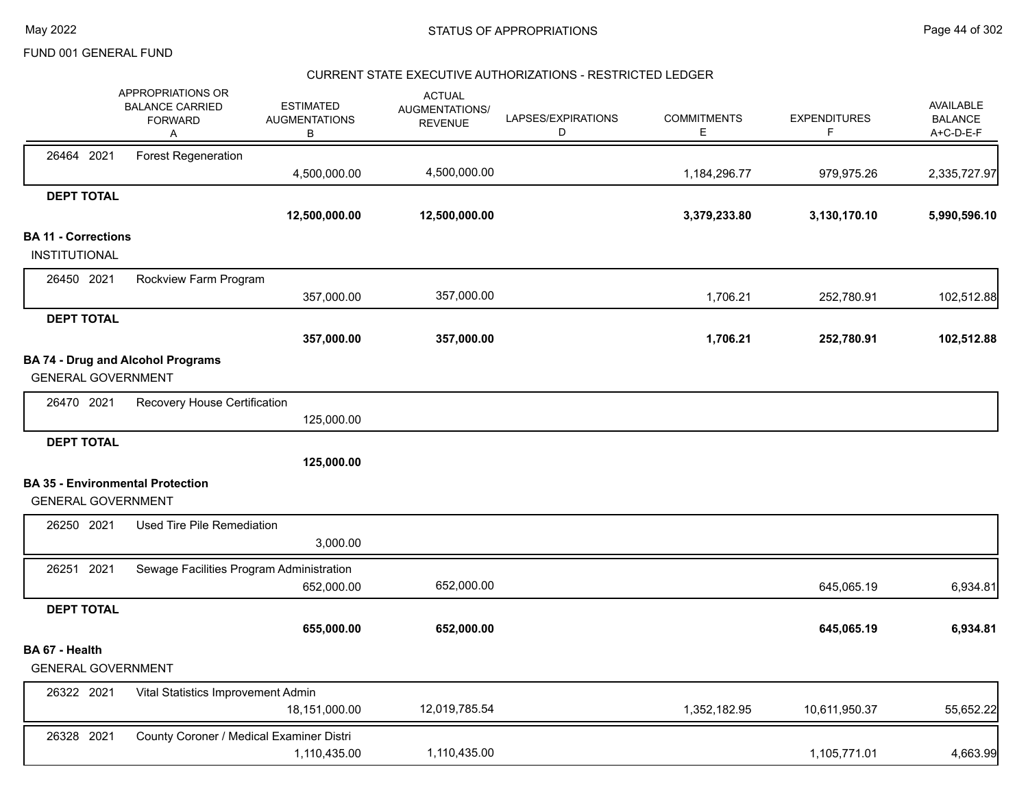FUND 001 GENERAL FUND

CURRENT STATE EXECUTIVE AUTHORIZATIONS - RESTRICTED LEDGER

| | APPROPRIATIONS OR BALANCE CARRIED FORWARD A | ESTIMATED AUGMENTATIONS B | ACTUAL AUGMENTATIONS/ REVENUE | LAPSES/EXPIRATIONS D | COMMITMENTS E | EXPENDITURES F | AVAILABLE BALANCE A+C-D-E-F |
|---|---|---|---|---|---|---|---|
| 26464 2021 | Forest Regeneration | 4,500,000.00 | 4,500,000.00 | | 1,184,296.77 | 979,975.26 | 2,335,727.97 |
| **DEPT TOTAL** | | **12,500,000.00** | **12,500,000.00** | | **3,379,233.80** | **3,130,170.10** | **5,990,596.10** |

**BA 11 - Corrections**

INSTITUTIONAL

| | APPROPRIATIONS OR BALANCE CARRIED FORWARD A | ESTIMATED AUGMENTATIONS B | ACTUAL AUGMENTATIONS/ REVENUE | LAPSES/EXPIRATIONS D | COMMITMENTS E | EXPENDITURES F | AVAILABLE BALANCE A+C-D-E-F |
|---|---|---|---|---|---|---|---|
| 26450 2021 | Rockview Farm Program | 357,000.00 | 357,000.00 | | 1,706.21 | 252,780.91 | 102,512.88 |
| **DEPT TOTAL** | | **357,000.00** | **357,000.00** | | **1,706.21** | **252,780.91** | **102,512.88** |

**BA 74 - Drug and Alcohol Programs**

GENERAL GOVERNMENT

| | APPROPRIATIONS OR BALANCE CARRIED FORWARD A | ESTIMATED AUGMENTATIONS B | ACTUAL AUGMENTATIONS/ REVENUE | LAPSES/EXPIRATIONS D | COMMITMENTS E | EXPENDITURES F | AVAILABLE BALANCE A+C-D-E-F |
|---|---|---|---|---|---|---|---|
| 26470 2021 | Recovery House Certification | 125,000.00 | | | | | |
| **DEPT TOTAL** | | **125,000.00** | | | | | |

**BA 35 - Environmental Protection**

GENERAL GOVERNMENT

| | APPROPRIATIONS OR BALANCE CARRIED FORWARD A | ESTIMATED AUGMENTATIONS B | ACTUAL AUGMENTATIONS/ REVENUE | LAPSES/EXPIRATIONS D | COMMITMENTS E | EXPENDITURES F | AVAILABLE BALANCE A+C-D-E-F |
|---|---|---|---|---|---|---|---|
| 26250 2021 | Used Tire Pile Remediation | 3,000.00 | | | | | |
| 26251 2021 | Sewage Facilities Program Administration | 652,000.00 | 652,000.00 | | | 645,065.19 | 6,934.81 |
| **DEPT TOTAL** | | **655,000.00** | **652,000.00** | | | **645,065.19** | **6,934.81** |

**BA 67 - Health**

GENERAL GOVERNMENT

| | APPROPRIATIONS OR BALANCE CARRIED FORWARD A | ESTIMATED AUGMENTATIONS B | ACTUAL AUGMENTATIONS/ REVENUE | LAPSES/EXPIRATIONS D | COMMITMENTS E | EXPENDITURES F | AVAILABLE BALANCE A+C-D-E-F |
|---|---|---|---|---|---|---|---|
| 26322 2021 | Vital Statistics Improvement Admin | 18,151,000.00 | 12,019,785.54 | | 1,352,182.95 | 10,611,950.37 | 55,652.22 |
| 26328 2021 | County Coroner / Medical Examiner Distri | 1,110,435.00 | 1,110,435.00 | | | 1,105,771.01 | 4,663.99 |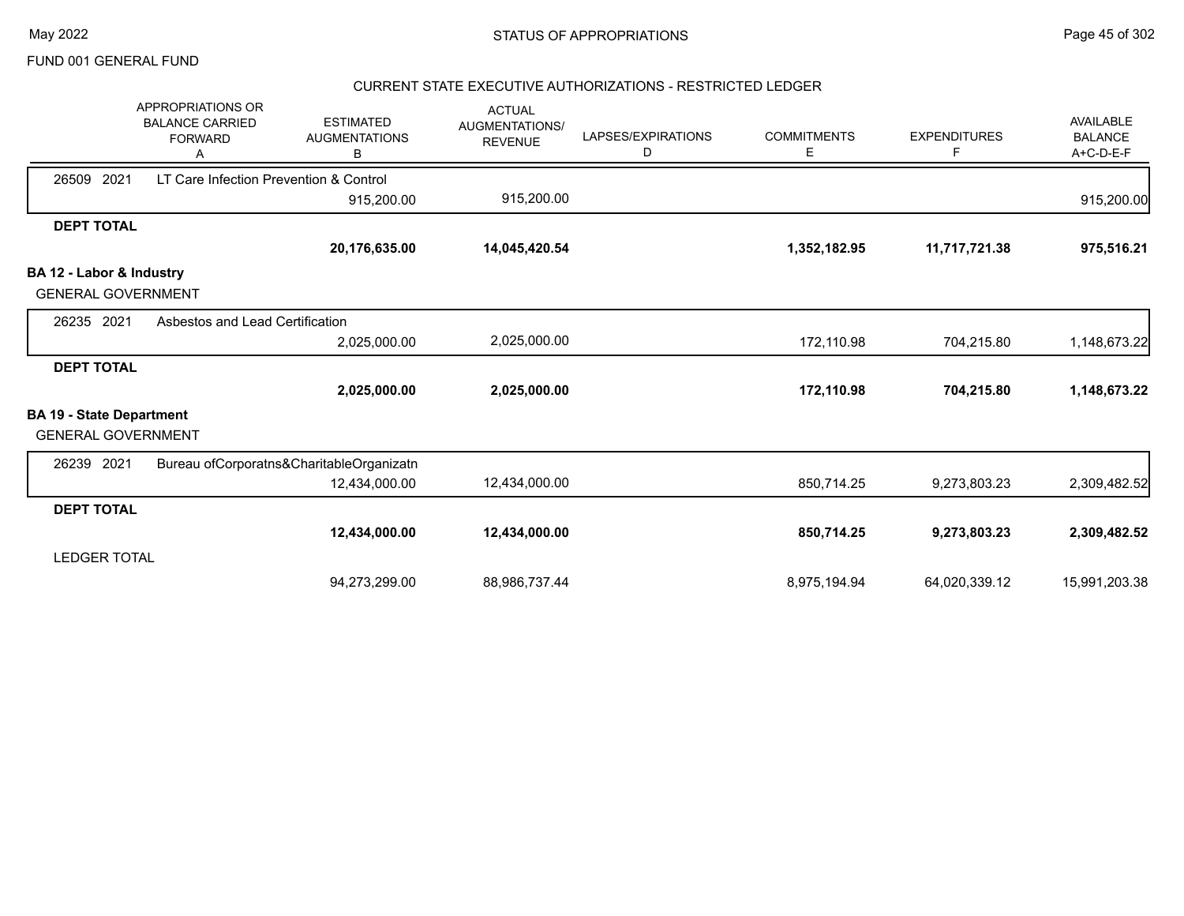FUND 001 GENERAL FUND

## STATUS OF APPROPRIATIONS

### CURRENT STATE EXECUTIVE AUTHORIZATIONS - RESTRICTED LEDGER

| | APPROPRIATIONS OR BALANCE CARRIED FORWARD A | ESTIMATED AUGMENTATIONS B | ACTUAL AUGMENTATIONS/ REVENUE | LAPSES/EXPIRATIONS D | COMMITMENTS E | EXPENDITURES F | AVAILABLE BALANCE A+C-D-E-F |
|---|---|---|---|---|---|---|---|
| 26509 2021 LT Care Infection Prevention & Control | | | | | | | |
| | | 915,200.00 | 915,200.00 | | | | 915,200.00 |
| **DEPT TOTAL** | | | | | | | |
| | | **20,176,635.00** | **14,045,420.54** | | **1,352,182.95** | **11,717,721.38** | **975,516.21** |
| **BA 12 - Labor & Industry** | | | | | | | |
| GENERAL GOVERNMENT | | | | | | | |
| 26235 2021 Asbestos and Lead Certification | | | | | | | |
| | | 2,025,000.00 | 2,025,000.00 | | 172,110.98 | 704,215.80 | 1,148,673.22 |
| **DEPT TOTAL** | | | | | | | |
| | | **2,025,000.00** | **2,025,000.00** | | **172,110.98** | **704,215.80** | **1,148,673.22** |
| **BA 19 - State Department** | | | | | | | |
| GENERAL GOVERNMENT | | | | | | | |
| 26239 2021 Bureau ofCorporatns&CharitableOrganizatn | | | | | | | |
| | | 12,434,000.00 | 12,434,000.00 | | 850,714.25 | 9,273,803.23 | 2,309,482.52 |
| **DEPT TOTAL** | | | | | | | |
| | | **12,434,000.00** | **12,434,000.00** | | **850,714.25** | **9,273,803.23** | **2,309,482.52** |
| LEDGER TOTAL | | | | | | | |
| | | 94,273,299.00 | 88,986,737.44 | | 8,975,194.94 | 64,020,339.12 | 15,991,203.38 |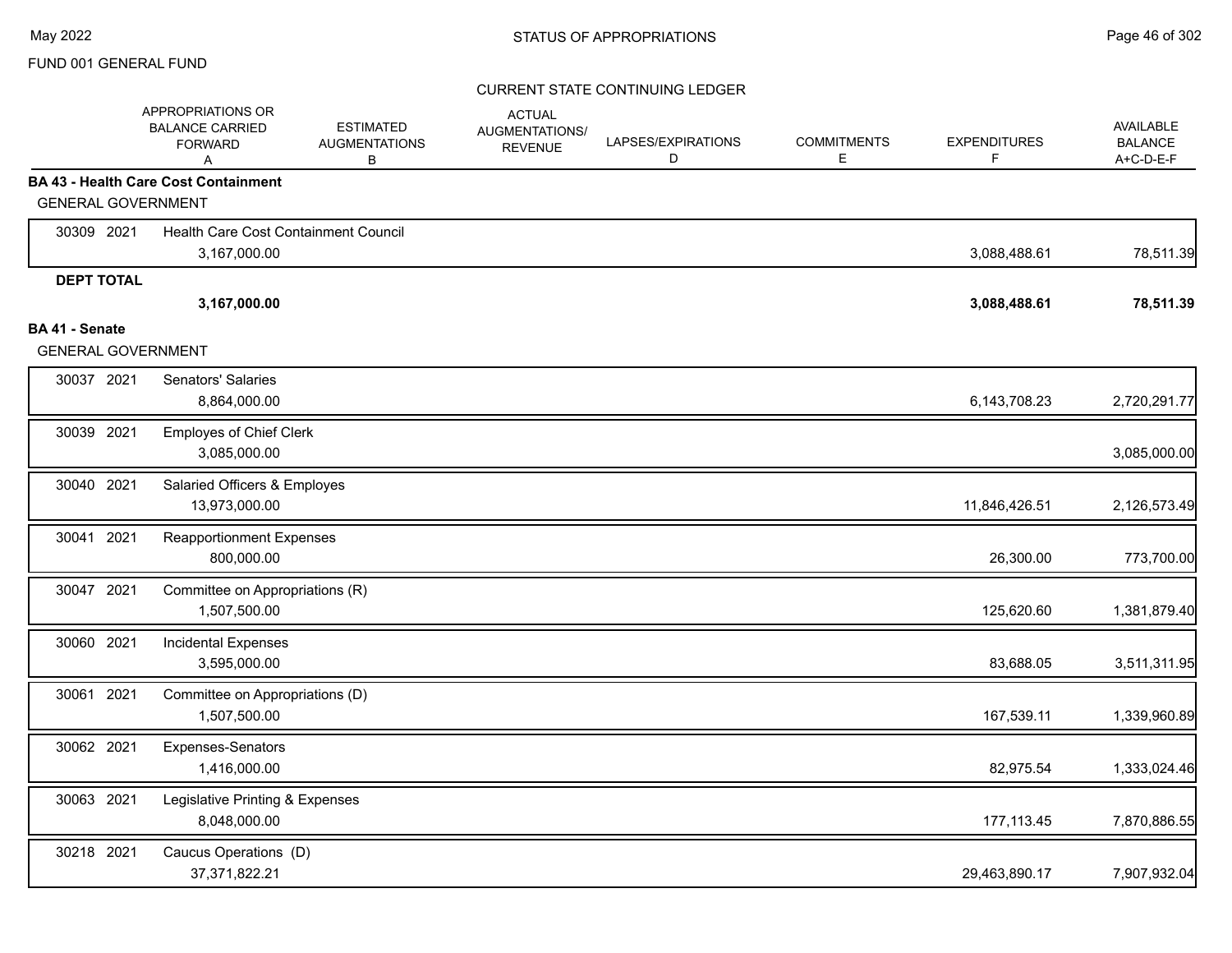FUND 001 GENERAL FUND

STATUS OF APPROPRIATIONS

CURRENT STATE CONTINUING LEDGER

| | APPROPRIATIONS OR BALANCE CARRIED FORWARD A | ESTIMATED AUGMENTATIONS B | ACTUAL AUGMENTATIONS/ REVENUE | LAPSES/EXPIRATIONS D | COMMITMENTS E | EXPENDITURES F | AVAILABLE BALANCE A+C-D-E-F |
|---|---|---|---|---|---|---|---|
| **BA 43 - Health Care Cost Containment** | | | | | | | |
| GENERAL GOVERNMENT | | | | | | | |
| 30309 2021 Health Care Cost Containment Council | 3,167,000.00 | | | | | 3,088,488.61 | 78,511.39 |
| **DEPT TOTAL** | **3,167,000.00** | | | | | **3,088,488.61** | **78,511.39** |
| **BA 41 - Senate** | | | | | | | |
| GENERAL GOVERNMENT | | | | | | | |
| 30037 2021 Senators' Salaries | 8,864,000.00 | | | | | 6,143,708.23 | 2,720,291.77 |
| 30039 2021 Employes of Chief Clerk | 3,085,000.00 | | | | | | 3,085,000.00 |
| 30040 2021 Salaried Officers & Employes | 13,973,000.00 | | | | | 11,846,426.51 | 2,126,573.49 |
| 30041 2021 Reapportionment Expenses | 800,000.00 | | | | | 26,300.00 | 773,700.00 |
| 30047 2021 Committee on Appropriations (R) | 1,507,500.00 | | | | | 125,620.60 | 1,381,879.40 |
| 30060 2021 Incidental Expenses | 3,595,000.00 | | | | | 83,688.05 | 3,511,311.95 |
| 30061 2021 Committee on Appropriations (D) | 1,507,500.00 | | | | | 167,539.11 | 1,339,960.89 |
| 30062 2021 Expenses-Senators | 1,416,000.00 | | | | | 82,975.54 | 1,333,024.46 |
| 30063 2021 Legislative Printing & Expenses | 8,048,000.00 | | | | | 177,113.45 | 7,870,886.55 |
| 30218 2021 Caucus Operations (D) | 37,371,822.21 | | | | | 29,463,890.17 | 7,907,932.04 |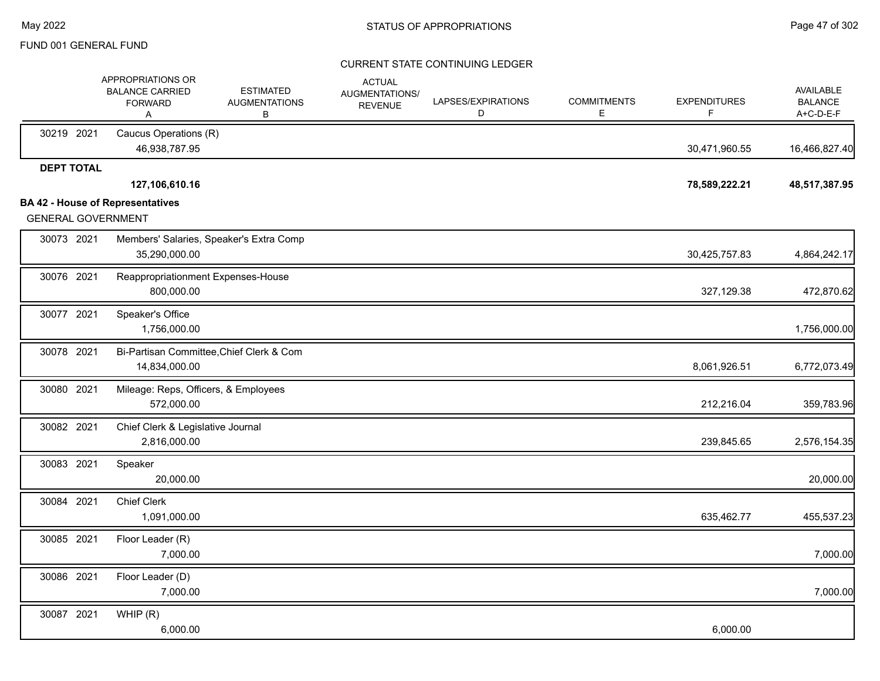FUND 001 GENERAL FUND

STATUS OF APPROPRIATIONS

CURRENT STATE CONTINUING LEDGER

| | | APPROPRIATIONS OR BALANCE CARRIED FORWARD A | ESTIMATED AUGMENTATIONS B | ACTUAL AUGMENTATIONS/ REVENUE | LAPSES/EXPIRATIONS D | COMMITMENTS E | EXPENDITURES F | AVAILABLE BALANCE A+C-D-E-F |
|---|---|---|---|---|---|---|---|---|
| 30219 | 2021 | Caucus Operations (R) | | | | | | |
| | | 46,938,787.95 | | | | | 30,471,960.55 | 16,466,827.40 |
| **DEPT TOTAL** | | | | | | | | |
| | | **127,106,610.16** | | | | | **78,589,222.21** | **48,517,387.95** |

**BA 42 - House of Representatives**

GENERAL GOVERNMENT

| | | APPROPRIATIONS OR BALANCE CARRIED FORWARD A | ESTIMATED AUGMENTATIONS B | ACTUAL AUGMENTATIONS/ REVENUE | LAPSES/EXPIRATIONS D | COMMITMENTS E | EXPENDITURES F | AVAILABLE BALANCE A+C-D-E-F |
|---|---|---|---|---|---|---|---|---|
| 30073 | 2021 | Members' Salaries, Speaker's Extra Comp | | | | | | |
| | | 35,290,000.00 | | | | | 30,425,757.83 | 4,864,242.17 |
| 30076 | 2021 | Reappropriationment Expenses-House | | | | | | |
| | | 800,000.00 | | | | | 327,129.38 | 472,870.62 |
| 30077 | 2021 | Speaker's Office | | | | | | |
| | | 1,756,000.00 | | | | | | 1,756,000.00 |
| 30078 | 2021 | Bi-Partisan Committee,Chief Clerk & Com | | | | | | |
| | | 14,834,000.00 | | | | | 8,061,926.51 | 6,772,073.49 |
| 30080 | 2021 | Mileage: Reps, Officers, & Employees | | | | | | |
| | | 572,000.00 | | | | | 212,216.04 | 359,783.96 |
| 30082 | 2021 | Chief Clerk & Legislative Journal | | | | | | |
| | | 2,816,000.00 | | | | | 239,845.65 | 2,576,154.35 |
| 30083 | 2021 | Speaker | | | | | | |
| | | 20,000.00 | | | | | | 20,000.00 |
| 30084 | 2021 | Chief Clerk | | | | | | |
| | | 1,091,000.00 | | | | | 635,462.77 | 455,537.23 |
| 30085 | 2021 | Floor Leader (R) | | | | | | |
| | | 7,000.00 | | | | | | 7,000.00 |
| 30086 | 2021 | Floor Leader (D) | | | | | | |
| | | 7,000.00 | | | | | | 7,000.00 |
| 30087 | 2021 | WHIP (R) | | | | | | |
| | | 6,000.00 | | | | | 6,000.00 | |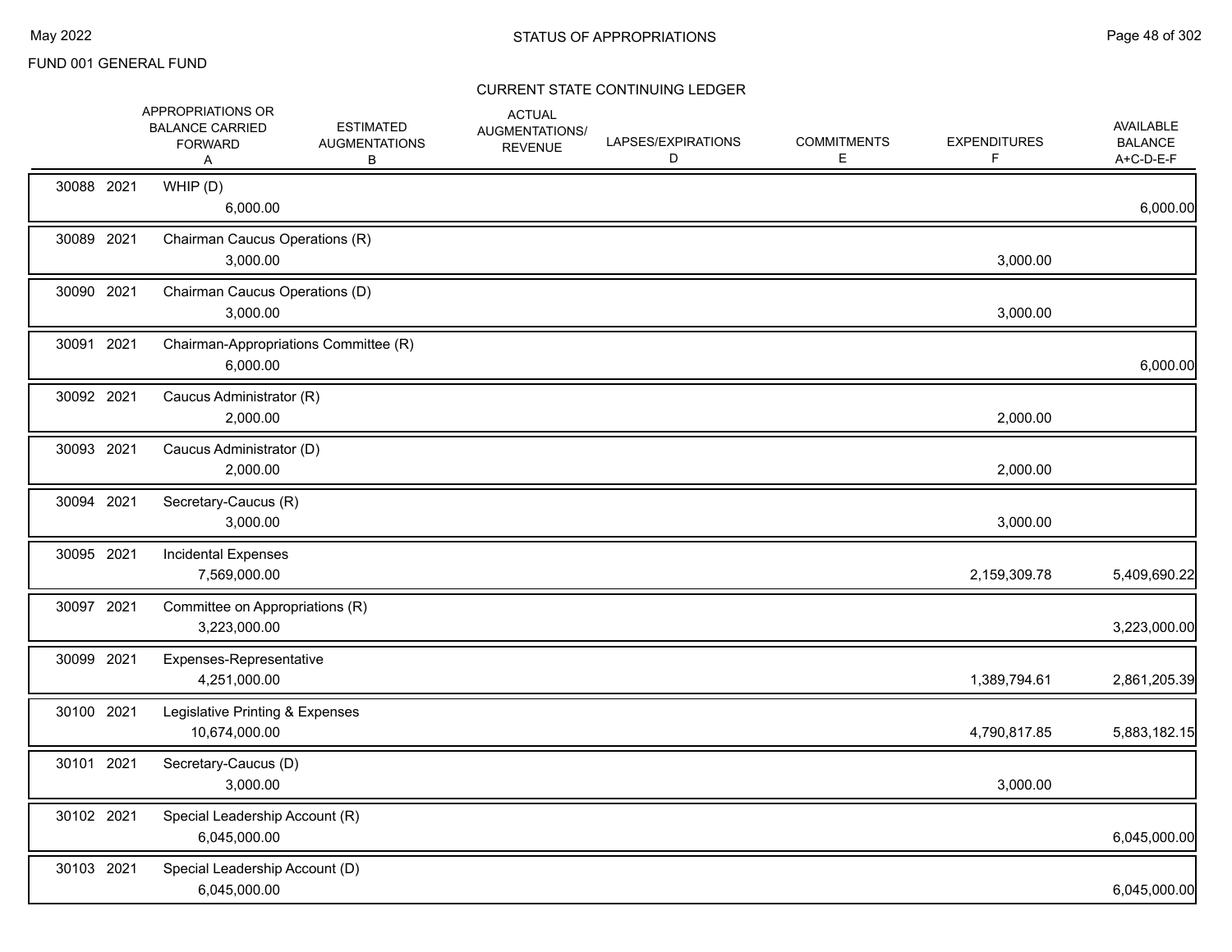FUND 001 GENERAL FUND

STATUS OF APPROPRIATIONS

CURRENT STATE CONTINUING LEDGER

| | | | APPROPRIATIONS OR BALANCE CARRIED FORWARD A | ESTIMATED AUGMENTATIONS B | ACTUAL AUGMENTATIONS/ REVENUE | LAPSES/EXPIRATIONS D | COMMITMENTS E | EXPENDITURES F | AVAILABLE BALANCE A+C-D-E-F |
|---|---|---|---|---|---|---|---|---|---|
| 30088 | 2021 | WHIP (D) | 6,000.00 | | | | | | 6,000.00 |
| 30089 | 2021 | Chairman Caucus Operations (R) | 3,000.00 | | | | | 3,000.00 | |
| 30090 | 2021 | Chairman Caucus Operations (D) | 3,000.00 | | | | | 3,000.00 | |
| 30091 | 2021 | Chairman-Appropriations Committee (R) | 6,000.00 | | | | | | 6,000.00 |
| 30092 | 2021 | Caucus Administrator (R) | 2,000.00 | | | | | 2,000.00 | |
| 30093 | 2021 | Caucus Administrator (D) | 2,000.00 | | | | | 2,000.00 | |
| 30094 | 2021 | Secretary-Caucus (R) | 3,000.00 | | | | | 3,000.00 | |
| 30095 | 2021 | Incidental Expenses | 7,569,000.00 | | | | | 2,159,309.78 | 5,409,690.22 |
| 30097 | 2021 | Committee on Appropriations (R) | 3,223,000.00 | | | | | | 3,223,000.00 |
| 30099 | 2021 | Expenses-Representative | 4,251,000.00 | | | | | 1,389,794.61 | 2,861,205.39 |
| 30100 | 2021 | Legislative Printing & Expenses | 10,674,000.00 | | | | | 4,790,817.85 | 5,883,182.15 |
| 30101 | 2021 | Secretary-Caucus (D) | 3,000.00 | | | | | 3,000.00 | |
| 30102 | 2021 | Special Leadership Account (R) | 6,045,000.00 | | | | | | 6,045,000.00 |
| 30103 | 2021 | Special Leadership Account (D) | 6,045,000.00 | | | | | | 6,045,000.00 |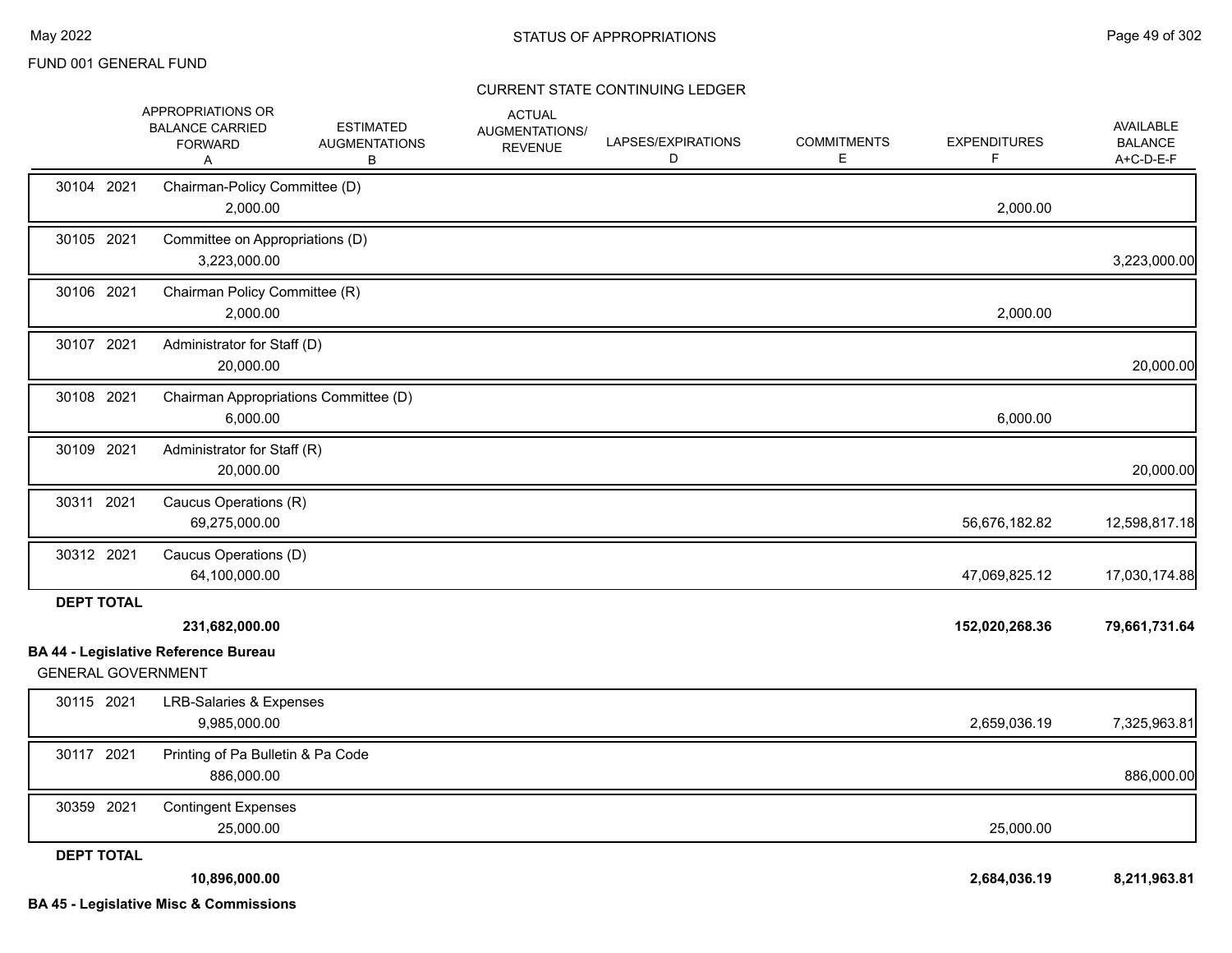FUND 001 GENERAL FUND

STATUS OF APPROPRIATIONS

CURRENT STATE CONTINUING LEDGER

| | APPROPRIATIONS OR BALANCE CARRIED FORWARD A | ESTIMATED AUGMENTATIONS B | ACTUAL AUGMENTATIONS/ REVENUE | LAPSES/EXPIRATIONS D | COMMITMENTS E | EXPENDITURES F | AVAILABLE BALANCE A+C-D-E-F |
|---|---|---|---|---|---|---|---|
| 30104 2021 Chairman-Policy Committee (D) | 2,000.00 | | | | | 2,000.00 | |
| 30105 2021 Committee on Appropriations (D) | 3,223,000.00 | | | | | | 3,223,000.00 |
| 30106 2021 Chairman Policy Committee (R) | 2,000.00 | | | | | 2,000.00 | |
| 30107 2021 Administrator for Staff (D) | 20,000.00 | | | | | | 20,000.00 |
| 30108 2021 Chairman Appropriations Committee (D) | 6,000.00 | | | | | 6,000.00 | |
| 30109 2021 Administrator for Staff (R) | 20,000.00 | | | | | | 20,000.00 |
| 30311 2021 Caucus Operations (R) | 69,275,000.00 | | | | | 56,676,182.82 | 12,598,817.18 |
| 30312 2021 Caucus Operations (D) | 64,100,000.00 | | | | | 47,069,825.12 | 17,030,174.88 |
| **DEPT TOTAL** | **231,682,000.00** | | | | | **152,020,268.36** | **79,661,731.64** |

**BA 44 - Legislative Reference Bureau**

GENERAL GOVERNMENT

| | APPROPRIATIONS OR BALANCE CARRIED FORWARD A | ESTIMATED AUGMENTATIONS B | ACTUAL AUGMENTATIONS/ REVENUE | LAPSES/EXPIRATIONS D | COMMITMENTS E | EXPENDITURES F | AVAILABLE BALANCE A+C-D-E-F |
|---|---|---|---|---|---|---|---|
| 30115 2021 LRB-Salaries & Expenses | 9,985,000.00 | | | | | 2,659,036.19 | 7,325,963.81 |
| 30117 2021 Printing of Pa Bulletin & Pa Code | 886,000.00 | | | | | | 886,000.00 |
| 30359 2021 Contingent Expenses | 25,000.00 | | | | | 25,000.00 | |
| **DEPT TOTAL** | **10,896,000.00** | | | | | **2,684,036.19** | **8,211,963.81** |

**BA 45 - Legislative Misc & Commissions**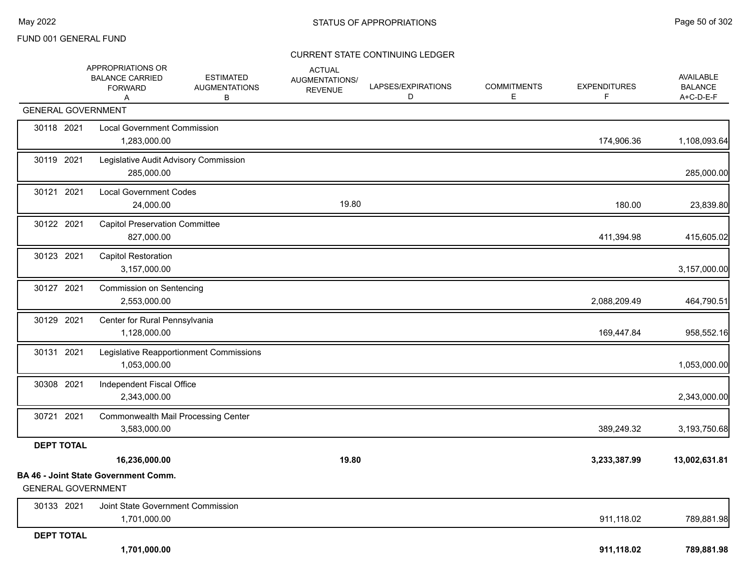FUND 001 GENERAL FUND

## STATUS OF APPROPRIATIONS

### CURRENT STATE CONTINUING LEDGER

| | | APPROPRIATIONS OR BALANCE CARRIED FORWARD A | ESTIMATED AUGMENTATIONS B | ACTUAL AUGMENTATIONS/ REVENUE | LAPSES/EXPIRATIONS D | COMMITMENTS E | EXPENDITURES F | AVAILABLE BALANCE A+C-D-E-F |
|---|---|---|---|---|---|---|---|---|
| **GENERAL GOVERNMENT** | | | | | | | | |
| 30118 2021 | Local Government Commission | 1,283,000.00 | | | | | 174,906.36 | 1,108,093.64 |
| 30119 2021 | Legislative Audit Advisory Commission | 285,000.00 | | | | | | 285,000.00 |
| 30121 2021 | Local Government Codes | 24,000.00 | | 19.80 | | | 180.00 | 23,839.80 |
| 30122 2021 | Capitol Preservation Committee | 827,000.00 | | | | | 411,394.98 | 415,605.02 |
| 30123 2021 | Capitol Restoration | 3,157,000.00 | | | | | | 3,157,000.00 |
| 30127 2021 | Commission on Sentencing | 2,553,000.00 | | | | | 2,088,209.49 | 464,790.51 |
| 30129 2021 | Center for Rural Pennsylvania | 1,128,000.00 | | | | | 169,447.84 | 958,552.16 |
| 30131 2021 | Legislative Reapportionment Commissions | 1,053,000.00 | | | | | | 1,053,000.00 |
| 30308 2021 | Independent Fiscal Office | 2,343,000.00 | | | | | | 2,343,000.00 |
| 30721 2021 | Commonwealth Mail Processing Center | 3,583,000.00 | | | | | 389,249.32 | 3,193,750.68 |
| **DEPT TOTAL** | | **16,236,000.00** | | **19.80** | | | **3,233,387.99** | **13,002,631.81** |

**BA 46 - Joint State Government Comm.**

| | | APPROPRIATIONS OR BALANCE CARRIED FORWARD A | ESTIMATED AUGMENTATIONS B | ACTUAL AUGMENTATIONS/ REVENUE | LAPSES/EXPIRATIONS D | COMMITMENTS E | EXPENDITURES F | AVAILABLE BALANCE A+C-D-E-F |
|---|---|---|---|---|---|---|---|---|
| **GENERAL GOVERNMENT** | | | | | | | | |
| 30133 2021 | Joint State Government Commission | 1,701,000.00 | | | | | 911,118.02 | 789,881.98 |
| **DEPT TOTAL** | | **1,701,000.00** | | | | | **911,118.02** | **789,881.98** |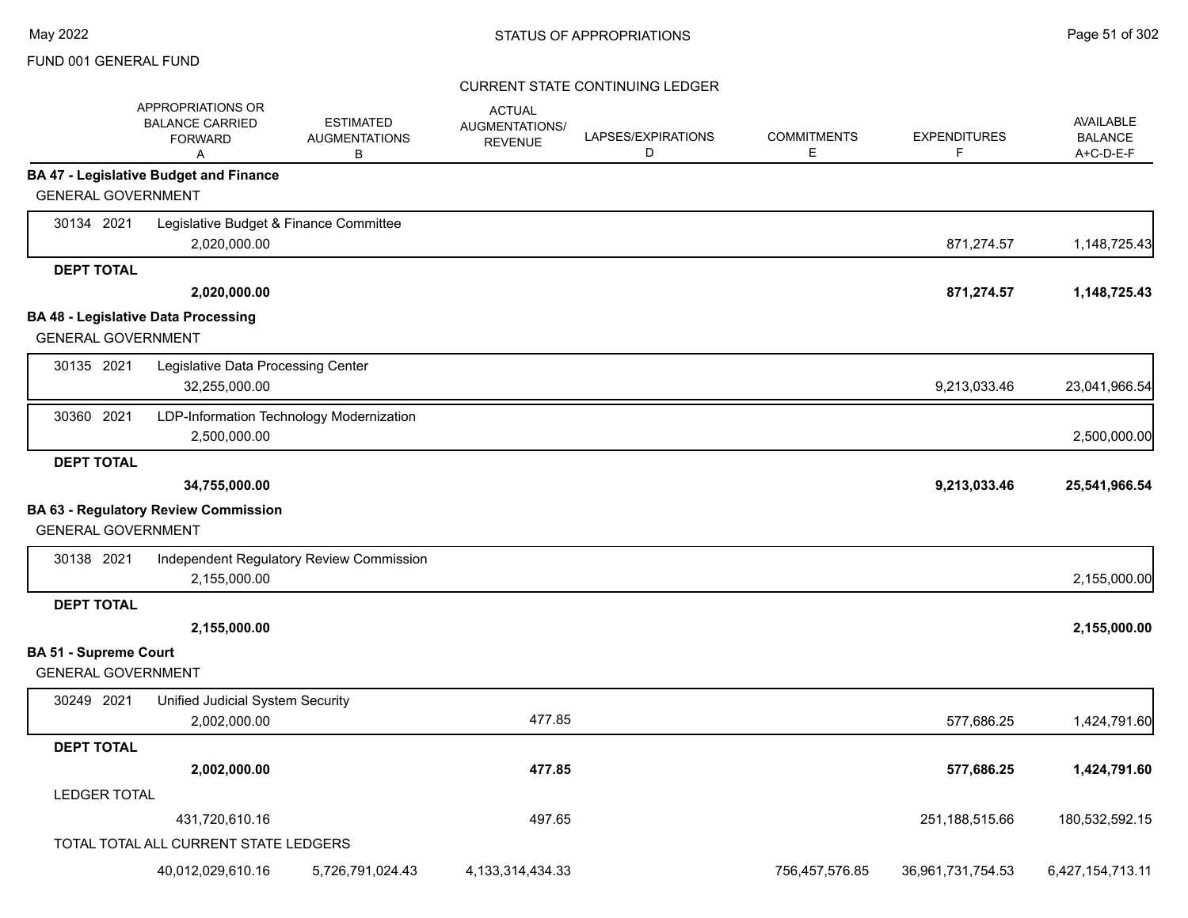FUND 001 GENERAL FUND

STATUS OF APPROPRIATIONS

CURRENT STATE CONTINUING LEDGER

| | APPROPRIATIONS OR BALANCE CARRIED FORWARD A | ESTIMATED AUGMENTATIONS B | ACTUAL AUGMENTATIONS/ REVENUE | LAPSES/EXPIRATIONS D | COMMITMENTS E | EXPENDITURES F | AVAILABLE BALANCE A+C-D-E-F |
|---|---|---|---|---|---|---|---|
| **BA 47 - Legislative Budget and Finance** | | | | | | | |
| GENERAL GOVERNMENT | | | | | | | |
| 30134 2021 Legislative Budget & Finance Committee | 2,020,000.00 | | | | | 871,274.57 | 1,148,725.43 |
| **DEPT TOTAL** | **2,020,000.00** | | | | | **871,274.57** | **1,148,725.43** |
| **BA 48 - Legislative Data Processing** | | | | | | | |
| GENERAL GOVERNMENT | | | | | | | |
| 30135 2021 Legislative Data Processing Center | 32,255,000.00 | | | | | 9,213,033.46 | 23,041,966.54 |
| 30360 2021 LDP-Information Technology Modernization | 2,500,000.00 | | | | | | 2,500,000.00 |
| **DEPT TOTAL** | **34,755,000.00** | | | | | **9,213,033.46** | **25,541,966.54** |
| **BA 63 - Regulatory Review Commission** | | | | | | | |
| GENERAL GOVERNMENT | | | | | | | |
| 30138 2021 Independent Regulatory Review Commission | 2,155,000.00 | | | | | | 2,155,000.00 |
| **DEPT TOTAL** | **2,155,000.00** | | | | | | **2,155,000.00** |
| **BA 51 - Supreme Court** | | | | | | | |
| GENERAL GOVERNMENT | | | | | | | |
| 30249 2021 Unified Judicial System Security | 2,002,000.00 | | 477.85 | | | 577,686.25 | 1,424,791.60 |
| **DEPT TOTAL** | **2,002,000.00** | | **477.85** | | | **577,686.25** | **1,424,791.60** |
| LEDGER TOTAL | 431,720,610.16 | | 497.65 | | | 251,188,515.66 | 180,532,592.15 |
| TOTAL TOTAL ALL CURRENT STATE LEDGERS | 40,012,029,610.16 | 5,726,791,024.43 | 4,133,314,434.33 | | 756,457,576.85 | 36,961,731,754.53 | 6,427,154,713.11 |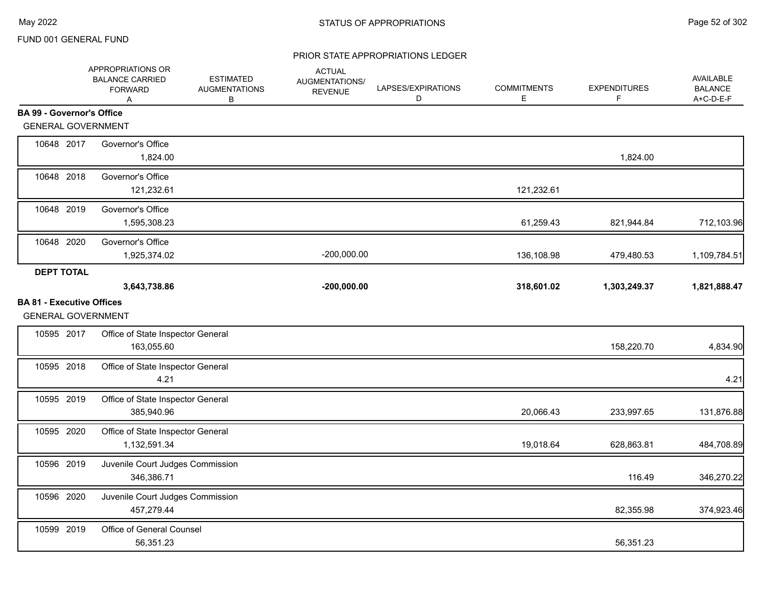FUND 001 GENERAL FUND

## STATUS OF APPROPRIATIONS

### PRIOR STATE APPROPRIATIONS LEDGER

| | APPROPRIATIONS OR BALANCE CARRIED FORWARD A | ESTIMATED AUGMENTATIONS B | ACTUAL AUGMENTATIONS/ REVENUE | LAPSES/EXPIRATIONS D | COMMITMENTS E | EXPENDITURES F | AVAILABLE BALANCE A+C-D-E-F |
|---|---|---|---|---|---|---|---|
| **BA 99 - Governor's Office** | | | | | | | |
| GENERAL GOVERNMENT | | | | | | | |
| 10648 2017 Governor's Office | 1,824.00 | | | | | 1,824.00 | |
| 10648 2018 Governor's Office | 121,232.61 | | | | 121,232.61 | | |
| 10648 2019 Governor's Office | 1,595,308.23 | | | | 61,259.43 | 821,944.84 | 712,103.96 |
| 10648 2020 Governor's Office | 1,925,374.02 | | -200,000.00 | | 136,108.98 | 479,480.53 | 1,109,784.51 |
| **DEPT TOTAL** | **3,643,738.86** | | **-200,000.00** | | **318,601.02** | **1,303,249.37** | **1,821,888.47** |
| **BA 81 - Executive Offices** | | | | | | | |
| GENERAL GOVERNMENT | | | | | | | |
| 10595 2017 Office of State Inspector General | 163,055.60 | | | | | 158,220.70 | 4,834.90 |
| 10595 2018 Office of State Inspector General | 4.21 | | | | | | 4.21 |
| 10595 2019 Office of State Inspector General | 385,940.96 | | | | 20,066.43 | 233,997.65 | 131,876.88 |
| 10595 2020 Office of State Inspector General | 1,132,591.34 | | | | 19,018.64 | 628,863.81 | 484,708.89 |
| 10596 2019 Juvenile Court Judges Commission | 346,386.71 | | | | | 116.49 | 346,270.22 |
| 10596 2020 Juvenile Court Judges Commission | 457,279.44 | | | | | 82,355.98 | 374,923.46 |
| 10599 2019 Office of General Counsel | 56,351.23 | | | | | 56,351.23 | |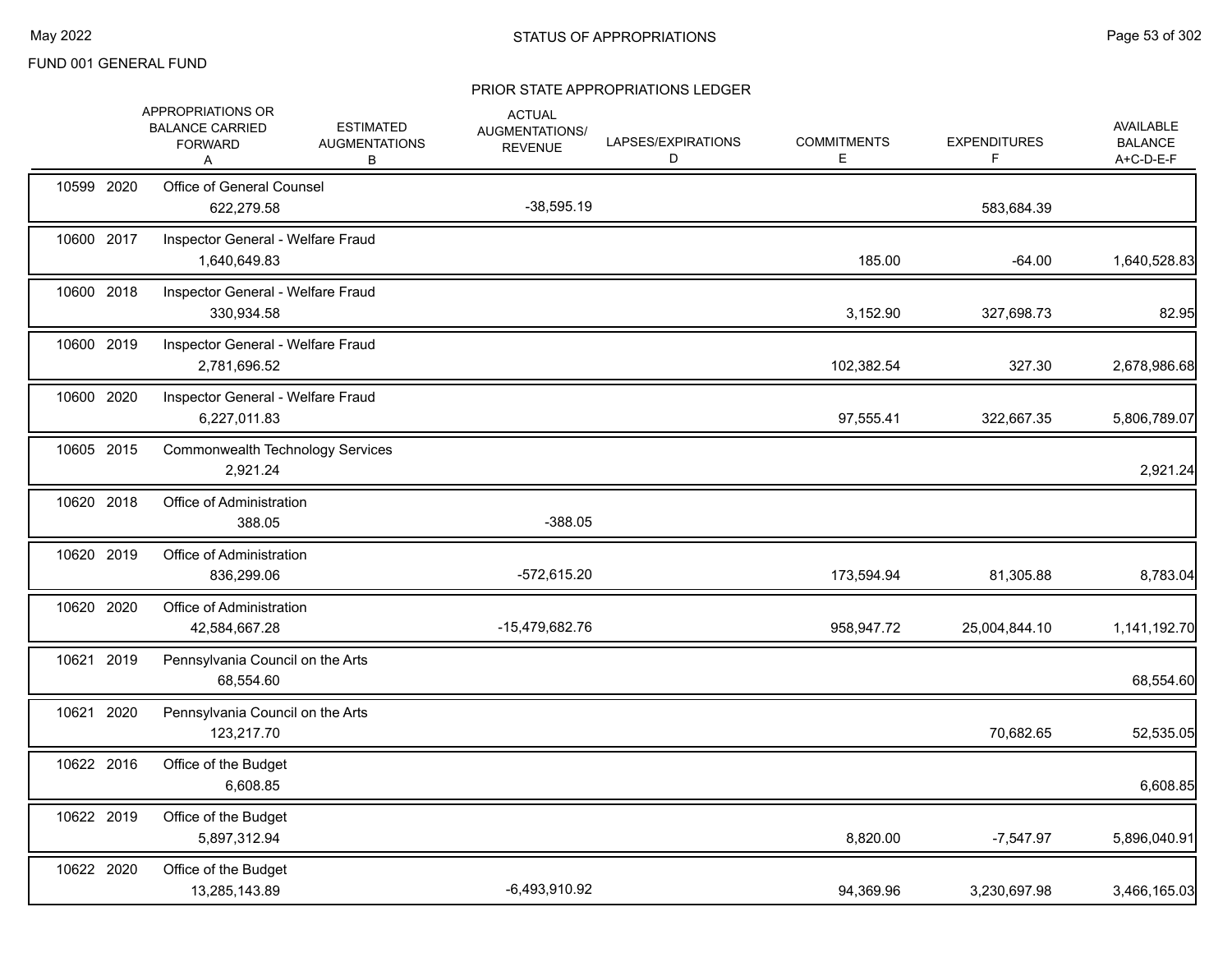FUND 001 GENERAL FUND

# STATUS OF APPROPRIATIONS

## PRIOR STATE APPROPRIATIONS LEDGER

| | | APPROPRIATIONS OR BALANCE CARRIED FORWARD A | ESTIMATED AUGMENTATIONS B | ACTUAL AUGMENTATIONS/ REVENUE | LAPSES/EXPIRATIONS D | COMMITMENTS E | EXPENDITURES F | AVAILABLE BALANCE A+C-D-E-F |
|---|---|---|---|---|---|---|---|---|
| 10599 | 2020 | Office of General Counsel | | | | | | |
| | | 622,279.58 | | -38,595.19 | | | 583,684.39 | |
| 10600 | 2017 | Inspector General - Welfare Fraud | | | | | | |
| | | 1,640,649.83 | | | | 185.00 | -64.00 | 1,640,528.83 |
| 10600 | 2018 | Inspector General - Welfare Fraud | | | | | | |
| | | 330,934.58 | | | | 3,152.90 | 327,698.73 | 82.95 |
| 10600 | 2019 | Inspector General - Welfare Fraud | | | | | | |
| | | 2,781,696.52 | | | | 102,382.54 | 327.30 | 2,678,986.68 |
| 10600 | 2020 | Inspector General - Welfare Fraud | | | | | | |
| | | 6,227,011.83 | | | | 97,555.41 | 322,667.35 | 5,806,789.07 |
| 10605 | 2015 | Commonwealth Technology Services | | | | | | |
| | | 2,921.24 | | | | | | 2,921.24 |
| 10620 | 2018 | Office of Administration | | | | | | |
| | | 388.05 | | -388.05 | | | | |
| 10620 | 2019 | Office of Administration | | | | | | |
| | | 836,299.06 | | -572,615.20 | | 173,594.94 | 81,305.88 | 8,783.04 |
| 10620 | 2020 | Office of Administration | | | | | | |
| | | 42,584,667.28 | | -15,479,682.76 | | 958,947.72 | 25,004,844.10 | 1,141,192.70 |
| 10621 | 2019 | Pennsylvania Council on the Arts | | | | | | |
| | | 68,554.60 | | | | | | 68,554.60 |
| 10621 | 2020 | Pennsylvania Council on the Arts | | | | | | |
| | | 123,217.70 | | | | | 70,682.65 | 52,535.05 |
| 10622 | 2016 | Office of the Budget | | | | | | |
| | | 6,608.85 | | | | | | 6,608.85 |
| 10622 | 2019 | Office of the Budget | | | | | | |
| | | 5,897,312.94 | | | | 8,820.00 | -7,547.97 | 5,896,040.91 |
| 10622 | 2020 | Office of the Budget | | | | | | |
| | | 13,285,143.89 | | -6,493,910.92 | | 94,369.96 | 3,230,697.98 | 3,466,165.03 |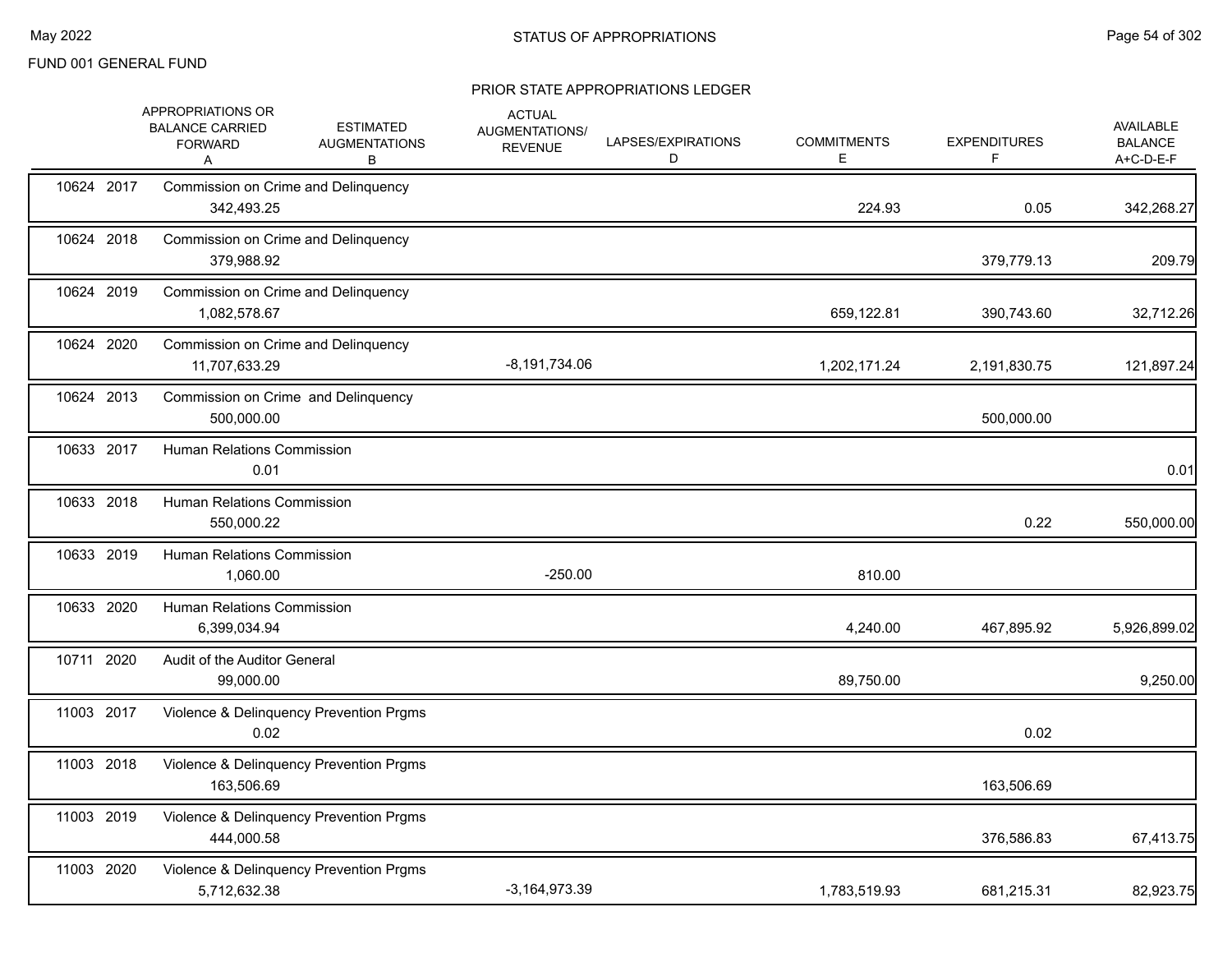FUND 001 GENERAL FUND

## STATUS OF APPROPRIATIONS

### PRIOR STATE APPROPRIATIONS LEDGER

| | | APPROPRIATIONS OR BALANCE CARRIED FORWARD A | ESTIMATED AUGMENTATIONS B | ACTUAL AUGMENTATIONS/ REVENUE | LAPSES/EXPIRATIONS D | COMMITMENTS E | EXPENDITURES F | AVAILABLE BALANCE A+C-D-E-F |
|---|---|---|---|---|---|---|---|---|
| 10624 | 2017 | Commission on Crime and Delinquency | | | | | | |
| | | 342,493.25 | | | | 224.93 | 0.05 | 342,268.27 |
| 10624 | 2018 | Commission on Crime and Delinquency | | | | | | |
| | | 379,988.92 | | | | | 379,779.13 | 209.79 |
| 10624 | 2019 | Commission on Crime and Delinquency | | | | | | |
| | | 1,082,578.67 | | | | 659,122.81 | 390,743.60 | 32,712.26 |
| 10624 | 2020 | Commission on Crime and Delinquency | | | | | | |
| | | 11,707,633.29 | | -8,191,734.06 | | 1,202,171.24 | 2,191,830.75 | 121,897.24 |
| 10624 | 2013 | Commission on Crime and Delinquency | | | | | | |
| | | 500,000.00 | | | | | 500,000.00 | |
| 10633 | 2017 | Human Relations Commission | | | | | | |
| | | 0.01 | | | | | | 0.01 |
| 10633 | 2018 | Human Relations Commission | | | | | | |
| | | 550,000.22 | | | | | 0.22 | 550,000.00 |
| 10633 | 2019 | Human Relations Commission | | | | | | |
| | | 1,060.00 | | -250.00 | | 810.00 | | |
| 10633 | 2020 | Human Relations Commission | | | | | | |
| | | 6,399,034.94 | | | | 4,240.00 | 467,895.92 | 5,926,899.02 |
| 10711 | 2020 | Audit of the Auditor General | | | | | | |
| | | 99,000.00 | | | | 89,750.00 | | 9,250.00 |
| 11003 | 2017 | Violence & Delinquency Prevention Prgms | | | | | | |
| | | 0.02 | | | | | 0.02 | |
| 11003 | 2018 | Violence & Delinquency Prevention Prgms | | | | | | |
| | | 163,506.69 | | | | | 163,506.69 | |
| 11003 | 2019 | Violence & Delinquency Prevention Prgms | | | | | | |
| | | 444,000.58 | | | | | 376,586.83 | 67,413.75 |
| 11003 | 2020 | Violence & Delinquency Prevention Prgms | | | | | | |
| | | 5,712,632.38 | | -3,164,973.39 | | 1,783,519.93 | 681,215.31 | 82,923.75 |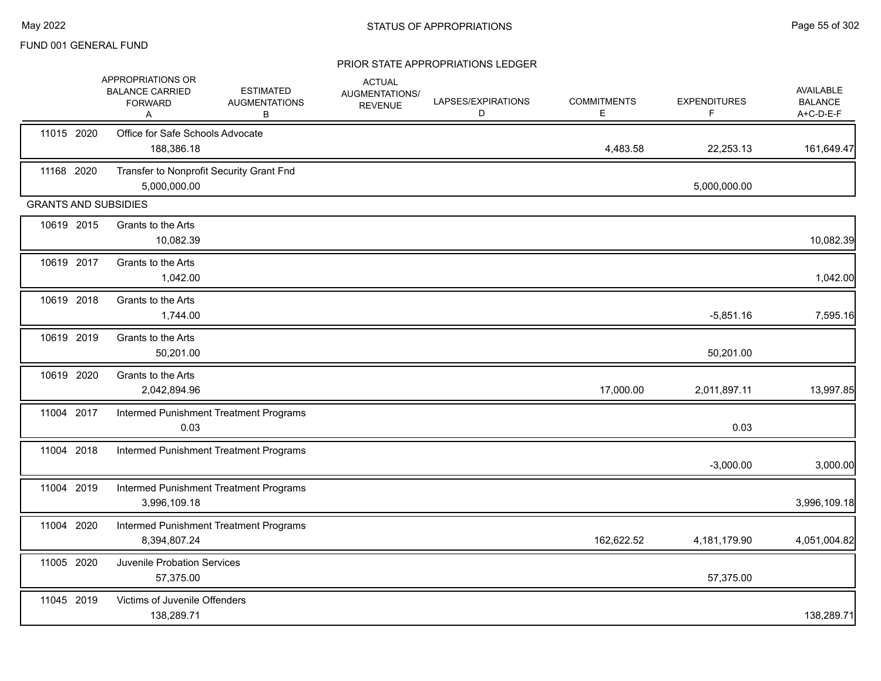FUND 001 GENERAL FUND

## PRIOR STATE APPROPRIATIONS LEDGER

| | APPROPRIATIONS OR BALANCE CARRIED FORWARD A | ESTIMATED AUGMENTATIONS B | ACTUAL AUGMENTATIONS/ REVENUE | LAPSES/EXPIRATIONS D | COMMITMENTS E | EXPENDITURES F | AVAILABLE BALANCE A+C-D-E-F |
|---|---|---|---|---|---|---|---|
| 11015 2020 Office for Safe Schools Advocate | 188,386.18 | | | | 4,483.58 | 22,253.13 | 161,649.47 |
| 11168 2020 Transfer to Nonprofit Security Grant Fnd | 5,000,000.00 | | | | | 5,000,000.00 | |
| **GRANTS AND SUBSIDIES** | | | | | | | |
| 10619 2015 Grants to the Arts | 10,082.39 | | | | | | 10,082.39 |
| 10619 2017 Grants to the Arts | 1,042.00 | | | | | | 1,042.00 |
| 10619 2018 Grants to the Arts | 1,744.00 | | | | | -5,851.16 | 7,595.16 |
| 10619 2019 Grants to the Arts | 50,201.00 | | | | | 50,201.00 | |
| 10619 2020 Grants to the Arts | 2,042,894.96 | | | | 17,000.00 | 2,011,897.11 | 13,997.85 |
| 11004 2017 Intermed Punishment Treatment Programs | 0.03 | | | | | 0.03 | |
| 11004 2018 Intermed Punishment Treatment Programs | | | | | | -3,000.00 | 3,000.00 |
| 11004 2019 Intermed Punishment Treatment Programs | 3,996,109.18 | | | | | | 3,996,109.18 |
| 11004 2020 Intermed Punishment Treatment Programs | 8,394,807.24 | | | | 162,622.52 | 4,181,179.90 | 4,051,004.82 |
| 11005 2020 Juvenile Probation Services | 57,375.00 | | | | | 57,375.00 | |
| 11045 2019 Victims of Juvenile Offenders | 138,289.71 | | | | | | 138,289.71 |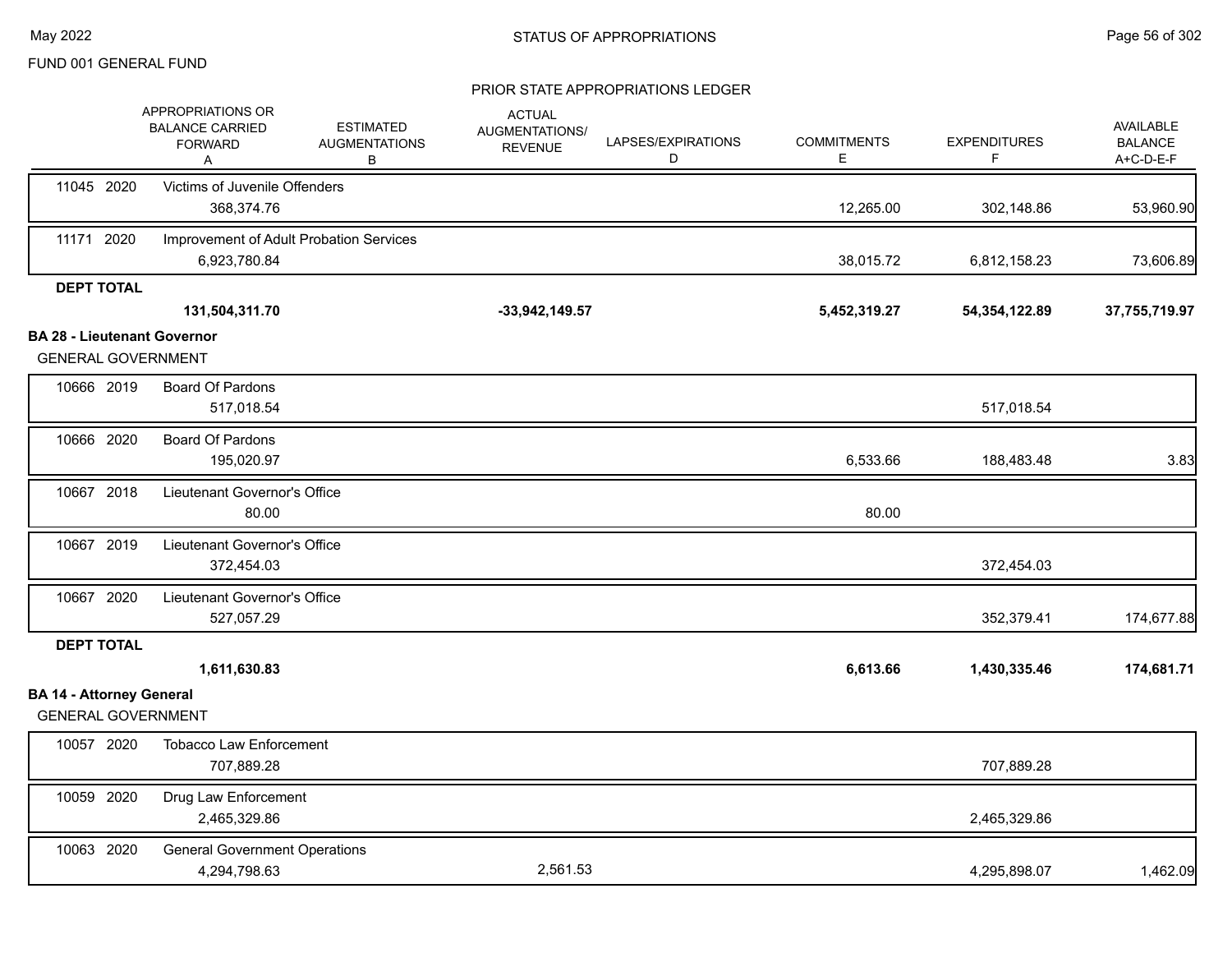FUND 001 GENERAL FUND

PRIOR STATE APPROPRIATIONS LEDGER

| | APPROPRIATIONS OR BALANCE CARRIED FORWARD A | ESTIMATED AUGMENTATIONS B | ACTUAL AUGMENTATIONS/ REVENUE | LAPSES/EXPIRATIONS D | COMMITMENTS E | EXPENDITURES F | AVAILABLE BALANCE A+C-D-E-F |
|---|---|---|---|---|---|---|---|
| 11045 2020 Victims of Juvenile Offenders | 368,374.76 | | | | 12,265.00 | 302,148.86 | 53,960.90 |
| 11171 2020 Improvement of Adult Probation Services | 6,923,780.84 | | | | 38,015.72 | 6,812,158.23 | 73,606.89 |
| **DEPT TOTAL** | **131,504,311.70** | | **-33,942,149.57** | | **5,452,319.27** | **54,354,122.89** | **37,755,719.97** |

**BA 28 - Lieutenant Governor**

GENERAL GOVERNMENT

| | A | B | C | D | E | F | A+C-D-E-F |
|---|---|---|---|---|---|---|---|
| 10666 2019 Board Of Pardons | 517,018.54 | | | | | 517,018.54 | |
| 10666 2020 Board Of Pardons | 195,020.97 | | | | 6,533.66 | 188,483.48 | 3.83 |
| 10667 2018 Lieutenant Governor's Office | 80.00 | | | | 80.00 | | |
| 10667 2019 Lieutenant Governor's Office | 372,454.03 | | | | | 372,454.03 | |
| 10667 2020 Lieutenant Governor's Office | 527,057.29 | | | | | 352,379.41 | 174,677.88 |
| **DEPT TOTAL** | **1,611,630.83** | | | | **6,613.66** | **1,430,335.46** | **174,681.71** |

**BA 14 - Attorney General**

GENERAL GOVERNMENT

| | A | B | C | D | E | F | A+C-D-E-F |
|---|---|---|---|---|---|---|---|
| 10057 2020 Tobacco Law Enforcement | 707,889.28 | | | | | 707,889.28 | |
| 10059 2020 Drug Law Enforcement | 2,465,329.86 | | | | | 2,465,329.86 | |
| 10063 2020 General Government Operations | 4,294,798.63 | | 2,561.53 | | | 4,295,898.07 | 1,462.09 |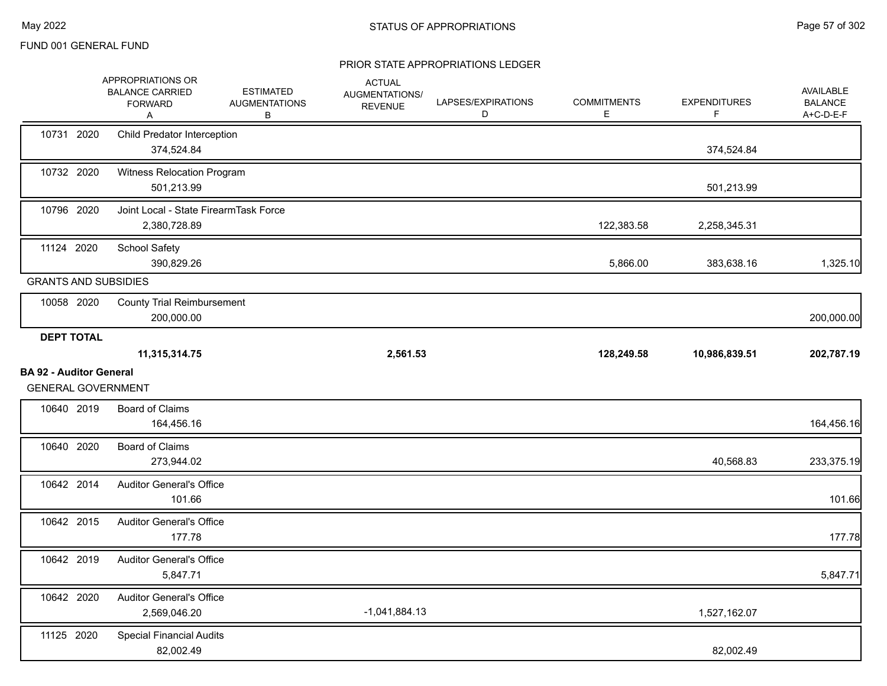FUND 001 GENERAL FUND

## STATUS OF APPROPRIATIONS

### PRIOR STATE APPROPRIATIONS LEDGER

| | | APPROPRIATIONS OR BALANCE CARRIED FORWARD A | ESTIMATED AUGMENTATIONS B | ACTUAL AUGMENTATIONS/ REVENUE | LAPSES/EXPIRATIONS D | COMMITMENTS E | EXPENDITURES F | AVAILABLE BALANCE A+C-D-E-F |
|---|---|---|---|---|---|---|---|---|
| 10731 2020 | Child Predator Interception | 374,524.84 | | | | | 374,524.84 | |
| 10732 2020 | Witness Relocation Program | 501,213.99 | | | | | 501,213.99 | |
| 10796 2020 | Joint Local - State FirearmTask Force | 2,380,728.89 | | | | 122,383.58 | 2,258,345.31 | |
| 11124 2020 | School Safety | 390,829.26 | | | | 5,866.00 | 383,638.16 | 1,325.10 |
| GRANTS AND SUBSIDIES | | | | | | | | |
| 10058 2020 | County Trial Reimbursement | 200,000.00 | | | | | | 200,000.00 |
| **DEPT TOTAL** | | **11,315,314.75** | | **2,561.53** | | **128,249.58** | **10,986,839.51** | **202,787.19** |
| **BA 92 - Auditor General** | | | | | | | | |
| GENERAL GOVERNMENT | | | | | | | | |
| 10640 2019 | Board of Claims | 164,456.16 | | | | | | 164,456.16 |
| 10640 2020 | Board of Claims | 273,944.02 | | | | | 40,568.83 | 233,375.19 |
| 10642 2014 | Auditor General's Office | 101.66 | | | | | | 101.66 |
| 10642 2015 | Auditor General's Office | 177.78 | | | | | | 177.78 |
| 10642 2019 | Auditor General's Office | 5,847.71 | | | | | | 5,847.71 |
| 10642 2020 | Auditor General's Office | 2,569,046.20 | | -1,041,884.13 | | | 1,527,162.07 | |
| 11125 2020 | Special Financial Audits | 82,002.49 | | | | | 82,002.49 | |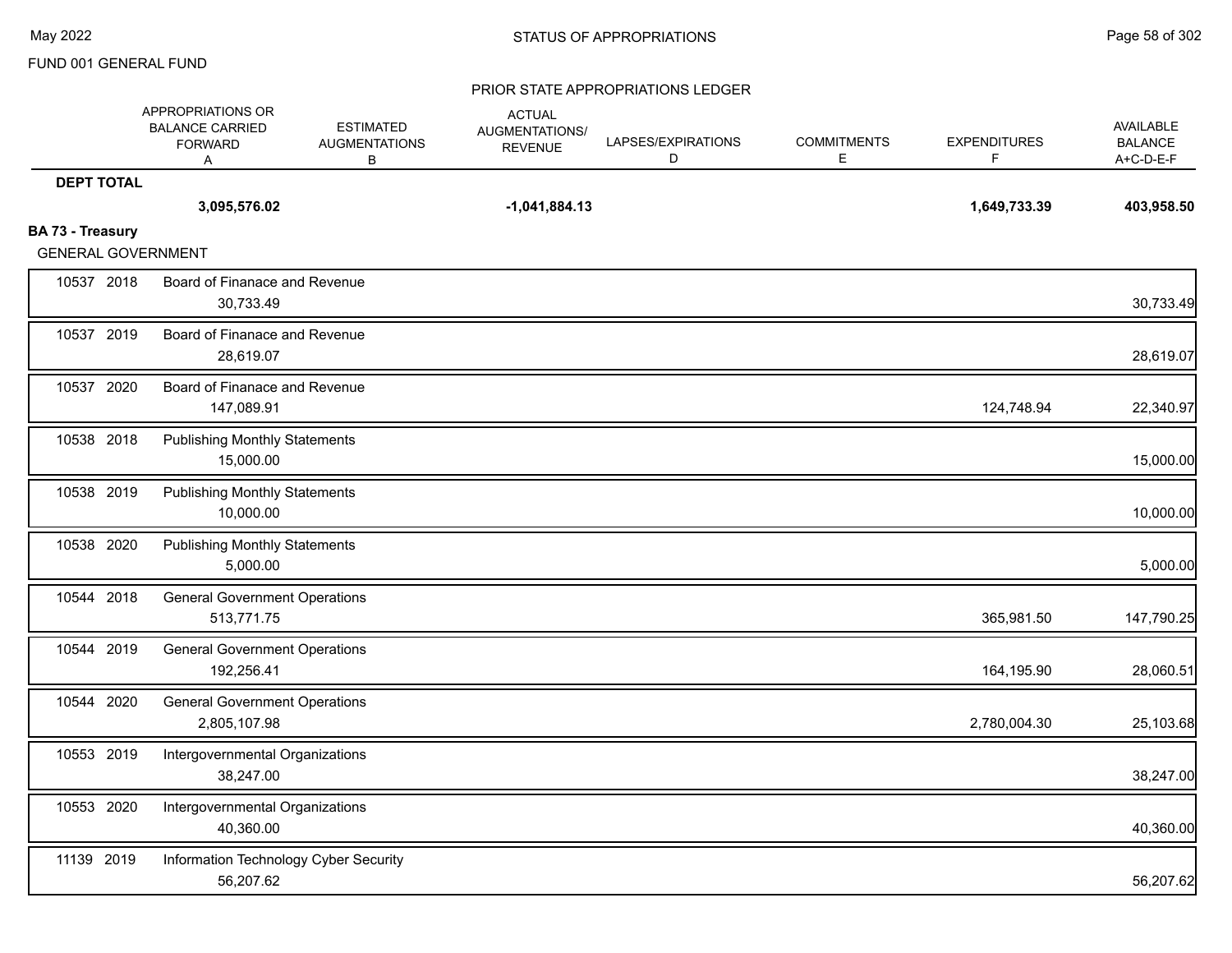FUND 001 GENERAL FUND

PRIOR STATE APPROPRIATIONS LEDGER

| | | APPROPRIATIONS OR BALANCE CARRIED FORWARD A | ESTIMATED AUGMENTATIONS B | ACTUAL AUGMENTATIONS/ REVENUE | LAPSES/EXPIRATIONS D | COMMITMENTS E | EXPENDITURES F | AVAILABLE BALANCE A+C-D-E-F |
|---|---|---|---|---|---|---|---|---|
| **DEPT TOTAL** | | **3,095,576.02** | | **-1,041,884.13** | | | **1,649,733.39** | **403,958.50** |

**BA 73 - Treasury**

GENERAL GOVERNMENT

| | | APPROPRIATIONS OR BALANCE CARRIED FORWARD A | ESTIMATED AUGMENTATIONS B | ACTUAL AUGMENTATIONS/ REVENUE | LAPSES/EXPIRATIONS D | COMMITMENTS E | EXPENDITURES F | AVAILABLE BALANCE A+C-D-E-F |
|---|---|---|---|---|---|---|---|---|
| 10537 2018 | Board of Finanace and Revenue | 30,733.49 | | | | | | 30,733.49 |
| 10537 2019 | Board of Finanace and Revenue | 28,619.07 | | | | | | 28,619.07 |
| 10537 2020 | Board of Finanace and Revenue | 147,089.91 | | | | | 124,748.94 | 22,340.97 |
| 10538 2018 | Publishing Monthly Statements | 15,000.00 | | | | | | 15,000.00 |
| 10538 2019 | Publishing Monthly Statements | 10,000.00 | | | | | | 10,000.00 |
| 10538 2020 | Publishing Monthly Statements | 5,000.00 | | | | | | 5,000.00 |
| 10544 2018 | General Government Operations | 513,771.75 | | | | | 365,981.50 | 147,790.25 |
| 10544 2019 | General Government Operations | 192,256.41 | | | | | 164,195.90 | 28,060.51 |
| 10544 2020 | General Government Operations | 2,805,107.98 | | | | | 2,780,004.30 | 25,103.68 |
| 10553 2019 | Intergovernmental Organizations | 38,247.00 | | | | | | 38,247.00 |
| 10553 2020 | Intergovernmental Organizations | 40,360.00 | | | | | | 40,360.00 |
| 11139 2019 | Information Technology Cyber Security | 56,207.62 | | | | | | 56,207.62 |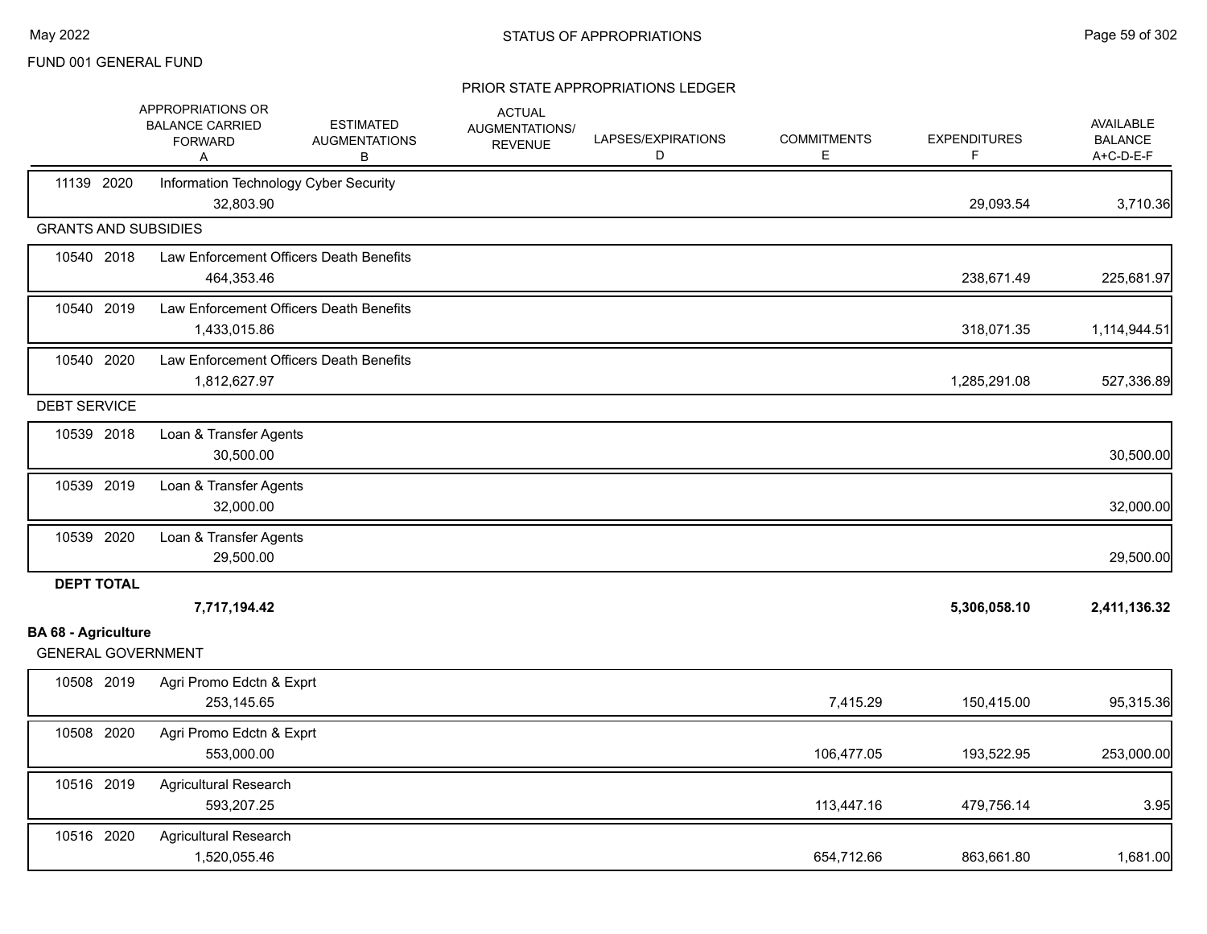FUND 001 GENERAL FUND

PRIOR STATE APPROPRIATIONS LEDGER

| | APPROPRIATIONS OR BALANCE CARRIED FORWARD A | ESTIMATED AUGMENTATIONS B | ACTUAL AUGMENTATIONS/ REVENUE | LAPSES/EXPIRATIONS D | COMMITMENTS E | EXPENDITURES F | AVAILABLE BALANCE A+C-D-E-F |
|---|---|---|---|---|---|---|---|
| 11139 2020 Information Technology Cyber Security | 32,803.90 | | | | | 29,093.54 | 3,710.36 |
| **GRANTS AND SUBSIDIES** | | | | | | | |
| 10540 2018 Law Enforcement Officers Death Benefits | 464,353.46 | | | | | 238,671.49 | 225,681.97 |
| 10540 2019 Law Enforcement Officers Death Benefits | 1,433,015.86 | | | | | 318,071.35 | 1,114,944.51 |
| 10540 2020 Law Enforcement Officers Death Benefits | 1,812,627.97 | | | | | 1,285,291.08 | 527,336.89 |
| **DEBT SERVICE** | | | | | | | |
| 10539 2018 Loan & Transfer Agents | 30,500.00 | | | | | | 30,500.00 |
| 10539 2019 Loan & Transfer Agents | 32,000.00 | | | | | | 32,000.00 |
| 10539 2020 Loan & Transfer Agents | 29,500.00 | | | | | | 29,500.00 |
| **DEPT TOTAL** | **7,717,194.42** | | | | | **5,306,058.10** | **2,411,136.32** |

## BA 68 - Agriculture

GENERAL GOVERNMENT

| | APPROPRIATIONS OR BALANCE CARRIED FORWARD A | ESTIMATED AUGMENTATIONS B | ACTUAL AUGMENTATIONS/ REVENUE | LAPSES/EXPIRATIONS D | COMMITMENTS E | EXPENDITURES F | AVAILABLE BALANCE A+C-D-E-F |
|---|---|---|---|---|---|---|---|
| 10508 2019 Agri Promo Edctn & Exprt | 253,145.65 | | | | 7,415.29 | 150,415.00 | 95,315.36 |
| 10508 2020 Agri Promo Edctn & Exprt | 553,000.00 | | | | 106,477.05 | 193,522.95 | 253,000.00 |
| 10516 2019 Agricultural Research | 593,207.25 | | | | 113,447.16 | 479,756.14 | 3.95 |
| 10516 2020 Agricultural Research | 1,520,055.46 | | | | 654,712.66 | 863,661.80 | 1,681.00 |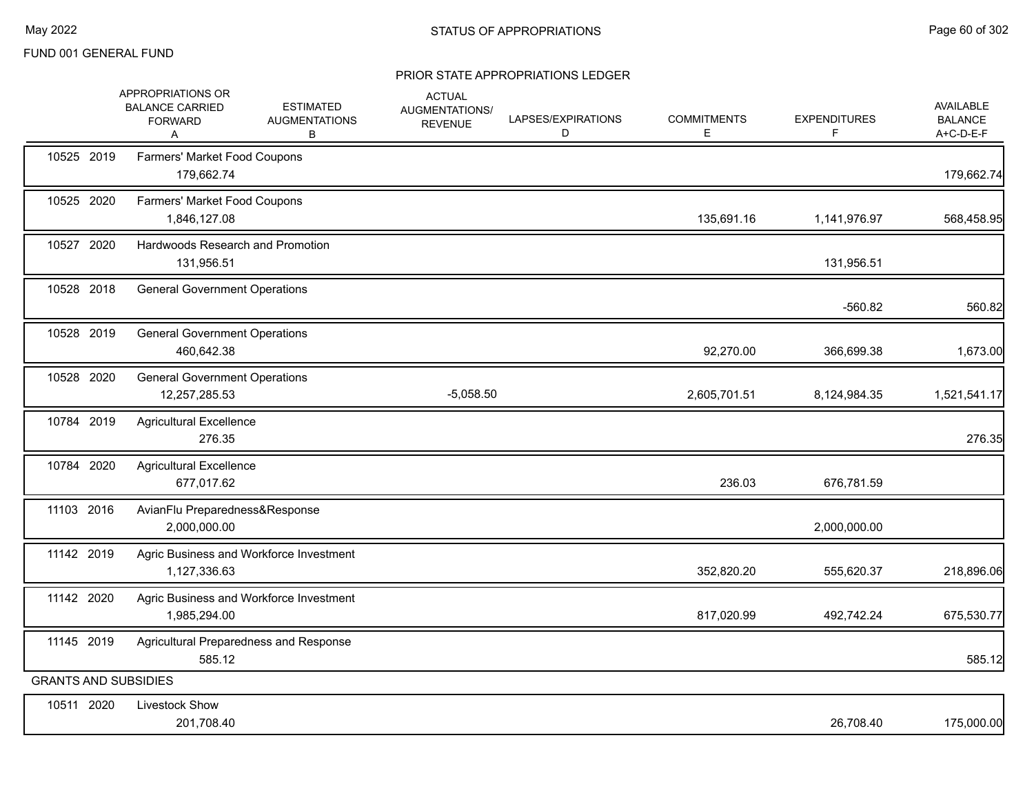FUND 001 GENERAL FUND

## PRIOR STATE APPROPRIATIONS LEDGER

| | APPROPRIATIONS OR BALANCE CARRIED FORWARD A | ESTIMATED AUGMENTATIONS B | ACTUAL AUGMENTATIONS/ REVENUE | LAPSES/EXPIRATIONS D | COMMITMENTS E | EXPENDITURES F | AVAILABLE BALANCE A+C-D-E-F |
|---|---|---|---|---|---|---|---|
| 10525 2019 Farmers' Market Food Coupons | 179,662.74 | | | | | | 179,662.74 |
| 10525 2020 Farmers' Market Food Coupons | 1,846,127.08 | | | | 135,691.16 | 1,141,976.97 | 568,458.95 |
| 10527 2020 Hardwoods Research and Promotion | 131,956.51 | | | | | 131,956.51 | |
| 10528 2018 General Government Operations | | | | | | -560.82 | 560.82 |
| 10528 2019 General Government Operations | 460,642.38 | | | | 92,270.00 | 366,699.38 | 1,673.00 |
| 10528 2020 General Government Operations | 12,257,285.53 | | -5,058.50 | | 2,605,701.51 | 8,124,984.35 | 1,521,541.17 |
| 10784 2019 Agricultural Excellence | 276.35 | | | | | | 276.35 |
| 10784 2020 Agricultural Excellence | 677,017.62 | | | | 236.03 | 676,781.59 | |
| 11103 2016 AvianFlu Preparedness&Response | 2,000,000.00 | | | | | 2,000,000.00 | |
| 11142 2019 Agric Business and Workforce Investment | 1,127,336.63 | | | | 352,820.20 | 555,620.37 | 218,896.06 |
| 11142 2020 Agric Business and Workforce Investment | 1,985,294.00 | | | | 817,020.99 | 492,742.24 | 675,530.77 |
| 11145 2019 Agricultural Preparedness and Response | 585.12 | | | | | | 585.12 |
| **GRANTS AND SUBSIDIES** | | | | | | | |
| 10511 2020 Livestock Show | 201,708.40 | | | | | 26,708.40 | 175,000.00 |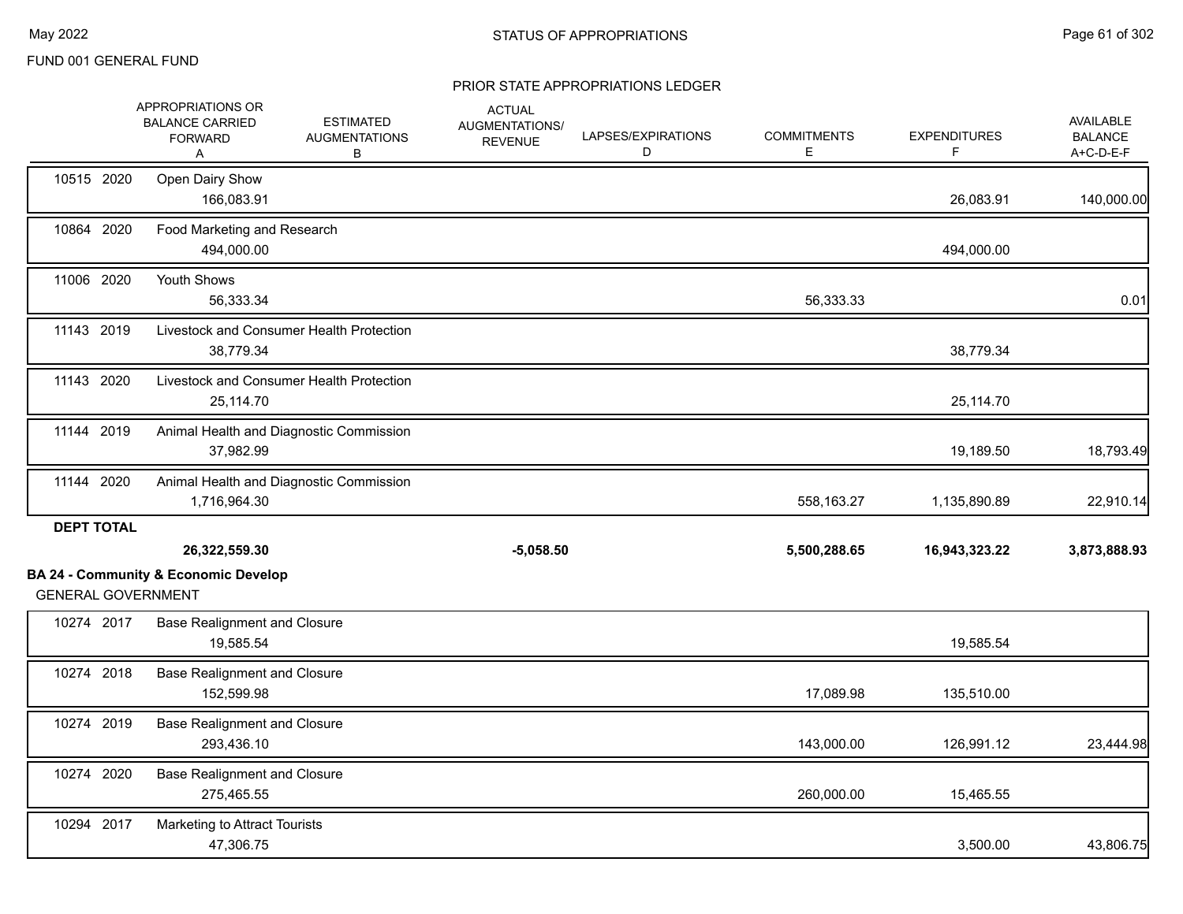FUND 001 GENERAL FUND

PRIOR STATE APPROPRIATIONS LEDGER

| | APPROPRIATIONS OR BALANCE CARRIED FORWARD A | ESTIMATED AUGMENTATIONS B | ACTUAL AUGMENTATIONS/ REVENUE | LAPSES/EXPIRATIONS D | COMMITMENTS E | EXPENDITURES F | AVAILABLE BALANCE A+C-D-E-F |
|---|---|---|---|---|---|---|---|
| 10515 2020 Open Dairy Show | 166,083.91 | | | | | 26,083.91 | 140,000.00 |
| 10864 2020 Food Marketing and Research | 494,000.00 | | | | | 494,000.00 | |
| 11006 2020 Youth Shows | 56,333.34 | | | | 56,333.33 | | 0.01 |
| 11143 2019 Livestock and Consumer Health Protection | 38,779.34 | | | | | 38,779.34 | |
| 11143 2020 Livestock and Consumer Health Protection | 25,114.70 | | | | | 25,114.70 | |
| 11144 2019 Animal Health and Diagnostic Commission | 37,982.99 | | | | | 19,189.50 | 18,793.49 |
| 11144 2020 Animal Health and Diagnostic Commission | 1,716,964.30 | | | | 558,163.27 | 1,135,890.89 | 22,910.14 |
| **DEPT TOTAL** | **26,322,559.30** | | **-5,058.50** | | **5,500,288.65** | **16,943,323.22** | **3,873,888.93** |

**BA 24 - Community & Economic Develop**

GENERAL GOVERNMENT

| | APPROPRIATIONS OR BALANCE CARRIED FORWARD A | ESTIMATED AUGMENTATIONS B | ACTUAL AUGMENTATIONS/ REVENUE | LAPSES/EXPIRATIONS D | COMMITMENTS E | EXPENDITURES F | AVAILABLE BALANCE A+C-D-E-F |
|---|---|---|---|---|---|---|---|
| 10274 2017 Base Realignment and Closure | 19,585.54 | | | | | 19,585.54 | |
| 10274 2018 Base Realignment and Closure | 152,599.98 | | | | 17,089.98 | 135,510.00 | |
| 10274 2019 Base Realignment and Closure | 293,436.10 | | | | 143,000.00 | 126,991.12 | 23,444.98 |
| 10274 2020 Base Realignment and Closure | 275,465.55 | | | | 260,000.00 | 15,465.55 | |
| 10294 2017 Marketing to Attract Tourists | 47,306.75 | | | | | 3,500.00 | 43,806.75 |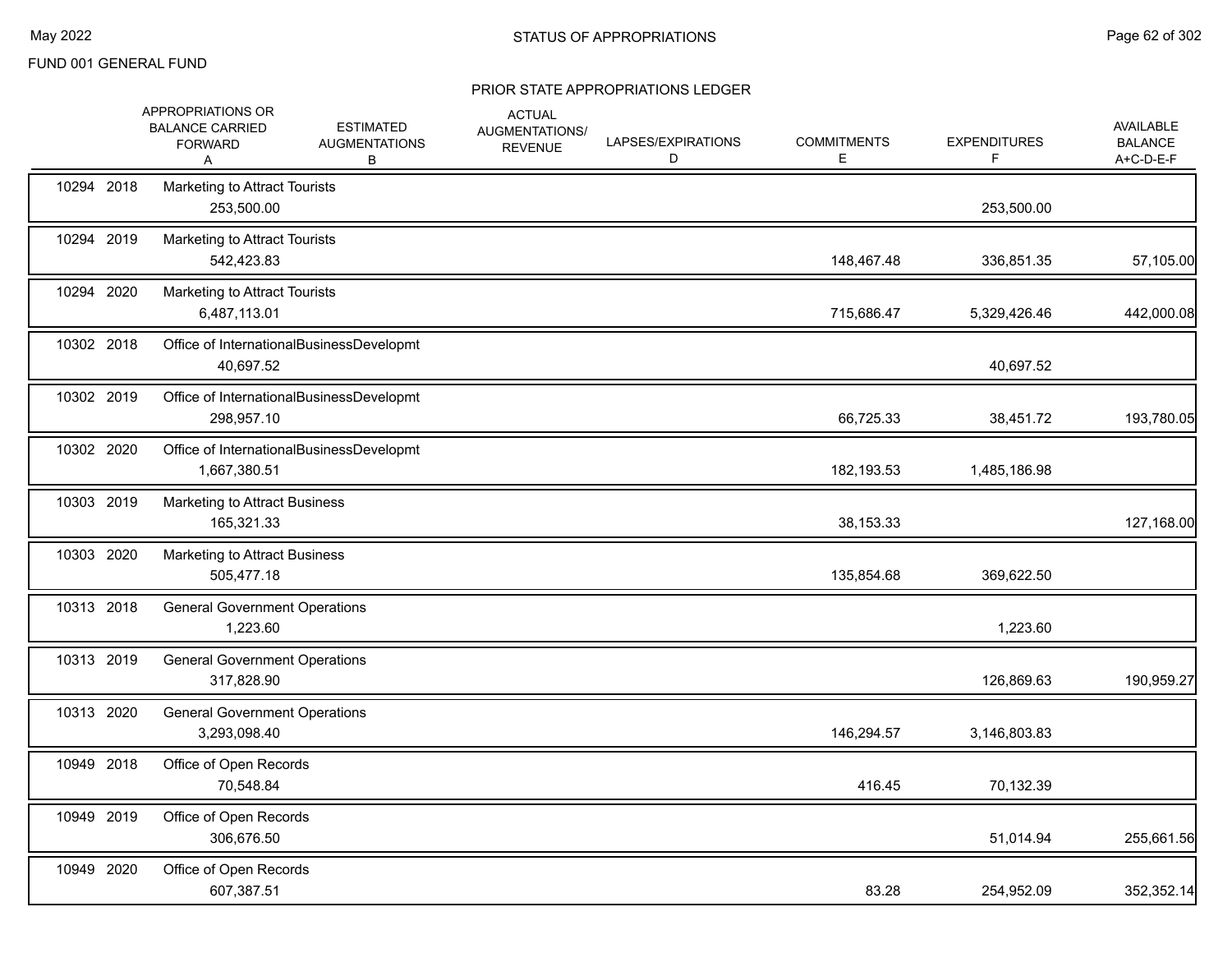FUND 001 GENERAL FUND

## STATUS OF APPROPRIATIONS

### PRIOR STATE APPROPRIATIONS LEDGER

| | | APPROPRIATIONS OR BALANCE CARRIED FORWARD A | ESTIMATED AUGMENTATIONS B | ACTUAL AUGMENTATIONS/ REVENUE | LAPSES/EXPIRATIONS D | COMMITMENTS E | EXPENDITURES F | AVAILABLE BALANCE A+C-D-E-F |
|---|---|---|---|---|---|---|---|---|
| 10294 | 2018 | Marketing to Attract Tourists | | | | | | |
| | | 253,500.00 | | | | | 253,500.00 | |
| 10294 | 2019 | Marketing to Attract Tourists | | | | | | |
| | | 542,423.83 | | | | 148,467.48 | 336,851.35 | 57,105.00 |
| 10294 | 2020 | Marketing to Attract Tourists | | | | | | |
| | | 6,487,113.01 | | | | 715,686.47 | 5,329,426.46 | 442,000.08 |
| 10302 | 2018 | Office of InternationalBusinessDevelopmt | | | | | | |
| | | 40,697.52 | | | | | 40,697.52 | |
| 10302 | 2019 | Office of InternationalBusinessDevelopmt | | | | | | |
| | | 298,957.10 | | | | 66,725.33 | 38,451.72 | 193,780.05 |
| 10302 | 2020 | Office of InternationalBusinessDevelopmt | | | | | | |
| | | 1,667,380.51 | | | | 182,193.53 | 1,485,186.98 | |
| 10303 | 2019 | Marketing to Attract Business | | | | | | |
| | | 165,321.33 | | | | 38,153.33 | | 127,168.00 |
| 10303 | 2020 | Marketing to Attract Business | | | | | | |
| | | 505,477.18 | | | | 135,854.68 | 369,622.50 | |
| 10313 | 2018 | General Government Operations | | | | | | |
| | | 1,223.60 | | | | | 1,223.60 | |
| 10313 | 2019 | General Government Operations | | | | | | |
| | | 317,828.90 | | | | | 126,869.63 | 190,959.27 |
| 10313 | 2020 | General Government Operations | | | | | | |
| | | 3,293,098.40 | | | | 146,294.57 | 3,146,803.83 | |
| 10949 | 2018 | Office of Open Records | | | | | | |
| | | 70,548.84 | | | | 416.45 | 70,132.39 | |
| 10949 | 2019 | Office of Open Records | | | | | | |
| | | 306,676.50 | | | | | 51,014.94 | 255,661.56 |
| 10949 | 2020 | Office of Open Records | | | | | | |
| | | 607,387.51 | | | | 83.28 | 254,952.09 | 352,352.14 |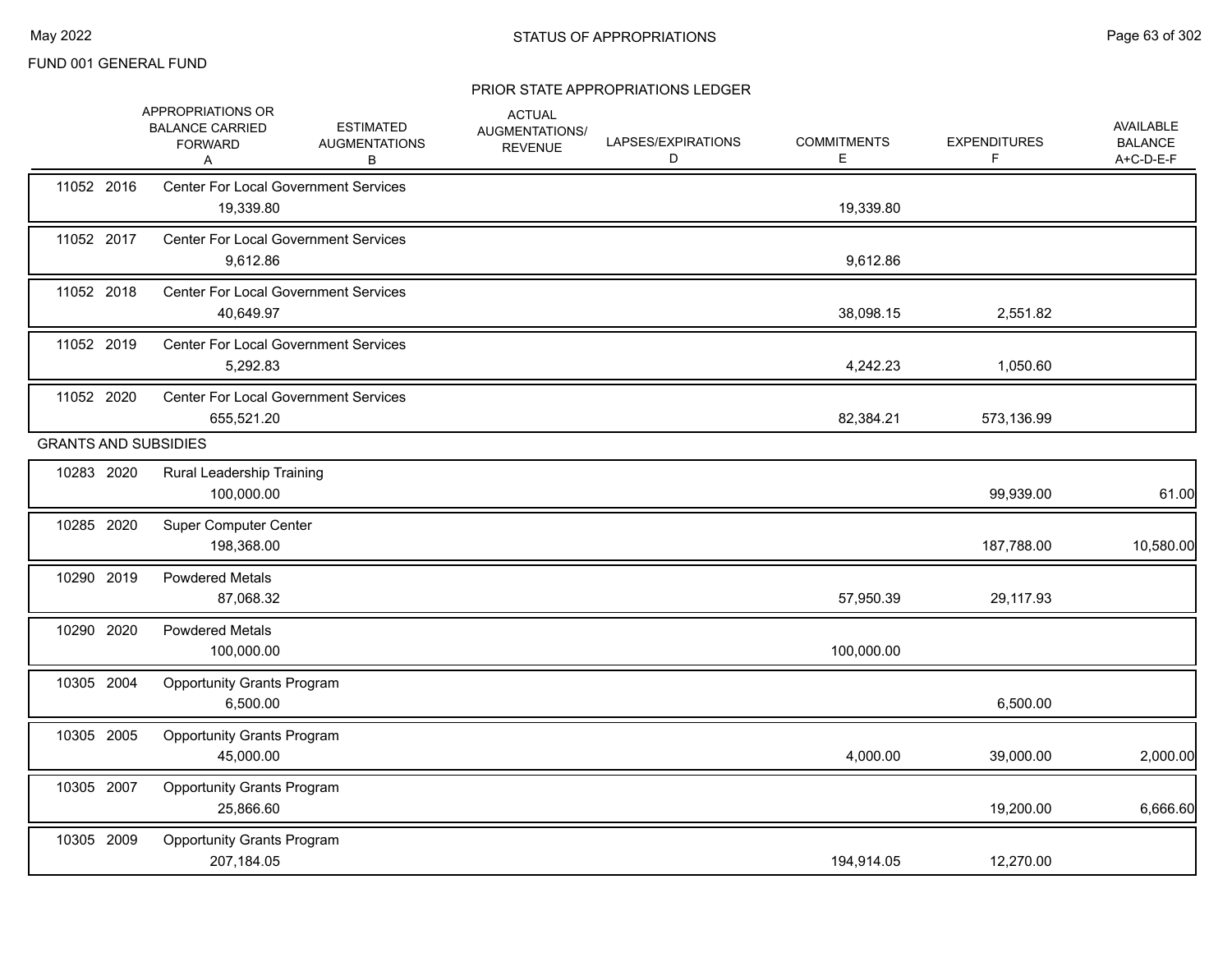FUND 001 GENERAL FUND

## STATUS OF APPROPRIATIONS

### PRIOR STATE APPROPRIATIONS LEDGER

| Code | Year | Description / APPROPRIATIONS OR BALANCE CARRIED FORWARD A | ESTIMATED AUGMENTATIONS B | ACTUAL AUGMENTATIONS/ REVENUE | LAPSES/EXPIRATIONS D | COMMITMENTS E | EXPENDITURES F | AVAILABLE BALANCE A+C-D-E-F |
|---|---|---|---|---|---|---|---|---|
| 11052 | 2016 | Center For Local Government Services | | | | | | |
| | | 19,339.80 | | | | 19,339.80 | | |
| 11052 | 2017 | Center For Local Government Services | | | | | | |
| | | 9,612.86 | | | | 9,612.86 | | |
| 11052 | 2018 | Center For Local Government Services | | | | | | |
| | | 40,649.97 | | | | 38,098.15 | 2,551.82 | |
| 11052 | 2019 | Center For Local Government Services | | | | | | |
| | | 5,292.83 | | | | 4,242.23 | 1,050.60 | |
| 11052 | 2020 | Center For Local Government Services | | | | | | |
| | | 655,521.20 | | | | 82,384.21 | 573,136.99 | |
| GRANTS AND SUBSIDIES | | | | | | | | |
| 10283 | 2020 | Rural Leadership Training | | | | | | |
| | | 100,000.00 | | | | | 99,939.00 | 61.00 |
| 10285 | 2020 | Super Computer Center | | | | | | |
| | | 198,368.00 | | | | | 187,788.00 | 10,580.00 |
| 10290 | 2019 | Powdered Metals | | | | | | |
| | | 87,068.32 | | | | 57,950.39 | 29,117.93 | |
| 10290 | 2020 | Powdered Metals | | | | | | |
| | | 100,000.00 | | | | 100,000.00 | | |
| 10305 | 2004 | Opportunity Grants Program | | | | | | |
| | | 6,500.00 | | | | | 6,500.00 | |
| 10305 | 2005 | Opportunity Grants Program | | | | | | |
| | | 45,000.00 | | | | 4,000.00 | 39,000.00 | 2,000.00 |
| 10305 | 2007 | Opportunity Grants Program | | | | | | |
| | | 25,866.60 | | | | | 19,200.00 | 6,666.60 |
| 10305 | 2009 | Opportunity Grants Program | | | | | | |
| | | 207,184.05 | | | | 194,914.05 | 12,270.00 | |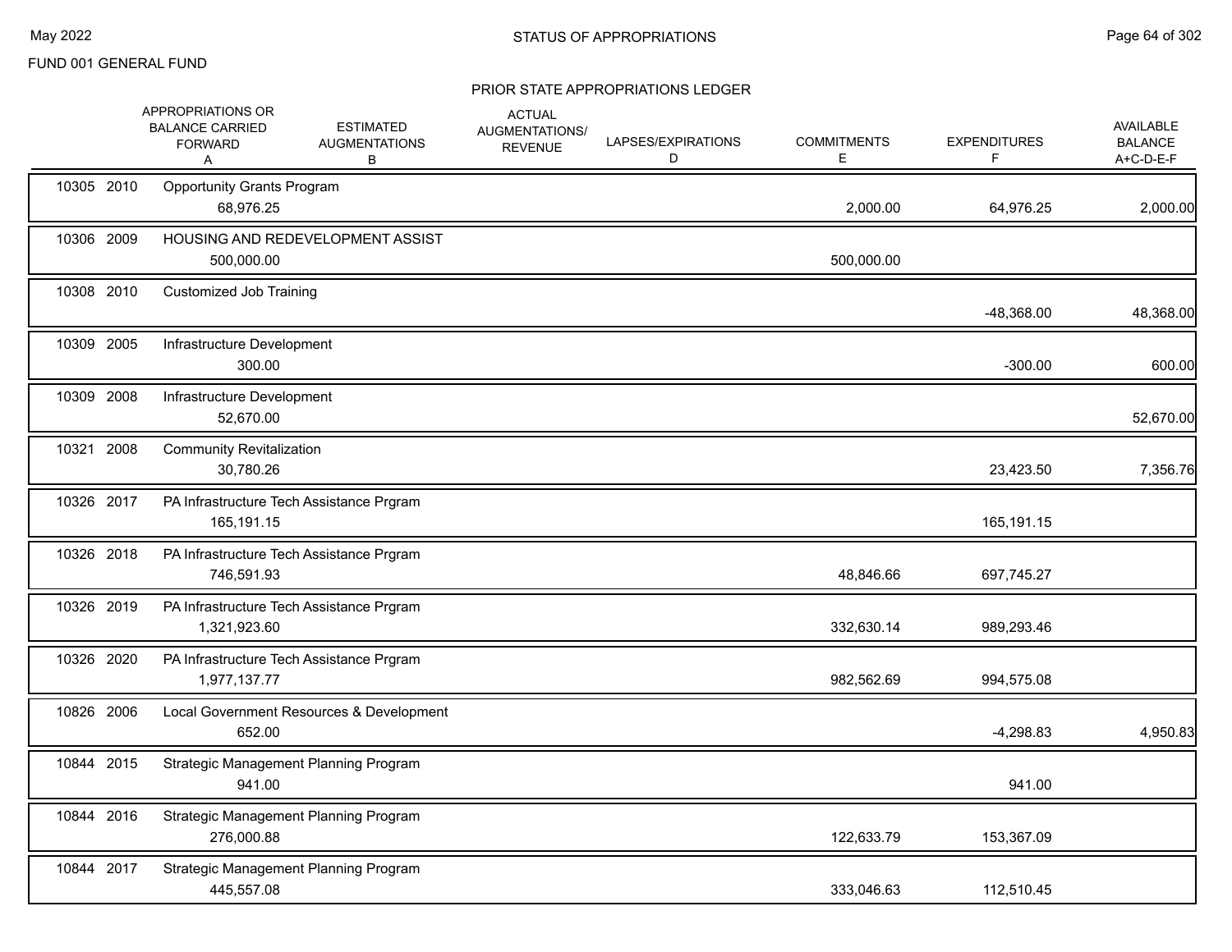FUND 001 GENERAL FUND

## PRIOR STATE APPROPRIATIONS LEDGER

| | | APPROPRIATIONS OR BALANCE CARRIED FORWARD A | ESTIMATED AUGMENTATIONS B | ACTUAL AUGMENTATIONS/ REVENUE | LAPSES/EXPIRATIONS D | COMMITMENTS E | EXPENDITURES F | AVAILABLE BALANCE A+C-D-E-F |
|---|---|---|---|---|---|---|---|---|
| 10305 | 2010 | Opportunity Grants Program | | | | | | |
| | | 68,976.25 | | | | 2,000.00 | 64,976.25 | 2,000.00 |
| 10306 | 2009 | HOUSING AND REDEVELOPMENT ASSIST | | | | | | |
| | | 500,000.00 | | | | 500,000.00 | | |
| 10308 | 2010 | Customized Job Training | | | | | | |
| | | | | | | | -48,368.00 | 48,368.00 |
| 10309 | 2005 | Infrastructure Development | | | | | | |
| | | 300.00 | | | | | -300.00 | 600.00 |
| 10309 | 2008 | Infrastructure Development | | | | | | |
| | | 52,670.00 | | | | | | 52,670.00 |
| 10321 | 2008 | Community Revitalization | | | | | | |
| | | 30,780.26 | | | | | 23,423.50 | 7,356.76 |
| 10326 | 2017 | PA Infrastructure Tech Assistance Prgram | | | | | | |
| | | 165,191.15 | | | | | 165,191.15 | |
| 10326 | 2018 | PA Infrastructure Tech Assistance Prgram | | | | | | |
| | | 746,591.93 | | | | 48,846.66 | 697,745.27 | |
| 10326 | 2019 | PA Infrastructure Tech Assistance Prgram | | | | | | |
| | | 1,321,923.60 | | | | 332,630.14 | 989,293.46 | |
| 10326 | 2020 | PA Infrastructure Tech Assistance Prgram | | | | | | |
| | | 1,977,137.77 | | | | 982,562.69 | 994,575.08 | |
| 10826 | 2006 | Local Government Resources & Development | | | | | | |
| | | 652.00 | | | | | -4,298.83 | 4,950.83 |
| 10844 | 2015 | Strategic Management Planning Program | | | | | | |
| | | 941.00 | | | | | 941.00 | |
| 10844 | 2016 | Strategic Management Planning Program | | | | | | |
| | | 276,000.88 | | | | 122,633.79 | 153,367.09 | |
| 10844 | 2017 | Strategic Management Planning Program | | | | | | |
| | | 445,557.08 | | | | 333,046.63 | 112,510.45 | |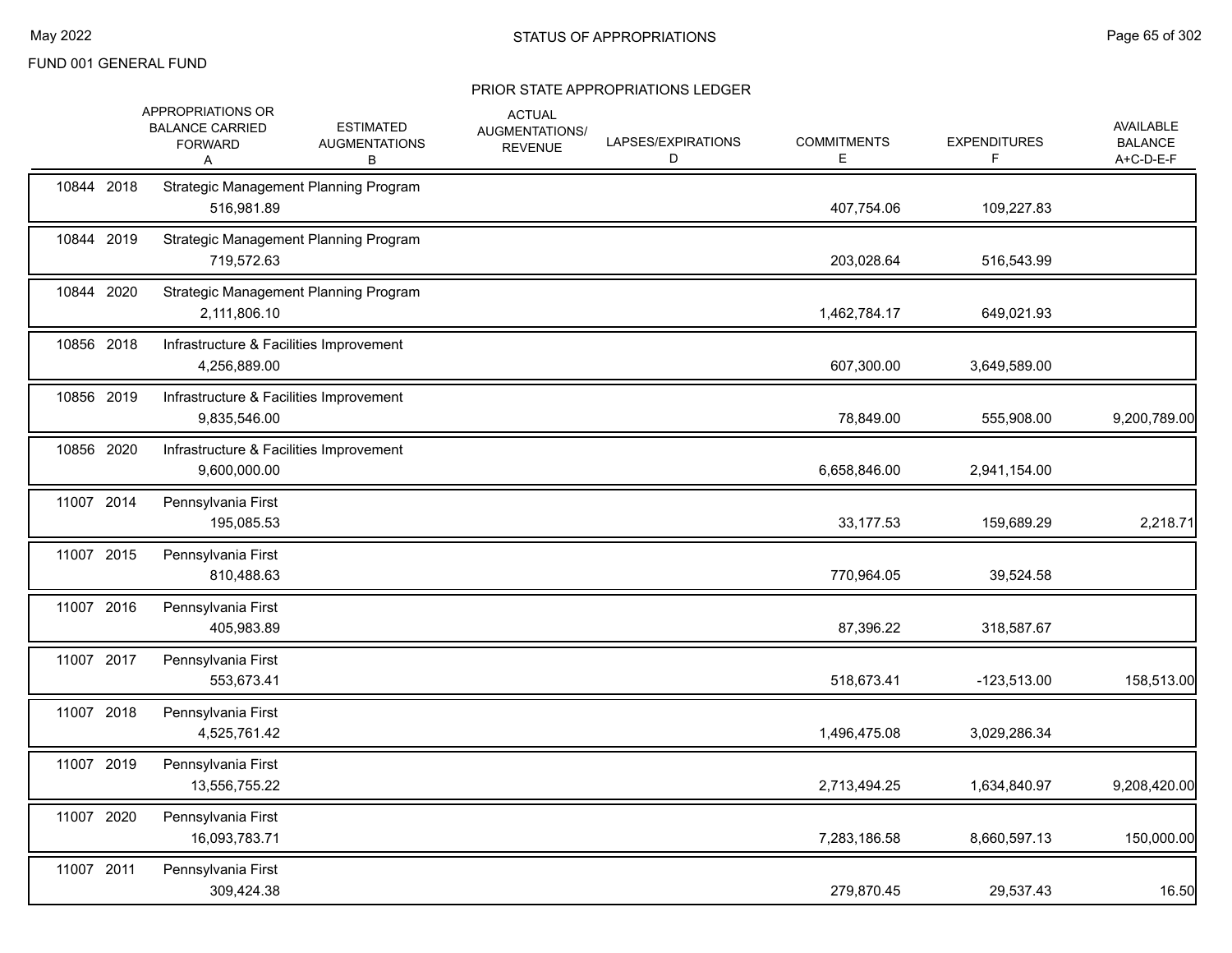FUND 001 GENERAL FUND

## STATUS OF APPROPRIATIONS

### PRIOR STATE APPROPRIATIONS LEDGER

| | APPROPRIATIONS OR BALANCE CARRIED FORWARD A | ESTIMATED AUGMENTATIONS B | ACTUAL AUGMENTATIONS/ REVENUE | LAPSES/EXPIRATIONS D | COMMITMENTS E | EXPENDITURES F | AVAILABLE BALANCE A+C-D-E-F |
|---|---|---|---|---|---|---|---|
| 10844 2018 | Strategic Management Planning Program | | | | | | |
| | 516,981.89 | | | | 407,754.06 | 109,227.83 | |
| 10844 2019 | Strategic Management Planning Program | | | | | | |
| | 719,572.63 | | | | 203,028.64 | 516,543.99 | |
| 10844 2020 | Strategic Management Planning Program | | | | | | |
| | 2,111,806.10 | | | | 1,462,784.17 | 649,021.93 | |
| 10856 2018 | Infrastructure & Facilities Improvement | | | | | | |
| | 4,256,889.00 | | | | 607,300.00 | 3,649,589.00 | |
| 10856 2019 | Infrastructure & Facilities Improvement | | | | | | |
| | 9,835,546.00 | | | | 78,849.00 | 555,908.00 | 9,200,789.00 |
| 10856 2020 | Infrastructure & Facilities Improvement | | | | | | |
| | 9,600,000.00 | | | | 6,658,846.00 | 2,941,154.00 | |
| 11007 2014 | Pennsylvania First | | | | | | |
| | 195,085.53 | | | | 33,177.53 | 159,689.29 | 2,218.71 |
| 11007 2015 | Pennsylvania First | | | | | | |
| | 810,488.63 | | | | 770,964.05 | 39,524.58 | |
| 11007 2016 | Pennsylvania First | | | | | | |
| | 405,983.89 | | | | 87,396.22 | 318,587.67 | |
| 11007 2017 | Pennsylvania First | | | | | | |
| | 553,673.41 | | | | 518,673.41 | -123,513.00 | 158,513.00 |
| 11007 2018 | Pennsylvania First | | | | | | |
| | 4,525,761.42 | | | | 1,496,475.08 | 3,029,286.34 | |
| 11007 2019 | Pennsylvania First | | | | | | |
| | 13,556,755.22 | | | | 2,713,494.25 | 1,634,840.97 | 9,208,420.00 |
| 11007 2020 | Pennsylvania First | | | | | | |
| | 16,093,783.71 | | | | 7,283,186.58 | 8,660,597.13 | 150,000.00 |
| 11007 2011 | Pennsylvania First | | | | | | |
| | 309,424.38 | | | | 279,870.45 | 29,537.43 | 16.50 |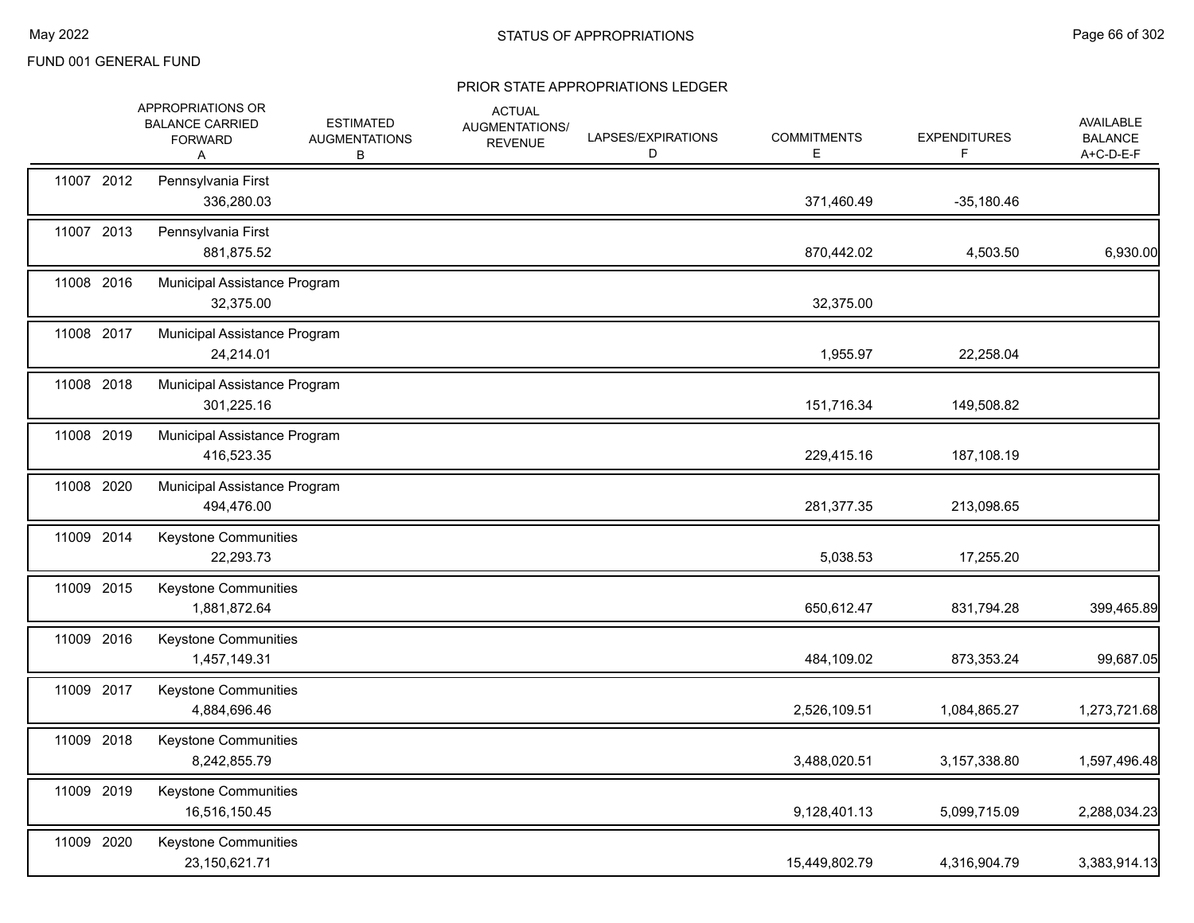FUND 001 GENERAL FUND

## STATUS OF APPROPRIATIONS

### PRIOR STATE APPROPRIATIONS LEDGER

| | | APPROPRIATIONS OR BALANCE CARRIED FORWARD A | ESTIMATED AUGMENTATIONS B | ACTUAL AUGMENTATIONS/ REVENUE | LAPSES/EXPIRATIONS D | COMMITMENTS E | EXPENDITURES F | AVAILABLE BALANCE A+C-D-E-F |
|---|---|---|---|---|---|---|---|---|
| 11007 2012 | Pennsylvania First | 336,280.03 | | | | 371,460.49 | -35,180.46 | |
| 11007 2013 | Pennsylvania First | 881,875.52 | | | | 870,442.02 | 4,503.50 | 6,930.00 |
| 11008 2016 | Municipal Assistance Program | 32,375.00 | | | | 32,375.00 | | |
| 11008 2017 | Municipal Assistance Program | 24,214.01 | | | | 1,955.97 | 22,258.04 | |
| 11008 2018 | Municipal Assistance Program | 301,225.16 | | | | 151,716.34 | 149,508.82 | |
| 11008 2019 | Municipal Assistance Program | 416,523.35 | | | | 229,415.16 | 187,108.19 | |
| 11008 2020 | Municipal Assistance Program | 494,476.00 | | | | 281,377.35 | 213,098.65 | |
| 11009 2014 | Keystone Communities | 22,293.73 | | | | 5,038.53 | 17,255.20 | |
| 11009 2015 | Keystone Communities | 1,881,872.64 | | | | 650,612.47 | 831,794.28 | 399,465.89 |
| 11009 2016 | Keystone Communities | 1,457,149.31 | | | | 484,109.02 | 873,353.24 | 99,687.05 |
| 11009 2017 | Keystone Communities | 4,884,696.46 | | | | 2,526,109.51 | 1,084,865.27 | 1,273,721.68 |
| 11009 2018 | Keystone Communities | 8,242,855.79 | | | | 3,488,020.51 | 3,157,338.80 | 1,597,496.48 |
| 11009 2019 | Keystone Communities | 16,516,150.45 | | | | 9,128,401.13 | 5,099,715.09 | 2,288,034.23 |
| 11009 2020 | Keystone Communities | 23,150,621.71 | | | | 15,449,802.79 | 4,316,904.79 | 3,383,914.13 |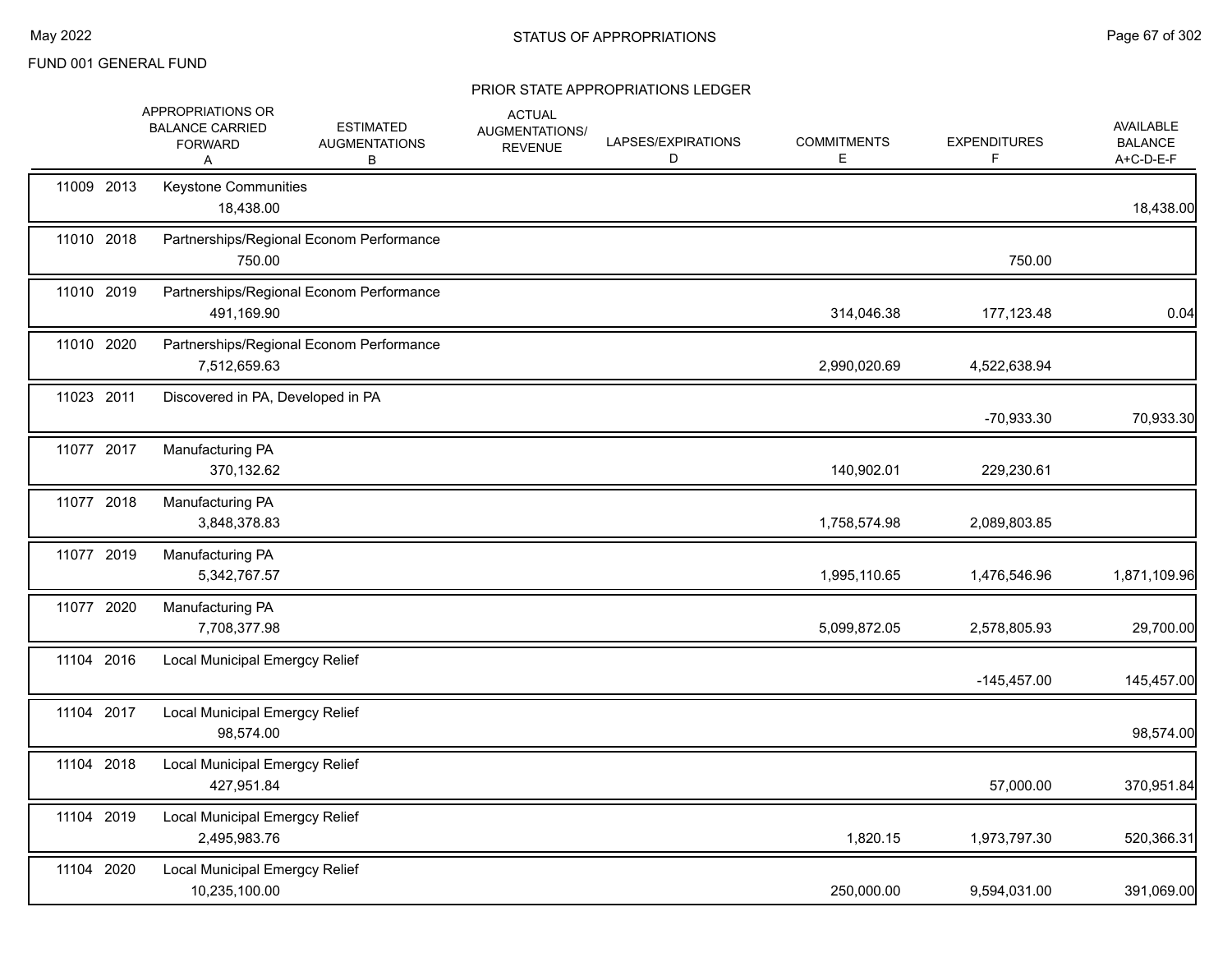FUND 001 GENERAL FUND

## STATUS OF APPROPRIATIONS

### PRIOR STATE APPROPRIATIONS LEDGER

| | | APPROPRIATIONS OR BALANCE CARRIED FORWARD A | ESTIMATED AUGMENTATIONS B | ACTUAL AUGMENTATIONS/ REVENUE | LAPSES/EXPIRATIONS D | COMMITMENTS E | EXPENDITURES F | AVAILABLE BALANCE A+C-D-E-F |
|---|---|---|---|---|---|---|---|---|
| 11009 2013 | Keystone Communities | 18,438.00 | | | | | | 18,438.00 |
| 11010 2018 | Partnerships/Regional Econom Performance | 750.00 | | | | | 750.00 | |
| 11010 2019 | Partnerships/Regional Econom Performance | 491,169.90 | | | | 314,046.38 | 177,123.48 | 0.04 |
| 11010 2020 | Partnerships/Regional Econom Performance | 7,512,659.63 | | | | 2,990,020.69 | 4,522,638.94 | |
| 11023 2011 | Discovered in PA, Developed in PA | | | | | | -70,933.30 | 70,933.30 |
| 11077 2017 | Manufacturing PA | 370,132.62 | | | | 140,902.01 | 229,230.61 | |
| 11077 2018 | Manufacturing PA | 3,848,378.83 | | | | 1,758,574.98 | 2,089,803.85 | |
| 11077 2019 | Manufacturing PA | 5,342,767.57 | | | | 1,995,110.65 | 1,476,546.96 | 1,871,109.96 |
| 11077 2020 | Manufacturing PA | 7,708,377.98 | | | | 5,099,872.05 | 2,578,805.93 | 29,700.00 |
| 11104 2016 | Local Municipal Emergcy Relief | | | | | | -145,457.00 | 145,457.00 |
| 11104 2017 | Local Municipal Emergcy Relief | 98,574.00 | | | | | | 98,574.00 |
| 11104 2018 | Local Municipal Emergcy Relief | 427,951.84 | | | | | 57,000.00 | 370,951.84 |
| 11104 2019 | Local Municipal Emergcy Relief | 2,495,983.76 | | | | 1,820.15 | 1,973,797.30 | 520,366.31 |
| 11104 2020 | Local Municipal Emergcy Relief | 10,235,100.00 | | | | 250,000.00 | 9,594,031.00 | 391,069.00 |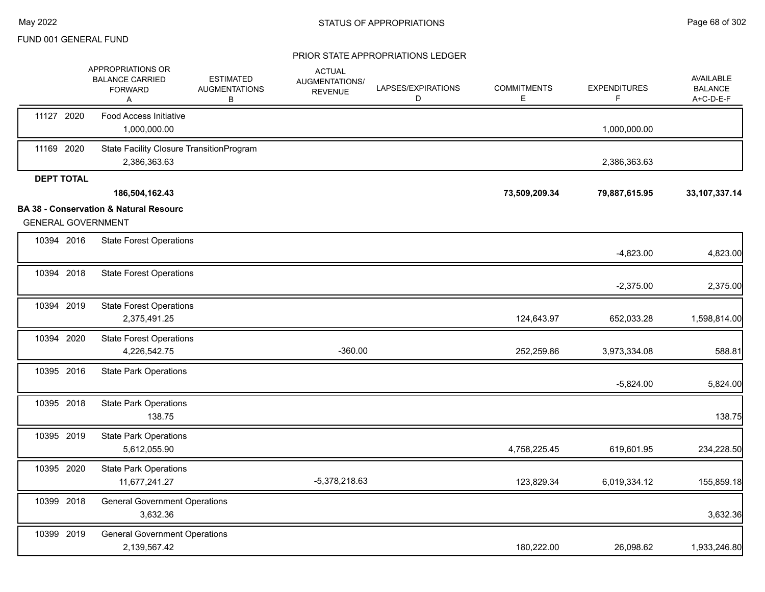FUND 001 GENERAL FUND

PRIOR STATE APPROPRIATIONS LEDGER

| | APPROPRIATIONS OR BALANCE CARRIED FORWARD A | ESTIMATED AUGMENTATIONS B | ACTUAL AUGMENTATIONS/ REVENUE | LAPSES/EXPIRATIONS D | COMMITMENTS E | EXPENDITURES F | AVAILABLE BALANCE A+C-D-E-F |
|---|---|---|---|---|---|---|---|
| 11127 2020 | Food Access Initiative | | | | | | |
| | 1,000,000.00 | | | | | 1,000,000.00 | |
| 11169 2020 | State Facility Closure TransitionProgram | | | | | | |
| | 2,386,363.63 | | | | | 2,386,363.63 | |
| **DEPT TOTAL** | | | | | | | |
| | **186,504,162.43** | | | | **73,509,209.34** | **79,887,615.95** | **33,107,337.14** |
| **BA 38 - Conservation & Natural Resourc** | | | | | | | |
| GENERAL GOVERNMENT | | | | | | | |
| 10394 2016 | State Forest Operations | | | | | | |
| | | | | | | -4,823.00 | 4,823.00 |
| 10394 2018 | State Forest Operations | | | | | | |
| | | | | | | -2,375.00 | 2,375.00 |
| 10394 2019 | State Forest Operations | | | | | | |
| | 2,375,491.25 | | | | 124,643.97 | 652,033.28 | 1,598,814.00 |
| 10394 2020 | State Forest Operations | | | | | | |
| | 4,226,542.75 | | -360.00 | | 252,259.86 | 3,973,334.08 | 588.81 |
| 10395 2016 | State Park Operations | | | | | | |
| | | | | | | -5,824.00 | 5,824.00 |
| 10395 2018 | State Park Operations | | | | | | |
| | 138.75 | | | | | | 138.75 |
| 10395 2019 | State Park Operations | | | | | | |
| | 5,612,055.90 | | | | 4,758,225.45 | 619,601.95 | 234,228.50 |
| 10395 2020 | State Park Operations | | | | | | |
| | 11,677,241.27 | | -5,378,218.63 | | 123,829.34 | 6,019,334.12 | 155,859.18 |
| 10399 2018 | General Government Operations | | | | | | |
| | 3,632.36 | | | | | | 3,632.36 |
| 10399 2019 | General Government Operations | | | | | | |
| | 2,139,567.42 | | | | 180,222.00 | 26,098.62 | 1,933,246.80 |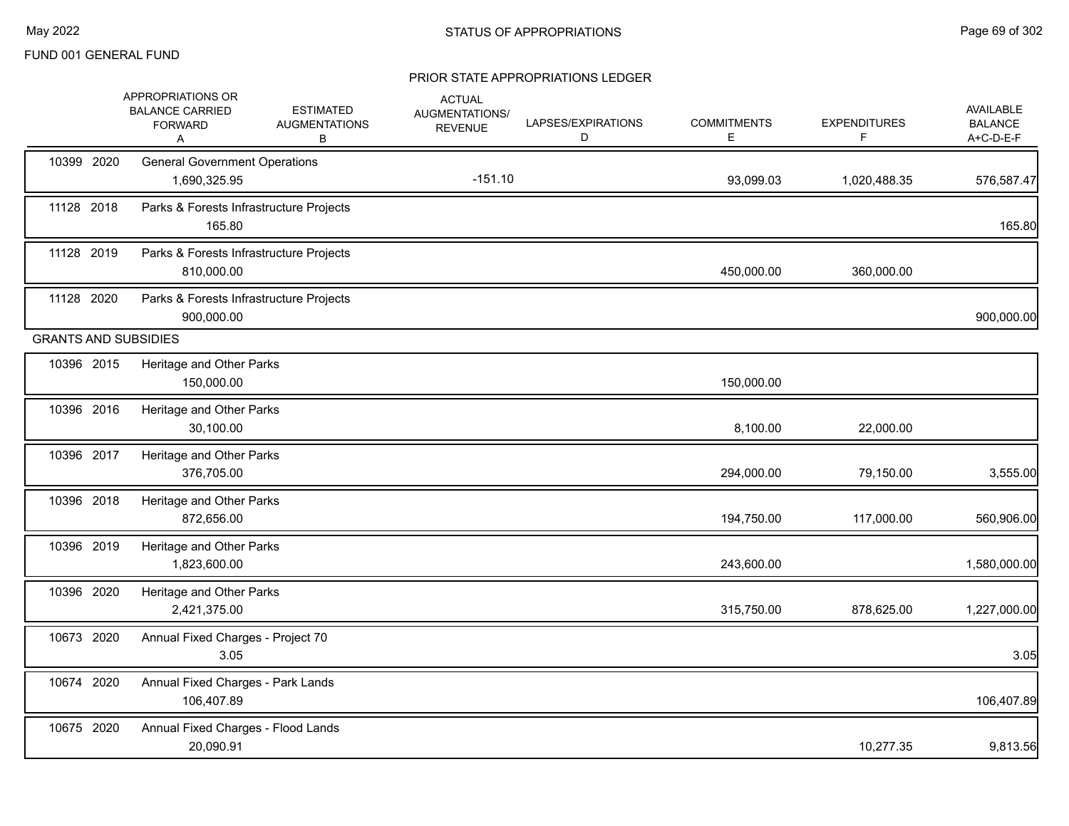FUND 001 GENERAL FUND

## STATUS OF APPROPRIATIONS

### PRIOR STATE APPROPRIATIONS LEDGER

| | APPROPRIATIONS OR BALANCE CARRIED FORWARD A | ESTIMATED AUGMENTATIONS B | ACTUAL AUGMENTATIONS/ REVENUE | LAPSES/EXPIRATIONS D | COMMITMENTS E | EXPENDITURES F | AVAILABLE BALANCE A+C-D-E-F |
|---|---|---|---|---|---|---|---|
| 10399 2020 General Government Operations | 1,690,325.95 | | -151.10 | | 93,099.03 | 1,020,488.35 | 576,587.47 |
| 11128 2018 Parks & Forests Infrastructure Projects | 165.80 | | | | | | 165.80 |
| 11128 2019 Parks & Forests Infrastructure Projects | 810,000.00 | | | | 450,000.00 | 360,000.00 | |
| 11128 2020 Parks & Forests Infrastructure Projects | 900,000.00 | | | | | | 900,000.00 |
| **GRANTS AND SUBSIDIES** | | | | | | | |
| 10396 2015 Heritage and Other Parks | 150,000.00 | | | | 150,000.00 | | |
| 10396 2016 Heritage and Other Parks | 30,100.00 | | | | 8,100.00 | 22,000.00 | |
| 10396 2017 Heritage and Other Parks | 376,705.00 | | | | 294,000.00 | 79,150.00 | 3,555.00 |
| 10396 2018 Heritage and Other Parks | 872,656.00 | | | | 194,750.00 | 117,000.00 | 560,906.00 |
| 10396 2019 Heritage and Other Parks | 1,823,600.00 | | | | 243,600.00 | | 1,580,000.00 |
| 10396 2020 Heritage and Other Parks | 2,421,375.00 | | | | 315,750.00 | 878,625.00 | 1,227,000.00 |
| 10673 2020 Annual Fixed Charges - Project 70 | 3.05 | | | | | | 3.05 |
| 10674 2020 Annual Fixed Charges - Park Lands | 106,407.89 | | | | | | 106,407.89 |
| 10675 2020 Annual Fixed Charges - Flood Lands | 20,090.91 | | | | | 10,277.35 | 9,813.56 |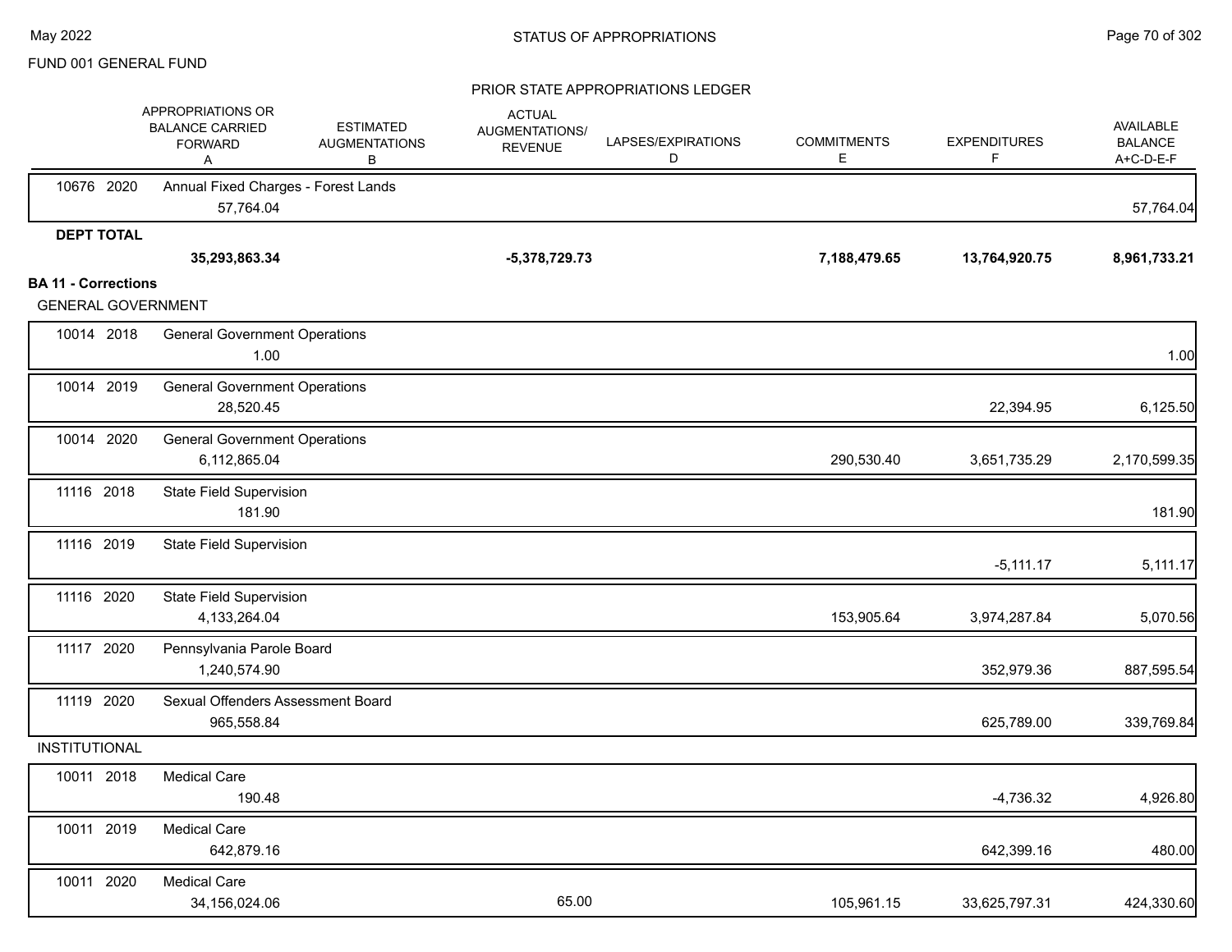FUND 001 GENERAL FUND

PRIOR STATE APPROPRIATIONS LEDGER

| | APPROPRIATIONS OR BALANCE CARRIED FORWARD A | ESTIMATED AUGMENTATIONS B | ACTUAL AUGMENTATIONS/ REVENUE | LAPSES/EXPIRATIONS D | COMMITMENTS E | EXPENDITURES F | AVAILABLE BALANCE A+C-D-E-F |
|---|---|---|---|---|---|---|---|
| 10676 2020 Annual Fixed Charges - Forest Lands | 57,764.04 | | | | | | 57,764.04 |
| **DEPT TOTAL** | **35,293,863.34** | | **-5,378,729.73** | | **7,188,479.65** | **13,764,920.75** | **8,961,733.21** |
| **BA 11 - Corrections** | | | | | | | |
| GENERAL GOVERNMENT | | | | | | | |
| 10014 2018 General Government Operations | 1.00 | | | | | | 1.00 |
| 10014 2019 General Government Operations | 28,520.45 | | | | | 22,394.95 | 6,125.50 |
| 10014 2020 General Government Operations | 6,112,865.04 | | | | 290,530.40 | 3,651,735.29 | 2,170,599.35 |
| 11116 2018 State Field Supervision | 181.90 | | | | | | 181.90 |
| 11116 2019 State Field Supervision | | | | | | -5,111.17 | 5,111.17 |
| 11116 2020 State Field Supervision | 4,133,264.04 | | | | 153,905.64 | 3,974,287.84 | 5,070.56 |
| 11117 2020 Pennsylvania Parole Board | 1,240,574.90 | | | | | 352,979.36 | 887,595.54 |
| 11119 2020 Sexual Offenders Assessment Board | 965,558.84 | | | | | 625,789.00 | 339,769.84 |
| INSTITUTIONAL | | | | | | | |
| 10011 2018 Medical Care | 190.48 | | | | | -4,736.32 | 4,926.80 |
| 10011 2019 Medical Care | 642,879.16 | | | | | 642,399.16 | 480.00 |
| 10011 2020 Medical Care | 34,156,024.06 | | 65.00 | | 105,961.15 | 33,625,797.31 | 424,330.60 |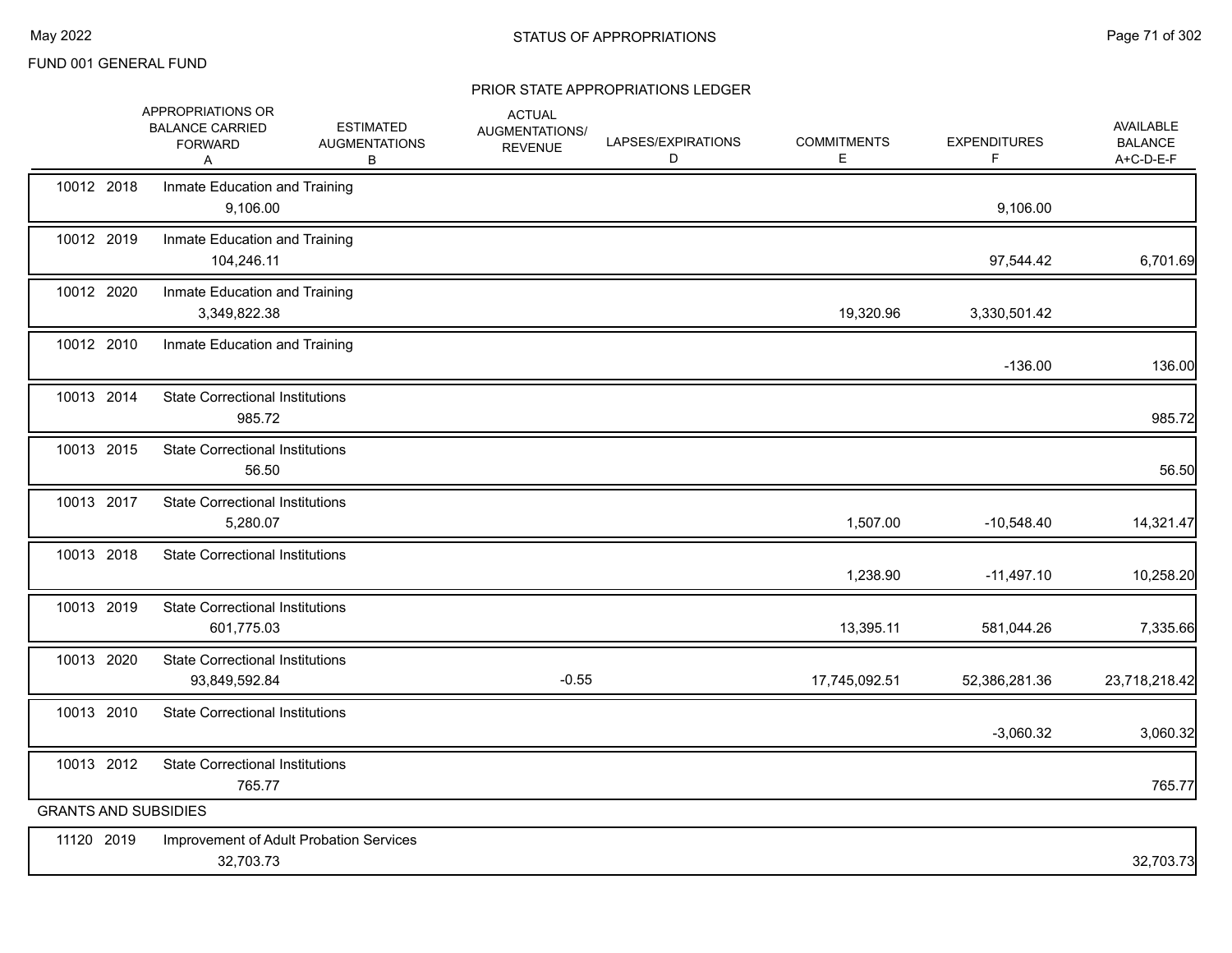FUND 001 GENERAL FUND

## STATUS OF APPROPRIATIONS

### PRIOR STATE APPROPRIATIONS LEDGER

| | | APPROPRIATIONS OR BALANCE CARRIED FORWARD A | ESTIMATED AUGMENTATIONS B | ACTUAL AUGMENTATIONS/ REVENUE | LAPSES/EXPIRATIONS D | COMMITMENTS E | EXPENDITURES F | AVAILABLE BALANCE A+C-D-E-F |
|---|---|---|---|---|---|---|---|---|
| 10012 2018 | Inmate Education and Training | 9,106.00 | | | | | 9,106.00 | |
| 10012 2019 | Inmate Education and Training | 104,246.11 | | | | | 97,544.42 | 6,701.69 |
| 10012 2020 | Inmate Education and Training | 3,349,822.38 | | | | 19,320.96 | 3,330,501.42 | |
| 10012 2010 | Inmate Education and Training | | | | | | -136.00 | 136.00 |
| 10013 2014 | State Correctional Institutions | 985.72 | | | | | | 985.72 |
| 10013 2015 | State Correctional Institutions | 56.50 | | | | | | 56.50 |
| 10013 2017 | State Correctional Institutions | 5,280.07 | | | | 1,507.00 | -10,548.40 | 14,321.47 |
| 10013 2018 | State Correctional Institutions | | | | | 1,238.90 | -11,497.10 | 10,258.20 |
| 10013 2019 | State Correctional Institutions | 601,775.03 | | | | 13,395.11 | 581,044.26 | 7,335.66 |
| 10013 2020 | State Correctional Institutions | 93,849,592.84 | | -0.55 | | 17,745,092.51 | 52,386,281.36 | 23,718,218.42 |
| 10013 2010 | State Correctional Institutions | | | | | | -3,060.32 | 3,060.32 |
| 10013 2012 | State Correctional Institutions | 765.77 | | | | | | 765.77 |
| **GRANTS AND SUBSIDIES** | | | | | | | | |
| 11120 2019 | Improvement of Adult Probation Services | 32,703.73 | | | | | | 32,703.73 |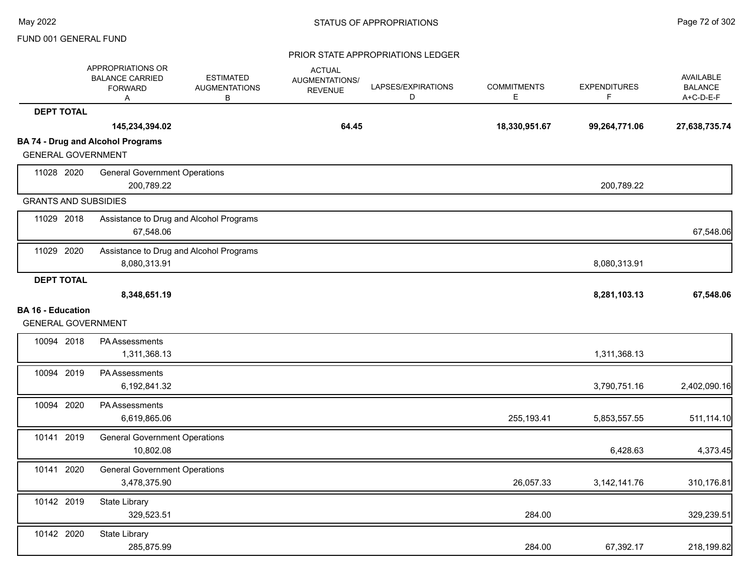FUND 001 GENERAL FUND

PRIOR STATE APPROPRIATIONS LEDGER

| | | APPROPRIATIONS OR BALANCE CARRIED FORWARD A | ESTIMATED AUGMENTATIONS B | ACTUAL AUGMENTATIONS/ REVENUE | LAPSES/EXPIRATIONS D | COMMITMENTS E | EXPENDITURES F | AVAILABLE BALANCE A+C-D-E-F |
|---|---|---|---|---|---|---|---|---|
| **DEPT TOTAL** | | **145,234,394.02** | | **64.45** | | **18,330,951.67** | **99,264,771.06** | **27,638,735.74** |
| **BA 74 - Drug and Alcohol Programs** | | | | | | | | |
| GENERAL GOVERNMENT | | | | | | | | |
| 11028 2020 | General Government Operations | 200,789.22 | | | | | 200,789.22 | |
| GRANTS AND SUBSIDIES | | | | | | | | |
| 11029 2018 | Assistance to Drug and Alcohol Programs | 67,548.06 | | | | | | 67,548.06 |
| 11029 2020 | Assistance to Drug and Alcohol Programs | 8,080,313.91 | | | | | 8,080,313.91 | |
| **DEPT TOTAL** | | **8,348,651.19** | | | | | **8,281,103.13** | **67,548.06** |
| **BA 16 - Education** | | | | | | | | |
| GENERAL GOVERNMENT | | | | | | | | |
| 10094 2018 | PA Assessments | 1,311,368.13 | | | | | 1,311,368.13 | |
| 10094 2019 | PA Assessments | 6,192,841.32 | | | | | 3,790,751.16 | 2,402,090.16 |
| 10094 2020 | PA Assessments | 6,619,865.06 | | | | 255,193.41 | 5,853,557.55 | 511,114.10 |
| 10141 2019 | General Government Operations | 10,802.08 | | | | | 6,428.63 | 4,373.45 |
| 10141 2020 | General Government Operations | 3,478,375.90 | | | | 26,057.33 | 3,142,141.76 | 310,176.81 |
| 10142 2019 | State Library | 329,523.51 | | | | 284.00 | | 329,239.51 |
| 10142 2020 | State Library | 285,875.99 | | | | 284.00 | 67,392.17 | 218,199.82 |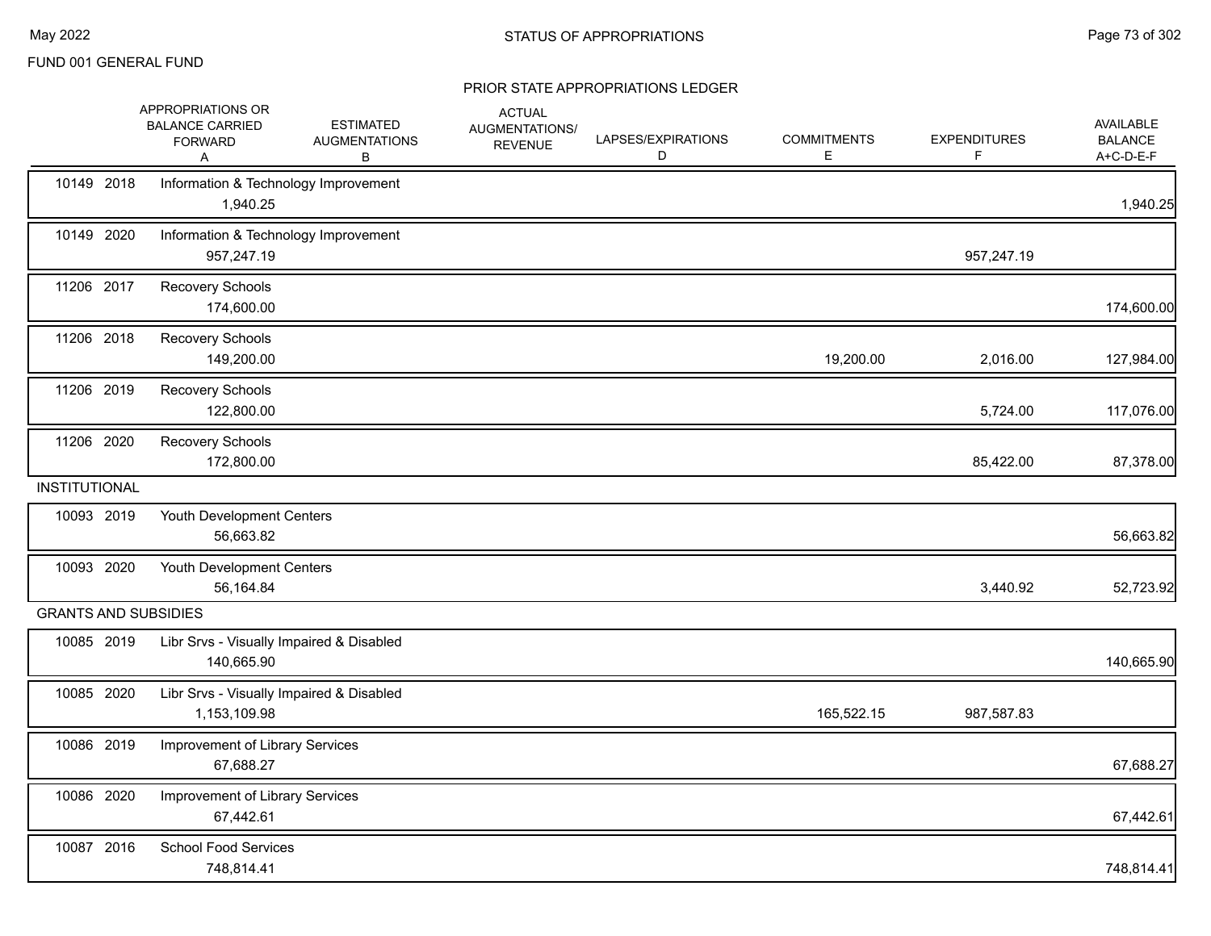FUND 001 GENERAL FUND

## STATUS OF APPROPRIATIONS

### PRIOR STATE APPROPRIATIONS LEDGER

| | APPROPRIATIONS OR BALANCE CARRIED FORWARD A | ESTIMATED AUGMENTATIONS B | ACTUAL AUGMENTATIONS/ REVENUE | LAPSES/EXPIRATIONS D | COMMITMENTS E | EXPENDITURES F | AVAILABLE BALANCE A+C-D-E-F |
|---|---|---|---|---|---|---|---|
| 10149 2018 | Information & Technology Improvement | | | | | | |
| | 1,940.25 | | | | | | 1,940.25 |
| 10149 2020 | Information & Technology Improvement | | | | | | |
| | 957,247.19 | | | | | 957,247.19 | |
| 11206 2017 | Recovery Schools | | | | | | |
| | 174,600.00 | | | | | | 174,600.00 |
| 11206 2018 | Recovery Schools | | | | | | |
| | 149,200.00 | | | | 19,200.00 | 2,016.00 | 127,984.00 |
| 11206 2019 | Recovery Schools | | | | | | |
| | 122,800.00 | | | | | 5,724.00 | 117,076.00 |
| 11206 2020 | Recovery Schools | | | | | | |
| | 172,800.00 | | | | | 85,422.00 | 87,378.00 |
| **INSTITUTIONAL** | | | | | | | |
| 10093 2019 | Youth Development Centers | | | | | | |
| | 56,663.82 | | | | | | 56,663.82 |
| 10093 2020 | Youth Development Centers | | | | | | |
| | 56,164.84 | | | | | 3,440.92 | 52,723.92 |
| **GRANTS AND SUBSIDIES** | | | | | | | |
| 10085 2019 | Libr Srvs - Visually Impaired & Disabled | | | | | | |
| | 140,665.90 | | | | | | 140,665.90 |
| 10085 2020 | Libr Srvs - Visually Impaired & Disabled | | | | | | |
| | 1,153,109.98 | | | | 165,522.15 | 987,587.83 | |
| 10086 2019 | Improvement of Library Services | | | | | | |
| | 67,688.27 | | | | | | 67,688.27 |
| 10086 2020 | Improvement of Library Services | | | | | | |
| | 67,442.61 | | | | | | 67,442.61 |
| 10087 2016 | School Food Services | | | | | | |
| | 748,814.41 | | | | | | 748,814.41 |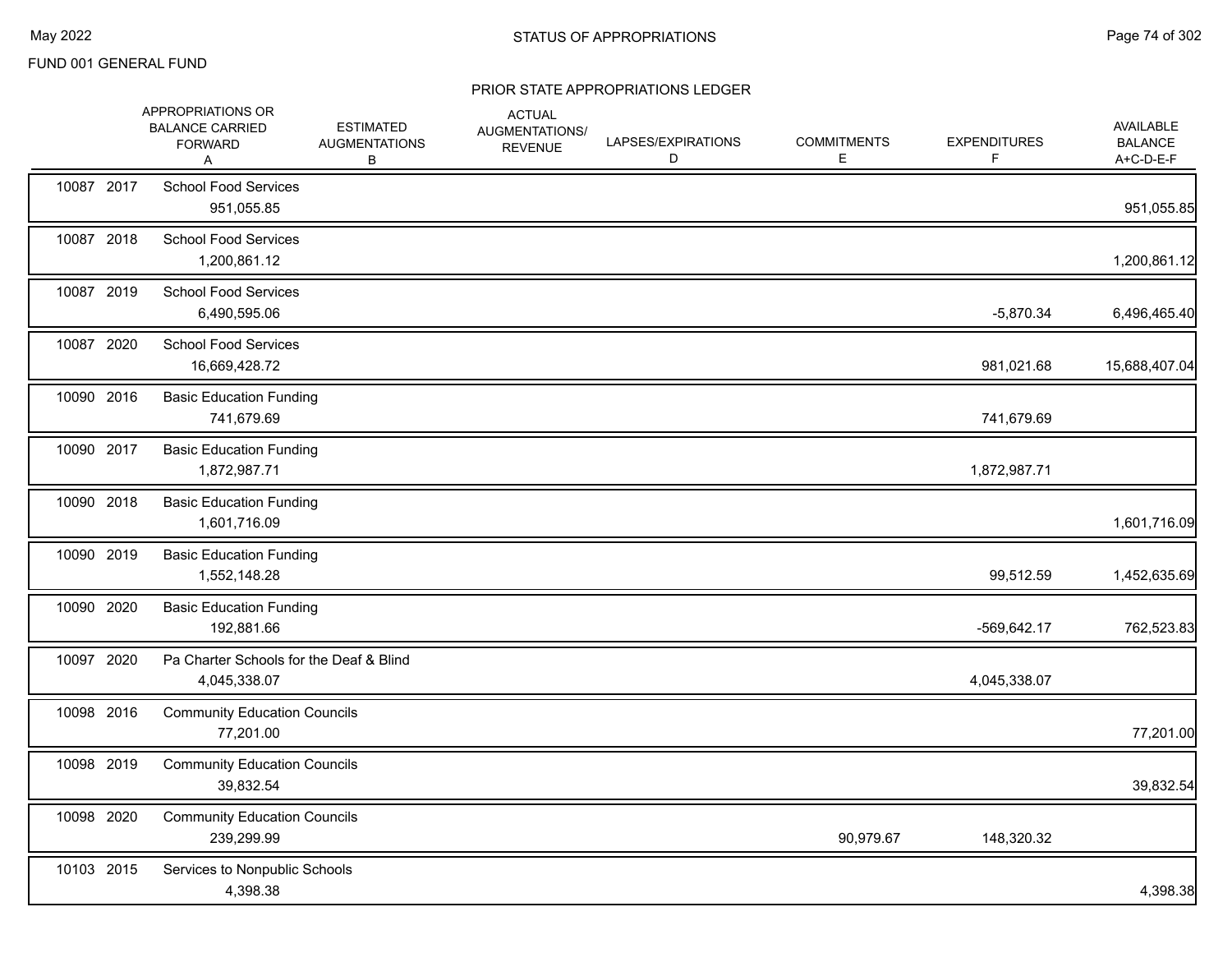FUND 001 GENERAL FUND

STATUS OF APPROPRIATIONS

PRIOR STATE APPROPRIATIONS LEDGER

| | APPROPRIATIONS OR BALANCE CARRIED FORWARD A | ESTIMATED AUGMENTATIONS B | ACTUAL AUGMENTATIONS/ REVENUE | LAPSES/EXPIRATIONS D | COMMITMENTS E | EXPENDITURES F | AVAILABLE BALANCE A+C-D-E-F |
|---|---|---|---|---|---|---|---|
| 10087 2017 | School Food Services | | | | | | |
| | 951,055.85 | | | | | | 951,055.85 |
| 10087 2018 | School Food Services | | | | | | |
| | 1,200,861.12 | | | | | | 1,200,861.12 |
| 10087 2019 | School Food Services | | | | | | |
| | 6,490,595.06 | | | | | -5,870.34 | 6,496,465.40 |
| 10087 2020 | School Food Services | | | | | | |
| | 16,669,428.72 | | | | | 981,021.68 | 15,688,407.04 |
| 10090 2016 | Basic Education Funding | | | | | | |
| | 741,679.69 | | | | | 741,679.69 | |
| 10090 2017 | Basic Education Funding | | | | | | |
| | 1,872,987.71 | | | | | 1,872,987.71 | |
| 10090 2018 | Basic Education Funding | | | | | | |
| | 1,601,716.09 | | | | | | 1,601,716.09 |
| 10090 2019 | Basic Education Funding | | | | | | |
| | 1,552,148.28 | | | | | 99,512.59 | 1,452,635.69 |
| 10090 2020 | Basic Education Funding | | | | | | |
| | 192,881.66 | | | | | -569,642.17 | 762,523.83 |
| 10097 2020 | Pa Charter Schools for the Deaf & Blind | | | | | | |
| | 4,045,338.07 | | | | | 4,045,338.07 | |
| 10098 2016 | Community Education Councils | | | | | | |
| | 77,201.00 | | | | | | 77,201.00 |
| 10098 2019 | Community Education Councils | | | | | | |
| | 39,832.54 | | | | | | 39,832.54 |
| 10098 2020 | Community Education Councils | | | | | | |
| | 239,299.99 | | | | 90,979.67 | 148,320.32 | |
| 10103 2015 | Services to Nonpublic Schools | | | | | | |
| | 4,398.38 | | | | | | 4,398.38 |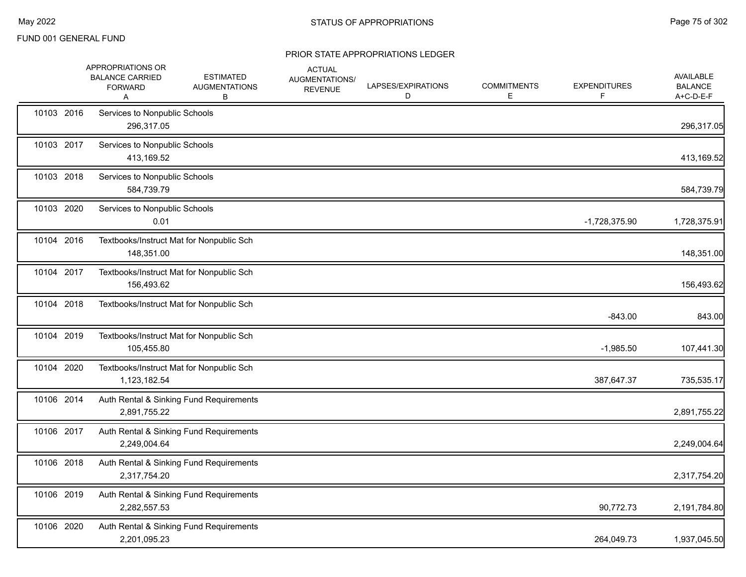FUND 001 GENERAL FUND

# STATUS OF APPROPRIATIONS

## PRIOR STATE APPROPRIATIONS LEDGER

| | | APPROPRIATIONS OR BALANCE CARRIED FORWARD A | ESTIMATED AUGMENTATIONS B | ACTUAL AUGMENTATIONS/ REVENUE | LAPSES/EXPIRATIONS D | COMMITMENTS E | EXPENDITURES F | AVAILABLE BALANCE A+C-D-E-F |
|---|---|---|---|---|---|---|---|---|
| 10103 | 2016 | Services to Nonpublic Schools | | | | | | |
| | | 296,317.05 | | | | | | 296,317.05 |
| 10103 | 2017 | Services to Nonpublic Schools | | | | | | |
| | | 413,169.52 | | | | | | 413,169.52 |
| 10103 | 2018 | Services to Nonpublic Schools | | | | | | |
| | | 584,739.79 | | | | | | 584,739.79 |
| 10103 | 2020 | Services to Nonpublic Schools | | | | | | |
| | | 0.01 | | | | | -1,728,375.90 | 1,728,375.91 |
| 10104 | 2016 | Textbooks/Instruct Mat for Nonpublic Sch | | | | | | |
| | | 148,351.00 | | | | | | 148,351.00 |
| 10104 | 2017 | Textbooks/Instruct Mat for Nonpublic Sch | | | | | | |
| | | 156,493.62 | | | | | | 156,493.62 |
| 10104 | 2018 | Textbooks/Instruct Mat for Nonpublic Sch | | | | | | |
| | | | | | | | -843.00 | 843.00 |
| 10104 | 2019 | Textbooks/Instruct Mat for Nonpublic Sch | | | | | | |
| | | 105,455.80 | | | | | -1,985.50 | 107,441.30 |
| 10104 | 2020 | Textbooks/Instruct Mat for Nonpublic Sch | | | | | | |
| | | 1,123,182.54 | | | | | 387,647.37 | 735,535.17 |
| 10106 | 2014 | Auth Rental & Sinking Fund Requirements | | | | | | |
| | | 2,891,755.22 | | | | | | 2,891,755.22 |
| 10106 | 2017 | Auth Rental & Sinking Fund Requirements | | | | | | |
| | | 2,249,004.64 | | | | | | 2,249,004.64 |
| 10106 | 2018 | Auth Rental & Sinking Fund Requirements | | | | | | |
| | | 2,317,754.20 | | | | | | 2,317,754.20 |
| 10106 | 2019 | Auth Rental & Sinking Fund Requirements | | | | | | |
| | | 2,282,557.53 | | | | | 90,772.73 | 2,191,784.80 |
| 10106 | 2020 | Auth Rental & Sinking Fund Requirements | | | | | | |
| | | 2,201,095.23 | | | | | 264,049.73 | 1,937,045.50 |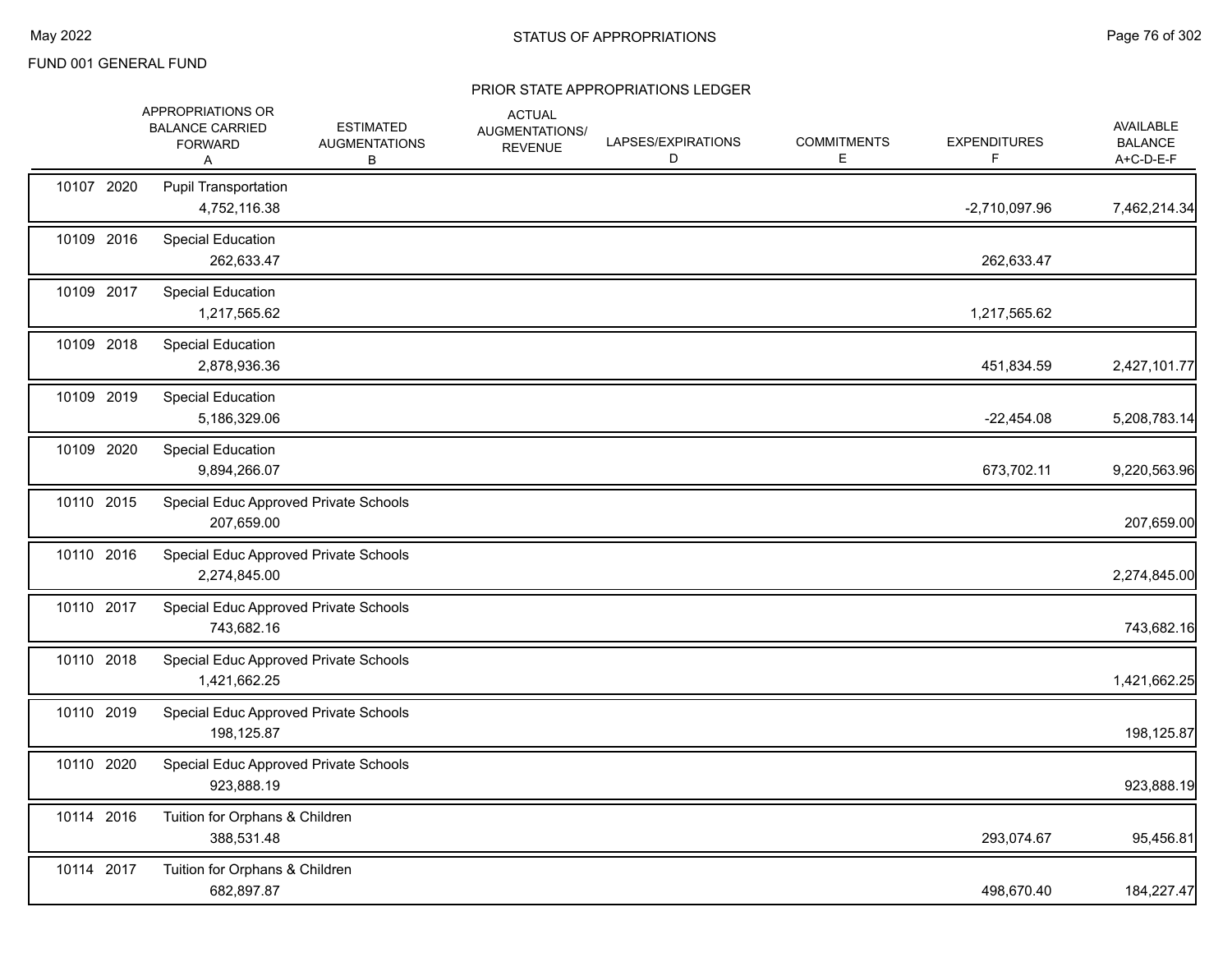FUND 001 GENERAL FUND

## PRIOR STATE APPROPRIATIONS LEDGER

| | APPROPRIATIONS OR BALANCE CARRIED FORWARD A | ESTIMATED AUGMENTATIONS B | ACTUAL AUGMENTATIONS/ REVENUE | LAPSES/EXPIRATIONS D | COMMITMENTS E | EXPENDITURES F | AVAILABLE BALANCE A+C-D-E-F |
|---|---|---|---|---|---|---|---|
| 10107 2020 | Pupil Transportation | | | | | | |
| | 4,752,116.38 | | | | | -2,710,097.96 | 7,462,214.34 |
| 10109 2016 | Special Education | | | | | | |
| | 262,633.47 | | | | | 262,633.47 | |
| 10109 2017 | Special Education | | | | | | |
| | 1,217,565.62 | | | | | 1,217,565.62 | |
| 10109 2018 | Special Education | | | | | | |
| | 2,878,936.36 | | | | | 451,834.59 | 2,427,101.77 |
| 10109 2019 | Special Education | | | | | | |
| | 5,186,329.06 | | | | | -22,454.08 | 5,208,783.14 |
| 10109 2020 | Special Education | | | | | | |
| | 9,894,266.07 | | | | | 673,702.11 | 9,220,563.96 |
| 10110 2015 | Special Educ Approved Private Schools | | | | | | |
| | 207,659.00 | | | | | | 207,659.00 |
| 10110 2016 | Special Educ Approved Private Schools | | | | | | |
| | 2,274,845.00 | | | | | | 2,274,845.00 |
| 10110 2017 | Special Educ Approved Private Schools | | | | | | |
| | 743,682.16 | | | | | | 743,682.16 |
| 10110 2018 | Special Educ Approved Private Schools | | | | | | |
| | 1,421,662.25 | | | | | | 1,421,662.25 |
| 10110 2019 | Special Educ Approved Private Schools | | | | | | |
| | 198,125.87 | | | | | | 198,125.87 |
| 10110 2020 | Special Educ Approved Private Schools | | | | | | |
| | 923,888.19 | | | | | | 923,888.19 |
| 10114 2016 | Tuition for Orphans & Children | | | | | | |
| | 388,531.48 | | | | | 293,074.67 | 95,456.81 |
| 10114 2017 | Tuition for Orphans & Children | | | | | | |
| | 682,897.87 | | | | | 498,670.40 | 184,227.47 |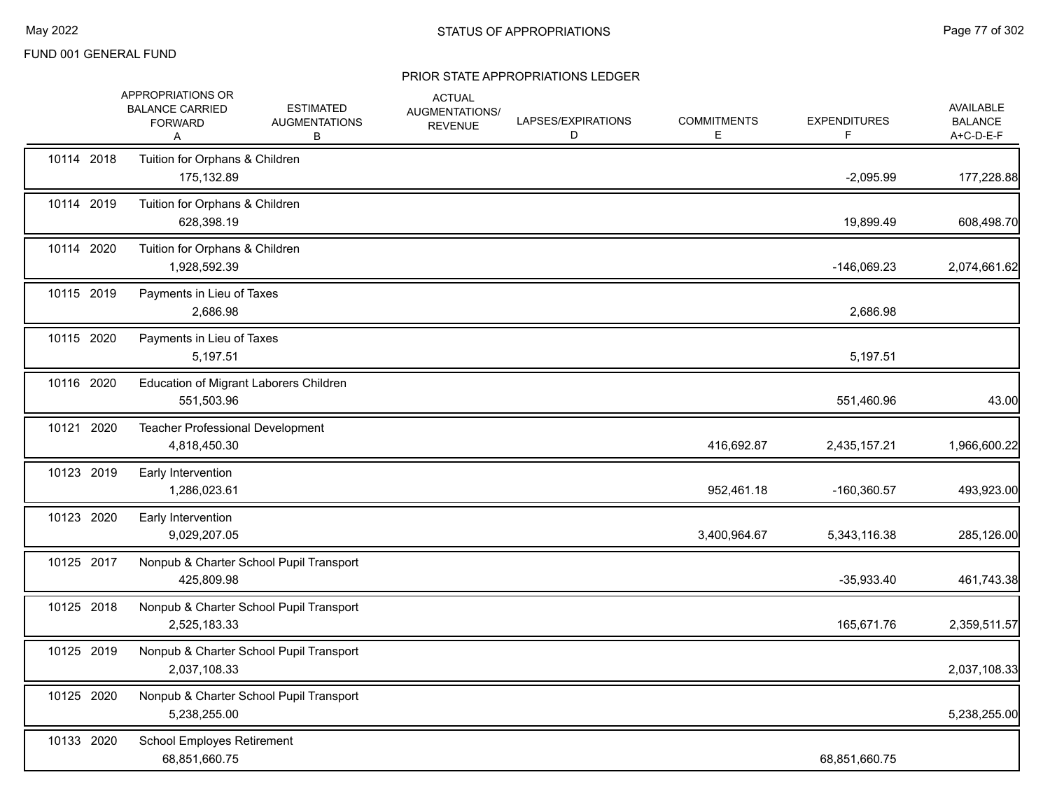FUND 001 GENERAL FUND

## STATUS OF APPROPRIATIONS

### PRIOR STATE APPROPRIATIONS LEDGER

| | APPROPRIATIONS OR BALANCE CARRIED FORWARD A | ESTIMATED AUGMENTATIONS B | ACTUAL AUGMENTATIONS/ REVENUE | LAPSES/EXPIRATIONS D | COMMITMENTS E | EXPENDITURES F | AVAILABLE BALANCE A+C-D-E-F |
|---|---|---|---|---|---|---|---|
| 10114 2018 | Tuition for Orphans & Children | | | | | | |
| | 175,132.89 | | | | | -2,095.99 | 177,228.88 |
| 10114 2019 | Tuition for Orphans & Children | | | | | | |
| | 628,398.19 | | | | | 19,899.49 | 608,498.70 |
| 10114 2020 | Tuition for Orphans & Children | | | | | | |
| | 1,928,592.39 | | | | | -146,069.23 | 2,074,661.62 |
| 10115 2019 | Payments in Lieu of Taxes | | | | | | |
| | 2,686.98 | | | | | 2,686.98 | |
| 10115 2020 | Payments in Lieu of Taxes | | | | | | |
| | 5,197.51 | | | | | 5,197.51 | |
| 10116 2020 | Education of Migrant Laborers Children | | | | | | |
| | 551,503.96 | | | | | 551,460.96 | 43.00 |
| 10121 2020 | Teacher Professional Development | | | | | | |
| | 4,818,450.30 | | | | 416,692.87 | 2,435,157.21 | 1,966,600.22 |
| 10123 2019 | Early Intervention | | | | | | |
| | 1,286,023.61 | | | | 952,461.18 | -160,360.57 | 493,923.00 |
| 10123 2020 | Early Intervention | | | | | | |
| | 9,029,207.05 | | | | 3,400,964.67 | 5,343,116.38 | 285,126.00 |
| 10125 2017 | Nonpub & Charter School Pupil Transport | | | | | | |
| | 425,809.98 | | | | | -35,933.40 | 461,743.38 |
| 10125 2018 | Nonpub & Charter School Pupil Transport | | | | | | |
| | 2,525,183.33 | | | | | 165,671.76 | 2,359,511.57 |
| 10125 2019 | Nonpub & Charter School Pupil Transport | | | | | | |
| | 2,037,108.33 | | | | | | 2,037,108.33 |
| 10125 2020 | Nonpub & Charter School Pupil Transport | | | | | | |
| | 5,238,255.00 | | | | | | 5,238,255.00 |
| 10133 2020 | School Employes Retirement | | | | | | |
| | 68,851,660.75 | | | | | 68,851,660.75 | |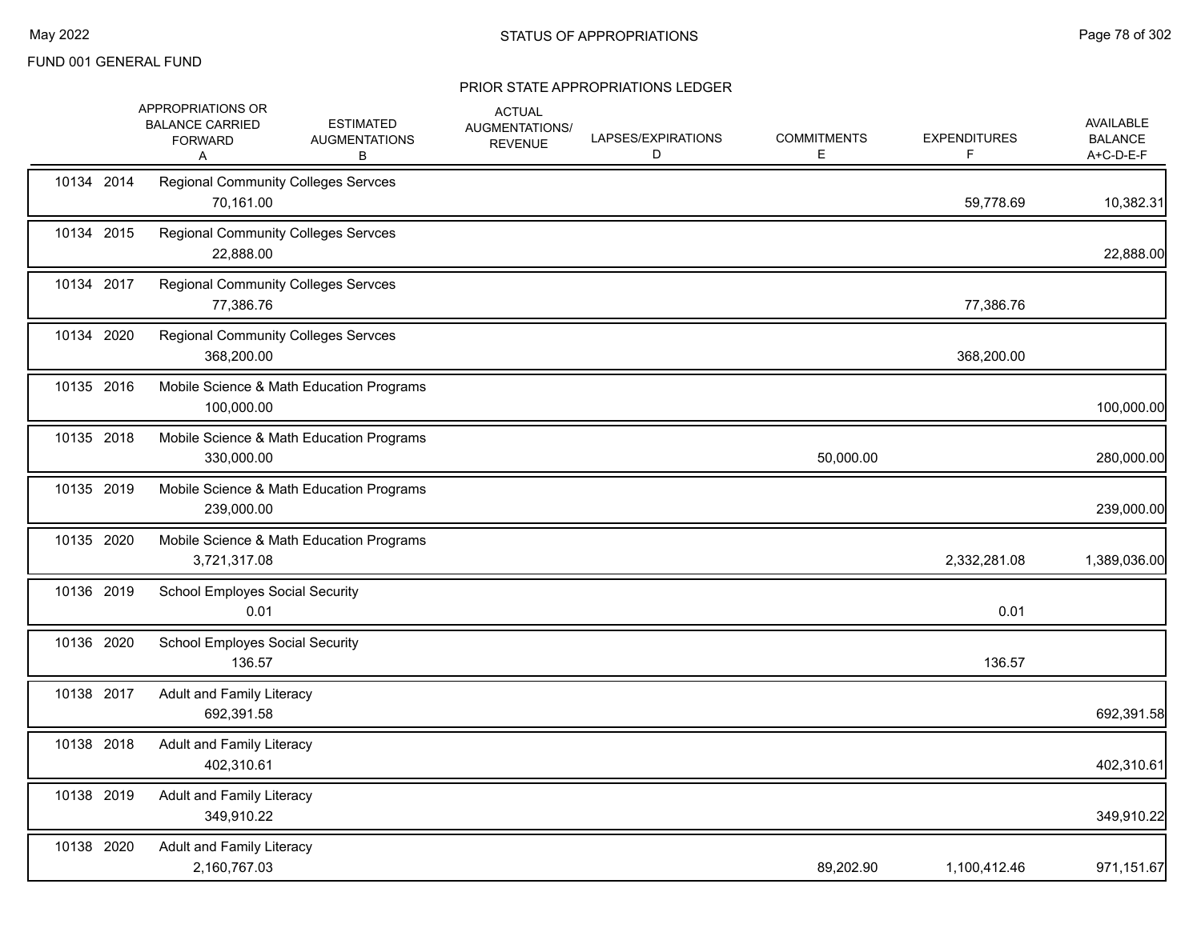FUND 001 GENERAL FUND

## STATUS OF APPROPRIATIONS

### PRIOR STATE APPROPRIATIONS LEDGER

| | APPROPRIATIONS OR BALANCE CARRIED FORWARD A | ESTIMATED AUGMENTATIONS B | ACTUAL AUGMENTATIONS/ REVENUE | LAPSES/EXPIRATIONS D | COMMITMENTS E | EXPENDITURES F | AVAILABLE BALANCE A+C-D-E-F |
|---|---|---|---|---|---|---|---|
| 10134 2014 | Regional Community Colleges Servces | | | | | | |
| | 70,161.00 | | | | | 59,778.69 | 10,382.31 |
| 10134 2015 | Regional Community Colleges Servces | | | | | | |
| | 22,888.00 | | | | | | 22,888.00 |
| 10134 2017 | Regional Community Colleges Servces | | | | | | |
| | 77,386.76 | | | | | 77,386.76 | |
| 10134 2020 | Regional Community Colleges Servces | | | | | | |
| | 368,200.00 | | | | | 368,200.00 | |
| 10135 2016 | Mobile Science & Math Education Programs | | | | | | |
| | 100,000.00 | | | | | | 100,000.00 |
| 10135 2018 | Mobile Science & Math Education Programs | | | | | | |
| | 330,000.00 | | | | 50,000.00 | | 280,000.00 |
| 10135 2019 | Mobile Science & Math Education Programs | | | | | | |
| | 239,000.00 | | | | | | 239,000.00 |
| 10135 2020 | Mobile Science & Math Education Programs | | | | | | |
| | 3,721,317.08 | | | | | 2,332,281.08 | 1,389,036.00 |
| 10136 2019 | School Employes Social Security | | | | | | |
| | 0.01 | | | | | 0.01 | |
| 10136 2020 | School Employes Social Security | | | | | | |
| | 136.57 | | | | | 136.57 | |
| 10138 2017 | Adult and Family Literacy | | | | | | |
| | 692,391.58 | | | | | | 692,391.58 |
| 10138 2018 | Adult and Family Literacy | | | | | | |
| | 402,310.61 | | | | | | 402,310.61 |
| 10138 2019 | Adult and Family Literacy | | | | | | |
| | 349,910.22 | | | | | | 349,910.22 |
| 10138 2020 | Adult and Family Literacy | | | | | | |
| | 2,160,767.03 | | | | 89,202.90 | 1,100,412.46 | 971,151.67 |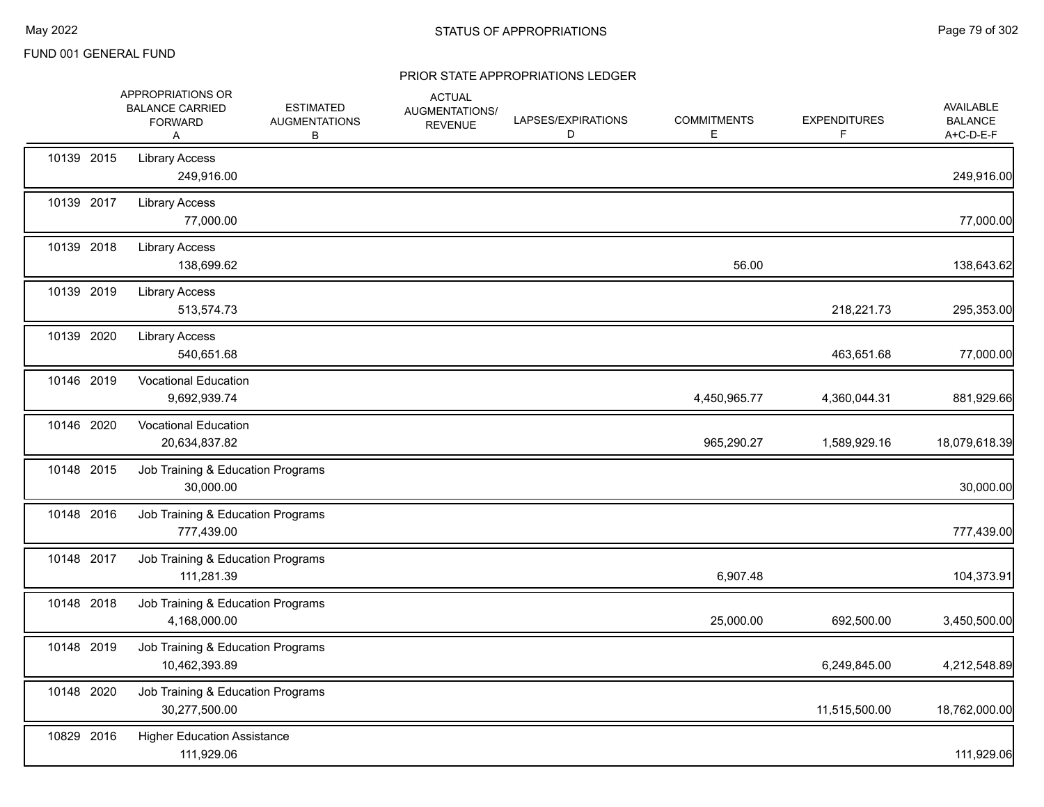FUND 001 GENERAL FUND

## STATUS OF APPROPRIATIONS

### PRIOR STATE APPROPRIATIONS LEDGER

| | | APPROPRIATIONS OR BALANCE CARRIED FORWARD A | ESTIMATED AUGMENTATIONS B | ACTUAL AUGMENTATIONS/ REVENUE | LAPSES/EXPIRATIONS D | COMMITMENTS E | EXPENDITURES F | AVAILABLE BALANCE A+C-D-E-F |
|---|---|---|---|---|---|---|---|---|
| 10139 | 2015 | Library Access | | | | | | |
| | | 249,916.00 | | | | | | 249,916.00 |
| 10139 | 2017 | Library Access | | | | | | |
| | | 77,000.00 | | | | | | 77,000.00 |
| 10139 | 2018 | Library Access | | | | | | |
| | | 138,699.62 | | | | 56.00 | | 138,643.62 |
| 10139 | 2019 | Library Access | | | | | | |
| | | 513,574.73 | | | | | 218,221.73 | 295,353.00 |
| 10139 | 2020 | Library Access | | | | | | |
| | | 540,651.68 | | | | | 463,651.68 | 77,000.00 |
| 10146 | 2019 | Vocational Education | | | | | | |
| | | 9,692,939.74 | | | | 4,450,965.77 | 4,360,044.31 | 881,929.66 |
| 10146 | 2020 | Vocational Education | | | | | | |
| | | 20,634,837.82 | | | | 965,290.27 | 1,589,929.16 | 18,079,618.39 |
| 10148 | 2015 | Job Training & Education Programs | | | | | | |
| | | 30,000.00 | | | | | | 30,000.00 |
| 10148 | 2016 | Job Training & Education Programs | | | | | | |
| | | 777,439.00 | | | | | | 777,439.00 |
| 10148 | 2017 | Job Training & Education Programs | | | | | | |
| | | 111,281.39 | | | | 6,907.48 | | 104,373.91 |
| 10148 | 2018 | Job Training & Education Programs | | | | | | |
| | | 4,168,000.00 | | | | 25,000.00 | 692,500.00 | 3,450,500.00 |
| 10148 | 2019 | Job Training & Education Programs | | | | | | |
| | | 10,462,393.89 | | | | | 6,249,845.00 | 4,212,548.89 |
| 10148 | 2020 | Job Training & Education Programs | | | | | | |
| | | 30,277,500.00 | | | | | 11,515,500.00 | 18,762,000.00 |
| 10829 | 2016 | Higher Education Assistance | | | | | | |
| | | 111,929.06 | | | | | | 111,929.06 |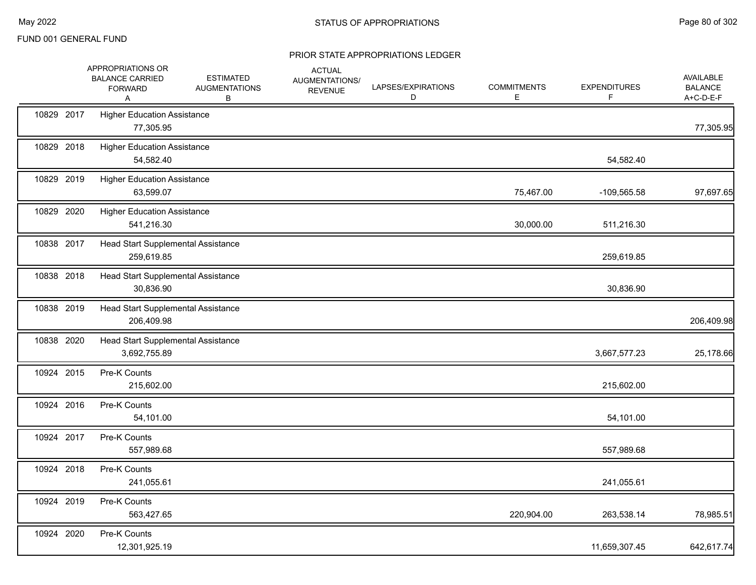FUND 001 GENERAL FUND

# STATUS OF APPROPRIATIONS

## PRIOR STATE APPROPRIATIONS LEDGER

| | | APPROPRIATIONS OR BALANCE CARRIED FORWARD A | ESTIMATED AUGMENTATIONS B | ACTUAL AUGMENTATIONS/ REVENUE | LAPSES/EXPIRATIONS D | COMMITMENTS E | EXPENDITURES F | AVAILABLE BALANCE A+C-D-E-F |
|---|---|---|---|---|---|---|---|---|
| 10829 | 2017 | Higher Education Assistance | | | | | | |
| | | 77,305.95 | | | | | | 77,305.95 |
| 10829 | 2018 | Higher Education Assistance | | | | | | |
| | | 54,582.40 | | | | | 54,582.40 | |
| 10829 | 2019 | Higher Education Assistance | | | | | | |
| | | 63,599.07 | | | | 75,467.00 | -109,565.58 | 97,697.65 |
| 10829 | 2020 | Higher Education Assistance | | | | | | |
| | | 541,216.30 | | | | 30,000.00 | 511,216.30 | |
| 10838 | 2017 | Head Start Supplemental Assistance | | | | | | |
| | | 259,619.85 | | | | | 259,619.85 | |
| 10838 | 2018 | Head Start Supplemental Assistance | | | | | | |
| | | 30,836.90 | | | | | 30,836.90 | |
| 10838 | 2019 | Head Start Supplemental Assistance | | | | | | |
| | | 206,409.98 | | | | | | 206,409.98 |
| 10838 | 2020 | Head Start Supplemental Assistance | | | | | | |
| | | 3,692,755.89 | | | | | 3,667,577.23 | 25,178.66 |
| 10924 | 2015 | Pre-K Counts | | | | | | |
| | | 215,602.00 | | | | | 215,602.00 | |
| 10924 | 2016 | Pre-K Counts | | | | | | |
| | | 54,101.00 | | | | | 54,101.00 | |
| 10924 | 2017 | Pre-K Counts | | | | | | |
| | | 557,989.68 | | | | | 557,989.68 | |
| 10924 | 2018 | Pre-K Counts | | | | | | |
| | | 241,055.61 | | | | | 241,055.61 | |
| 10924 | 2019 | Pre-K Counts | | | | | | |
| | | 563,427.65 | | | | 220,904.00 | 263,538.14 | 78,985.51 |
| 10924 | 2020 | Pre-K Counts | | | | | | |
| | | 12,301,925.19 | | | | | 11,659,307.45 | 642,617.74 |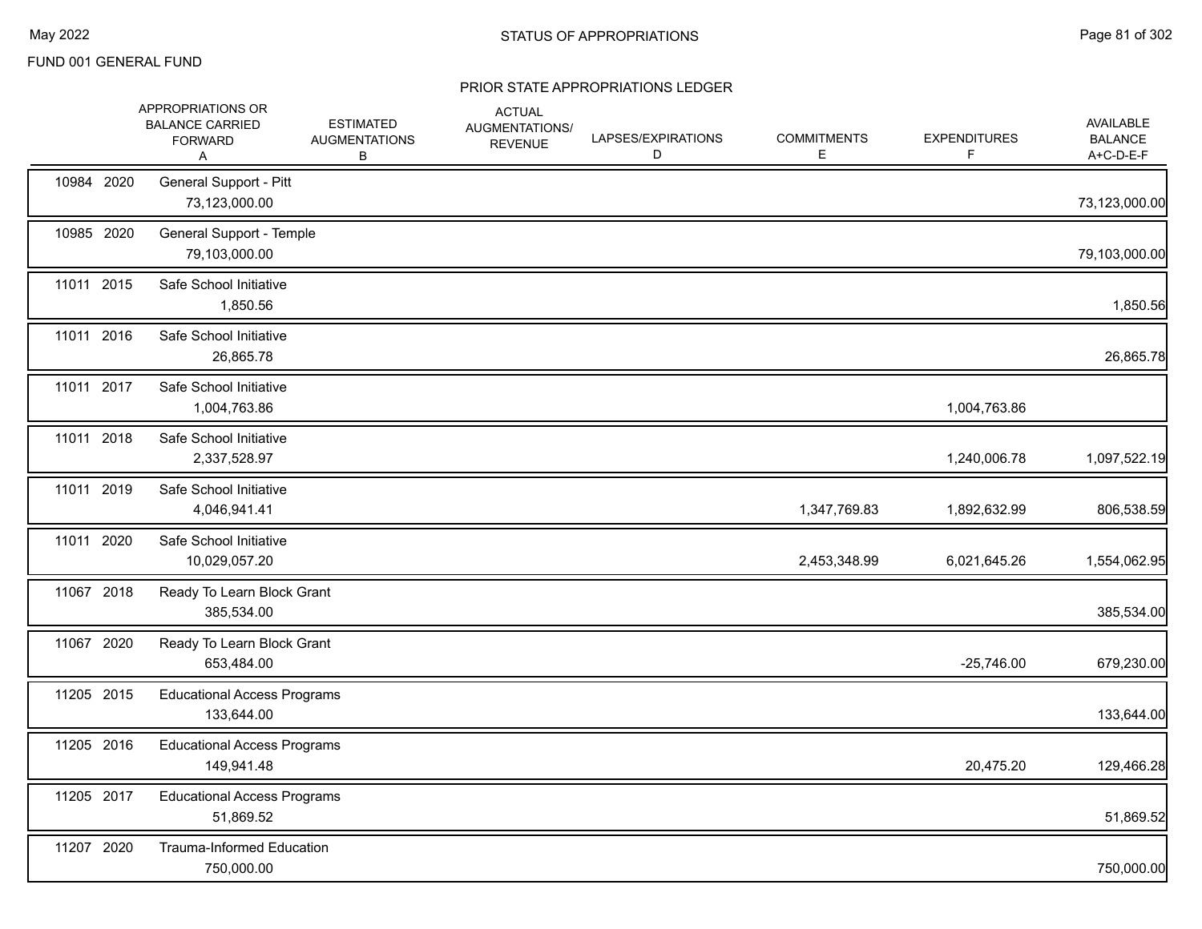FUND 001 GENERAL FUND

# STATUS OF APPROPRIATIONS

## PRIOR STATE APPROPRIATIONS LEDGER

| | | APPROPRIATIONS OR BALANCE CARRIED FORWARD A | ESTIMATED AUGMENTATIONS B | ACTUAL AUGMENTATIONS/ REVENUE | LAPSES/EXPIRATIONS D | COMMITMENTS E | EXPENDITURES F | AVAILABLE BALANCE A+C-D-E-F |
|---|---|---|---|---|---|---|---|---|
| 10984 | 2020 | General Support - Pitt | | | | | | |
| | | 73,123,000.00 | | | | | | 73,123,000.00 |
| 10985 | 2020 | General Support - Temple | | | | | | |
| | | 79,103,000.00 | | | | | | 79,103,000.00 |
| 11011 | 2015 | Safe School Initiative | | | | | | |
| | | 1,850.56 | | | | | | 1,850.56 |
| 11011 | 2016 | Safe School Initiative | | | | | | |
| | | 26,865.78 | | | | | | 26,865.78 |
| 11011 | 2017 | Safe School Initiative | | | | | | |
| | | 1,004,763.86 | | | | | 1,004,763.86 | |
| 11011 | 2018 | Safe School Initiative | | | | | | |
| | | 2,337,528.97 | | | | | 1,240,006.78 | 1,097,522.19 |
| 11011 | 2019 | Safe School Initiative | | | | | | |
| | | 4,046,941.41 | | | | 1,347,769.83 | 1,892,632.99 | 806,538.59 |
| 11011 | 2020 | Safe School Initiative | | | | | | |
| | | 10,029,057.20 | | | | 2,453,348.99 | 6,021,645.26 | 1,554,062.95 |
| 11067 | 2018 | Ready To Learn Block Grant | | | | | | |
| | | 385,534.00 | | | | | | 385,534.00 |
| 11067 | 2020 | Ready To Learn Block Grant | | | | | | |
| | | 653,484.00 | | | | | -25,746.00 | 679,230.00 |
| 11205 | 2015 | Educational Access Programs | | | | | | |
| | | 133,644.00 | | | | | | 133,644.00 |
| 11205 | 2016 | Educational Access Programs | | | | | | |
| | | 149,941.48 | | | | | 20,475.20 | 129,466.28 |
| 11205 | 2017 | Educational Access Programs | | | | | | |
| | | 51,869.52 | | | | | | 51,869.52 |
| 11207 | 2020 | Trauma-Informed Education | | | | | | |
| | | 750,000.00 | | | | | | 750,000.00 |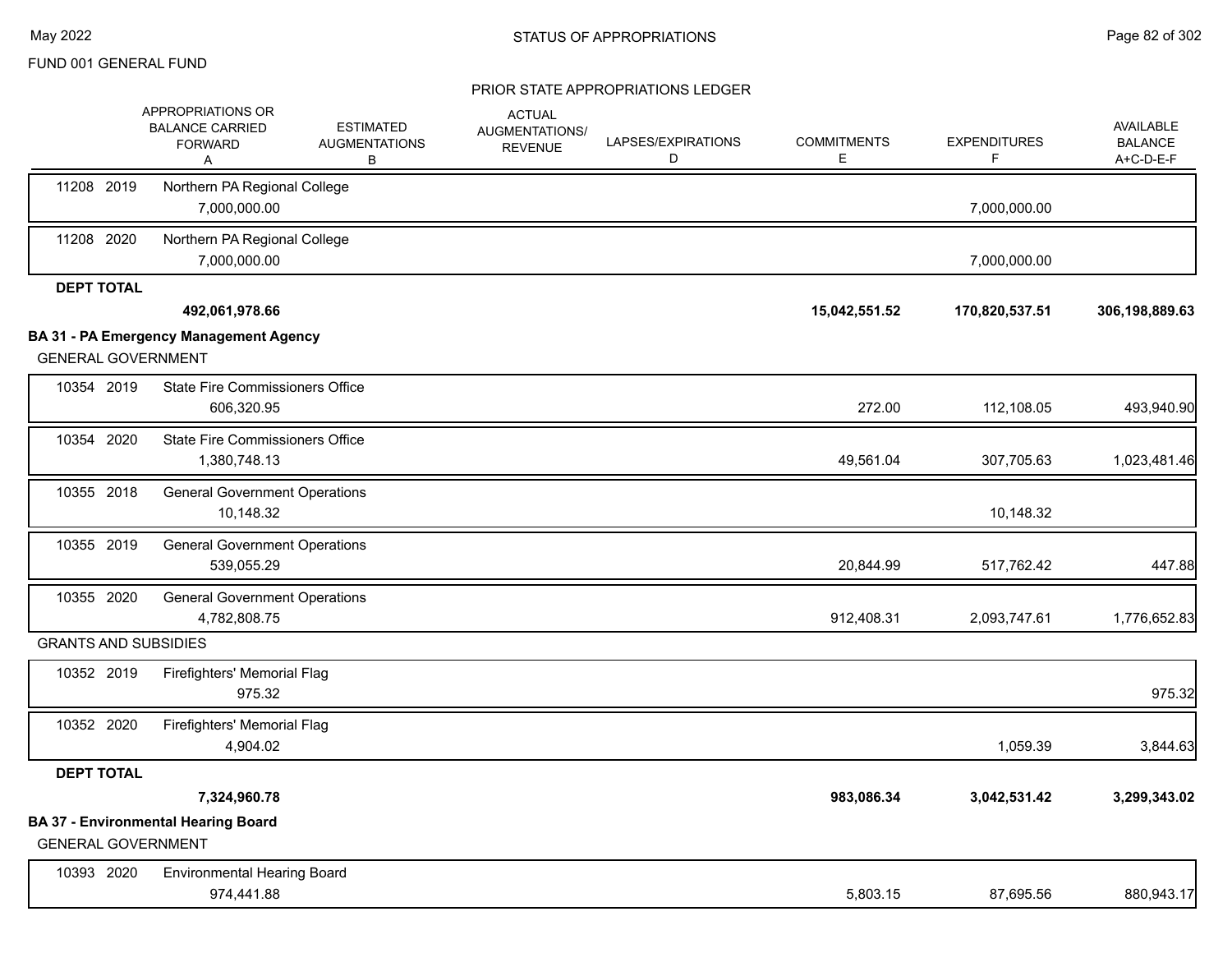FUND 001 GENERAL FUND

STATUS OF APPROPRIATIONS

PRIOR STATE APPROPRIATIONS LEDGER

| | APPROPRIATIONS OR BALANCE CARRIED FORWARD A | ESTIMATED AUGMENTATIONS B | ACTUAL AUGMENTATIONS/ REVENUE | LAPSES/EXPIRATIONS D | COMMITMENTS E | EXPENDITURES F | AVAILABLE BALANCE A+C-D-E-F |
|---|---|---|---|---|---|---|---|
| 11208 2019 Northern PA Regional College | 7,000,000.00 | | | | | 7,000,000.00 | |
| 11208 2020 Northern PA Regional College | 7,000,000.00 | | | | | 7,000,000.00 | |
| **DEPT TOTAL** | **492,061,978.66** | | | | **15,042,551.52** | **170,820,537.51** | **306,198,889.63** |
| **BA 31 - PA Emergency Management Agency** | | | | | | | |
| GENERAL GOVERNMENT | | | | | | | |
| 10354 2019 State Fire Commissioners Office | 606,320.95 | | | | 272.00 | 112,108.05 | 493,940.90 |
| 10354 2020 State Fire Commissioners Office | 1,380,748.13 | | | | 49,561.04 | 307,705.63 | 1,023,481.46 |
| 10355 2018 General Government Operations | 10,148.32 | | | | | 10,148.32 | |
| 10355 2019 General Government Operations | 539,055.29 | | | | 20,844.99 | 517,762.42 | 447.88 |
| 10355 2020 General Government Operations | 4,782,808.75 | | | | 912,408.31 | 2,093,747.61 | 1,776,652.83 |
| GRANTS AND SUBSIDIES | | | | | | | |
| 10352 2019 Firefighters' Memorial Flag | 975.32 | | | | | | 975.32 |
| 10352 2020 Firefighters' Memorial Flag | 4,904.02 | | | | | 1,059.39 | 3,844.63 |
| **DEPT TOTAL** | **7,324,960.78** | | | | **983,086.34** | **3,042,531.42** | **3,299,343.02** |
| **BA 37 - Environmental Hearing Board** | | | | | | | |
| GENERAL GOVERNMENT | | | | | | | |
| 10393 2020 Environmental Hearing Board | 974,441.88 | | | | 5,803.15 | 87,695.56 | 880,943.17 |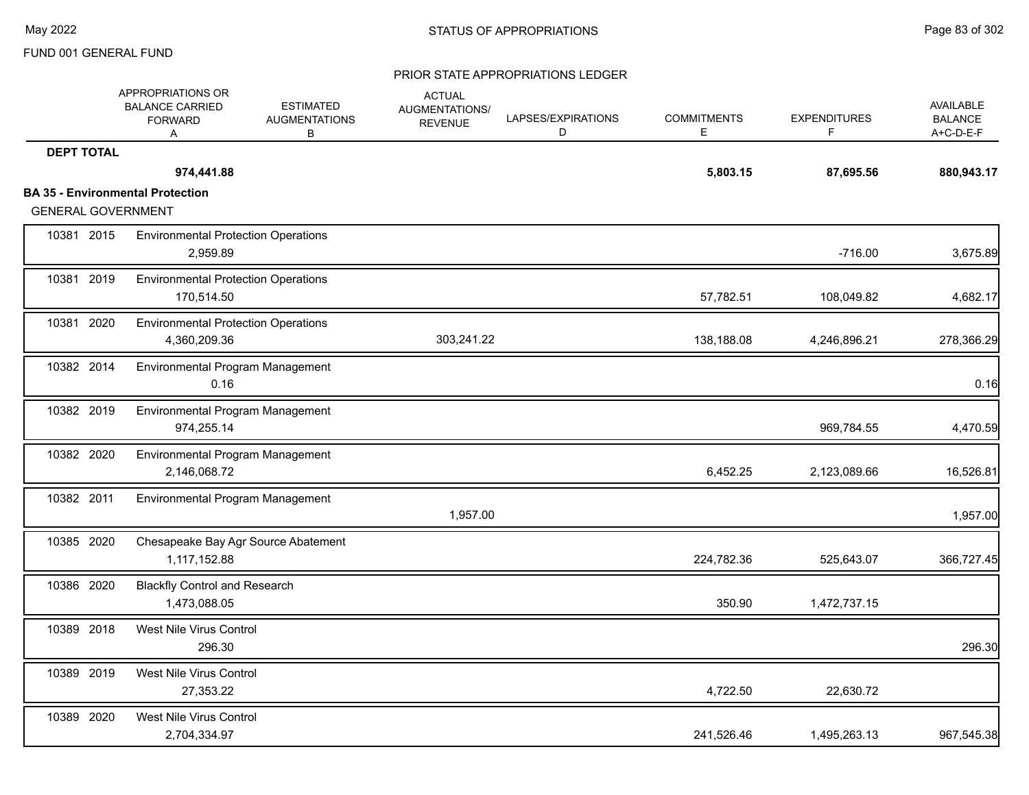FUND 001 GENERAL FUND

PRIOR STATE APPROPRIATIONS LEDGER

| | | APPROPRIATIONS OR BALANCE CARRIED FORWARD A | ESTIMATED AUGMENTATIONS B | ACTUAL AUGMENTATIONS/ REVENUE | LAPSES/EXPIRATIONS D | COMMITMENTS E | EXPENDITURES F | AVAILABLE BALANCE A+C-D-E-F |
|---|---|---|---|---|---|---|---|---|
| **DEPT TOTAL** | | **974,441.88** | | | | **5,803.15** | **87,695.56** | **880,943.17** |

**BA 35 - Environmental Protection**

GENERAL GOVERNMENT

| | | APPROPRIATIONS OR BALANCE CARRIED FORWARD A | ESTIMATED AUGMENTATIONS B | ACTUAL AUGMENTATIONS/ REVENUE | LAPSES/EXPIRATIONS D | COMMITMENTS E | EXPENDITURES F | AVAILABLE BALANCE A+C-D-E-F |
|---|---|---|---|---|---|---|---|---|
| 10381 2015 | Environmental Protection Operations | 2,959.89 | | | | | -716.00 | 3,675.89 |
| 10381 2019 | Environmental Protection Operations | 170,514.50 | | | | 57,782.51 | 108,049.82 | 4,682.17 |
| 10381 2020 | Environmental Protection Operations | 4,360,209.36 | | 303,241.22 | | 138,188.08 | 4,246,896.21 | 278,366.29 |
| 10382 2014 | Environmental Program Management | 0.16 | | | | | | 0.16 |
| 10382 2019 | Environmental Program Management | 974,255.14 | | | | | 969,784.55 | 4,470.59 |
| 10382 2020 | Environmental Program Management | 2,146,068.72 | | | | 6,452.25 | 2,123,089.66 | 16,526.81 |
| 10382 2011 | Environmental Program Management | | | 1,957.00 | | | | 1,957.00 |
| 10385 2020 | Chesapeake Bay Agr Source Abatement | 1,117,152.88 | | | | 224,782.36 | 525,643.07 | 366,727.45 |
| 10386 2020 | Blackfly Control and Research | 1,473,088.05 | | | | 350.90 | 1,472,737.15 | |
| 10389 2018 | West Nile Virus Control | 296.30 | | | | | | 296.30 |
| 10389 2019 | West Nile Virus Control | 27,353.22 | | | | 4,722.50 | 22,630.72 | |
| 10389 2020 | West Nile Virus Control | 2,704,334.97 | | | | 241,526.46 | 1,495,263.13 | 967,545.38 |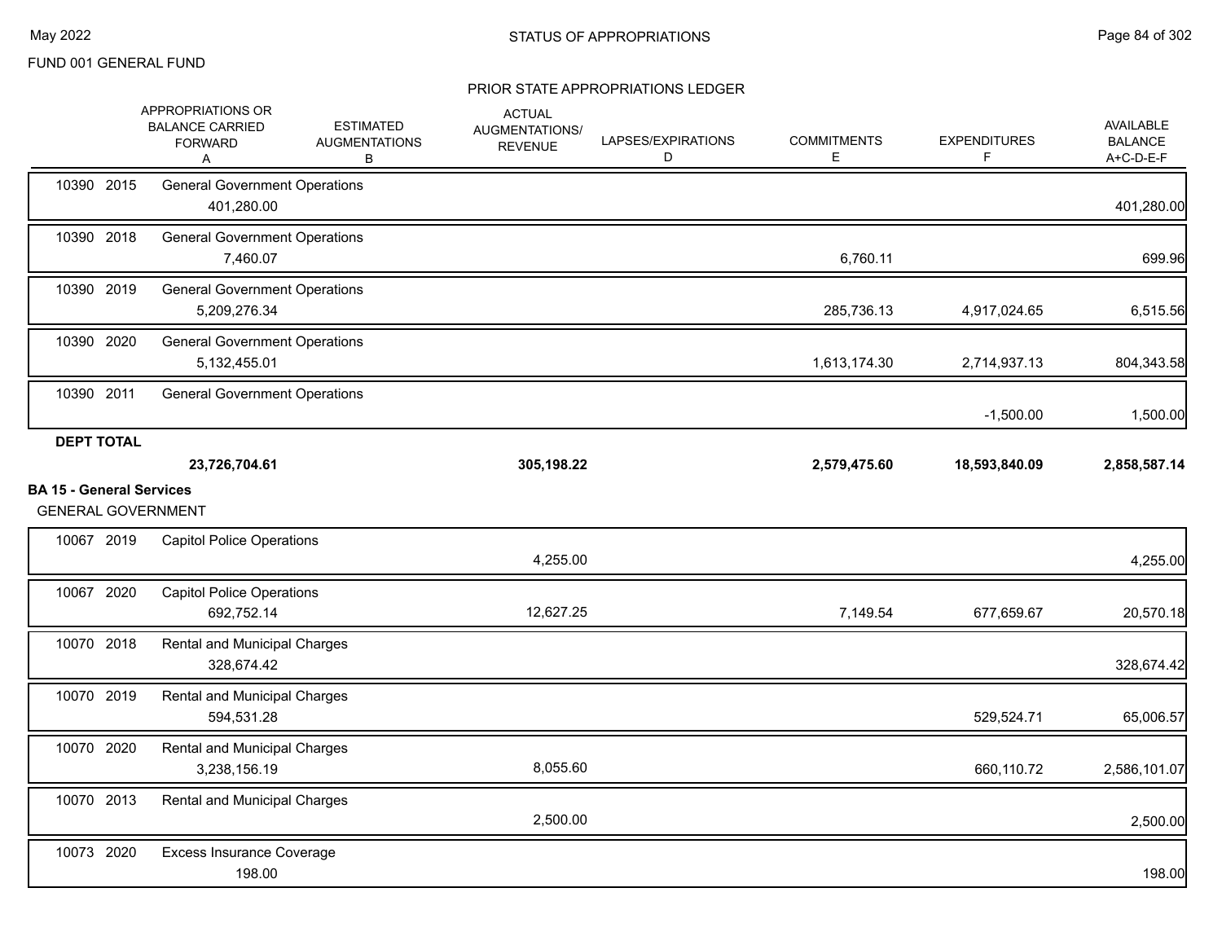FUND 001 GENERAL FUND

## STATUS OF APPROPRIATIONS

### PRIOR STATE APPROPRIATIONS LEDGER

| | APPROPRIATIONS OR BALANCE CARRIED FORWARD A | ESTIMATED AUGMENTATIONS B | ACTUAL AUGMENTATIONS/ REVENUE | LAPSES/EXPIRATIONS D | COMMITMENTS E | EXPENDITURES F | AVAILABLE BALANCE A+C-D-E-F |
|---|---|---|---|---|---|---|---|
| 10390 2015 General Government Operations | 401,280.00 | | | | | | 401,280.00 |
| 10390 2018 General Government Operations | 7,460.07 | | | | 6,760.11 | | 699.96 |
| 10390 2019 General Government Operations | 5,209,276.34 | | | | 285,736.13 | 4,917,024.65 | 6,515.56 |
| 10390 2020 General Government Operations | 5,132,455.01 | | | | 1,613,174.30 | 2,714,937.13 | 804,343.58 |
| 10390 2011 General Government Operations | | | | | | -1,500.00 | 1,500.00 |
| **DEPT TOTAL** | **23,726,704.61** | | **305,198.22** | | **2,579,475.60** | **18,593,840.09** | **2,858,587.14** |

**BA 15 - General Services**

GENERAL GOVERNMENT

| | APPROPRIATIONS OR BALANCE CARRIED FORWARD A | ESTIMATED AUGMENTATIONS B | ACTUAL AUGMENTATIONS/ REVENUE | LAPSES/EXPIRATIONS D | COMMITMENTS E | EXPENDITURES F | AVAILABLE BALANCE A+C-D-E-F |
|---|---|---|---|---|---|---|---|
| 10067 2019 Capitol Police Operations | | | 4,255.00 | | | | 4,255.00 |
| 10067 2020 Capitol Police Operations | 692,752.14 | | 12,627.25 | | 7,149.54 | 677,659.67 | 20,570.18 |
| 10070 2018 Rental and Municipal Charges | 328,674.42 | | | | | | 328,674.42 |
| 10070 2019 Rental and Municipal Charges | 594,531.28 | | | | | 529,524.71 | 65,006.57 |
| 10070 2020 Rental and Municipal Charges | 3,238,156.19 | | 8,055.60 | | | 660,110.72 | 2,586,101.07 |
| 10070 2013 Rental and Municipal Charges | | | 2,500.00 | | | | 2,500.00 |
| 10073 2020 Excess Insurance Coverage | 198.00 | | | | | | 198.00 |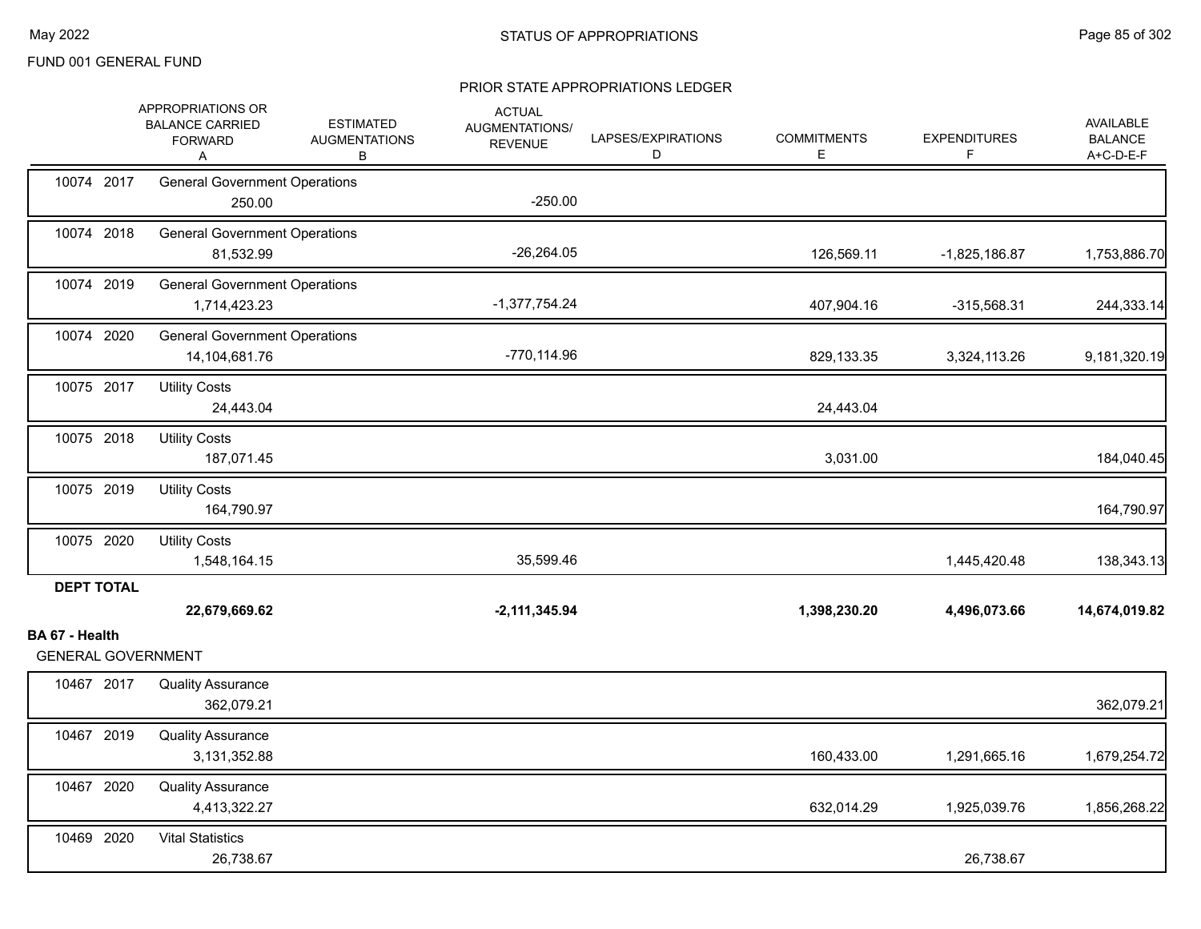FUND 001 GENERAL FUND

PRIOR STATE APPROPRIATIONS LEDGER

| | | APPROPRIATIONS OR BALANCE CARRIED FORWARD A | ESTIMATED AUGMENTATIONS B | ACTUAL AUGMENTATIONS/ REVENUE | LAPSES/EXPIRATIONS D | COMMITMENTS E | EXPENDITURES F | AVAILABLE BALANCE A+C-D-E-F |
|---|---|---|---|---|---|---|---|---|
| 10074 2017 | General Government Operations | 250.00 | | -250.00 | | | | |
| 10074 2018 | General Government Operations | 81,532.99 | | -26,264.05 | | 126,569.11 | -1,825,186.87 | 1,753,886.70 |
| 10074 2019 | General Government Operations | 1,714,423.23 | | -1,377,754.24 | | 407,904.16 | -315,568.31 | 244,333.14 |
| 10074 2020 | General Government Operations | 14,104,681.76 | | -770,114.96 | | 829,133.35 | 3,324,113.26 | 9,181,320.19 |
| 10075 2017 | Utility Costs | 24,443.04 | | | | 24,443.04 | | |
| 10075 2018 | Utility Costs | 187,071.45 | | | | 3,031.00 | | 184,040.45 |
| 10075 2019 | Utility Costs | 164,790.97 | | | | | | 164,790.97 |
| 10075 2020 | Utility Costs | 1,548,164.15 | | 35,599.46 | | | 1,445,420.48 | 138,343.13 |
| **DEPT TOTAL** | | **22,679,669.62** | | **-2,111,345.94** | | **1,398,230.20** | **4,496,073.66** | **14,674,019.82** |

**BA 67 - Health**

GENERAL GOVERNMENT

| | | APPROPRIATIONS OR BALANCE CARRIED FORWARD A | ESTIMATED AUGMENTATIONS B | ACTUAL AUGMENTATIONS/ REVENUE | LAPSES/EXPIRATIONS D | COMMITMENTS E | EXPENDITURES F | AVAILABLE BALANCE A+C-D-E-F |
|---|---|---|---|---|---|---|---|---|
| 10467 2017 | Quality Assurance | 362,079.21 | | | | | | 362,079.21 |
| 10467 2019 | Quality Assurance | 3,131,352.88 | | | | 160,433.00 | 1,291,665.16 | 1,679,254.72 |
| 10467 2020 | Quality Assurance | 4,413,322.27 | | | | 632,014.29 | 1,925,039.76 | 1,856,268.22 |
| 10469 2020 | Vital Statistics | 26,738.67 | | | | | 26,738.67 | |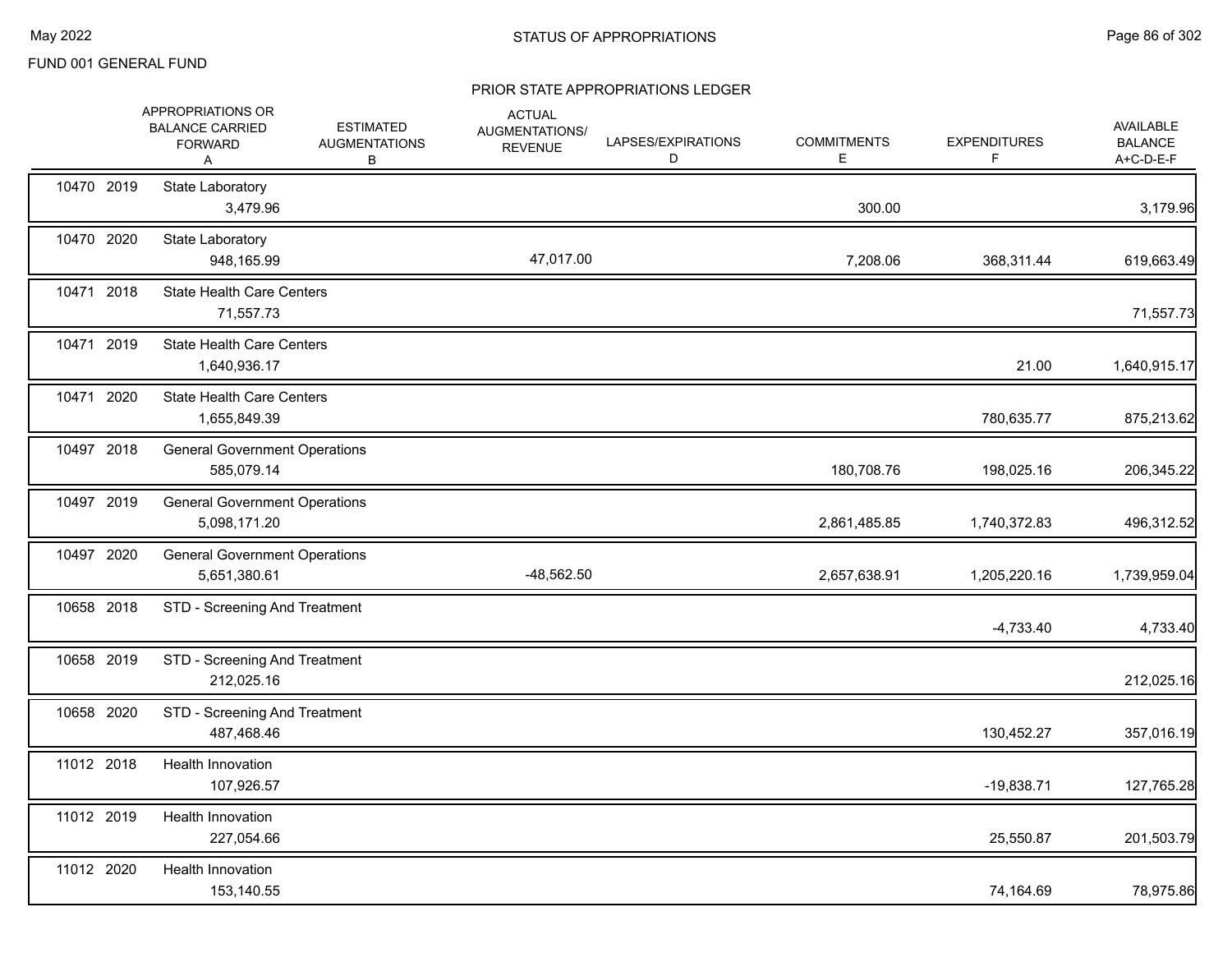FUND 001 GENERAL FUND

## STATUS OF APPROPRIATIONS

### PRIOR STATE APPROPRIATIONS LEDGER

| | | APPROPRIATIONS OR BALANCE CARRIED FORWARD A | ESTIMATED AUGMENTATIONS B | ACTUAL AUGMENTATIONS/ REVENUE | LAPSES/EXPIRATIONS D | COMMITMENTS E | EXPENDITURES F | AVAILABLE BALANCE A+C-D-E-F |
|---|---|---|---|---|---|---|---|---|
| 10470 | 2019 | State Laboratory | | | | | | |
| | | 3,479.96 | | | | 300.00 | | 3,179.96 |
| 10470 | 2020 | State Laboratory | | | | | | |
| | | 948,165.99 | | 47,017.00 | | 7,208.06 | 368,311.44 | 619,663.49 |
| 10471 | 2018 | State Health Care Centers | | | | | | |
| | | 71,557.73 | | | | | | 71,557.73 |
| 10471 | 2019 | State Health Care Centers | | | | | | |
| | | 1,640,936.17 | | | | | 21.00 | 1,640,915.17 |
| 10471 | 2020 | State Health Care Centers | | | | | | |
| | | 1,655,849.39 | | | | | 780,635.77 | 875,213.62 |
| 10497 | 2018 | General Government Operations | | | | | | |
| | | 585,079.14 | | | | 180,708.76 | 198,025.16 | 206,345.22 |
| 10497 | 2019 | General Government Operations | | | | | | |
| | | 5,098,171.20 | | | | 2,861,485.85 | 1,740,372.83 | 496,312.52 |
| 10497 | 2020 | General Government Operations | | | | | | |
| | | 5,651,380.61 | | -48,562.50 | | 2,657,638.91 | 1,205,220.16 | 1,739,959.04 |
| 10658 | 2018 | STD - Screening And Treatment | | | | | | |
| | | | | | | | -4,733.40 | 4,733.40 |
| 10658 | 2019 | STD - Screening And Treatment | | | | | | |
| | | 212,025.16 | | | | | | 212,025.16 |
| 10658 | 2020 | STD - Screening And Treatment | | | | | | |
| | | 487,468.46 | | | | | 130,452.27 | 357,016.19 |
| 11012 | 2018 | Health Innovation | | | | | | |
| | | 107,926.57 | | | | | -19,838.71 | 127,765.28 |
| 11012 | 2019 | Health Innovation | | | | | | |
| | | 227,054.66 | | | | | 25,550.87 | 201,503.79 |
| 11012 | 2020 | Health Innovation | | | | | | |
| | | 153,140.55 | | | | | 74,164.69 | 78,975.86 |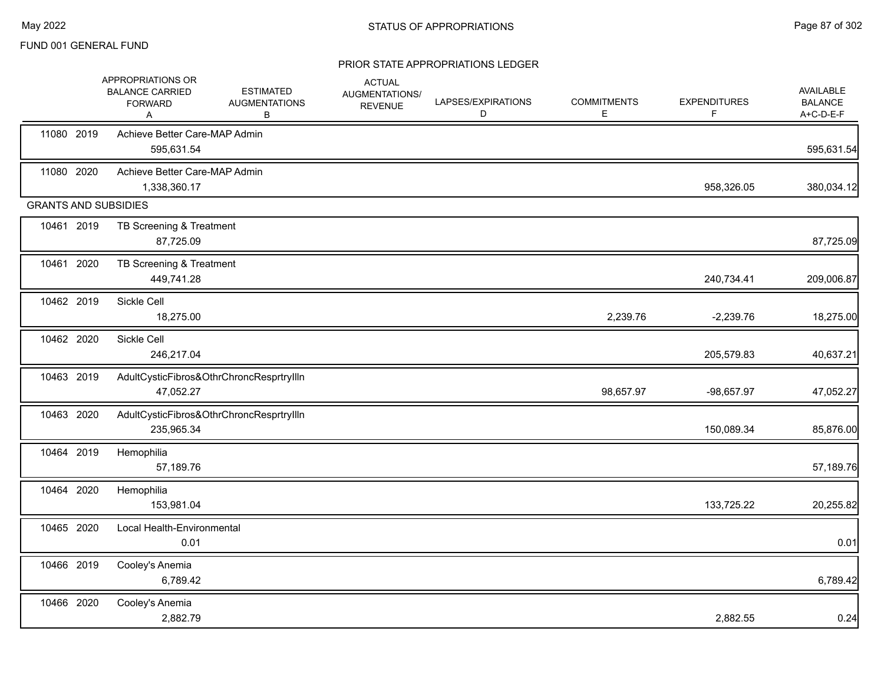FUND 001 GENERAL FUND

## PRIOR STATE APPROPRIATIONS LEDGER

| | | APPROPRIATIONS OR BALANCE CARRIED FORWARD A | ESTIMATED AUGMENTATIONS B | ACTUAL AUGMENTATIONS/ REVENUE | LAPSES/EXPIRATIONS D | COMMITMENTS E | EXPENDITURES F | AVAILABLE BALANCE A+C-D-E-F |
|---|---|---|---|---|---|---|---|---|
| 11080 | 2019 | Achieve Better Care-MAP Admin | | | | | | |
| | | 595,631.54 | | | | | | 595,631.54 |
| 11080 | 2020 | Achieve Better Care-MAP Admin | | | | | | |
| | | 1,338,360.17 | | | | | 958,326.05 | 380,034.12 |
| GRANTS AND SUBSIDIES | | | | | | | | |
| 10461 | 2019 | TB Screening & Treatment | | | | | | |
| | | 87,725.09 | | | | | | 87,725.09 |
| 10461 | 2020 | TB Screening & Treatment | | | | | | |
| | | 449,741.28 | | | | | 240,734.41 | 209,006.87 |
| 10462 | 2019 | Sickle Cell | | | | | | |
| | | 18,275.00 | | | | 2,239.76 | -2,239.76 | 18,275.00 |
| 10462 | 2020 | Sickle Cell | | | | | | |
| | | 246,217.04 | | | | | 205,579.83 | 40,637.21 |
| 10463 | 2019 | AdultCysticFibros&OthrChroncResprtryIlln | | | | | | |
| | | 47,052.27 | | | | 98,657.97 | -98,657.97 | 47,052.27 |
| 10463 | 2020 | AdultCysticFibros&OthrChroncResprtryIlln | | | | | | |
| | | 235,965.34 | | | | | 150,089.34 | 85,876.00 |
| 10464 | 2019 | Hemophilia | | | | | | |
| | | 57,189.76 | | | | | | 57,189.76 |
| 10464 | 2020 | Hemophilia | | | | | | |
| | | 153,981.04 | | | | | 133,725.22 | 20,255.82 |
| 10465 | 2020 | Local Health-Environmental | | | | | | |
| | | 0.01 | | | | | | 0.01 |
| 10466 | 2019 | Cooley's Anemia | | | | | | |
| | | 6,789.42 | | | | | | 6,789.42 |
| 10466 | 2020 | Cooley's Anemia | | | | | | |
| | | 2,882.79 | | | | | 2,882.55 | 0.24 |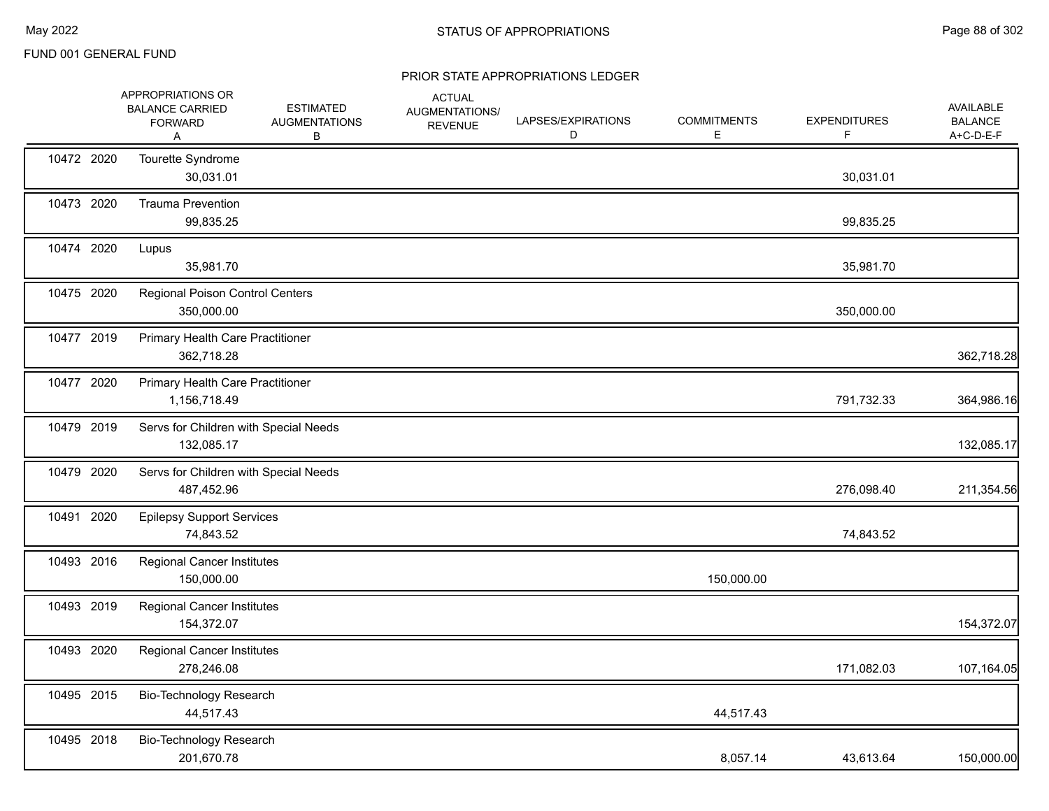FUND 001 GENERAL FUND

## STATUS OF APPROPRIATIONS

### PRIOR STATE APPROPRIATIONS LEDGER

| | | APPROPRIATIONS OR BALANCE CARRIED FORWARD A | ESTIMATED AUGMENTATIONS B | ACTUAL AUGMENTATIONS/ REVENUE C | LAPSES/EXPIRATIONS D | COMMITMENTS E | EXPENDITURES F | AVAILABLE BALANCE A+C-D-E-F |
|---|---|---|---|---|---|---|---|---|
| 10472 | 2020 | Tourette Syndrome | | | | | | |
| | | 30,031.01 | | | | | 30,031.01 | |
| 10473 | 2020 | Trauma Prevention | | | | | | |
| | | 99,835.25 | | | | | 99,835.25 | |
| 10474 | 2020 | Lupus | | | | | | |
| | | 35,981.70 | | | | | 35,981.70 | |
| 10475 | 2020 | Regional Poison Control Centers | | | | | | |
| | | 350,000.00 | | | | | 350,000.00 | |
| 10477 | 2019 | Primary Health Care Practitioner | | | | | | |
| | | 362,718.28 | | | | | | 362,718.28 |
| 10477 | 2020 | Primary Health Care Practitioner | | | | | | |
| | | 1,156,718.49 | | | | | 791,732.33 | 364,986.16 |
| 10479 | 2019 | Servs for Children with Special Needs | | | | | | |
| | | 132,085.17 | | | | | | 132,085.17 |
| 10479 | 2020 | Servs for Children with Special Needs | | | | | | |
| | | 487,452.96 | | | | | 276,098.40 | 211,354.56 |
| 10491 | 2020 | Epilepsy Support Services | | | | | | |
| | | 74,843.52 | | | | | 74,843.52 | |
| 10493 | 2016 | Regional Cancer Institutes | | | | | | |
| | | 150,000.00 | | | | 150,000.00 | | |
| 10493 | 2019 | Regional Cancer Institutes | | | | | | |
| | | 154,372.07 | | | | | | 154,372.07 |
| 10493 | 2020 | Regional Cancer Institutes | | | | | | |
| | | 278,246.08 | | | | | 171,082.03 | 107,164.05 |
| 10495 | 2015 | Bio-Technology Research | | | | | | |
| | | 44,517.43 | | | | 44,517.43 | | |
| 10495 | 2018 | Bio-Technology Research | | | | | | |
| | | 201,670.78 | | | | 8,057.14 | 43,613.64 | 150,000.00 |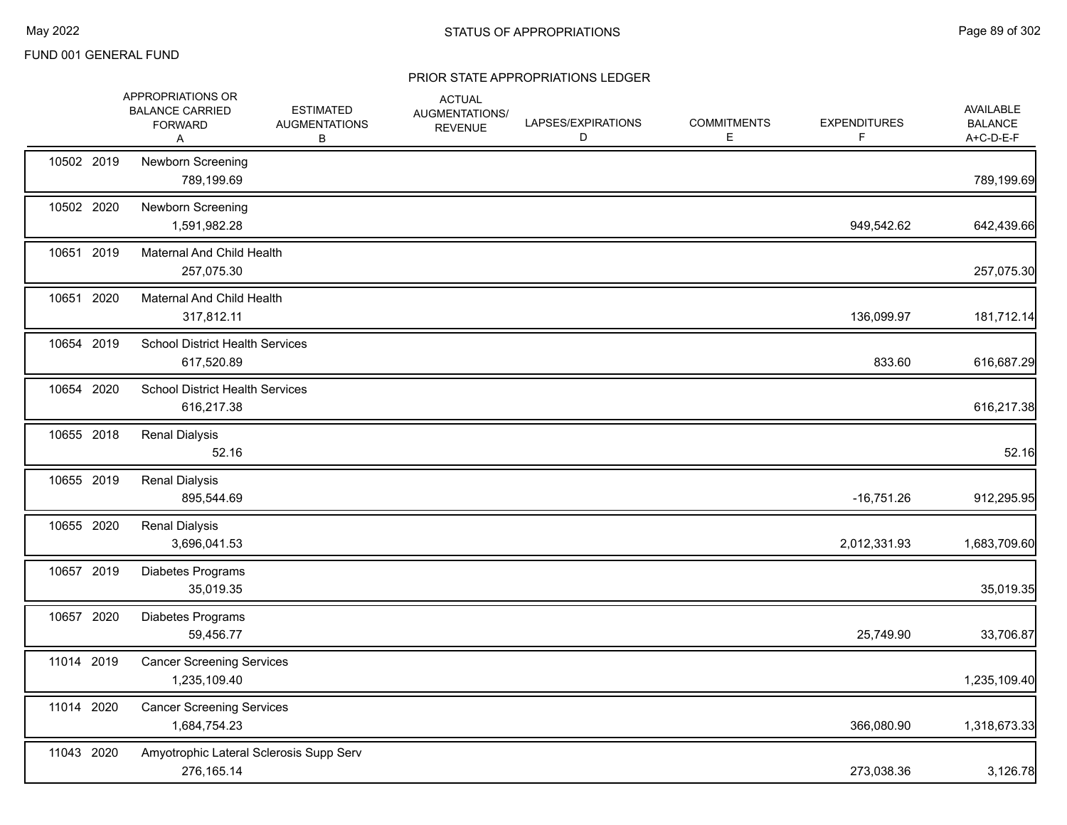FUND 001 GENERAL FUND

## STATUS OF APPROPRIATIONS

### PRIOR STATE APPROPRIATIONS LEDGER

| | | | APPROPRIATIONS OR BALANCE CARRIED FORWARD A | ESTIMATED AUGMENTATIONS B | ACTUAL AUGMENTATIONS/ REVENUE | LAPSES/EXPIRATIONS D | COMMITMENTS E | EXPENDITURES F | AVAILABLE BALANCE A+C-D-E-F |
|---|---|---|---|---|---|---|---|---|---|
| 10502 | 2019 | Newborn Screening | 789,199.69 | | | | | | 789,199.69 |
| 10502 | 2020 | Newborn Screening | 1,591,982.28 | | | | | 949,542.62 | 642,439.66 |
| 10651 | 2019 | Maternal And Child Health | 257,075.30 | | | | | | 257,075.30 |
| 10651 | 2020 | Maternal And Child Health | 317,812.11 | | | | | 136,099.97 | 181,712.14 |
| 10654 | 2019 | School District Health Services | 617,520.89 | | | | | 833.60 | 616,687.29 |
| 10654 | 2020 | School District Health Services | 616,217.38 | | | | | | 616,217.38 |
| 10655 | 2018 | Renal Dialysis | 52.16 | | | | | | 52.16 |
| 10655 | 2019 | Renal Dialysis | 895,544.69 | | | | | -16,751.26 | 912,295.95 |
| 10655 | 2020 | Renal Dialysis | 3,696,041.53 | | | | | 2,012,331.93 | 1,683,709.60 |
| 10657 | 2019 | Diabetes Programs | 35,019.35 | | | | | | 35,019.35 |
| 10657 | 2020 | Diabetes Programs | 59,456.77 | | | | | 25,749.90 | 33,706.87 |
| 11014 | 2019 | Cancer Screening Services | 1,235,109.40 | | | | | | 1,235,109.40 |
| 11014 | 2020 | Cancer Screening Services | 1,684,754.23 | | | | | 366,080.90 | 1,318,673.33 |
| 11043 | 2020 | Amyotrophic Lateral Sclerosis Supp Serv | 276,165.14 | | | | | 273,038.36 | 3,126.78 |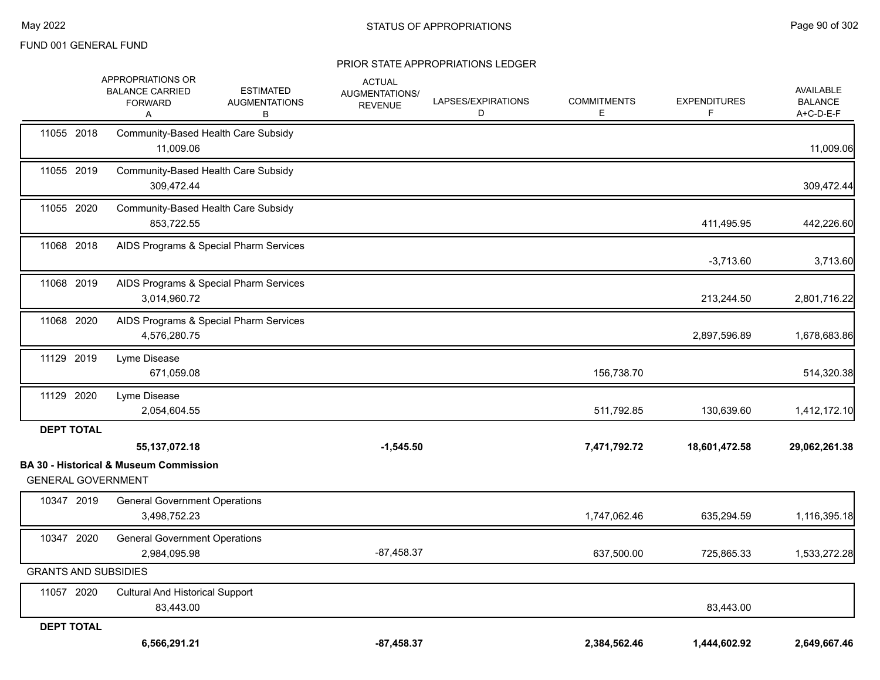FUND 001 GENERAL FUND

## PRIOR STATE APPROPRIATIONS LEDGER

| | | APPROPRIATIONS OR BALANCE CARRIED FORWARD A | ESTIMATED AUGMENTATIONS B | ACTUAL AUGMENTATIONS/ REVENUE | LAPSES/EXPIRATIONS D | COMMITMENTS E | EXPENDITURES F | AVAILABLE BALANCE A+C-D-E-F |
|---|---|---|---|---|---|---|---|---|
| 11055 2018 | Community-Based Health Care Subsidy | 11,009.06 | | | | | | 11,009.06 |
| 11055 2019 | Community-Based Health Care Subsidy | 309,472.44 | | | | | | 309,472.44 |
| 11055 2020 | Community-Based Health Care Subsidy | 853,722.55 | | | | | 411,495.95 | 442,226.60 |
| 11068 2018 | AIDS Programs & Special Pharm Services | | | | | | -3,713.60 | 3,713.60 |
| 11068 2019 | AIDS Programs & Special Pharm Services | 3,014,960.72 | | | | | 213,244.50 | 2,801,716.22 |
| 11068 2020 | AIDS Programs & Special Pharm Services | 4,576,280.75 | | | | | 2,897,596.89 | 1,678,683.86 |
| 11129 2019 | Lyme Disease | 671,059.08 | | | | 156,738.70 | | 514,320.38 |
| 11129 2020 | Lyme Disease | 2,054,604.55 | | | | 511,792.85 | 130,639.60 | 1,412,172.10 |
| **DEPT TOTAL** | | **55,137,072.18** | | **-1,545.50** | | **7,471,792.72** | **18,601,472.58** | **29,062,261.38** |

### BA 30 - Historical & Museum Commission

GENERAL GOVERNMENT

| | | APPROPRIATIONS OR BALANCE CARRIED FORWARD A | ESTIMATED AUGMENTATIONS B | ACTUAL AUGMENTATIONS/ REVENUE | LAPSES/EXPIRATIONS D | COMMITMENTS E | EXPENDITURES F | AVAILABLE BALANCE A+C-D-E-F |
|---|---|---|---|---|---|---|---|---|
| 10347 2019 | General Government Operations | 3,498,752.23 | | | | 1,747,062.46 | 635,294.59 | 1,116,395.18 |
| 10347 2020 | General Government Operations | 2,984,095.98 | | -87,458.37 | | 637,500.00 | 725,865.33 | 1,533,272.28 |
| GRANTS AND SUBSIDIES | | | | | | | | |
| 11057 2020 | Cultural And Historical Support | 83,443.00 | | | | | 83,443.00 | |
| **DEPT TOTAL** | | **6,566,291.21** | | **-87,458.37** | | **2,384,562.46** | **1,444,602.92** | **2,649,667.46** |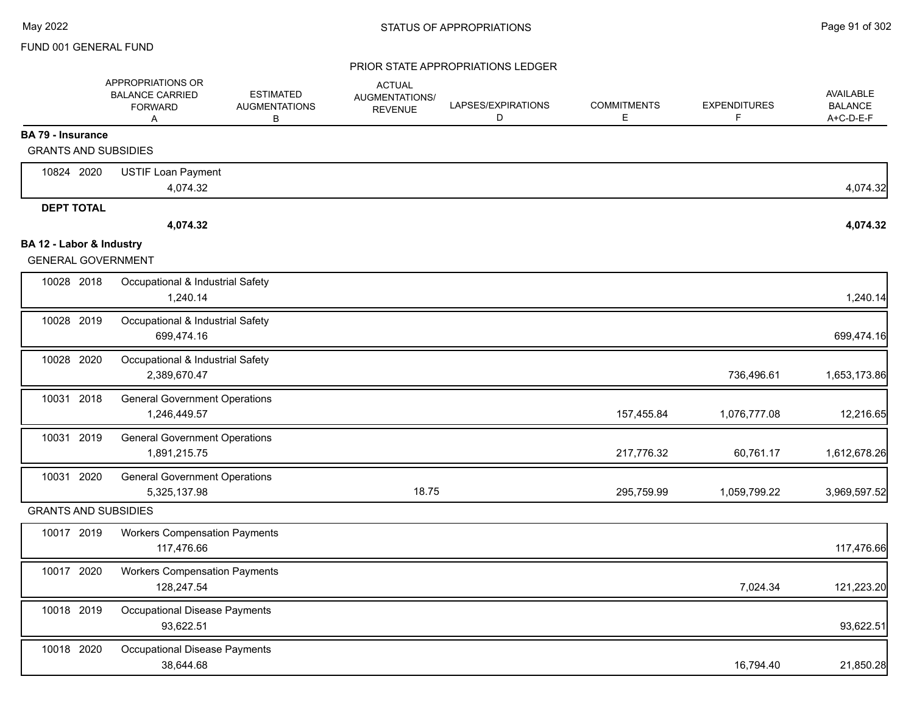FUND 001 GENERAL FUND

PRIOR STATE APPROPRIATIONS LEDGER

| | | | APPROPRIATIONS OR BALANCE CARRIED FORWARD A | ESTIMATED AUGMENTATIONS B | ACTUAL AUGMENTATIONS/ REVENUE | LAPSES/EXPIRATIONS D | COMMITMENTS E | EXPENDITURES F | AVAILABLE BALANCE A+C-D-E-F |
|---|---|---|---|---|---|---|---|---|---|
| **BA 79 - Insurance** | | | | | | | | | |
| GRANTS AND SUBSIDIES | | | | | | | | | |
| 10824 | 2020 | USTIF Loan Payment | 4,074.32 | | | | | | 4,074.32 |
| **DEPT TOTAL** | | | **4,074.32** | | | | | | **4,074.32** |
| **BA 12 - Labor & Industry** | | | | | | | | | |
| GENERAL GOVERNMENT | | | | | | | | | |
| 10028 | 2018 | Occupational & Industrial Safety | 1,240.14 | | | | | | 1,240.14 |
| 10028 | 2019 | Occupational & Industrial Safety | 699,474.16 | | | | | | 699,474.16 |
| 10028 | 2020 | Occupational & Industrial Safety | 2,389,670.47 | | | | | 736,496.61 | 1,653,173.86 |
| 10031 | 2018 | General Government Operations | 1,246,449.57 | | | | 157,455.84 | 1,076,777.08 | 12,216.65 |
| 10031 | 2019 | General Government Operations | 1,891,215.75 | | | | 217,776.32 | 60,761.17 | 1,612,678.26 |
| 10031 | 2020 | General Government Operations | 5,325,137.98 | | 18.75 | | 295,759.99 | 1,059,799.22 | 3,969,597.52 |
| GRANTS AND SUBSIDIES | | | | | | | | | |
| 10017 | 2019 | Workers Compensation Payments | 117,476.66 | | | | | | 117,476.66 |
| 10017 | 2020 | Workers Compensation Payments | 128,247.54 | | | | | 7,024.34 | 121,223.20 |
| 10018 | 2019 | Occupational Disease Payments | 93,622.51 | | | | | | 93,622.51 |
| 10018 | 2020 | Occupational Disease Payments | 38,644.68 | | | | | 16,794.40 | 21,850.28 |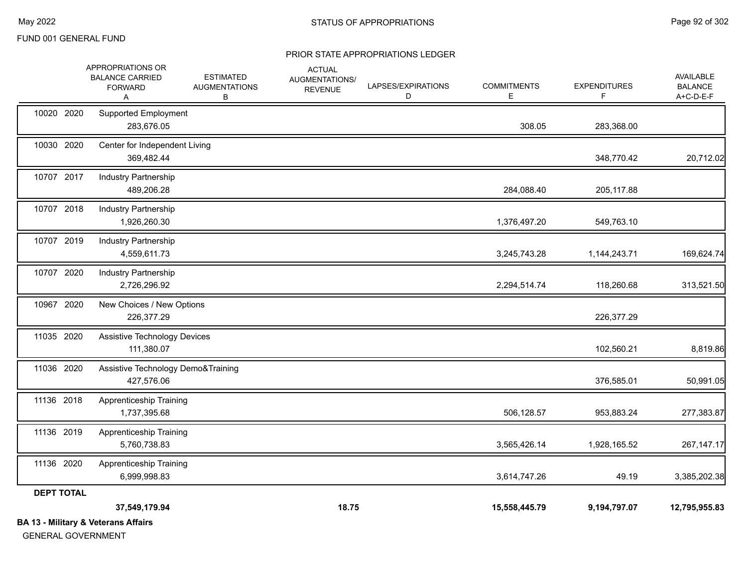FUND 001 GENERAL FUND

PRIOR STATE APPROPRIATIONS LEDGER

| | | APPROPRIATIONS OR BALANCE CARRIED FORWARD A | ESTIMATED AUGMENTATIONS B | ACTUAL AUGMENTATIONS/ REVENUE | LAPSES/EXPIRATIONS D | COMMITMENTS E | EXPENDITURES F | AVAILABLE BALANCE A+C-D-E-F |
|---|---|---|---|---|---|---|---|---|
| 10020 2020 | Supported Employment | 283,676.05 | | | | 308.05 | 283,368.00 | |
| 10030 2020 | Center for Independent Living | 369,482.44 | | | | | 348,770.42 | 20,712.02 |
| 10707 2017 | Industry Partnership | 489,206.28 | | | | 284,088.40 | 205,117.88 | |
| 10707 2018 | Industry Partnership | 1,926,260.30 | | | | 1,376,497.20 | 549,763.10 | |
| 10707 2019 | Industry Partnership | 4,559,611.73 | | | | 3,245,743.28 | 1,144,243.71 | 169,624.74 |
| 10707 2020 | Industry Partnership | 2,726,296.92 | | | | 2,294,514.74 | 118,260.68 | 313,521.50 |
| 10967 2020 | New Choices / New Options | 226,377.29 | | | | | 226,377.29 | |
| 11035 2020 | Assistive Technology Devices | 111,380.07 | | | | | 102,560.21 | 8,819.86 |
| 11036 2020 | Assistive Technology Demo&Training | 427,576.06 | | | | | 376,585.01 | 50,991.05 |
| 11136 2018 | Apprenticeship Training | 1,737,395.68 | | | | 506,128.57 | 953,883.24 | 277,383.87 |
| 11136 2019 | Apprenticeship Training | 5,760,738.83 | | | | 3,565,426.14 | 1,928,165.52 | 267,147.17 |
| 11136 2020 | Apprenticeship Training | 6,999,998.83 | | | | 3,614,747.26 | 49.19 | 3,385,202.38 |
| **DEPT TOTAL** | | **37,549,179.94** | | **18.75** | | **15,558,445.79** | **9,194,797.07** | **12,795,955.83** |

**BA 13 - Military & Veterans Affairs**

GENERAL GOVERNMENT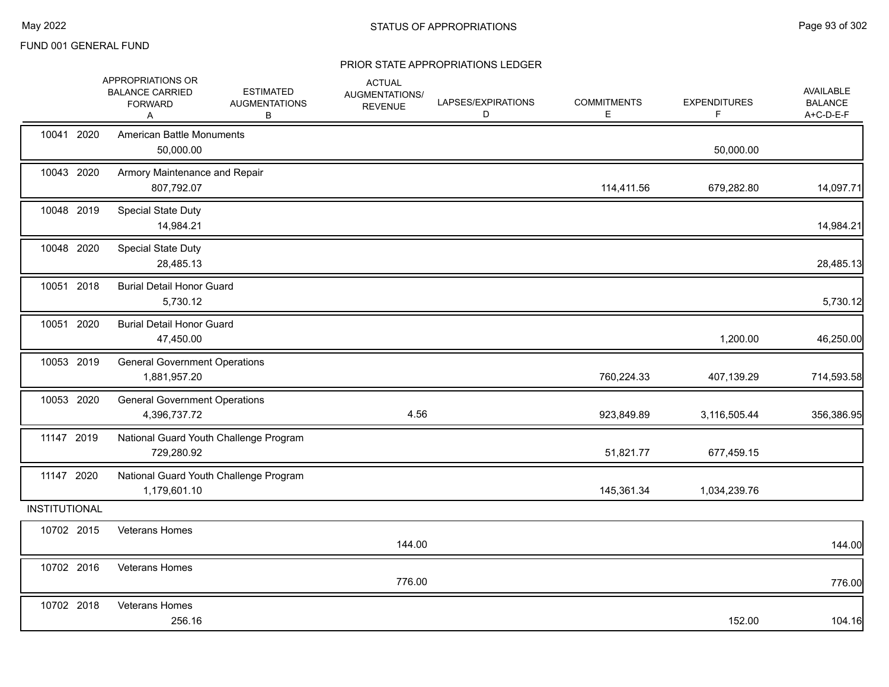FUND 001 GENERAL FUND

# STATUS OF APPROPRIATIONS

## PRIOR STATE APPROPRIATIONS LEDGER

| | | APPROPRIATIONS OR BALANCE CARRIED FORWARD A | ESTIMATED AUGMENTATIONS B | ACTUAL AUGMENTATIONS/ REVENUE | LAPSES/EXPIRATIONS D | COMMITMENTS E | EXPENDITURES F | AVAILABLE BALANCE A+C-D-E-F |
|---|---|---|---|---|---|---|---|---|
| 10041 2020 | American Battle Monuments | 50,000.00 | | | | | 50,000.00 | |
| 10043 2020 | Armory Maintenance and Repair | 807,792.07 | | | | 114,411.56 | 679,282.80 | 14,097.71 |
| 10048 2019 | Special State Duty | 14,984.21 | | | | | | 14,984.21 |
| 10048 2020 | Special State Duty | 28,485.13 | | | | | | 28,485.13 |
| 10051 2018 | Burial Detail Honor Guard | 5,730.12 | | | | | | 5,730.12 |
| 10051 2020 | Burial Detail Honor Guard | 47,450.00 | | | | | 1,200.00 | 46,250.00 |
| 10053 2019 | General Government Operations | 1,881,957.20 | | | | 760,224.33 | 407,139.29 | 714,593.58 |
| 10053 2020 | General Government Operations | 4,396,737.72 | | 4.56 | | 923,849.89 | 3,116,505.44 | 356,386.95 |
| 11147 2019 | National Guard Youth Challenge Program | 729,280.92 | | | | 51,821.77 | 677,459.15 | |
| 11147 2020 | National Guard Youth Challenge Program | 1,179,601.10 | | | | 145,361.34 | 1,034,239.76 | |
| INSTITUTIONAL | | | | | | | | |
| 10702 2015 | Veterans Homes | | | 144.00 | | | | 144.00 |
| 10702 2016 | Veterans Homes | | | 776.00 | | | | 776.00 |
| 10702 2018 | Veterans Homes | 256.16 | | | | | 152.00 | 104.16 |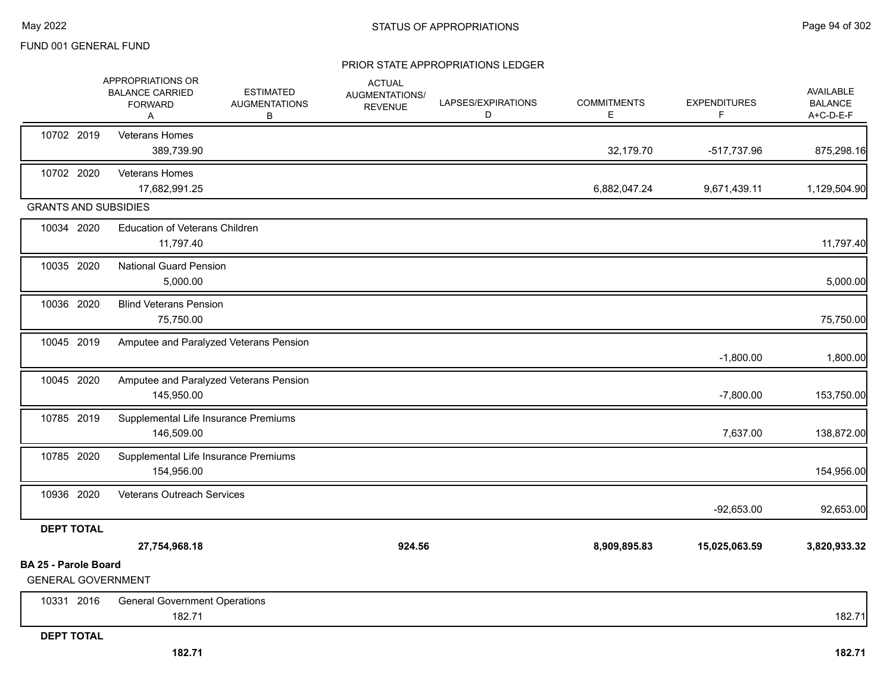FUND 001 GENERAL FUND

## STATUS OF APPROPRIATIONS

### PRIOR STATE APPROPRIATIONS LEDGER

| | | APPROPRIATIONS OR BALANCE CARRIED FORWARD A | ESTIMATED AUGMENTATIONS B | ACTUAL AUGMENTATIONS/ REVENUE | LAPSES/EXPIRATIONS D | COMMITMENTS E | EXPENDITURES F | AVAILABLE BALANCE A+C-D-E-F |
|---|---|---|---|---|---|---|---|---|
| 10702 2019 | Veterans Homes | 389,739.90 | | | | 32,179.70 | -517,737.96 | 875,298.16 |
| 10702 2020 | Veterans Homes | 17,682,991.25 | | | | 6,882,047.24 | 9,671,439.11 | 1,129,504.90 |
| **GRANTS AND SUBSIDIES** | | | | | | | | |
| 10034 2020 | Education of Veterans Children | 11,797.40 | | | | | | 11,797.40 |
| 10035 2020 | National Guard Pension | 5,000.00 | | | | | | 5,000.00 |
| 10036 2020 | Blind Veterans Pension | 75,750.00 | | | | | | 75,750.00 |
| 10045 2019 | Amputee and Paralyzed Veterans Pension | | | | | | -1,800.00 | 1,800.00 |
| 10045 2020 | Amputee and Paralyzed Veterans Pension | 145,950.00 | | | | | -7,800.00 | 153,750.00 |
| 10785 2019 | Supplemental Life Insurance Premiums | 146,509.00 | | | | | 7,637.00 | 138,872.00 |
| 10785 2020 | Supplemental Life Insurance Premiums | 154,956.00 | | | | | | 154,956.00 |
| 10936 2020 | Veterans Outreach Services | | | | | | -92,653.00 | 92,653.00 |
| **DEPT TOTAL** | | **27,754,968.18** | | **924.56** | | **8,909,895.83** | **15,025,063.59** | **3,820,933.32** |

**BA 25 - Parole Board**

| | | APPROPRIATIONS OR BALANCE CARRIED FORWARD A | ESTIMATED AUGMENTATIONS B | ACTUAL AUGMENTATIONS/ REVENUE | LAPSES/EXPIRATIONS D | COMMITMENTS E | EXPENDITURES F | AVAILABLE BALANCE A+C-D-E-F |
|---|---|---|---|---|---|---|---|---|
| **GENERAL GOVERNMENT** | | | | | | | | |
| 10331 2016 | General Government Operations | 182.71 | | | | | | 182.71 |
| **DEPT TOTAL** | | **182.71** | | | | | | **182.71** |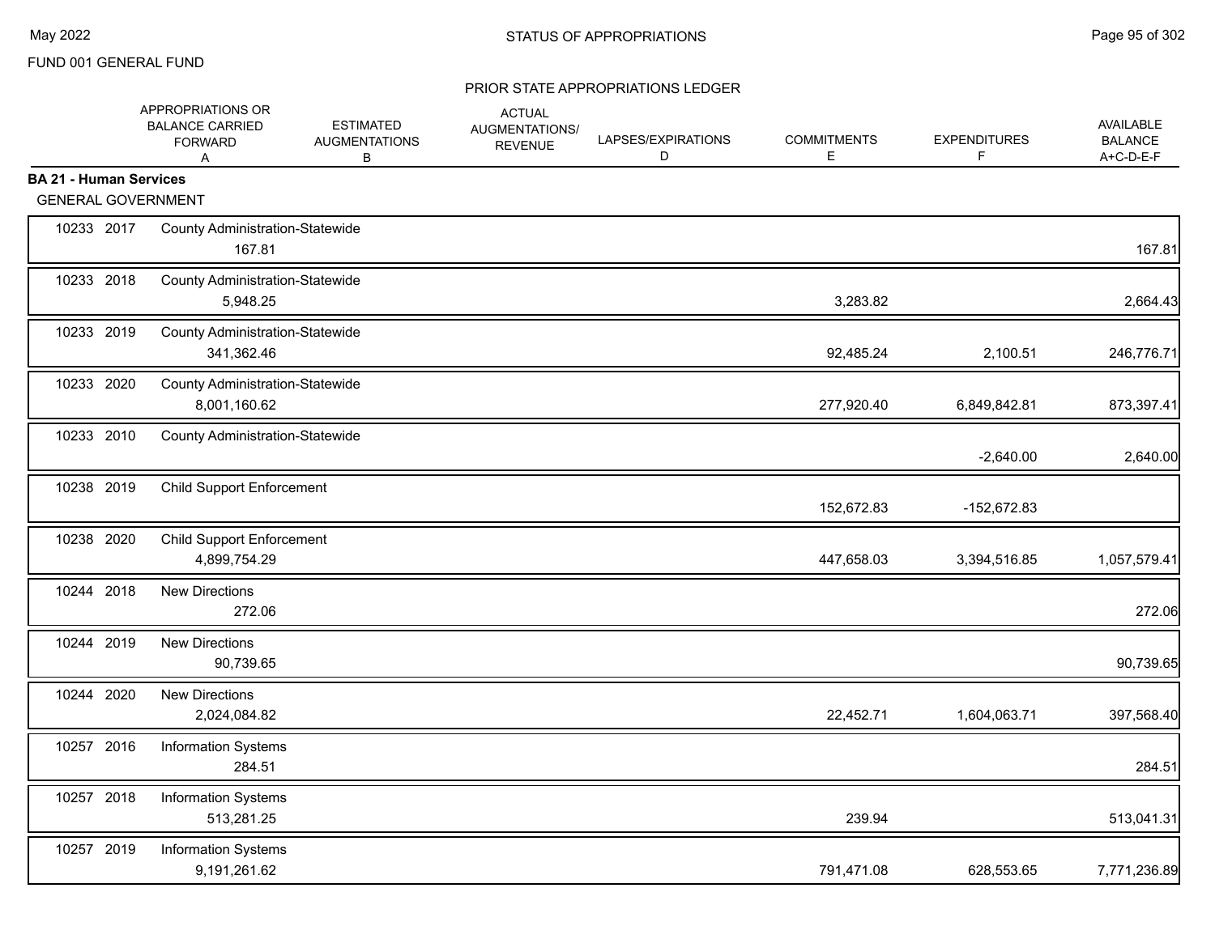FUND 001 GENERAL FUND

STATUS OF APPROPRIATIONS

PRIOR STATE APPROPRIATIONS LEDGER

| | | APPROPRIATIONS OR BALANCE CARRIED FORWARD A | ESTIMATED AUGMENTATIONS B | ACTUAL AUGMENTATIONS/ REVENUE | LAPSES/EXPIRATIONS D | COMMITMENTS E | EXPENDITURES F | AVAILABLE BALANCE A+C-D-E-F |
|---|---|---|---|---|---|---|---|---|
| **BA 21 - Human Services** | | | | | | | | |
| GENERAL GOVERNMENT | | | | | | | | |
| 10233 | 2017 | County Administration-Statewide | | | | | | |
| | | 167.81 | | | | | | 167.81 |
| 10233 | 2018 | County Administration-Statewide | | | | | | |
| | | 5,948.25 | | | | 3,283.82 | | 2,664.43 |
| 10233 | 2019 | County Administration-Statewide | | | | | | |
| | | 341,362.46 | | | | 92,485.24 | 2,100.51 | 246,776.71 |
| 10233 | 2020 | County Administration-Statewide | | | | | | |
| | | 8,001,160.62 | | | | 277,920.40 | 6,849,842.81 | 873,397.41 |
| 10233 | 2010 | County Administration-Statewide | | | | | | |
| | | | | | | | -2,640.00 | 2,640.00 |
| 10238 | 2019 | Child Support Enforcement | | | | | | |
| | | | | | | 152,672.83 | -152,672.83 | |
| 10238 | 2020 | Child Support Enforcement | | | | | | |
| | | 4,899,754.29 | | | | 447,658.03 | 3,394,516.85 | 1,057,579.41 |
| 10244 | 2018 | New Directions | | | | | | |
| | | 272.06 | | | | | | 272.06 |
| 10244 | 2019 | New Directions | | | | | | |
| | | 90,739.65 | | | | | | 90,739.65 |
| 10244 | 2020 | New Directions | | | | | | |
| | | 2,024,084.82 | | | | 22,452.71 | 1,604,063.71 | 397,568.40 |
| 10257 | 2016 | Information Systems | | | | | | |
| | | 284.51 | | | | | | 284.51 |
| 10257 | 2018 | Information Systems | | | | | | |
| | | 513,281.25 | | | | 239.94 | | 513,041.31 |
| 10257 | 2019 | Information Systems | | | | | | |
| | | 9,191,261.62 | | | | 791,471.08 | 628,553.65 | 7,771,236.89 |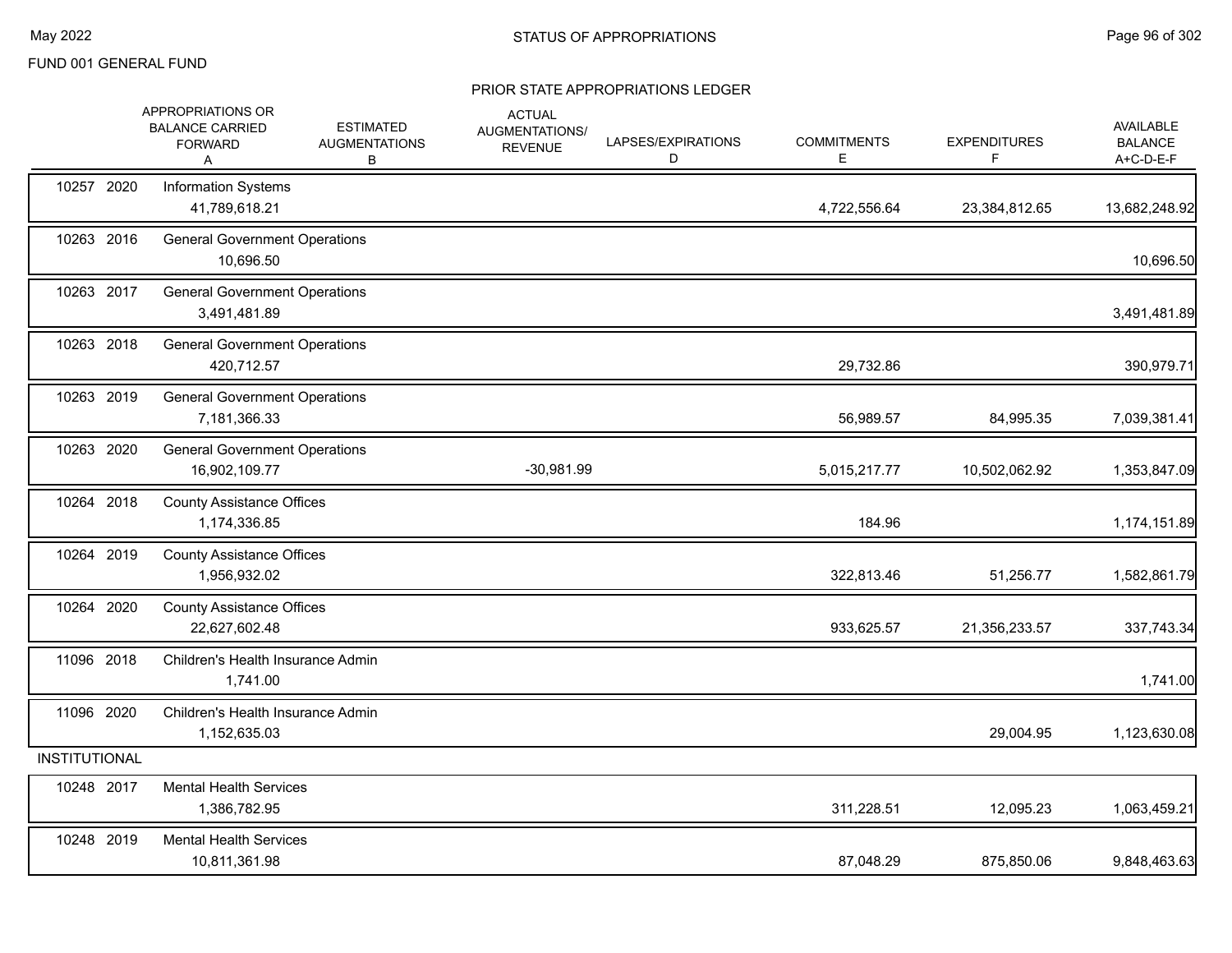FUND 001 GENERAL FUND

## STATUS OF APPROPRIATIONS

### PRIOR STATE APPROPRIATIONS LEDGER

| | | | APPROPRIATIONS OR BALANCE CARRIED FORWARD A | ESTIMATED AUGMENTATIONS B | ACTUAL AUGMENTATIONS/ REVENUE | LAPSES/EXPIRATIONS D | COMMITMENTS E | EXPENDITURES F | AVAILABLE BALANCE A+C-D-E-F |
|---|---|---|---|---|---|---|---|---|---|
| 10257 | 2020 | Information Systems | 41,789,618.21 | | | | 4,722,556.64 | 23,384,812.65 | 13,682,248.92 |
| 10263 | 2016 | General Government Operations | 10,696.50 | | | | | | 10,696.50 |
| 10263 | 2017 | General Government Operations | 3,491,481.89 | | | | | | 3,491,481.89 |
| 10263 | 2018 | General Government Operations | 420,712.57 | | | | 29,732.86 | | 390,979.71 |
| 10263 | 2019 | General Government Operations | 7,181,366.33 | | | | 56,989.57 | 84,995.35 | 7,039,381.41 |
| 10263 | 2020 | General Government Operations | 16,902,109.77 | | -30,981.99 | | 5,015,217.77 | 10,502,062.92 | 1,353,847.09 |
| 10264 | 2018 | County Assistance Offices | 1,174,336.85 | | | | 184.96 | | 1,174,151.89 |
| 10264 | 2019 | County Assistance Offices | 1,956,932.02 | | | | 322,813.46 | 51,256.77 | 1,582,861.79 |
| 10264 | 2020 | County Assistance Offices | 22,627,602.48 | | | | 933,625.57 | 21,356,233.57 | 337,743.34 |
| 11096 | 2018 | Children's Health Insurance Admin | 1,741.00 | | | | | | 1,741.00 |
| 11096 | 2020 | Children's Health Insurance Admin | 1,152,635.03 | | | | | 29,004.95 | 1,123,630.08 |
| **INSTITUTIONAL** | | | | | | | | | |
| 10248 | 2017 | Mental Health Services | 1,386,782.95 | | | | 311,228.51 | 12,095.23 | 1,063,459.21 |
| 10248 | 2019 | Mental Health Services | 10,811,361.98 | | | | 87,048.29 | 875,850.06 | 9,848,463.63 |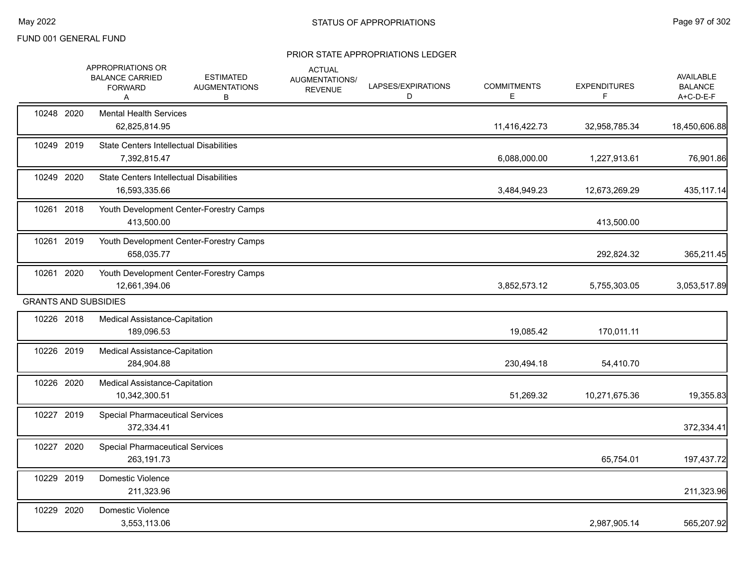FUND 001 GENERAL FUND

STATUS OF APPROPRIATIONS

PRIOR STATE APPROPRIATIONS LEDGER

| | APPROPRIATIONS OR BALANCE CARRIED FORWARD A | ESTIMATED AUGMENTATIONS B | ACTUAL AUGMENTATIONS/ REVENUE | LAPSES/EXPIRATIONS D | COMMITMENTS E | EXPENDITURES F | AVAILABLE BALANCE A+C-D-E-F |
|---|---|---|---|---|---|---|---|
| 10248 2020 Mental Health Services | 62,825,814.95 | | | | 11,416,422.73 | 32,958,785.34 | 18,450,606.88 |
| 10249 2019 State Centers Intellectual Disabilities | 7,392,815.47 | | | | 6,088,000.00 | 1,227,913.61 | 76,901.86 |
| 10249 2020 State Centers Intellectual Disabilities | 16,593,335.66 | | | | 3,484,949.23 | 12,673,269.29 | 435,117.14 |
| 10261 2018 Youth Development Center-Forestry Camps | 413,500.00 | | | | | 413,500.00 | |
| 10261 2019 Youth Development Center-Forestry Camps | 658,035.77 | | | | | 292,824.32 | 365,211.45 |
| 10261 2020 Youth Development Center-Forestry Camps | 12,661,394.06 | | | | 3,852,573.12 | 5,755,303.05 | 3,053,517.89 |
| **GRANTS AND SUBSIDIES** | | | | | | | |
| 10226 2018 Medical Assistance-Capitation | 189,096.53 | | | | 19,085.42 | 170,011.11 | |
| 10226 2019 Medical Assistance-Capitation | 284,904.88 | | | | 230,494.18 | 54,410.70 | |
| 10226 2020 Medical Assistance-Capitation | 10,342,300.51 | | | | 51,269.32 | 10,271,675.36 | 19,355.83 |
| 10227 2019 Special Pharmaceutical Services | 372,334.41 | | | | | | 372,334.41 |
| 10227 2020 Special Pharmaceutical Services | 263,191.73 | | | | | 65,754.01 | 197,437.72 |
| 10229 2019 Domestic Violence | 211,323.96 | | | | | | 211,323.96 |
| 10229 2020 Domestic Violence | 3,553,113.06 | | | | | 2,987,905.14 | 565,207.92 |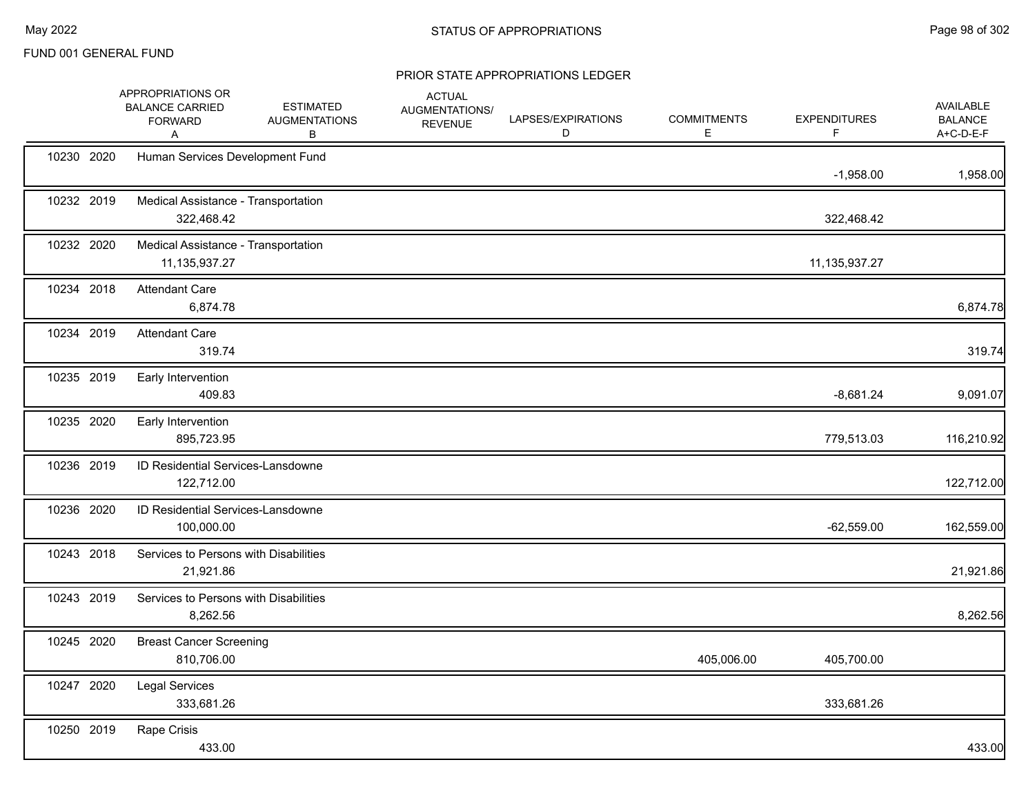FUND 001 GENERAL FUND

## STATUS OF APPROPRIATIONS

### PRIOR STATE APPROPRIATIONS LEDGER

| | | APPROPRIATIONS OR BALANCE CARRIED FORWARD A | ESTIMATED AUGMENTATIONS B | ACTUAL AUGMENTATIONS/ REVENUE | LAPSES/EXPIRATIONS D | COMMITMENTS E | EXPENDITURES F | AVAILABLE BALANCE A+C-D-E-F |
|---|---|---|---|---|---|---|---|---|
| 10230 2020 | Human Services Development Fund | | | | | | -1,958.00 | 1,958.00 |
| 10232 2019 | Medical Assistance - Transportation | 322,468.42 | | | | | 322,468.42 | |
| 10232 2020 | Medical Assistance - Transportation | 11,135,937.27 | | | | | 11,135,937.27 | |
| 10234 2018 | Attendant Care | 6,874.78 | | | | | | 6,874.78 |
| 10234 2019 | Attendant Care | 319.74 | | | | | | 319.74 |
| 10235 2019 | Early Intervention | 409.83 | | | | | -8,681.24 | 9,091.07 |
| 10235 2020 | Early Intervention | 895,723.95 | | | | | 779,513.03 | 116,210.92 |
| 10236 2019 | ID Residential Services-Lansdowne | 122,712.00 | | | | | | 122,712.00 |
| 10236 2020 | ID Residential Services-Lansdowne | 100,000.00 | | | | | -62,559.00 | 162,559.00 |
| 10243 2018 | Services to Persons with Disabilities | 21,921.86 | | | | | | 21,921.86 |
| 10243 2019 | Services to Persons with Disabilities | 8,262.56 | | | | | | 8,262.56 |
| 10245 2020 | Breast Cancer Screening | 810,706.00 | | | | 405,006.00 | 405,700.00 | |
| 10247 2020 | Legal Services | 333,681.26 | | | | | 333,681.26 | |
| 10250 2019 | Rape Crisis | 433.00 | | | | | | 433.00 |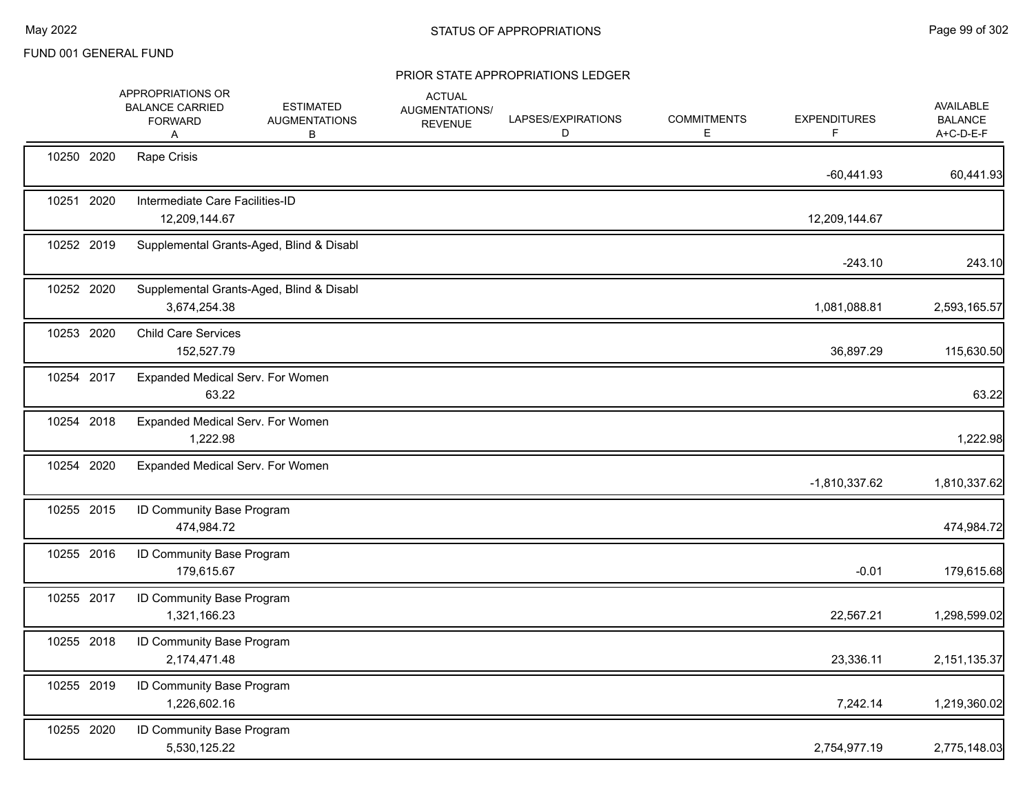FUND 001 GENERAL FUND

# STATUS OF APPROPRIATIONS

## PRIOR STATE APPROPRIATIONS LEDGER

| | | Description | APPROPRIATIONS OR BALANCE CARRIED FORWARD A | ESTIMATED AUGMENTATIONS B | ACTUAL AUGMENTATIONS/ REVENUE | LAPSES/EXPIRATIONS D | COMMITMENTS E | EXPENDITURES F | AVAILABLE BALANCE A+C-D-E-F |
|---|---|---|---|---|---|---|---|---|---|
| 10250 | 2020 | Rape Crisis | | | | | | -60,441.93 | 60,441.93 |
| 10251 | 2020 | Intermediate Care Facilities-ID | 12,209,144.67 | | | | | 12,209,144.67 | |
| 10252 | 2019 | Supplemental Grants-Aged, Blind & Disabl | | | | | | -243.10 | 243.10 |
| 10252 | 2020 | Supplemental Grants-Aged, Blind & Disabl | 3,674,254.38 | | | | | 1,081,088.81 | 2,593,165.57 |
| 10253 | 2020 | Child Care Services | 152,527.79 | | | | | 36,897.29 | 115,630.50 |
| 10254 | 2017 | Expanded Medical Serv. For Women | 63.22 | | | | | | 63.22 |
| 10254 | 2018 | Expanded Medical Serv. For Women | 1,222.98 | | | | | | 1,222.98 |
| 10254 | 2020 | Expanded Medical Serv. For Women | | | | | | -1,810,337.62 | 1,810,337.62 |
| 10255 | 2015 | ID Community Base Program | 474,984.72 | | | | | | 474,984.72 |
| 10255 | 2016 | ID Community Base Program | 179,615.67 | | | | | -0.01 | 179,615.68 |
| 10255 | 2017 | ID Community Base Program | 1,321,166.23 | | | | | 22,567.21 | 1,298,599.02 |
| 10255 | 2018 | ID Community Base Program | 2,174,471.48 | | | | | 23,336.11 | 2,151,135.37 |
| 10255 | 2019 | ID Community Base Program | 1,226,602.16 | | | | | 7,242.14 | 1,219,360.02 |
| 10255 | 2020 | ID Community Base Program | 5,530,125.22 | | | | | 2,754,977.19 | 2,775,148.03 |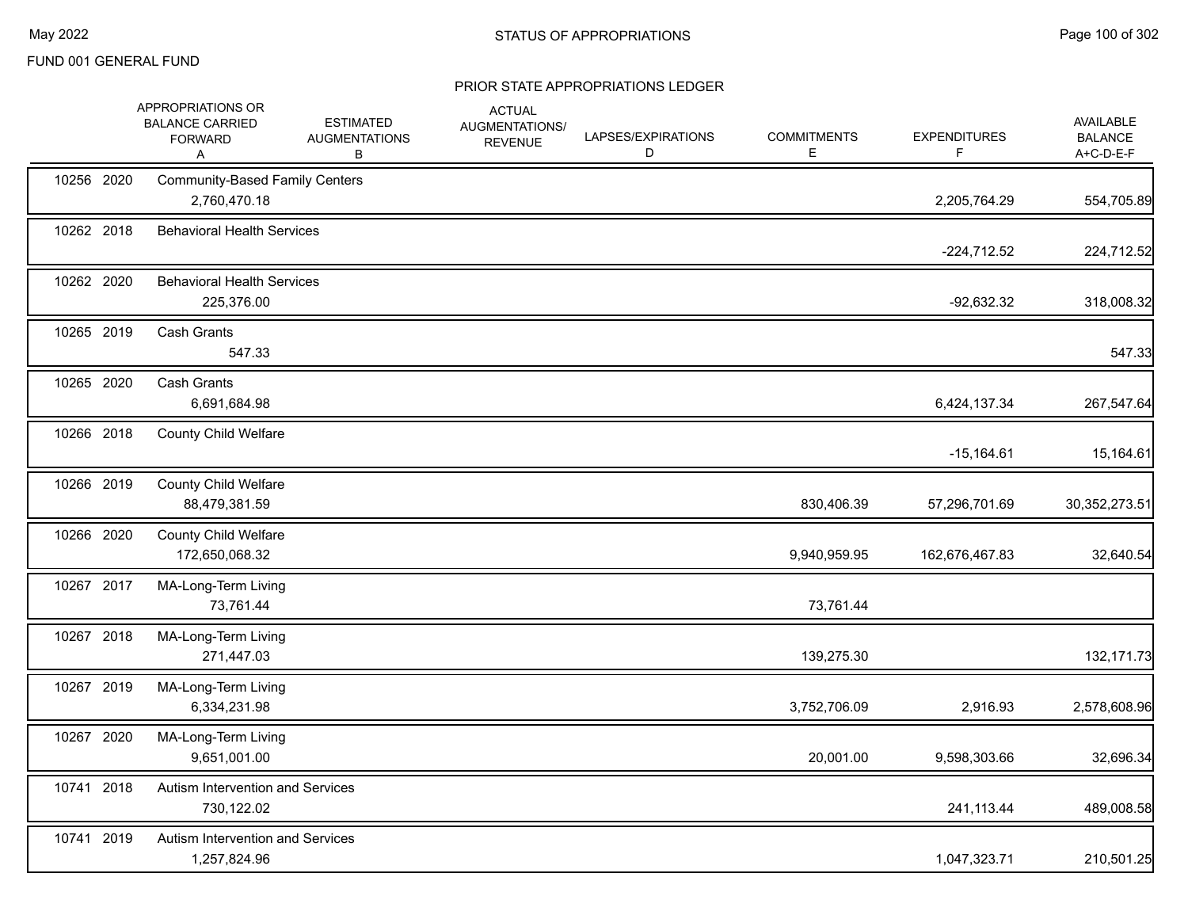FUND 001 GENERAL FUND

## STATUS OF APPROPRIATIONS

### PRIOR STATE APPROPRIATIONS LEDGER

| | | APPROPRIATIONS OR BALANCE CARRIED FORWARD A | ESTIMATED AUGMENTATIONS B | ACTUAL AUGMENTATIONS/ REVENUE | LAPSES/EXPIRATIONS D | COMMITMENTS E | EXPENDITURES F | AVAILABLE BALANCE A+C-D-E-F |
|---|---|---|---|---|---|---|---|---|
| 10256 | 2020 | Community-Based Family Centers | | | | | | |
| | | 2,760,470.18 | | | | | 2,205,764.29 | 554,705.89 |
| 10262 | 2018 | Behavioral Health Services | | | | | | |
| | | | | | | | -224,712.52 | 224,712.52 |
| 10262 | 2020 | Behavioral Health Services | | | | | | |
| | | 225,376.00 | | | | | -92,632.32 | 318,008.32 |
| 10265 | 2019 | Cash Grants | | | | | | |
| | | 547.33 | | | | | | 547.33 |
| 10265 | 2020 | Cash Grants | | | | | | |
| | | 6,691,684.98 | | | | | 6,424,137.34 | 267,547.64 |
| 10266 | 2018 | County Child Welfare | | | | | | |
| | | | | | | | -15,164.61 | 15,164.61 |
| 10266 | 2019 | County Child Welfare | | | | | | |
| | | 88,479,381.59 | | | | 830,406.39 | 57,296,701.69 | 30,352,273.51 |
| 10266 | 2020 | County Child Welfare | | | | | | |
| | | 172,650,068.32 | | | | 9,940,959.95 | 162,676,467.83 | 32,640.54 |
| 10267 | 2017 | MA-Long-Term Living | | | | | | |
| | | 73,761.44 | | | | 73,761.44 | | |
| 10267 | 2018 | MA-Long-Term Living | | | | | | |
| | | 271,447.03 | | | | 139,275.30 | | 132,171.73 |
| 10267 | 2019 | MA-Long-Term Living | | | | | | |
| | | 6,334,231.98 | | | | 3,752,706.09 | 2,916.93 | 2,578,608.96 |
| 10267 | 2020 | MA-Long-Term Living | | | | | | |
| | | 9,651,001.00 | | | | 20,001.00 | 9,598,303.66 | 32,696.34 |
| 10741 | 2018 | Autism Intervention and Services | | | | | | |
| | | 730,122.02 | | | | | 241,113.44 | 489,008.58 |
| 10741 | 2019 | Autism Intervention and Services | | | | | | |
| | | 1,257,824.96 | | | | | 1,047,323.71 | 210,501.25 |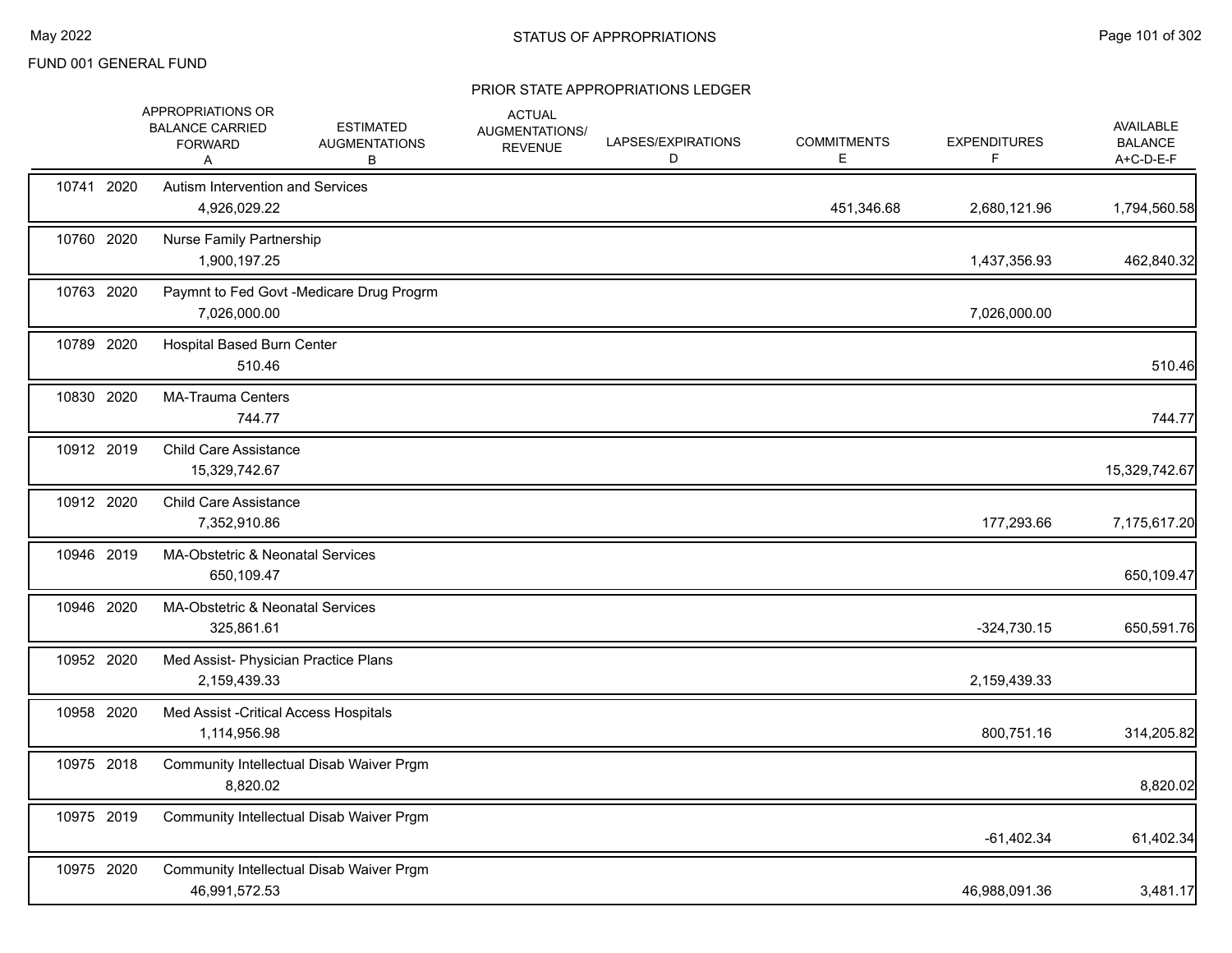FUND 001 GENERAL FUND

## STATUS OF APPROPRIATIONS

### PRIOR STATE APPROPRIATIONS LEDGER

| | | | APPROPRIATIONS OR BALANCE CARRIED FORWARD A | ESTIMATED AUGMENTATIONS B | ACTUAL AUGMENTATIONS/ REVENUE | LAPSES/EXPIRATIONS D | COMMITMENTS E | EXPENDITURES F | AVAILABLE BALANCE A+C-D-E-F |
|---|---|---|---|---|---|---|---|---|---|
| 10741 | 2020 | Autism Intervention and Services | 4,926,029.22 | | | | 451,346.68 | 2,680,121.96 | 1,794,560.58 |
| 10760 | 2020 | Nurse Family Partnership | 1,900,197.25 | | | | | 1,437,356.93 | 462,840.32 |
| 10763 | 2020 | Paymnt to Fed Govt -Medicare Drug Progrm | 7,026,000.00 | | | | | 7,026,000.00 | |
| 10789 | 2020 | Hospital Based Burn Center | 510.46 | | | | | | 510.46 |
| 10830 | 2020 | MA-Trauma Centers | 744.77 | | | | | | 744.77 |
| 10912 | 2019 | Child Care Assistance | 15,329,742.67 | | | | | | 15,329,742.67 |
| 10912 | 2020 | Child Care Assistance | 7,352,910.86 | | | | | 177,293.66 | 7,175,617.20 |
| 10946 | 2019 | MA-Obstetric & Neonatal Services | 650,109.47 | | | | | | 650,109.47 |
| 10946 | 2020 | MA-Obstetric & Neonatal Services | 325,861.61 | | | | | -324,730.15 | 650,591.76 |
| 10952 | 2020 | Med Assist- Physician Practice Plans | 2,159,439.33 | | | | | 2,159,439.33 | |
| 10958 | 2020 | Med Assist -Critical Access Hospitals | 1,114,956.98 | | | | | 800,751.16 | 314,205.82 |
| 10975 | 2018 | Community Intellectual Disab Waiver Prgm | 8,820.02 | | | | | | 8,820.02 |
| 10975 | 2019 | Community Intellectual Disab Waiver Prgm | | | | | | -61,402.34 | 61,402.34 |
| 10975 | 2020 | Community Intellectual Disab Waiver Prgm | 46,991,572.53 | | | | | 46,988,091.36 | 3,481.17 |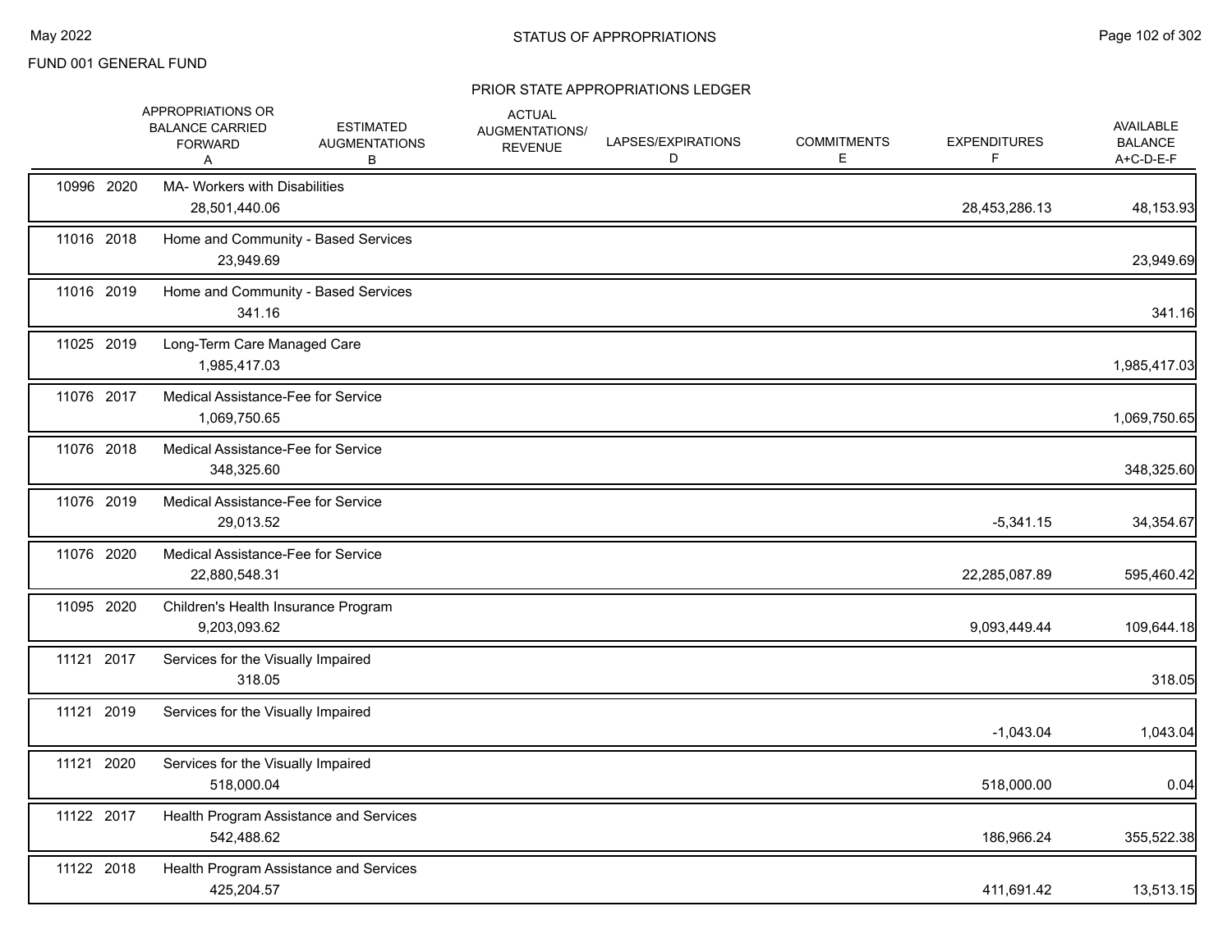FUND 001 GENERAL FUND

## STATUS OF APPROPRIATIONS

### PRIOR STATE APPROPRIATIONS LEDGER

| | APPROPRIATIONS OR BALANCE CARRIED FORWARD A | ESTIMATED AUGMENTATIONS B | ACTUAL AUGMENTATIONS/ REVENUE | LAPSES/EXPIRATIONS D | COMMITMENTS E | EXPENDITURES F | AVAILABLE BALANCE A+C-D-E-F |
|---|---|---|---|---|---|---|---|
| 10996 2020 MA- Workers with Disabilities | 28,501,440.06 | | | | | 28,453,286.13 | 48,153.93 |
| 11016 2018 Home and Community - Based Services | 23,949.69 | | | | | | 23,949.69 |
| 11016 2019 Home and Community - Based Services | 341.16 | | | | | | 341.16 |
| 11025 2019 Long-Term Care Managed Care | 1,985,417.03 | | | | | | 1,985,417.03 |
| 11076 2017 Medical Assistance-Fee for Service | 1,069,750.65 | | | | | | 1,069,750.65 |
| 11076 2018 Medical Assistance-Fee for Service | 348,325.60 | | | | | | 348,325.60 |
| 11076 2019 Medical Assistance-Fee for Service | 29,013.52 | | | | | -5,341.15 | 34,354.67 |
| 11076 2020 Medical Assistance-Fee for Service | 22,880,548.31 | | | | | 22,285,087.89 | 595,460.42 |
| 11095 2020 Children's Health Insurance Program | 9,203,093.62 | | | | | 9,093,449.44 | 109,644.18 |
| 11121 2017 Services for the Visually Impaired | 318.05 | | | | | | 318.05 |
| 11121 2019 Services for the Visually Impaired | | | | | | -1,043.04 | 1,043.04 |
| 11121 2020 Services for the Visually Impaired | 518,000.04 | | | | | 518,000.00 | 0.04 |
| 11122 2017 Health Program Assistance and Services | 542,488.62 | | | | | 186,966.24 | 355,522.38 |
| 11122 2018 Health Program Assistance and Services | 425,204.57 | | | | | 411,691.42 | 13,513.15 |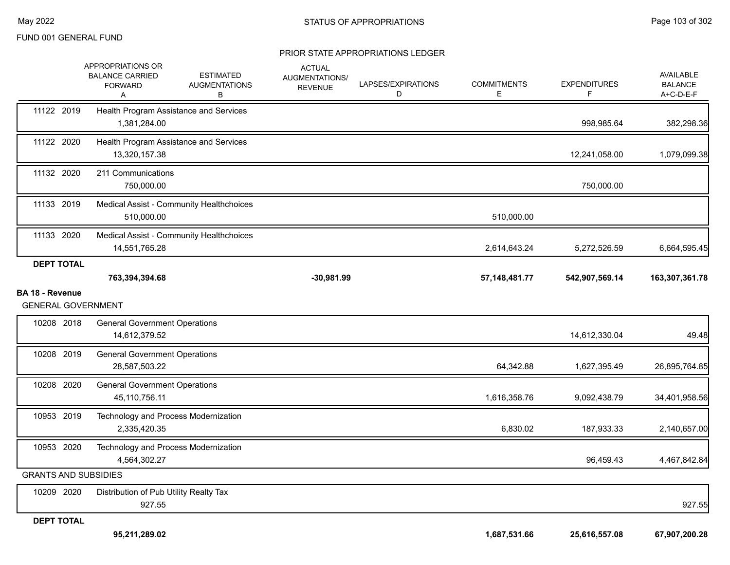FUND 001 GENERAL FUND

STATUS OF APPROPRIATIONS

PRIOR STATE APPROPRIATIONS LEDGER

| | APPROPRIATIONS OR BALANCE CARRIED FORWARD A | ESTIMATED AUGMENTATIONS B | ACTUAL AUGMENTATIONS/ REVENUE | LAPSES/EXPIRATIONS D | COMMITMENTS E | EXPENDITURES F | AVAILABLE BALANCE A+C-D-E-F |
|---|---|---|---|---|---|---|---|
| 11122 2019 Health Program Assistance and Services | 1,381,284.00 | | | | | 998,985.64 | 382,298.36 |
| 11122 2020 Health Program Assistance and Services | 13,320,157.38 | | | | | 12,241,058.00 | 1,079,099.38 |
| 11132 2020 211 Communications | 750,000.00 | | | | | 750,000.00 | |
| 11133 2019 Medical Assist - Community Healthchoices | 510,000.00 | | | | 510,000.00 | | |
| 11133 2020 Medical Assist - Community Healthchoices | 14,551,765.28 | | | | 2,614,643.24 | 5,272,526.59 | 6,664,595.45 |
| **DEPT TOTAL** | **763,394,394.68** | | **-30,981.99** | | **57,148,481.77** | **542,907,569.14** | **163,307,361.78** |
| **BA 18 - Revenue** | | | | | | | |
| GENERAL GOVERNMENT | | | | | | | |
| 10208 2018 General Government Operations | 14,612,379.52 | | | | | 14,612,330.04 | 49.48 |
| 10208 2019 General Government Operations | 28,587,503.22 | | | | 64,342.88 | 1,627,395.49 | 26,895,764.85 |
| 10208 2020 General Government Operations | 45,110,756.11 | | | | 1,616,358.76 | 9,092,438.79 | 34,401,958.56 |
| 10953 2019 Technology and Process Modernization | 2,335,420.35 | | | | 6,830.02 | 187,933.33 | 2,140,657.00 |
| 10953 2020 Technology and Process Modernization | 4,564,302.27 | | | | | 96,459.43 | 4,467,842.84 |
| GRANTS AND SUBSIDIES | | | | | | | |
| 10209 2020 Distribution of Pub Utility Realty Tax | 927.55 | | | | | | 927.55 |
| **DEPT TOTAL** | **95,211,289.02** | | | | **1,687,531.66** | **25,616,557.08** | **67,907,200.28** |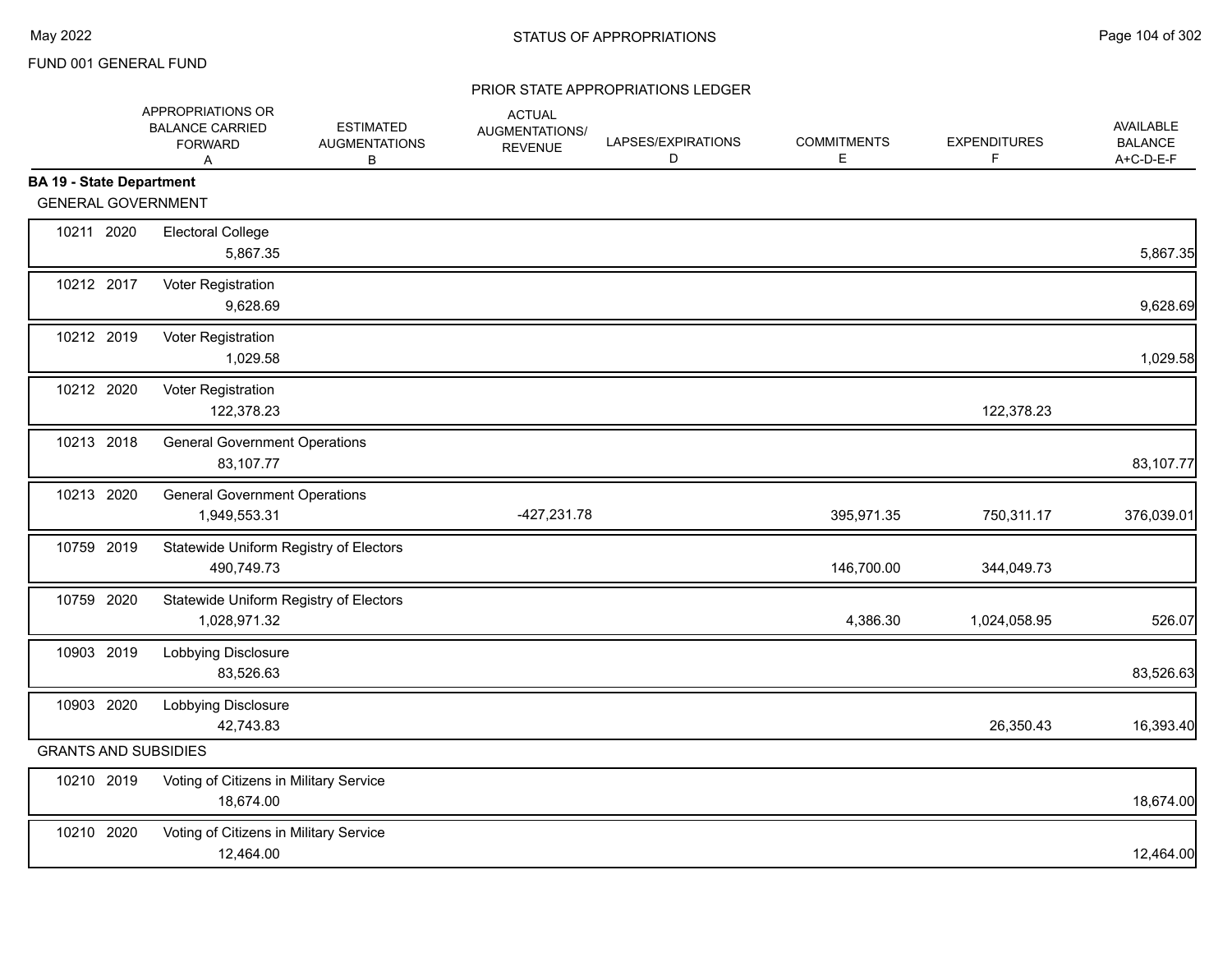FUND 001 GENERAL FUND

## STATUS OF APPROPRIATIONS

### PRIOR STATE APPROPRIATIONS LEDGER

| | | APPROPRIATIONS OR BALANCE CARRIED FORWARD A | ESTIMATED AUGMENTATIONS B | ACTUAL AUGMENTATIONS/ REVENUE | LAPSES/EXPIRATIONS D | COMMITMENTS E | EXPENDITURES F | AVAILABLE BALANCE A+C-D-E-F |
|---|---|---|---|---|---|---|---|---|
| **BA 19 - State Department** | | | | | | | | |
| GENERAL GOVERNMENT | | | | | | | | |
| 10211 2020 | Electoral College | 5,867.35 | | | | | | 5,867.35 |
| 10212 2017 | Voter Registration | 9,628.69 | | | | | | 9,628.69 |
| 10212 2019 | Voter Registration | 1,029.58 | | | | | | 1,029.58 |
| 10212 2020 | Voter Registration | 122,378.23 | | | | | 122,378.23 | |
| 10213 2018 | General Government Operations | 83,107.77 | | | | | | 83,107.77 |
| 10213 2020 | General Government Operations | 1,949,553.31 | | -427,231.78 | | 395,971.35 | 750,311.17 | 376,039.01 |
| 10759 2019 | Statewide Uniform Registry of Electors | 490,749.73 | | | | 146,700.00 | 344,049.73 | |
| 10759 2020 | Statewide Uniform Registry of Electors | 1,028,971.32 | | | | 4,386.30 | 1,024,058.95 | 526.07 |
| 10903 2019 | Lobbying Disclosure | 83,526.63 | | | | | | 83,526.63 |
| 10903 2020 | Lobbying Disclosure | 42,743.83 | | | | | 26,350.43 | 16,393.40 |
| GRANTS AND SUBSIDIES | | | | | | | | |
| 10210 2019 | Voting of Citizens in Military Service | 18,674.00 | | | | | | 18,674.00 |
| 10210 2020 | Voting of Citizens in Military Service | 12,464.00 | | | | | | 12,464.00 |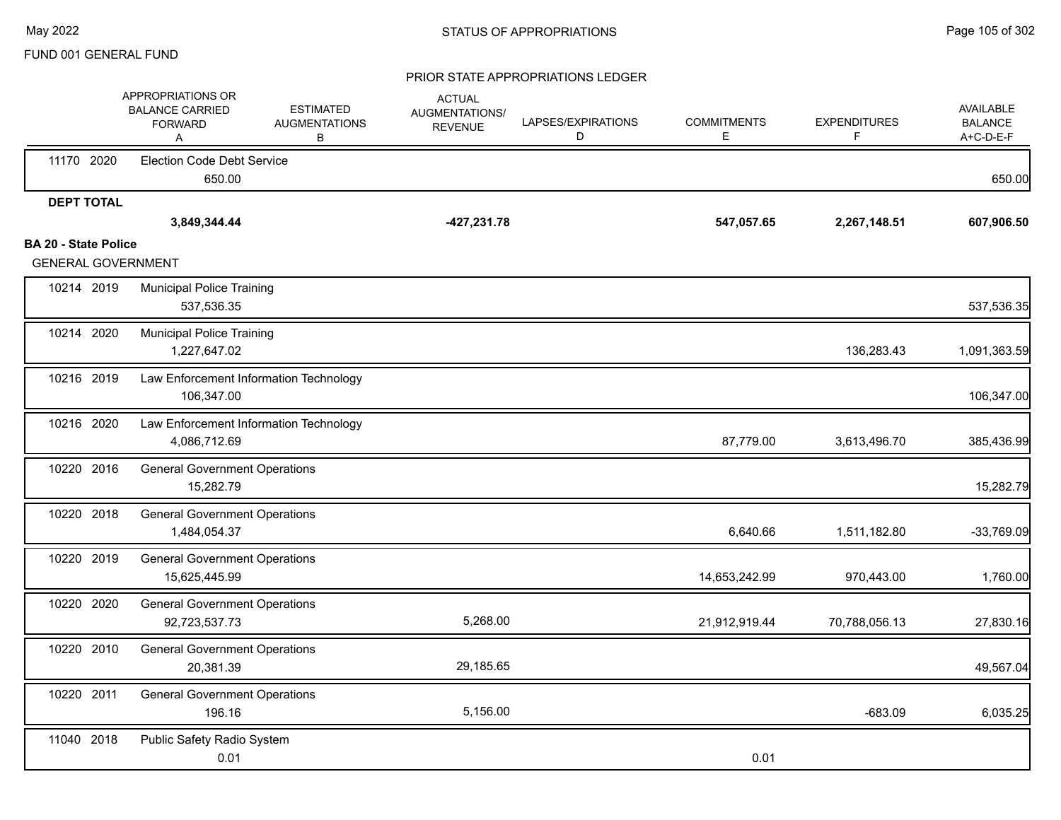FUND 001 GENERAL FUND

STATUS OF APPROPRIATIONS

PRIOR STATE APPROPRIATIONS LEDGER

| | APPROPRIATIONS OR BALANCE CARRIED FORWARD A | ESTIMATED AUGMENTATIONS B | ACTUAL AUGMENTATIONS/ REVENUE | LAPSES/EXPIRATIONS D | COMMITMENTS E | EXPENDITURES F | AVAILABLE BALANCE A+C-D-E-F |
|---|---|---|---|---|---|---|---|
| 11170 2020 | Election Code Debt Service | | | | | | |
| | 650.00 | | | | | | 650.00 |
| **DEPT TOTAL** | | | | | | | |
| | **3,849,344.44** | | **-427,231.78** | | **547,057.65** | **2,267,148.51** | **607,906.50** |
| **BA 20 - State Police** | | | | | | | |
| GENERAL GOVERNMENT | | | | | | | |
| 10214 2019 | Municipal Police Training | | | | | | |
| | 537,536.35 | | | | | | 537,536.35 |
| 10214 2020 | Municipal Police Training | | | | | | |
| | 1,227,647.02 | | | | | 136,283.43 | 1,091,363.59 |
| 10216 2019 | Law Enforcement Information Technology | | | | | | |
| | 106,347.00 | | | | | | 106,347.00 |
| 10216 2020 | Law Enforcement Information Technology | | | | | | |
| | 4,086,712.69 | | | | 87,779.00 | 3,613,496.70 | 385,436.99 |
| 10220 2016 | General Government Operations | | | | | | |
| | 15,282.79 | | | | | | 15,282.79 |
| 10220 2018 | General Government Operations | | | | | | |
| | 1,484,054.37 | | | | 6,640.66 | 1,511,182.80 | -33,769.09 |
| 10220 2019 | General Government Operations | | | | | | |
| | 15,625,445.99 | | | | 14,653,242.99 | 970,443.00 | 1,760.00 |
| 10220 2020 | General Government Operations | | | | | | |
| | 92,723,537.73 | | 5,268.00 | | 21,912,919.44 | 70,788,056.13 | 27,830.16 |
| 10220 2010 | General Government Operations | | | | | | |
| | 20,381.39 | | 29,185.65 | | | | 49,567.04 |
| 10220 2011 | General Government Operations | | | | | | |
| | 196.16 | | 5,156.00 | | | -683.09 | 6,035.25 |
| 11040 2018 | Public Safety Radio System | | | | | | |
| | 0.01 | | | | 0.01 | | |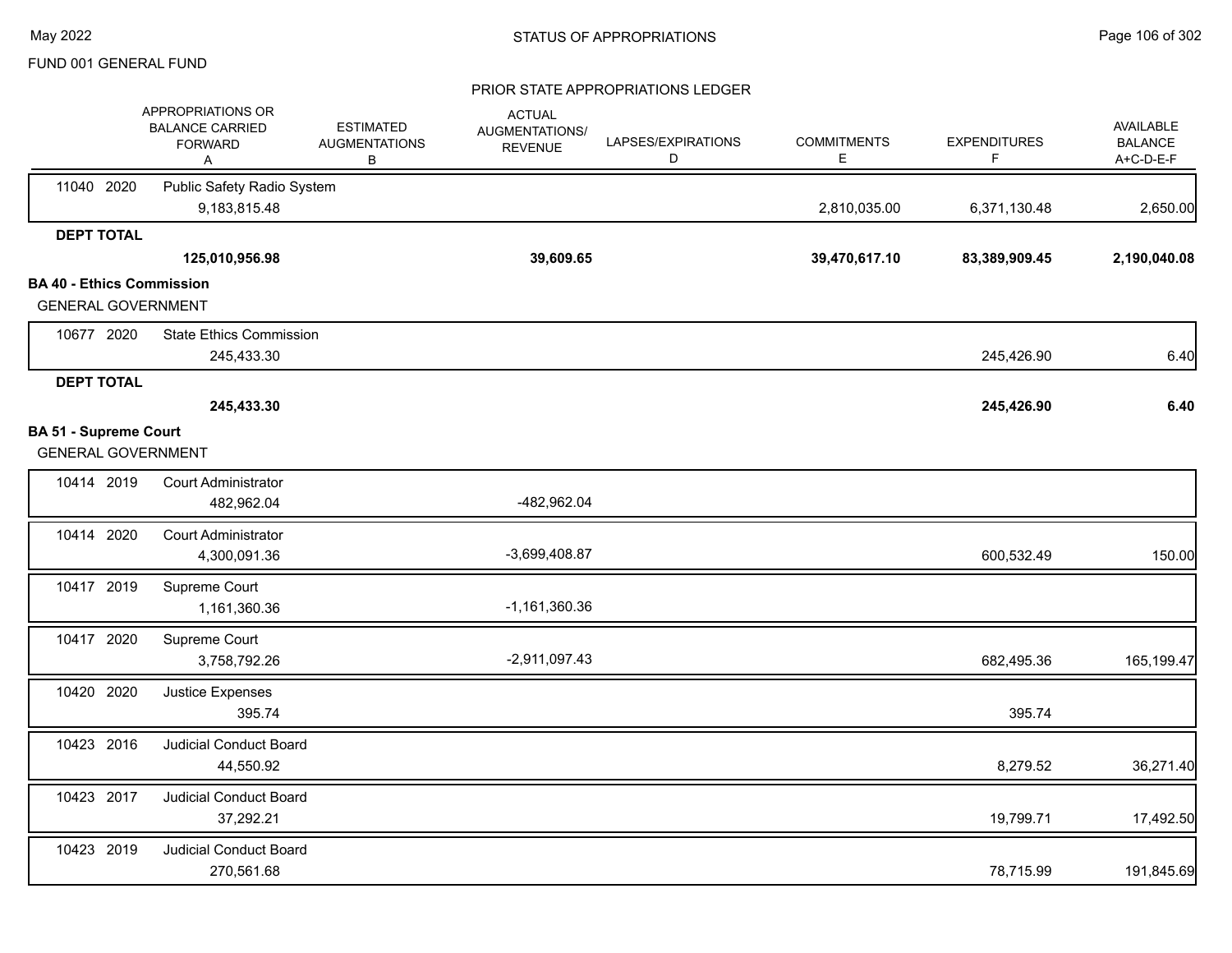FUND 001 GENERAL FUND

PRIOR STATE APPROPRIATIONS LEDGER

| | APPROPRIATIONS OR BALANCE CARRIED FORWARD A | ESTIMATED AUGMENTATIONS B | ACTUAL AUGMENTATIONS/ REVENUE | LAPSES/EXPIRATIONS D | COMMITMENTS E | EXPENDITURES F | AVAILABLE BALANCE A+C-D-E-F |
|---|---|---|---|---|---|---|---|
| 11040 2020 | Public Safety Radio System | | | | | | |
| | 9,183,815.48 | | | | 2,810,035.00 | 6,371,130.48 | 2,650.00 |
| **DEPT TOTAL** | | | | | | | |
| | **125,010,956.98** | | **39,609.65** | | **39,470,617.10** | **83,389,909.45** | **2,190,040.08** |

**BA 40 - Ethics Commission**

GENERAL GOVERNMENT

| | APPROPRIATIONS OR BALANCE CARRIED FORWARD A | ESTIMATED AUGMENTATIONS B | ACTUAL AUGMENTATIONS/ REVENUE | LAPSES/EXPIRATIONS D | COMMITMENTS E | EXPENDITURES F | AVAILABLE BALANCE A+C-D-E-F |
|---|---|---|---|---|---|---|---|
| 10677 2020 | State Ethics Commission | | | | | | |
| | 245,433.30 | | | | | 245,426.90 | 6.40 |
| **DEPT TOTAL** | | | | | | | |
| | **245,433.30** | | | | | **245,426.90** | **6.40** |

**BA 51 - Supreme Court**

GENERAL GOVERNMENT

| | APPROPRIATIONS OR BALANCE CARRIED FORWARD A | ESTIMATED AUGMENTATIONS B | ACTUAL AUGMENTATIONS/ REVENUE | LAPSES/EXPIRATIONS D | COMMITMENTS E | EXPENDITURES F | AVAILABLE BALANCE A+C-D-E-F |
|---|---|---|---|---|---|---|---|
| 10414 2019 | Court Administrator | | | | | | |
| | 482,962.04 | | -482,962.04 | | | | |
| 10414 2020 | Court Administrator | | | | | | |
| | 4,300,091.36 | | -3,699,408.87 | | | 600,532.49 | 150.00 |
| 10417 2019 | Supreme Court | | | | | | |
| | 1,161,360.36 | | -1,161,360.36 | | | | |
| 10417 2020 | Supreme Court | | | | | | |
| | 3,758,792.26 | | -2,911,097.43 | | | 682,495.36 | 165,199.47 |
| 10420 2020 | Justice Expenses | | | | | | |
| | 395.74 | | | | | 395.74 | |
| 10423 2016 | Judicial Conduct Board | | | | | | |
| | 44,550.92 | | | | | 8,279.52 | 36,271.40 |
| 10423 2017 | Judicial Conduct Board | | | | | | |
| | 37,292.21 | | | | | 19,799.71 | 17,492.50 |
| 10423 2019 | Judicial Conduct Board | | | | | | |
| | 270,561.68 | | | | | 78,715.99 | 191,845.69 |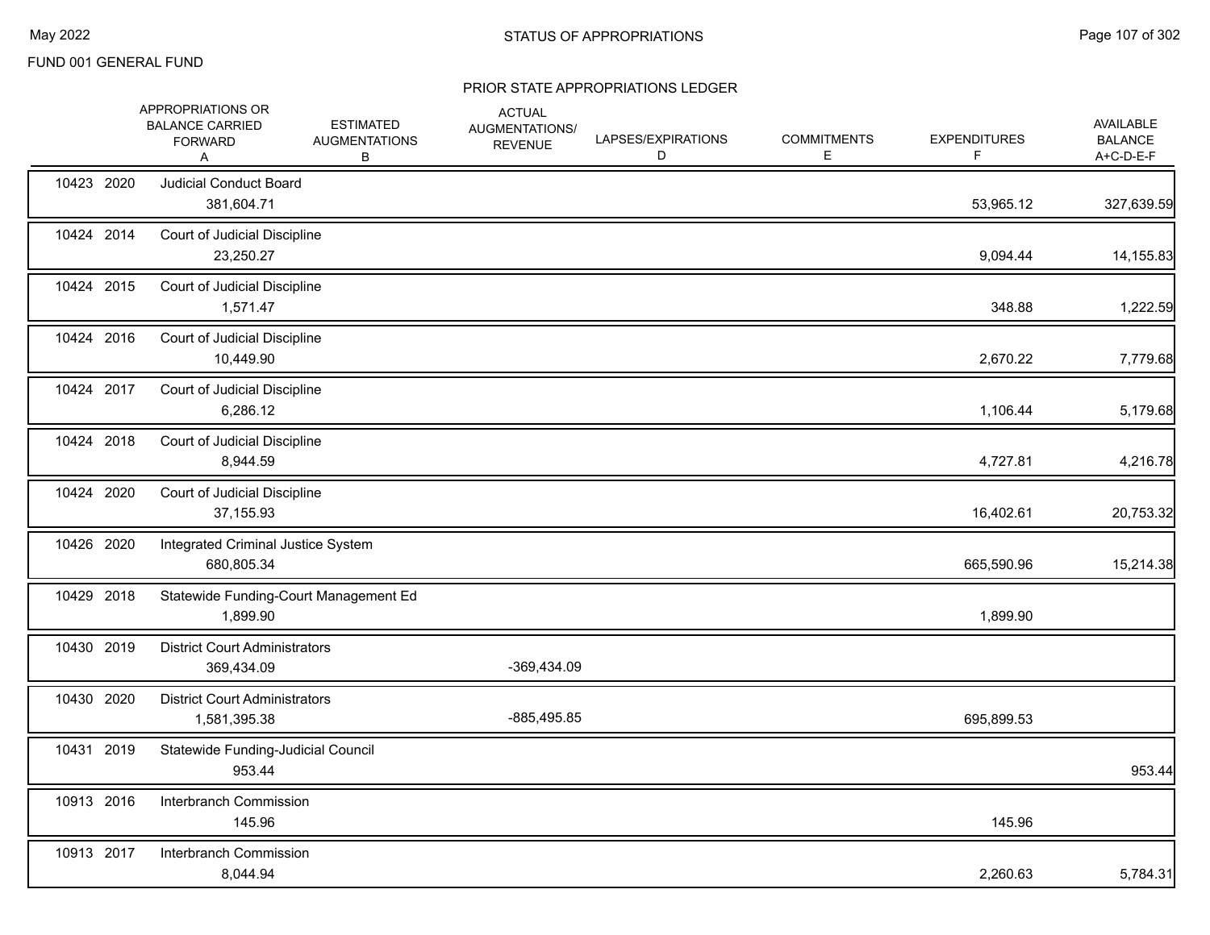FUND 001 GENERAL FUND

STATUS OF APPROPRIATIONS

PRIOR STATE APPROPRIATIONS LEDGER

| | APPROPRIATIONS OR BALANCE CARRIED FORWARD A | ESTIMATED AUGMENTATIONS B | ACTUAL AUGMENTATIONS/ REVENUE | LAPSES/EXPIRATIONS D | COMMITMENTS E | EXPENDITURES F | AVAILABLE BALANCE A+C-D-E-F |
|---|---|---|---|---|---|---|---|
| 10423 2020 Judicial Conduct Board | 381,604.71 | | | | | 53,965.12 | 327,639.59 |
| 10424 2014 Court of Judicial Discipline | 23,250.27 | | | | | 9,094.44 | 14,155.83 |
| 10424 2015 Court of Judicial Discipline | 1,571.47 | | | | | 348.88 | 1,222.59 |
| 10424 2016 Court of Judicial Discipline | 10,449.90 | | | | | 2,670.22 | 7,779.68 |
| 10424 2017 Court of Judicial Discipline | 6,286.12 | | | | | 1,106.44 | 5,179.68 |
| 10424 2018 Court of Judicial Discipline | 8,944.59 | | | | | 4,727.81 | 4,216.78 |
| 10424 2020 Court of Judicial Discipline | 37,155.93 | | | | | 16,402.61 | 20,753.32 |
| 10426 2020 Integrated Criminal Justice System | 680,805.34 | | | | | 665,590.96 | 15,214.38 |
| 10429 2018 Statewide Funding-Court Management Ed | 1,899.90 | | | | | 1,899.90 | |
| 10430 2019 District Court Administrators | 369,434.09 | | -369,434.09 | | | | |
| 10430 2020 District Court Administrators | 1,581,395.38 | | -885,495.85 | | | 695,899.53 | |
| 10431 2019 Statewide Funding-Judicial Council | 953.44 | | | | | | 953.44 |
| 10913 2016 Interbranch Commission | 145.96 | | | | | 145.96 | |
| 10913 2017 Interbranch Commission | 8,044.94 | | | | | 2,260.63 | 5,784.31 |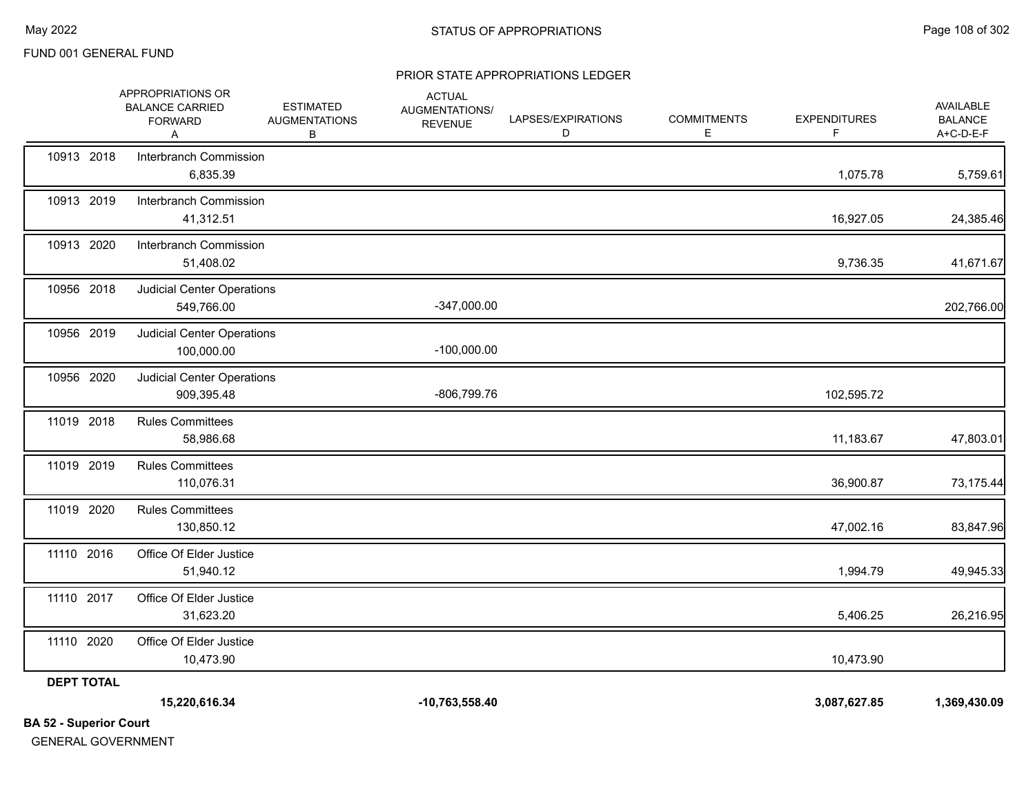FUND 001 GENERAL FUND

STATUS OF APPROPRIATIONS

PRIOR STATE APPROPRIATIONS LEDGER

| | | APPROPRIATIONS OR BALANCE CARRIED FORWARD A | ESTIMATED AUGMENTATIONS B | ACTUAL AUGMENTATIONS/ REVENUE | LAPSES/EXPIRATIONS D | COMMITMENTS E | EXPENDITURES F | AVAILABLE BALANCE A+C-D-E-F |
|---|---|---|---|---|---|---|---|---|
| 10913 2018 | Interbranch Commission | 6,835.39 | | | | | 1,075.78 | 5,759.61 |
| 10913 2019 | Interbranch Commission | 41,312.51 | | | | | 16,927.05 | 24,385.46 |
| 10913 2020 | Interbranch Commission | 51,408.02 | | | | | 9,736.35 | 41,671.67 |
| 10956 2018 | Judicial Center Operations | 549,766.00 | | -347,000.00 | | | | 202,766.00 |
| 10956 2019 | Judicial Center Operations | 100,000.00 | | -100,000.00 | | | | |
| 10956 2020 | Judicial Center Operations | 909,395.48 | | -806,799.76 | | | 102,595.72 | |
| 11019 2018 | Rules Committees | 58,986.68 | | | | | 11,183.67 | 47,803.01 |
| 11019 2019 | Rules Committees | 110,076.31 | | | | | 36,900.87 | 73,175.44 |
| 11019 2020 | Rules Committees | 130,850.12 | | | | | 47,002.16 | 83,847.96 |
| 11110 2016 | Office Of Elder Justice | 51,940.12 | | | | | 1,994.79 | 49,945.33 |
| 11110 2017 | Office Of Elder Justice | 31,623.20 | | | | | 5,406.25 | 26,216.95 |
| 11110 2020 | Office Of Elder Justice | 10,473.90 | | | | | 10,473.90 | |
| **DEPT TOTAL** | | **15,220,616.34** | | **-10,763,558.40** | | | **3,087,627.85** | **1,369,430.09** |

**BA 52 - Superior Court**

GENERAL GOVERNMENT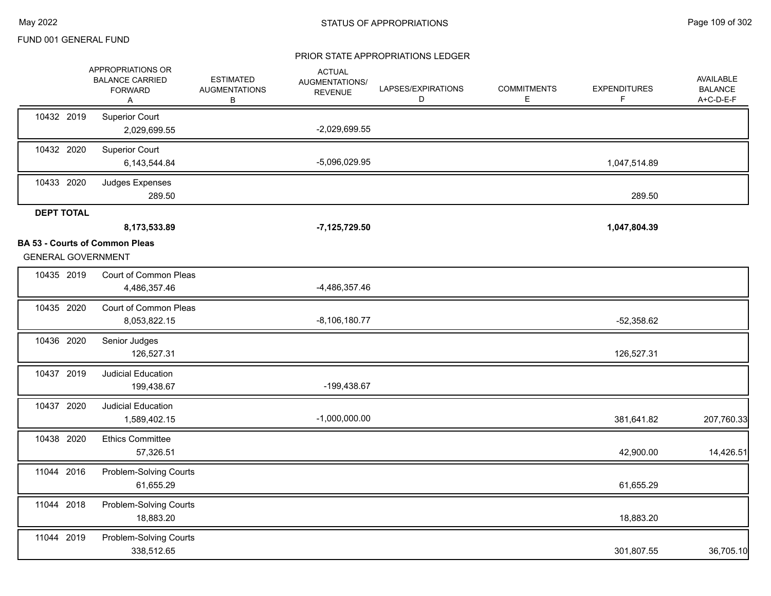FUND 001 GENERAL FUND

STATUS OF APPROPRIATIONS

PRIOR STATE APPROPRIATIONS LEDGER

| | | APPROPRIATIONS OR BALANCE CARRIED FORWARD A | ESTIMATED AUGMENTATIONS B | ACTUAL AUGMENTATIONS/ REVENUE | LAPSES/EXPIRATIONS D | COMMITMENTS E | EXPENDITURES F | AVAILABLE BALANCE A+C-D-E-F |
|---|---|---|---|---|---|---|---|---|
| 10432 2019 | Superior Court | 2,029,699.55 | | -2,029,699.55 | | | | |
| 10432 2020 | Superior Court | 6,143,544.84 | | -5,096,029.95 | | | 1,047,514.89 | |
| 10433 2020 | Judges Expenses | 289.50 | | | | | 289.50 | |
| **DEPT TOTAL** | | **8,173,533.89** | | **-7,125,729.50** | | | **1,047,804.39** | |

**BA 53 - Courts of Common Pleas**

GENERAL GOVERNMENT

| | | APPROPRIATIONS OR BALANCE CARRIED FORWARD A | ESTIMATED AUGMENTATIONS B | ACTUAL AUGMENTATIONS/ REVENUE | LAPSES/EXPIRATIONS D | COMMITMENTS E | EXPENDITURES F | AVAILABLE BALANCE A+C-D-E-F |
|---|---|---|---|---|---|---|---|---|
| 10435 2019 | Court of Common Pleas | 4,486,357.46 | | -4,486,357.46 | | | | |
| 10435 2020 | Court of Common Pleas | 8,053,822.15 | | -8,106,180.77 | | | -52,358.62 | |
| 10436 2020 | Senior Judges | 126,527.31 | | | | | 126,527.31 | |
| 10437 2019 | Judicial Education | 199,438.67 | | -199,438.67 | | | | |
| 10437 2020 | Judicial Education | 1,589,402.15 | | -1,000,000.00 | | | 381,641.82 | 207,760.33 |
| 10438 2020 | Ethics Committee | 57,326.51 | | | | | 42,900.00 | 14,426.51 |
| 11044 2016 | Problem-Solving Courts | 61,655.29 | | | | | 61,655.29 | |
| 11044 2018 | Problem-Solving Courts | 18,883.20 | | | | | 18,883.20 | |
| 11044 2019 | Problem-Solving Courts | 338,512.65 | | | | | 301,807.55 | 36,705.10 |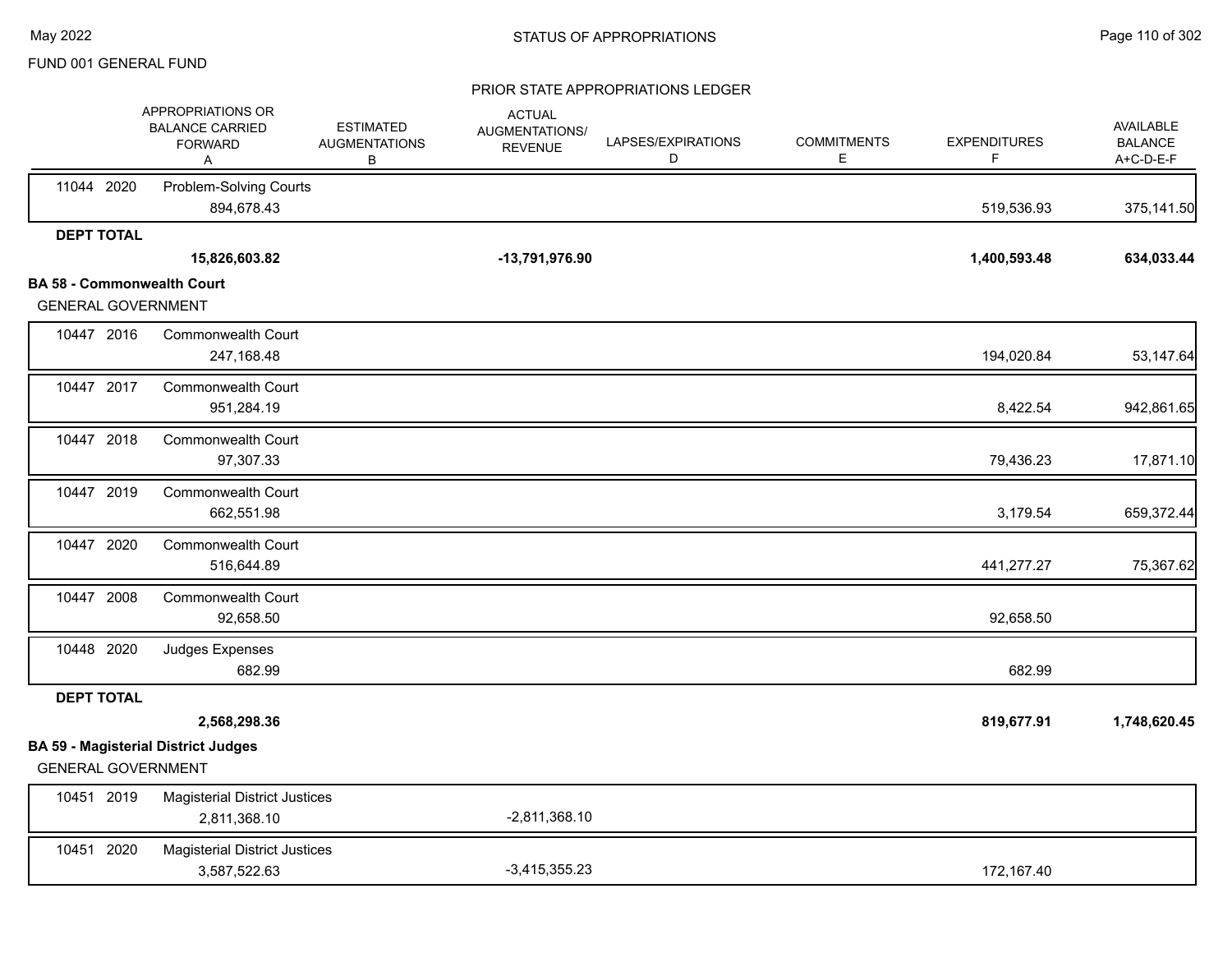FUND 001 GENERAL FUND

STATUS OF APPROPRIATIONS

PRIOR STATE APPROPRIATIONS LEDGER

| | APPROPRIATIONS OR BALANCE CARRIED FORWARD A | ESTIMATED AUGMENTATIONS B | ACTUAL AUGMENTATIONS/ REVENUE | LAPSES/EXPIRATIONS D | COMMITMENTS E | EXPENDITURES F | AVAILABLE BALANCE A+C-D-E-F |
|---|---|---|---|---|---|---|---|
| 11044 2020 Problem-Solving Courts | 894,678.43 | | | | | 519,536.93 | 375,141.50 |
| **DEPT TOTAL** | **15,826,603.82** | | **-13,791,976.90** | | | **1,400,593.48** | **634,033.44** |

**BA 58 - Commonwealth Court**

GENERAL GOVERNMENT

| | APPROPRIATIONS OR BALANCE CARRIED FORWARD A | ESTIMATED AUGMENTATIONS B | ACTUAL AUGMENTATIONS/ REVENUE | LAPSES/EXPIRATIONS D | COMMITMENTS E | EXPENDITURES F | AVAILABLE BALANCE A+C-D-E-F |
|---|---|---|---|---|---|---|---|
| 10447 2016 Commonwealth Court | 247,168.48 | | | | | 194,020.84 | 53,147.64 |
| 10447 2017 Commonwealth Court | 951,284.19 | | | | | 8,422.54 | 942,861.65 |
| 10447 2018 Commonwealth Court | 97,307.33 | | | | | 79,436.23 | 17,871.10 |
| 10447 2019 Commonwealth Court | 662,551.98 | | | | | 3,179.54 | 659,372.44 |
| 10447 2020 Commonwealth Court | 516,644.89 | | | | | 441,277.27 | 75,367.62 |
| 10447 2008 Commonwealth Court | 92,658.50 | | | | | 92,658.50 | |
| 10448 2020 Judges Expenses | 682.99 | | | | | 682.99 | |
| **DEPT TOTAL** | **2,568,298.36** | | | | | **819,677.91** | **1,748,620.45** |

**BA 59 - Magisterial District Judges**

GENERAL GOVERNMENT

| | APPROPRIATIONS OR BALANCE CARRIED FORWARD A | ESTIMATED AUGMENTATIONS B | ACTUAL AUGMENTATIONS/ REVENUE | LAPSES/EXPIRATIONS D | COMMITMENTS E | EXPENDITURES F | AVAILABLE BALANCE A+C-D-E-F |
|---|---|---|---|---|---|---|---|
| 10451 2019 Magisterial District Justices | 2,811,368.10 | | -2,811,368.10 | | | | |
| 10451 2020 Magisterial District Justices | 3,587,522.63 | | -3,415,355.23 | | | 172,167.40 | |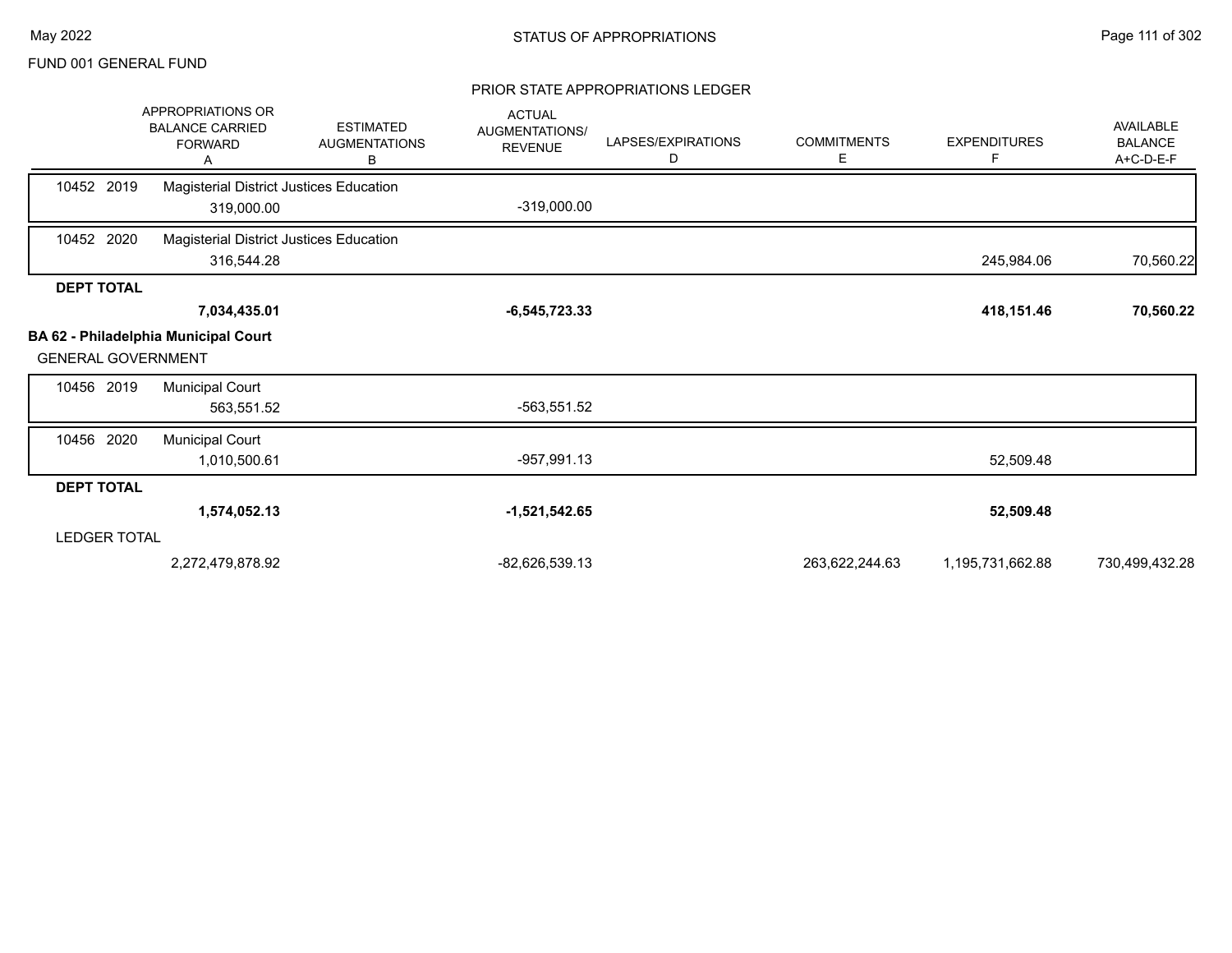FUND 001 GENERAL FUND

STATUS OF APPROPRIATIONS

PRIOR STATE APPROPRIATIONS LEDGER

| | APPROPRIATIONS OR BALANCE CARRIED FORWARD A | ESTIMATED AUGMENTATIONS B | ACTUAL AUGMENTATIONS/ REVENUE | LAPSES/EXPIRATIONS D | COMMITMENTS E | EXPENDITURES F | AVAILABLE BALANCE A+C-D-E-F |
|---|---|---|---|---|---|---|---|
| 10452 2019 Magisterial District Justices Education | 319,000.00 | | -319,000.00 | | | | |
| 10452 2020 Magisterial District Justices Education | 316,544.28 | | | | | 245,984.06 | 70,560.22 |
| **DEPT TOTAL** | **7,034,435.01** | | **-6,545,723.33** | | | **418,151.46** | **70,560.22** |
| **BA 62 - Philadelphia Municipal Court** | | | | | | | |
| GENERAL GOVERNMENT | | | | | | | |
| 10456 2019 Municipal Court | 563,551.52 | | -563,551.52 | | | | |
| 10456 2020 Municipal Court | 1,010,500.61 | | -957,991.13 | | | 52,509.48 | |
| **DEPT TOTAL** | **1,574,052.13** | | **-1,521,542.65** | | | **52,509.48** | |
| LEDGER TOTAL | 2,272,479,878.92 | | -82,626,539.13 | | 263,622,244.63 | 1,195,731,662.88 | 730,499,432.28 |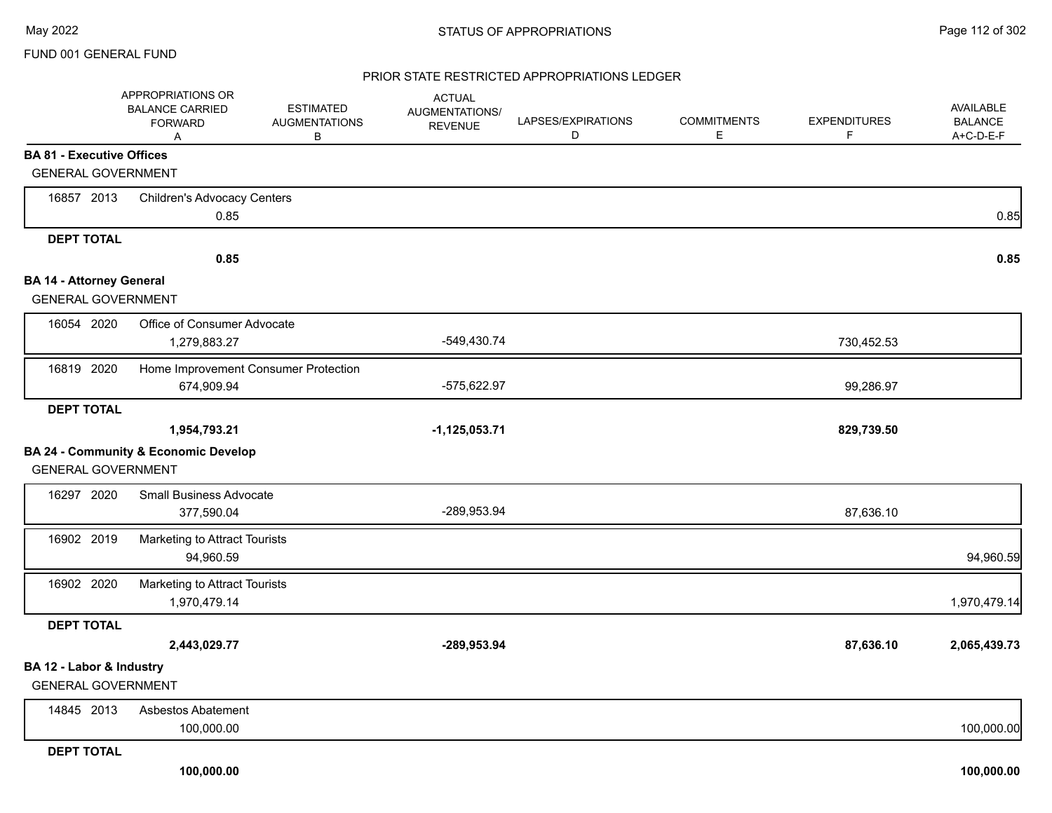FUND 001 GENERAL FUND

## STATUS OF APPROPRIATIONS

### PRIOR STATE RESTRICTED APPROPRIATIONS LEDGER

| | APPROPRIATIONS OR BALANCE CARRIED FORWARD A | ESTIMATED AUGMENTATIONS B | ACTUAL AUGMENTATIONS/ REVENUE | LAPSES/EXPIRATIONS D | COMMITMENTS E | EXPENDITURES F | AVAILABLE BALANCE A+C-D-E-F |
|---|---|---|---|---|---|---|---|
| **BA 81 - Executive Offices** | | | | | | | |
| GENERAL GOVERNMENT | | | | | | | |
| 16857 2013 Children's Advocacy Centers | 0.85 | | | | | | 0.85 |
| **DEPT TOTAL** | **0.85** | | | | | | **0.85** |
| **BA 14 - Attorney General** | | | | | | | |
| GENERAL GOVERNMENT | | | | | | | |
| 16054 2020 Office of Consumer Advocate | 1,279,883.27 | | -549,430.74 | | | 730,452.53 | |
| 16819 2020 Home Improvement Consumer Protection | 674,909.94 | | -575,622.97 | | | 99,286.97 | |
| **DEPT TOTAL** | **1,954,793.21** | | **-1,125,053.71** | | | **829,739.50** | |
| **BA 24 - Community & Economic Develop** | | | | | | | |
| GENERAL GOVERNMENT | | | | | | | |
| 16297 2020 Small Business Advocate | 377,590.04 | | -289,953.94 | | | 87,636.10 | |
| 16902 2019 Marketing to Attract Tourists | 94,960.59 | | | | | | 94,960.59 |
| 16902 2020 Marketing to Attract Tourists | 1,970,479.14 | | | | | | 1,970,479.14 |
| **DEPT TOTAL** | **2,443,029.77** | | **-289,953.94** | | | **87,636.10** | **2,065,439.73** |
| **BA 12 - Labor & Industry** | | | | | | | |
| GENERAL GOVERNMENT | | | | | | | |
| 14845 2013 Asbestos Abatement | 100,000.00 | | | | | | 100,000.00 |
| **DEPT TOTAL** | **100,000.00** | | | | | | **100,000.00** |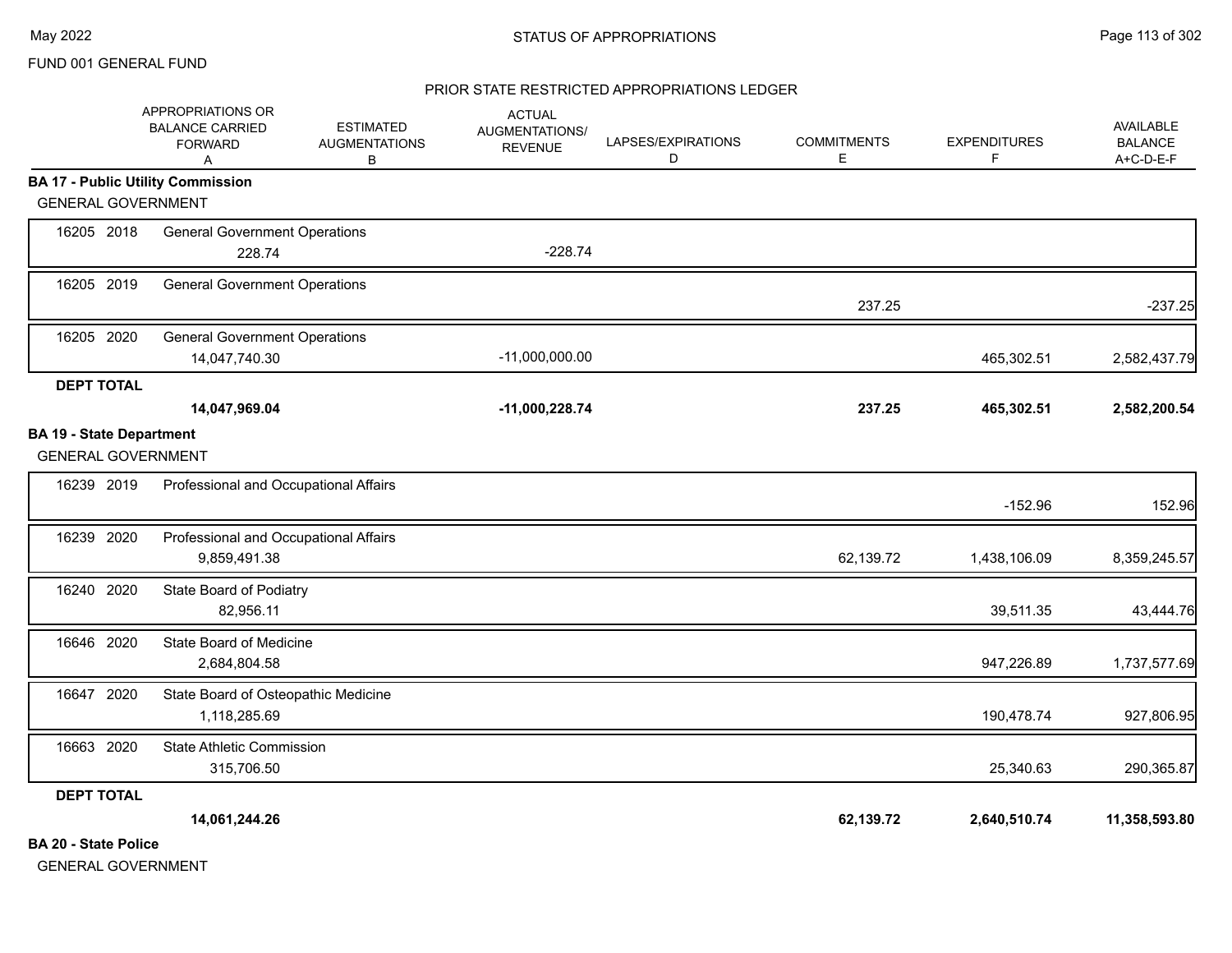FUND 001 GENERAL FUND

STATUS OF APPROPRIATIONS

PRIOR STATE RESTRICTED APPROPRIATIONS LEDGER

| | APPROPRIATIONS OR BALANCE CARRIED FORWARD A | ESTIMATED AUGMENTATIONS B | ACTUAL AUGMENTATIONS/ REVENUE | LAPSES/EXPIRATIONS D | COMMITMENTS E | EXPENDITURES F | AVAILABLE BALANCE A+C-D-E-F |
|---|---|---|---|---|---|---|---|
| **BA 17 - Public Utility Commission** | | | | | | | |
| GENERAL GOVERNMENT | | | | | | | |
| 16205 2018 General Government Operations | 228.74 | | -228.74 | | | | |
| 16205 2019 General Government Operations | | | | | 237.25 | | -237.25 |
| 16205 2020 General Government Operations | 14,047,740.30 | | -11,000,000.00 | | | 465,302.51 | 2,582,437.79 |
| **DEPT TOTAL** | **14,047,969.04** | | **-11,000,228.74** | | **237.25** | **465,302.51** | **2,582,200.54** |
| **BA 19 - State Department** | | | | | | | |
| GENERAL GOVERNMENT | | | | | | | |
| 16239 2019 Professional and Occupational Affairs | | | | | | -152.96 | 152.96 |
| 16239 2020 Professional and Occupational Affairs | 9,859,491.38 | | | | 62,139.72 | 1,438,106.09 | 8,359,245.57 |
| 16240 2020 State Board of Podiatry | 82,956.11 | | | | | 39,511.35 | 43,444.76 |
| 16646 2020 State Board of Medicine | 2,684,804.58 | | | | | 947,226.89 | 1,737,577.69 |
| 16647 2020 State Board of Osteopathic Medicine | 1,118,285.69 | | | | | 190,478.74 | 927,806.95 |
| 16663 2020 State Athletic Commission | 315,706.50 | | | | | 25,340.63 | 290,365.87 |
| **DEPT TOTAL** | **14,061,244.26** | | | | **62,139.72** | **2,640,510.74** | **11,358,593.80** |
| **BA 20 - State Police** | | | | | | | |
| GENERAL GOVERNMENT | | | | | | | |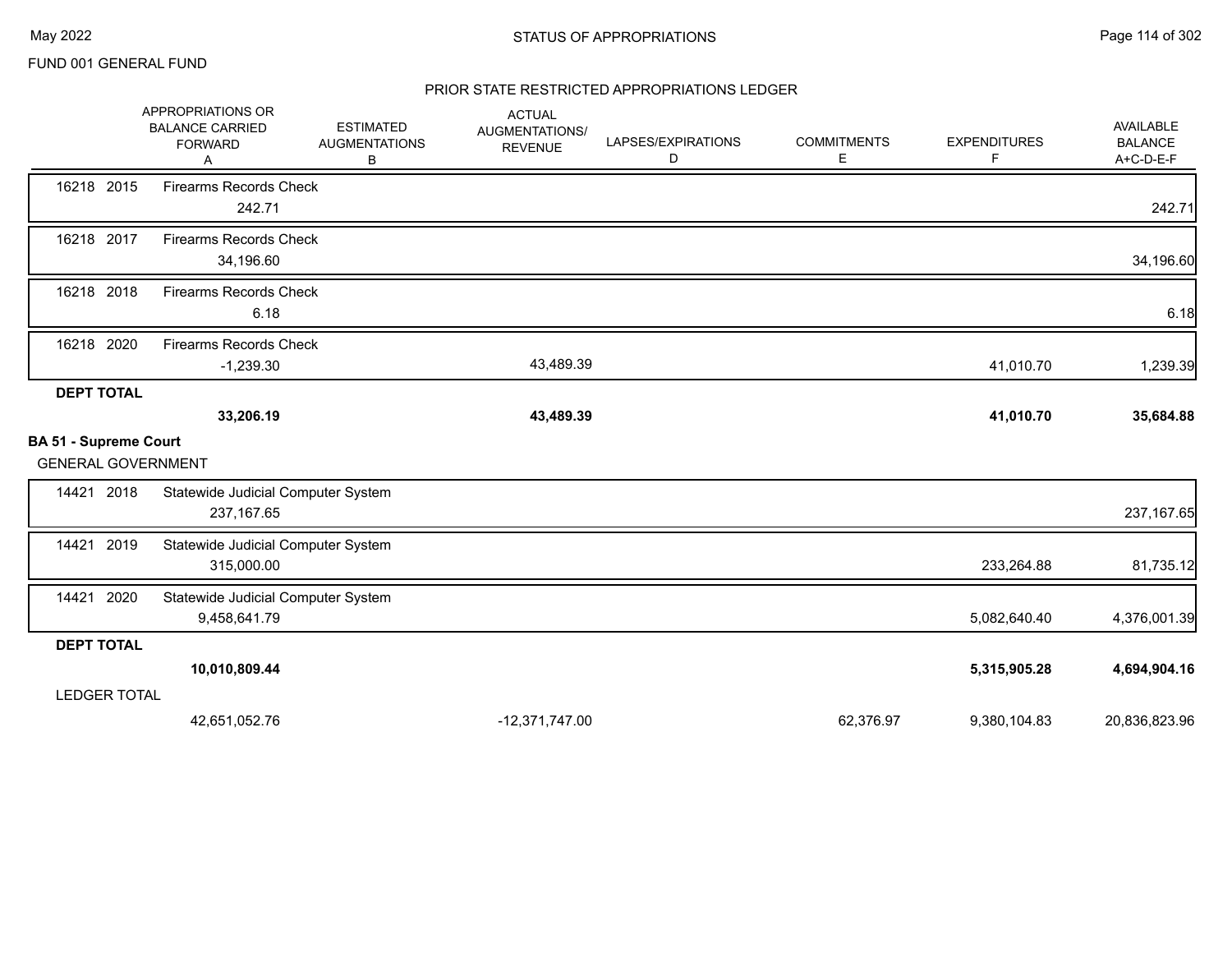FUND 001 GENERAL FUND

## STATUS OF APPROPRIATIONS

### PRIOR STATE RESTRICTED APPROPRIATIONS LEDGER

| | APPROPRIATIONS OR BALANCE CARRIED FORWARD A | ESTIMATED AUGMENTATIONS B | ACTUAL AUGMENTATIONS/ REVENUE | LAPSES/EXPIRATIONS D | COMMITMENTS E | EXPENDITURES F | AVAILABLE BALANCE A+C-D-E-F |
|---|---|---|---|---|---|---|---|
| 16218 2015 Firearms Records Check | 242.71 | | | | | | 242.71 |
| 16218 2017 Firearms Records Check | 34,196.60 | | | | | | 34,196.60 |
| 16218 2018 Firearms Records Check | 6.18 | | | | | | 6.18 |
| 16218 2020 Firearms Records Check | -1,239.30 | | 43,489.39 | | | 41,010.70 | 1,239.39 |
| **DEPT TOTAL** | **33,206.19** | | **43,489.39** | | | **41,010.70** | **35,684.88** |
| **BA 51 - Supreme Court** | | | | | | | |
| GENERAL GOVERNMENT | | | | | | | |
| 14421 2018 Statewide Judicial Computer System | 237,167.65 | | | | | | 237,167.65 |
| 14421 2019 Statewide Judicial Computer System | 315,000.00 | | | | | 233,264.88 | 81,735.12 |
| 14421 2020 Statewide Judicial Computer System | 9,458,641.79 | | | | | 5,082,640.40 | 4,376,001.39 |
| **DEPT TOTAL** | **10,010,809.44** | | | | | **5,315,905.28** | **4,694,904.16** |
| LEDGER TOTAL | 42,651,052.76 | | -12,371,747.00 | | 62,376.97 | 9,380,104.83 | 20,836,823.96 |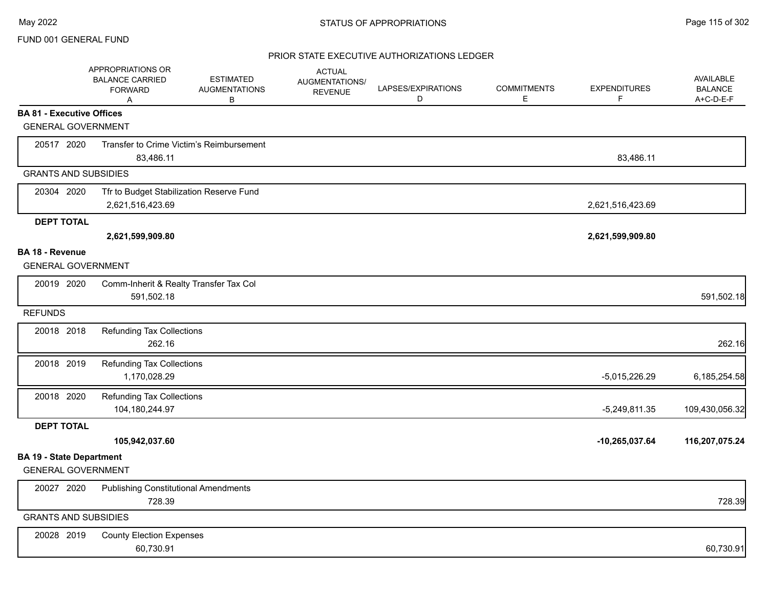FUND 001 GENERAL FUND

## STATUS OF APPROPRIATIONS

### PRIOR STATE EXECUTIVE AUTHORIZATIONS LEDGER

| | | APPROPRIATIONS OR BALANCE CARRIED FORWARD A | ESTIMATED AUGMENTATIONS B | ACTUAL AUGMENTATIONS/ REVENUE | LAPSES/EXPIRATIONS D | COMMITMENTS E | EXPENDITURES F | AVAILABLE BALANCE A+C-D-E-F |
|---|---|---|---|---|---|---|---|---|
| **BA 81 - Executive Offices** | | | | | | | | |
| GENERAL GOVERNMENT | | | | | | | | |
| 20517 2020 | Transfer to Crime Victim's Reimbursement | 83,486.11 | | | | | 83,486.11 | |
| GRANTS AND SUBSIDIES | | | | | | | | |
| 20304 2020 | Tfr to Budget Stabilization Reserve Fund | 2,621,516,423.69 | | | | | 2,621,516,423.69 | |
| **DEPT TOTAL** | | **2,621,599,909.80** | | | | | **2,621,599,909.80** | |
| **BA 18 - Revenue** | | | | | | | | |
| GENERAL GOVERNMENT | | | | | | | | |
| 20019 2020 | Comm-Inherit & Realty Transfer Tax Col | 591,502.18 | | | | | | 591,502.18 |
| REFUNDS | | | | | | | | |
| 20018 2018 | Refunding Tax Collections | 262.16 | | | | | | 262.16 |
| 20018 2019 | Refunding Tax Collections | 1,170,028.29 | | | | | -5,015,226.29 | 6,185,254.58 |
| 20018 2020 | Refunding Tax Collections | 104,180,244.97 | | | | | -5,249,811.35 | 109,430,056.32 |
| **DEPT TOTAL** | | **105,942,037.60** | | | | | **-10,265,037.64** | **116,207,075.24** |
| **BA 19 - State Department** | | | | | | | | |
| GENERAL GOVERNMENT | | | | | | | | |
| 20027 2020 | Publishing Constitutional Amendments | 728.39 | | | | | | 728.39 |
| GRANTS AND SUBSIDIES | | | | | | | | |
| 20028 2019 | County Election Expenses | 60,730.91 | | | | | | 60,730.91 |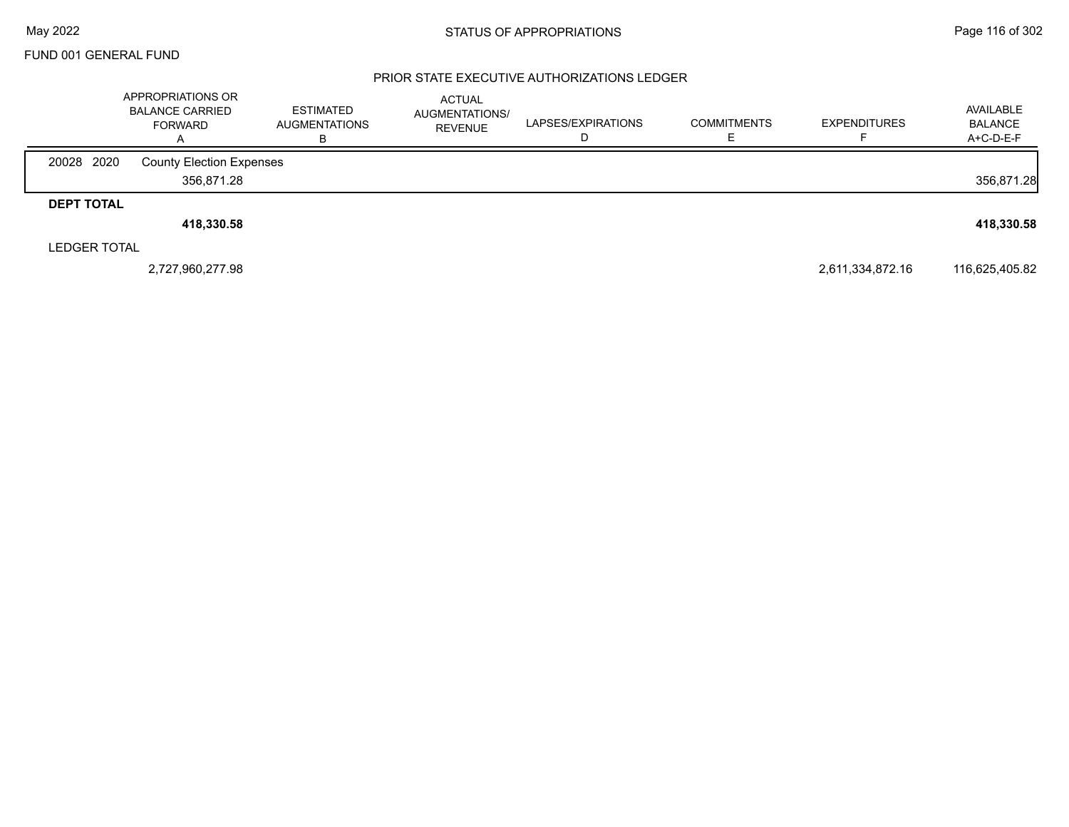FUND 001 GENERAL FUND

## PRIOR STATE EXECUTIVE AUTHORIZATIONS LEDGER

| | APPROPRIATIONS OR BALANCE CARRIED FORWARD A | ESTIMATED AUGMENTATIONS B | ACTUAL AUGMENTATIONS/ REVENUE | LAPSES/EXPIRATIONS D | COMMITMENTS E | EXPENDITURES F | AVAILABLE BALANCE A+C-D-E-F |
|---|---|---|---|---|---|---|---|
| 20028 2020 County Election Expenses | | | | | | | |
| | 356,871.28 | | | | | | 356,871.28 |
| **DEPT TOTAL** | | | | | | | |
| | **418,330.58** | | | | | | **418,330.58** |
| LEDGER TOTAL | | | | | | | |
| | 2,727,960,277.98 | | | | | 2,611,334,872.16 | 116,625,405.82 |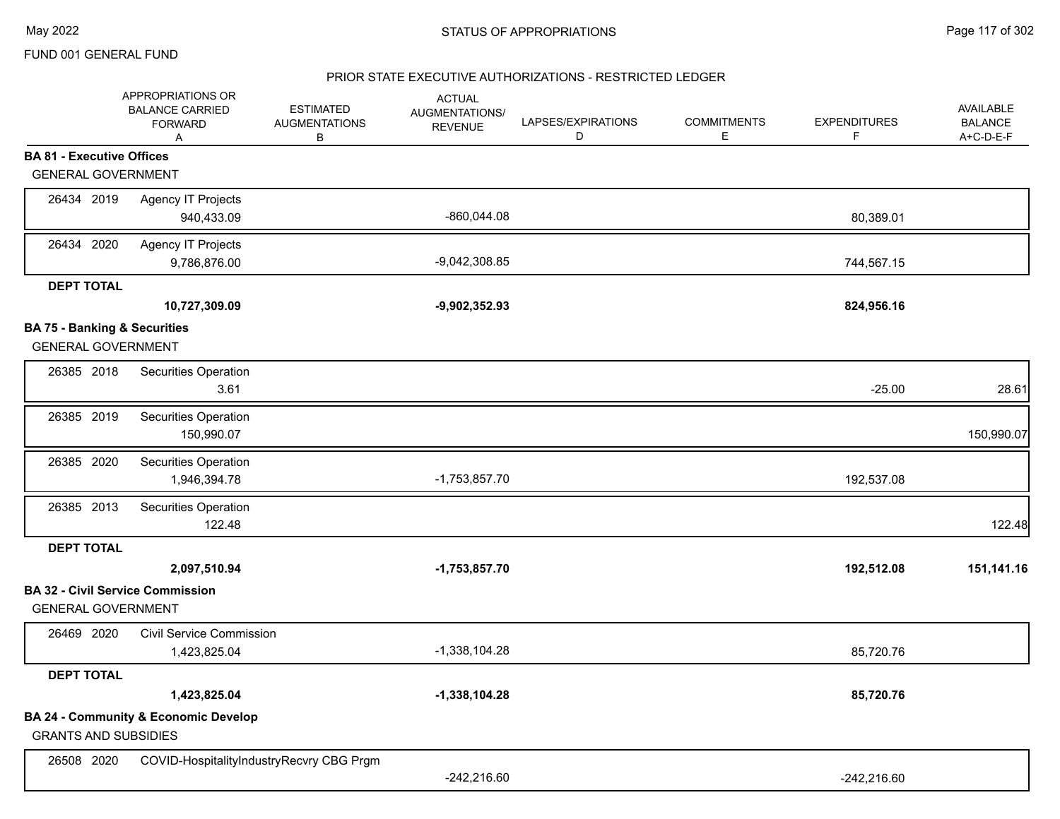FUND 001 GENERAL FUND

## STATUS OF APPROPRIATIONS

### PRIOR STATE EXECUTIVE AUTHORIZATIONS - RESTRICTED LEDGER

| | APPROPRIATIONS OR BALANCE CARRIED FORWARD A | ESTIMATED AUGMENTATIONS B | ACTUAL AUGMENTATIONS/ REVENUE | LAPSES/EXPIRATIONS D | COMMITMENTS E | EXPENDITURES F | AVAILABLE BALANCE A+C-D-E-F |
|---|---|---|---|---|---|---|---|
| **BA 81 - Executive Offices** | | | | | | | |
| GENERAL GOVERNMENT | | | | | | | |
| 26434 2019 Agency IT Projects | 940,433.09 | | -860,044.08 | | | 80,389.01 | |
| 26434 2020 Agency IT Projects | 9,786,876.00 | | -9,042,308.85 | | | 744,567.15 | |
| **DEPT TOTAL** | **10,727,309.09** | | **-9,902,352.93** | | | **824,956.16** | |
| **BA 75 - Banking & Securities** | | | | | | | |
| GENERAL GOVERNMENT | | | | | | | |
| 26385 2018 Securities Operation | 3.61 | | | | | -25.00 | 28.61 |
| 26385 2019 Securities Operation | 150,990.07 | | | | | | 150,990.07 |
| 26385 2020 Securities Operation | 1,946,394.78 | | -1,753,857.70 | | | 192,537.08 | |
| 26385 2013 Securities Operation | 122.48 | | | | | | 122.48 |
| **DEPT TOTAL** | **2,097,510.94** | | **-1,753,857.70** | | | **192,512.08** | **151,141.16** |
| **BA 32 - Civil Service Commission** | | | | | | | |
| GENERAL GOVERNMENT | | | | | | | |
| 26469 2020 Civil Service Commission | 1,423,825.04 | | -1,338,104.28 | | | 85,720.76 | |
| **DEPT TOTAL** | **1,423,825.04** | | **-1,338,104.28** | | | **85,720.76** | |
| **BA 24 - Community & Economic Develop** | | | | | | | |
| GRANTS AND SUBSIDIES | | | | | | | |
| 26508 2020 COVID-HospitalityIndustryRecvry CBG Prgm | | | -242,216.60 | | | -242,216.60 | |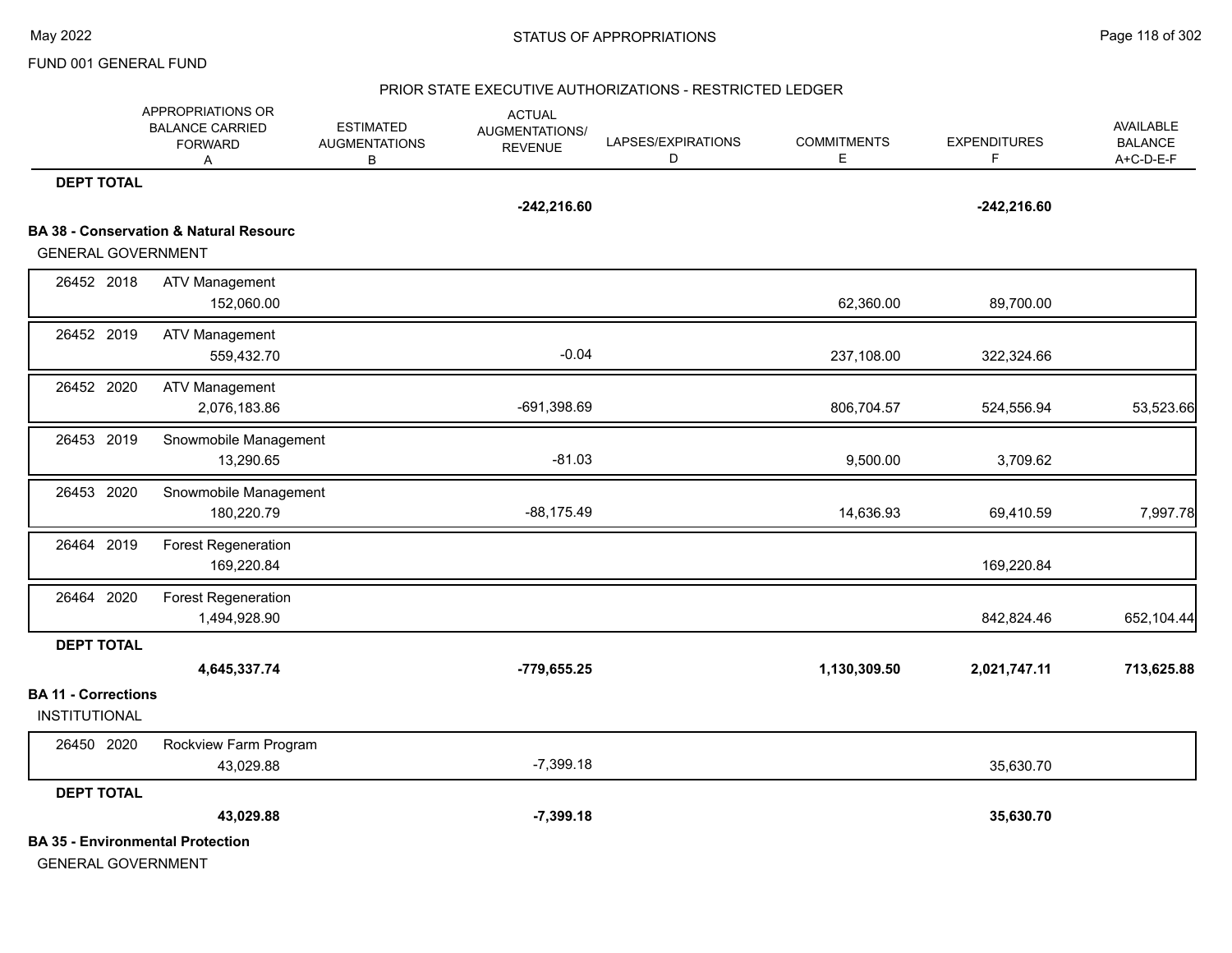FUND 001 GENERAL FUND

PRIOR STATE EXECUTIVE AUTHORIZATIONS - RESTRICTED LEDGER

| | | APPROPRIATIONS OR BALANCE CARRIED FORWARD A | ESTIMATED AUGMENTATIONS B | ACTUAL AUGMENTATIONS/ REVENUE | LAPSES/EXPIRATIONS D | COMMITMENTS E | EXPENDITURES F | AVAILABLE BALANCE A+C-D-E-F |
|---|---|---|---|---|---|---|---|---|
| **DEPT TOTAL** | | | | **-242,216.60** | | | **-242,216.60** | |
| **BA 38 - Conservation & Natural Resourc** | | | | | | | | |
| GENERAL GOVERNMENT | | | | | | | | |
| 26452 2018 | ATV Management | 152,060.00 | | | | 62,360.00 | 89,700.00 | |
| 26452 2019 | ATV Management | 559,432.70 | | -0.04 | | 237,108.00 | 322,324.66 | |
| 26452 2020 | ATV Management | 2,076,183.86 | | -691,398.69 | | 806,704.57 | 524,556.94 | 53,523.66 |
| 26453 2019 | Snowmobile Management | 13,290.65 | | -81.03 | | 9,500.00 | 3,709.62 | |
| 26453 2020 | Snowmobile Management | 180,220.79 | | -88,175.49 | | 14,636.93 | 69,410.59 | 7,997.78 |
| 26464 2019 | Forest Regeneration | 169,220.84 | | | | | 169,220.84 | |
| 26464 2020 | Forest Regeneration | 1,494,928.90 | | | | | 842,824.46 | 652,104.44 |
| **DEPT TOTAL** | | **4,645,337.74** | | **-779,655.25** | | **1,130,309.50** | **2,021,747.11** | **713,625.88** |
| **BA 11 - Corrections** | | | | | | | | |
| INSTITUTIONAL | | | | | | | | |
| 26450 2020 | Rockview Farm Program | 43,029.88 | | -7,399.18 | | | 35,630.70 | |
| **DEPT TOTAL** | | **43,029.88** | | **-7,399.18** | | | **35,630.70** | |
| **BA 35 - Environmental Protection** | | | | | | | | |
| GENERAL GOVERNMENT | | | | | | | | |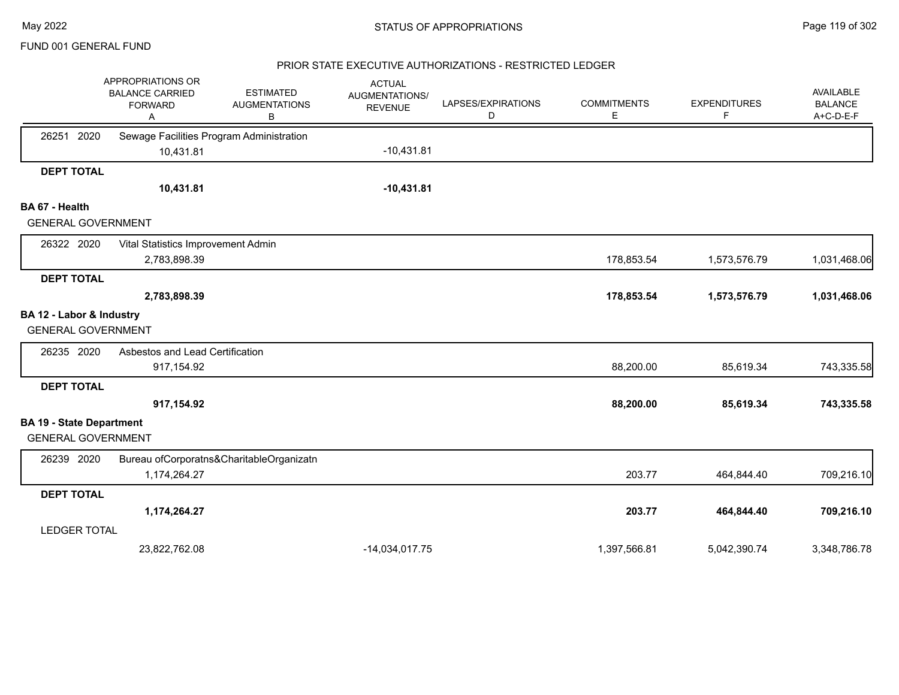FUND 001 GENERAL FUND

## STATUS OF APPROPRIATIONS

### PRIOR STATE EXECUTIVE AUTHORIZATIONS - RESTRICTED LEDGER

| | APPROPRIATIONS OR BALANCE CARRIED FORWARD A | ESTIMATED AUGMENTATIONS B | ACTUAL AUGMENTATIONS/ REVENUE | LAPSES/EXPIRATIONS D | COMMITMENTS E | EXPENDITURES F | AVAILABLE BALANCE A+C-D-E-F |
|---|---|---|---|---|---|---|---|
| 26251 2020 Sewage Facilities Program Administration | 10,431.81 | | -10,431.81 | | | | |
| **DEPT TOTAL** | **10,431.81** | | **-10,431.81** | | | | |
| **BA 67 - Health** | | | | | | | |
| GENERAL GOVERNMENT | | | | | | | |
| 26322 2020 Vital Statistics Improvement Admin | 2,783,898.39 | | | | 178,853.54 | 1,573,576.79 | 1,031,468.06 |
| **DEPT TOTAL** | **2,783,898.39** | | | | **178,853.54** | **1,573,576.79** | **1,031,468.06** |
| **BA 12 - Labor & Industry** | | | | | | | |
| GENERAL GOVERNMENT | | | | | | | |
| 26235 2020 Asbestos and Lead Certification | 917,154.92 | | | | 88,200.00 | 85,619.34 | 743,335.58 |
| **DEPT TOTAL** | **917,154.92** | | | | **88,200.00** | **85,619.34** | **743,335.58** |
| **BA 19 - State Department** | | | | | | | |
| GENERAL GOVERNMENT | | | | | | | |
| 26239 2020 Bureau ofCorporatns&CharitableOrganizatn | 1,174,264.27 | | | | 203.77 | 464,844.40 | 709,216.10 |
| **DEPT TOTAL** | **1,174,264.27** | | | | **203.77** | **464,844.40** | **709,216.10** |
| LEDGER TOTAL | 23,822,762.08 | | -14,034,017.75 | | 1,397,566.81 | 5,042,390.74 | 3,348,786.78 |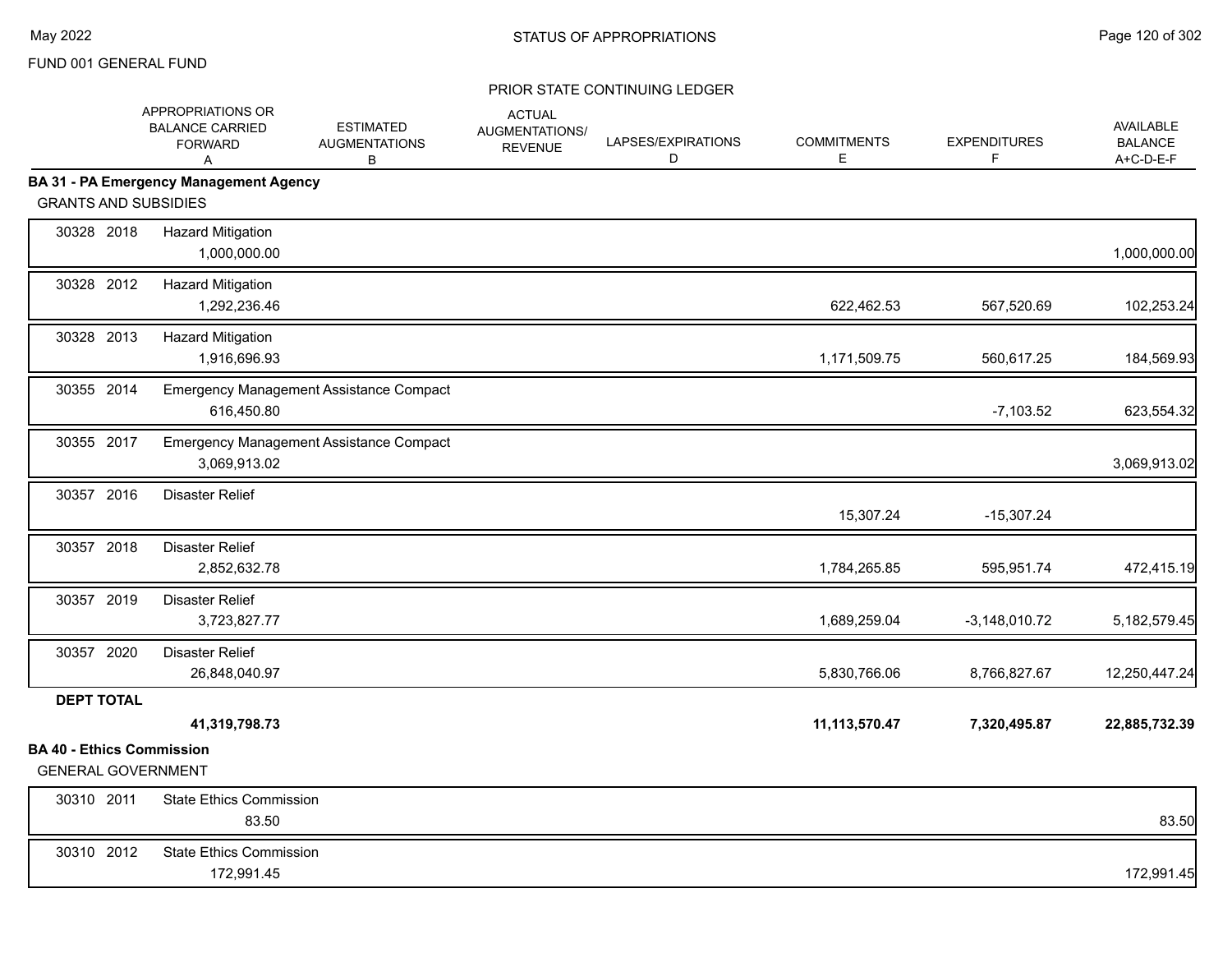## FUND 001 GENERAL FUND

### STATUS OF APPROPRIATIONS

### PRIOR STATE CONTINUING LEDGER

| | | APPROPRIATIONS OR BALANCE CARRIED FORWARD A | ESTIMATED AUGMENTATIONS B | ACTUAL AUGMENTATIONS/ REVENUE | LAPSES/EXPIRATIONS D | COMMITMENTS E | EXPENDITURES F | AVAILABLE BALANCE A+C-D-E-F |
|---|---|---|---|---|---|---|---|---|
| **BA 31 - PA Emergency Management Agency** | | | | | | | | |
| GRANTS AND SUBSIDIES | | | | | | | | |
| 30328 2018 | Hazard Mitigation | 1,000,000.00 | | | | | | 1,000,000.00 |
| 30328 2012 | Hazard Mitigation | 1,292,236.46 | | | | 622,462.53 | 567,520.69 | 102,253.24 |
| 30328 2013 | Hazard Mitigation | 1,916,696.93 | | | | 1,171,509.75 | 560,617.25 | 184,569.93 |
| 30355 2014 | Emergency Management Assistance Compact | 616,450.80 | | | | | -7,103.52 | 623,554.32 |
| 30355 2017 | Emergency Management Assistance Compact | 3,069,913.02 | | | | | | 3,069,913.02 |
| 30357 2016 | Disaster Relief | | | | | 15,307.24 | -15,307.24 | |
| 30357 2018 | Disaster Relief | 2,852,632.78 | | | | 1,784,265.85 | 595,951.74 | 472,415.19 |
| 30357 2019 | Disaster Relief | 3,723,827.77 | | | | 1,689,259.04 | -3,148,010.72 | 5,182,579.45 |
| 30357 2020 | Disaster Relief | 26,848,040.97 | | | | 5,830,766.06 | 8,766,827.67 | 12,250,447.24 |
| **DEPT TOTAL** | | **41,319,798.73** | | | | **11,113,570.47** | **7,320,495.87** | **22,885,732.39** |
| **BA 40 - Ethics Commission** | | | | | | | | |
| GENERAL GOVERNMENT | | | | | | | | |
| 30310 2011 | State Ethics Commission | 83.50 | | | | | | 83.50 |
| 30310 2012 | State Ethics Commission | 172,991.45 | | | | | | 172,991.45 |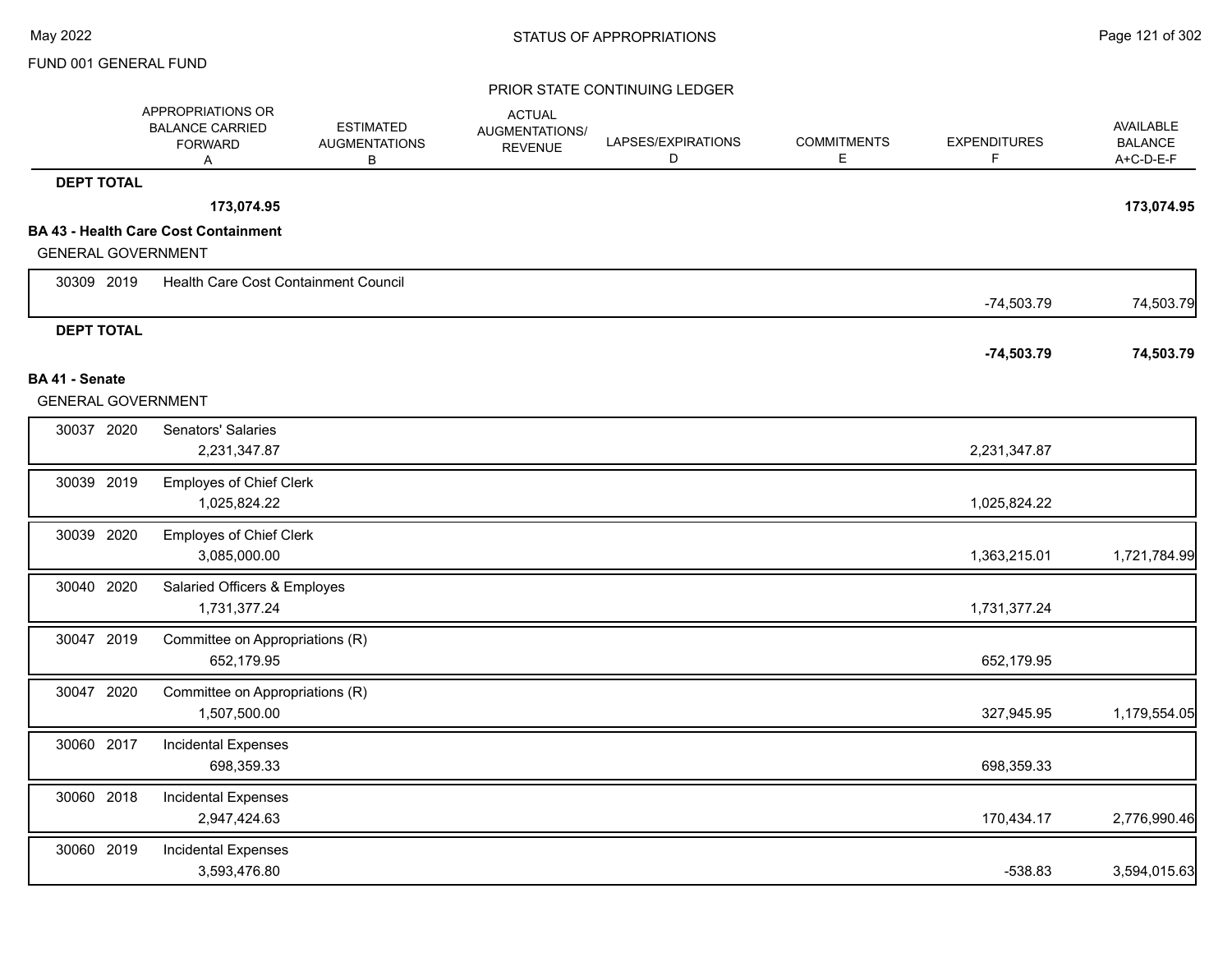FUND 001 GENERAL FUND

STATUS OF APPROPRIATIONS

PRIOR STATE CONTINUING LEDGER

| | | APPROPRIATIONS OR BALANCE CARRIED FORWARD A | ESTIMATED AUGMENTATIONS B | ACTUAL AUGMENTATIONS/ REVENUE | LAPSES/EXPIRATIONS D | COMMITMENTS E | EXPENDITURES F | AVAILABLE BALANCE A+C-D-E-F |
|---|---|---|---|---|---|---|---|---|
| **DEPT TOTAL** | | **173,074.95** | | | | | | **173,074.95** |
| **BA 43 - Health Care Cost Containment** | | | | | | | | |
| GENERAL GOVERNMENT | | | | | | | | |
| 30309 2019 | Health Care Cost Containment Council | | | | | | -74,503.79 | 74,503.79 |
| **DEPT TOTAL** | | | | | | | **-74,503.79** | **74,503.79** |
| **BA 41 - Senate** | | | | | | | | |
| GENERAL GOVERNMENT | | | | | | | | |
| 30037 2020 | Senators' Salaries | 2,231,347.87 | | | | | 2,231,347.87 | |
| 30039 2019 | Employes of Chief Clerk | 1,025,824.22 | | | | | 1,025,824.22 | |
| 30039 2020 | Employes of Chief Clerk | 3,085,000.00 | | | | | 1,363,215.01 | 1,721,784.99 |
| 30040 2020 | Salaried Officers & Employes | 1,731,377.24 | | | | | 1,731,377.24 | |
| 30047 2019 | Committee on Appropriations (R) | 652,179.95 | | | | | 652,179.95 | |
| 30047 2020 | Committee on Appropriations (R) | 1,507,500.00 | | | | | 327,945.95 | 1,179,554.05 |
| 30060 2017 | Incidental Expenses | 698,359.33 | | | | | 698,359.33 | |
| 30060 2018 | Incidental Expenses | 2,947,424.63 | | | | | 170,434.17 | 2,776,990.46 |
| 30060 2019 | Incidental Expenses | 3,593,476.80 | | | | | -538.83 | 3,594,015.63 |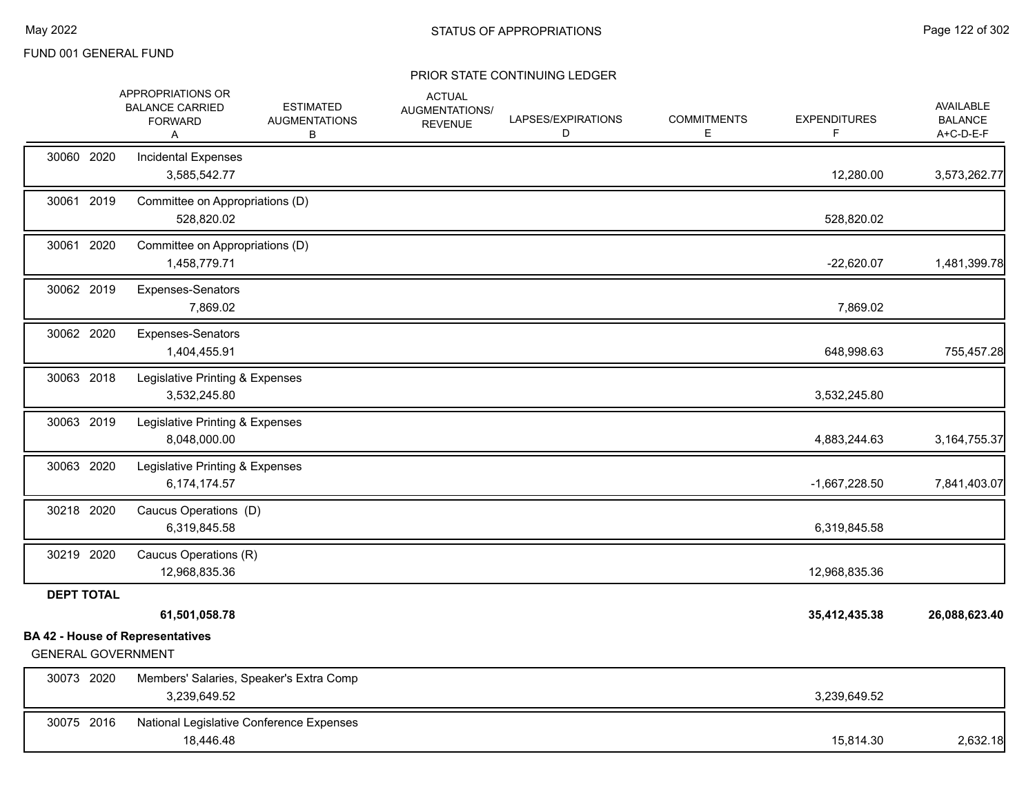FUND 001 GENERAL FUND

## PRIOR STATE CONTINUING LEDGER

| | APPROPRIATIONS OR BALANCE CARRIED FORWARD A | ESTIMATED AUGMENTATIONS B | ACTUAL AUGMENTATIONS/ REVENUE | LAPSES/EXPIRATIONS D | COMMITMENTS E | EXPENDITURES F | AVAILABLE BALANCE A+C-D-E-F |
|---|---|---|---|---|---|---|---|
| 30060 2020 Incidental Expenses | 3,585,542.77 | | | | | 12,280.00 | 3,573,262.77 |
| 30061 2019 Committee on Appropriations (D) | 528,820.02 | | | | | 528,820.02 | |
| 30061 2020 Committee on Appropriations (D) | 1,458,779.71 | | | | | -22,620.07 | 1,481,399.78 |
| 30062 2019 Expenses-Senators | 7,869.02 | | | | | 7,869.02 | |
| 30062 2020 Expenses-Senators | 1,404,455.91 | | | | | 648,998.63 | 755,457.28 |
| 30063 2018 Legislative Printing & Expenses | 3,532,245.80 | | | | | 3,532,245.80 | |
| 30063 2019 Legislative Printing & Expenses | 8,048,000.00 | | | | | 4,883,244.63 | 3,164,755.37 |
| 30063 2020 Legislative Printing & Expenses | 6,174,174.57 | | | | | -1,667,228.50 | 7,841,403.07 |
| 30218 2020 Caucus Operations (D) | 6,319,845.58 | | | | | 6,319,845.58 | |
| 30219 2020 Caucus Operations (R) | 12,968,835.36 | | | | | 12,968,835.36 | |
| **DEPT TOTAL** | **61,501,058.78** | | | | | **35,412,435.38** | **26,088,623.40** |

**BA 42 - House of Representatives**

GENERAL GOVERNMENT

| | APPROPRIATIONS OR BALANCE CARRIED FORWARD A | ESTIMATED AUGMENTATIONS B | ACTUAL AUGMENTATIONS/ REVENUE | LAPSES/EXPIRATIONS D | COMMITMENTS E | EXPENDITURES F | AVAILABLE BALANCE A+C-D-E-F |
|---|---|---|---|---|---|---|---|
| 30073 2020 Members' Salaries, Speaker's Extra Comp | 3,239,649.52 | | | | | 3,239,649.52 | |
| 30075 2016 National Legislative Conference Expenses | 18,446.48 | | | | | 15,814.30 | 2,632.18 |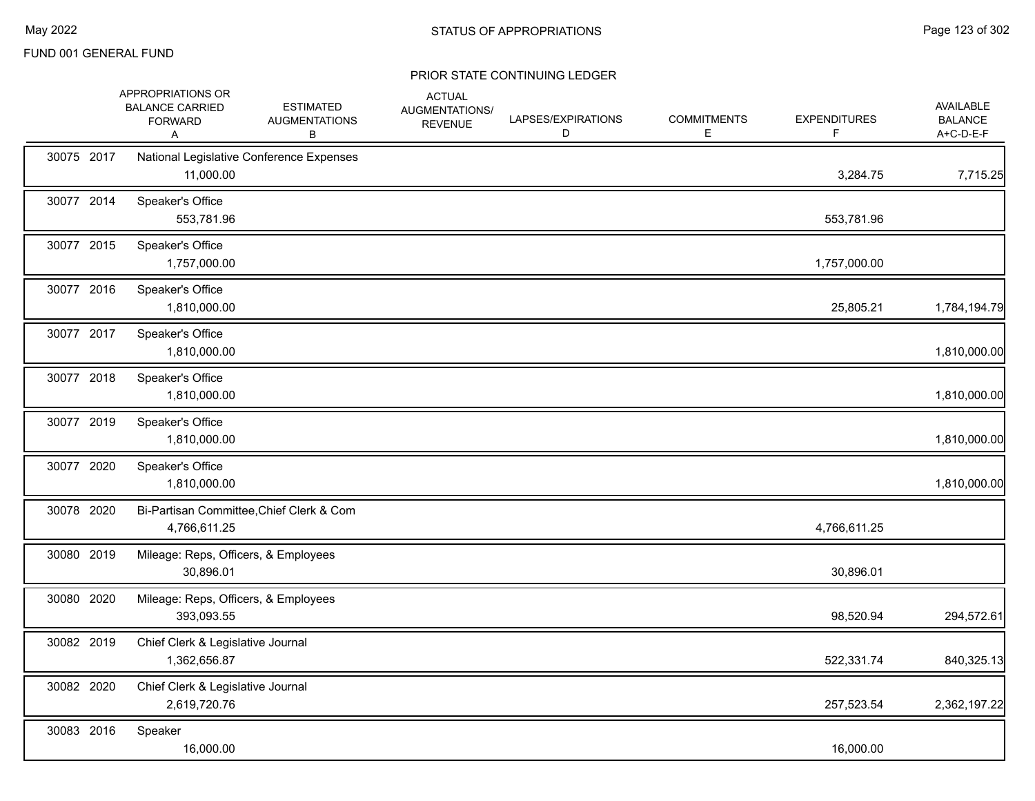FUND 001 GENERAL FUND

## PRIOR STATE CONTINUING LEDGER

| | APPROPRIATIONS OR BALANCE CARRIED FORWARD A | ESTIMATED AUGMENTATIONS B | ACTUAL AUGMENTATIONS/ REVENUE | LAPSES/EXPIRATIONS D | COMMITMENTS E | EXPENDITURES F | AVAILABLE BALANCE A+C-D-E-F |
|---|---|---|---|---|---|---|---|
| 30075 2017 | National Legislative Conference Expenses | | | | | | |
| | 11,000.00 | | | | | 3,284.75 | 7,715.25 |
| 30077 2014 | Speaker's Office | | | | | | |
| | 553,781.96 | | | | | 553,781.96 | |
| 30077 2015 | Speaker's Office | | | | | | |
| | 1,757,000.00 | | | | | 1,757,000.00 | |
| 30077 2016 | Speaker's Office | | | | | | |
| | 1,810,000.00 | | | | | 25,805.21 | 1,784,194.79 |
| 30077 2017 | Speaker's Office | | | | | | |
| | 1,810,000.00 | | | | | | 1,810,000.00 |
| 30077 2018 | Speaker's Office | | | | | | |
| | 1,810,000.00 | | | | | | 1,810,000.00 |
| 30077 2019 | Speaker's Office | | | | | | |
| | 1,810,000.00 | | | | | | 1,810,000.00 |
| 30077 2020 | Speaker's Office | | | | | | |
| | 1,810,000.00 | | | | | | 1,810,000.00 |
| 30078 2020 | Bi-Partisan Committee,Chief Clerk & Com | | | | | | |
| | 4,766,611.25 | | | | | 4,766,611.25 | |
| 30080 2019 | Mileage: Reps, Officers, & Employees | | | | | | |
| | 30,896.01 | | | | | 30,896.01 | |
| 30080 2020 | Mileage: Reps, Officers, & Employees | | | | | | |
| | 393,093.55 | | | | | 98,520.94 | 294,572.61 |
| 30082 2019 | Chief Clerk & Legislative Journal | | | | | | |
| | 1,362,656.87 | | | | | 522,331.74 | 840,325.13 |
| 30082 2020 | Chief Clerk & Legislative Journal | | | | | | |
| | 2,619,720.76 | | | | | 257,523.54 | 2,362,197.22 |
| 30083 2016 | Speaker | | | | | | |
| | 16,000.00 | | | | | 16,000.00 | |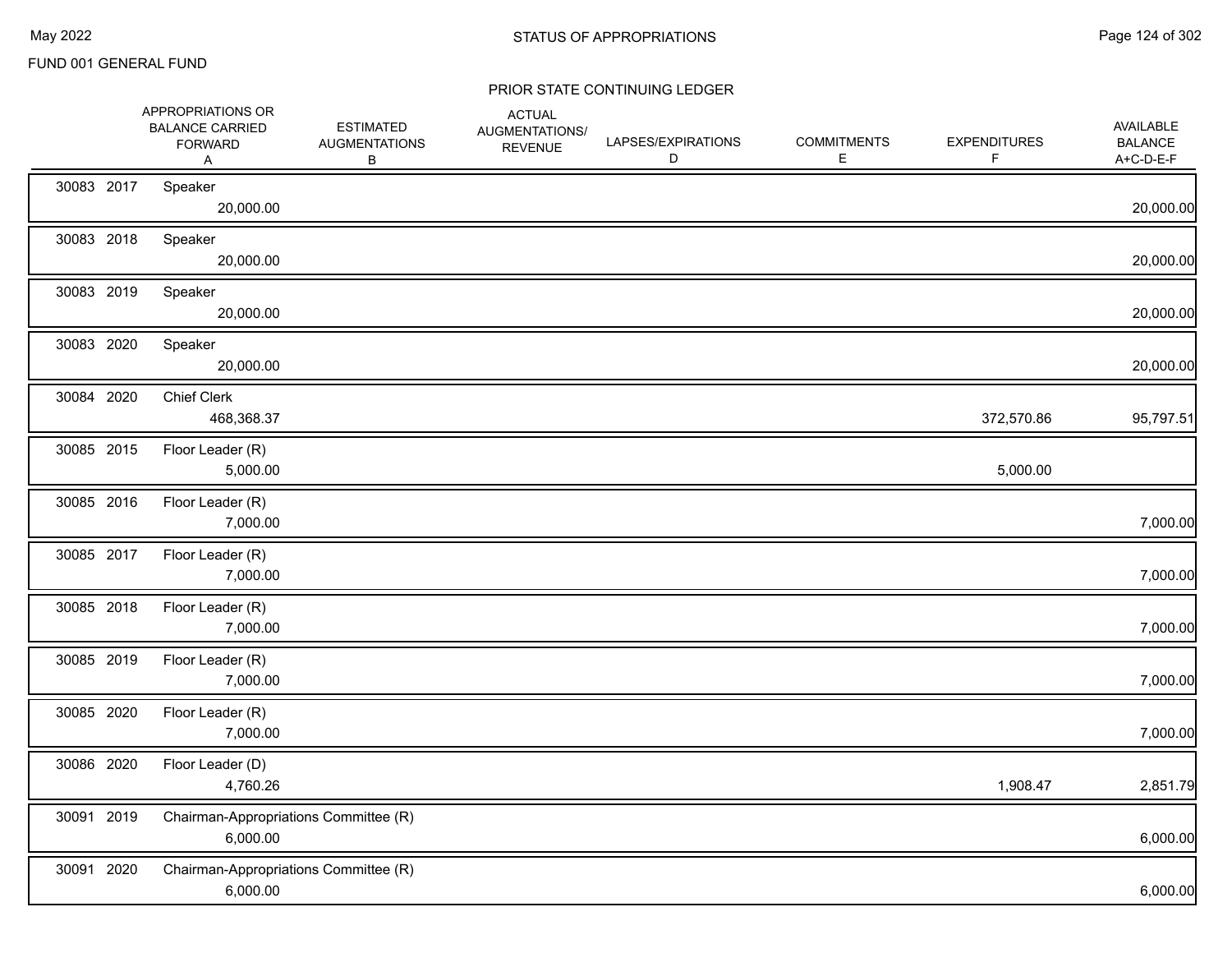FUND 001 GENERAL FUND

## STATUS OF APPROPRIATIONS

### PRIOR STATE CONTINUING LEDGER

| | | | APPROPRIATIONS OR BALANCE CARRIED FORWARD A | ESTIMATED AUGMENTATIONS B | ACTUAL AUGMENTATIONS/ REVENUE | LAPSES/EXPIRATIONS D | COMMITMENTS E | EXPENDITURES F | AVAILABLE BALANCE A+C-D-E-F |
|---|---|---|---|---|---|---|---|---|---|
| 30083 | 2017 | Speaker | 20,000.00 | | | | | | 20,000.00 |
| 30083 | 2018 | Speaker | 20,000.00 | | | | | | 20,000.00 |
| 30083 | 2019 | Speaker | 20,000.00 | | | | | | 20,000.00 |
| 30083 | 2020 | Speaker | 20,000.00 | | | | | | 20,000.00 |
| 30084 | 2020 | Chief Clerk | 468,368.37 | | | | | 372,570.86 | 95,797.51 |
| 30085 | 2015 | Floor Leader (R) | 5,000.00 | | | | | 5,000.00 | |
| 30085 | 2016 | Floor Leader (R) | 7,000.00 | | | | | | 7,000.00 |
| 30085 | 2017 | Floor Leader (R) | 7,000.00 | | | | | | 7,000.00 |
| 30085 | 2018 | Floor Leader (R) | 7,000.00 | | | | | | 7,000.00 |
| 30085 | 2019 | Floor Leader (R) | 7,000.00 | | | | | | 7,000.00 |
| 30085 | 2020 | Floor Leader (R) | 7,000.00 | | | | | | 7,000.00 |
| 30086 | 2020 | Floor Leader (D) | 4,760.26 | | | | | 1,908.47 | 2,851.79 |
| 30091 | 2019 | Chairman-Appropriations Committee (R) | 6,000.00 | | | | | | 6,000.00 |
| 30091 | 2020 | Chairman-Appropriations Committee (R) | 6,000.00 | | | | | | 6,000.00 |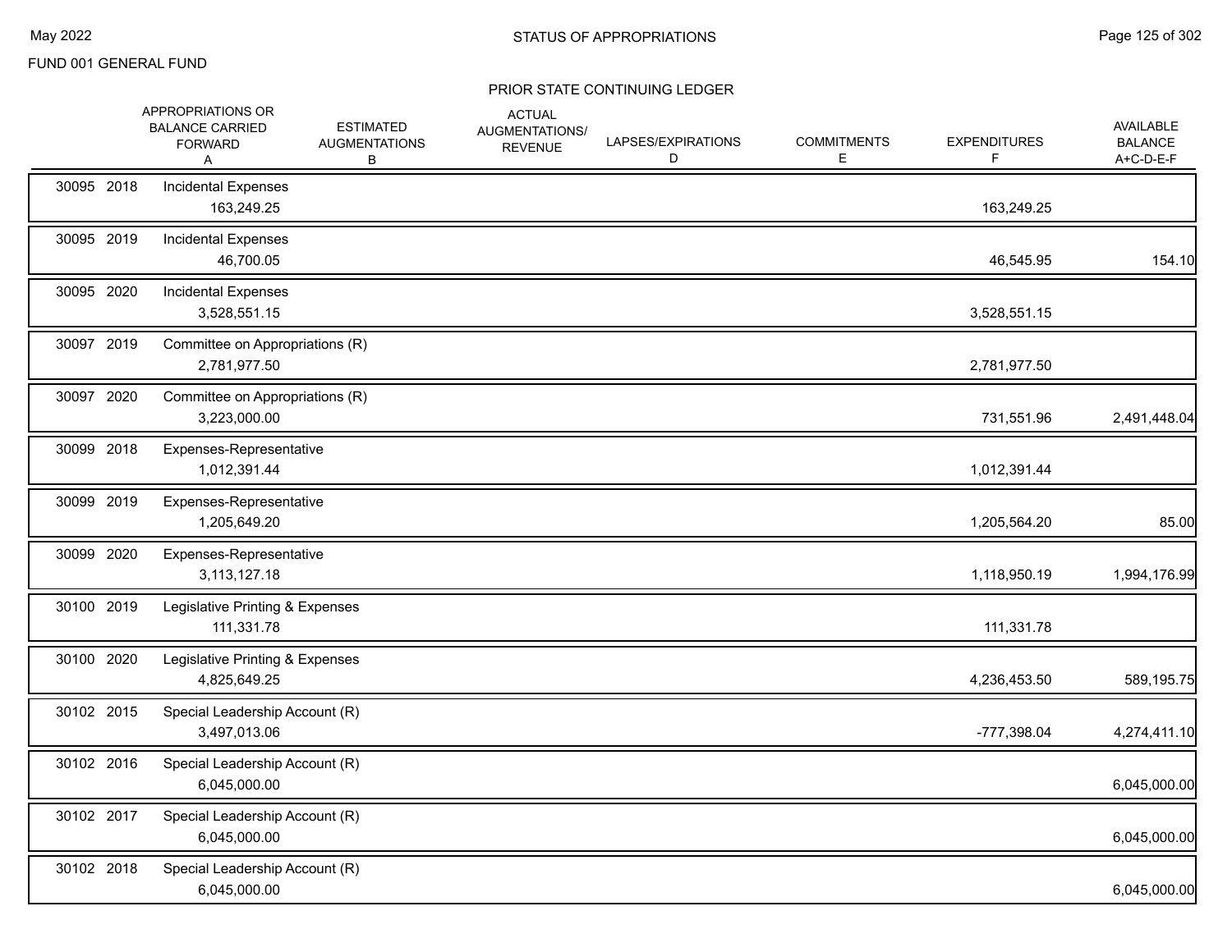FUND 001 GENERAL FUND

STATUS OF APPROPRIATIONS

PRIOR STATE CONTINUING LEDGER

| | APPROPRIATIONS OR BALANCE CARRIED FORWARD A | ESTIMATED AUGMENTATIONS B | ACTUAL AUGMENTATIONS/ REVENUE | LAPSES/EXPIRATIONS D | COMMITMENTS E | EXPENDITURES F | AVAILABLE BALANCE A+C-D-E-F |
|---|---|---|---|---|---|---|---|
| 30095 2018 | Incidental Expenses | | | | | | |
| | 163,249.25 | | | | | 163,249.25 | |
| 30095 2019 | Incidental Expenses | | | | | | |
| | 46,700.05 | | | | | 46,545.95 | 154.10 |
| 30095 2020 | Incidental Expenses | | | | | | |
| | 3,528,551.15 | | | | | 3,528,551.15 | |
| 30097 2019 | Committee on Appropriations (R) | | | | | | |
| | 2,781,977.50 | | | | | 2,781,977.50 | |
| 30097 2020 | Committee on Appropriations (R) | | | | | | |
| | 3,223,000.00 | | | | | 731,551.96 | 2,491,448.04 |
| 30099 2018 | Expenses-Representative | | | | | | |
| | 1,012,391.44 | | | | | 1,012,391.44 | |
| 30099 2019 | Expenses-Representative | | | | | | |
| | 1,205,649.20 | | | | | 1,205,564.20 | 85.00 |
| 30099 2020 | Expenses-Representative | | | | | | |
| | 3,113,127.18 | | | | | 1,118,950.19 | 1,994,176.99 |
| 30100 2019 | Legislative Printing & Expenses | | | | | | |
| | 111,331.78 | | | | | 111,331.78 | |
| 30100 2020 | Legislative Printing & Expenses | | | | | | |
| | 4,825,649.25 | | | | | 4,236,453.50 | 589,195.75 |
| 30102 2015 | Special Leadership Account (R) | | | | | | |
| | 3,497,013.06 | | | | | -777,398.04 | 4,274,411.10 |
| 30102 2016 | Special Leadership Account (R) | | | | | | |
| | 6,045,000.00 | | | | | | 6,045,000.00 |
| 30102 2017 | Special Leadership Account (R) | | | | | | |
| | 6,045,000.00 | | | | | | 6,045,000.00 |
| 30102 2018 | Special Leadership Account (R) | | | | | | |
| | 6,045,000.00 | | | | | | 6,045,000.00 |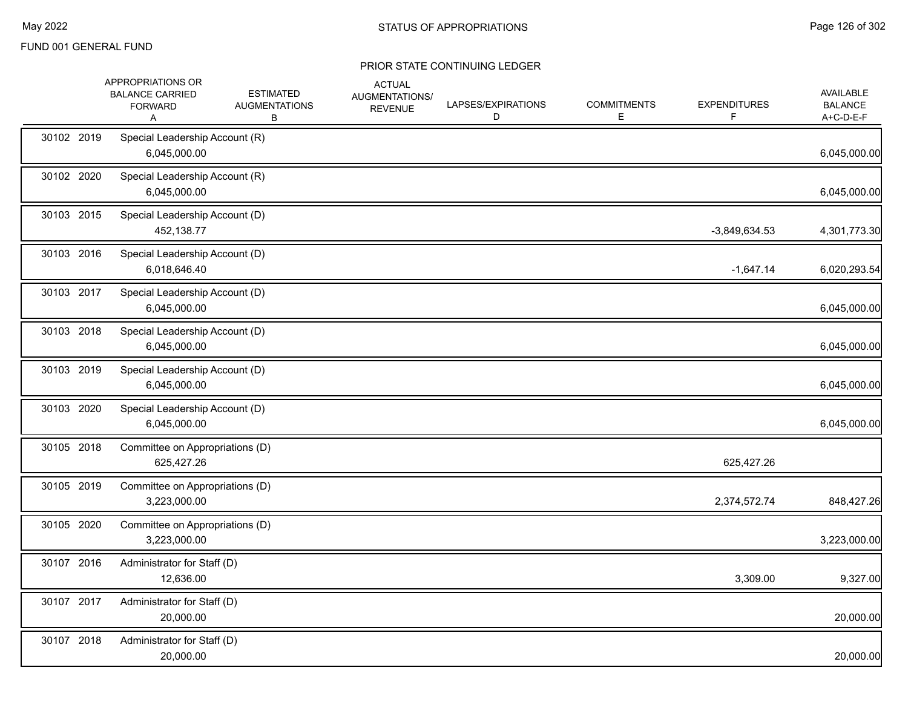FUND 001 GENERAL FUND

## PRIOR STATE CONTINUING LEDGER

| | APPROPRIATIONS OR BALANCE CARRIED FORWARD A | ESTIMATED AUGMENTATIONS B | ACTUAL AUGMENTATIONS/ REVENUE | LAPSES/EXPIRATIONS D | COMMITMENTS E | EXPENDITURES F | AVAILABLE BALANCE A+C-D-E-F |
|---|---|---|---|---|---|---|---|
| 30102 2019 | Special Leadership Account (R) | | | | | | |
| | 6,045,000.00 | | | | | | 6,045,000.00 |
| 30102 2020 | Special Leadership Account (R) | | | | | | |
| | 6,045,000.00 | | | | | | 6,045,000.00 |
| 30103 2015 | Special Leadership Account (D) | | | | | | |
| | 452,138.77 | | | | | -3,849,634.53 | 4,301,773.30 |
| 30103 2016 | Special Leadership Account (D) | | | | | | |
| | 6,018,646.40 | | | | | -1,647.14 | 6,020,293.54 |
| 30103 2017 | Special Leadership Account (D) | | | | | | |
| | 6,045,000.00 | | | | | | 6,045,000.00 |
| 30103 2018 | Special Leadership Account (D) | | | | | | |
| | 6,045,000.00 | | | | | | 6,045,000.00 |
| 30103 2019 | Special Leadership Account (D) | | | | | | |
| | 6,045,000.00 | | | | | | 6,045,000.00 |
| 30103 2020 | Special Leadership Account (D) | | | | | | |
| | 6,045,000.00 | | | | | | 6,045,000.00 |
| 30105 2018 | Committee on Appropriations (D) | | | | | | |
| | 625,427.26 | | | | | 625,427.26 | |
| 30105 2019 | Committee on Appropriations (D) | | | | | | |
| | 3,223,000.00 | | | | | 2,374,572.74 | 848,427.26 |
| 30105 2020 | Committee on Appropriations (D) | | | | | | |
| | 3,223,000.00 | | | | | | 3,223,000.00 |
| 30107 2016 | Administrator for Staff (D) | | | | | | |
| | 12,636.00 | | | | | 3,309.00 | 9,327.00 |
| 30107 2017 | Administrator for Staff (D) | | | | | | |
| | 20,000.00 | | | | | | 20,000.00 |
| 30107 2018 | Administrator for Staff (D) | | | | | | |
| | 20,000.00 | | | | | | 20,000.00 |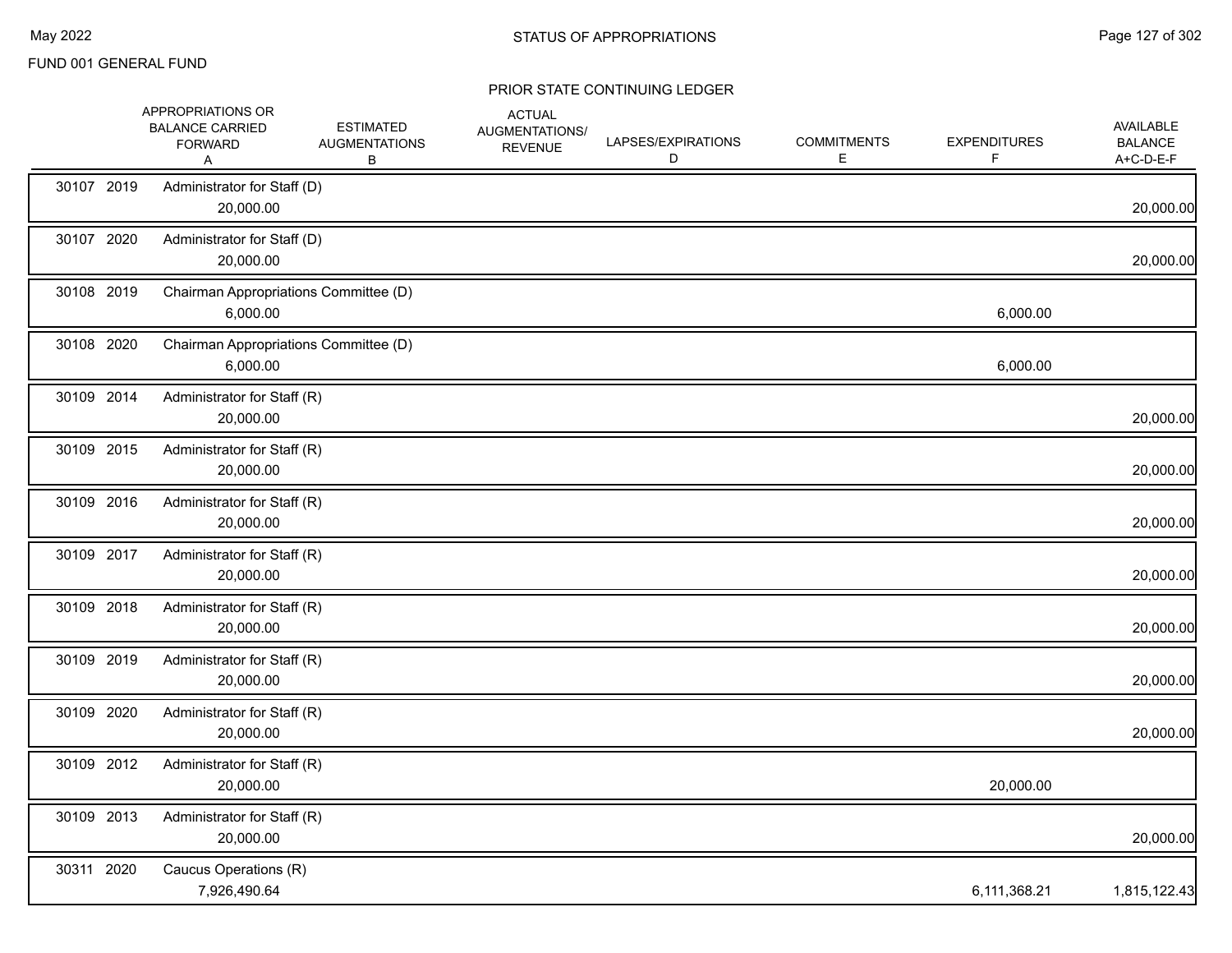FUND 001 GENERAL FUND

## PRIOR STATE CONTINUING LEDGER

| | APPROPRIATIONS OR BALANCE CARRIED FORWARD A | ESTIMATED AUGMENTATIONS B | ACTUAL AUGMENTATIONS/ REVENUE | LAPSES/EXPIRATIONS D | COMMITMENTS E | EXPENDITURES F | AVAILABLE BALANCE A+C-D-E-F |
|---|---|---|---|---|---|---|---|
| 30107 2019 | Administrator for Staff (D) | | | | | | |
| | 20,000.00 | | | | | | 20,000.00 |
| 30107 2020 | Administrator for Staff (D) | | | | | | |
| | 20,000.00 | | | | | | 20,000.00 |
| 30108 2019 | Chairman Appropriations Committee (D) | | | | | | |
| | 6,000.00 | | | | | 6,000.00 | |
| 30108 2020 | Chairman Appropriations Committee (D) | | | | | | |
| | 6,000.00 | | | | | 6,000.00 | |
| 30109 2014 | Administrator for Staff (R) | | | | | | |
| | 20,000.00 | | | | | | 20,000.00 |
| 30109 2015 | Administrator for Staff (R) | | | | | | |
| | 20,000.00 | | | | | | 20,000.00 |
| 30109 2016 | Administrator for Staff (R) | | | | | | |
| | 20,000.00 | | | | | | 20,000.00 |
| 30109 2017 | Administrator for Staff (R) | | | | | | |
| | 20,000.00 | | | | | | 20,000.00 |
| 30109 2018 | Administrator for Staff (R) | | | | | | |
| | 20,000.00 | | | | | | 20,000.00 |
| 30109 2019 | Administrator for Staff (R) | | | | | | |
| | 20,000.00 | | | | | | 20,000.00 |
| 30109 2020 | Administrator for Staff (R) | | | | | | |
| | 20,000.00 | | | | | | 20,000.00 |
| 30109 2012 | Administrator for Staff (R) | | | | | | |
| | 20,000.00 | | | | | 20,000.00 | |
| 30109 2013 | Administrator for Staff (R) | | | | | | |
| | 20,000.00 | | | | | | 20,000.00 |
| 30311 2020 | Caucus Operations (R) | | | | | | |
| | 7,926,490.64 | | | | | 6,111,368.21 | 1,815,122.43 |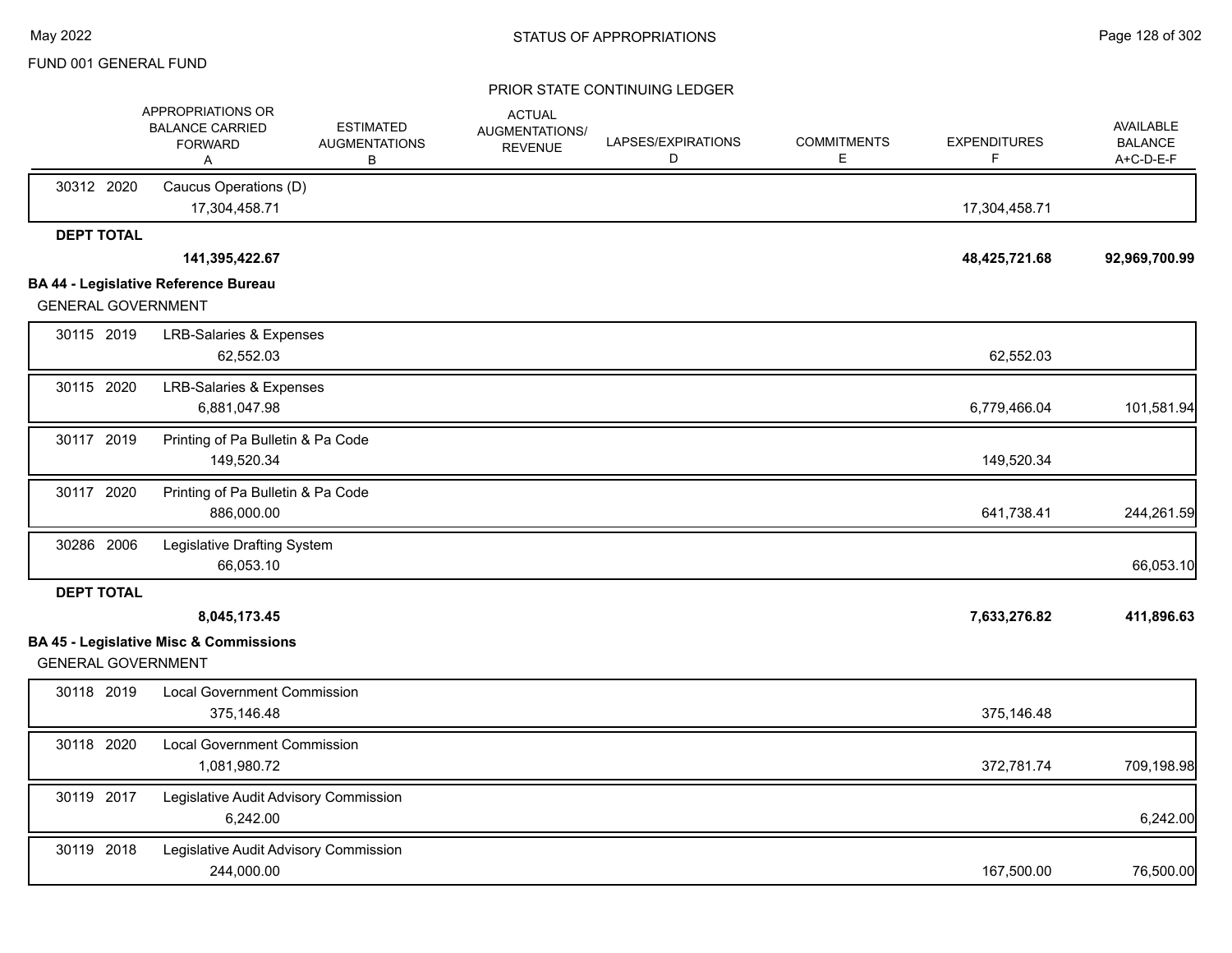FUND 001 GENERAL FUND

PRIOR STATE CONTINUING LEDGER

| | APPROPRIATIONS OR BALANCE CARRIED FORWARD A | ESTIMATED AUGMENTATIONS B | ACTUAL AUGMENTATIONS/ REVENUE | LAPSES/EXPIRATIONS D | COMMITMENTS E | EXPENDITURES F | AVAILABLE BALANCE A+C-D-E-F |
|---|---|---|---|---|---|---|---|
| 30312 2020 | Caucus Operations (D) | | | | | | |
| | 17,304,458.71 | | | | | 17,304,458.71 | |
| **DEPT TOTAL** | | | | | | | |
| | **141,395,422.67** | | | | | **48,425,721.68** | **92,969,700.99** |

**BA 44 - Legislative Reference Bureau**

GENERAL GOVERNMENT

| | APPROPRIATIONS OR BALANCE CARRIED FORWARD A | ESTIMATED AUGMENTATIONS B | ACTUAL AUGMENTATIONS/ REVENUE | LAPSES/EXPIRATIONS D | COMMITMENTS E | EXPENDITURES F | AVAILABLE BALANCE A+C-D-E-F |
|---|---|---|---|---|---|---|---|
| 30115 2019 | LRB-Salaries & Expenses | | | | | | |
| | 62,552.03 | | | | | 62,552.03 | |
| 30115 2020 | LRB-Salaries & Expenses | | | | | | |
| | 6,881,047.98 | | | | | 6,779,466.04 | 101,581.94 |
| 30117 2019 | Printing of Pa Bulletin & Pa Code | | | | | | |
| | 149,520.34 | | | | | 149,520.34 | |
| 30117 2020 | Printing of Pa Bulletin & Pa Code | | | | | | |
| | 886,000.00 | | | | | 641,738.41 | 244,261.59 |
| 30286 2006 | Legislative Drafting System | | | | | | |
| | 66,053.10 | | | | | | 66,053.10 |
| **DEPT TOTAL** | | | | | | | |
| | **8,045,173.45** | | | | | **7,633,276.82** | **411,896.63** |

**BA 45 - Legislative Misc & Commissions**

GENERAL GOVERNMENT

| | APPROPRIATIONS OR BALANCE CARRIED FORWARD A | ESTIMATED AUGMENTATIONS B | ACTUAL AUGMENTATIONS/ REVENUE | LAPSES/EXPIRATIONS D | COMMITMENTS E | EXPENDITURES F | AVAILABLE BALANCE A+C-D-E-F |
|---|---|---|---|---|---|---|---|
| 30118 2019 | Local Government Commission | | | | | | |
| | 375,146.48 | | | | | 375,146.48 | |
| 30118 2020 | Local Government Commission | | | | | | |
| | 1,081,980.72 | | | | | 372,781.74 | 709,198.98 |
| 30119 2017 | Legislative Audit Advisory Commission | | | | | | |
| | 6,242.00 | | | | | | 6,242.00 |
| 30119 2018 | Legislative Audit Advisory Commission | | | | | | |
| | 244,000.00 | | | | | 167,500.00 | 76,500.00 |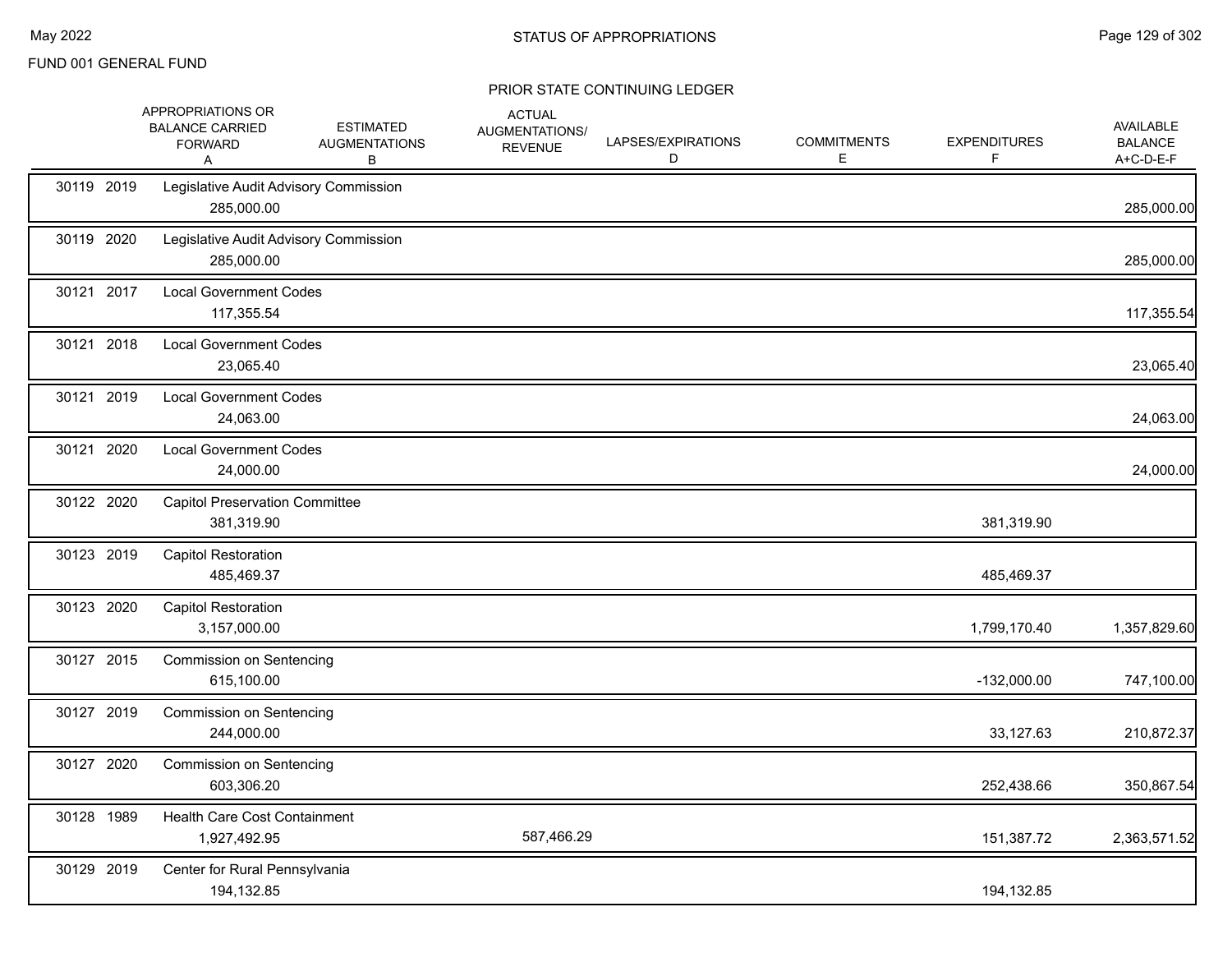FUND 001 GENERAL FUND

# STATUS OF APPROPRIATIONS

## PRIOR STATE CONTINUING LEDGER

| | APPROPRIATIONS OR BALANCE CARRIED FORWARD A | ESTIMATED AUGMENTATIONS B | ACTUAL AUGMENTATIONS/ REVENUE | LAPSES/EXPIRATIONS D | COMMITMENTS E | EXPENDITURES F | AVAILABLE BALANCE A+C-D-E-F |
|---|---|---|---|---|---|---|---|
| 30119 2019 Legislative Audit Advisory Commission | 285,000.00 | | | | | | 285,000.00 |
| 30119 2020 Legislative Audit Advisory Commission | 285,000.00 | | | | | | 285,000.00 |
| 30121 2017 Local Government Codes | 117,355.54 | | | | | | 117,355.54 |
| 30121 2018 Local Government Codes | 23,065.40 | | | | | | 23,065.40 |
| 30121 2019 Local Government Codes | 24,063.00 | | | | | | 24,063.00 |
| 30121 2020 Local Government Codes | 24,000.00 | | | | | | 24,000.00 |
| 30122 2020 Capitol Preservation Committee | 381,319.90 | | | | | 381,319.90 | |
| 30123 2019 Capitol Restoration | 485,469.37 | | | | | 485,469.37 | |
| 30123 2020 Capitol Restoration | 3,157,000.00 | | | | | 1,799,170.40 | 1,357,829.60 |
| 30127 2015 Commission on Sentencing | 615,100.00 | | | | | -132,000.00 | 747,100.00 |
| 30127 2019 Commission on Sentencing | 244,000.00 | | | | | 33,127.63 | 210,872.37 |
| 30127 2020 Commission on Sentencing | 603,306.20 | | | | | 252,438.66 | 350,867.54 |
| 30128 1989 Health Care Cost Containment | 1,927,492.95 | | 587,466.29 | | | 151,387.72 | 2,363,571.52 |
| 30129 2019 Center for Rural Pennsylvania | 194,132.85 | | | | | 194,132.85 | |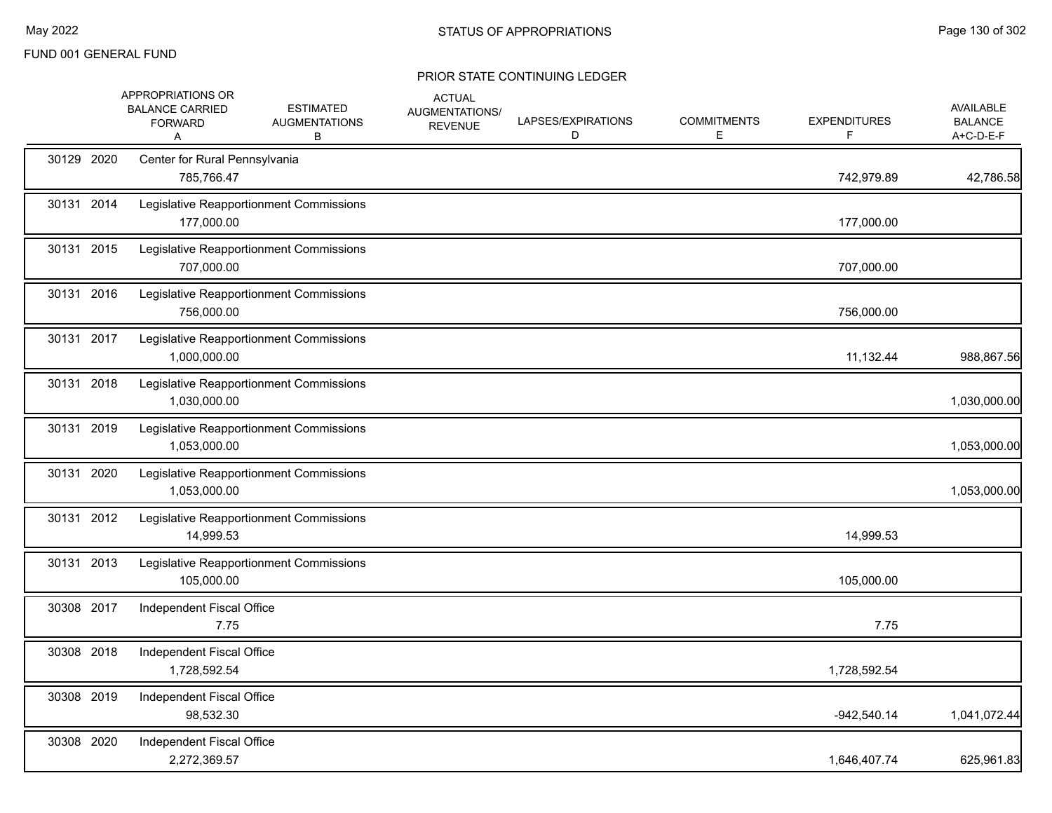FUND 001 GENERAL FUND

STATUS OF APPROPRIATIONS

PRIOR STATE CONTINUING LEDGER

| | APPROPRIATIONS OR BALANCE CARRIED FORWARD A | ESTIMATED AUGMENTATIONS B | ACTUAL AUGMENTATIONS/ REVENUE | LAPSES/EXPIRATIONS D | COMMITMENTS E | EXPENDITURES F | AVAILABLE BALANCE A+C-D-E-F |
|---|---|---|---|---|---|---|---|
| 30129 2020 Center for Rural Pennsylvania | 785,766.47 | | | | | 742,979.89 | 42,786.58 |
| 30131 2014 Legislative Reapportionment Commissions | 177,000.00 | | | | | 177,000.00 | |
| 30131 2015 Legislative Reapportionment Commissions | 707,000.00 | | | | | 707,000.00 | |
| 30131 2016 Legislative Reapportionment Commissions | 756,000.00 | | | | | 756,000.00 | |
| 30131 2017 Legislative Reapportionment Commissions | 1,000,000.00 | | | | | 11,132.44 | 988,867.56 |
| 30131 2018 Legislative Reapportionment Commissions | 1,030,000.00 | | | | | | 1,030,000.00 |
| 30131 2019 Legislative Reapportionment Commissions | 1,053,000.00 | | | | | | 1,053,000.00 |
| 30131 2020 Legislative Reapportionment Commissions | 1,053,000.00 | | | | | | 1,053,000.00 |
| 30131 2012 Legislative Reapportionment Commissions | 14,999.53 | | | | | 14,999.53 | |
| 30131 2013 Legislative Reapportionment Commissions | 105,000.00 | | | | | 105,000.00 | |
| 30308 2017 Independent Fiscal Office | 7.75 | | | | | 7.75 | |
| 30308 2018 Independent Fiscal Office | 1,728,592.54 | | | | | 1,728,592.54 | |
| 30308 2019 Independent Fiscal Office | 98,532.30 | | | | | -942,540.14 | 1,041,072.44 |
| 30308 2020 Independent Fiscal Office | 2,272,369.57 | | | | | 1,646,407.74 | 625,961.83 |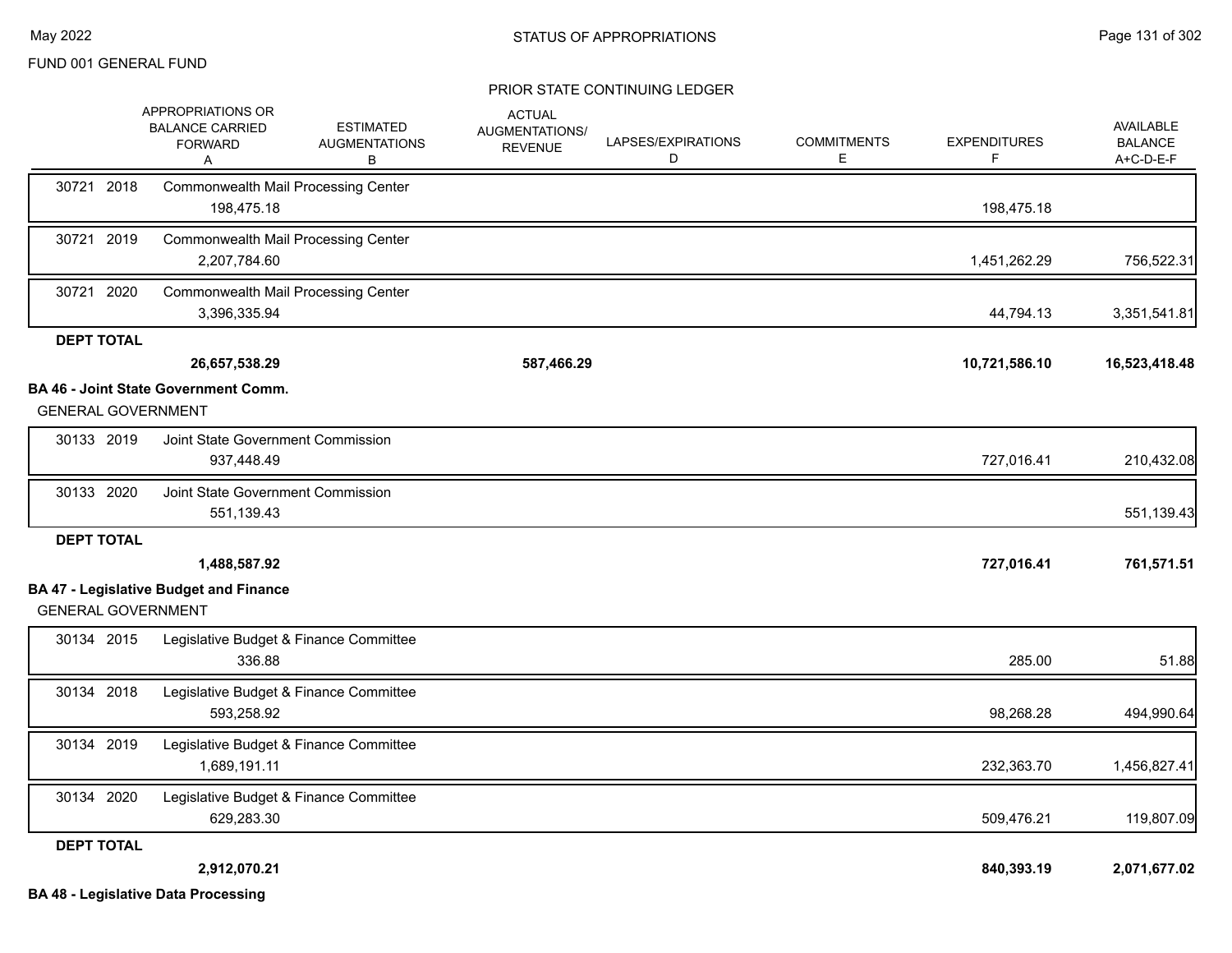FUND 001 GENERAL FUND

STATUS OF APPROPRIATIONS

PRIOR STATE CONTINUING LEDGER

| | APPROPRIATIONS OR BALANCE CARRIED FORWARD A | ESTIMATED AUGMENTATIONS B | ACTUAL AUGMENTATIONS/ REVENUE | LAPSES/EXPIRATIONS D | COMMITMENTS E | EXPENDITURES F | AVAILABLE BALANCE A+C-D-E-F |
|---|---|---|---|---|---|---|---|
| 30721 2018 Commonwealth Mail Processing Center | 198,475.18 | | | | | 198,475.18 | |
| 30721 2019 Commonwealth Mail Processing Center | 2,207,784.60 | | | | | 1,451,262.29 | 756,522.31 |
| 30721 2020 Commonwealth Mail Processing Center | 3,396,335.94 | | | | | 44,794.13 | 3,351,541.81 |
| **DEPT TOTAL** | **26,657,538.29** | | **587,466.29** | | | **10,721,586.10** | **16,523,418.48** |

**BA 46 - Joint State Government Comm.**

GENERAL GOVERNMENT

| | APPROPRIATIONS OR BALANCE CARRIED FORWARD A | ESTIMATED AUGMENTATIONS B | ACTUAL AUGMENTATIONS/ REVENUE | LAPSES/EXPIRATIONS D | COMMITMENTS E | EXPENDITURES F | AVAILABLE BALANCE A+C-D-E-F |
|---|---|---|---|---|---|---|---|
| 30133 2019 Joint State Government Commission | 937,448.49 | | | | | 727,016.41 | 210,432.08 |
| 30133 2020 Joint State Government Commission | 551,139.43 | | | | | | 551,139.43 |
| **DEPT TOTAL** | **1,488,587.92** | | | | | **727,016.41** | **761,571.51** |

**BA 47 - Legislative Budget and Finance**

GENERAL GOVERNMENT

| | APPROPRIATIONS OR BALANCE CARRIED FORWARD A | ESTIMATED AUGMENTATIONS B | ACTUAL AUGMENTATIONS/ REVENUE | LAPSES/EXPIRATIONS D | COMMITMENTS E | EXPENDITURES F | AVAILABLE BALANCE A+C-D-E-F |
|---|---|---|---|---|---|---|---|
| 30134 2015 Legislative Budget & Finance Committee | 336.88 | | | | | 285.00 | 51.88 |
| 30134 2018 Legislative Budget & Finance Committee | 593,258.92 | | | | | 98,268.28 | 494,990.64 |
| 30134 2019 Legislative Budget & Finance Committee | 1,689,191.11 | | | | | 232,363.70 | 1,456,827.41 |
| 30134 2020 Legislative Budget & Finance Committee | 629,283.30 | | | | | 509,476.21 | 119,807.09 |
| **DEPT TOTAL** | **2,912,070.21** | | | | | **840,393.19** | **2,071,677.02** |

**BA 48 - Legislative Data Processing**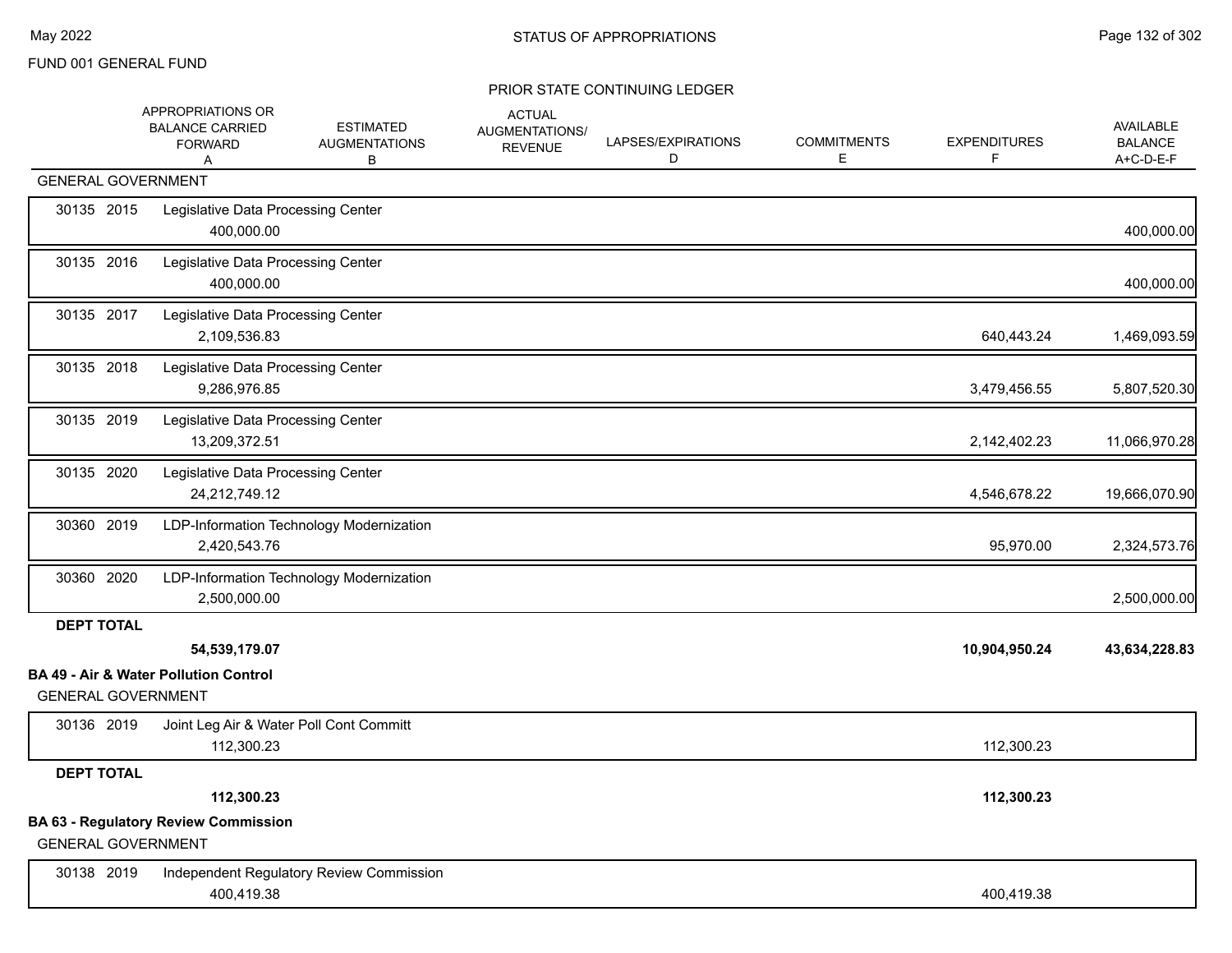FUND 001 GENERAL FUND

STATUS OF APPROPRIATIONS

PRIOR STATE CONTINUING LEDGER

| | APPROPRIATIONS OR BALANCE CARRIED FORWARD A | ESTIMATED AUGMENTATIONS B | ACTUAL AUGMENTATIONS/ REVENUE | LAPSES/EXPIRATIONS D | COMMITMENTS E | EXPENDITURES F | AVAILABLE BALANCE A+C-D-E-F |
|---|---|---|---|---|---|---|---|
| GENERAL GOVERNMENT | | | | | | | |
| 30135 2015 Legislative Data Processing Center | 400,000.00 | | | | | | 400,000.00 |
| 30135 2016 Legislative Data Processing Center | 400,000.00 | | | | | | 400,000.00 |
| 30135 2017 Legislative Data Processing Center | 2,109,536.83 | | | | | 640,443.24 | 1,469,093.59 |
| 30135 2018 Legislative Data Processing Center | 9,286,976.85 | | | | | 3,479,456.55 | 5,807,520.30 |
| 30135 2019 Legislative Data Processing Center | 13,209,372.51 | | | | | 2,142,402.23 | 11,066,970.28 |
| 30135 2020 Legislative Data Processing Center | 24,212,749.12 | | | | | 4,546,678.22 | 19,666,070.90 |
| 30360 2019 LDP-Information Technology Modernization | 2,420,543.76 | | | | | 95,970.00 | 2,324,573.76 |
| 30360 2020 LDP-Information Technology Modernization | 2,500,000.00 | | | | | | 2,500,000.00 |
| **DEPT TOTAL** | **54,539,179.07** | | | | | **10,904,950.24** | **43,634,228.83** |
| **BA 49 - Air & Water Pollution Control** | | | | | | | |
| GENERAL GOVERNMENT | | | | | | | |
| 30136 2019 Joint Leg Air & Water Poll Cont Committ | 112,300.23 | | | | | 112,300.23 | |
| **DEPT TOTAL** | **112,300.23** | | | | | **112,300.23** | |
| **BA 63 - Regulatory Review Commission** | | | | | | | |
| GENERAL GOVERNMENT | | | | | | | |
| 30138 2019 Independent Regulatory Review Commission | 400,419.38 | | | | | 400,419.38 | |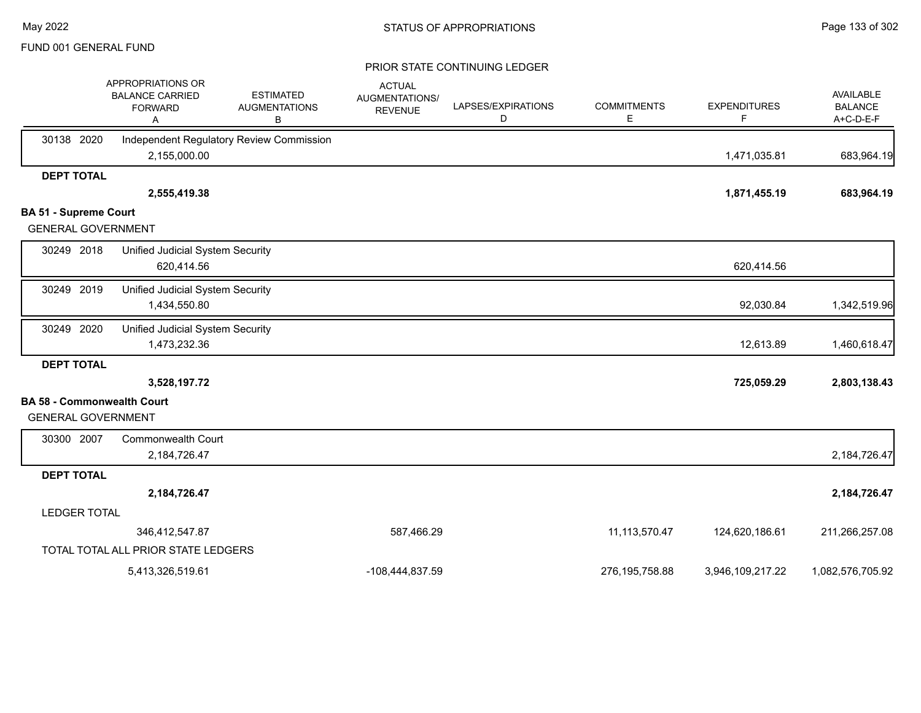FUND 001 GENERAL FUND

STATUS OF APPROPRIATIONS

PRIOR STATE CONTINUING LEDGER

| | APPROPRIATIONS OR BALANCE CARRIED FORWARD A | ESTIMATED AUGMENTATIONS B | ACTUAL AUGMENTATIONS/ REVENUE | LAPSES/EXPIRATIONS D | COMMITMENTS E | EXPENDITURES F | AVAILABLE BALANCE A+C-D-E-F |
|---|---|---|---|---|---|---|---|
| 30138 2020 Independent Regulatory Review Commission | | | | | | | |
| | 2,155,000.00 | | | | | 1,471,035.81 | 683,964.19 |
| **DEPT TOTAL** | | | | | | | |
| | **2,555,419.38** | | | | | **1,871,455.19** | **683,964.19** |
| **BA 51 - Supreme Court** | | | | | | | |
| GENERAL GOVERNMENT | | | | | | | |
| 30249 2018 Unified Judicial System Security | | | | | | | |
| | 620,414.56 | | | | | 620,414.56 | |
| 30249 2019 Unified Judicial System Security | | | | | | | |
| | 1,434,550.80 | | | | | 92,030.84 | 1,342,519.96 |
| 30249 2020 Unified Judicial System Security | | | | | | | |
| | 1,473,232.36 | | | | | 12,613.89 | 1,460,618.47 |
| **DEPT TOTAL** | | | | | | | |
| | **3,528,197.72** | | | | | **725,059.29** | **2,803,138.43** |
| **BA 58 - Commonwealth Court** | | | | | | | |
| GENERAL GOVERNMENT | | | | | | | |
| 30300 2007 Commonwealth Court | | | | | | | |
| | 2,184,726.47 | | | | | | 2,184,726.47 |
| **DEPT TOTAL** | | | | | | | |
| | **2,184,726.47** | | | | | | **2,184,726.47** |
| LEDGER TOTAL | | | | | | | |
| | 346,412,547.87 | | 587,466.29 | | 11,113,570.47 | 124,620,186.61 | 211,266,257.08 |
| TOTAL TOTAL ALL PRIOR STATE LEDGERS | | | | | | | |
| | 5,413,326,519.61 | | -108,444,837.59 | | 276,195,758.88 | 3,946,109,217.22 | 1,082,576,705.92 |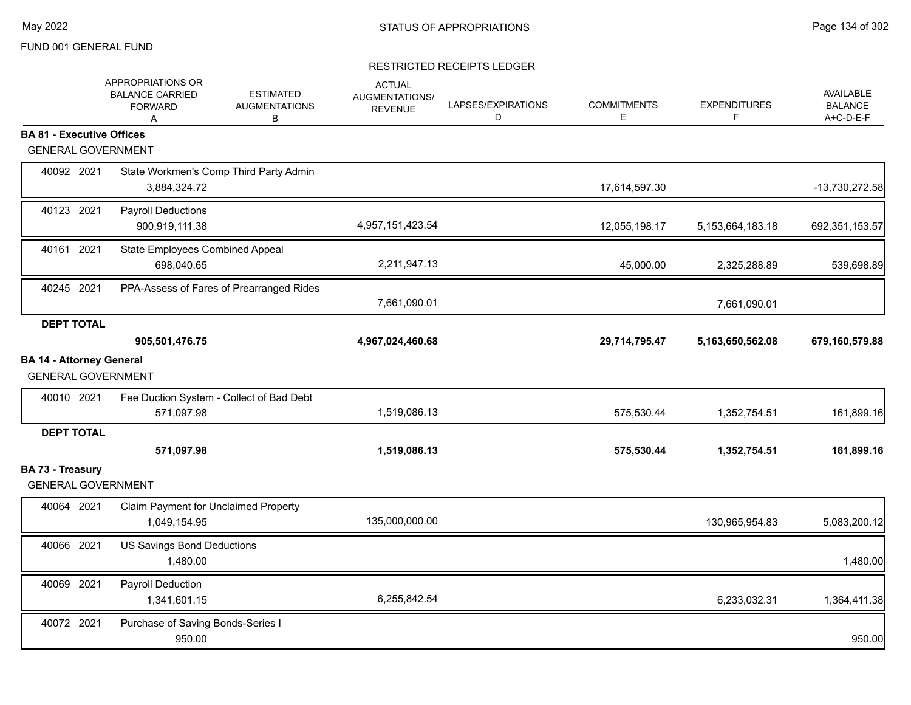FUND 001 GENERAL FUND

RESTRICTED RECEIPTS LEDGER

| | APPROPRIATIONS OR BALANCE CARRIED FORWARD A | ESTIMATED AUGMENTATIONS B | ACTUAL AUGMENTATIONS/ REVENUE | LAPSES/EXPIRATIONS D | COMMITMENTS E | EXPENDITURES F | AVAILABLE BALANCE A+C-D-E-F |
|---|---|---|---|---|---|---|---|
| **BA 81 - Executive Offices** | | | | | | | |
| GENERAL GOVERNMENT | | | | | | | |
| 40092 2021 State Workmen's Comp Third Party Admin | 3,884,324.72 | | | | 17,614,597.30 | | -13,730,272.58 |
| 40123 2021 Payroll Deductions | 900,919,111.38 | | 4,957,151,423.54 | | 12,055,198.17 | 5,153,664,183.18 | 692,351,153.57 |
| 40161 2021 State Employees Combined Appeal | 698,040.65 | | 2,211,947.13 | | 45,000.00 | 2,325,288.89 | 539,698.89 |
| 40245 2021 PPA-Assess of Fares of Prearranged Rides | | | 7,661,090.01 | | | 7,661,090.01 | |
| **DEPT TOTAL** | **905,501,476.75** | | **4,967,024,460.68** | | **29,714,795.47** | **5,163,650,562.08** | **679,160,579.88** |
| **BA 14 - Attorney General** | | | | | | | |
| GENERAL GOVERNMENT | | | | | | | |
| 40010 2021 Fee Duction System - Collect of Bad Debt | 571,097.98 | | 1,519,086.13 | | 575,530.44 | 1,352,754.51 | 161,899.16 |
| **DEPT TOTAL** | **571,097.98** | | **1,519,086.13** | | **575,530.44** | **1,352,754.51** | **161,899.16** |
| **BA 73 - Treasury** | | | | | | | |
| GENERAL GOVERNMENT | | | | | | | |
| 40064 2021 Claim Payment for Unclaimed Property | 1,049,154.95 | | 135,000,000.00 | | | 130,965,954.83 | 5,083,200.12 |
| 40066 2021 US Savings Bond Deductions | 1,480.00 | | | | | | 1,480.00 |
| 40069 2021 Payroll Deduction | 1,341,601.15 | | 6,255,842.54 | | | 6,233,032.31 | 1,364,411.38 |
| 40072 2021 Purchase of Saving Bonds-Series I | 950.00 | | | | | | 950.00 |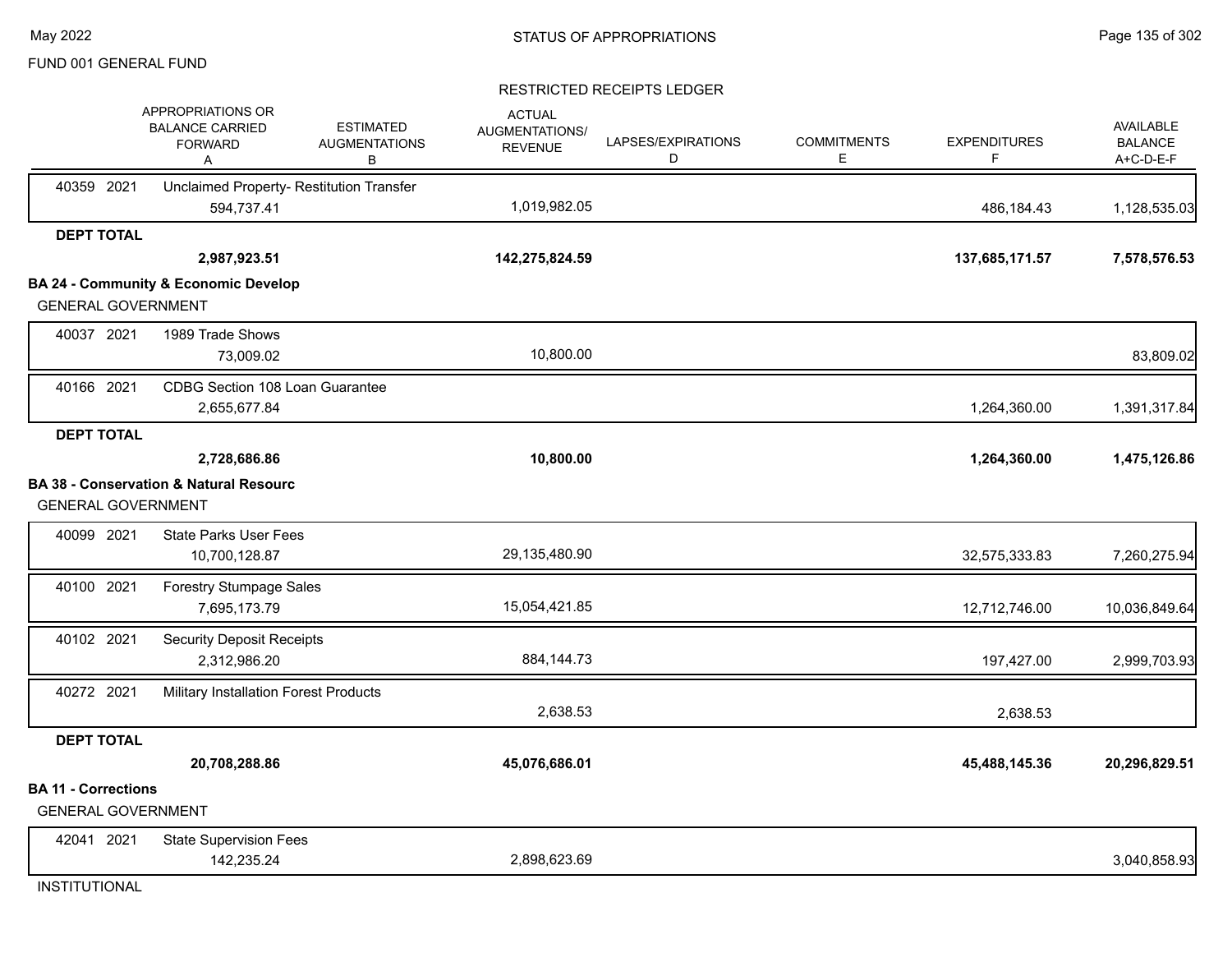FUND 001 GENERAL FUND

STATUS OF APPROPRIATIONS

RESTRICTED RECEIPTS LEDGER

| | APPROPRIATIONS OR BALANCE CARRIED FORWARD A | ESTIMATED AUGMENTATIONS B | ACTUAL AUGMENTATIONS/ REVENUE | LAPSES/EXPIRATIONS D | COMMITMENTS E | EXPENDITURES F | AVAILABLE BALANCE A+C-D-E-F |
|---|---|---|---|---|---|---|---|
| 40359 2021 Unclaimed Property- Restitution Transfer | 594,737.41 | | 1,019,982.05 | | | 486,184.43 | 1,128,535.03 |
| **DEPT TOTAL** | **2,987,923.51** | | **142,275,824.59** | | | **137,685,171.57** | **7,578,576.53** |
| **BA 24 - Community & Economic Develop** | | | | | | | |
| GENERAL GOVERNMENT | | | | | | | |
| 40037 2021 1989 Trade Shows | 73,009.02 | | 10,800.00 | | | | 83,809.02 |
| 40166 2021 CDBG Section 108 Loan Guarantee | 2,655,677.84 | | | | | 1,264,360.00 | 1,391,317.84 |
| **DEPT TOTAL** | **2,728,686.86** | | **10,800.00** | | | **1,264,360.00** | **1,475,126.86** |
| **BA 38 - Conservation & Natural Resourc** | | | | | | | |
| GENERAL GOVERNMENT | | | | | | | |
| 40099 2021 State Parks User Fees | 10,700,128.87 | | 29,135,480.90 | | | 32,575,333.83 | 7,260,275.94 |
| 40100 2021 Forestry Stumpage Sales | 7,695,173.79 | | 15,054,421.85 | | | 12,712,746.00 | 10,036,849.64 |
| 40102 2021 Security Deposit Receipts | 2,312,986.20 | | 884,144.73 | | | 197,427.00 | 2,999,703.93 |
| 40272 2021 Military Installation Forest Products | | | 2,638.53 | | | 2,638.53 | |
| **DEPT TOTAL** | **20,708,288.86** | | **45,076,686.01** | | | **45,488,145.36** | **20,296,829.51** |
| **BA 11 - Corrections** | | | | | | | |
| GENERAL GOVERNMENT | | | | | | | |
| 42041 2021 State Supervision Fees | 142,235.24 | | 2,898,623.69 | | | | 3,040,858.93 |
| INSTITUTIONAL | | | | | | | |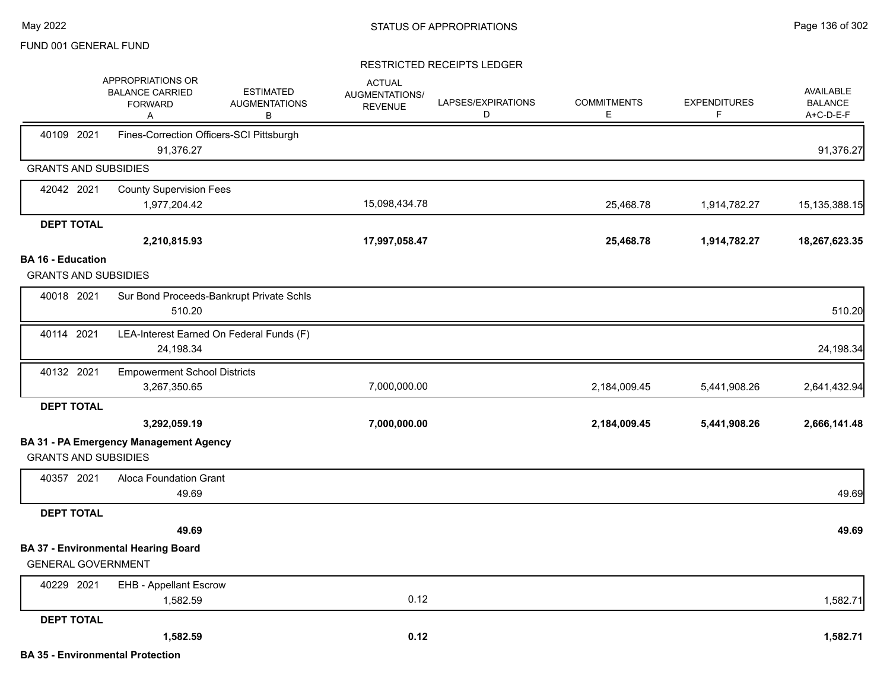FUND 001 GENERAL FUND

STATUS OF APPROPRIATIONS

RESTRICTED RECEIPTS LEDGER

| | APPROPRIATIONS OR BALANCE CARRIED FORWARD A | ESTIMATED AUGMENTATIONS B | ACTUAL AUGMENTATIONS/ REVENUE | LAPSES/EXPIRATIONS D | COMMITMENTS E | EXPENDITURES F | AVAILABLE BALANCE A+C-D-E-F |
|---|---|---|---|---|---|---|---|
| 40109 2021 Fines-Correction Officers-SCI Pittsburgh | 91,376.27 | | | | | | 91,376.27 |
| **GRANTS AND SUBSIDIES** | | | | | | | |
| 42042 2021 County Supervision Fees | 1,977,204.42 | | 15,098,434.78 | | 25,468.78 | 1,914,782.27 | 15,135,388.15 |
| **DEPT TOTAL** | **2,210,815.93** | | **17,997,058.47** | | **25,468.78** | **1,914,782.27** | **18,267,623.35** |
| **BA 16 - Education** | | | | | | | |
| GRANTS AND SUBSIDIES | | | | | | | |
| 40018 2021 Sur Bond Proceeds-Bankrupt Private Schls | 510.20 | | | | | | 510.20 |
| 40114 2021 LEA-Interest Earned On Federal Funds (F) | 24,198.34 | | | | | | 24,198.34 |
| 40132 2021 Empowerment School Districts | 3,267,350.65 | | 7,000,000.00 | | 2,184,009.45 | 5,441,908.26 | 2,641,432.94 |
| **DEPT TOTAL** | **3,292,059.19** | | **7,000,000.00** | | **2,184,009.45** | **5,441,908.26** | **2,666,141.48** |
| **BA 31 - PA Emergency Management Agency** | | | | | | | |
| GRANTS AND SUBSIDIES | | | | | | | |
| 40357 2021 Aloca Foundation Grant | 49.69 | | | | | | 49.69 |
| **DEPT TOTAL** | **49.69** | | | | | | **49.69** |
| **BA 37 - Environmental Hearing Board** | | | | | | | |
| GENERAL GOVERNMENT | | | | | | | |
| 40229 2021 EHB - Appellant Escrow | 1,582.59 | | 0.12 | | | | 1,582.71 |
| **DEPT TOTAL** | **1,582.59** | | **0.12** | | | | **1,582.71** |

**BA 35 - Environmental Protection**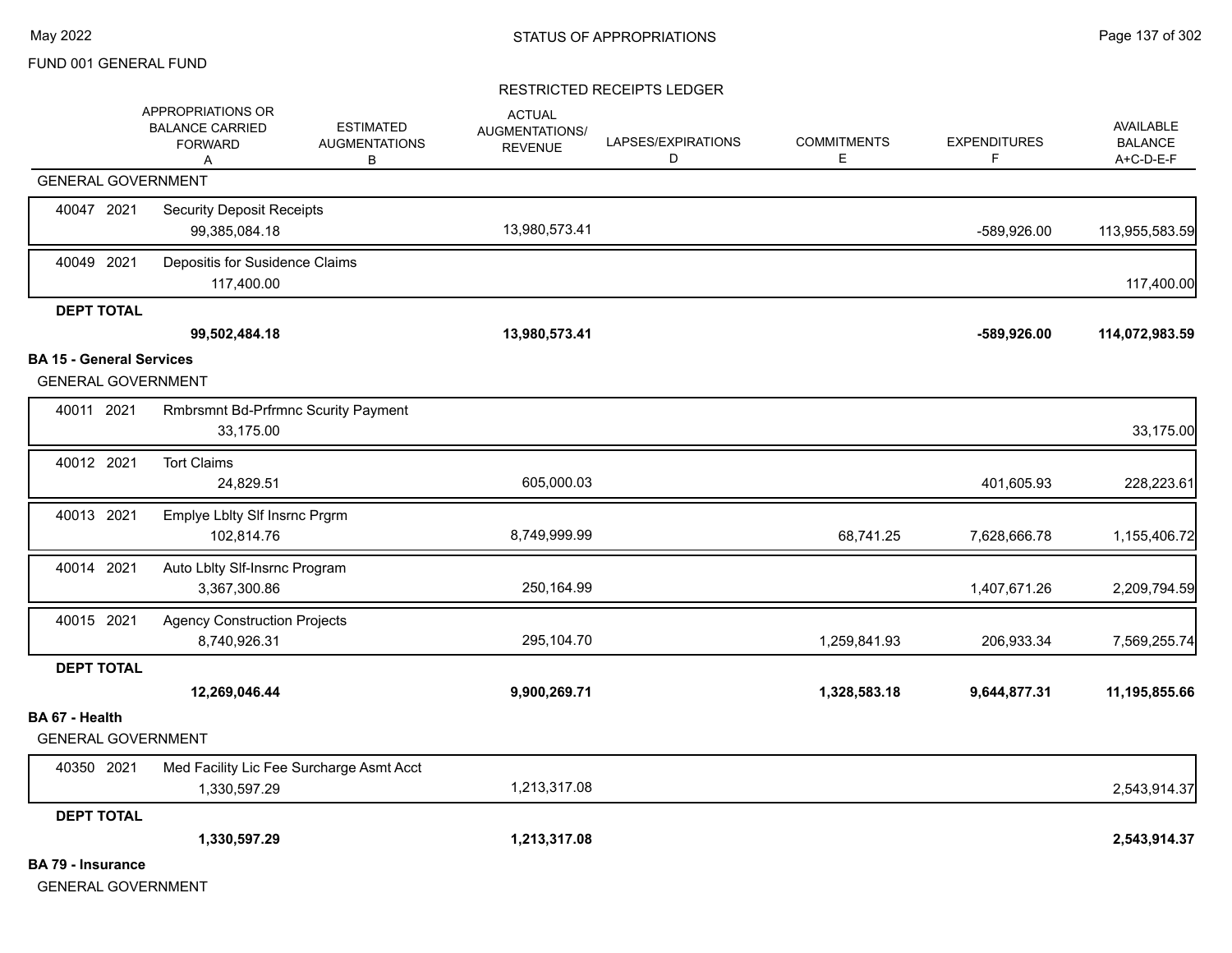# STATUS OF APPROPRIATIONS

FUND 001 GENERAL FUND

## RESTRICTED RECEIPTS LEDGER

| | APPROPRIATIONS OR BALANCE CARRIED FORWARD A | ESTIMATED AUGMENTATIONS B | ACTUAL AUGMENTATIONS/ REVENUE | LAPSES/EXPIRATIONS D | COMMITMENTS E | EXPENDITURES F | AVAILABLE BALANCE A+C-D-E-F |
|---|---|---|---|---|---|---|---|
| **GENERAL GOVERNMENT** | | | | | | | |
| 40047 2021 Security Deposit Receipts | 99,385,084.18 | | 13,980,573.41 | | | -589,926.00 | 113,955,583.59 |
| 40049 2021 Depositis for Susidence Claims | 117,400.00 | | | | | | 117,400.00 |
| **DEPT TOTAL** | **99,502,484.18** | | **13,980,573.41** | | | **-589,926.00** | **114,072,983.59** |
| **BA 15 - General Services** | | | | | | | |
| GENERAL GOVERNMENT | | | | | | | |
| 40011 2021 Rmbrsmnt Bd-Prfrmnc Scurity Payment | 33,175.00 | | | | | | 33,175.00 |
| 40012 2021 Tort Claims | 24,829.51 | | 605,000.03 | | | 401,605.93 | 228,223.61 |
| 40013 2021 Emplye Lblty Slf Insrnc Prgrm | 102,814.76 | | 8,749,999.99 | | 68,741.25 | 7,628,666.78 | 1,155,406.72 |
| 40014 2021 Auto Lblty Slf-Insrnc Program | 3,367,300.86 | | 250,164.99 | | | 1,407,671.26 | 2,209,794.59 |
| 40015 2021 Agency Construction Projects | 8,740,926.31 | | 295,104.70 | | 1,259,841.93 | 206,933.34 | 7,569,255.74 |
| **DEPT TOTAL** | **12,269,046.44** | | **9,900,269.71** | | **1,328,583.18** | **9,644,877.31** | **11,195,855.66** |
| **BA 67 - Health** | | | | | | | |
| GENERAL GOVERNMENT | | | | | | | |
| 40350 2021 Med Facility Lic Fee Surcharge Asmt Acct | 1,330,597.29 | | 1,213,317.08 | | | | 2,543,914.37 |
| **DEPT TOTAL** | **1,330,597.29** | | **1,213,317.08** | | | | **2,543,914.37** |
| **BA 79 - Insurance** | | | | | | | |
| GENERAL GOVERNMENT | | | | | | | |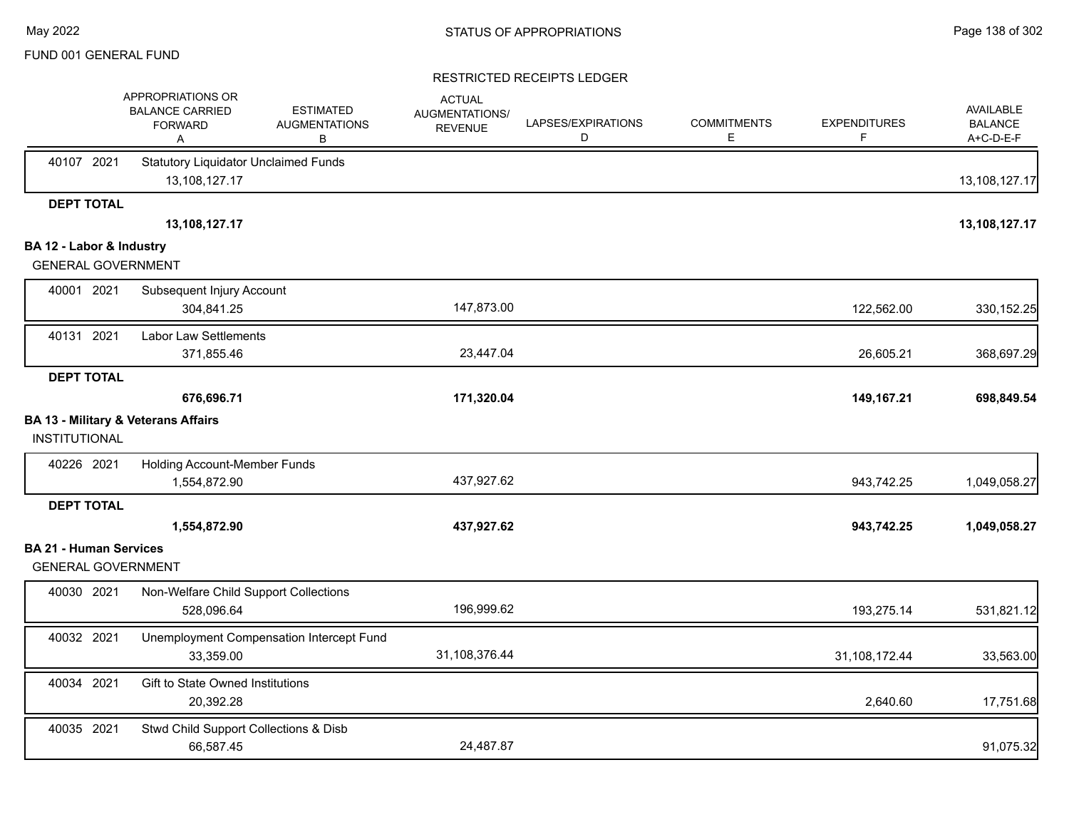FUND 001 GENERAL FUND

## STATUS OF APPROPRIATIONS

### RESTRICTED RECEIPTS LEDGER

| | APPROPRIATIONS OR BALANCE CARRIED FORWARD A | ESTIMATED AUGMENTATIONS B | ACTUAL AUGMENTATIONS/ REVENUE C | LAPSES/EXPIRATIONS D | COMMITMENTS E | EXPENDITURES F | AVAILABLE BALANCE A+C-D-E-F |
|---|---|---|---|---|---|---|---|
| 40107 2021 Statutory Liquidator Unclaimed Funds | 13,108,127.17 | | | | | | 13,108,127.17 |
| **DEPT TOTAL** | **13,108,127.17** | | | | | | **13,108,127.17** |
| **BA 12 - Labor & Industry** | | | | | | | |
| GENERAL GOVERNMENT | | | | | | | |
| 40001 2021 Subsequent Injury Account | 304,841.25 | | 147,873.00 | | | 122,562.00 | 330,152.25 |
| 40131 2021 Labor Law Settlements | 371,855.46 | | 23,447.04 | | | 26,605.21 | 368,697.29 |
| **DEPT TOTAL** | **676,696.71** | | **171,320.04** | | | **149,167.21** | **698,849.54** |
| **BA 13 - Military & Veterans Affairs** | | | | | | | |
| INSTITUTIONAL | | | | | | | |
| 40226 2021 Holding Account-Member Funds | 1,554,872.90 | | 437,927.62 | | | 943,742.25 | 1,049,058.27 |
| **DEPT TOTAL** | **1,554,872.90** | | **437,927.62** | | | **943,742.25** | **1,049,058.27** |
| **BA 21 - Human Services** | | | | | | | |
| GENERAL GOVERNMENT | | | | | | | |
| 40030 2021 Non-Welfare Child Support Collections | 528,096.64 | | 196,999.62 | | | 193,275.14 | 531,821.12 |
| 40032 2021 Unemployment Compensation Intercept Fund | 33,359.00 | | 31,108,376.44 | | | 31,108,172.44 | 33,563.00 |
| 40034 2021 Gift to State Owned Institutions | 20,392.28 | | | | | 2,640.60 | 17,751.68 |
| 40035 2021 Stwd Child Support Collections & Disb | 66,587.45 | | 24,487.87 | | | | 91,075.32 |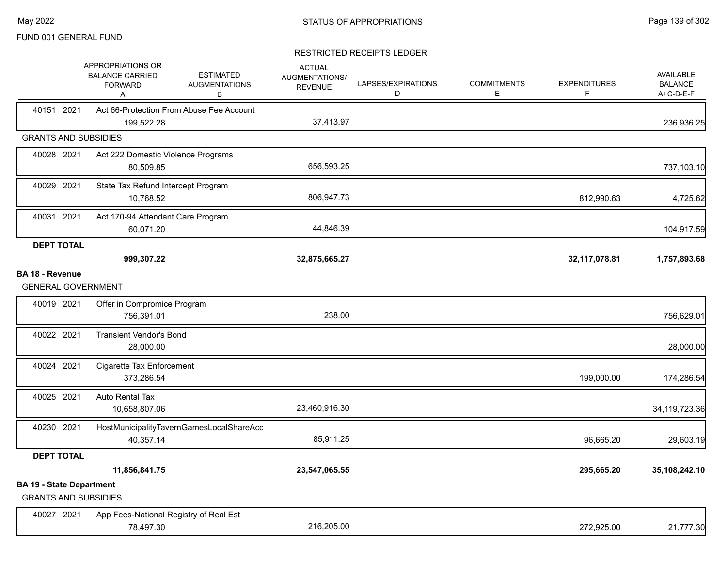FUND 001 GENERAL FUND

RESTRICTED RECEIPTS LEDGER

| | APPROPRIATIONS OR BALANCE CARRIED FORWARD A | ESTIMATED AUGMENTATIONS B | ACTUAL AUGMENTATIONS/ REVENUE C | LAPSES/EXPIRATIONS D | COMMITMENTS E | EXPENDITURES F | AVAILABLE BALANCE A+C-D-E-F |
|---|---|---|---|---|---|---|---|
| 40151 2021 Act 66-Protection From Abuse Fee Account | 199,522.28 | | 37,413.97 | | | | 236,936.25 |
| **GRANTS AND SUBSIDIES** | | | | | | | |
| 40028 2021 Act 222 Domestic Violence Programs | 80,509.85 | | 656,593.25 | | | | 737,103.10 |
| 40029 2021 State Tax Refund Intercept Program | 10,768.52 | | 806,947.73 | | | 812,990.63 | 4,725.62 |
| 40031 2021 Act 170-94 Attendant Care Program | 60,071.20 | | 44,846.39 | | | | 104,917.59 |
| **DEPT TOTAL** | **999,307.22** | | **32,875,665.27** | | | **32,117,078.81** | **1,757,893.68** |

## BA 18 - Revenue

| | APPROPRIATIONS OR BALANCE CARRIED FORWARD A | ESTIMATED AUGMENTATIONS B | ACTUAL AUGMENTATIONS/ REVENUE C | LAPSES/EXPIRATIONS D | COMMITMENTS E | EXPENDITURES F | AVAILABLE BALANCE A+C-D-E-F |
|---|---|---|---|---|---|---|---|
| **GENERAL GOVERNMENT** | | | | | | | |
| 40019 2021 Offer in Compromice Program | 756,391.01 | | 238.00 | | | | 756,629.01 |
| 40022 2021 Transient Vendor's Bond | 28,000.00 | | | | | | 28,000.00 |
| 40024 2021 Cigarette Tax Enforcement | 373,286.54 | | | | | 199,000.00 | 174,286.54 |
| 40025 2021 Auto Rental Tax | 10,658,807.06 | | 23,460,916.30 | | | | 34,119,723.36 |
| 40230 2021 HostMunicipalityTavernGamesLocalShareAcc | 40,357.14 | | 85,911.25 | | | 96,665.20 | 29,603.19 |
| **DEPT TOTAL** | **11,856,841.75** | | **23,547,065.55** | | | **295,665.20** | **35,108,242.10** |

## BA 19 - State Department

| | APPROPRIATIONS OR BALANCE CARRIED FORWARD A | ESTIMATED AUGMENTATIONS B | ACTUAL AUGMENTATIONS/ REVENUE C | LAPSES/EXPIRATIONS D | COMMITMENTS E | EXPENDITURES F | AVAILABLE BALANCE A+C-D-E-F |
|---|---|---|---|---|---|---|---|
| **GRANTS AND SUBSIDIES** | | | | | | | |
| 40027 2021 App Fees-National Registry of Real Est | 78,497.30 | | 216,205.00 | | | 272,925.00 | 21,777.30 |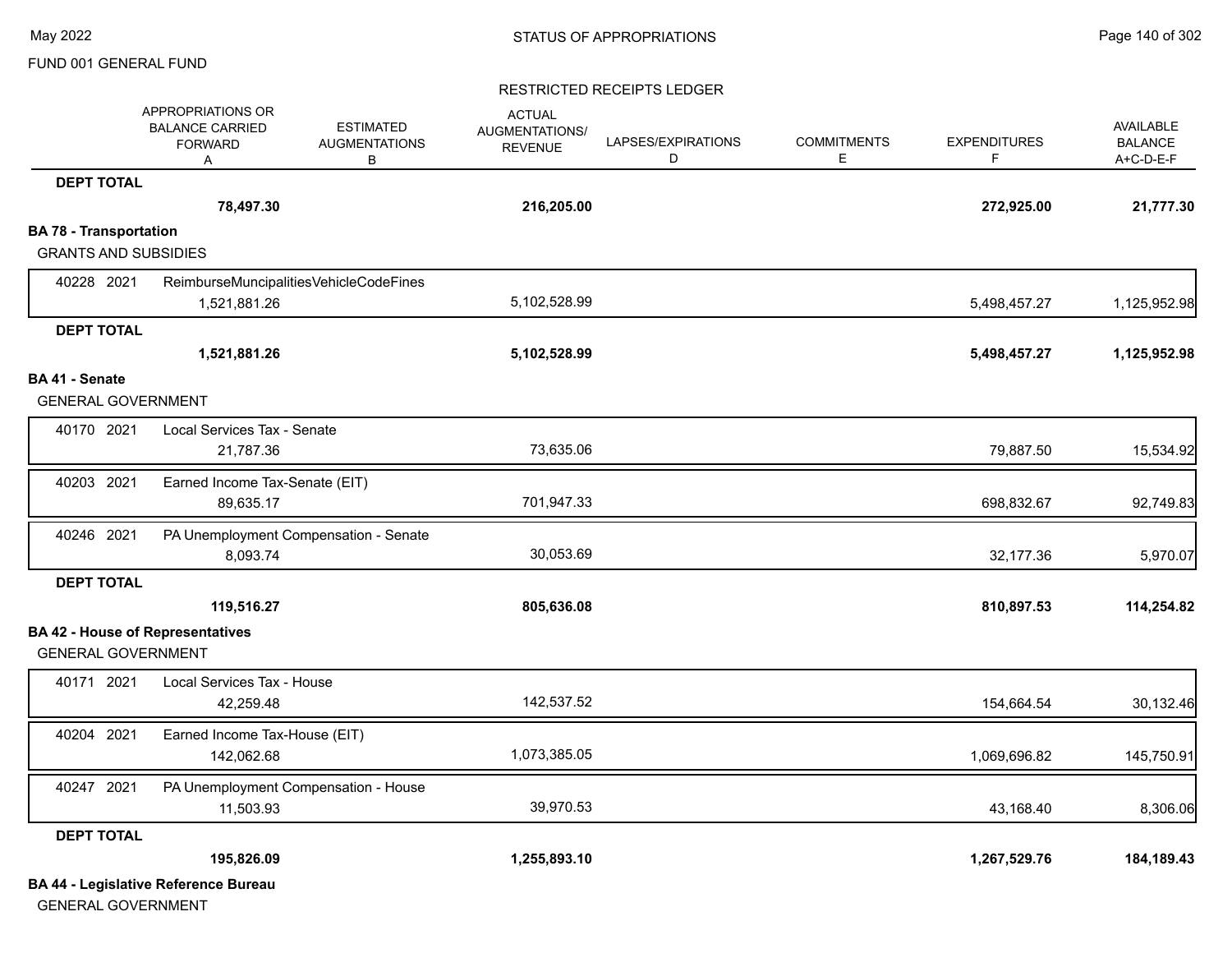FUND 001 GENERAL FUND

RESTRICTED RECEIPTS LEDGER

| | APPROPRIATIONS OR BALANCE CARRIED FORWARD A | ESTIMATED AUGMENTATIONS B | ACTUAL AUGMENTATIONS/ REVENUE C | LAPSES/EXPIRATIONS D | COMMITMENTS E | EXPENDITURES F | AVAILABLE BALANCE A+C-D-E-F |
|---|---|---|---|---|---|---|---|
| **DEPT TOTAL** | **78,497.30** | | **216,205.00** | | | **272,925.00** | **21,777.30** |
| **BA 78 - Transportation** | | | | | | | |
| GRANTS AND SUBSIDIES | | | | | | | |
| 40228 2021 ReimburseMuncipalitiesVehicleCodeFines | 1,521,881.26 | | 5,102,528.99 | | | 5,498,457.27 | 1,125,952.98 |
| **DEPT TOTAL** | **1,521,881.26** | | **5,102,528.99** | | | **5,498,457.27** | **1,125,952.98** |
| **BA 41 - Senate** | | | | | | | |
| GENERAL GOVERNMENT | | | | | | | |
| 40170 2021 Local Services Tax - Senate | 21,787.36 | | 73,635.06 | | | 79,887.50 | 15,534.92 |
| 40203 2021 Earned Income Tax-Senate (EIT) | 89,635.17 | | 701,947.33 | | | 698,832.67 | 92,749.83 |
| 40246 2021 PA Unemployment Compensation - Senate | 8,093.74 | | 30,053.69 | | | 32,177.36 | 5,970.07 |
| **DEPT TOTAL** | **119,516.27** | | **805,636.08** | | | **810,897.53** | **114,254.82** |
| **BA 42 - House of Representatives** | | | | | | | |
| GENERAL GOVERNMENT | | | | | | | |
| 40171 2021 Local Services Tax - House | 42,259.48 | | 142,537.52 | | | 154,664.54 | 30,132.46 |
| 40204 2021 Earned Income Tax-House (EIT) | 142,062.68 | | 1,073,385.05 | | | 1,069,696.82 | 145,750.91 |
| 40247 2021 PA Unemployment Compensation - House | 11,503.93 | | 39,970.53 | | | 43,168.40 | 8,306.06 |
| **DEPT TOTAL** | **195,826.09** | | **1,255,893.10** | | | **1,267,529.76** | **184,189.43** |
| **BA 44 - Legislative Reference Bureau** | | | | | | | |
| GENERAL GOVERNMENT | | | | | | | |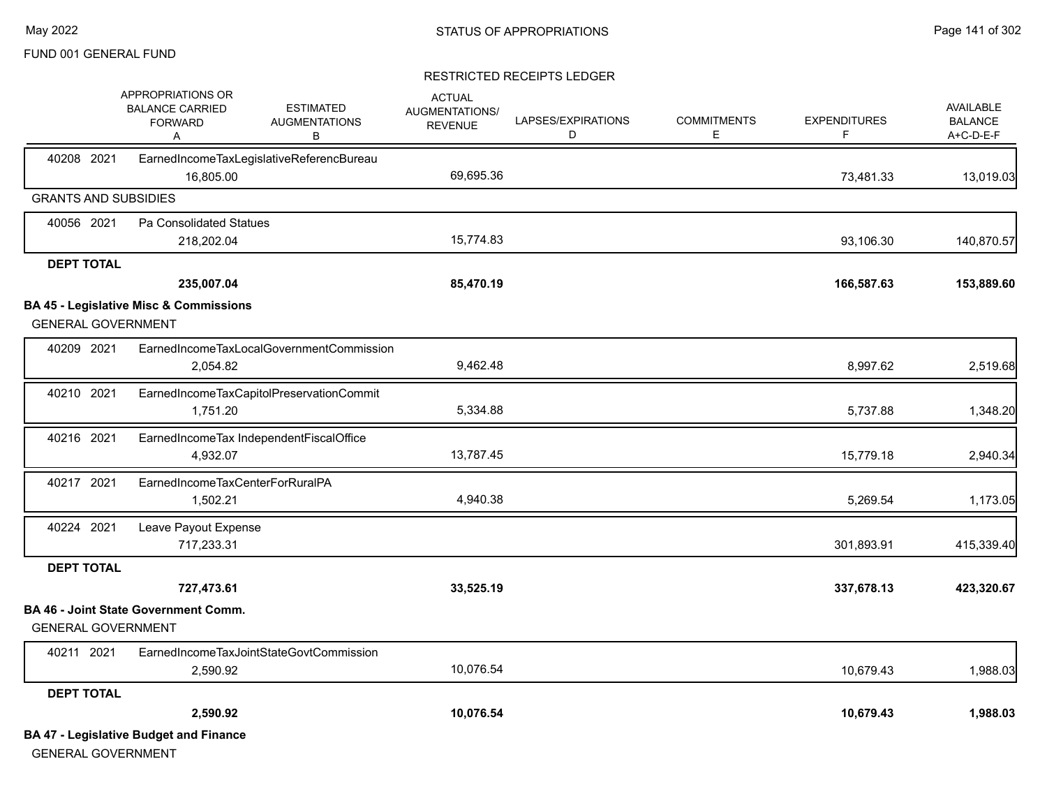FUND 001 GENERAL FUND

RESTRICTED RECEIPTS LEDGER

| | APPROPRIATIONS OR BALANCE CARRIED FORWARD A | ESTIMATED AUGMENTATIONS B | ACTUAL AUGMENTATIONS/ REVENUE C | LAPSES/EXPIRATIONS D | COMMITMENTS E | EXPENDITURES F | AVAILABLE BALANCE A+C-D-E-F |
|---|---|---|---|---|---|---|---|
| 40208 2021 EarnedIncomeTaxLegislativeReferencBureau | 16,805.00 | | 69,695.36 | | | 73,481.33 | 13,019.03 |
| **GRANTS AND SUBSIDIES** | | | | | | | |
| 40056 2021 Pa Consolidated Statues | 218,202.04 | | 15,774.83 | | | 93,106.30 | 140,870.57 |
| **DEPT TOTAL** | **235,007.04** | | **85,470.19** | | | **166,587.63** | **153,889.60** |

**BA 45 - Legislative Misc & Commissions**

GENERAL GOVERNMENT

| | APPROPRIATIONS OR BALANCE CARRIED FORWARD A | ESTIMATED AUGMENTATIONS B | ACTUAL AUGMENTATIONS/ REVENUE C | LAPSES/EXPIRATIONS D | COMMITMENTS E | EXPENDITURES F | AVAILABLE BALANCE A+C-D-E-F |
|---|---|---|---|---|---|---|---|
| 40209 2021 EarnedIncomeTaxLocalGovernmentCommission | 2,054.82 | | 9,462.48 | | | 8,997.62 | 2,519.68 |
| 40210 2021 EarnedIncomeTaxCapitolPreservationCommit | 1,751.20 | | 5,334.88 | | | 5,737.88 | 1,348.20 |
| 40216 2021 EarnedIncomeTax IndependentFiscalOffice | 4,932.07 | | 13,787.45 | | | 15,779.18 | 2,940.34 |
| 40217 2021 EarnedIncomeTaxCenterForRuralPA | 1,502.21 | | 4,940.38 | | | 5,269.54 | 1,173.05 |
| 40224 2021 Leave Payout Expense | 717,233.31 | | | | | 301,893.91 | 415,339.40 |
| **DEPT TOTAL** | **727,473.61** | | **33,525.19** | | | **337,678.13** | **423,320.67** |

**BA 46 - Joint State Government Comm.**

GENERAL GOVERNMENT

| | APPROPRIATIONS OR BALANCE CARRIED FORWARD A | ESTIMATED AUGMENTATIONS B | ACTUAL AUGMENTATIONS/ REVENUE C | LAPSES/EXPIRATIONS D | COMMITMENTS E | EXPENDITURES F | AVAILABLE BALANCE A+C-D-E-F |
|---|---|---|---|---|---|---|---|
| 40211 2021 EarnedIncomeTaxJointStateGovtCommission | 2,590.92 | | 10,076.54 | | | 10,679.43 | 1,988.03 |
| **DEPT TOTAL** | **2,590.92** | | **10,076.54** | | | **10,679.43** | **1,988.03** |

**BA 47 - Legislative Budget and Finance**

GENERAL GOVERNMENT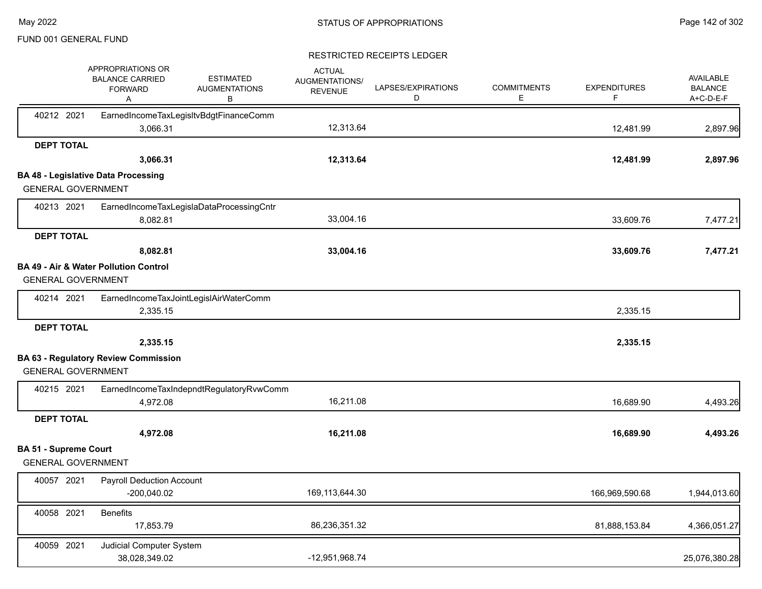FUND 001 GENERAL FUND

RESTRICTED RECEIPTS LEDGER

| | APPROPRIATIONS OR BALANCE CARRIED FORWARD A | ESTIMATED AUGMENTATIONS B | ACTUAL AUGMENTATIONS/ REVENUE C | LAPSES/EXPIRATIONS D | COMMITMENTS E | EXPENDITURES F | AVAILABLE BALANCE A+C-D-E-F |
|---|---|---|---|---|---|---|---|
| 40212 2021 EarnedIncomeTaxLegisltvBdgtFinanceComm | 3,066.31 | | 12,313.64 | | | 12,481.99 | 2,897.96 |
| **DEPT TOTAL** | **3,066.31** | | **12,313.64** | | | **12,481.99** | **2,897.96** |

**BA 48 - Legislative Data Processing**

GENERAL GOVERNMENT

| | A | B | C | D | E | F | A+C-D-E-F |
|---|---|---|---|---|---|---|---|
| 40213 2021 EarnedIncomeTaxLegislaDataProcessingCntr | 8,082.81 | | 33,004.16 | | | 33,609.76 | 7,477.21 |
| **DEPT TOTAL** | **8,082.81** | | **33,004.16** | | | **33,609.76** | **7,477.21** |

**BA 49 - Air & Water Pollution Control**

GENERAL GOVERNMENT

| | A | B | C | D | E | F | A+C-D-E-F |
|---|---|---|---|---|---|---|---|
| 40214 2021 EarnedIncomeTaxJointLegislAirWaterComm | 2,335.15 | | | | | 2,335.15 | |
| **DEPT TOTAL** | **2,335.15** | | | | | **2,335.15** | |

**BA 63 - Regulatory Review Commission**

GENERAL GOVERNMENT

| | A | B | C | D | E | F | A+C-D-E-F |
|---|---|---|---|---|---|---|---|
| 40215 2021 EarnedIncomeTaxIndepndtRegulatoryRvwComm | 4,972.08 | | 16,211.08 | | | 16,689.90 | 4,493.26 |
| **DEPT TOTAL** | **4,972.08** | | **16,211.08** | | | **16,689.90** | **4,493.26** |

**BA 51 - Supreme Court**

GENERAL GOVERNMENT

| | A | B | C | D | E | F | A+C-D-E-F |
|---|---|---|---|---|---|---|---|
| 40057 2021 Payroll Deduction Account | -200,040.02 | | 169,113,644.30 | | | 166,969,590.68 | 1,944,013.60 |
| 40058 2021 Benefits | 17,853.79 | | 86,236,351.32 | | | 81,888,153.84 | 4,366,051.27 |
| 40059 2021 Judicial Computer System | 38,028,349.02 | | -12,951,968.74 | | | | 25,076,380.28 |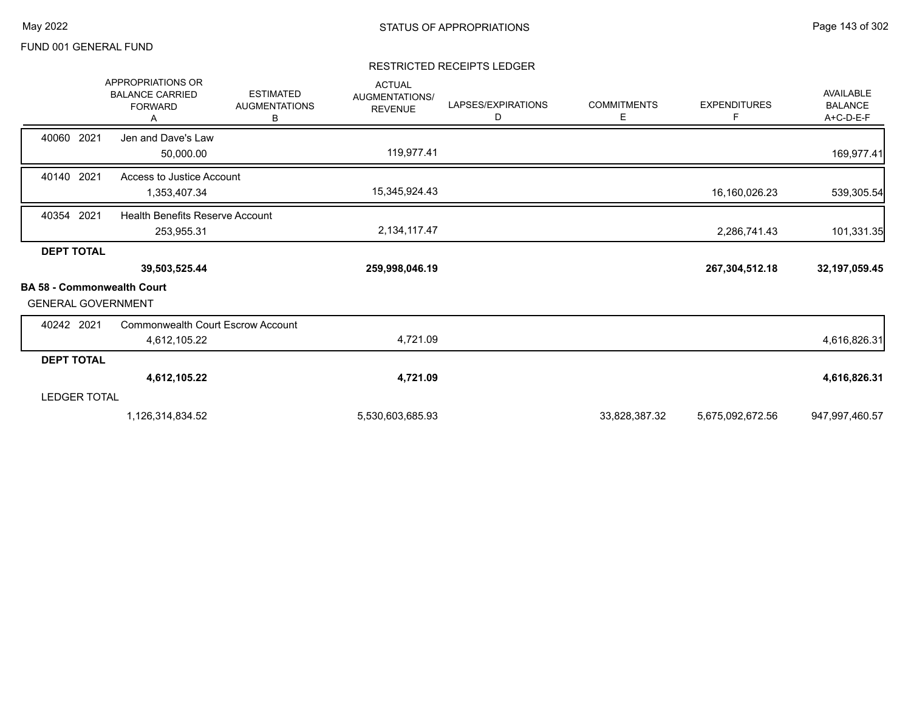FUND 001 GENERAL FUND

RESTRICTED RECEIPTS LEDGER

| | APPROPRIATIONS OR BALANCE CARRIED FORWARD A | ESTIMATED AUGMENTATIONS B | ACTUAL AUGMENTATIONS/ REVENUE | LAPSES/EXPIRATIONS D | COMMITMENTS E | EXPENDITURES F | AVAILABLE BALANCE A+C-D-E-F |
|---|---|---|---|---|---|---|---|
| 40060 2021 Jen and Dave's Law | 50,000.00 | | 119,977.41 | | | | 169,977.41 |
| 40140 2021 Access to Justice Account | 1,353,407.34 | | 15,345,924.43 | | | 16,160,026.23 | 539,305.54 |
| 40354 2021 Health Benefits Reserve Account | 253,955.31 | | 2,134,117.47 | | | 2,286,741.43 | 101,331.35 |
| **DEPT TOTAL** | **39,503,525.44** | | **259,998,046.19** | | | **267,304,512.18** | **32,197,059.45** |

**BA 58 - Commonwealth Court**

GENERAL GOVERNMENT

| | APPROPRIATIONS OR BALANCE CARRIED FORWARD A | ESTIMATED AUGMENTATIONS B | ACTUAL AUGMENTATIONS/ REVENUE | LAPSES/EXPIRATIONS D | COMMITMENTS E | EXPENDITURES F | AVAILABLE BALANCE A+C-D-E-F |
|---|---|---|---|---|---|---|---|
| 40242 2021 Commonwealth Court Escrow Account | 4,612,105.22 | | 4,721.09 | | | | 4,616,826.31 |
| **DEPT TOTAL** | **4,612,105.22** | | **4,721.09** | | | | **4,616,826.31** |
| LEDGER TOTAL | 1,126,314,834.52 | | 5,530,603,685.93 | | 33,828,387.32 | 5,675,092,672.56 | 947,997,460.57 |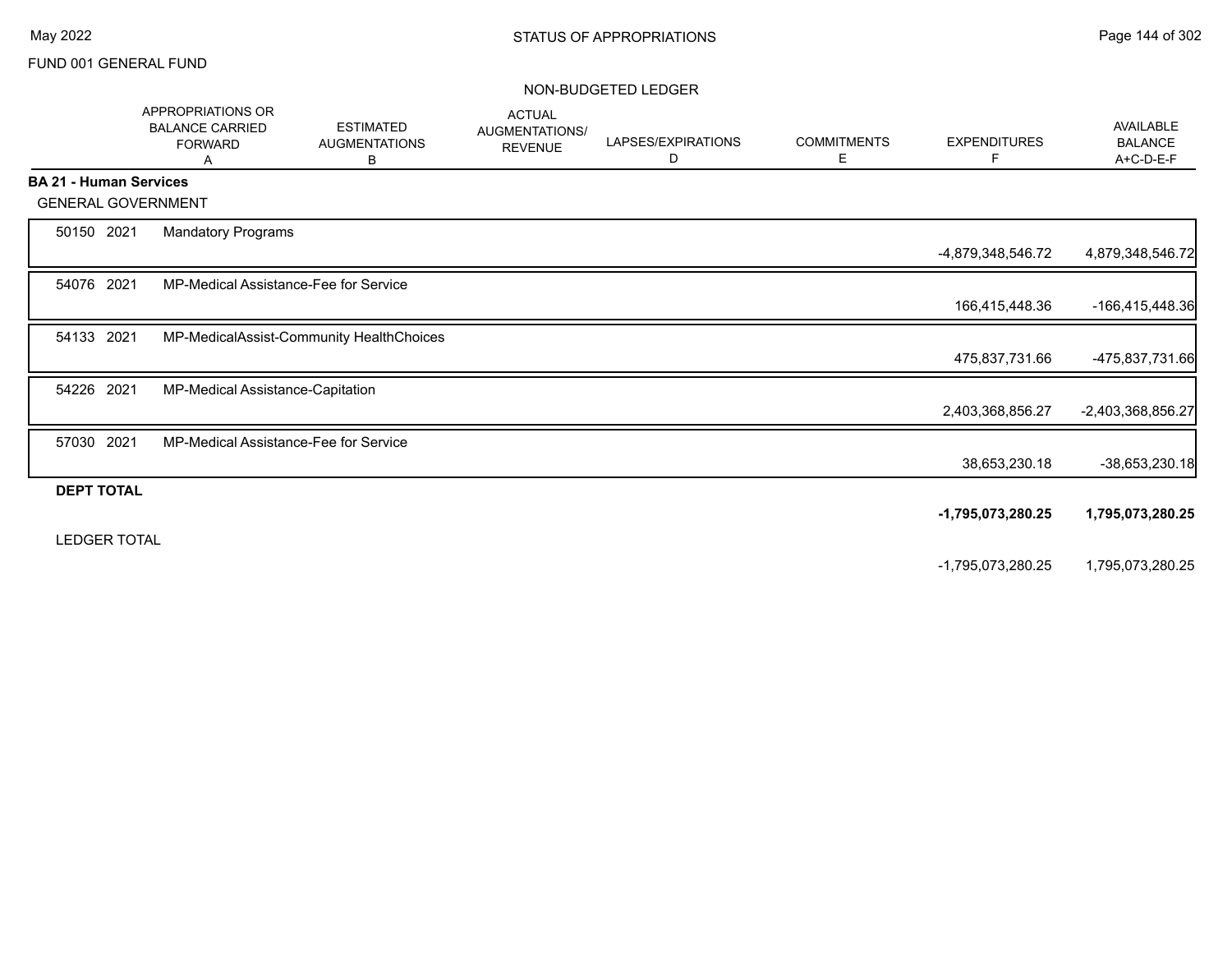FUND 001 GENERAL FUND

NON-BUDGETED LEDGER

| | | APPROPRIATIONS OR BALANCE CARRIED FORWARD A | ESTIMATED AUGMENTATIONS B | ACTUAL AUGMENTATIONS/ REVENUE | LAPSES/EXPIRATIONS D | COMMITMENTS E | EXPENDITURES F | AVAILABLE BALANCE A+C-D-E-F |
|---|---|---|---|---|---|---|---|---|
| **BA 21 - Human Services** | | | | | | | | |
| GENERAL GOVERNMENT | | | | | | | | |
| 50150 2021 | Mandatory Programs | | | | | | -4,879,348,546.72 | 4,879,348,546.72 |
| 54076 2021 | MP-Medical Assistance-Fee for Service | | | | | | 166,415,448.36 | -166,415,448.36 |
| 54133 2021 | MP-MedicalAssist-Community HealthChoices | | | | | | 475,837,731.66 | -475,837,731.66 |
| 54226 2021 | MP-Medical Assistance-Capitation | | | | | | 2,403,368,856.27 | -2,403,368,856.27 |
| 57030 2021 | MP-Medical Assistance-Fee for Service | | | | | | 38,653,230.18 | -38,653,230.18 |
| **DEPT TOTAL** | | | | | | | **-1,795,073,280.25** | **1,795,073,280.25** |
| LEDGER TOTAL | | | | | | | -1,795,073,280.25 | 1,795,073,280.25 |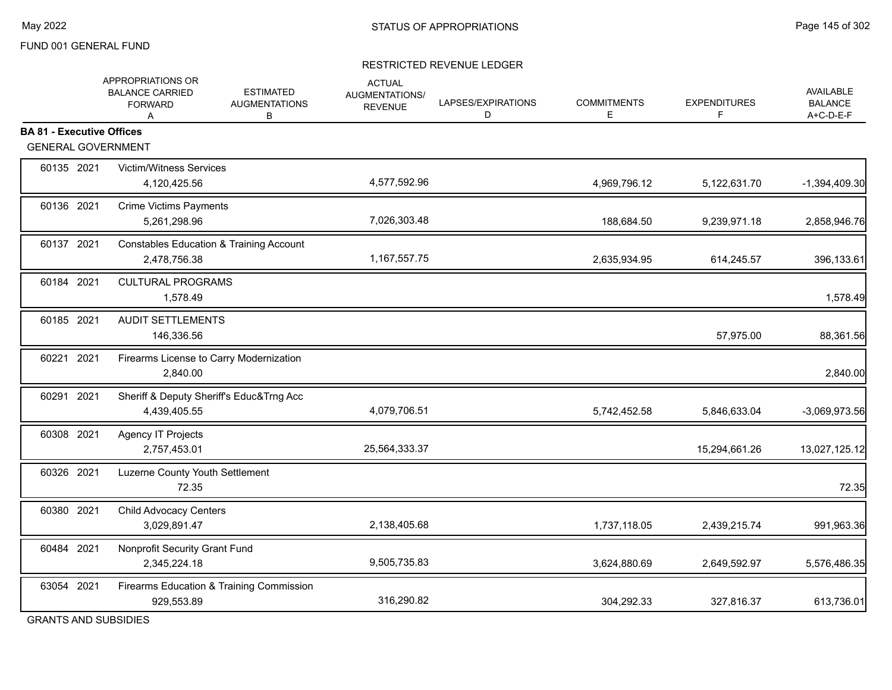FUND 001 GENERAL FUND

## STATUS OF APPROPRIATIONS

### RESTRICTED REVENUE LEDGER

| | | APPROPRIATIONS OR BALANCE CARRIED FORWARD A | ESTIMATED AUGMENTATIONS B | ACTUAL AUGMENTATIONS/ REVENUE | LAPSES/EXPIRATIONS D | COMMITMENTS E | EXPENDITURES F | AVAILABLE BALANCE A+C-D-E-F |
|---|---|---|---|---|---|---|---|---|
| **BA 81 - Executive Offices** | | | | | | | | |
| GENERAL GOVERNMENT | | | | | | | | |
| 60135 | 2021 | Victim/Witness Services | | | | | | |
| | | 4,120,425.56 | | 4,577,592.96 | | 4,969,796.12 | 5,122,631.70 | -1,394,409.30 |
| 60136 | 2021 | Crime Victims Payments | | | | | | |
| | | 5,261,298.96 | | 7,026,303.48 | | 188,684.50 | 9,239,971.18 | 2,858,946.76 |
| 60137 | 2021 | Constables Education & Training Account | | | | | | |
| | | 2,478,756.38 | | 1,167,557.75 | | 2,635,934.95 | 614,245.57 | 396,133.61 |
| 60184 | 2021 | CULTURAL PROGRAMS | | | | | | |
| | | 1,578.49 | | | | | | 1,578.49 |
| 60185 | 2021 | AUDIT SETTLEMENTS | | | | | | |
| | | 146,336.56 | | | | | 57,975.00 | 88,361.56 |
| 60221 | 2021 | Firearms License to Carry Modernization | | | | | | |
| | | 2,840.00 | | | | | | 2,840.00 |
| 60291 | 2021 | Sheriff & Deputy Sheriff's Educ&Trng Acc | | | | | | |
| | | 4,439,405.55 | | 4,079,706.51 | | 5,742,452.58 | 5,846,633.04 | -3,069,973.56 |
| 60308 | 2021 | Agency IT Projects | | | | | | |
| | | 2,757,453.01 | | 25,564,333.37 | | | 15,294,661.26 | 13,027,125.12 |
| 60326 | 2021 | Luzerne County Youth Settlement | | | | | | |
| | | 72.35 | | | | | | 72.35 |
| 60380 | 2021 | Child Advocacy Centers | | | | | | |
| | | 3,029,891.47 | | 2,138,405.68 | | 1,737,118.05 | 2,439,215.74 | 991,963.36 |
| 60484 | 2021 | Nonprofit Security Grant Fund | | | | | | |
| | | 2,345,224.18 | | 9,505,735.83 | | 3,624,880.69 | 2,649,592.97 | 5,576,486.35 |
| 63054 | 2021 | Firearms Education & Training Commission | | | | | | |
| | | 929,553.89 | | 316,290.82 | | 304,292.33 | 327,816.37 | 613,736.01 |

GRANTS AND SUBSIDIES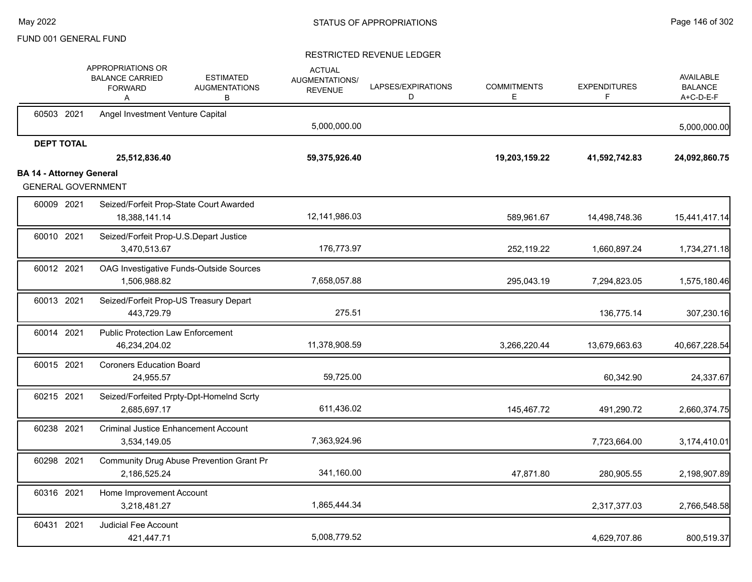FUND 001 GENERAL FUND

STATUS OF APPROPRIATIONS

RESTRICTED REVENUE LEDGER

| | APPROPRIATIONS OR BALANCE CARRIED FORWARD A | ESTIMATED AUGMENTATIONS B | ACTUAL AUGMENTATIONS/ REVENUE | LAPSES/EXPIRATIONS D | COMMITMENTS E | EXPENDITURES F | AVAILABLE BALANCE A+C-D-E-F |
|---|---|---|---|---|---|---|---|
| 60503 2021 Angel Investment Venture Capital | | | | | | | |
| | | | 5,000,000.00 | | | | 5,000,000.00 |
| **DEPT TOTAL** | | | | | | | |
| | **25,512,836.40** | | **59,375,926.40** | | **19,203,159.22** | **41,592,742.83** | **24,092,860.75** |
| **BA 14 - Attorney General** | | | | | | | |
| GENERAL GOVERNMENT | | | | | | | |
| 60009 2021 Seized/Forfeit Prop-State Court Awarded | | | | | | | |
| | 18,388,141.14 | | 12,141,986.03 | | 589,961.67 | 14,498,748.36 | 15,441,417.14 |
| 60010 2021 Seized/Forfeit Prop-U.S.Depart Justice | | | | | | | |
| | 3,470,513.67 | | 176,773.97 | | 252,119.22 | 1,660,897.24 | 1,734,271.18 |
| 60012 2021 OAG Investigative Funds-Outside Sources | | | | | | | |
| | 1,506,988.82 | | 7,658,057.88 | | 295,043.19 | 7,294,823.05 | 1,575,180.46 |
| 60013 2021 Seized/Forfeit Prop-US Treasury Depart | | | | | | | |
| | 443,729.79 | | 275.51 | | | 136,775.14 | 307,230.16 |
| 60014 2021 Public Protection Law Enforcement | | | | | | | |
| | 46,234,204.02 | | 11,378,908.59 | | 3,266,220.44 | 13,679,663.63 | 40,667,228.54 |
| 60015 2021 Coroners Education Board | | | | | | | |
| | 24,955.57 | | 59,725.00 | | | 60,342.90 | 24,337.67 |
| 60215 2021 Seized/Forfeited Prpty-Dpt-Homelnd Scrty | | | | | | | |
| | 2,685,697.17 | | 611,436.02 | | 145,467.72 | 491,290.72 | 2,660,374.75 |
| 60238 2021 Criminal Justice Enhancement Account | | | | | | | |
| | 3,534,149.05 | | 7,363,924.96 | | | 7,723,664.00 | 3,174,410.01 |
| 60298 2021 Community Drug Abuse Prevention Grant Pr | | | | | | | |
| | 2,186,525.24 | | 341,160.00 | | 47,871.80 | 280,905.55 | 2,198,907.89 |
| 60316 2021 Home Improvement Account | | | | | | | |
| | 3,218,481.27 | | 1,865,444.34 | | | 2,317,377.03 | 2,766,548.58 |
| 60431 2021 Judicial Fee Account | | | | | | | |
| | 421,447.71 | | 5,008,779.52 | | | 4,629,707.86 | 800,519.37 |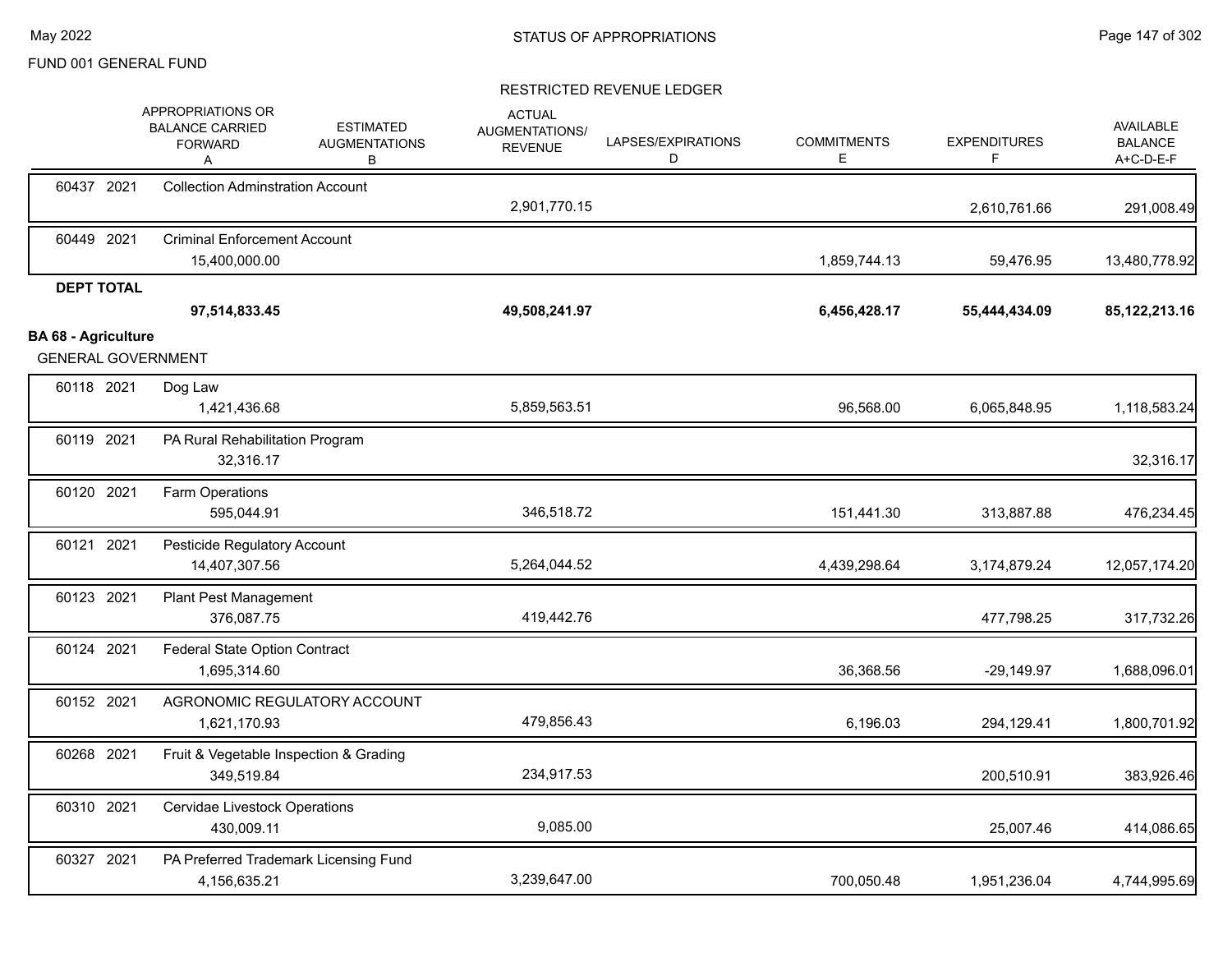FUND 001 GENERAL FUND

RESTRICTED REVENUE LEDGER

| | APPROPRIATIONS OR BALANCE CARRIED FORWARD A | ESTIMATED AUGMENTATIONS B | ACTUAL AUGMENTATIONS/ REVENUE | LAPSES/EXPIRATIONS D | COMMITMENTS E | EXPENDITURES F | AVAILABLE BALANCE A+C-D-E-F |
|---|---|---|---|---|---|---|---|
| 60437 2021 Collection Adminstration Account | | | 2,901,770.15 | | | 2,610,761.66 | 291,008.49 |
| 60449 2021 Criminal Enforcement Account | 15,400,000.00 | | | | 1,859,744.13 | 59,476.95 | 13,480,778.92 |
| **DEPT TOTAL** | **97,514,833.45** | | **49,508,241.97** | | **6,456,428.17** | **55,444,434.09** | **85,122,213.16** |
| **BA 68 - Agriculture** | | | | | | | |
| GENERAL GOVERNMENT | | | | | | | |
| 60118 2021 Dog Law | 1,421,436.68 | | 5,859,563.51 | | 96,568.00 | 6,065,848.95 | 1,118,583.24 |
| 60119 2021 PA Rural Rehabilitation Program | 32,316.17 | | | | | | 32,316.17 |
| 60120 2021 Farm Operations | 595,044.91 | | 346,518.72 | | 151,441.30 | 313,887.88 | 476,234.45 |
| 60121 2021 Pesticide Regulatory Account | 14,407,307.56 | | 5,264,044.52 | | 4,439,298.64 | 3,174,879.24 | 12,057,174.20 |
| 60123 2021 Plant Pest Management | 376,087.75 | | 419,442.76 | | | 477,798.25 | 317,732.26 |
| 60124 2021 Federal State Option Contract | 1,695,314.60 | | | | 36,368.56 | -29,149.97 | 1,688,096.01 |
| 60152 2021 AGRONOMIC REGULATORY ACCOUNT | 1,621,170.93 | | 479,856.43 | | 6,196.03 | 294,129.41 | 1,800,701.92 |
| 60268 2021 Fruit & Vegetable Inspection & Grading | 349,519.84 | | 234,917.53 | | | 200,510.91 | 383,926.46 |
| 60310 2021 Cervidae Livestock Operations | 430,009.11 | | 9,085.00 | | | 25,007.46 | 414,086.65 |
| 60327 2021 PA Preferred Trademark Licensing Fund | 4,156,635.21 | | 3,239,647.00 | | 700,050.48 | 1,951,236.04 | 4,744,995.69 |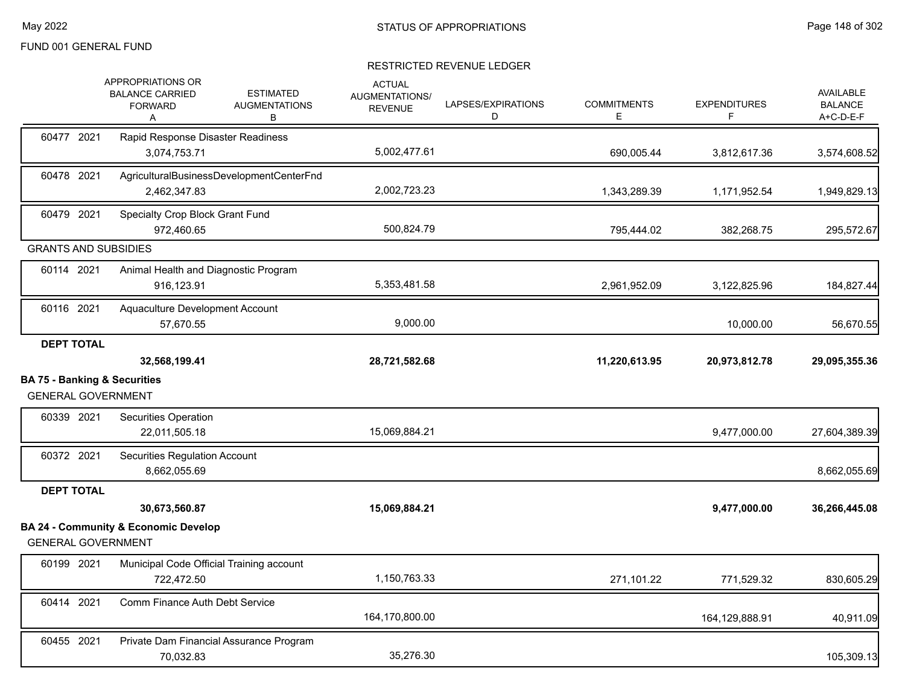FUND 001 GENERAL FUND

STATUS OF APPROPRIATIONS

RESTRICTED REVENUE LEDGER

| | APPROPRIATIONS OR BALANCE CARRIED FORWARD A | ESTIMATED AUGMENTATIONS B | ACTUAL AUGMENTATIONS/ REVENUE C | LAPSES/EXPIRATIONS D | COMMITMENTS E | EXPENDITURES F | AVAILABLE BALANCE A+C-D-E-F |
|---|---|---|---|---|---|---|---|
| 60477 2021 Rapid Response Disaster Readiness | 3,074,753.71 | | 5,002,477.61 | | 690,005.44 | 3,812,617.36 | 3,574,608.52 |
| 60478 2021 AgriculturalBusinessDevelopmentCenterFnd | 2,462,347.83 | | 2,002,723.23 | | 1,343,289.39 | 1,171,952.54 | 1,949,829.13 |
| 60479 2021 Specialty Crop Block Grant Fund | 972,460.65 | | 500,824.79 | | 795,444.02 | 382,268.75 | 295,572.67 |
| **GRANTS AND SUBSIDIES** | | | | | | | |
| 60114 2021 Animal Health and Diagnostic Program | 916,123.91 | | 5,353,481.58 | | 2,961,952.09 | 3,122,825.96 | 184,827.44 |
| 60116 2021 Aquaculture Development Account | 57,670.55 | | 9,000.00 | | | 10,000.00 | 56,670.55 |
| **DEPT TOTAL** | **32,568,199.41** | | **28,721,582.68** | | **11,220,613.95** | **20,973,812.78** | **29,095,355.36** |

**BA 75 - Banking & Securities**

GENERAL GOVERNMENT

| | A | B | C | D | E | F | A+C-D-E-F |
|---|---|---|---|---|---|---|---|
| 60339 2021 Securities Operation | 22,011,505.18 | | 15,069,884.21 | | | 9,477,000.00 | 27,604,389.39 |
| 60372 2021 Securities Regulation Account | 8,662,055.69 | | | | | | 8,662,055.69 |
| **DEPT TOTAL** | **30,673,560.87** | | **15,069,884.21** | | | **9,477,000.00** | **36,266,445.08** |

**BA 24 - Community & Economic Develop**

GENERAL GOVERNMENT

| | A | B | C | D | E | F | A+C-D-E-F |
|---|---|---|---|---|---|---|---|
| 60199 2021 Municipal Code Official Training account | 722,472.50 | | 1,150,763.33 | | 271,101.22 | 771,529.32 | 830,605.29 |
| 60414 2021 Comm Finance Auth Debt Service | | | 164,170,800.00 | | | 164,129,888.91 | 40,911.09 |
| 60455 2021 Private Dam Financial Assurance Program | 70,032.83 | | 35,276.30 | | | | 105,309.13 |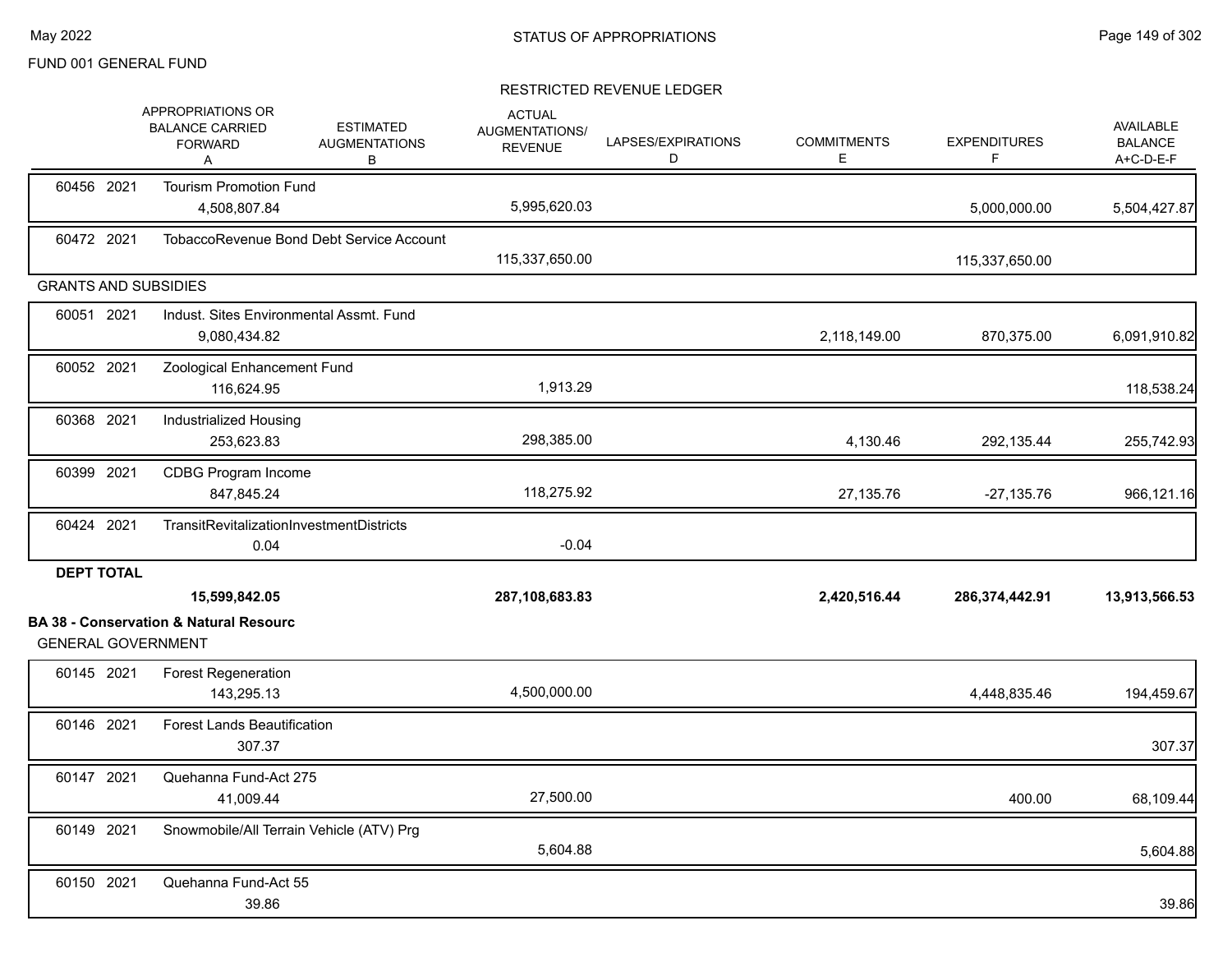FUND 001 GENERAL FUND

RESTRICTED REVENUE LEDGER

| | APPROPRIATIONS OR BALANCE CARRIED FORWARD A | ESTIMATED AUGMENTATIONS B | ACTUAL AUGMENTATIONS/ REVENUE | LAPSES/EXPIRATIONS D | COMMITMENTS E | EXPENDITURES F | AVAILABLE BALANCE A+C-D-E-F |
|---|---|---|---|---|---|---|---|
| 60456 2021 Tourism Promotion Fund | 4,508,807.84 | | 5,995,620.03 | | | 5,000,000.00 | 5,504,427.87 |
| 60472 2021 TobaccoRevenue Bond Debt Service Account | | | 115,337,650.00 | | | 115,337,650.00 | |
| **GRANTS AND SUBSIDIES** | | | | | | | |
| 60051 2021 Indust. Sites Environmental Assmt. Fund | 9,080,434.82 | | | | 2,118,149.00 | 870,375.00 | 6,091,910.82 |
| 60052 2021 Zoological Enhancement Fund | 116,624.95 | | 1,913.29 | | | | 118,538.24 |
| 60368 2021 Industrialized Housing | 253,623.83 | | 298,385.00 | | 4,130.46 | 292,135.44 | 255,742.93 |
| 60399 2021 CDBG Program Income | 847,845.24 | | 118,275.92 | | 27,135.76 | -27,135.76 | 966,121.16 |
| 60424 2021 TransitRevitalizationInvestmentDistricts | 0.04 | | -0.04 | | | | |
| **DEPT TOTAL** | **15,599,842.05** | | **287,108,683.83** | | **2,420,516.44** | **286,374,442.91** | **13,913,566.53** |

**BA 38 - Conservation & Natural Resourc**

GENERAL GOVERNMENT

| | APPROPRIATIONS OR BALANCE CARRIED FORWARD A | ESTIMATED AUGMENTATIONS B | ACTUAL AUGMENTATIONS/ REVENUE | LAPSES/EXPIRATIONS D | COMMITMENTS E | EXPENDITURES F | AVAILABLE BALANCE A+C-D-E-F |
|---|---|---|---|---|---|---|---|
| 60145 2021 Forest Regeneration | 143,295.13 | | 4,500,000.00 | | | 4,448,835.46 | 194,459.67 |
| 60146 2021 Forest Lands Beautification | 307.37 | | | | | | 307.37 |
| 60147 2021 Quehanna Fund-Act 275 | 41,009.44 | | 27,500.00 | | | 400.00 | 68,109.44 |
| 60149 2021 Snowmobile/All Terrain Vehicle (ATV) Prg | | | 5,604.88 | | | | 5,604.88 |
| 60150 2021 Quehanna Fund-Act 55 | 39.86 | | | | | | 39.86 |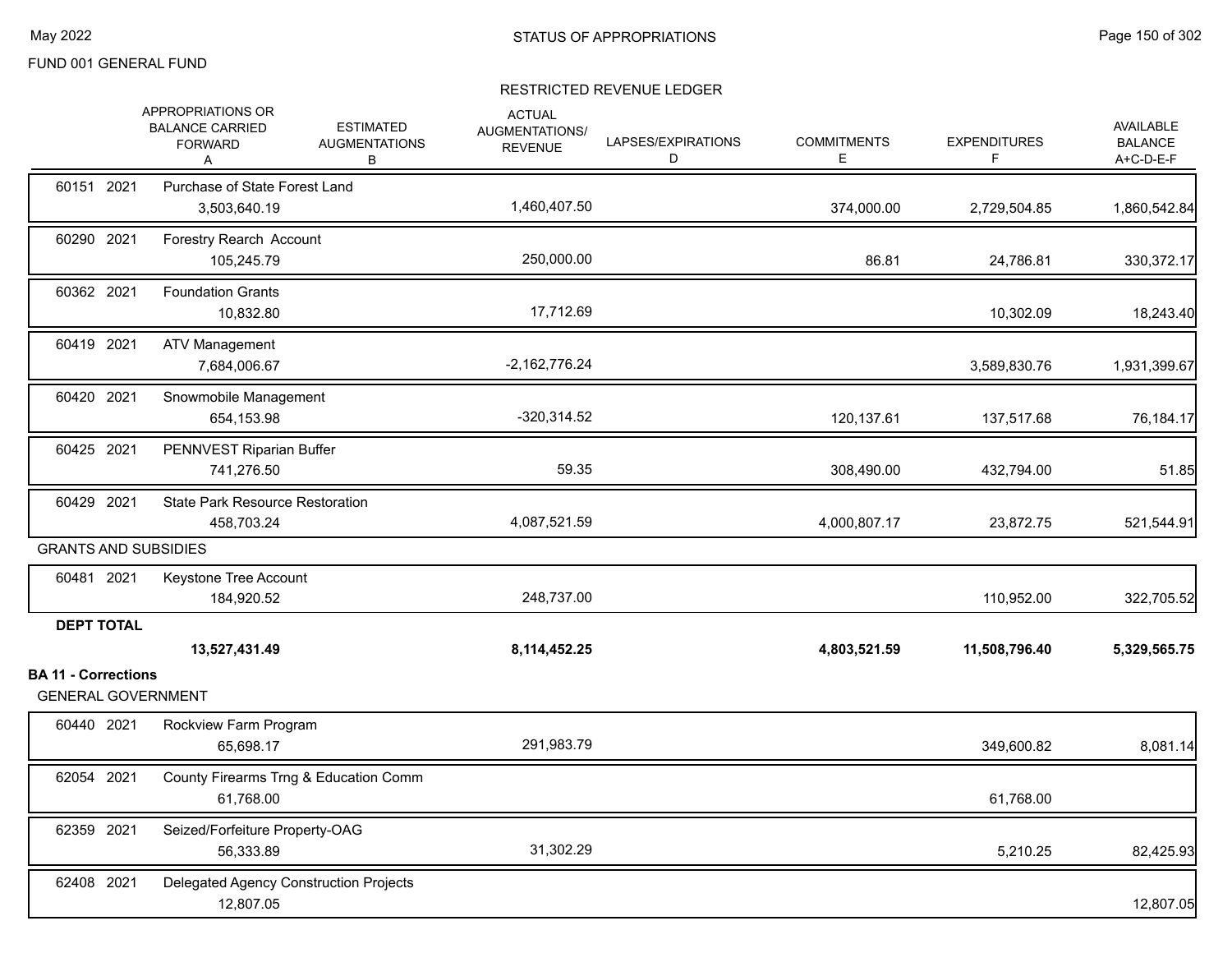FUND 001 GENERAL FUND

## STATUS OF APPROPRIATIONS

### RESTRICTED REVENUE LEDGER

| | | APPROPRIATIONS OR BALANCE CARRIED FORWARD A | ESTIMATED AUGMENTATIONS B | ACTUAL AUGMENTATIONS/ REVENUE | LAPSES/EXPIRATIONS D | COMMITMENTS E | EXPENDITURES F | AVAILABLE BALANCE A+C-D-E-F |
|---|---|---|---|---|---|---|---|---|
| 60151 | 2021 | Purchase of State Forest Land | | | | | | |
| | | 3,503,640.19 | | 1,460,407.50 | | 374,000.00 | 2,729,504.85 | 1,860,542.84 |
| 60290 | 2021 | Forestry Rearch Account | | | | | | |
| | | 105,245.79 | | 250,000.00 | | 86.81 | 24,786.81 | 330,372.17 |
| 60362 | 2021 | Foundation Grants | | | | | | |
| | | 10,832.80 | | 17,712.69 | | | 10,302.09 | 18,243.40 |
| 60419 | 2021 | ATV Management | | | | | | |
| | | 7,684,006.67 | | -2,162,776.24 | | | 3,589,830.76 | 1,931,399.67 |
| 60420 | 2021 | Snowmobile Management | | | | | | |
| | | 654,153.98 | | -320,314.52 | | 120,137.61 | 137,517.68 | 76,184.17 |
| 60425 | 2021 | PENNVEST Riparian Buffer | | | | | | |
| | | 741,276.50 | | 59.35 | | 308,490.00 | 432,794.00 | 51.85 |
| 60429 | 2021 | State Park Resource Restoration | | | | | | |
| | | 458,703.24 | | 4,087,521.59 | | 4,000,807.17 | 23,872.75 | 521,544.91 |
| GRANTS AND SUBSIDIES | | | | | | | | |
| 60481 | 2021 | Keystone Tree Account | | | | | | |
| | | 184,920.52 | | 248,737.00 | | | 110,952.00 | 322,705.52 |
| **DEPT TOTAL** | | | | | | | | |
| | | **13,527,431.49** | | **8,114,452.25** | | **4,803,521.59** | **11,508,796.40** | **5,329,565.75** |
| **BA 11 - Corrections** | | | | | | | | |
| GENERAL GOVERNMENT | | | | | | | | |
| 60440 | 2021 | Rockview Farm Program | | | | | | |
| | | 65,698.17 | | 291,983.79 | | | 349,600.82 | 8,081.14 |
| 62054 | 2021 | County Firearms Trng & Education Comm | | | | | | |
| | | 61,768.00 | | | | | 61,768.00 | |
| 62359 | 2021 | Seized/Forfeiture Property-OAG | | | | | | |
| | | 56,333.89 | | 31,302.29 | | | 5,210.25 | 82,425.93 |
| 62408 | 2021 | Delegated Agency Construction Projects | | | | | | |
| | | 12,807.05 | | | | | | 12,807.05 |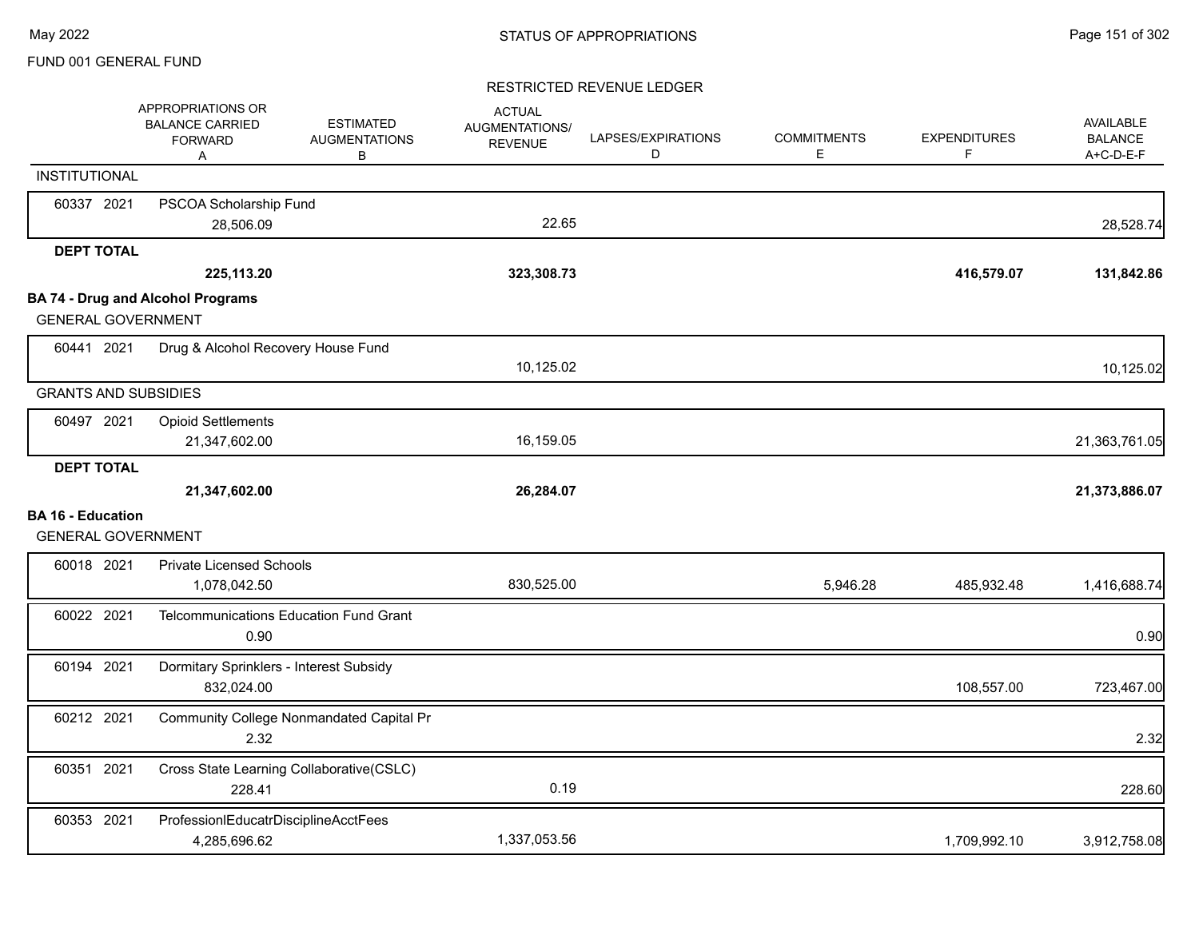FUND 001 GENERAL FUND

STATUS OF APPROPRIATIONS

RESTRICTED REVENUE LEDGER

| | | APPROPRIATIONS OR BALANCE CARRIED FORWARD A | ESTIMATED AUGMENTATIONS B | ACTUAL AUGMENTATIONS/ REVENUE | LAPSES/EXPIRATIONS D | COMMITMENTS E | EXPENDITURES F | AVAILABLE BALANCE A+C-D-E-F |
|---|---|---|---|---|---|---|---|---|
| **INSTITUTIONAL** | | | | | | | | |
| 60337 2021 | PSCOA Scholarship Fund | 28,506.09 | | 22.65 | | | | 28,528.74 |
| **DEPT TOTAL** | | **225,113.20** | | **323,308.73** | | | **416,579.07** | **131,842.86** |
| **BA 74 - Drug and Alcohol Programs** | | | | | | | | |
| GENERAL GOVERNMENT | | | | | | | | |
| 60441 2021 | Drug & Alcohol Recovery House Fund | | | 10,125.02 | | | | 10,125.02 |
| GRANTS AND SUBSIDIES | | | | | | | | |
| 60497 2021 | Opioid Settlements | 21,347,602.00 | | 16,159.05 | | | | 21,363,761.05 |
| **DEPT TOTAL** | | **21,347,602.00** | | **26,284.07** | | | | **21,373,886.07** |
| **BA 16 - Education** | | | | | | | | |
| GENERAL GOVERNMENT | | | | | | | | |
| 60018 2021 | Private Licensed Schools | 1,078,042.50 | | 830,525.00 | | 5,946.28 | 485,932.48 | 1,416,688.74 |
| 60022 2021 | Telcommunications Education Fund Grant | 0.90 | | | | | | 0.90 |
| 60194 2021 | Dormitary Sprinklers - Interest Subsidy | 832,024.00 | | | | | 108,557.00 | 723,467.00 |
| 60212 2021 | Community College Nonmandated Capital Pr | 2.32 | | | | | | 2.32 |
| 60351 2021 | Cross State Learning Collaborative(CSLC) | 228.41 | | 0.19 | | | | 228.60 |
| 60353 2021 | ProfessionlEducatrDisciplineAcctFees | 4,285,696.62 | | 1,337,053.56 | | | 1,709,992.10 | 3,912,758.08 |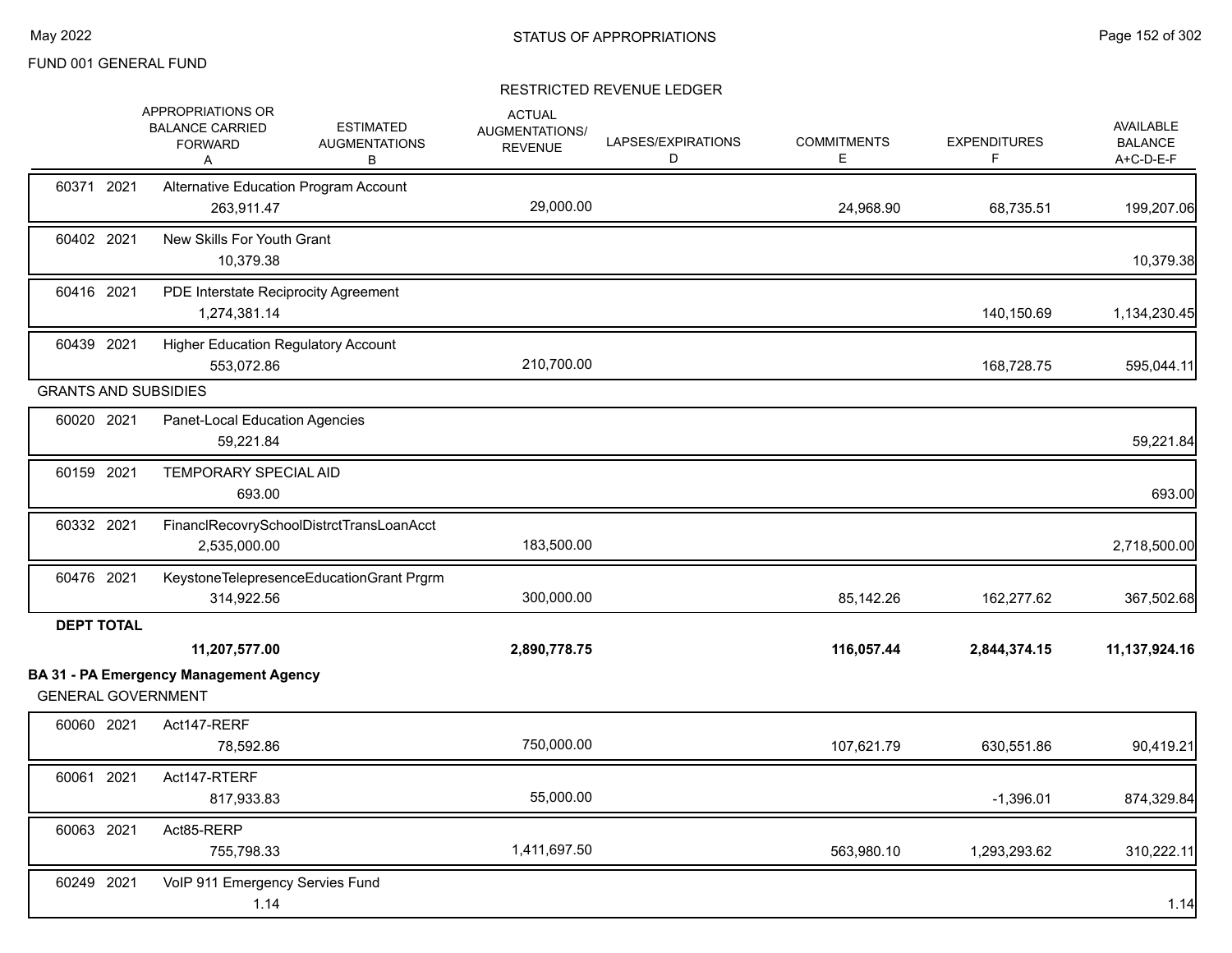FUND 001 GENERAL FUND

RESTRICTED REVENUE LEDGER

| | APPROPRIATIONS OR BALANCE CARRIED FORWARD A | ESTIMATED AUGMENTATIONS B | ACTUAL AUGMENTATIONS/ REVENUE | LAPSES/EXPIRATIONS D | COMMITMENTS E | EXPENDITURES F | AVAILABLE BALANCE A+C-D-E-F |
|---|---|---|---|---|---|---|---|
| 60371 2021 Alternative Education Program Account | 263,911.47 | | 29,000.00 | | 24,968.90 | 68,735.51 | 199,207.06 |
| 60402 2021 New Skills For Youth Grant | 10,379.38 | | | | | | 10,379.38 |
| 60416 2021 PDE Interstate Reciprocity Agreement | 1,274,381.14 | | | | | 140,150.69 | 1,134,230.45 |
| 60439 2021 Higher Education Regulatory Account | 553,072.86 | | 210,700.00 | | | 168,728.75 | 595,044.11 |
| **GRANTS AND SUBSIDIES** | | | | | | | |
| 60020 2021 Panet-Local Education Agencies | 59,221.84 | | | | | | 59,221.84 |
| 60159 2021 TEMPORARY SPECIAL AID | 693.00 | | | | | | 693.00 |
| 60332 2021 FinanclRecovrySchoolDistrctTransLoanAcct | 2,535,000.00 | | 183,500.00 | | | | 2,718,500.00 |
| 60476 2021 KeystoneTelepresenceEducationGrant Prgrm | 314,922.56 | | 300,000.00 | | 85,142.26 | 162,277.62 | 367,502.68 |
| **DEPT TOTAL** | **11,207,577.00** | | **2,890,778.75** | | **116,057.44** | **2,844,374.15** | **11,137,924.16** |

**BA 31 - PA Emergency Management Agency**

GENERAL GOVERNMENT

| | APPROPRIATIONS OR BALANCE CARRIED FORWARD A | ESTIMATED AUGMENTATIONS B | ACTUAL AUGMENTATIONS/ REVENUE | LAPSES/EXPIRATIONS D | COMMITMENTS E | EXPENDITURES F | AVAILABLE BALANCE A+C-D-E-F |
|---|---|---|---|---|---|---|---|
| 60060 2021 Act147-RERF | 78,592.86 | | 750,000.00 | | 107,621.79 | 630,551.86 | 90,419.21 |
| 60061 2021 Act147-RTERF | 817,933.83 | | 55,000.00 | | | -1,396.01 | 874,329.84 |
| 60063 2021 Act85-RERP | 755,798.33 | | 1,411,697.50 | | 563,980.10 | 1,293,293.62 | 310,222.11 |
| 60249 2021 VoIP 911 Emergency Servies Fund | 1.14 | | | | | | 1.14 |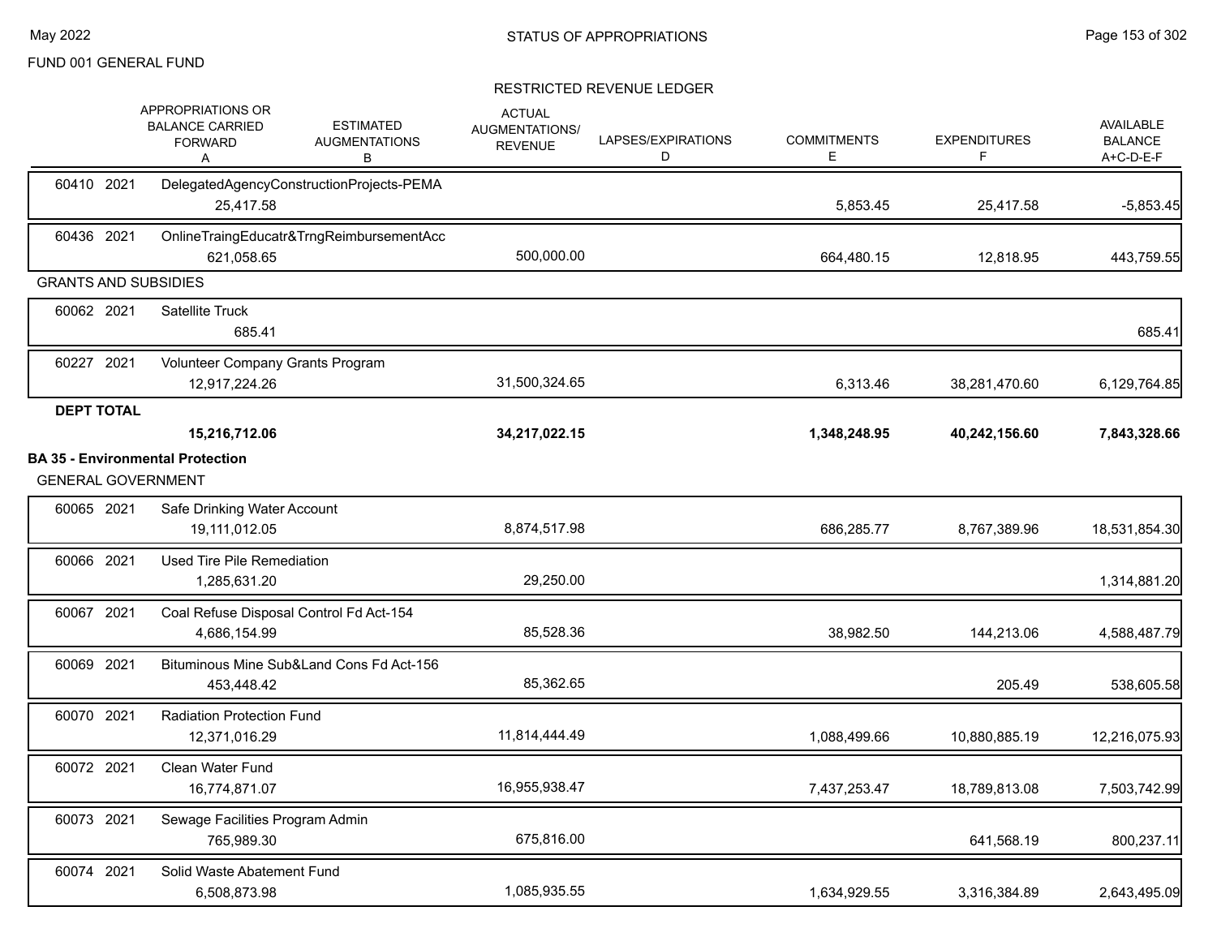FUND 001 GENERAL FUND

## STATUS OF APPROPRIATIONS

### RESTRICTED REVENUE LEDGER

| | APPROPRIATIONS OR BALANCE CARRIED FORWARD A | ESTIMATED AUGMENTATIONS B | ACTUAL AUGMENTATIONS/ REVENUE | LAPSES/EXPIRATIONS D | COMMITMENTS E | EXPENDITURES F | AVAILABLE BALANCE A+C-D-E-F |
|---|---|---|---|---|---|---|---|
| 60410 2021 DelegatedAgencyConstructionProjects-PEMA | 25,417.58 | | | | 5,853.45 | 25,417.58 | -5,853.45 |
| 60436 2021 OnlineTraingEducatr&TrngReimbursementAcc | 621,058.65 | | 500,000.00 | | 664,480.15 | 12,818.95 | 443,759.55 |
| **GRANTS AND SUBSIDIES** | | | | | | | |
| 60062 2021 Satellite Truck | 685.41 | | | | | | 685.41 |
| 60227 2021 Volunteer Company Grants Program | 12,917,224.26 | | 31,500,324.65 | | 6,313.46 | 38,281,470.60 | 6,129,764.85 |
| **DEPT TOTAL** | **15,216,712.06** | | **34,217,022.15** | | **1,348,248.95** | **40,242,156.60** | **7,843,328.66** |
| **BA 35 - Environmental Protection** | | | | | | | |
| **GENERAL GOVERNMENT** | | | | | | | |
| 60065 2021 Safe Drinking Water Account | 19,111,012.05 | | 8,874,517.98 | | 686,285.77 | 8,767,389.96 | 18,531,854.30 |
| 60066 2021 Used Tire Pile Remediation | 1,285,631.20 | | 29,250.00 | | | | 1,314,881.20 |
| 60067 2021 Coal Refuse Disposal Control Fd Act-154 | 4,686,154.99 | | 85,528.36 | | 38,982.50 | 144,213.06 | 4,588,487.79 |
| 60069 2021 Bituminous Mine Sub&Land Cons Fd Act-156 | 453,448.42 | | 85,362.65 | | | 205.49 | 538,605.58 |
| 60070 2021 Radiation Protection Fund | 12,371,016.29 | | 11,814,444.49 | | 1,088,499.66 | 10,880,885.19 | 12,216,075.93 |
| 60072 2021 Clean Water Fund | 16,774,871.07 | | 16,955,938.47 | | 7,437,253.47 | 18,789,813.08 | 7,503,742.99 |
| 60073 2021 Sewage Facilities Program Admin | 765,989.30 | | 675,816.00 | | | 641,568.19 | 800,237.11 |
| 60074 2021 Solid Waste Abatement Fund | 6,508,873.98 | | 1,085,935.55 | | 1,634,929.55 | 3,316,384.89 | 2,643,495.09 |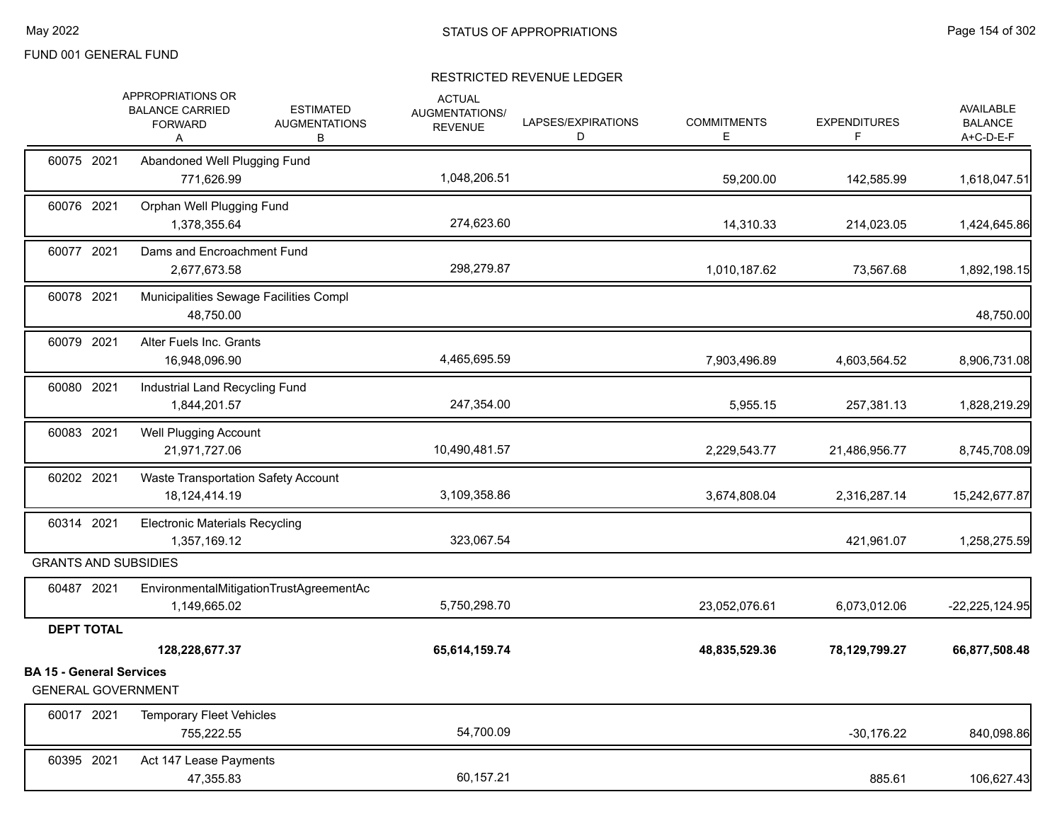FUND 001 GENERAL FUND

## RESTRICTED REVENUE LEDGER

| | APPROPRIATIONS OR BALANCE CARRIED FORWARD A | ESTIMATED AUGMENTATIONS B | ACTUAL AUGMENTATIONS/ REVENUE | LAPSES/EXPIRATIONS D | COMMITMENTS E | EXPENDITURES F | AVAILABLE BALANCE A+C-D-E-F |
|---|---|---|---|---|---|---|---|
| 60075 2021 Abandoned Well Plugging Fund | 771,626.99 | | 1,048,206.51 | | 59,200.00 | 142,585.99 | 1,618,047.51 |
| 60076 2021 Orphan Well Plugging Fund | 1,378,355.64 | | 274,623.60 | | 14,310.33 | 214,023.05 | 1,424,645.86 |
| 60077 2021 Dams and Encroachment Fund | 2,677,673.58 | | 298,279.87 | | 1,010,187.62 | 73,567.68 | 1,892,198.15 |
| 60078 2021 Municipalities Sewage Facilities Compl | 48,750.00 | | | | | | 48,750.00 |
| 60079 2021 Alter Fuels Inc. Grants | 16,948,096.90 | | 4,465,695.59 | | 7,903,496.89 | 4,603,564.52 | 8,906,731.08 |
| 60080 2021 Industrial Land Recycling Fund | 1,844,201.57 | | 247,354.00 | | 5,955.15 | 257,381.13 | 1,828,219.29 |
| 60083 2021 Well Plugging Account | 21,971,727.06 | | 10,490,481.57 | | 2,229,543.77 | 21,486,956.77 | 8,745,708.09 |
| 60202 2021 Waste Transportation Safety Account | 18,124,414.19 | | 3,109,358.86 | | 3,674,808.04 | 2,316,287.14 | 15,242,677.87 |
| 60314 2021 Electronic Materials Recycling | 1,357,169.12 | | 323,067.54 | | | 421,961.07 | 1,258,275.59 |
| **GRANTS AND SUBSIDIES** | | | | | | | |
| 60487 2021 EnvironmentalMitigationTrustAgreementAc | 1,149,665.02 | | 5,750,298.70 | | 23,052,076.61 | 6,073,012.06 | -22,225,124.95 |
| **DEPT TOTAL** | **128,228,677.37** | | **65,614,159.74** | | **48,835,529.36** | **78,129,799.27** | **66,877,508.48** |
| **BA 15 - General Services** | | | | | | | |
| GENERAL GOVERNMENT | | | | | | | |
| 60017 2021 Temporary Fleet Vehicles | 755,222.55 | | 54,700.09 | | | -30,176.22 | 840,098.86 |
| 60395 2021 Act 147 Lease Payments | 47,355.83 | | 60,157.21 | | | 885.61 | 106,627.43 |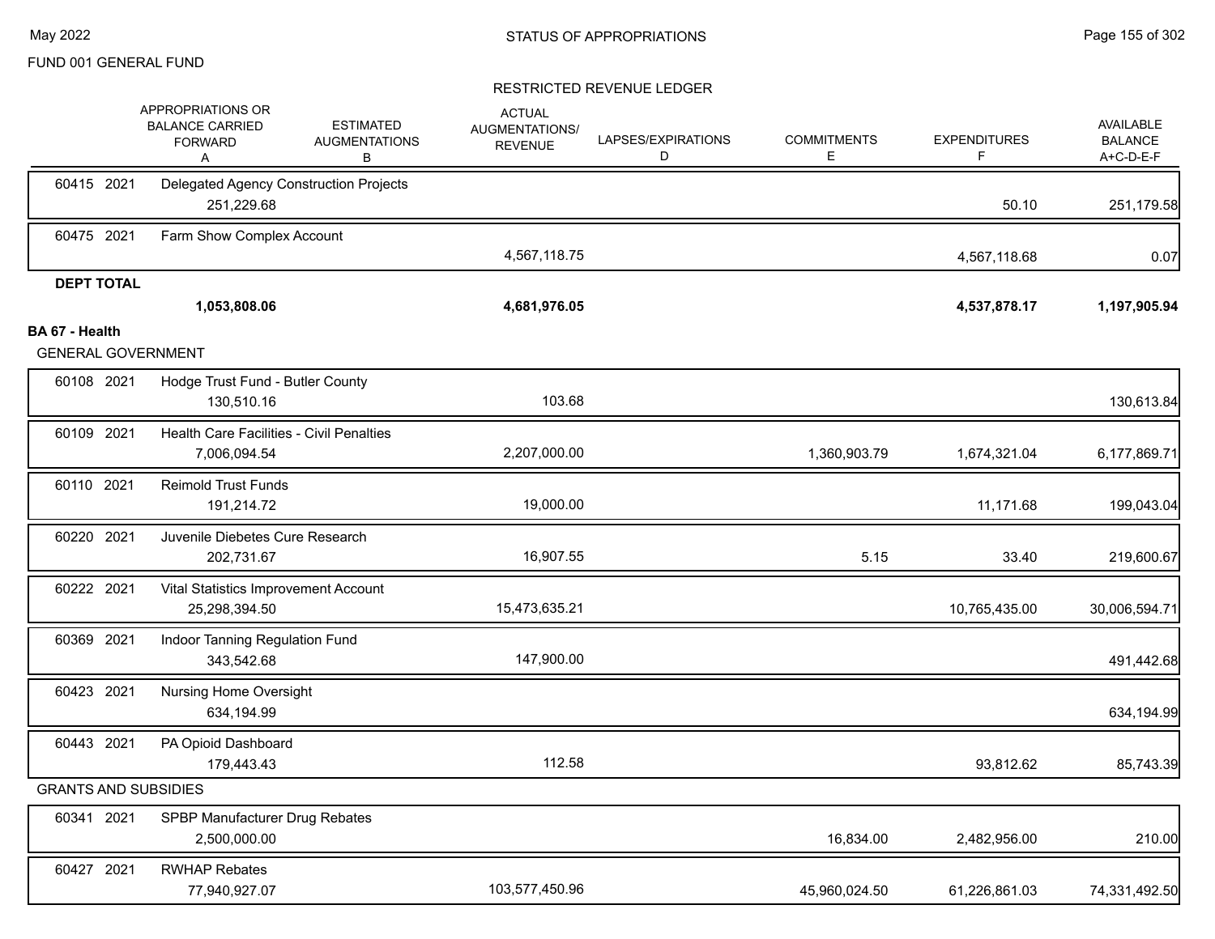FUND 001 GENERAL FUND

STATUS OF APPROPRIATIONS

RESTRICTED REVENUE LEDGER

| | APPROPRIATIONS OR BALANCE CARRIED FORWARD A | ESTIMATED AUGMENTATIONS B | ACTUAL AUGMENTATIONS/ REVENUE | LAPSES/EXPIRATIONS D | COMMITMENTS E | EXPENDITURES F | AVAILABLE BALANCE A+C-D-E-F |
|---|---|---|---|---|---|---|---|
| 60415 2021 Delegated Agency Construction Projects | 251,229.68 | | | | | 50.10 | 251,179.58 |
| 60475 2021 Farm Show Complex Account | | | 4,567,118.75 | | | 4,567,118.68 | 0.07 |
| **DEPT TOTAL** | **1,053,808.06** | | **4,681,976.05** | | | **4,537,878.17** | **1,197,905.94** |

**BA 67 - Health**

GENERAL GOVERNMENT

| | APPROPRIATIONS OR BALANCE CARRIED FORWARD A | ESTIMATED AUGMENTATIONS B | ACTUAL AUGMENTATIONS/ REVENUE | LAPSES/EXPIRATIONS D | COMMITMENTS E | EXPENDITURES F | AVAILABLE BALANCE A+C-D-E-F |
|---|---|---|---|---|---|---|---|
| 60108 2021 Hodge Trust Fund - Butler County | 130,510.16 | | 103.68 | | | | 130,613.84 |
| 60109 2021 Health Care Facilities - Civil Penalties | 7,006,094.54 | | 2,207,000.00 | | 1,360,903.79 | 1,674,321.04 | 6,177,869.71 |
| 60110 2021 Reimold Trust Funds | 191,214.72 | | 19,000.00 | | | 11,171.68 | 199,043.04 |
| 60220 2021 Juvenile Diebetes Cure Research | 202,731.67 | | 16,907.55 | | 5.15 | 33.40 | 219,600.67 |
| 60222 2021 Vital Statistics Improvement Account | 25,298,394.50 | | 15,473,635.21 | | | 10,765,435.00 | 30,006,594.71 |
| 60369 2021 Indoor Tanning Regulation Fund | 343,542.68 | | 147,900.00 | | | | 491,442.68 |
| 60423 2021 Nursing Home Oversight | 634,194.99 | | | | | | 634,194.99 |
| 60443 2021 PA Opioid Dashboard | 179,443.43 | | 112.58 | | | 93,812.62 | 85,743.39 |

GRANTS AND SUBSIDIES

| | APPROPRIATIONS OR BALANCE CARRIED FORWARD A | ESTIMATED AUGMENTATIONS B | ACTUAL AUGMENTATIONS/ REVENUE | LAPSES/EXPIRATIONS D | COMMITMENTS E | EXPENDITURES F | AVAILABLE BALANCE A+C-D-E-F |
|---|---|---|---|---|---|---|---|
| 60341 2021 SPBP Manufacturer Drug Rebates | 2,500,000.00 | | | | 16,834.00 | 2,482,956.00 | 210.00 |
| 60427 2021 RWHAP Rebates | 77,940,927.07 | | 103,577,450.96 | | 45,960,024.50 | 61,226,861.03 | 74,331,492.50 |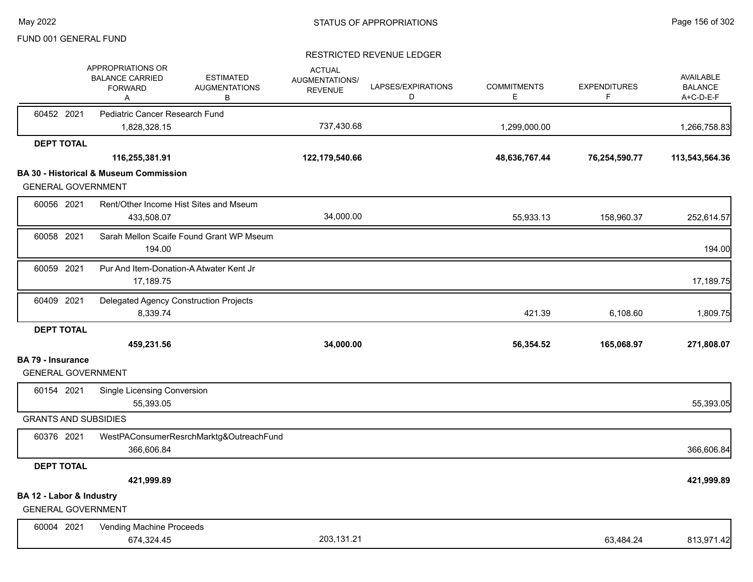FUND 001 GENERAL FUND

RESTRICTED REVENUE LEDGER

| | APPROPRIATIONS OR BALANCE CARRIED FORWARD A | ESTIMATED AUGMENTATIONS B | ACTUAL AUGMENTATIONS/ REVENUE | LAPSES/EXPIRATIONS D | COMMITMENTS E | EXPENDITURES F | AVAILABLE BALANCE A+C-D-E-F |
|---|---|---|---|---|---|---|---|
| 60452 2021 Pediatric Cancer Research Fund | 1,828,328.15 | | 737,430.68 | | 1,299,000.00 | | 1,266,758.83 |
| **DEPT TOTAL** | **116,255,381.91** | | **122,179,540.66** | | **48,636,767.44** | **76,254,590.77** | **113,543,564.36** |
| **BA 30 - Historical & Museum Commission** | | | | | | | |
| GENERAL GOVERNMENT | | | | | | | |
| 60056 2021 Rent/Other Income Hist Sites and Mseum | 433,508.07 | | 34,000.00 | | 55,933.13 | 158,960.37 | 252,614.57 |
| 60058 2021 Sarah Mellon Scaife Found Grant WP Mseum | 194.00 | | | | | | 194.00 |
| 60059 2021 Pur And Item-Donation-A Atwater Kent Jr | 17,189.75 | | | | | | 17,189.75 |
| 60409 2021 Delegated Agency Construction Projects | 8,339.74 | | | | 421.39 | 6,108.60 | 1,809.75 |
| **DEPT TOTAL** | **459,231.56** | | **34,000.00** | | **56,354.52** | **165,068.97** | **271,808.07** |
| **BA 79 - Insurance** | | | | | | | |
| GENERAL GOVERNMENT | | | | | | | |
| 60154 2021 Single Licensing Conversion | 55,393.05 | | | | | | 55,393.05 |
| GRANTS AND SUBSIDIES | | | | | | | |
| 60376 2021 WestPAConsumerResrchMarktg&OutreachFund | 366,606.84 | | | | | | 366,606.84 |
| **DEPT TOTAL** | **421,999.89** | | | | | | **421,999.89** |
| **BA 12 - Labor & Industry** | | | | | | | |
| GENERAL GOVERNMENT | | | | | | | |
| 60004 2021 Vending Machine Proceeds | 674,324.45 | | 203,131.21 | | | 63,484.24 | 813,971.42 |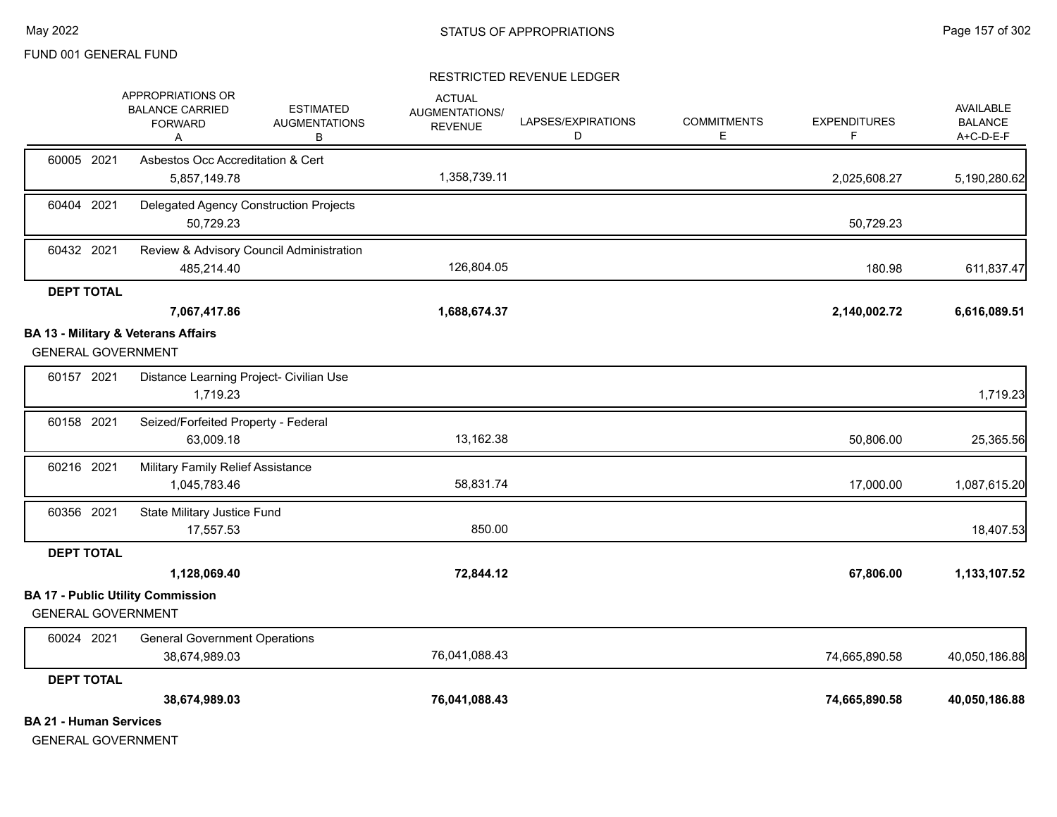FUND 001 GENERAL FUND

STATUS OF APPROPRIATIONS

RESTRICTED REVENUE LEDGER

| | APPROPRIATIONS OR BALANCE CARRIED FORWARD A | ESTIMATED AUGMENTATIONS B | ACTUAL AUGMENTATIONS/ REVENUE | LAPSES/EXPIRATIONS D | COMMITMENTS E | EXPENDITURES F | AVAILABLE BALANCE A+C-D-E-F |
|---|---|---|---|---|---|---|---|
| 60005 2021 Asbestos Occ Accreditation & Cert | 5,857,149.78 | | 1,358,739.11 | | | 2,025,608.27 | 5,190,280.62 |
| 60404 2021 Delegated Agency Construction Projects | 50,729.23 | | | | | 50,729.23 | |
| 60432 2021 Review & Advisory Council Administration | 485,214.40 | | 126,804.05 | | | 180.98 | 611,837.47 |
| **DEPT TOTAL** | **7,067,417.86** | | **1,688,674.37** | | | **2,140,002.72** | **6,616,089.51** |

**BA 13 - Military & Veterans Affairs**

GENERAL GOVERNMENT

| | APPROPRIATIONS OR BALANCE CARRIED FORWARD A | ESTIMATED AUGMENTATIONS B | ACTUAL AUGMENTATIONS/ REVENUE | LAPSES/EXPIRATIONS D | COMMITMENTS E | EXPENDITURES F | AVAILABLE BALANCE A+C-D-E-F |
|---|---|---|---|---|---|---|---|
| 60157 2021 Distance Learning Project- Civilian Use | 1,719.23 | | | | | | 1,719.23 |
| 60158 2021 Seized/Forfeited Property - Federal | 63,009.18 | | 13,162.38 | | | 50,806.00 | 25,365.56 |
| 60216 2021 Military Family Relief Assistance | 1,045,783.46 | | 58,831.74 | | | 17,000.00 | 1,087,615.20 |
| 60356 2021 State Military Justice Fund | 17,557.53 | | 850.00 | | | | 18,407.53 |
| **DEPT TOTAL** | **1,128,069.40** | | **72,844.12** | | | **67,806.00** | **1,133,107.52** |

**BA 17 - Public Utility Commission**

GENERAL GOVERNMENT

| | APPROPRIATIONS OR BALANCE CARRIED FORWARD A | ESTIMATED AUGMENTATIONS B | ACTUAL AUGMENTATIONS/ REVENUE | LAPSES/EXPIRATIONS D | COMMITMENTS E | EXPENDITURES F | AVAILABLE BALANCE A+C-D-E-F |
|---|---|---|---|---|---|---|---|
| 60024 2021 General Government Operations | 38,674,989.03 | | 76,041,088.43 | | | 74,665,890.58 | 40,050,186.88 |
| **DEPT TOTAL** | **38,674,989.03** | | **76,041,088.43** | | | **74,665,890.58** | **40,050,186.88** |

**BA 21 - Human Services**

GENERAL GOVERNMENT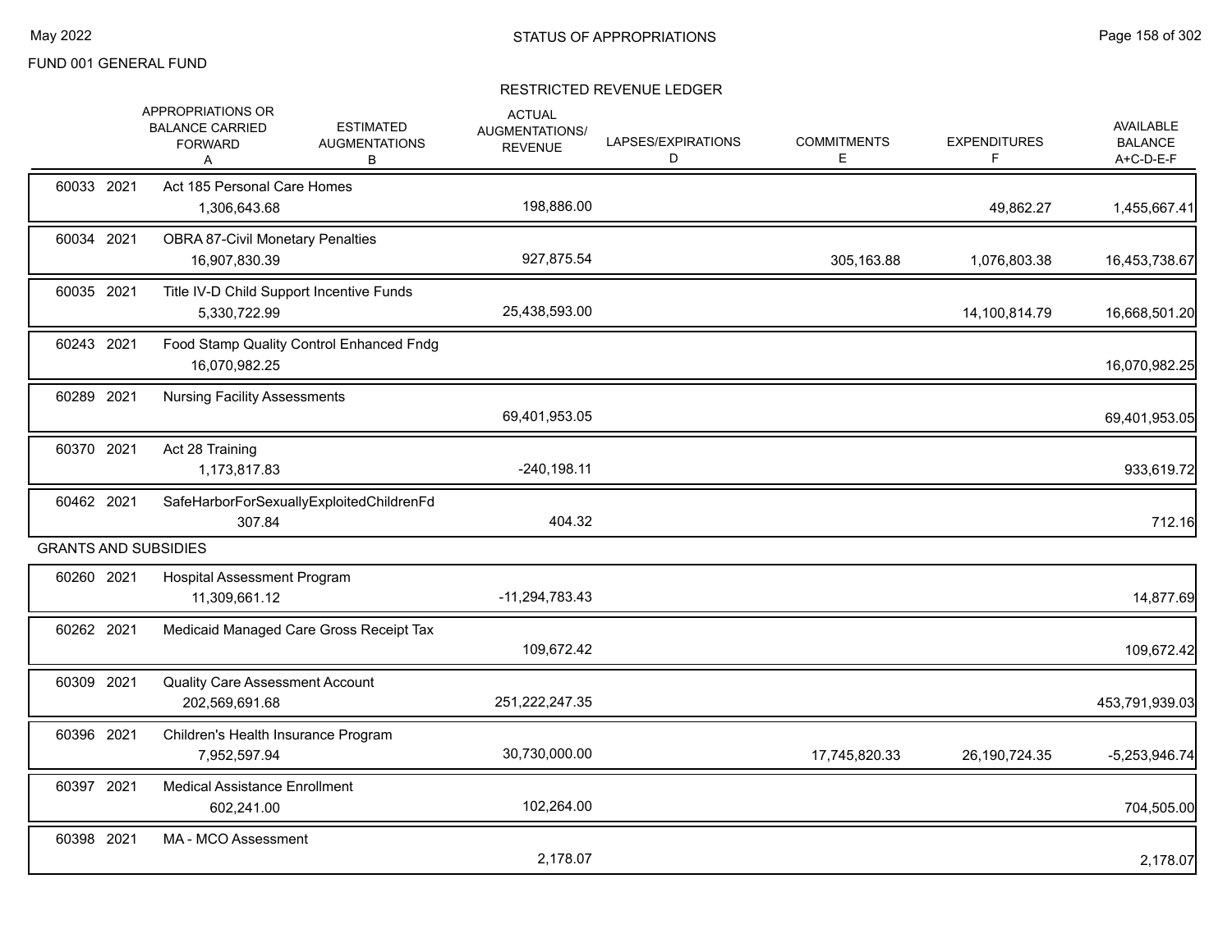FUND 001 GENERAL FUND

## STATUS OF APPROPRIATIONS

### RESTRICTED REVENUE LEDGER

| | APPROPRIATIONS OR BALANCE CARRIED FORWARD A | ESTIMATED AUGMENTATIONS B | ACTUAL AUGMENTATIONS/ REVENUE | LAPSES/EXPIRATIONS D | COMMITMENTS E | EXPENDITURES F | AVAILABLE BALANCE A+C-D-E-F |
|---|---|---|---|---|---|---|---|
| 60033 2021 Act 185 Personal Care Homes | 1,306,643.68 | | 198,886.00 | | | 49,862.27 | 1,455,667.41 |
| 60034 2021 OBRA 87-Civil Monetary Penalties | 16,907,830.39 | | 927,875.54 | | 305,163.88 | 1,076,803.38 | 16,453,738.67 |
| 60035 2021 Title IV-D Child Support Incentive Funds | 5,330,722.99 | | 25,438,593.00 | | | 14,100,814.79 | 16,668,501.20 |
| 60243 2021 Food Stamp Quality Control Enhanced Fndg | 16,070,982.25 | | | | | | 16,070,982.25 |
| 60289 2021 Nursing Facility Assessments | | | 69,401,953.05 | | | | 69,401,953.05 |
| 60370 2021 Act 28 Training | 1,173,817.83 | | -240,198.11 | | | | 933,619.72 |
| 60462 2021 SafeHarborForSexuallyExploitedChildrenFd | 307.84 | | 404.32 | | | | 712.16 |
| **GRANTS AND SUBSIDIES** | | | | | | | |
| 60260 2021 Hospital Assessment Program | 11,309,661.12 | | -11,294,783.43 | | | | 14,877.69 |
| 60262 2021 Medicaid Managed Care Gross Receipt Tax | | | 109,672.42 | | | | 109,672.42 |
| 60309 2021 Quality Care Assessment Account | 202,569,691.68 | | 251,222,247.35 | | | | 453,791,939.03 |
| 60396 2021 Children's Health Insurance Program | 7,952,597.94 | | 30,730,000.00 | | 17,745,820.33 | 26,190,724.35 | -5,253,946.74 |
| 60397 2021 Medical Assistance Enrollment | 602,241.00 | | 102,264.00 | | | | 704,505.00 |
| 60398 2021 MA - MCO Assessment | | | 2,178.07 | | | | 2,178.07 |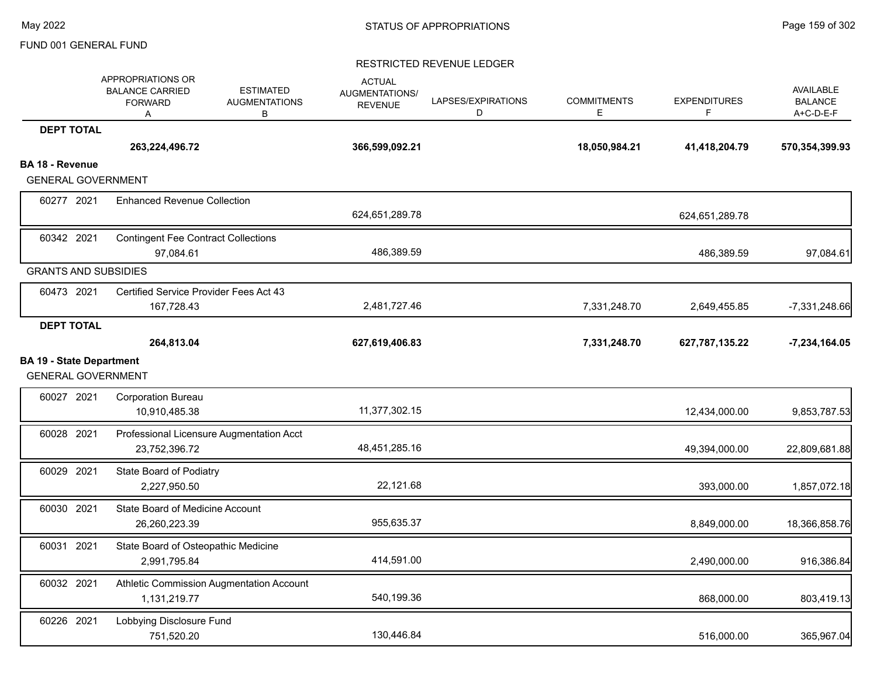FUND 001 GENERAL FUND

STATUS OF APPROPRIATIONS

RESTRICTED REVENUE LEDGER

| | APPROPRIATIONS OR BALANCE CARRIED FORWARD A | ESTIMATED AUGMENTATIONS B | ACTUAL AUGMENTATIONS/ REVENUE | LAPSES/EXPIRATIONS D | COMMITMENTS E | EXPENDITURES F | AVAILABLE BALANCE A+C-D-E-F |
|---|---|---|---|---|---|---|---|
| **DEPT TOTAL** | **263,224,496.72** | | **366,599,092.21** | | **18,050,984.21** | **41,418,204.79** | **570,354,399.93** |
| **BA 18 - Revenue** | | | | | | | |
| GENERAL GOVERNMENT | | | | | | | |
| 60277 2021 Enhanced Revenue Collection | | | 624,651,289.78 | | | 624,651,289.78 | |
| 60342 2021 Contingent Fee Contract Collections | 97,084.61 | | 486,389.59 | | | 486,389.59 | 97,084.61 |
| GRANTS AND SUBSIDIES | | | | | | | |
| 60473 2021 Certified Service Provider Fees Act 43 | 167,728.43 | | 2,481,727.46 | | 7,331,248.70 | 2,649,455.85 | -7,331,248.66 |
| **DEPT TOTAL** | **264,813.04** | | **627,619,406.83** | | **7,331,248.70** | **627,787,135.22** | **-7,234,164.05** |
| **BA 19 - State Department** | | | | | | | |
| GENERAL GOVERNMENT | | | | | | | |
| 60027 2021 Corporation Bureau | 10,910,485.38 | | 11,377,302.15 | | | 12,434,000.00 | 9,853,787.53 |
| 60028 2021 Professional Licensure Augmentation Acct | 23,752,396.72 | | 48,451,285.16 | | | 49,394,000.00 | 22,809,681.88 |
| 60029 2021 State Board of Podiatry | 2,227,950.50 | | 22,121.68 | | | 393,000.00 | 1,857,072.18 |
| 60030 2021 State Board of Medicine Account | 26,260,223.39 | | 955,635.37 | | | 8,849,000.00 | 18,366,858.76 |
| 60031 2021 State Board of Osteopathic Medicine | 2,991,795.84 | | 414,591.00 | | | 2,490,000.00 | 916,386.84 |
| 60032 2021 Athletic Commission Augmentation Account | 1,131,219.77 | | 540,199.36 | | | 868,000.00 | 803,419.13 |
| 60226 2021 Lobbying Disclosure Fund | 751,520.20 | | 130,446.84 | | | 516,000.00 | 365,967.04 |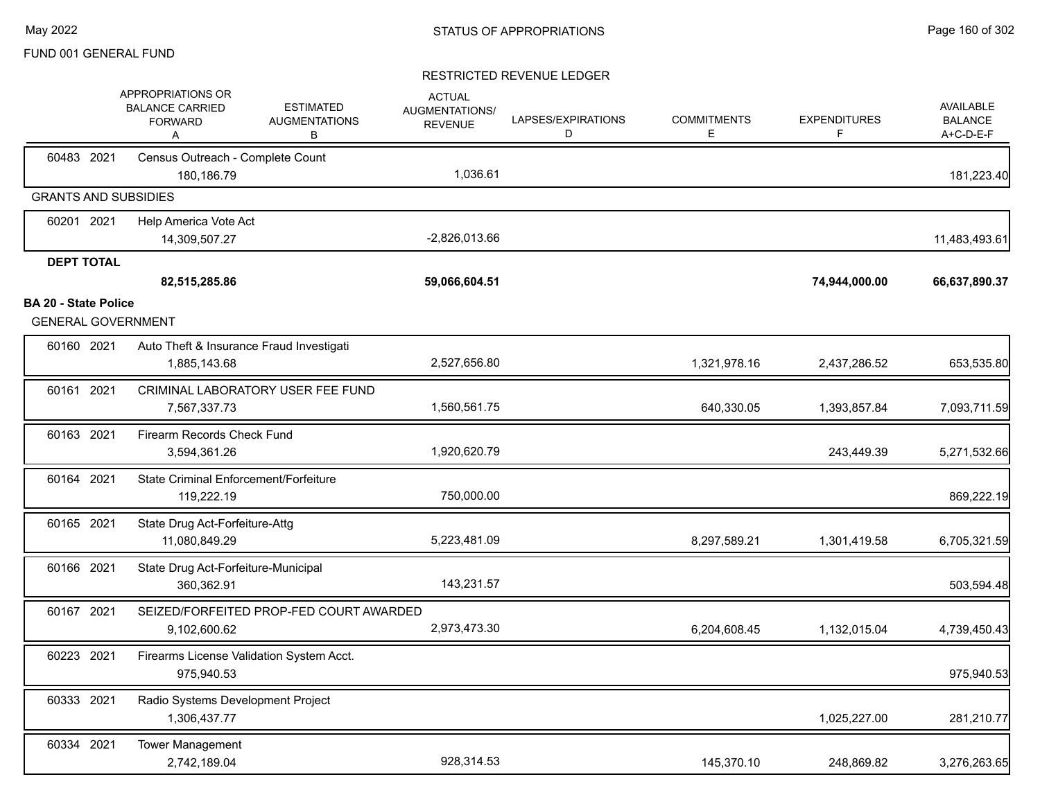FUND 001 GENERAL FUND

RESTRICTED REVENUE LEDGER

| | APPROPRIATIONS OR BALANCE CARRIED FORWARD A | ESTIMATED AUGMENTATIONS B | ACTUAL AUGMENTATIONS/ REVENUE | LAPSES/EXPIRATIONS D | COMMITMENTS E | EXPENDITURES F | AVAILABLE BALANCE A+C-D-E-F |
|---|---|---|---|---|---|---|---|
| 60483 2021 Census Outreach - Complete Count | 180,186.79 | | 1,036.61 | | | | 181,223.40 |
| **GRANTS AND SUBSIDIES** | | | | | | | |
| 60201 2021 Help America Vote Act | 14,309,507.27 | | -2,826,013.66 | | | | 11,483,493.61 |
| **DEPT TOTAL** | **82,515,285.86** | | **59,066,604.51** | | | **74,944,000.00** | **66,637,890.37** |
| **BA 20 - State Police** | | | | | | | |
| GENERAL GOVERNMENT | | | | | | | |
| 60160 2021 Auto Theft & Insurance Fraud Investigati | 1,885,143.68 | | 2,527,656.80 | | 1,321,978.16 | 2,437,286.52 | 653,535.80 |
| 60161 2021 CRIMINAL LABORATORY USER FEE FUND | 7,567,337.73 | | 1,560,561.75 | | 640,330.05 | 1,393,857.84 | 7,093,711.59 |
| 60163 2021 Firearm Records Check Fund | 3,594,361.26 | | 1,920,620.79 | | | 243,449.39 | 5,271,532.66 |
| 60164 2021 State Criminal Enforcement/Forfeiture | 119,222.19 | | 750,000.00 | | | | 869,222.19 |
| 60165 2021 State Drug Act-Forfeiture-Attg | 11,080,849.29 | | 5,223,481.09 | | 8,297,589.21 | 1,301,419.58 | 6,705,321.59 |
| 60166 2021 State Drug Act-Forfeiture-Municipal | 360,362.91 | | 143,231.57 | | | | 503,594.48 |
| 60167 2021 SEIZED/FORFEITED PROP-FED COURT AWARDED | 9,102,600.62 | | 2,973,473.30 | | 6,204,608.45 | 1,132,015.04 | 4,739,450.43 |
| 60223 2021 Firearms License Validation System Acct. | 975,940.53 | | | | | | 975,940.53 |
| 60333 2021 Radio Systems Development Project | 1,306,437.77 | | | | | 1,025,227.00 | 281,210.77 |
| 60334 2021 Tower Management | 2,742,189.04 | | 928,314.53 | | 145,370.10 | 248,869.82 | 3,276,263.65 |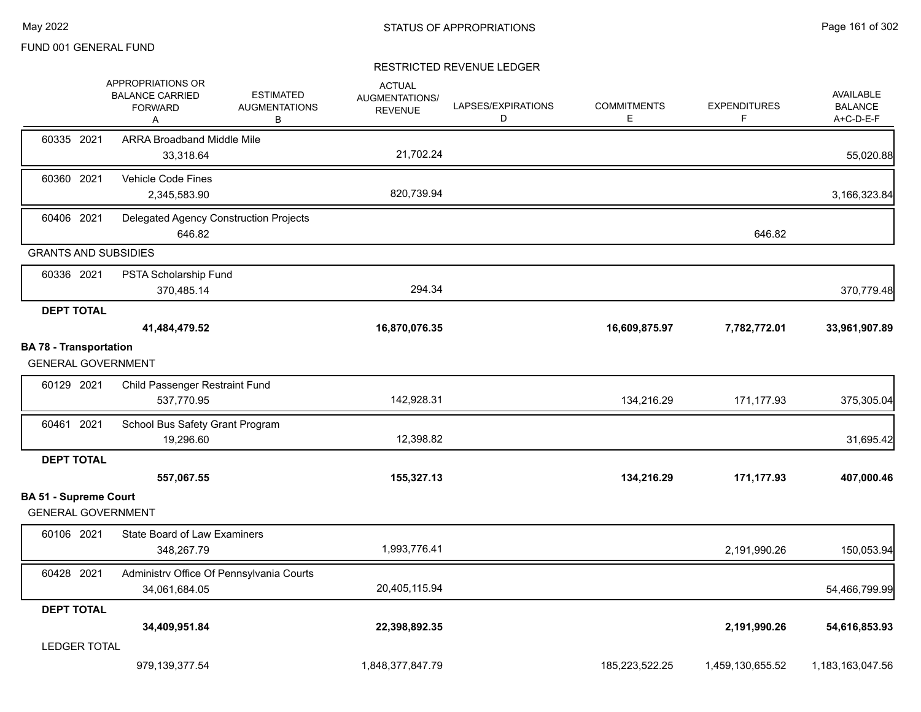FUND 001 GENERAL FUND

## STATUS OF APPROPRIATIONS

### RESTRICTED REVENUE LEDGER

| | APPROPRIATIONS OR BALANCE CARRIED FORWARD A | ESTIMATED AUGMENTATIONS B | ACTUAL AUGMENTATIONS/ REVENUE | LAPSES/EXPIRATIONS D | COMMITMENTS E | EXPENDITURES F | AVAILABLE BALANCE A+C-D-E-F |
|---|---|---|---|---|---|---|---|
| 60335 2021 ARRA Broadband Middle Mile | 33,318.64 | | 21,702.24 | | | | 55,020.88 |
| 60360 2021 Vehicle Code Fines | 2,345,583.90 | | 820,739.94 | | | | 3,166,323.84 |
| 60406 2021 Delegated Agency Construction Projects | 646.82 | | | | | 646.82 | |
| **GRANTS AND SUBSIDIES** | | | | | | | |
| 60336 2021 PSTA Scholarship Fund | 370,485.14 | | 294.34 | | | | 370,779.48 |
| **DEPT TOTAL** | **41,484,479.52** | | **16,870,076.35** | | **16,609,875.97** | **7,782,772.01** | **33,961,907.89** |
| **BA 78 - Transportation** | | | | | | | |
| GENERAL GOVERNMENT | | | | | | | |
| 60129 2021 Child Passenger Restraint Fund | 537,770.95 | | 142,928.31 | | 134,216.29 | 171,177.93 | 375,305.04 |
| 60461 2021 School Bus Safety Grant Program | 19,296.60 | | 12,398.82 | | | | 31,695.42 |
| **DEPT TOTAL** | **557,067.55** | | **155,327.13** | | **134,216.29** | **171,177.93** | **407,000.46** |
| **BA 51 - Supreme Court** | | | | | | | |
| GENERAL GOVERNMENT | | | | | | | |
| 60106 2021 State Board of Law Examiners | 348,267.79 | | 1,993,776.41 | | | 2,191,990.26 | 150,053.94 |
| 60428 2021 Administrv Office Of Pennsylvania Courts | 34,061,684.05 | | 20,405,115.94 | | | | 54,466,799.99 |
| **DEPT TOTAL** | **34,409,951.84** | | **22,398,892.35** | | | **2,191,990.26** | **54,616,853.93** |
| LEDGER TOTAL | 979,139,377.54 | | 1,848,377,847.79 | | 185,223,522.25 | 1,459,130,655.52 | 1,183,163,047.56 |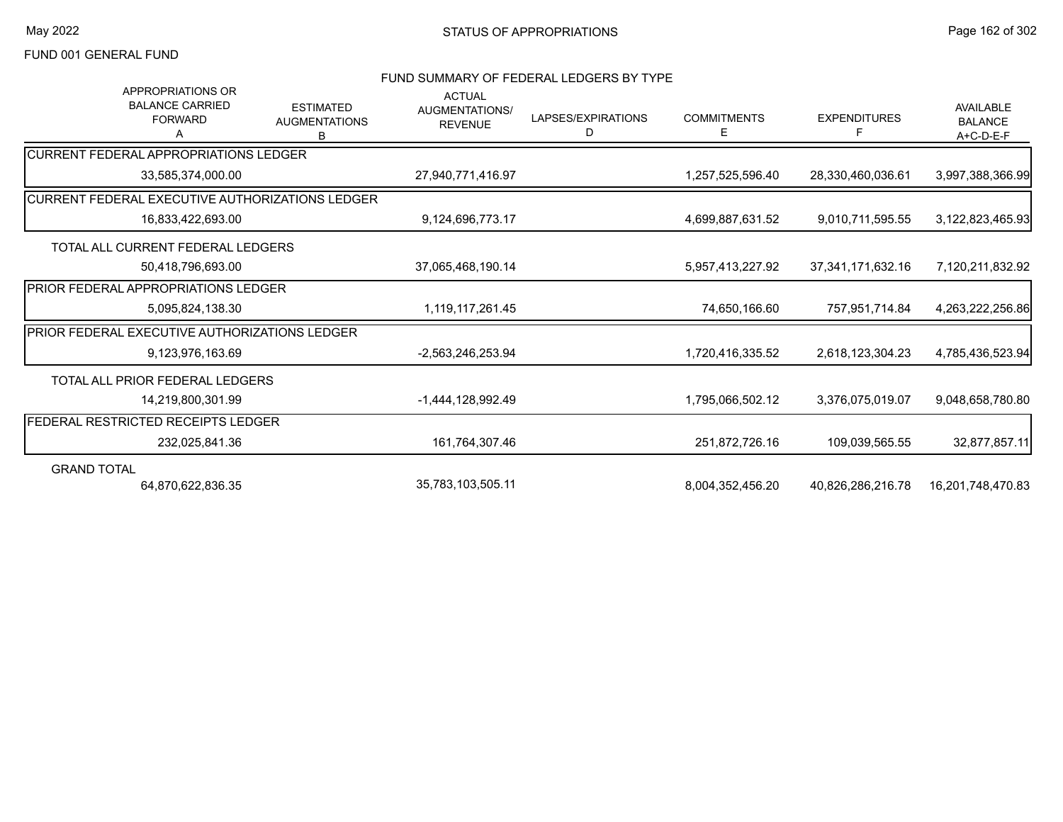FUND 001 GENERAL FUND

## STATUS OF APPROPRIATIONS

### FUND SUMMARY OF FEDERAL LEDGERS BY TYPE

| | APPROPRIATIONS OR BALANCE CARRIED FORWARD A | ESTIMATED AUGMENTATIONS B | ACTUAL AUGMENTATIONS/ REVENUE | LAPSES/EXPIRATIONS D | COMMITMENTS E | EXPENDITURES F | AVAILABLE BALANCE A+C-D-E-F |
|---|---|---|---|---|---|---|---|
| CURRENT FEDERAL APPROPRIATIONS LEDGER | 33,585,374,000.00 | | 27,940,771,416.97 | | 1,257,525,596.40 | 28,330,460,036.61 | 3,997,388,366.99 |
| CURRENT FEDERAL EXECUTIVE AUTHORIZATIONS LEDGER | 16,833,422,693.00 | | 9,124,696,773.17 | | 4,699,887,631.52 | 9,010,711,595.55 | 3,122,823,465.93 |
| TOTAL ALL CURRENT FEDERAL LEDGERS | 50,418,796,693.00 | | 37,065,468,190.14 | | 5,957,413,227.92 | 37,341,171,632.16 | 7,120,211,832.92 |
| PRIOR FEDERAL APPROPRIATIONS LEDGER | 5,095,824,138.30 | | 1,119,117,261.45 | | 74,650,166.60 | 757,951,714.84 | 4,263,222,256.86 |
| PRIOR FEDERAL EXECUTIVE AUTHORIZATIONS LEDGER | 9,123,976,163.69 | | -2,563,246,253.94 | | 1,720,416,335.52 | 2,618,123,304.23 | 4,785,436,523.94 |
| TOTAL ALL PRIOR FEDERAL LEDGERS | 14,219,800,301.99 | | -1,444,128,992.49 | | 1,795,066,502.12 | 3,376,075,019.07 | 9,048,658,780.80 |
| FEDERAL RESTRICTED RECEIPTS LEDGER | 232,025,841.36 | | 161,764,307.46 | | 251,872,726.16 | 109,039,565.55 | 32,877,857.11 |
| GRAND TOTAL | 64,870,622,836.35 | | 35,783,103,505.11 | | 8,004,352,456.20 | 40,826,286,216.78 | 16,201,748,470.83 |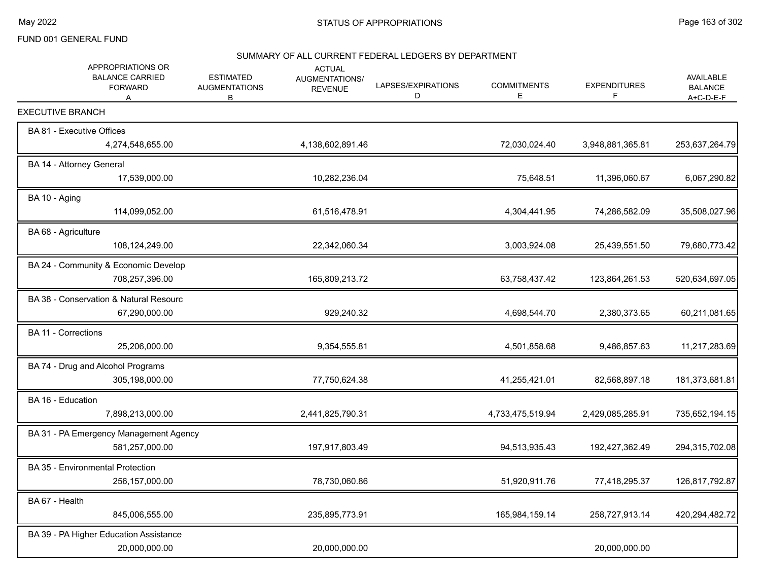FUND 001 GENERAL FUND

## SUMMARY OF ALL CURRENT FEDERAL LEDGERS BY DEPARTMENT

| | APPROPRIATIONS OR BALANCE CARRIED FORWARD A | ESTIMATED AUGMENTATIONS B | ACTUAL AUGMENTATIONS/ REVENUE | LAPSES/EXPIRATIONS D | COMMITMENTS E | EXPENDITURES F | AVAILABLE BALANCE A+C-D-E-F |
|---|---|---|---|---|---|---|---|
| **EXECUTIVE BRANCH** | | | | | | | |
| BA 81 - Executive Offices | 4,274,548,655.00 | | 4,138,602,891.46 | | 72,030,024.40 | 3,948,881,365.81 | 253,637,264.79 |
| BA 14 - Attorney General | 17,539,000.00 | | 10,282,236.04 | | 75,648.51 | 11,396,060.67 | 6,067,290.82 |
| BA 10 - Aging | 114,099,052.00 | | 61,516,478.91 | | 4,304,441.95 | 74,286,582.09 | 35,508,027.96 |
| BA 68 - Agriculture | 108,124,249.00 | | 22,342,060.34 | | 3,003,924.08 | 25,439,551.50 | 79,680,773.42 |
| BA 24 - Community & Economic Develop | 708,257,396.00 | | 165,809,213.72 | | 63,758,437.42 | 123,864,261.53 | 520,634,697.05 |
| BA 38 - Conservation & Natural Resourc | 67,290,000.00 | | 929,240.32 | | 4,698,544.70 | 2,380,373.65 | 60,211,081.65 |
| BA 11 - Corrections | 25,206,000.00 | | 9,354,555.81 | | 4,501,858.68 | 9,486,857.63 | 11,217,283.69 |
| BA 74 - Drug and Alcohol Programs | 305,198,000.00 | | 77,750,624.38 | | 41,255,421.01 | 82,568,897.18 | 181,373,681.81 |
| BA 16 - Education | 7,898,213,000.00 | | 2,441,825,790.31 | | 4,733,475,519.94 | 2,429,085,285.91 | 735,652,194.15 |
| BA 31 - PA Emergency Management Agency | 581,257,000.00 | | 197,917,803.49 | | 94,513,935.43 | 192,427,362.49 | 294,315,702.08 |
| BA 35 - Environmental Protection | 256,157,000.00 | | 78,730,060.86 | | 51,920,911.76 | 77,418,295.37 | 126,817,792.87 |
| BA 67 - Health | 845,006,555.00 | | 235,895,773.91 | | 165,984,159.14 | 258,727,913.14 | 420,294,482.72 |
| BA 39 - PA Higher Education Assistance | 20,000,000.00 | | 20,000,000.00 | | | 20,000,000.00 | |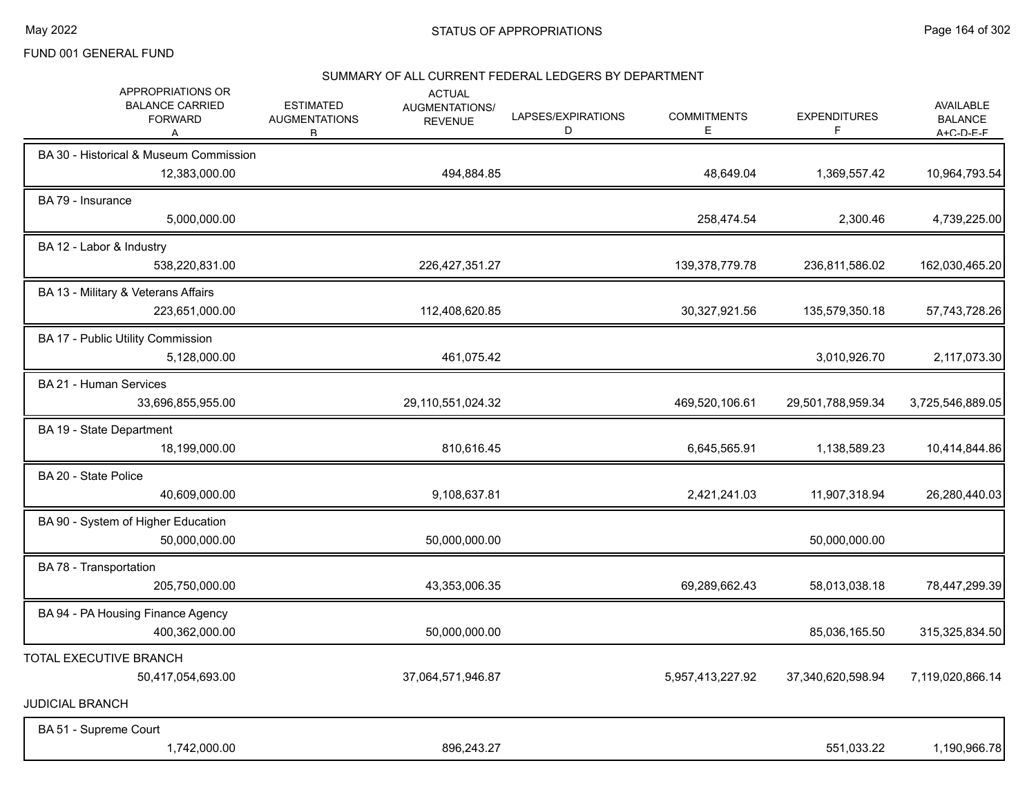FUND 001 GENERAL FUND

## SUMMARY OF ALL CURRENT FEDERAL LEDGERS BY DEPARTMENT

| APPROPRIATIONS OR BALANCE CARRIED FORWARD A | ESTIMATED AUGMENTATIONS B | ACTUAL AUGMENTATIONS/ REVENUE | LAPSES/EXPIRATIONS D | COMMITMENTS E | EXPENDITURES F | AVAILABLE BALANCE A+C-D-E-F |
|---|---|---|---|---|---|---|
| **BA 30 - Historical & Museum Commission** | | | | | | |
| 12,383,000.00 | | 494,884.85 | | 48,649.04 | 1,369,557.42 | 10,964,793.54 |
| **BA 79 - Insurance** | | | | | | |
| 5,000,000.00 | | | | 258,474.54 | 2,300.46 | 4,739,225.00 |
| **BA 12 - Labor & Industry** | | | | | | |
| 538,220,831.00 | | 226,427,351.27 | | 139,378,779.78 | 236,811,586.02 | 162,030,465.20 |
| **BA 13 - Military & Veterans Affairs** | | | | | | |
| 223,651,000.00 | | 112,408,620.85 | | 30,327,921.56 | 135,579,350.18 | 57,743,728.26 |
| **BA 17 - Public Utility Commission** | | | | | | |
| 5,128,000.00 | | 461,075.42 | | | 3,010,926.70 | 2,117,073.30 |
| **BA 21 - Human Services** | | | | | | |
| 33,696,855,955.00 | | 29,110,551,024.32 | | 469,520,106.61 | 29,501,788,959.34 | 3,725,546,889.05 |
| **BA 19 - State Department** | | | | | | |
| 18,199,000.00 | | 810,616.45 | | 6,645,565.91 | 1,138,589.23 | 10,414,844.86 |
| **BA 20 - State Police** | | | | | | |
| 40,609,000.00 | | 9,108,637.81 | | 2,421,241.03 | 11,907,318.94 | 26,280,440.03 |
| **BA 90 - System of Higher Education** | | | | | | |
| 50,000,000.00 | | 50,000,000.00 | | | 50,000,000.00 | |
| **BA 78 - Transportation** | | | | | | |
| 205,750,000.00 | | 43,353,006.35 | | 69,289,662.43 | 58,013,038.18 | 78,447,299.39 |
| **BA 94 - PA Housing Finance Agency** | | | | | | |
| 400,362,000.00 | | 50,000,000.00 | | | 85,036,165.50 | 315,325,834.50 |
| **TOTAL EXECUTIVE BRANCH** | | | | | | |
| 50,417,054,693.00 | | 37,064,571,946.87 | | 5,957,413,227.92 | 37,340,620,598.94 | 7,119,020,866.14 |
| **JUDICIAL BRANCH** | | | | | | |
| **BA 51 - Supreme Court** | | | | | | |
| 1,742,000.00 | | 896,243.27 | | | 551,033.22 | 1,190,966.78 |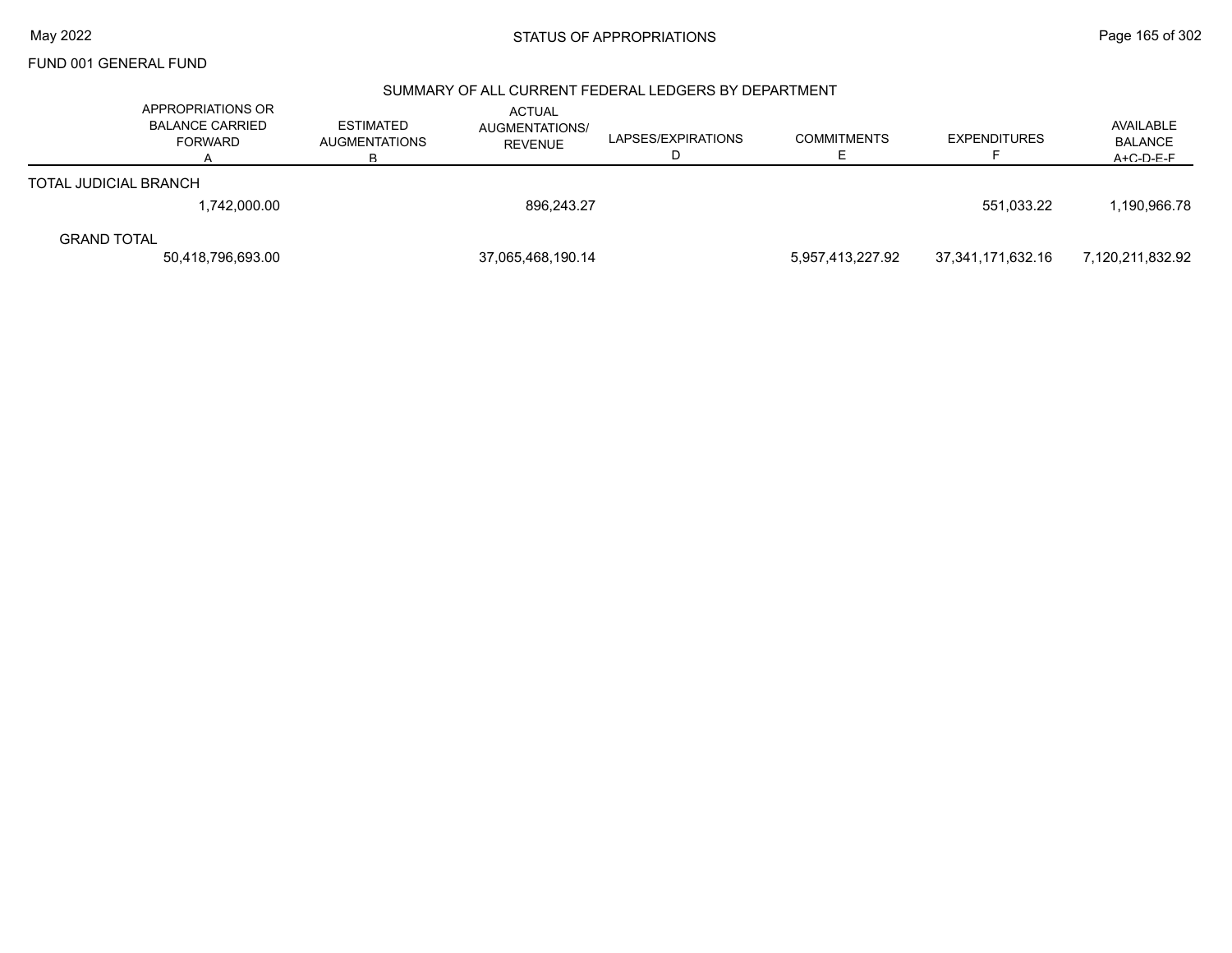FUND 001 GENERAL FUND

## SUMMARY OF ALL CURRENT FEDERAL LEDGERS BY DEPARTMENT

| | APPROPRIATIONS OR BALANCE CARRIED FORWARD A | ESTIMATED AUGMENTATIONS B | ACTUAL AUGMENTATIONS/ REVENUE | LAPSES/EXPIRATIONS D | COMMITMENTS E | EXPENDITURES F | AVAILABLE BALANCE A+C-D-E-F |
|---|---|---|---|---|---|---|---|
| TOTAL JUDICIAL BRANCH | 1,742,000.00 | | 896,243.27 | | | 551,033.22 | 1,190,966.78 |
| GRAND TOTAL | 50,418,796,693.00 | | 37,065,468,190.14 | | 5,957,413,227.92 | 37,341,171,632.16 | 7,120,211,832.92 |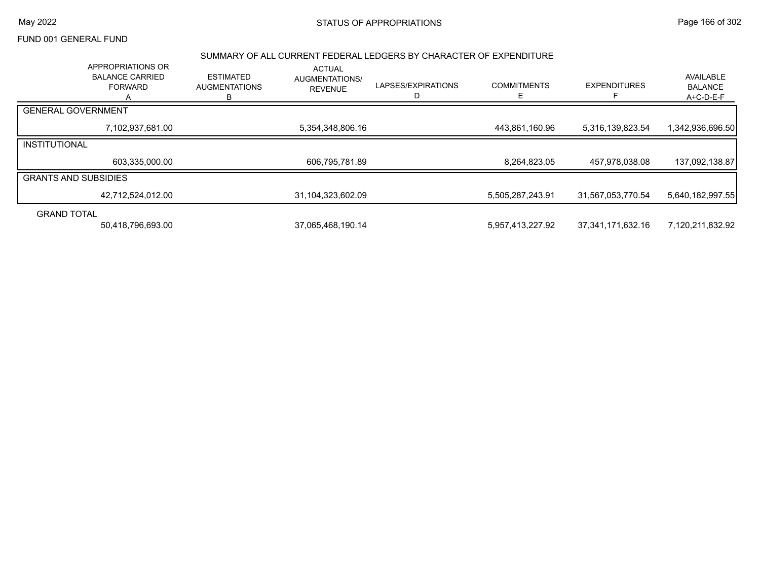STATUS OF APPROPRIATIONS

FUND 001 GENERAL FUND

May 2022

## SUMMARY OF ALL CURRENT FEDERAL LEDGERS BY CHARACTER OF EXPENDITURE

| | APPROPRIATIONS OR BALANCE CARRIED FORWARD A | ESTIMATED AUGMENTATIONS B | ACTUAL AUGMENTATIONS/ REVENUE | LAPSES/EXPIRATIONS D | COMMITMENTS E | EXPENDITURES F | AVAILABLE BALANCE A+C-D-E-F |
|---|---|---|---|---|---|---|---|
| GENERAL GOVERNMENT | | | | | | | |
| | 7,102,937,681.00 | | 5,354,348,806.16 | | 443,861,160.96 | 5,316,139,823.54 | 1,342,936,696.50 |
| INSTITUTIONAL | | | | | | | |
| | 603,335,000.00 | | 606,795,781.89 | | 8,264,823.05 | 457,978,038.08 | 137,092,138.87 |
| GRANTS AND SUBSIDIES | | | | | | | |
| | 42,712,524,012.00 | | 31,104,323,602.09 | | 5,505,287,243.91 | 31,567,053,770.54 | 5,640,182,997.55 |
| GRAND TOTAL | | | | | | | |
| | 50,418,796,693.00 | | 37,065,468,190.14 | | 5,957,413,227.92 | 37,341,171,632.16 | 7,120,211,832.92 |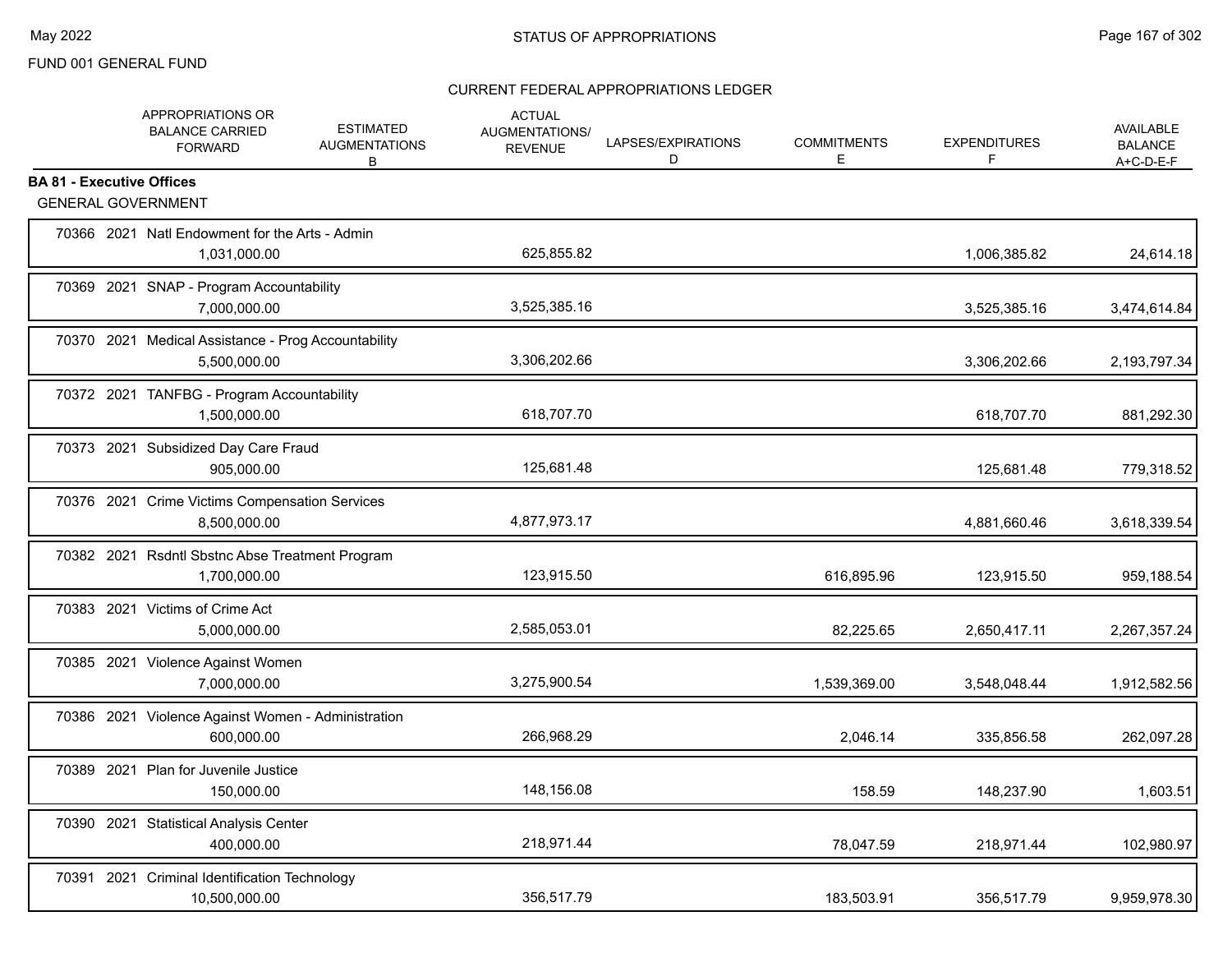FUND 001 GENERAL FUND

CURRENT FEDERAL APPROPRIATIONS LEDGER

## BA 81 - Executive Offices

GENERAL GOVERNMENT

| | APPROPRIATIONS OR BALANCE CARRIED FORWARD | ESTIMATED AUGMENTATIONS B | ACTUAL AUGMENTATIONS/ REVENUE | LAPSES/EXPIRATIONS D | COMMITMENTS E | EXPENDITURES F | AVAILABLE BALANCE A+C-D-E-F |
|---|---|---|---|---|---|---|---|
| 70366 2021 Natl Endowment for the Arts - Admin | 1,031,000.00 | | 625,855.82 | | | 1,006,385.82 | 24,614.18 |
| 70369 2021 SNAP - Program Accountability | 7,000,000.00 | | 3,525,385.16 | | | 3,525,385.16 | 3,474,614.84 |
| 70370 2021 Medical Assistance - Prog Accountability | 5,500,000.00 | | 3,306,202.66 | | | 3,306,202.66 | 2,193,797.34 |
| 70372 2021 TANFBG - Program Accountability | 1,500,000.00 | | 618,707.70 | | | 618,707.70 | 881,292.30 |
| 70373 2021 Subsidized Day Care Fraud | 905,000.00 | | 125,681.48 | | | 125,681.48 | 779,318.52 |
| 70376 2021 Crime Victims Compensation Services | 8,500,000.00 | | 4,877,973.17 | | | 4,881,660.46 | 3,618,339.54 |
| 70382 2021 Rsdntl Sbstnc Abse Treatment Program | 1,700,000.00 | | 123,915.50 | | 616,895.96 | 123,915.50 | 959,188.54 |
| 70383 2021 Victims of Crime Act | 5,000,000.00 | | 2,585,053.01 | | 82,225.65 | 2,650,417.11 | 2,267,357.24 |
| 70385 2021 Violence Against Women | 7,000,000.00 | | 3,275,900.54 | | 1,539,369.00 | 3,548,048.44 | 1,912,582.56 |
| 70386 2021 Violence Against Women - Administration | 600,000.00 | | 266,968.29 | | 2,046.14 | 335,856.58 | 262,097.28 |
| 70389 2021 Plan for Juvenile Justice | 150,000.00 | | 148,156.08 | | 158.59 | 148,237.90 | 1,603.51 |
| 70390 2021 Statistical Analysis Center | 400,000.00 | | 218,971.44 | | 78,047.59 | 218,971.44 | 102,980.97 |
| 70391 2021 Criminal Identification Technology | 10,500,000.00 | | 356,517.79 | | 183,503.91 | 356,517.79 | 9,959,978.30 |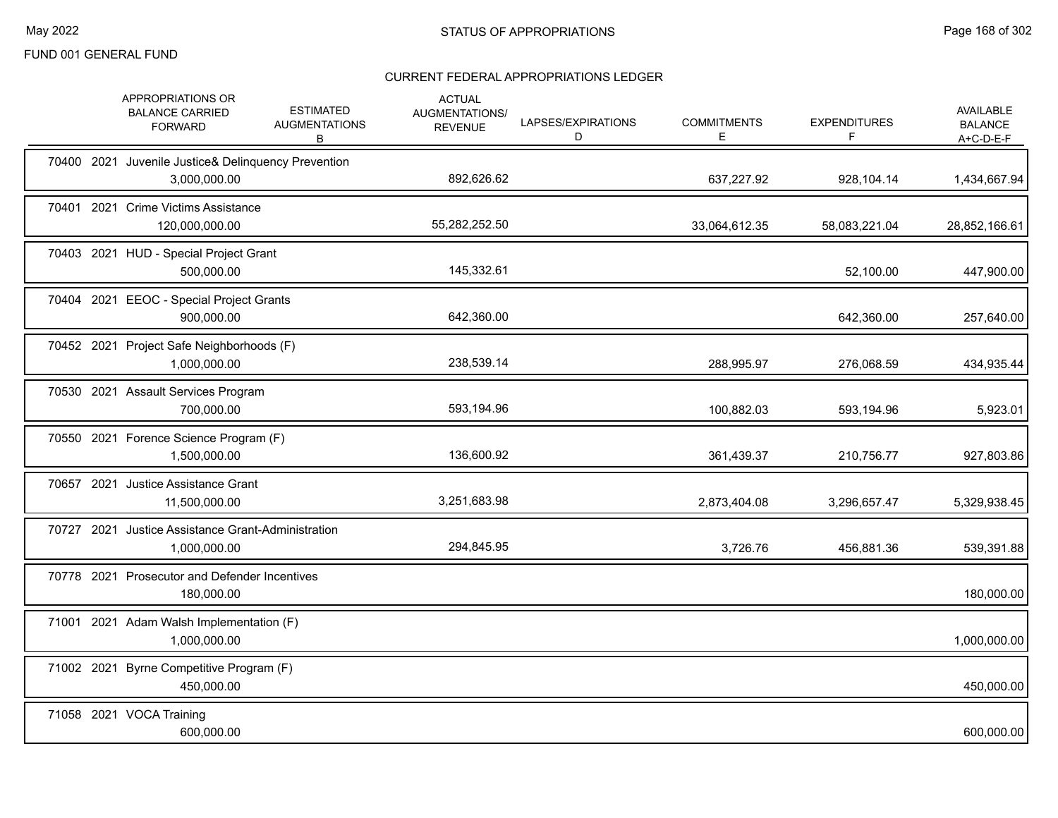FUND 001 GENERAL FUND

## STATUS OF APPROPRIATIONS

### CURRENT FEDERAL APPROPRIATIONS LEDGER

| | APPROPRIATIONS OR BALANCE CARRIED FORWARD | ESTIMATED AUGMENTATIONS B | ACTUAL AUGMENTATIONS/ REVENUE | LAPSES/EXPIRATIONS D | COMMITMENTS E | EXPENDITURES F | AVAILABLE BALANCE A+C-D-E-F |
|---|---|---|---|---|---|---|---|
| 70400 2021 Juvenile Justice& Delinquency Prevention | 3,000,000.00 | | 892,626.62 | | 637,227.92 | 928,104.14 | 1,434,667.94 |
| 70401 2021 Crime Victims Assistance | 120,000,000.00 | | 55,282,252.50 | | 33,064,612.35 | 58,083,221.04 | 28,852,166.61 |
| 70403 2021 HUD - Special Project Grant | 500,000.00 | | 145,332.61 | | | 52,100.00 | 447,900.00 |
| 70404 2021 EEOC - Special Project Grants | 900,000.00 | | 642,360.00 | | | 642,360.00 | 257,640.00 |
| 70452 2021 Project Safe Neighborhoods (F) | 1,000,000.00 | | 238,539.14 | | 288,995.97 | 276,068.59 | 434,935.44 |
| 70530 2021 Assault Services Program | 700,000.00 | | 593,194.96 | | 100,882.03 | 593,194.96 | 5,923.01 |
| 70550 2021 Forence Science Program (F) | 1,500,000.00 | | 136,600.92 | | 361,439.37 | 210,756.77 | 927,803.86 |
| 70657 2021 Justice Assistance Grant | 11,500,000.00 | | 3,251,683.98 | | 2,873,404.08 | 3,296,657.47 | 5,329,938.45 |
| 70727 2021 Justice Assistance Grant-Administration | 1,000,000.00 | | 294,845.95 | | 3,726.76 | 456,881.36 | 539,391.88 |
| 70778 2021 Prosecutor and Defender Incentives | 180,000.00 | | | | | | 180,000.00 |
| 71001 2021 Adam Walsh Implementation (F) | 1,000,000.00 | | | | | | 1,000,000.00 |
| 71002 2021 Byrne Competitive Program (F) | 450,000.00 | | | | | | 450,000.00 |
| 71058 2021 VOCA Training | 600,000.00 | | | | | | 600,000.00 |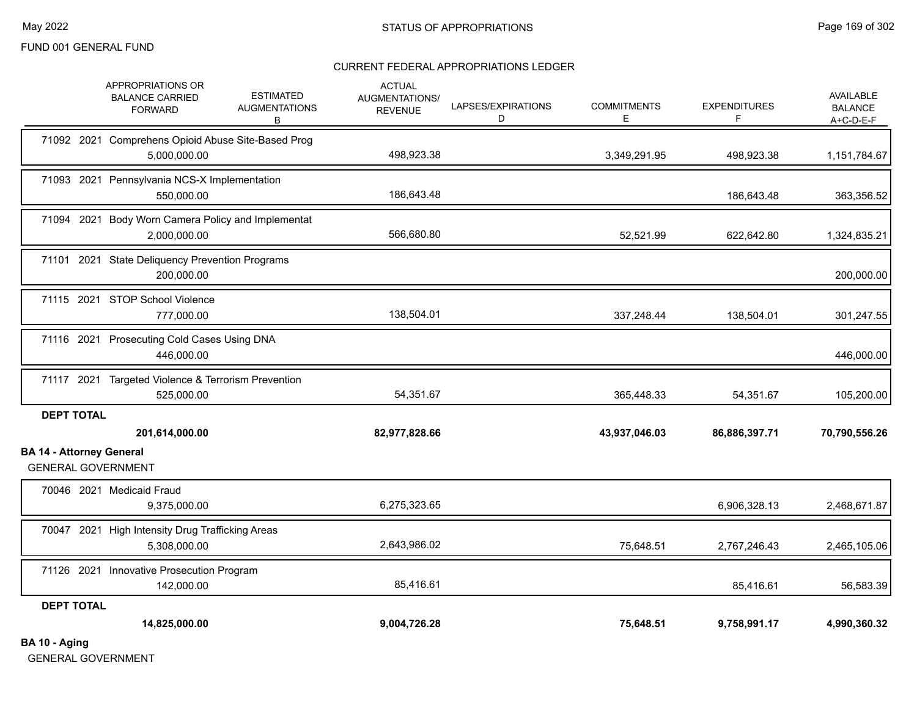FUND 001 GENERAL FUND

CURRENT FEDERAL APPROPRIATIONS LEDGER

| APPROPRIATIONS OR BALANCE CARRIED FORWARD | ESTIMATED AUGMENTATIONS B | ACTUAL AUGMENTATIONS/ REVENUE | LAPSES/EXPIRATIONS D | COMMITMENTS E | EXPENDITURES F | AVAILABLE BALANCE A+C-D-E-F |
|---|---|---|---|---|---|---|
| 71092 2021 Comprehens Opioid Abuse Site-Based Prog | | | | | | |
| 5,000,000.00 | | 498,923.38 | | 3,349,291.95 | 498,923.38 | 1,151,784.67 |
| 71093 2021 Pennsylvania NCS-X Implementation | | | | | | |
| 550,000.00 | | 186,643.48 | | | 186,643.48 | 363,356.52 |
| 71094 2021 Body Worn Camera Policy and Implementat | | | | | | |
| 2,000,000.00 | | 566,680.80 | | 52,521.99 | 622,642.80 | 1,324,835.21 |
| 71101 2021 State Deliquency Prevention Programs | | | | | | |
| 200,000.00 | | | | | | 200,000.00 |
| 71115 2021 STOP School Violence | | | | | | |
| 777,000.00 | | 138,504.01 | | 337,248.44 | 138,504.01 | 301,247.55 |
| 71116 2021 Prosecuting Cold Cases Using DNA | | | | | | |
| 446,000.00 | | | | | | 446,000.00 |
| 71117 2021 Targeted Violence & Terrorism Prevention | | | | | | |
| 525,000.00 | | 54,351.67 | | 365,448.33 | 54,351.67 | 105,200.00 |
| **DEPT TOTAL** | | | | | | |
| **201,614,000.00** | | **82,977,828.66** | | **43,937,046.03** | **86,886,397.71** | **70,790,556.26** |

**BA 14 - Attorney General**

GENERAL GOVERNMENT

| APPROPRIATIONS OR BALANCE CARRIED FORWARD | ESTIMATED AUGMENTATIONS B | ACTUAL AUGMENTATIONS/ REVENUE | LAPSES/EXPIRATIONS D | COMMITMENTS E | EXPENDITURES F | AVAILABLE BALANCE A+C-D-E-F |
|---|---|---|---|---|---|---|
| 70046 2021 Medicaid Fraud | | | | | | |
| 9,375,000.00 | | 6,275,323.65 | | | 6,906,328.13 | 2,468,671.87 |
| 70047 2021 High Intensity Drug Trafficking Areas | | | | | | |
| 5,308,000.00 | | 2,643,986.02 | | 75,648.51 | 2,767,246.43 | 2,465,105.06 |
| 71126 2021 Innovative Prosecution Program | | | | | | |
| 142,000.00 | | 85,416.61 | | | 85,416.61 | 56,583.39 |
| **DEPT TOTAL** | | | | | | |
| **14,825,000.00** | | **9,004,726.28** | | **75,648.51** | **9,758,991.17** | **4,990,360.32** |

**BA 10 - Aging**

GENERAL GOVERNMENT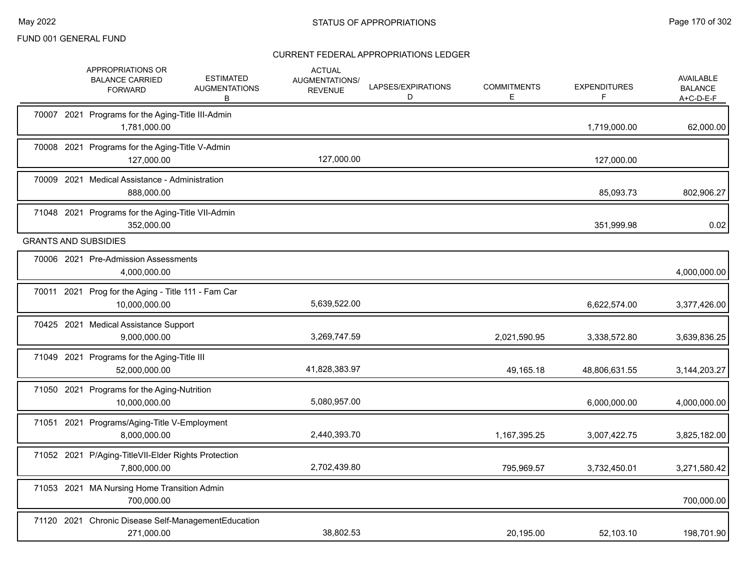FUND 001 GENERAL FUND

## STATUS OF APPROPRIATIONS

### CURRENT FEDERAL APPROPRIATIONS LEDGER

| | APPROPRIATIONS OR BALANCE CARRIED FORWARD | ESTIMATED AUGMENTATIONS B | ACTUAL AUGMENTATIONS/ REVENUE | LAPSES/EXPIRATIONS D | COMMITMENTS E | EXPENDITURES F | AVAILABLE BALANCE A+C-D-E-F |
|---|---|---|---|---|---|---|---|
| 70007 2021 Programs for the Aging-Title III-Admin | 1,781,000.00 | | | | | 1,719,000.00 | 62,000.00 |
| 70008 2021 Programs for the Aging-Title V-Admin | 127,000.00 | | 127,000.00 | | | 127,000.00 | |
| 70009 2021 Medical Assistance - Administration | 888,000.00 | | | | | 85,093.73 | 802,906.27 |
| 71048 2021 Programs for the Aging-Title VII-Admin | 352,000.00 | | | | | 351,999.98 | 0.02 |
| **GRANTS AND SUBSIDIES** | | | | | | | |
| 70006 2021 Pre-Admission Assessments | 4,000,000.00 | | | | | | 4,000,000.00 |
| 70011 2021 Prog for the Aging - Title 111 - Fam Car | 10,000,000.00 | | 5,639,522.00 | | | 6,622,574.00 | 3,377,426.00 |
| 70425 2021 Medical Assistance Support | 9,000,000.00 | | 3,269,747.59 | | 2,021,590.95 | 3,338,572.80 | 3,639,836.25 |
| 71049 2021 Programs for the Aging-Title III | 52,000,000.00 | | 41,828,383.97 | | 49,165.18 | 48,806,631.55 | 3,144,203.27 |
| 71050 2021 Programs for the Aging-Nutrition | 10,000,000.00 | | 5,080,957.00 | | | 6,000,000.00 | 4,000,000.00 |
| 71051 2021 Programs/Aging-Title V-Employment | 8,000,000.00 | | 2,440,393.70 | | 1,167,395.25 | 3,007,422.75 | 3,825,182.00 |
| 71052 2021 P/Aging-TitleVII-Elder Rights Protection | 7,800,000.00 | | 2,702,439.80 | | 795,969.57 | 3,732,450.01 | 3,271,580.42 |
| 71053 2021 MA Nursing Home Transition Admin | 700,000.00 | | | | | | 700,000.00 |
| 71120 2021 Chronic Disease Self-ManagementEducation | 271,000.00 | | 38,802.53 | | 20,195.00 | 52,103.10 | 198,701.90 |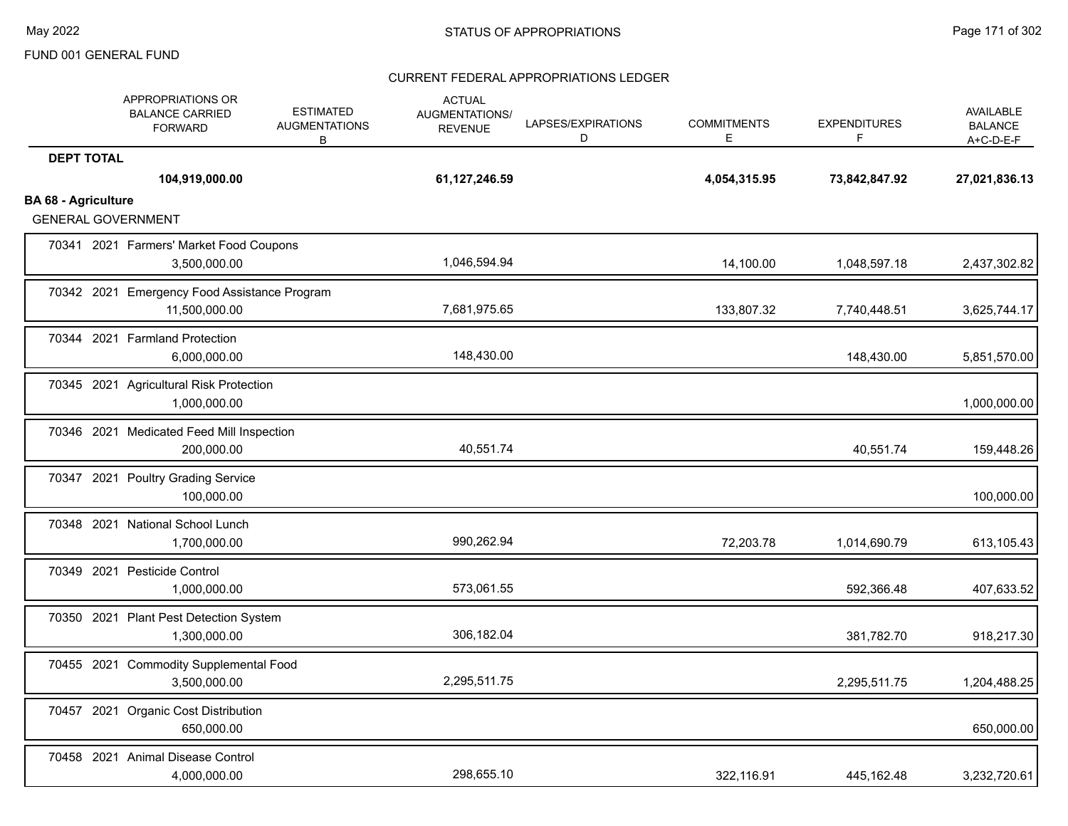STATUS OF APPROPRIATIONS

FUND 001 GENERAL FUND

CURRENT FEDERAL APPROPRIATIONS LEDGER

| | APPROPRIATIONS OR BALANCE CARRIED FORWARD | ESTIMATED AUGMENTATIONS B | ACTUAL AUGMENTATIONS/ REVENUE | LAPSES/EXPIRATIONS D | COMMITMENTS E | EXPENDITURES F | AVAILABLE BALANCE A+C-D-E-F |
|---|---|---|---|---|---|---|---|
| **DEPT TOTAL** | **104,919,000.00** | | **61,127,246.59** | | **4,054,315.95** | **73,842,847.92** | **27,021,836.13** |
| **BA 68 - Agriculture** | | | | | | | |
| GENERAL GOVERNMENT | | | | | | | |
| 70341 2021 Farmers' Market Food Coupons | 3,500,000.00 | | 1,046,594.94 | | 14,100.00 | 1,048,597.18 | 2,437,302.82 |
| 70342 2021 Emergency Food Assistance Program | 11,500,000.00 | | 7,681,975.65 | | 133,807.32 | 7,740,448.51 | 3,625,744.17 |
| 70344 2021 Farmland Protection | 6,000,000.00 | | 148,430.00 | | | 148,430.00 | 5,851,570.00 |
| 70345 2021 Agricultural Risk Protection | 1,000,000.00 | | | | | | 1,000,000.00 |
| 70346 2021 Medicated Feed Mill Inspection | 200,000.00 | | 40,551.74 | | | 40,551.74 | 159,448.26 |
| 70347 2021 Poultry Grading Service | 100,000.00 | | | | | | 100,000.00 |
| 70348 2021 National School Lunch | 1,700,000.00 | | 990,262.94 | | 72,203.78 | 1,014,690.79 | 613,105.43 |
| 70349 2021 Pesticide Control | 1,000,000.00 | | 573,061.55 | | | 592,366.48 | 407,633.52 |
| 70350 2021 Plant Pest Detection System | 1,300,000.00 | | 306,182.04 | | | 381,782.70 | 918,217.30 |
| 70455 2021 Commodity Supplemental Food | 3,500,000.00 | | 2,295,511.75 | | | 2,295,511.75 | 1,204,488.25 |
| 70457 2021 Organic Cost Distribution | 650,000.00 | | | | | | 650,000.00 |
| 70458 2021 Animal Disease Control | 4,000,000.00 | | 298,655.10 | | 322,116.91 | 445,162.48 | 3,232,720.61 |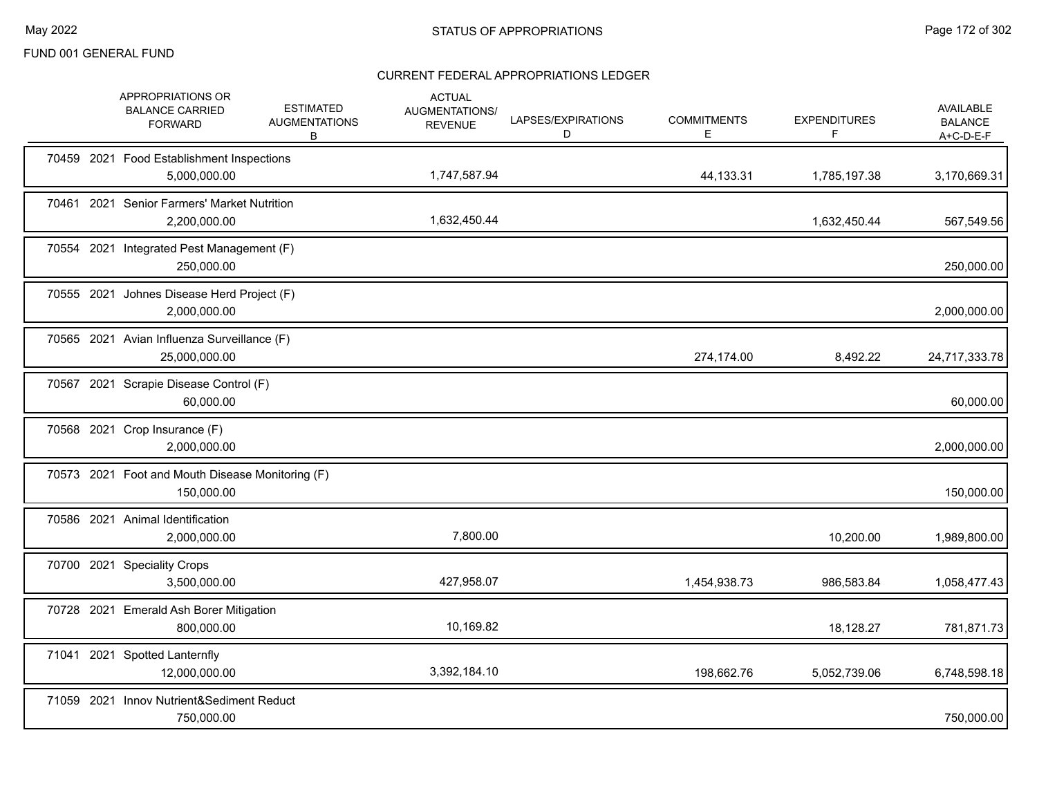FUND 001 GENERAL FUND

## CURRENT FEDERAL APPROPRIATIONS LEDGER

| | APPROPRIATIONS OR BALANCE CARRIED FORWARD | ESTIMATED AUGMENTATIONS B | ACTUAL AUGMENTATIONS/ REVENUE | LAPSES/EXPIRATIONS D | COMMITMENTS E | EXPENDITURES F | AVAILABLE BALANCE A+C-D-E-F |
|---|---|---|---|---|---|---|---|
| 70459 2021 Food Establishment Inspections | 5,000,000.00 | | 1,747,587.94 | | 44,133.31 | 1,785,197.38 | 3,170,669.31 |
| 70461 2021 Senior Farmers' Market Nutrition | 2,200,000.00 | | 1,632,450.44 | | | 1,632,450.44 | 567,549.56 |
| 70554 2021 Integrated Pest Management (F) | 250,000.00 | | | | | | 250,000.00 |
| 70555 2021 Johnes Disease Herd Project (F) | 2,000,000.00 | | | | | | 2,000,000.00 |
| 70565 2021 Avian Influenza Surveillance (F) | 25,000,000.00 | | | | 274,174.00 | 8,492.22 | 24,717,333.78 |
| 70567 2021 Scrapie Disease Control (F) | 60,000.00 | | | | | | 60,000.00 |
| 70568 2021 Crop Insurance (F) | 2,000,000.00 | | | | | | 2,000,000.00 |
| 70573 2021 Foot and Mouth Disease Monitoring (F) | 150,000.00 | | | | | | 150,000.00 |
| 70586 2021 Animal Identification | 2,000,000.00 | | 7,800.00 | | | 10,200.00 | 1,989,800.00 |
| 70700 2021 Speciality Crops | 3,500,000.00 | | 427,958.07 | | 1,454,938.73 | 986,583.84 | 1,058,477.43 |
| 70728 2021 Emerald Ash Borer Mitigation | 800,000.00 | | 10,169.82 | | | 18,128.27 | 781,871.73 |
| 71041 2021 Spotted Lanternfly | 12,000,000.00 | | 3,392,184.10 | | 198,662.76 | 5,052,739.06 | 6,748,598.18 |
| 71059 2021 Innov Nutrient&Sediment Reduct | 750,000.00 | | | | | | 750,000.00 |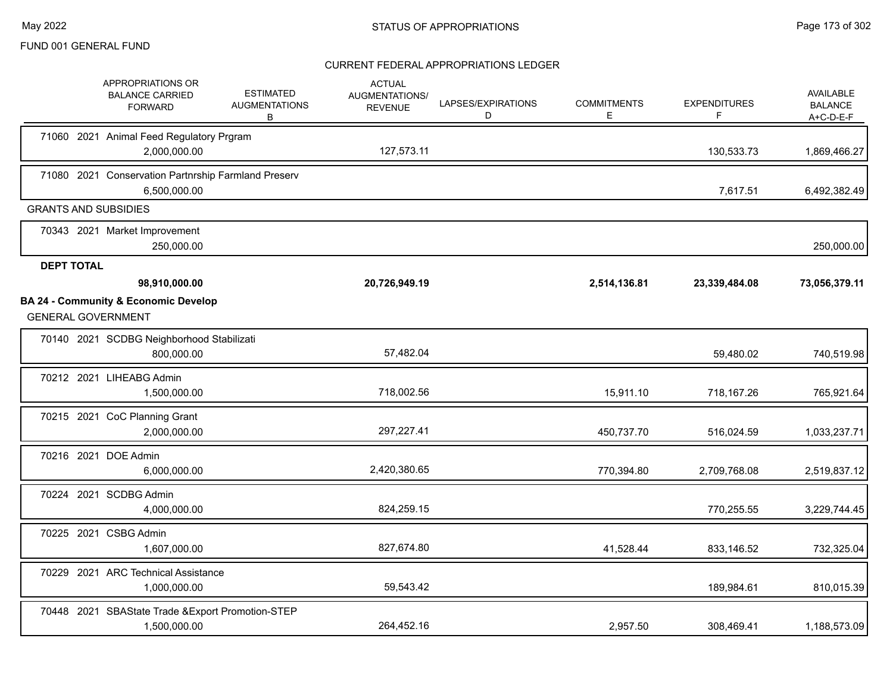FUND 001 GENERAL FUND

## CURRENT FEDERAL APPROPRIATIONS LEDGER

| | APPROPRIATIONS OR BALANCE CARRIED FORWARD | ESTIMATED AUGMENTATIONS B | ACTUAL AUGMENTATIONS/ REVENUE | LAPSES/EXPIRATIONS D | COMMITMENTS E | EXPENDITURES F | AVAILABLE BALANCE A+C-D-E-F |
|---|---|---|---|---|---|---|---|
| 71060 2021 Animal Feed Regulatory Prgram | 2,000,000.00 | | 127,573.11 | | | 130,533.73 | 1,869,466.27 |
| 71080 2021 Conservation Partnrship Farmland Preserv | 6,500,000.00 | | | | | 7,617.51 | 6,492,382.49 |
| GRANTS AND SUBSIDIES | | | | | | | |
| 70343 2021 Market Improvement | 250,000.00 | | | | | | 250,000.00 |
| **DEPT TOTAL** | **98,910,000.00** | | **20,726,949.19** | | **2,514,136.81** | **23,339,484.08** | **73,056,379.11** |
| **BA 24 - Community & Economic Develop** | | | | | | | |
| GENERAL GOVERNMENT | | | | | | | |
| 70140 2021 SCDBG Neighborhood Stabilizati | 800,000.00 | | 57,482.04 | | | 59,480.02 | 740,519.98 |
| 70212 2021 LIHEABG Admin | 1,500,000.00 | | 718,002.56 | | 15,911.10 | 718,167.26 | 765,921.64 |
| 70215 2021 CoC Planning Grant | 2,000,000.00 | | 297,227.41 | | 450,737.70 | 516,024.59 | 1,033,237.71 |
| 70216 2021 DOE Admin | 6,000,000.00 | | 2,420,380.65 | | 770,394.80 | 2,709,768.08 | 2,519,837.12 |
| 70224 2021 SCDBG Admin | 4,000,000.00 | | 824,259.15 | | | 770,255.55 | 3,229,744.45 |
| 70225 2021 CSBG Admin | 1,607,000.00 | | 827,674.80 | | 41,528.44 | 833,146.52 | 732,325.04 |
| 70229 2021 ARC Technical Assistance | 1,000,000.00 | | 59,543.42 | | | 189,984.61 | 810,015.39 |
| 70448 2021 SBAState Trade &Export Promotion-STEP | 1,500,000.00 | | 264,452.16 | | 2,957.50 | 308,469.41 | 1,188,573.09 |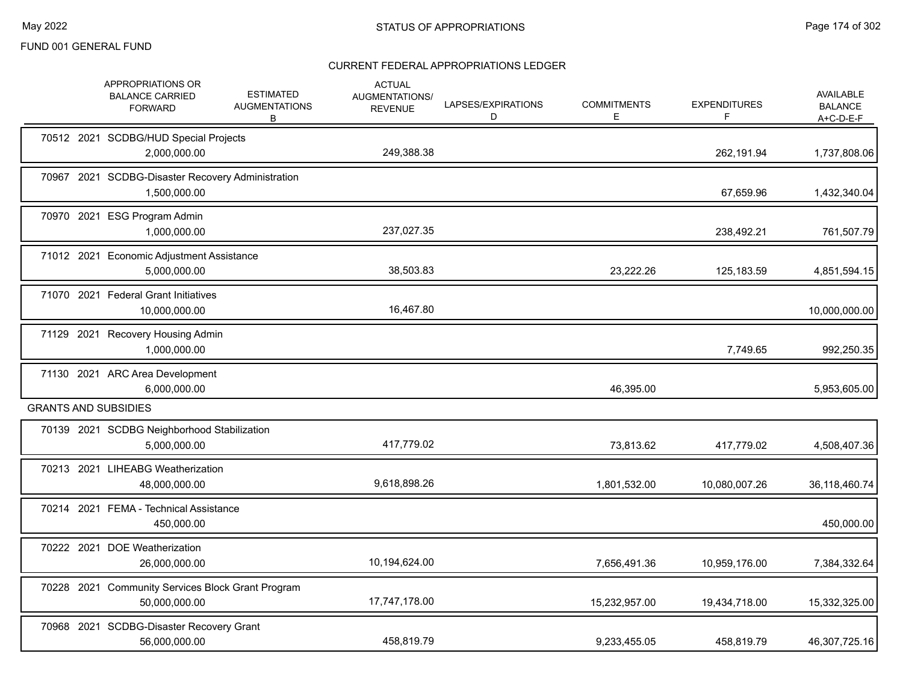FUND 001 GENERAL FUND

## CURRENT FEDERAL APPROPRIATIONS LEDGER

| | APPROPRIATIONS OR BALANCE CARRIED FORWARD | ESTIMATED AUGMENTATIONS B | ACTUAL AUGMENTATIONS/ REVENUE | LAPSES/EXPIRATIONS D | COMMITMENTS E | EXPENDITURES F | AVAILABLE BALANCE A+C-D-E-F |
|---|---|---|---|---|---|---|---|
| 70512 2021 SCDBG/HUD Special Projects | 2,000,000.00 | | 249,388.38 | | | 262,191.94 | 1,737,808.06 |
| 70967 2021 SCDBG-Disaster Recovery Administration | 1,500,000.00 | | | | | 67,659.96 | 1,432,340.04 |
| 70970 2021 ESG Program Admin | 1,000,000.00 | | 237,027.35 | | | 238,492.21 | 761,507.79 |
| 71012 2021 Economic Adjustment Assistance | 5,000,000.00 | | 38,503.83 | | 23,222.26 | 125,183.59 | 4,851,594.15 |
| 71070 2021 Federal Grant Initiatives | 10,000,000.00 | | 16,467.80 | | | | 10,000,000.00 |
| 71129 2021 Recovery Housing Admin | 1,000,000.00 | | | | | 7,749.65 | 992,250.35 |
| 71130 2021 ARC Area Development | 6,000,000.00 | | | | 46,395.00 | | 5,953,605.00 |
| **GRANTS AND SUBSIDIES** | | | | | | | |
| 70139 2021 SCDBG Neighborhood Stabilization | 5,000,000.00 | | 417,779.02 | | 73,813.62 | 417,779.02 | 4,508,407.36 |
| 70213 2021 LIHEABG Weatherization | 48,000,000.00 | | 9,618,898.26 | | 1,801,532.00 | 10,080,007.26 | 36,118,460.74 |
| 70214 2021 FEMA - Technical Assistance | 450,000.00 | | | | | | 450,000.00 |
| 70222 2021 DOE Weatherization | 26,000,000.00 | | 10,194,624.00 | | 7,656,491.36 | 10,959,176.00 | 7,384,332.64 |
| 70228 2021 Community Services Block Grant Program | 50,000,000.00 | | 17,747,178.00 | | 15,232,957.00 | 19,434,718.00 | 15,332,325.00 |
| 70968 2021 SCDBG-Disaster Recovery Grant | 56,000,000.00 | | 458,819.79 | | 9,233,455.05 | 458,819.79 | 46,307,725.16 |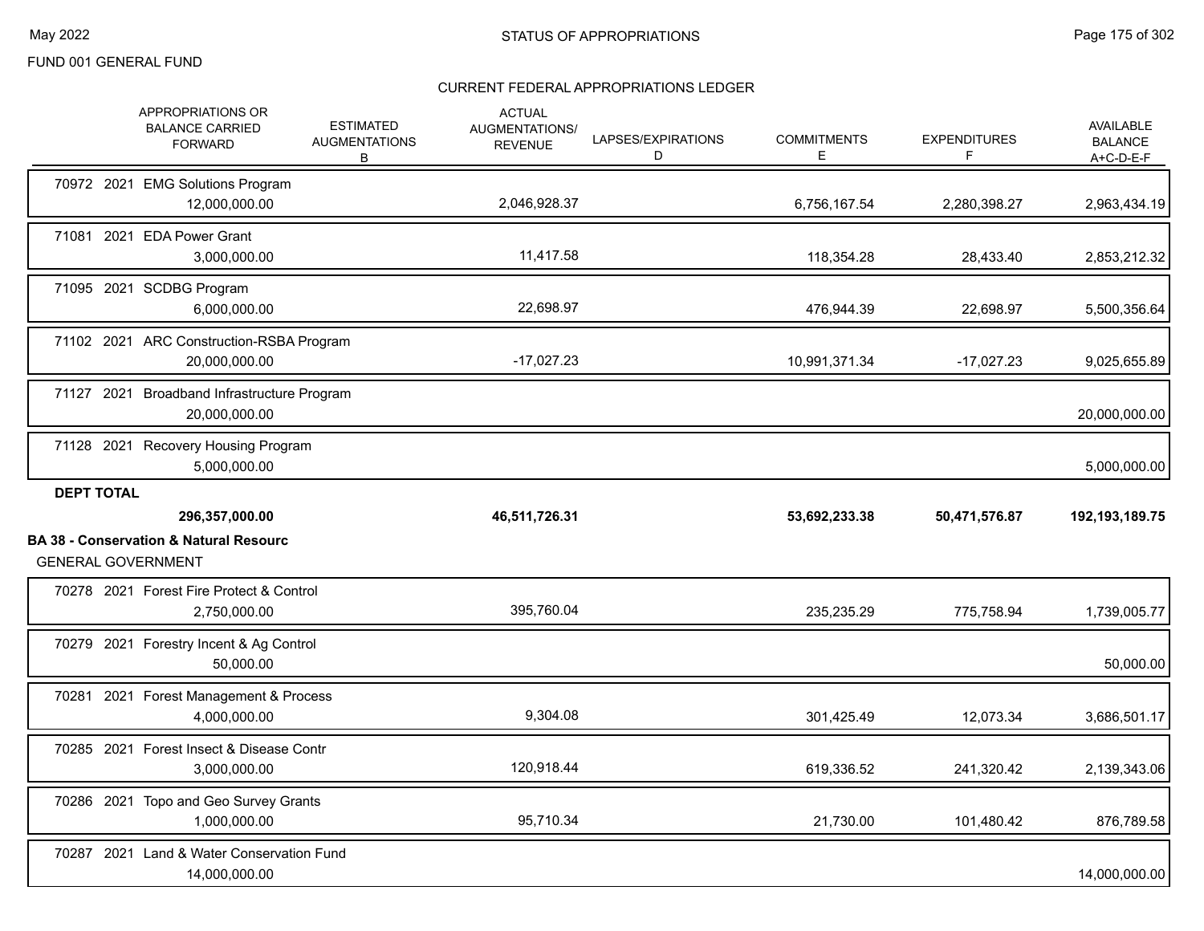FUND 001 GENERAL FUND

CURRENT FEDERAL APPROPRIATIONS LEDGER

| | APPROPRIATIONS OR BALANCE CARRIED FORWARD | ESTIMATED AUGMENTATIONS B | ACTUAL AUGMENTATIONS/ REVENUE | LAPSES/EXPIRATIONS D | COMMITMENTS E | EXPENDITURES F | AVAILABLE BALANCE A+C-D-E-F |
|---|---|---|---|---|---|---|---|
| 70972 2021 EMG Solutions Program | 12,000,000.00 | | 2,046,928.37 | | 6,756,167.54 | 2,280,398.27 | 2,963,434.19 |
| 71081 2021 EDA Power Grant | 3,000,000.00 | | 11,417.58 | | 118,354.28 | 28,433.40 | 2,853,212.32 |
| 71095 2021 SCDBG Program | 6,000,000.00 | | 22,698.97 | | 476,944.39 | 22,698.97 | 5,500,356.64 |
| 71102 2021 ARC Construction-RSBA Program | 20,000,000.00 | | -17,027.23 | | 10,991,371.34 | -17,027.23 | 9,025,655.89 |
| 71127 2021 Broadband Infrastructure Program | 20,000,000.00 | | | | | | 20,000,000.00 |
| 71128 2021 Recovery Housing Program | 5,000,000.00 | | | | | | 5,000,000.00 |
| **DEPT TOTAL** | **296,357,000.00** | | **46,511,726.31** | | **53,692,233.38** | **50,471,576.87** | **192,193,189.75** |

**BA 38 - Conservation & Natural Resourc**

GENERAL GOVERNMENT

| | APPROPRIATIONS OR BALANCE CARRIED FORWARD | ESTIMATED AUGMENTATIONS B | ACTUAL AUGMENTATIONS/ REVENUE | LAPSES/EXPIRATIONS D | COMMITMENTS E | EXPENDITURES F | AVAILABLE BALANCE A+C-D-E-F |
|---|---|---|---|---|---|---|---|
| 70278 2021 Forest Fire Protect & Control | 2,750,000.00 | | 395,760.04 | | 235,235.29 | 775,758.94 | 1,739,005.77 |
| 70279 2021 Forestry Incent & Ag Control | 50,000.00 | | | | | | 50,000.00 |
| 70281 2021 Forest Management & Process | 4,000,000.00 | | 9,304.08 | | 301,425.49 | 12,073.34 | 3,686,501.17 |
| 70285 2021 Forest Insect & Disease Contr | 3,000,000.00 | | 120,918.44 | | 619,336.52 | 241,320.42 | 2,139,343.06 |
| 70286 2021 Topo and Geo Survey Grants | 1,000,000.00 | | 95,710.34 | | 21,730.00 | 101,480.42 | 876,789.58 |
| 70287 2021 Land & Water Conservation Fund | 14,000,000.00 | | | | | | 14,000,000.00 |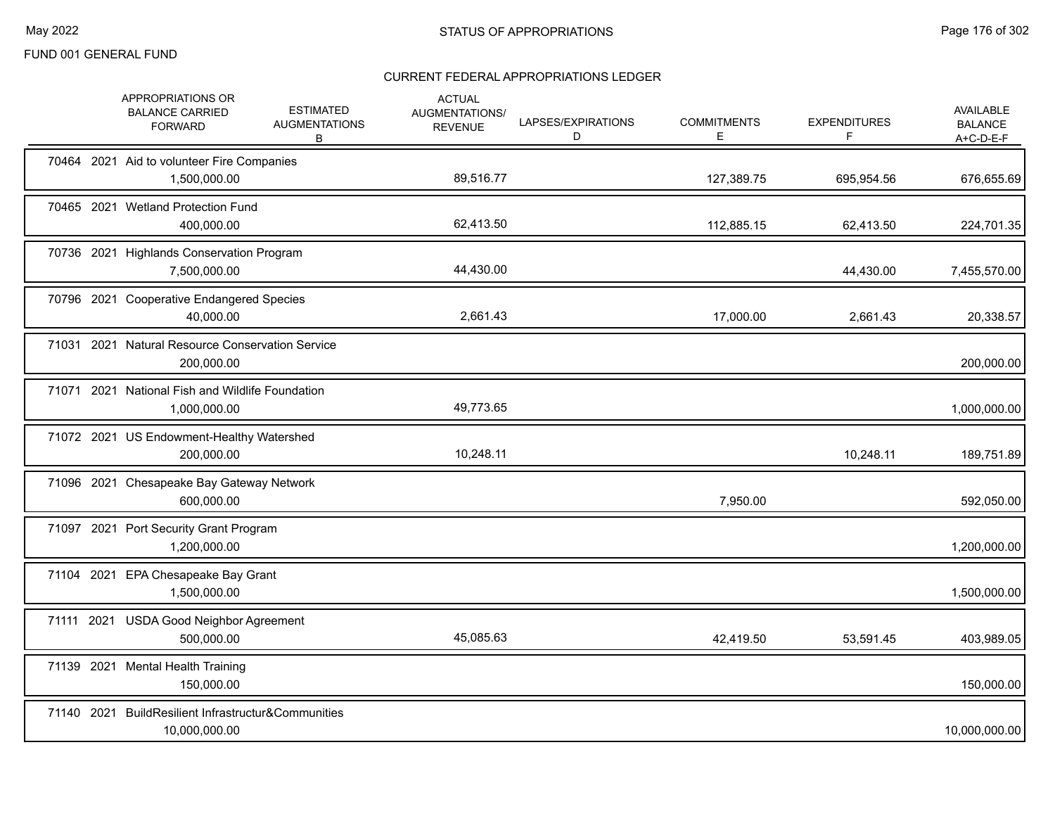FUND 001 GENERAL FUND

## CURRENT FEDERAL APPROPRIATIONS LEDGER

| | APPROPRIATIONS OR BALANCE CARRIED FORWARD | ESTIMATED AUGMENTATIONS B | ACTUAL AUGMENTATIONS/ REVENUE | LAPSES/EXPIRATIONS D | COMMITMENTS E | EXPENDITURES F | AVAILABLE BALANCE A+C-D-E-F |
|---|---|---|---|---|---|---|---|
| 70464 2021 Aid to volunteer Fire Companies | 1,500,000.00 | | 89,516.77 | | 127,389.75 | 695,954.56 | 676,655.69 |
| 70465 2021 Wetland Protection Fund | 400,000.00 | | 62,413.50 | | 112,885.15 | 62,413.50 | 224,701.35 |
| 70736 2021 Highlands Conservation Program | 7,500,000.00 | | 44,430.00 | | | 44,430.00 | 7,455,570.00 |
| 70796 2021 Cooperative Endangered Species | 40,000.00 | | 2,661.43 | | 17,000.00 | 2,661.43 | 20,338.57 |
| 71031 2021 Natural Resource Conservation Service | 200,000.00 | | | | | | 200,000.00 |
| 71071 2021 National Fish and Wildlife Foundation | 1,000,000.00 | | 49,773.65 | | | | 1,000,000.00 |
| 71072 2021 US Endowment-Healthy Watershed | 200,000.00 | | 10,248.11 | | | 10,248.11 | 189,751.89 |
| 71096 2021 Chesapeake Bay Gateway Network | 600,000.00 | | | | 7,950.00 | | 592,050.00 |
| 71097 2021 Port Security Grant Program | 1,200,000.00 | | | | | | 1,200,000.00 |
| 71104 2021 EPA Chesapeake Bay Grant | 1,500,000.00 | | | | | | 1,500,000.00 |
| 71111 2021 USDA Good Neighbor Agreement | 500,000.00 | | 45,085.63 | | 42,419.50 | 53,591.45 | 403,989.05 |
| 71139 2021 Mental Health Training | 150,000.00 | | | | | | 150,000.00 |
| 71140 2021 BuildResilient Infrastructur&Communities | 10,000,000.00 | | | | | | 10,000,000.00 |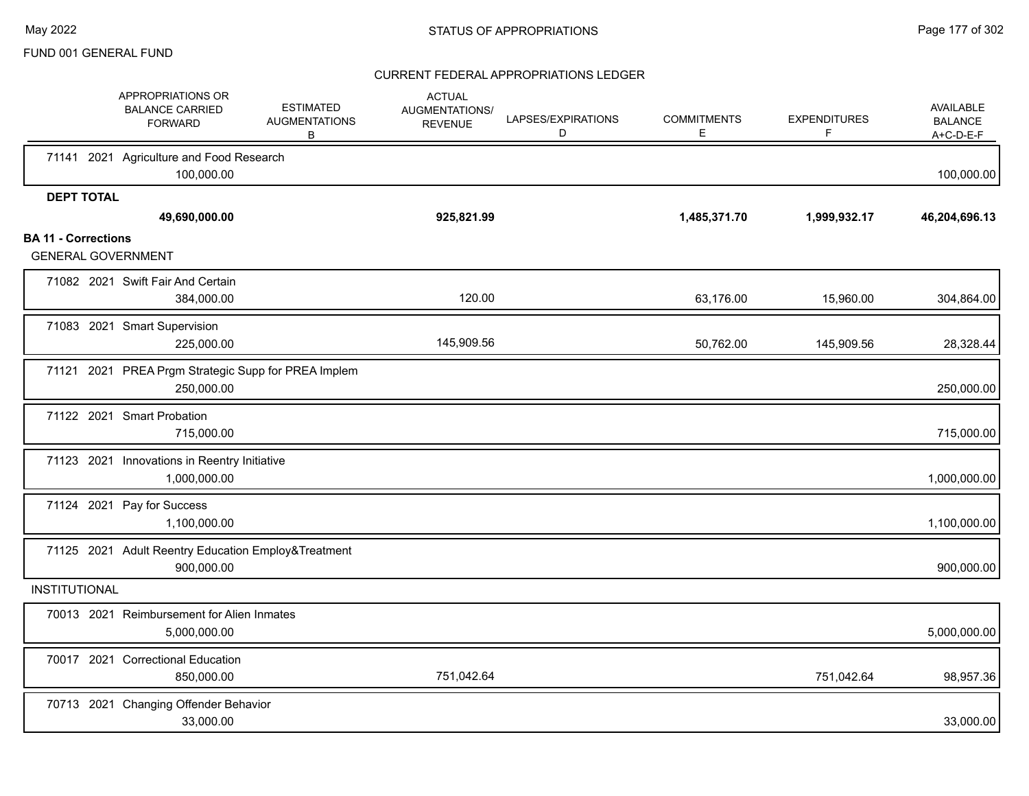FUND 001 GENERAL FUND

## STATUS OF APPROPRIATIONS

### CURRENT FEDERAL APPROPRIATIONS LEDGER

| | APPROPRIATIONS OR BALANCE CARRIED FORWARD | ESTIMATED AUGMENTATIONS B | ACTUAL AUGMENTATIONS/ REVENUE | LAPSES/EXPIRATIONS D | COMMITMENTS E | EXPENDITURES F | AVAILABLE BALANCE A+C-D-E-F |
|---|---|---|---|---|---|---|---|
| 71141 2021 Agriculture and Food Research | 100,000.00 | | | | | | 100,000.00 |
| **DEPT TOTAL** | **49,690,000.00** | | **925,821.99** | | **1,485,371.70** | **1,999,932.17** | **46,204,696.13** |
| **BA 11 - Corrections** | | | | | | | |
| GENERAL GOVERNMENT | | | | | | | |
| 71082 2021 Swift Fair And Certain | 384,000.00 | | 120.00 | | 63,176.00 | 15,960.00 | 304,864.00 |
| 71083 2021 Smart Supervision | 225,000.00 | | 145,909.56 | | 50,762.00 | 145,909.56 | 28,328.44 |
| 71121 2021 PREA Prgm Strategic Supp for PREA Implem | 250,000.00 | | | | | | 250,000.00 |
| 71122 2021 Smart Probation | 715,000.00 | | | | | | 715,000.00 |
| 71123 2021 Innovations in Reentry Initiative | 1,000,000.00 | | | | | | 1,000,000.00 |
| 71124 2021 Pay for Success | 1,100,000.00 | | | | | | 1,100,000.00 |
| 71125 2021 Adult Reentry Education Employ&Treatment | 900,000.00 | | | | | | 900,000.00 |
| INSTITUTIONAL | | | | | | | |
| 70013 2021 Reimbursement for Alien Inmates | 5,000,000.00 | | | | | | 5,000,000.00 |
| 70017 2021 Correctional Education | 850,000.00 | | 751,042.64 | | | 751,042.64 | 98,957.36 |
| 70713 2021 Changing Offender Behavior | 33,000.00 | | | | | | 33,000.00 |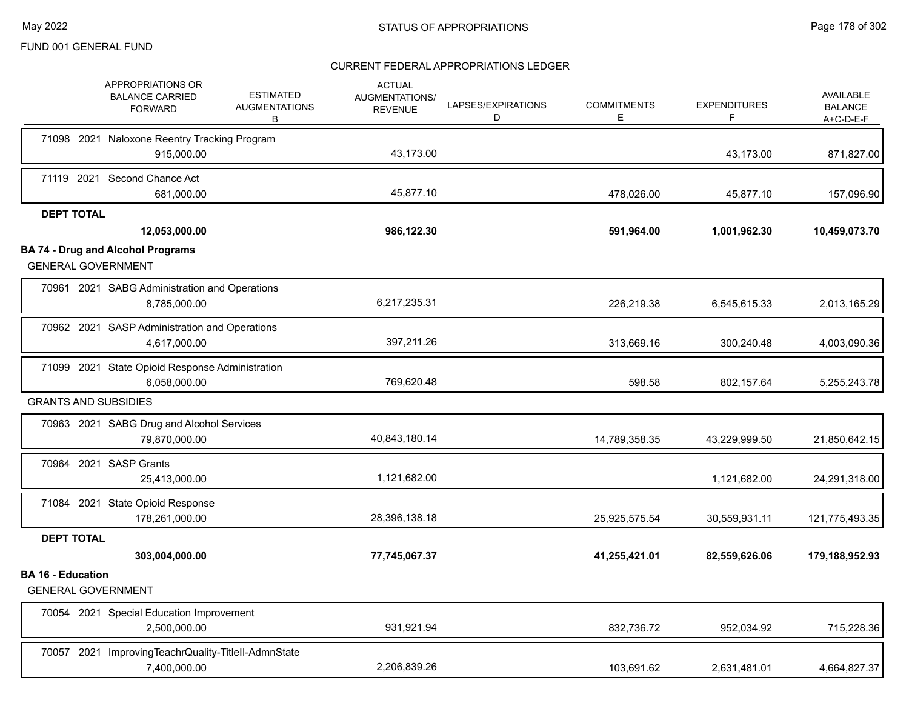FUND 001 GENERAL FUND

STATUS OF APPROPRIATIONS

CURRENT FEDERAL APPROPRIATIONS LEDGER

| APPROPRIATIONS OR BALANCE CARRIED FORWARD | ESTIMATED AUGMENTATIONS B | ACTUAL AUGMENTATIONS/ REVENUE | LAPSES/EXPIRATIONS D | COMMITMENTS E | EXPENDITURES F | AVAILABLE BALANCE A+C-D-E-F |
|---|---|---|---|---|---|---|
| 71098 2021 Naloxone Reentry Tracking Program | | | | | | |
| 915,000.00 | | 43,173.00 | | | 43,173.00 | 871,827.00 |
| 71119 2021 Second Chance Act | | | | | | |
| 681,000.00 | | 45,877.10 | | 478,026.00 | 45,877.10 | 157,096.90 |
| **DEPT TOTAL** | | | | | | |
| **12,053,000.00** | | **986,122.30** | | **591,964.00** | **1,001,962.30** | **10,459,073.70** |
| **BA 74 - Drug and Alcohol Programs** | | | | | | |
| GENERAL GOVERNMENT | | | | | | |
| 70961 2021 SABG Administration and Operations | | | | | | |
| 8,785,000.00 | | 6,217,235.31 | | 226,219.38 | 6,545,615.33 | 2,013,165.29 |
| 70962 2021 SASP Administration and Operations | | | | | | |
| 4,617,000.00 | | 397,211.26 | | 313,669.16 | 300,240.48 | 4,003,090.36 |
| 71099 2021 State Opioid Response Administration | | | | | | |
| 6,058,000.00 | | 769,620.48 | | 598.58 | 802,157.64 | 5,255,243.78 |
| GRANTS AND SUBSIDIES | | | | | | |
| 70963 2021 SABG Drug and Alcohol Services | | | | | | |
| 79,870,000.00 | | 40,843,180.14 | | 14,789,358.35 | 43,229,999.50 | 21,850,642.15 |
| 70964 2021 SASP Grants | | | | | | |
| 25,413,000.00 | | 1,121,682.00 | | | 1,121,682.00 | 24,291,318.00 |
| 71084 2021 State Opioid Response | | | | | | |
| 178,261,000.00 | | 28,396,138.18 | | 25,925,575.54 | 30,559,931.11 | 121,775,493.35 |
| **DEPT TOTAL** | | | | | | |
| **303,004,000.00** | | **77,745,067.37** | | **41,255,421.01** | **82,559,626.06** | **179,188,952.93** |
| **BA 16 - Education** | | | | | | |
| GENERAL GOVERNMENT | | | | | | |
| 70054 2021 Special Education Improvement | | | | | | |
| 2,500,000.00 | | 931,921.94 | | 832,736.72 | 952,034.92 | 715,228.36 |
| 70057 2021 ImprovingTeachrQuality-TitleII-AdmnState | | | | | | |
| 7,400,000.00 | | 2,206,839.26 | | 103,691.62 | 2,631,481.01 | 4,664,827.37 |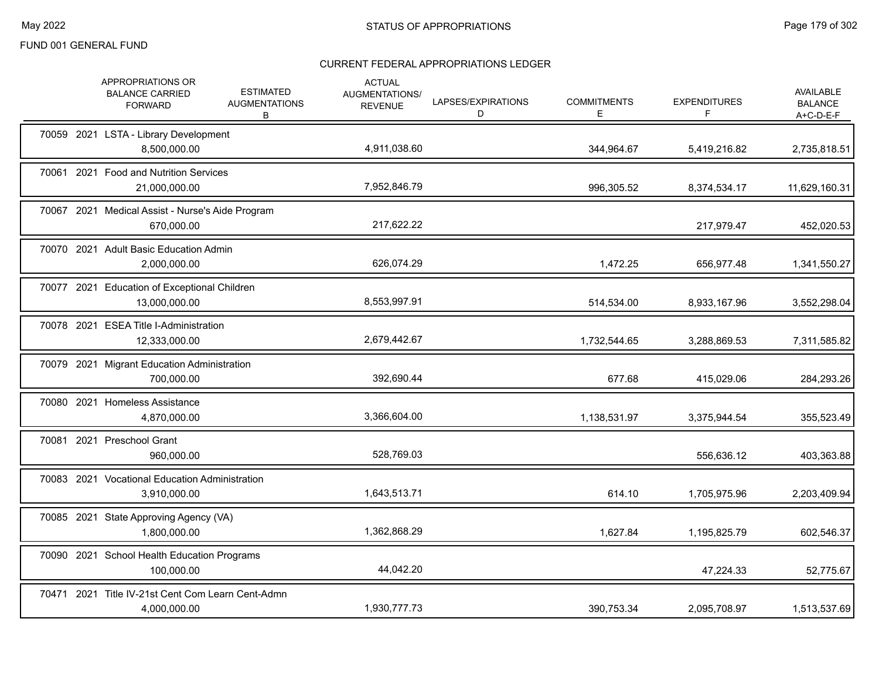FUND 001 GENERAL FUND

# STATUS OF APPROPRIATIONS

## CURRENT FEDERAL APPROPRIATIONS LEDGER

| | APPROPRIATIONS OR BALANCE CARRIED FORWARD | ESTIMATED AUGMENTATIONS B | ACTUAL AUGMENTATIONS/ REVENUE | LAPSES/EXPIRATIONS D | COMMITMENTS E | EXPENDITURES F | AVAILABLE BALANCE A+C-D-E-F |
|---|---|---|---|---|---|---|---|
| 70059 2021 LSTA - Library Development | 8,500,000.00 | | 4,911,038.60 | | 344,964.67 | 5,419,216.82 | 2,735,818.51 |
| 70061 2021 Food and Nutrition Services | 21,000,000.00 | | 7,952,846.79 | | 996,305.52 | 8,374,534.17 | 11,629,160.31 |
| 70067 2021 Medical Assist - Nurse's Aide Program | 670,000.00 | | 217,622.22 | | | 217,979.47 | 452,020.53 |
| 70070 2021 Adult Basic Education Admin | 2,000,000.00 | | 626,074.29 | | 1,472.25 | 656,977.48 | 1,341,550.27 |
| 70077 2021 Education of Exceptional Children | 13,000,000.00 | | 8,553,997.91 | | 514,534.00 | 8,933,167.96 | 3,552,298.04 |
| 70078 2021 ESEA Title I-Administration | 12,333,000.00 | | 2,679,442.67 | | 1,732,544.65 | 3,288,869.53 | 7,311,585.82 |
| 70079 2021 Migrant Education Administration | 700,000.00 | | 392,690.44 | | 677.68 | 415,029.06 | 284,293.26 |
| 70080 2021 Homeless Assistance | 4,870,000.00 | | 3,366,604.00 | | 1,138,531.97 | 3,375,944.54 | 355,523.49 |
| 70081 2021 Preschool Grant | 960,000.00 | | 528,769.03 | | | 556,636.12 | 403,363.88 |
| 70083 2021 Vocational Education Administration | 3,910,000.00 | | 1,643,513.71 | | 614.10 | 1,705,975.96 | 2,203,409.94 |
| 70085 2021 State Approving Agency (VA) | 1,800,000.00 | | 1,362,868.29 | | 1,627.84 | 1,195,825.79 | 602,546.37 |
| 70090 2021 School Health Education Programs | 100,000.00 | | 44,042.20 | | | 47,224.33 | 52,775.67 |
| 70471 2021 Title IV-21st Cent Com Learn Cent-Admn | 4,000,000.00 | | 1,930,777.73 | | 390,753.34 | 2,095,708.97 | 1,513,537.69 |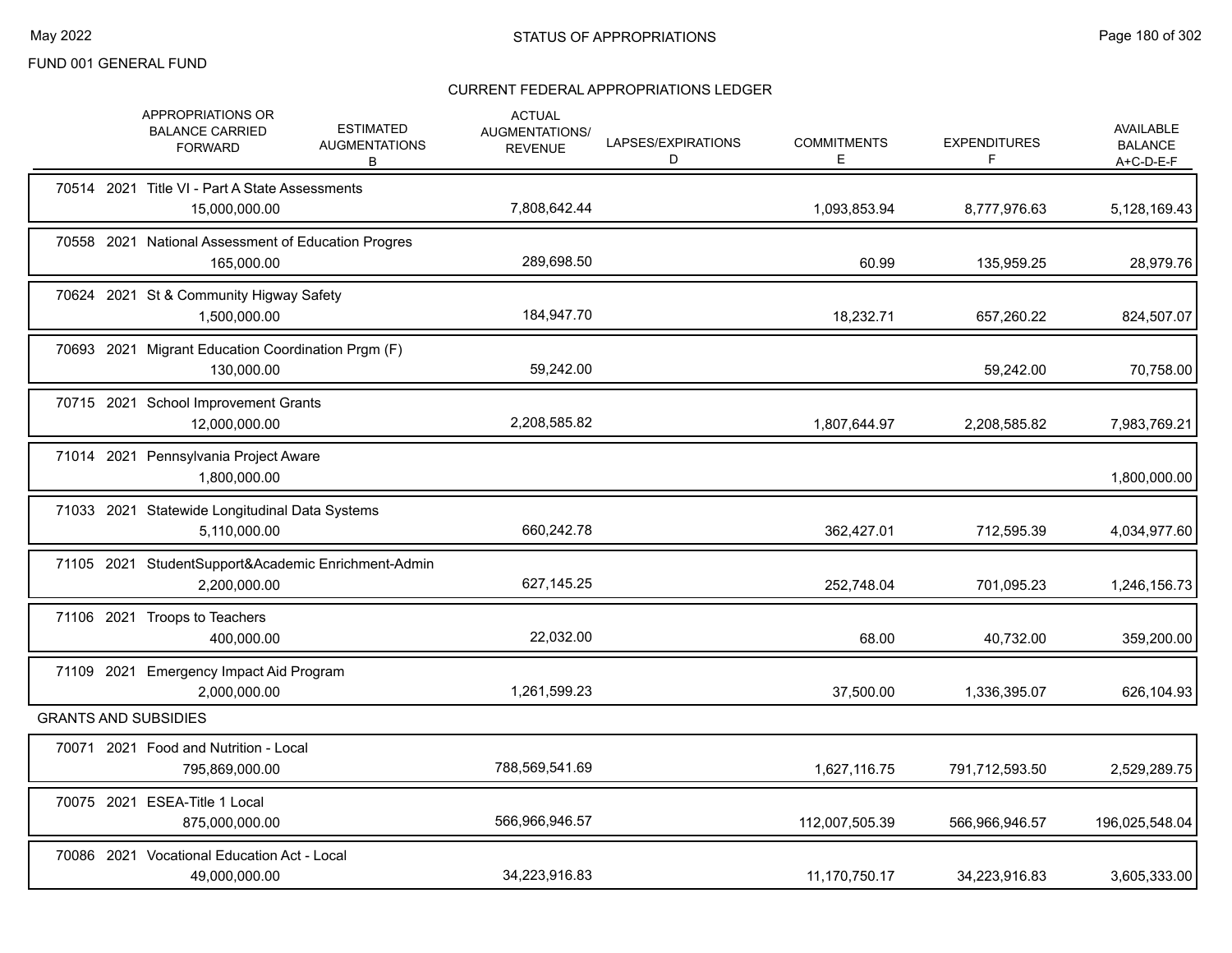FUND 001 GENERAL FUND

## CURRENT FEDERAL APPROPRIATIONS LEDGER

| | APPROPRIATIONS OR BALANCE CARRIED FORWARD | ESTIMATED AUGMENTATIONS B | ACTUAL AUGMENTATIONS/ REVENUE | LAPSES/EXPIRATIONS D | COMMITMENTS E | EXPENDITURES F | AVAILABLE BALANCE A+C-D-E-F |
|---|---|---|---|---|---|---|---|
| 70514 2021 Title VI - Part A State Assessments | 15,000,000.00 | | 7,808,642.44 | | 1,093,853.94 | 8,777,976.63 | 5,128,169.43 |
| 70558 2021 National Assessment of Education Progres | 165,000.00 | | 289,698.50 | | 60.99 | 135,959.25 | 28,979.76 |
| 70624 2021 St & Community Higway Safety | 1,500,000.00 | | 184,947.70 | | 18,232.71 | 657,260.22 | 824,507.07 |
| 70693 2021 Migrant Education Coordination Prgm (F) | 130,000.00 | | 59,242.00 | | | 59,242.00 | 70,758.00 |
| 70715 2021 School Improvement Grants | 12,000,000.00 | | 2,208,585.82 | | 1,807,644.97 | 2,208,585.82 | 7,983,769.21 |
| 71014 2021 Pennsylvania Project Aware | 1,800,000.00 | | | | | | 1,800,000.00 |
| 71033 2021 Statewide Longitudinal Data Systems | 5,110,000.00 | | 660,242.78 | | 362,427.01 | 712,595.39 | 4,034,977.60 |
| 71105 2021 StudentSupport&Academic Enrichment-Admin | 2,200,000.00 | | 627,145.25 | | 252,748.04 | 701,095.23 | 1,246,156.73 |
| 71106 2021 Troops to Teachers | 400,000.00 | | 22,032.00 | | 68.00 | 40,732.00 | 359,200.00 |
| 71109 2021 Emergency Impact Aid Program | 2,000,000.00 | | 1,261,599.23 | | 37,500.00 | 1,336,395.07 | 626,104.93 |
| **GRANTS AND SUBSIDIES** | | | | | | | |
| 70071 2021 Food and Nutrition - Local | 795,869,000.00 | | 788,569,541.69 | | 1,627,116.75 | 791,712,593.50 | 2,529,289.75 |
| 70075 2021 ESEA-Title 1 Local | 875,000,000.00 | | 566,966,946.57 | | 112,007,505.39 | 566,966,946.57 | 196,025,548.04 |
| 70086 2021 Vocational Education Act - Local | 49,000,000.00 | | 34,223,916.83 | | 11,170,750.17 | 34,223,916.83 | 3,605,333.00 |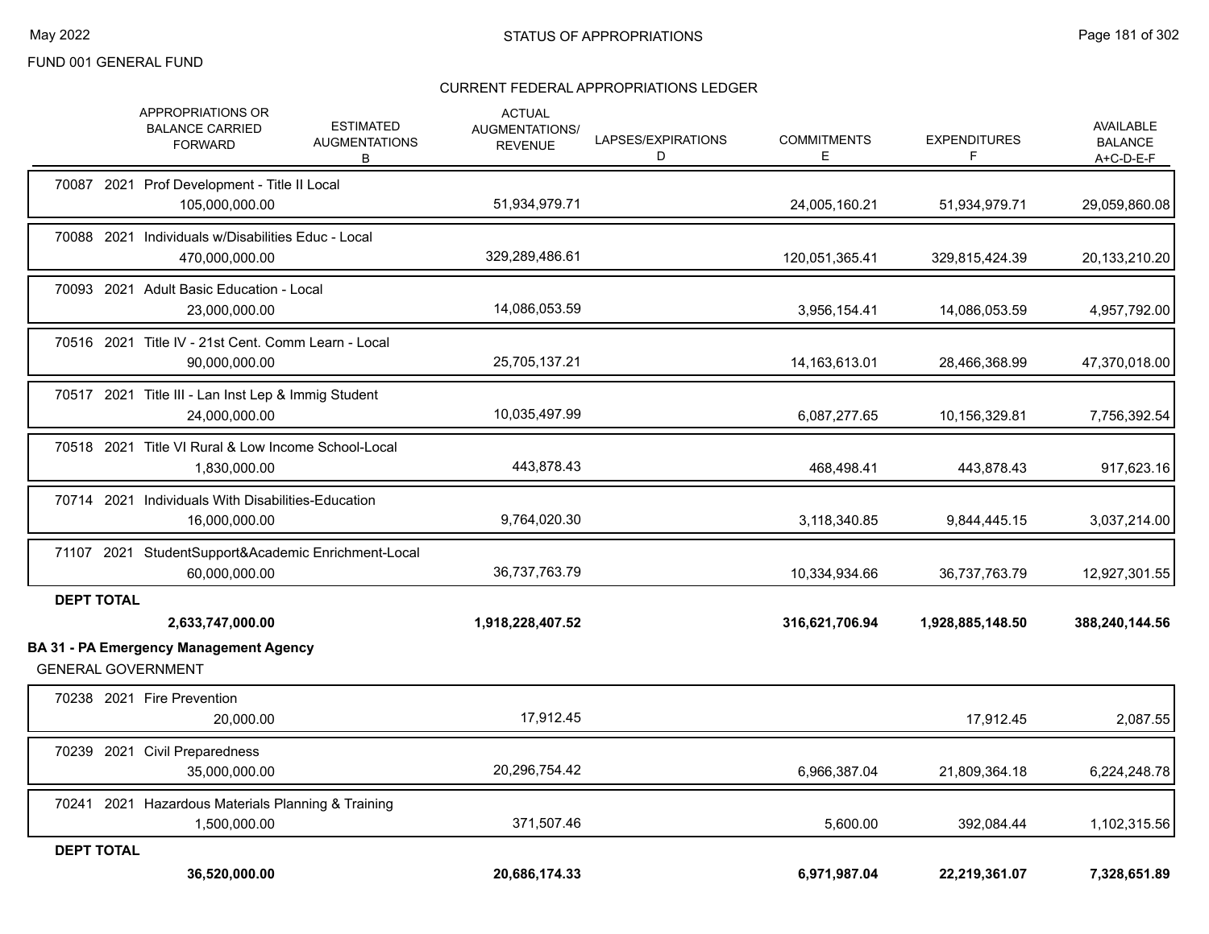FUND 001 GENERAL FUND

## STATUS OF APPROPRIATIONS

### CURRENT FEDERAL APPROPRIATIONS LEDGER

| | APPROPRIATIONS OR BALANCE CARRIED FORWARD | ESTIMATED AUGMENTATIONS B | ACTUAL AUGMENTATIONS/ REVENUE | LAPSES/EXPIRATIONS D | COMMITMENTS E | EXPENDITURES F | AVAILABLE BALANCE A+C-D-E-F |
|---|---|---|---|---|---|---|---|
| 70087 2021 Prof Development - Title II Local | 105,000,000.00 | | 51,934,979.71 | | 24,005,160.21 | 51,934,979.71 | 29,059,860.08 |
| 70088 2021 Individuals w/Disabilities Educ - Local | 470,000,000.00 | | 329,289,486.61 | | 120,051,365.41 | 329,815,424.39 | 20,133,210.20 |
| 70093 2021 Adult Basic Education - Local | 23,000,000.00 | | 14,086,053.59 | | 3,956,154.41 | 14,086,053.59 | 4,957,792.00 |
| 70516 2021 Title IV - 21st Cent. Comm Learn - Local | 90,000,000.00 | | 25,705,137.21 | | 14,163,613.01 | 28,466,368.99 | 47,370,018.00 |
| 70517 2021 Title III - Lan Inst Lep & Immig Student | 24,000,000.00 | | 10,035,497.99 | | 6,087,277.65 | 10,156,329.81 | 7,756,392.54 |
| 70518 2021 Title VI Rural & Low Income School-Local | 1,830,000.00 | | 443,878.43 | | 468,498.41 | 443,878.43 | 917,623.16 |
| 70714 2021 Individuals With Disabilities-Education | 16,000,000.00 | | 9,764,020.30 | | 3,118,340.85 | 9,844,445.15 | 3,037,214.00 |
| 71107 2021 StudentSupport&Academic Enrichment-Local | 60,000,000.00 | | 36,737,763.79 | | 10,334,934.66 | 36,737,763.79 | 12,927,301.55 |
| **DEPT TOTAL** | **2,633,747,000.00** | | **1,918,228,407.52** | | **316,621,706.94** | **1,928,885,148.50** | **388,240,144.56** |

**BA 31 - PA Emergency Management Agency**

GENERAL GOVERNMENT

| | APPROPRIATIONS OR BALANCE CARRIED FORWARD | ESTIMATED AUGMENTATIONS B | ACTUAL AUGMENTATIONS/ REVENUE | LAPSES/EXPIRATIONS D | COMMITMENTS E | EXPENDITURES F | AVAILABLE BALANCE A+C-D-E-F |
|---|---|---|---|---|---|---|---|
| 70238 2021 Fire Prevention | 20,000.00 | | 17,912.45 | | | 17,912.45 | 2,087.55 |
| 70239 2021 Civil Preparedness | 35,000,000.00 | | 20,296,754.42 | | 6,966,387.04 | 21,809,364.18 | 6,224,248.78 |
| 70241 2021 Hazardous Materials Planning & Training | 1,500,000.00 | | 371,507.46 | | 5,600.00 | 392,084.44 | 1,102,315.56 |
| **DEPT TOTAL** | **36,520,000.00** | | **20,686,174.33** | | **6,971,987.04** | **22,219,361.07** | **7,328,651.89** |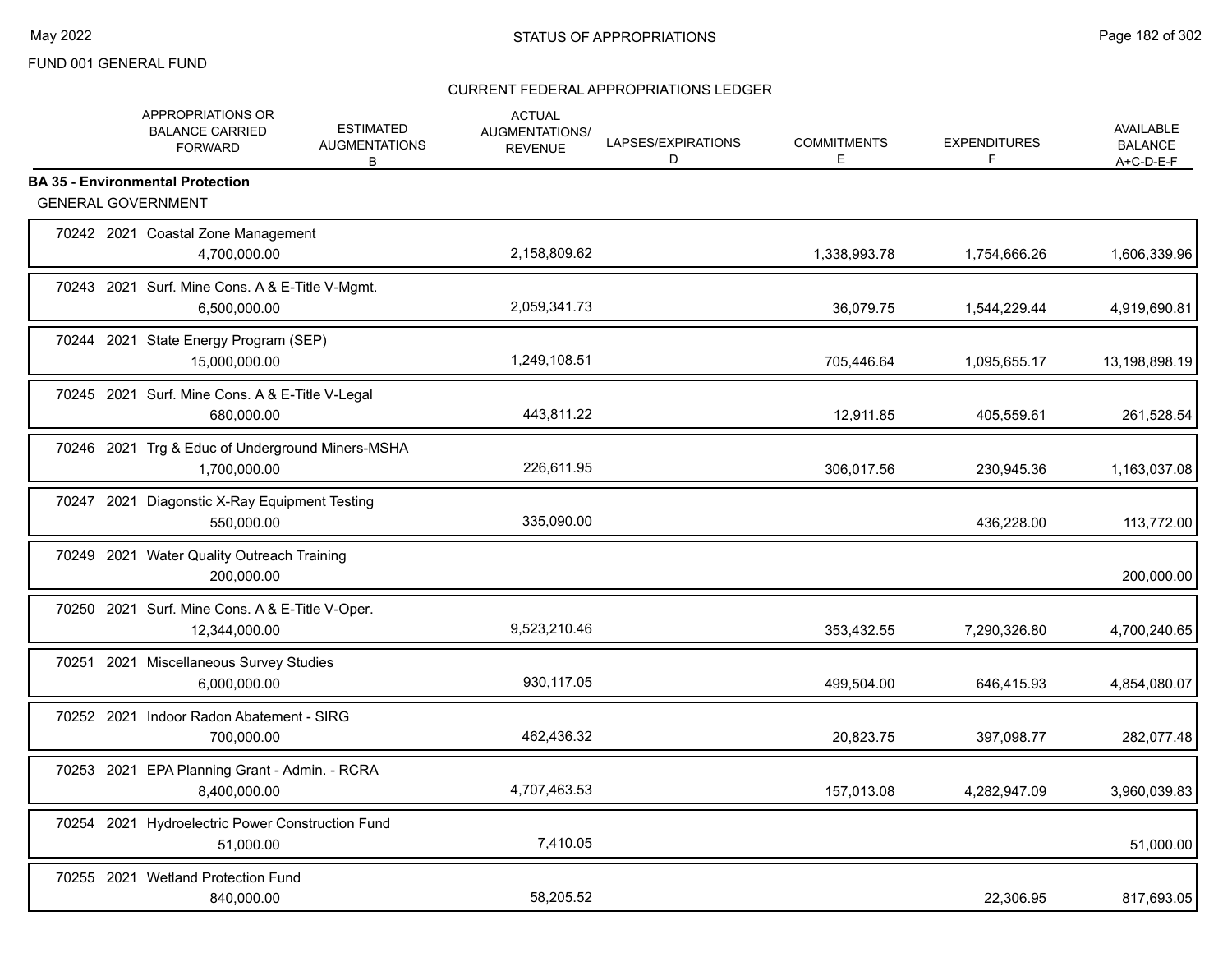FUND 001 GENERAL FUND

STATUS OF APPROPRIATIONS

CURRENT FEDERAL APPROPRIATIONS LEDGER

| | APPROPRIATIONS OR BALANCE CARRIED FORWARD | ESTIMATED AUGMENTATIONS B | ACTUAL AUGMENTATIONS/ REVENUE | LAPSES/EXPIRATIONS D | COMMITMENTS E | EXPENDITURES F | AVAILABLE BALANCE A+C-D-E-F |
|---|---|---|---|---|---|---|---|
| **BA 35 - Environmental Protection** | | | | | | | |
| GENERAL GOVERNMENT | | | | | | | |
| 70242 2021 Coastal Zone Management | 4,700,000.00 | | 2,158,809.62 | | 1,338,993.78 | 1,754,666.26 | 1,606,339.96 |
| 70243 2021 Surf. Mine Cons. A & E-Title V-Mgmt. | 6,500,000.00 | | 2,059,341.73 | | 36,079.75 | 1,544,229.44 | 4,919,690.81 |
| 70244 2021 State Energy Program (SEP) | 15,000,000.00 | | 1,249,108.51 | | 705,446.64 | 1,095,655.17 | 13,198,898.19 |
| 70245 2021 Surf. Mine Cons. A & E-Title V-Legal | 680,000.00 | | 443,811.22 | | 12,911.85 | 405,559.61 | 261,528.54 |
| 70246 2021 Trg & Educ of Underground Miners-MSHA | 1,700,000.00 | | 226,611.95 | | 306,017.56 | 230,945.36 | 1,163,037.08 |
| 70247 2021 Diagonstic X-Ray Equipment Testing | 550,000.00 | | 335,090.00 | | | 436,228.00 | 113,772.00 |
| 70249 2021 Water Quality Outreach Training | 200,000.00 | | | | | | 200,000.00 |
| 70250 2021 Surf. Mine Cons. A & E-Title V-Oper. | 12,344,000.00 | | 9,523,210.46 | | 353,432.55 | 7,290,326.80 | 4,700,240.65 |
| 70251 2021 Miscellaneous Survey Studies | 6,000,000.00 | | 930,117.05 | | 499,504.00 | 646,415.93 | 4,854,080.07 |
| 70252 2021 Indoor Radon Abatement - SIRG | 700,000.00 | | 462,436.32 | | 20,823.75 | 397,098.77 | 282,077.48 |
| 70253 2021 EPA Planning Grant - Admin. - RCRA | 8,400,000.00 | | 4,707,463.53 | | 157,013.08 | 4,282,947.09 | 3,960,039.83 |
| 70254 2021 Hydroelectric Power Construction Fund | 51,000.00 | | 7,410.05 | | | | 51,000.00 |
| 70255 2021 Wetland Protection Fund | 840,000.00 | | 58,205.52 | | | 22,306.95 | 817,693.05 |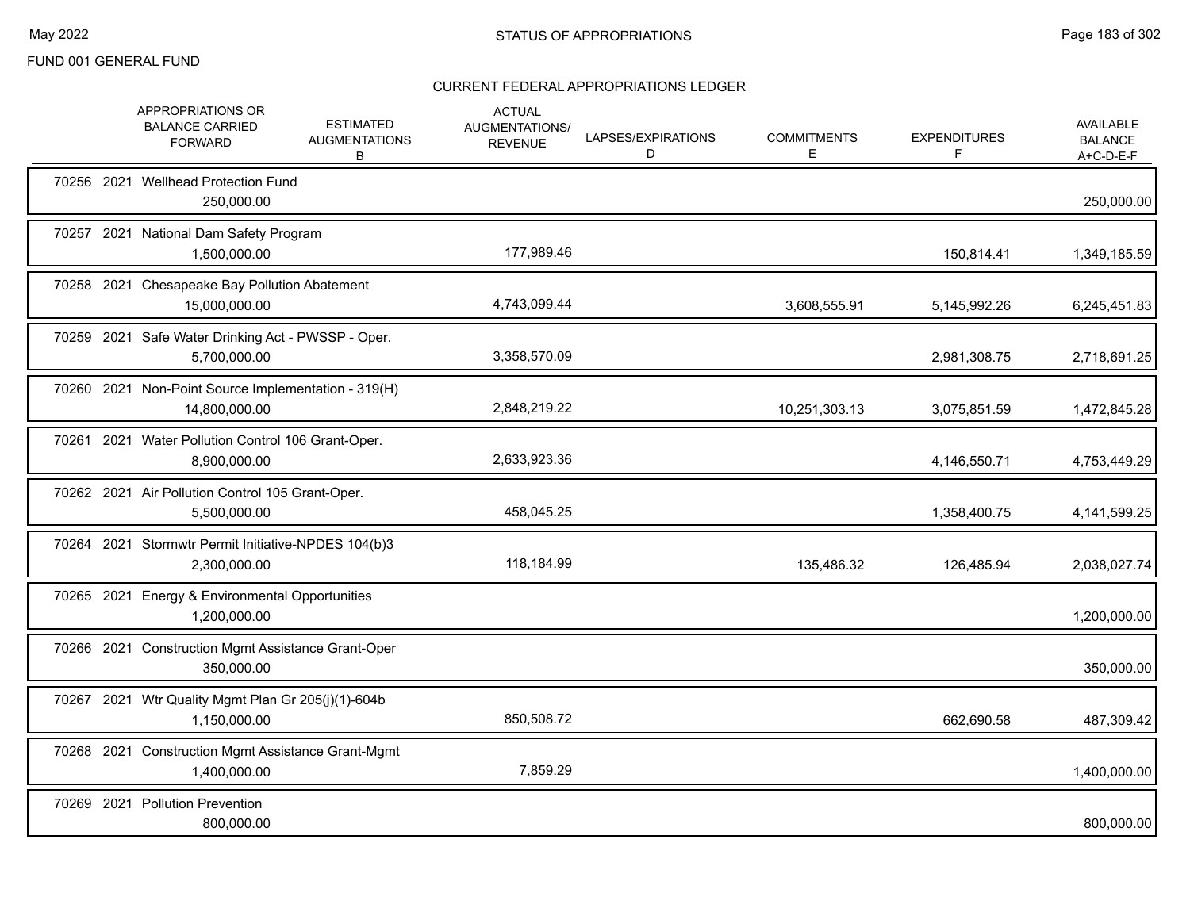FUND 001 GENERAL FUND

## STATUS OF APPROPRIATIONS

### CURRENT FEDERAL APPROPRIATIONS LEDGER

| | APPROPRIATIONS OR BALANCE CARRIED FORWARD | ESTIMATED AUGMENTATIONS B | ACTUAL AUGMENTATIONS/ REVENUE | LAPSES/EXPIRATIONS D | COMMITMENTS E | EXPENDITURES F | AVAILABLE BALANCE A+C-D-E-F |
|---|---|---|---|---|---|---|---|
| 70256 2021 Wellhead Protection Fund | 250,000.00 | | | | | | 250,000.00 |
| 70257 2021 National Dam Safety Program | 1,500,000.00 | | 177,989.46 | | | 150,814.41 | 1,349,185.59 |
| 70258 2021 Chesapeake Bay Pollution Abatement | 15,000,000.00 | | 4,743,099.44 | | 3,608,555.91 | 5,145,992.26 | 6,245,451.83 |
| 70259 2021 Safe Water Drinking Act - PWSSP - Oper. | 5,700,000.00 | | 3,358,570.09 | | | 2,981,308.75 | 2,718,691.25 |
| 70260 2021 Non-Point Source Implementation - 319(H) | 14,800,000.00 | | 2,848,219.22 | | 10,251,303.13 | 3,075,851.59 | 1,472,845.28 |
| 70261 2021 Water Pollution Control 106 Grant-Oper. | 8,900,000.00 | | 2,633,923.36 | | | 4,146,550.71 | 4,753,449.29 |
| 70262 2021 Air Pollution Control 105 Grant-Oper. | 5,500,000.00 | | 458,045.25 | | | 1,358,400.75 | 4,141,599.25 |
| 70264 2021 Stormwtr Permit Initiative-NPDES 104(b)3 | 2,300,000.00 | | 118,184.99 | | 135,486.32 | 126,485.94 | 2,038,027.74 |
| 70265 2021 Energy & Environmental Opportunities | 1,200,000.00 | | | | | | 1,200,000.00 |
| 70266 2021 Construction Mgmt Assistance Grant-Oper | 350,000.00 | | | | | | 350,000.00 |
| 70267 2021 Wtr Quality Mgmt Plan Gr 205(j)(1)-604b | 1,150,000.00 | | 850,508.72 | | | 662,690.58 | 487,309.42 |
| 70268 2021 Construction Mgmt Assistance Grant-Mgmt | 1,400,000.00 | | 7,859.29 | | | | 1,400,000.00 |
| 70269 2021 Pollution Prevention | 800,000.00 | | | | | | 800,000.00 |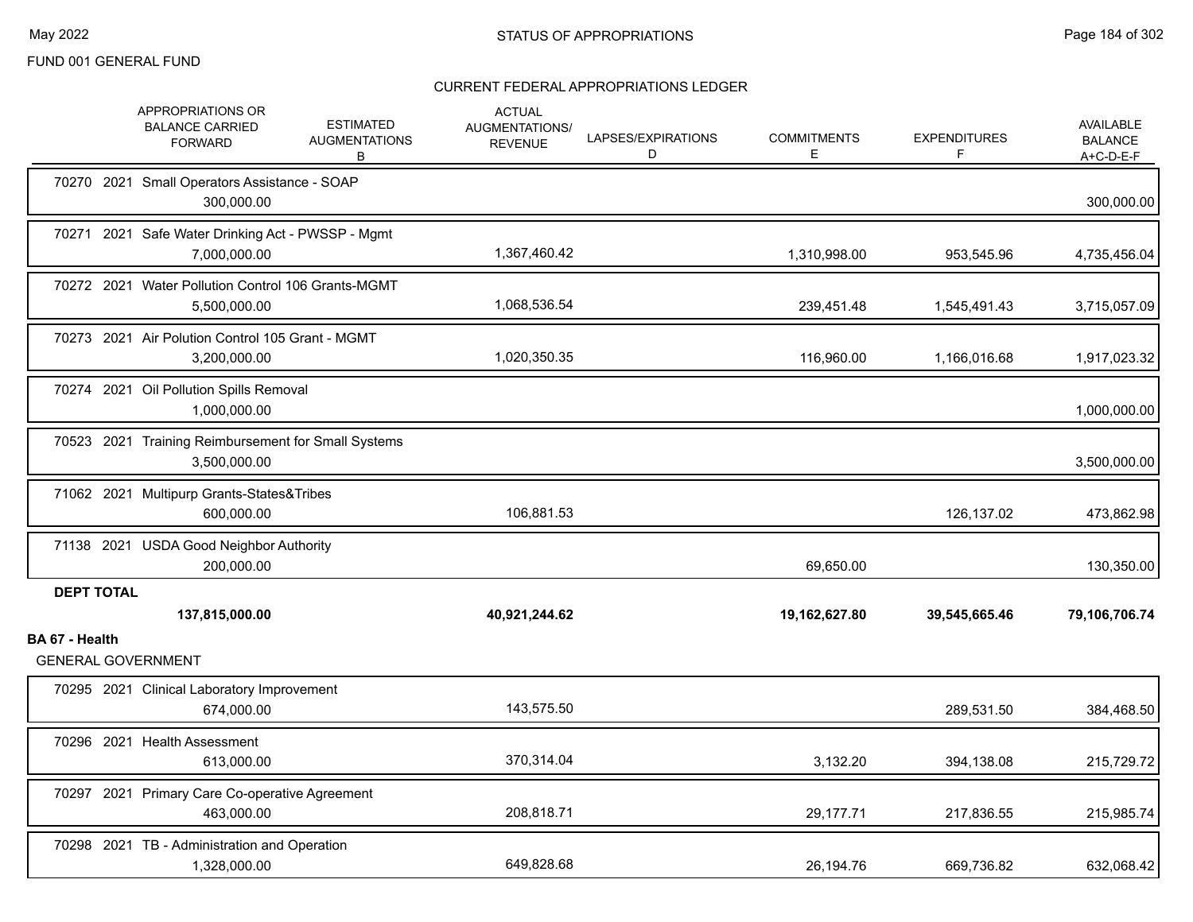FUND 001 GENERAL FUND

## CURRENT FEDERAL APPROPRIATIONS LEDGER

| | APPROPRIATIONS OR BALANCE CARRIED FORWARD | ESTIMATED AUGMENTATIONS B | ACTUAL AUGMENTATIONS/ REVENUE | LAPSES/EXPIRATIONS D | COMMITMENTS E | EXPENDITURES F | AVAILABLE BALANCE A+C-D-E-F |
|---|---|---|---|---|---|---|---|
| 70270 2021 Small Operators Assistance - SOAP | 300,000.00 | | | | | | 300,000.00 |
| 70271 2021 Safe Water Drinking Act - PWSSP - Mgmt | 7,000,000.00 | | 1,367,460.42 | | 1,310,998.00 | 953,545.96 | 4,735,456.04 |
| 70272 2021 Water Pollution Control 106 Grants-MGMT | 5,500,000.00 | | 1,068,536.54 | | 239,451.48 | 1,545,491.43 | 3,715,057.09 |
| 70273 2021 Air Polution Control 105 Grant - MGMT | 3,200,000.00 | | 1,020,350.35 | | 116,960.00 | 1,166,016.68 | 1,917,023.32 |
| 70274 2021 Oil Pollution Spills Removal | 1,000,000.00 | | | | | | 1,000,000.00 |
| 70523 2021 Training Reimbursement for Small Systems | 3,500,000.00 | | | | | | 3,500,000.00 |
| 71062 2021 Multipurp Grants-States&Tribes | 600,000.00 | | 106,881.53 | | | 126,137.02 | 473,862.98 |
| 71138 2021 USDA Good Neighbor Authority | 200,000.00 | | | | 69,650.00 | | 130,350.00 |
| **DEPT TOTAL** | **137,815,000.00** | | **40,921,244.62** | | **19,162,627.80** | **39,545,665.46** | **79,106,706.74** |

**BA 67 - Health**

GENERAL GOVERNMENT

| | APPROPRIATIONS OR BALANCE CARRIED FORWARD | ESTIMATED AUGMENTATIONS B | ACTUAL AUGMENTATIONS/ REVENUE | LAPSES/EXPIRATIONS D | COMMITMENTS E | EXPENDITURES F | AVAILABLE BALANCE A+C-D-E-F |
|---|---|---|---|---|---|---|---|
| 70295 2021 Clinical Laboratory Improvement | 674,000.00 | | 143,575.50 | | | 289,531.50 | 384,468.50 |
| 70296 2021 Health Assessment | 613,000.00 | | 370,314.04 | | 3,132.20 | 394,138.08 | 215,729.72 |
| 70297 2021 Primary Care Co-operative Agreement | 463,000.00 | | 208,818.71 | | 29,177.71 | 217,836.55 | 215,985.74 |
| 70298 2021 TB - Administration and Operation | 1,328,000.00 | | 649,828.68 | | 26,194.76 | 669,736.82 | 632,068.42 |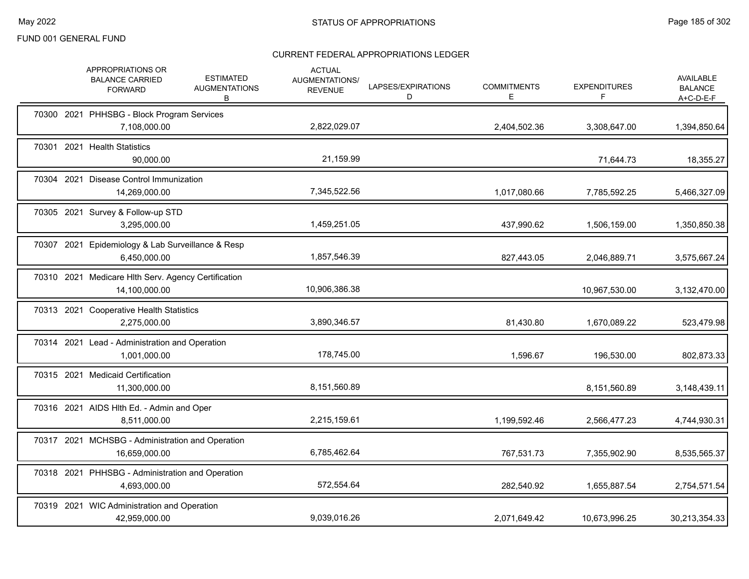FUND 001 GENERAL FUND

## STATUS OF APPROPRIATIONS

### CURRENT FEDERAL APPROPRIATIONS LEDGER

| | APPROPRIATIONS OR BALANCE CARRIED FORWARD | ESTIMATED AUGMENTATIONS B | ACTUAL AUGMENTATIONS/ REVENUE | LAPSES/EXPIRATIONS D | COMMITMENTS E | EXPENDITURES F | AVAILABLE BALANCE A+C-D-E-F |
|---|---|---|---|---|---|---|---|
| 70300 2021 PHHSBG - Block Program Services | 7,108,000.00 | | 2,822,029.07 | | 2,404,502.36 | 3,308,647.00 | 1,394,850.64 |
| 70301 2021 Health Statistics | 90,000.00 | | 21,159.99 | | | 71,644.73 | 18,355.27 |
| 70304 2021 Disease Control Immunization | 14,269,000.00 | | 7,345,522.56 | | 1,017,080.66 | 7,785,592.25 | 5,466,327.09 |
| 70305 2021 Survey & Follow-up STD | 3,295,000.00 | | 1,459,251.05 | | 437,990.62 | 1,506,159.00 | 1,350,850.38 |
| 70307 2021 Epidemiology & Lab Surveillance & Resp | 6,450,000.00 | | 1,857,546.39 | | 827,443.05 | 2,046,889.71 | 3,575,667.24 |
| 70310 2021 Medicare Hlth Serv. Agency Certification | 14,100,000.00 | | 10,906,386.38 | | | 10,967,530.00 | 3,132,470.00 |
| 70313 2021 Cooperative Health Statistics | 2,275,000.00 | | 3,890,346.57 | | 81,430.80 | 1,670,089.22 | 523,479.98 |
| 70314 2021 Lead - Administration and Operation | 1,001,000.00 | | 178,745.00 | | 1,596.67 | 196,530.00 | 802,873.33 |
| 70315 2021 Medicaid Certification | 11,300,000.00 | | 8,151,560.89 | | | 8,151,560.89 | 3,148,439.11 |
| 70316 2021 AIDS Hlth Ed. - Admin and Oper | 8,511,000.00 | | 2,215,159.61 | | 1,199,592.46 | 2,566,477.23 | 4,744,930.31 |
| 70317 2021 MCHSBG - Administration and Operation | 16,659,000.00 | | 6,785,462.64 | | 767,531.73 | 7,355,902.90 | 8,535,565.37 |
| 70318 2021 PHHSBG - Administration and Operation | 4,693,000.00 | | 572,554.64 | | 282,540.92 | 1,655,887.54 | 2,754,571.54 |
| 70319 2021 WIC Administration and Operation | 42,959,000.00 | | 9,039,016.26 | | 2,071,649.42 | 10,673,996.25 | 30,213,354.33 |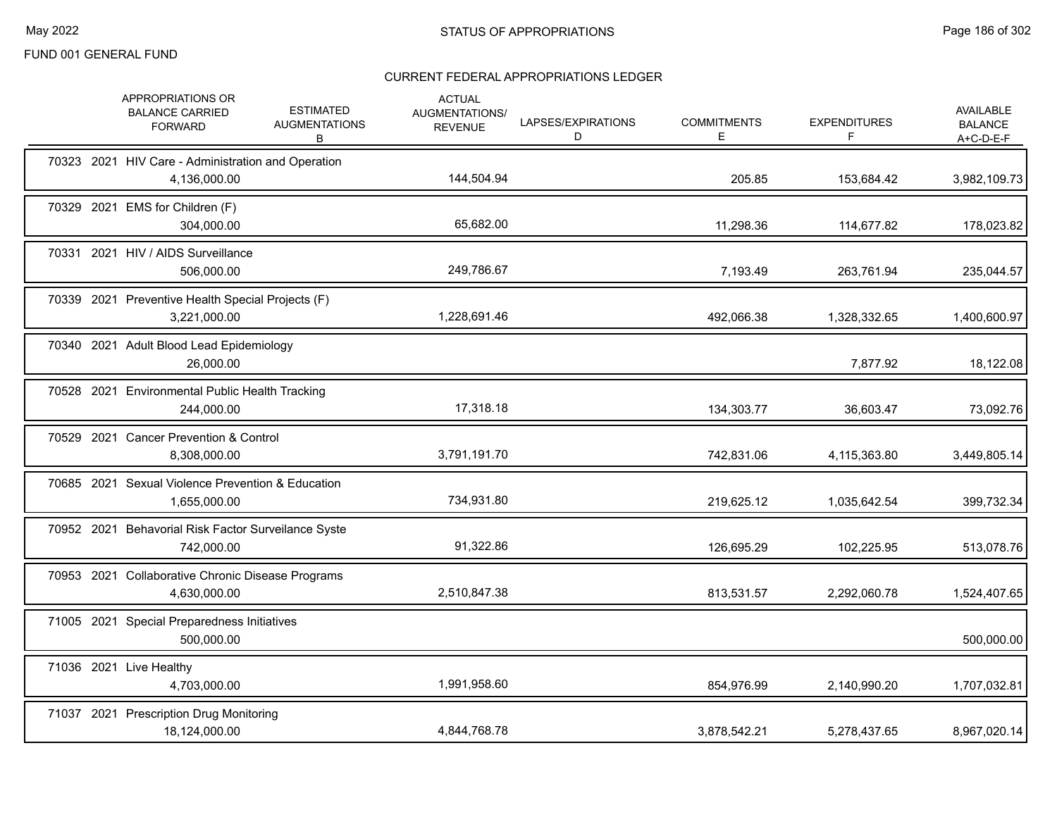FUND 001 GENERAL FUND

## CURRENT FEDERAL APPROPRIATIONS LEDGER

| | APPROPRIATIONS OR BALANCE CARRIED FORWARD | ESTIMATED AUGMENTATIONS B | ACTUAL AUGMENTATIONS/ REVENUE | LAPSES/EXPIRATIONS D | COMMITMENTS E | EXPENDITURES F | AVAILABLE BALANCE A+C-D-E-F |
|---|---|---|---|---|---|---|---|
| 70323 2021 HIV Care - Administration and Operation | 4,136,000.00 | | 144,504.94 | | 205.85 | 153,684.42 | 3,982,109.73 |
| 70329 2021 EMS for Children (F) | 304,000.00 | | 65,682.00 | | 11,298.36 | 114,677.82 | 178,023.82 |
| 70331 2021 HIV / AIDS Surveillance | 506,000.00 | | 249,786.67 | | 7,193.49 | 263,761.94 | 235,044.57 |
| 70339 2021 Preventive Health Special Projects (F) | 3,221,000.00 | | 1,228,691.46 | | 492,066.38 | 1,328,332.65 | 1,400,600.97 |
| 70340 2021 Adult Blood Lead Epidemiology | 26,000.00 | | | | | 7,877.92 | 18,122.08 |
| 70528 2021 Environmental Public Health Tracking | 244,000.00 | | 17,318.18 | | 134,303.77 | 36,603.47 | 73,092.76 |
| 70529 2021 Cancer Prevention & Control | 8,308,000.00 | | 3,791,191.70 | | 742,831.06 | 4,115,363.80 | 3,449,805.14 |
| 70685 2021 Sexual Violence Prevention & Education | 1,655,000.00 | | 734,931.80 | | 219,625.12 | 1,035,642.54 | 399,732.34 |
| 70952 2021 Behavorial Risk Factor Surveilance Syste | 742,000.00 | | 91,322.86 | | 126,695.29 | 102,225.95 | 513,078.76 |
| 70953 2021 Collaborative Chronic Disease Programs | 4,630,000.00 | | 2,510,847.38 | | 813,531.57 | 2,292,060.78 | 1,524,407.65 |
| 71005 2021 Special Preparedness Initiatives | 500,000.00 | | | | | | 500,000.00 |
| 71036 2021 Live Healthy | 4,703,000.00 | | 1,991,958.60 | | 854,976.99 | 2,140,990.20 | 1,707,032.81 |
| 71037 2021 Prescription Drug Monitoring | 18,124,000.00 | | 4,844,768.78 | | 3,878,542.21 | 5,278,437.65 | 8,967,020.14 |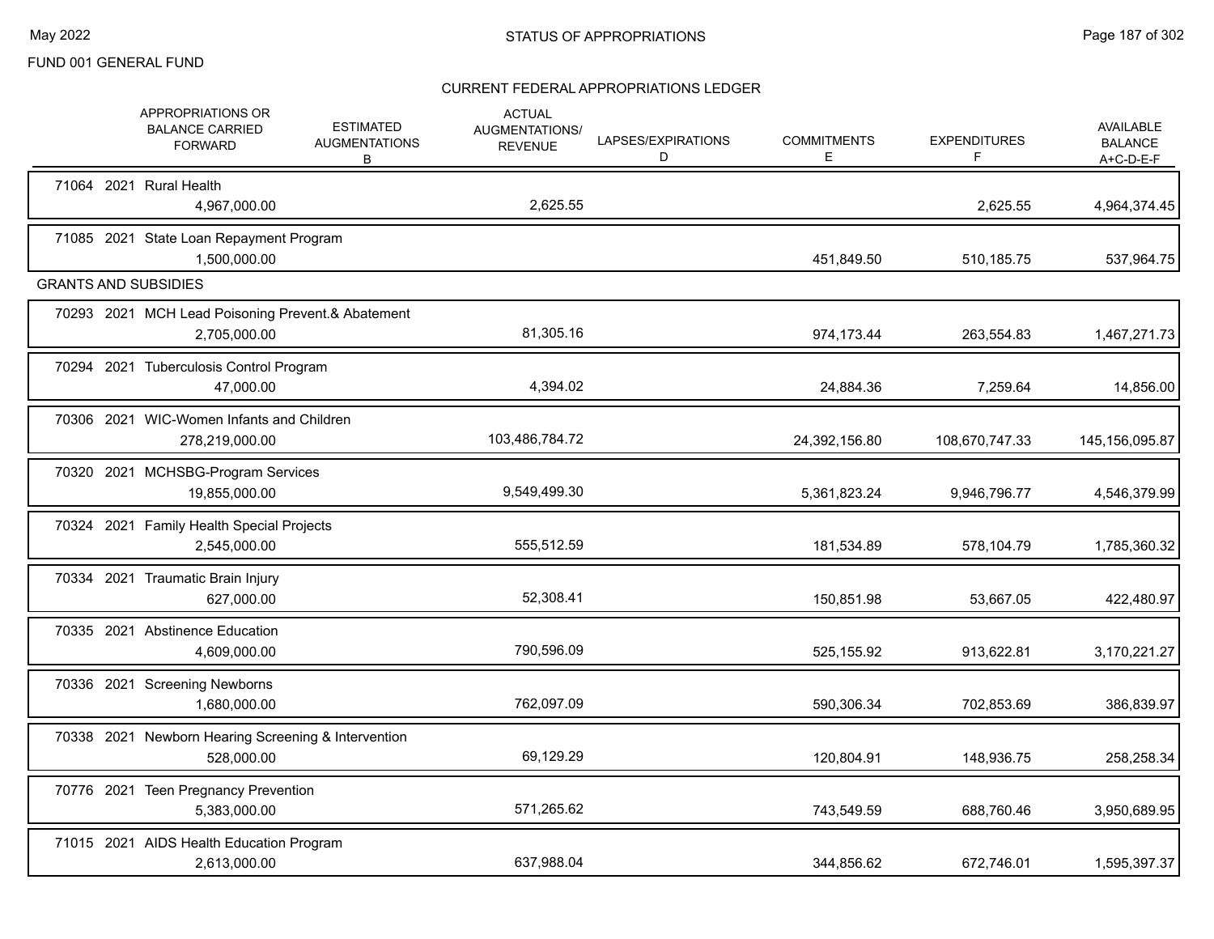FUND 001 GENERAL FUND

# STATUS OF APPROPRIATIONS

## CURRENT FEDERAL APPROPRIATIONS LEDGER

| | APPROPRIATIONS OR BALANCE CARRIED FORWARD | ESTIMATED AUGMENTATIONS B | ACTUAL AUGMENTATIONS/ REVENUE | LAPSES/EXPIRATIONS D | COMMITMENTS E | EXPENDITURES F | AVAILABLE BALANCE A+C-D-E-F |
|---|---|---|---|---|---|---|---|
| 71064 2021 Rural Health | 4,967,000.00 | | 2,625.55 | | | 2,625.55 | 4,964,374.45 |
| 71085 2021 State Loan Repayment Program | 1,500,000.00 | | | | 451,849.50 | 510,185.75 | 537,964.75 |
| **GRANTS AND SUBSIDIES** | | | | | | | |
| 70293 2021 MCH Lead Poisoning Prevent.& Abatement | 2,705,000.00 | | 81,305.16 | | 974,173.44 | 263,554.83 | 1,467,271.73 |
| 70294 2021 Tuberculosis Control Program | 47,000.00 | | 4,394.02 | | 24,884.36 | 7,259.64 | 14,856.00 |
| 70306 2021 WIC-Women Infants and Children | 278,219,000.00 | | 103,486,784.72 | | 24,392,156.80 | 108,670,747.33 | 145,156,095.87 |
| 70320 2021 MCHSBG-Program Services | 19,855,000.00 | | 9,549,499.30 | | 5,361,823.24 | 9,946,796.77 | 4,546,379.99 |
| 70324 2021 Family Health Special Projects | 2,545,000.00 | | 555,512.59 | | 181,534.89 | 578,104.79 | 1,785,360.32 |
| 70334 2021 Traumatic Brain Injury | 627,000.00 | | 52,308.41 | | 150,851.98 | 53,667.05 | 422,480.97 |
| 70335 2021 Abstinence Education | 4,609,000.00 | | 790,596.09 | | 525,155.92 | 913,622.81 | 3,170,221.27 |
| 70336 2021 Screening Newborns | 1,680,000.00 | | 762,097.09 | | 590,306.34 | 702,853.69 | 386,839.97 |
| 70338 2021 Newborn Hearing Screening & Intervention | 528,000.00 | | 69,129.29 | | 120,804.91 | 148,936.75 | 258,258.34 |
| 70776 2021 Teen Pregnancy Prevention | 5,383,000.00 | | 571,265.62 | | 743,549.59 | 688,760.46 | 3,950,689.95 |
| 71015 2021 AIDS Health Education Program | 2,613,000.00 | | 637,988.04 | | 344,856.62 | 672,746.01 | 1,595,397.37 |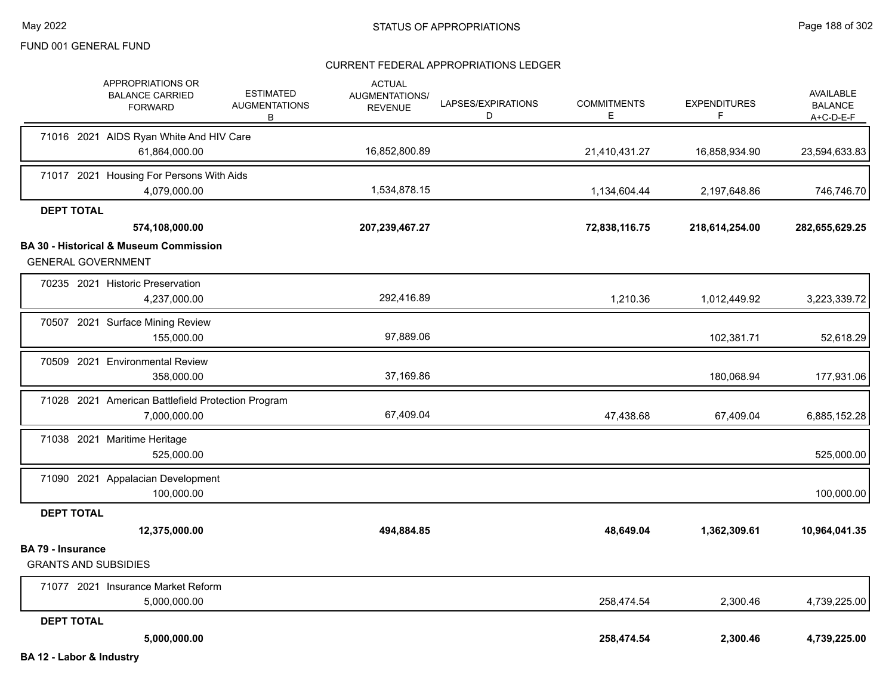FUND 001 GENERAL FUND

## STATUS OF APPROPRIATIONS

### CURRENT FEDERAL APPROPRIATIONS LEDGER

| | APPROPRIATIONS OR BALANCE CARRIED FORWARD | ESTIMATED AUGMENTATIONS B | ACTUAL AUGMENTATIONS/ REVENUE | LAPSES/EXPIRATIONS D | COMMITMENTS E | EXPENDITURES F | AVAILABLE BALANCE A+C-D-E-F |
|---|---|---|---|---|---|---|---|
| 71016 2021 AIDS Ryan White And HIV Care | 61,864,000.00 | | 16,852,800.89 | | 21,410,431.27 | 16,858,934.90 | 23,594,633.83 |
| 71017 2021 Housing For Persons With Aids | 4,079,000.00 | | 1,534,878.15 | | 1,134,604.44 | 2,197,648.86 | 746,746.70 |
| **DEPT TOTAL** | **574,108,000.00** | | **207,239,467.27** | | **72,838,116.75** | **218,614,254.00** | **282,655,629.25** |
| **BA 30 - Historical & Museum Commission** | | | | | | | |
| GENERAL GOVERNMENT | | | | | | | |
| 70235 2021 Historic Preservation | 4,237,000.00 | | 292,416.89 | | 1,210.36 | 1,012,449.92 | 3,223,339.72 |
| 70507 2021 Surface Mining Review | 155,000.00 | | 97,889.06 | | | 102,381.71 | 52,618.29 |
| 70509 2021 Environmental Review | 358,000.00 | | 37,169.86 | | | 180,068.94 | 177,931.06 |
| 71028 2021 American Battlefield Protection Program | 7,000,000.00 | | 67,409.04 | | 47,438.68 | 67,409.04 | 6,885,152.28 |
| 71038 2021 Maritime Heritage | 525,000.00 | | | | | | 525,000.00 |
| 71090 2021 Appalacian Development | 100,000.00 | | | | | | 100,000.00 |
| **DEPT TOTAL** | **12,375,000.00** | | **494,884.85** | | **48,649.04** | **1,362,309.61** | **10,964,041.35** |
| **BA 79 - Insurance** | | | | | | | |
| GRANTS AND SUBSIDIES | | | | | | | |
| 71077 2021 Insurance Market Reform | 5,000,000.00 | | | | 258,474.54 | 2,300.46 | 4,739,225.00 |
| **DEPT TOTAL** | **5,000,000.00** | | | | **258,474.54** | **2,300.46** | **4,739,225.00** |

**BA 12 - Labor & Industry**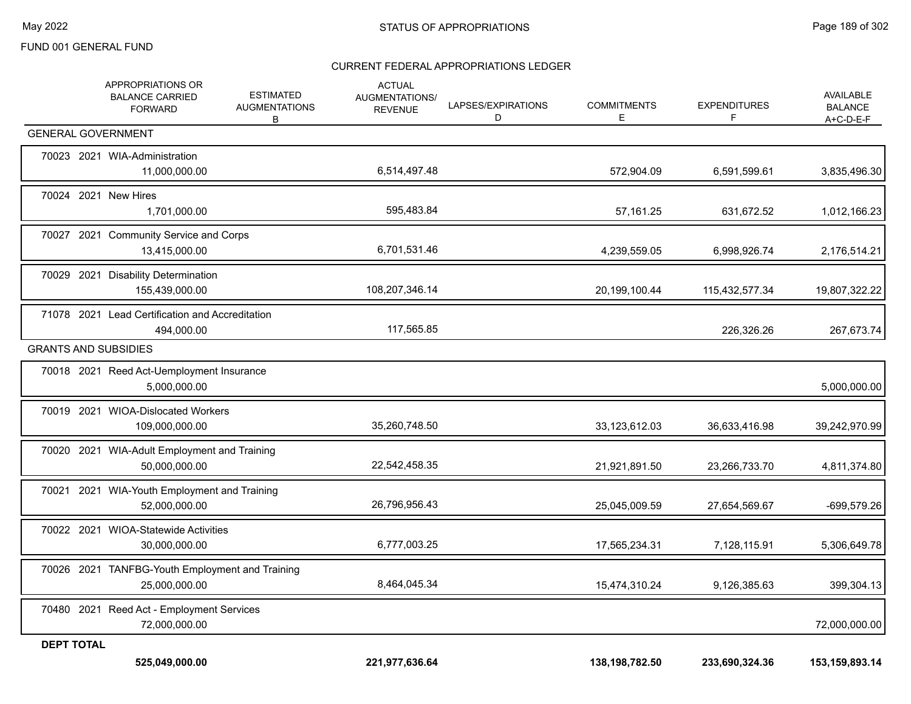FUND 001 GENERAL FUND

# STATUS OF APPROPRIATIONS

## CURRENT FEDERAL APPROPRIATIONS LEDGER

| | APPROPRIATIONS OR BALANCE CARRIED FORWARD | ESTIMATED AUGMENTATIONS B | ACTUAL AUGMENTATIONS/ REVENUE | LAPSES/EXPIRATIONS D | COMMITMENTS E | EXPENDITURES F | AVAILABLE BALANCE A+C-D-E-F |
|---|---|---|---|---|---|---|---|
| **GENERAL GOVERNMENT** | | | | | | | |
| 70023 2021 WIA-Administration | 11,000,000.00 | | 6,514,497.48 | | 572,904.09 | 6,591,599.61 | 3,835,496.30 |
| 70024 2021 New Hires | 1,701,000.00 | | 595,483.84 | | 57,161.25 | 631,672.52 | 1,012,166.23 |
| 70027 2021 Community Service and Corps | 13,415,000.00 | | 6,701,531.46 | | 4,239,559.05 | 6,998,926.74 | 2,176,514.21 |
| 70029 2021 Disability Determination | 155,439,000.00 | | 108,207,346.14 | | 20,199,100.44 | 115,432,577.34 | 19,807,322.22 |
| 71078 2021 Lead Certification and Accreditation | 494,000.00 | | 117,565.85 | | | 226,326.26 | 267,673.74 |
| **GRANTS AND SUBSIDIES** | | | | | | | |
| 70018 2021 Reed Act-Uemployment Insurance | 5,000,000.00 | | | | | | 5,000,000.00 |
| 70019 2021 WIOA-Dislocated Workers | 109,000,000.00 | | 35,260,748.50 | | 33,123,612.03 | 36,633,416.98 | 39,242,970.99 |
| 70020 2021 WIA-Adult Employment and Training | 50,000,000.00 | | 22,542,458.35 | | 21,921,891.50 | 23,266,733.70 | 4,811,374.80 |
| 70021 2021 WIA-Youth Employment and Training | 52,000,000.00 | | 26,796,956.43 | | 25,045,009.59 | 27,654,569.67 | -699,579.26 |
| 70022 2021 WIOA-Statewide Activities | 30,000,000.00 | | 6,777,003.25 | | 17,565,234.31 | 7,128,115.91 | 5,306,649.78 |
| 70026 2021 TANFBG-Youth Employment and Training | 25,000,000.00 | | 8,464,045.34 | | 15,474,310.24 | 9,126,385.63 | 399,304.13 |
| 70480 2021 Reed Act - Employment Services | 72,000,000.00 | | | | | | 72,000,000.00 |
| **DEPT TOTAL** | **525,049,000.00** | | **221,977,636.64** | | **138,198,782.50** | **233,690,324.36** | **153,159,893.14** |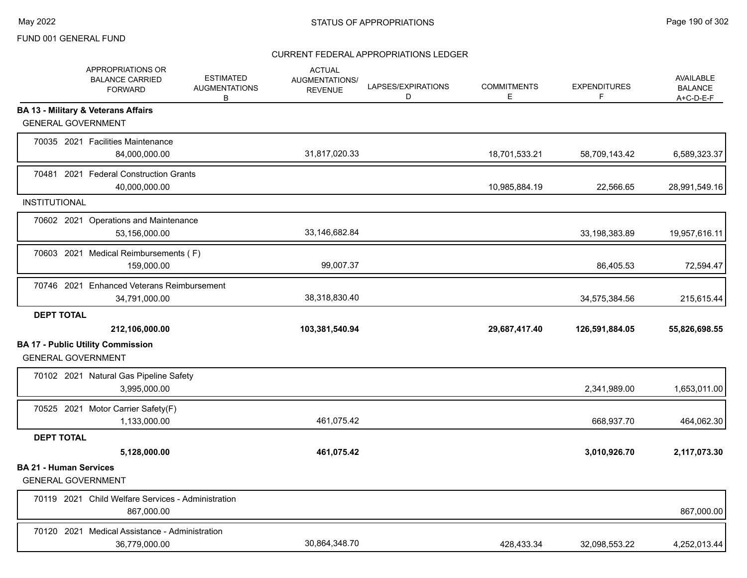FUND 001 GENERAL FUND

## STATUS OF APPROPRIATIONS

### CURRENT FEDERAL APPROPRIATIONS LEDGER

| | APPROPRIATIONS OR BALANCE CARRIED FORWARD | ESTIMATED AUGMENTATIONS B | ACTUAL AUGMENTATIONS/ REVENUE | LAPSES/EXPIRATIONS D | COMMITMENTS E | EXPENDITURES F | AVAILABLE BALANCE A+C-D-E-F |
|---|---|---|---|---|---|---|---|
| **BA 13 - Military & Veterans Affairs** | | | | | | | |
| GENERAL GOVERNMENT | | | | | | | |
| 70035 2021 Facilities Maintenance | 84,000,000.00 | | 31,817,020.33 | | 18,701,533.21 | 58,709,143.42 | 6,589,323.37 |
| 70481 2021 Federal Construction Grants | 40,000,000.00 | | | | 10,985,884.19 | 22,566.65 | 28,991,549.16 |
| INSTITUTIONAL | | | | | | | |
| 70602 2021 Operations and Maintenance | 53,156,000.00 | | 33,146,682.84 | | | 33,198,383.89 | 19,957,616.11 |
| 70603 2021 Medical Reimbursements ( F) | 159,000.00 | | 99,007.37 | | | 86,405.53 | 72,594.47 |
| 70746 2021 Enhanced Veterans Reimbursement | 34,791,000.00 | | 38,318,830.40 | | | 34,575,384.56 | 215,615.44 |
| **DEPT TOTAL** | **212,106,000.00** | | **103,381,540.94** | | **29,687,417.40** | **126,591,884.05** | **55,826,698.55** |
| **BA 17 - Public Utility Commission** | | | | | | | |
| GENERAL GOVERNMENT | | | | | | | |
| 70102 2021 Natural Gas Pipeline Safety | 3,995,000.00 | | | | | 2,341,989.00 | 1,653,011.00 |
| 70525 2021 Motor Carrier Safety(F) | 1,133,000.00 | | 461,075.42 | | | 668,937.70 | 464,062.30 |
| **DEPT TOTAL** | **5,128,000.00** | | **461,075.42** | | | **3,010,926.70** | **2,117,073.30** |
| **BA 21 - Human Services** | | | | | | | |
| GENERAL GOVERNMENT | | | | | | | |
| 70119 2021 Child Welfare Services - Administration | 867,000.00 | | | | | | 867,000.00 |
| 70120 2021 Medical Assistance - Administration | 36,779,000.00 | | 30,864,348.70 | | 428,433.34 | 32,098,553.22 | 4,252,013.44 |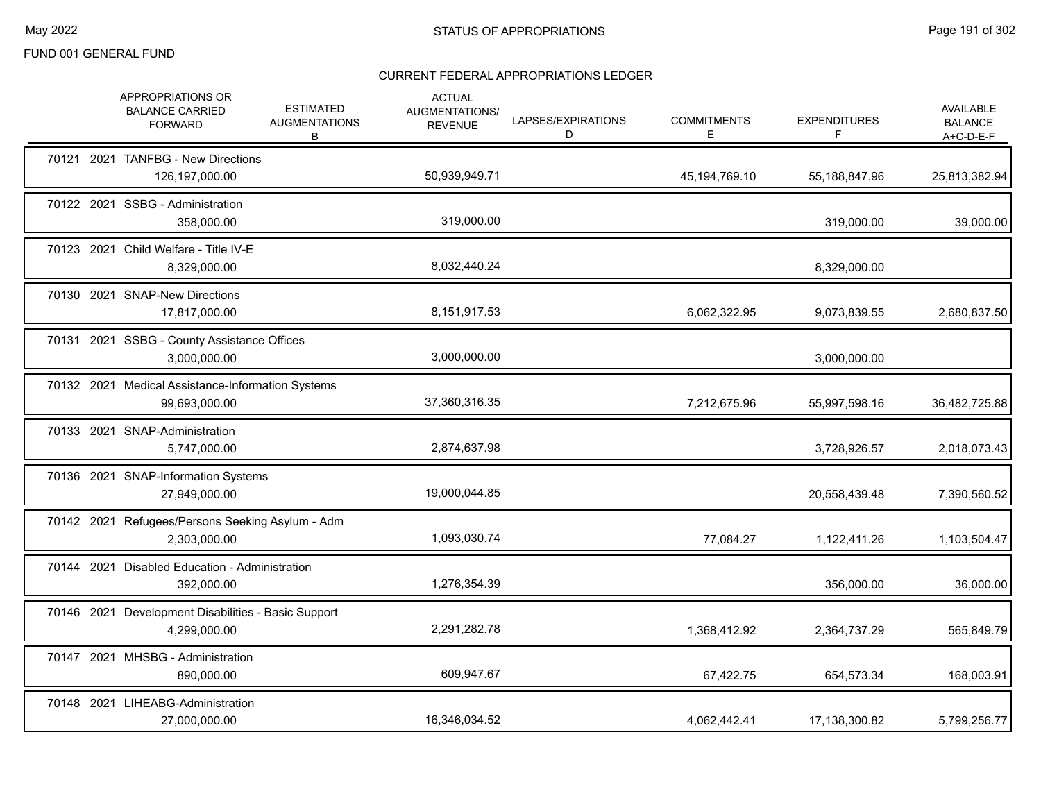FUND 001 GENERAL FUND

## STATUS OF APPROPRIATIONS

### CURRENT FEDERAL APPROPRIATIONS LEDGER

| | APPROPRIATIONS OR BALANCE CARRIED FORWARD | ESTIMATED AUGMENTATIONS B | ACTUAL AUGMENTATIONS/ REVENUE | LAPSES/EXPIRATIONS D | COMMITMENTS E | EXPENDITURES F | AVAILABLE BALANCE A+C-D-E-F |
|---|---|---|---|---|---|---|---|
| 70121 2021 TANFBG - New Directions | 126,197,000.00 | | 50,939,949.71 | | 45,194,769.10 | 55,188,847.96 | 25,813,382.94 |
| 70122 2021 SSBG - Administration | 358,000.00 | | 319,000.00 | | | 319,000.00 | 39,000.00 |
| 70123 2021 Child Welfare - Title IV-E | 8,329,000.00 | | 8,032,440.24 | | | 8,329,000.00 | |
| 70130 2021 SNAP-New Directions | 17,817,000.00 | | 8,151,917.53 | | 6,062,322.95 | 9,073,839.55 | 2,680,837.50 |
| 70131 2021 SSBG - County Assistance Offices | 3,000,000.00 | | 3,000,000.00 | | | 3,000,000.00 | |
| 70132 2021 Medical Assistance-Information Systems | 99,693,000.00 | | 37,360,316.35 | | 7,212,675.96 | 55,997,598.16 | 36,482,725.88 |
| 70133 2021 SNAP-Administration | 5,747,000.00 | | 2,874,637.98 | | | 3,728,926.57 | 2,018,073.43 |
| 70136 2021 SNAP-Information Systems | 27,949,000.00 | | 19,000,044.85 | | | 20,558,439.48 | 7,390,560.52 |
| 70142 2021 Refugees/Persons Seeking Asylum - Adm | 2,303,000.00 | | 1,093,030.74 | | 77,084.27 | 1,122,411.26 | 1,103,504.47 |
| 70144 2021 Disabled Education - Administration | 392,000.00 | | 1,276,354.39 | | | 356,000.00 | 36,000.00 |
| 70146 2021 Development Disabilities - Basic Support | 4,299,000.00 | | 2,291,282.78 | | 1,368,412.92 | 2,364,737.29 | 565,849.79 |
| 70147 2021 MHSBG - Administration | 890,000.00 | | 609,947.67 | | 67,422.75 | 654,573.34 | 168,003.91 |
| 70148 2021 LIHEABG-Administration | 27,000,000.00 | | 16,346,034.52 | | 4,062,442.41 | 17,138,300.82 | 5,799,256.77 |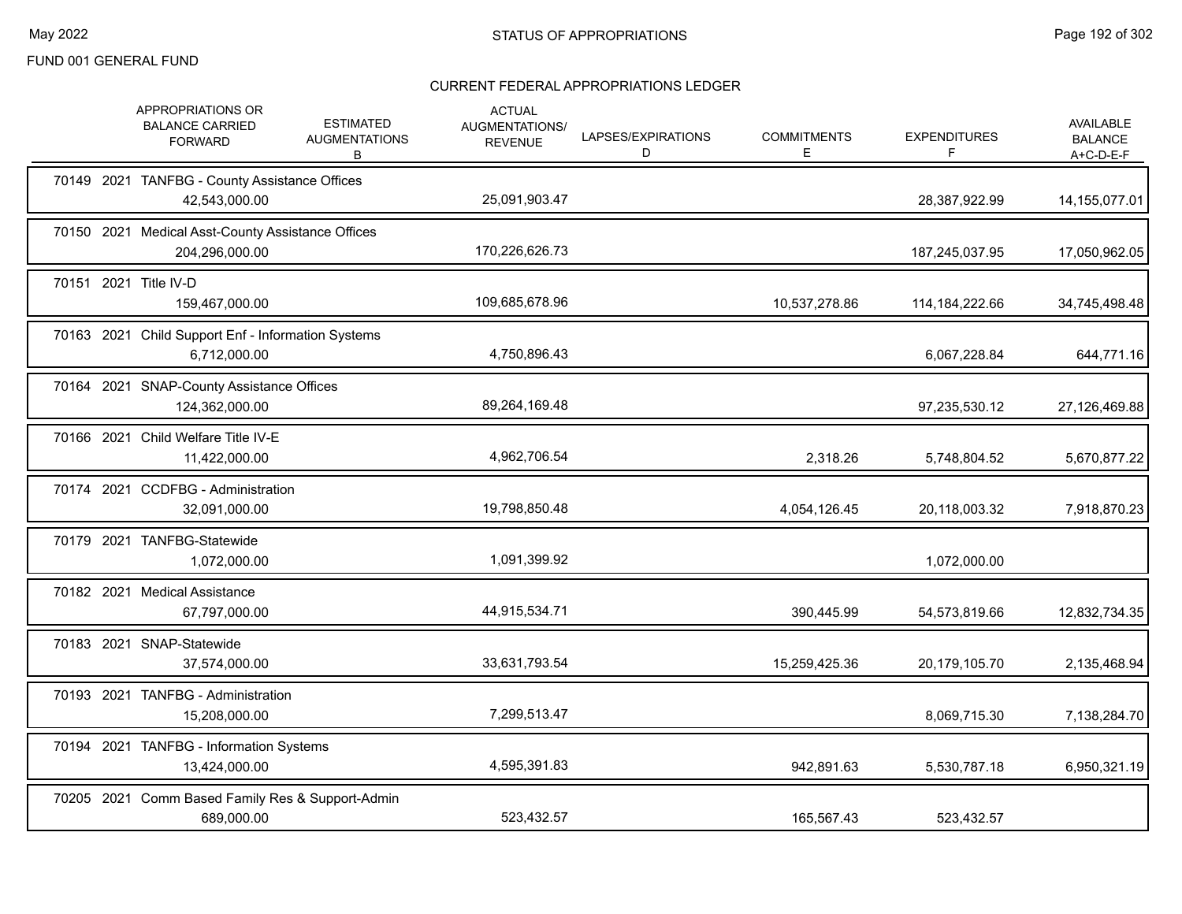FUND 001 GENERAL FUND

## STATUS OF APPROPRIATIONS

### CURRENT FEDERAL APPROPRIATIONS LEDGER

| | APPROPRIATIONS OR BALANCE CARRIED FORWARD | ESTIMATED AUGMENTATIONS B | ACTUAL AUGMENTATIONS/ REVENUE | LAPSES/EXPIRATIONS D | COMMITMENTS E | EXPENDITURES F | AVAILABLE BALANCE A+C-D-E-F |
|---|---|---|---|---|---|---|---|
| 70149 2021 TANFBG - County Assistance Offices | 42,543,000.00 | | 25,091,903.47 | | | 28,387,922.99 | 14,155,077.01 |
| 70150 2021 Medical Asst-County Assistance Offices | 204,296,000.00 | | 170,226,626.73 | | | 187,245,037.95 | 17,050,962.05 |
| 70151 2021 Title IV-D | 159,467,000.00 | | 109,685,678.96 | | 10,537,278.86 | 114,184,222.66 | 34,745,498.48 |
| 70163 2021 Child Support Enf - Information Systems | 6,712,000.00 | | 4,750,896.43 | | | 6,067,228.84 | 644,771.16 |
| 70164 2021 SNAP-County Assistance Offices | 124,362,000.00 | | 89,264,169.48 | | | 97,235,530.12 | 27,126,469.88 |
| 70166 2021 Child Welfare Title IV-E | 11,422,000.00 | | 4,962,706.54 | | 2,318.26 | 5,748,804.52 | 5,670,877.22 |
| 70174 2021 CCDFBG - Administration | 32,091,000.00 | | 19,798,850.48 | | 4,054,126.45 | 20,118,003.32 | 7,918,870.23 |
| 70179 2021 TANFBG-Statewide | 1,072,000.00 | | 1,091,399.92 | | | 1,072,000.00 | |
| 70182 2021 Medical Assistance | 67,797,000.00 | | 44,915,534.71 | | 390,445.99 | 54,573,819.66 | 12,832,734.35 |
| 70183 2021 SNAP-Statewide | 37,574,000.00 | | 33,631,793.54 | | 15,259,425.36 | 20,179,105.70 | 2,135,468.94 |
| 70193 2021 TANFBG - Administration | 15,208,000.00 | | 7,299,513.47 | | | 8,069,715.30 | 7,138,284.70 |
| 70194 2021 TANFBG - Information Systems | 13,424,000.00 | | 4,595,391.83 | | 942,891.63 | 5,530,787.18 | 6,950,321.19 |
| 70205 2021 Comm Based Family Res & Support-Admin | 689,000.00 | | 523,432.57 | | 165,567.43 | 523,432.57 | |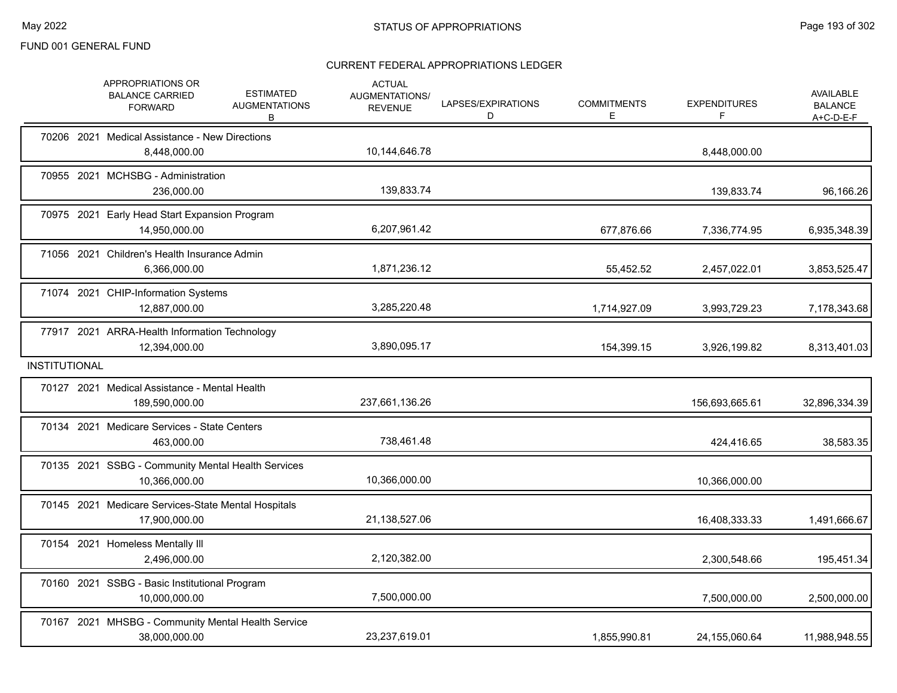FUND 001 GENERAL FUND

## STATUS OF APPROPRIATIONS

### CURRENT FEDERAL APPROPRIATIONS LEDGER

| | APPROPRIATIONS OR BALANCE CARRIED FORWARD | ESTIMATED AUGMENTATIONS B | ACTUAL AUGMENTATIONS/ REVENUE | LAPSES/EXPIRATIONS D | COMMITMENTS E | EXPENDITURES F | AVAILABLE BALANCE A+C-D-E-F |
|---|---|---|---|---|---|---|---|
| 70206 2021 Medical Assistance - New Directions | 8,448,000.00 | | 10,144,646.78 | | | 8,448,000.00 | |
| 70955 2021 MCHSBG - Administration | 236,000.00 | | 139,833.74 | | | 139,833.74 | 96,166.26 |
| 70975 2021 Early Head Start Expansion Program | 14,950,000.00 | | 6,207,961.42 | | 677,876.66 | 7,336,774.95 | 6,935,348.39 |
| 71056 2021 Children's Health Insurance Admin | 6,366,000.00 | | 1,871,236.12 | | 55,452.52 | 2,457,022.01 | 3,853,525.47 |
| 71074 2021 CHIP-Information Systems | 12,887,000.00 | | 3,285,220.48 | | 1,714,927.09 | 3,993,729.23 | 7,178,343.68 |
| 77917 2021 ARRA-Health Information Technology | 12,394,000.00 | | 3,890,095.17 | | 154,399.15 | 3,926,199.82 | 8,313,401.03 |
| **INSTITUTIONAL** | | | | | | | |
| 70127 2021 Medical Assistance - Mental Health | 189,590,000.00 | | 237,661,136.26 | | | 156,693,665.61 | 32,896,334.39 |
| 70134 2021 Medicare Services - State Centers | 463,000.00 | | 738,461.48 | | | 424,416.65 | 38,583.35 |
| 70135 2021 SSBG - Community Mental Health Services | 10,366,000.00 | | 10,366,000.00 | | | 10,366,000.00 | |
| 70145 2021 Medicare Services-State Mental Hospitals | 17,900,000.00 | | 21,138,527.06 | | | 16,408,333.33 | 1,491,666.67 |
| 70154 2021 Homeless Mentally Ill | 2,496,000.00 | | 2,120,382.00 | | | 2,300,548.66 | 195,451.34 |
| 70160 2021 SSBG - Basic Institutional Program | 10,000,000.00 | | 7,500,000.00 | | | 7,500,000.00 | 2,500,000.00 |
| 70167 2021 MHSBG - Community Mental Health Service | 38,000,000.00 | | 23,237,619.01 | | 1,855,990.81 | 24,155,060.64 | 11,988,948.55 |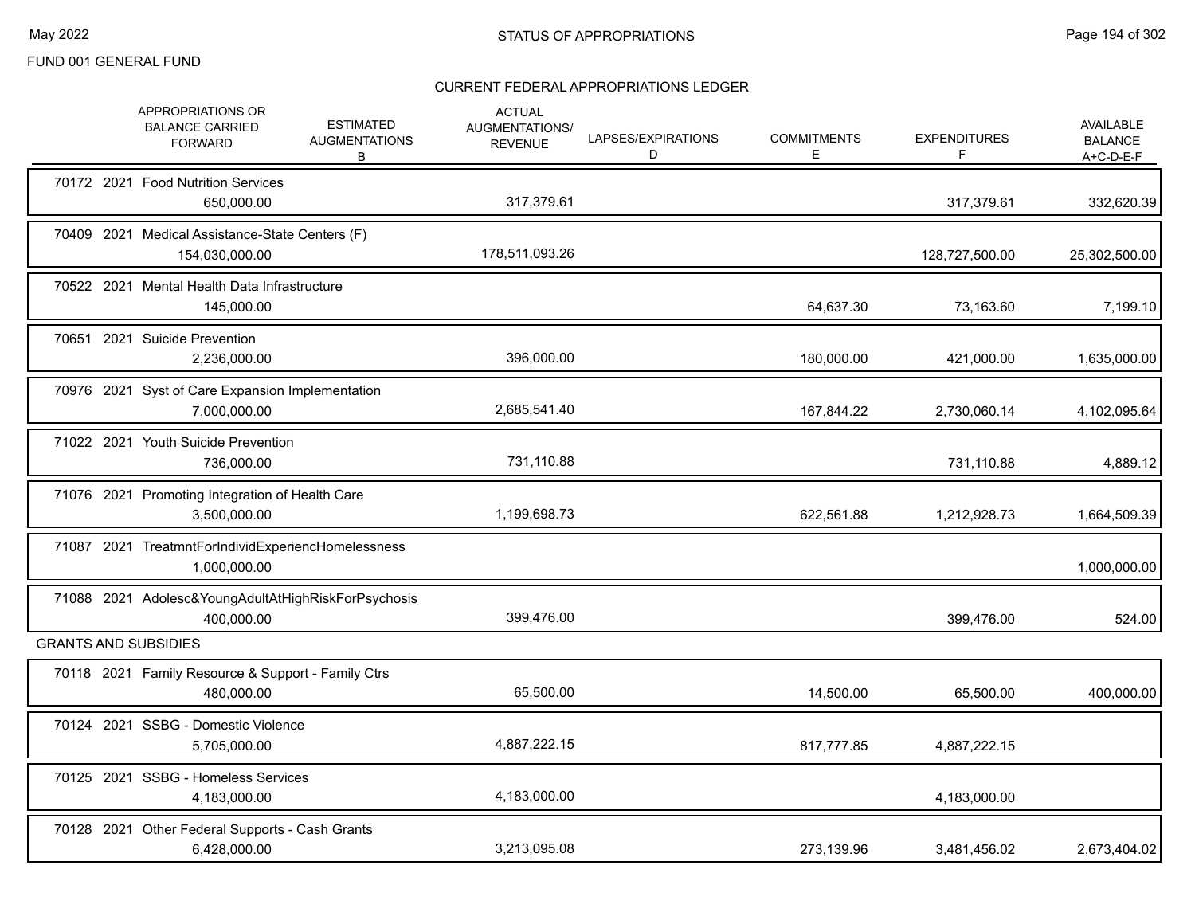FUND 001 GENERAL FUND

## STATUS OF APPROPRIATIONS

### CURRENT FEDERAL APPROPRIATIONS LEDGER

| | APPROPRIATIONS OR BALANCE CARRIED FORWARD | ESTIMATED AUGMENTATIONS B | ACTUAL AUGMENTATIONS/ REVENUE | LAPSES/EXPIRATIONS D | COMMITMENTS E | EXPENDITURES F | AVAILABLE BALANCE A+C-D-E-F |
|---|---|---|---|---|---|---|---|
| 70172 2021 Food Nutrition Services | 650,000.00 | | 317,379.61 | | | 317,379.61 | 332,620.39 |
| 70409 2021 Medical Assistance-State Centers (F) | 154,030,000.00 | | 178,511,093.26 | | | 128,727,500.00 | 25,302,500.00 |
| 70522 2021 Mental Health Data Infrastructure | 145,000.00 | | | | 64,637.30 | 73,163.60 | 7,199.10 |
| 70651 2021 Suicide Prevention | 2,236,000.00 | | 396,000.00 | | 180,000.00 | 421,000.00 | 1,635,000.00 |
| 70976 2021 Syst of Care Expansion Implementation | 7,000,000.00 | | 2,685,541.40 | | 167,844.22 | 2,730,060.14 | 4,102,095.64 |
| 71022 2021 Youth Suicide Prevention | 736,000.00 | | 731,110.88 | | | 731,110.88 | 4,889.12 |
| 71076 2021 Promoting Integration of Health Care | 3,500,000.00 | | 1,199,698.73 | | 622,561.88 | 1,212,928.73 | 1,664,509.39 |
| 71087 2021 TreatmntForIndividExperiencHomelessness | 1,000,000.00 | | | | | | 1,000,000.00 |
| 71088 2021 Adolesc&YoungAdultAtHighRiskForPsychosis | 400,000.00 | | 399,476.00 | | | 399,476.00 | 524.00 |
| **GRANTS AND SUBSIDIES** | | | | | | | |
| 70118 2021 Family Resource & Support - Family Ctrs | 480,000.00 | | 65,500.00 | | 14,500.00 | 65,500.00 | 400,000.00 |
| 70124 2021 SSBG - Domestic Violence | 5,705,000.00 | | 4,887,222.15 | | 817,777.85 | 4,887,222.15 | |
| 70125 2021 SSBG - Homeless Services | 4,183,000.00 | | 4,183,000.00 | | | 4,183,000.00 | |
| 70128 2021 Other Federal Supports - Cash Grants | 6,428,000.00 | | 3,213,095.08 | | 273,139.96 | 3,481,456.02 | 2,673,404.02 |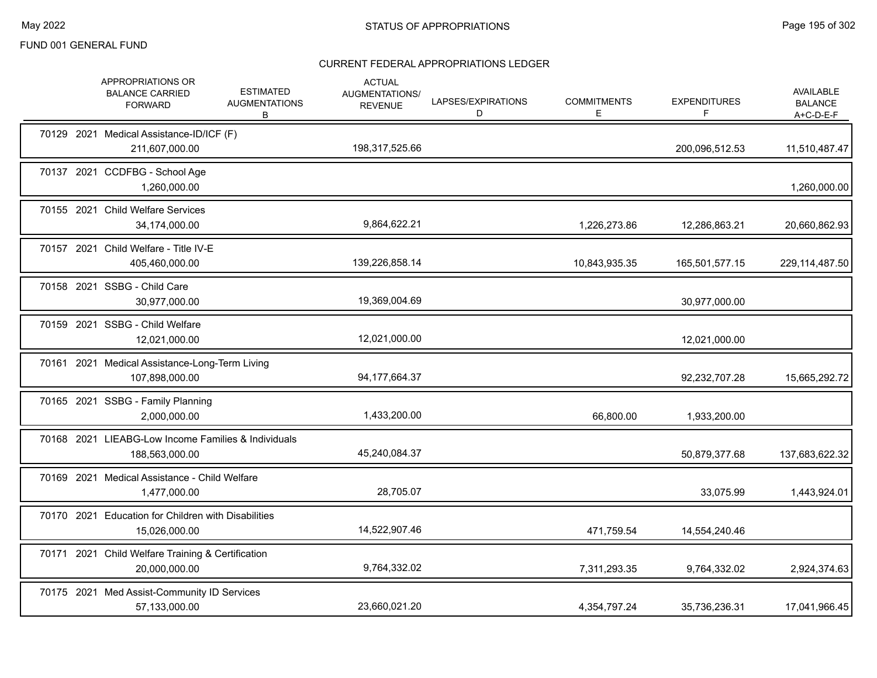FUND 001 GENERAL FUND

## CURRENT FEDERAL APPROPRIATIONS LEDGER

| | APPROPRIATIONS OR BALANCE CARRIED FORWARD | ESTIMATED AUGMENTATIONS B | ACTUAL AUGMENTATIONS/ REVENUE | LAPSES/EXPIRATIONS D | COMMITMENTS E | EXPENDITURES F | AVAILABLE BALANCE A+C-D-E-F |
|---|---|---|---|---|---|---|---|
| 70129 2021 Medical Assistance-ID/ICF (F) | 211,607,000.00 | | 198,317,525.66 | | | 200,096,512.53 | 11,510,487.47 |
| 70137 2021 CCDFBG - School Age | 1,260,000.00 | | | | | | 1,260,000.00 |
| 70155 2021 Child Welfare Services | 34,174,000.00 | | 9,864,622.21 | | 1,226,273.86 | 12,286,863.21 | 20,660,862.93 |
| 70157 2021 Child Welfare - Title IV-E | 405,460,000.00 | | 139,226,858.14 | | 10,843,935.35 | 165,501,577.15 | 229,114,487.50 |
| 70158 2021 SSBG - Child Care | 30,977,000.00 | | 19,369,004.69 | | | 30,977,000.00 | |
| 70159 2021 SSBG - Child Welfare | 12,021,000.00 | | 12,021,000.00 | | | 12,021,000.00 | |
| 70161 2021 Medical Assistance-Long-Term Living | 107,898,000.00 | | 94,177,664.37 | | | 92,232,707.28 | 15,665,292.72 |
| 70165 2021 SSBG - Family Planning | 2,000,000.00 | | 1,433,200.00 | | 66,800.00 | 1,933,200.00 | |
| 70168 2021 LIEABG-Low Income Families & Individuals | 188,563,000.00 | | 45,240,084.37 | | | 50,879,377.68 | 137,683,622.32 |
| 70169 2021 Medical Assistance - Child Welfare | 1,477,000.00 | | 28,705.07 | | | 33,075.99 | 1,443,924.01 |
| 70170 2021 Education for Children with Disabilities | 15,026,000.00 | | 14,522,907.46 | | 471,759.54 | 14,554,240.46 | |
| 70171 2021 Child Welfare Training & Certification | 20,000,000.00 | | 9,764,332.02 | | 7,311,293.35 | 9,764,332.02 | 2,924,374.63 |
| 70175 2021 Med Assist-Community ID Services | 57,133,000.00 | | 23,660,021.20 | | 4,354,797.24 | 35,736,236.31 | 17,041,966.45 |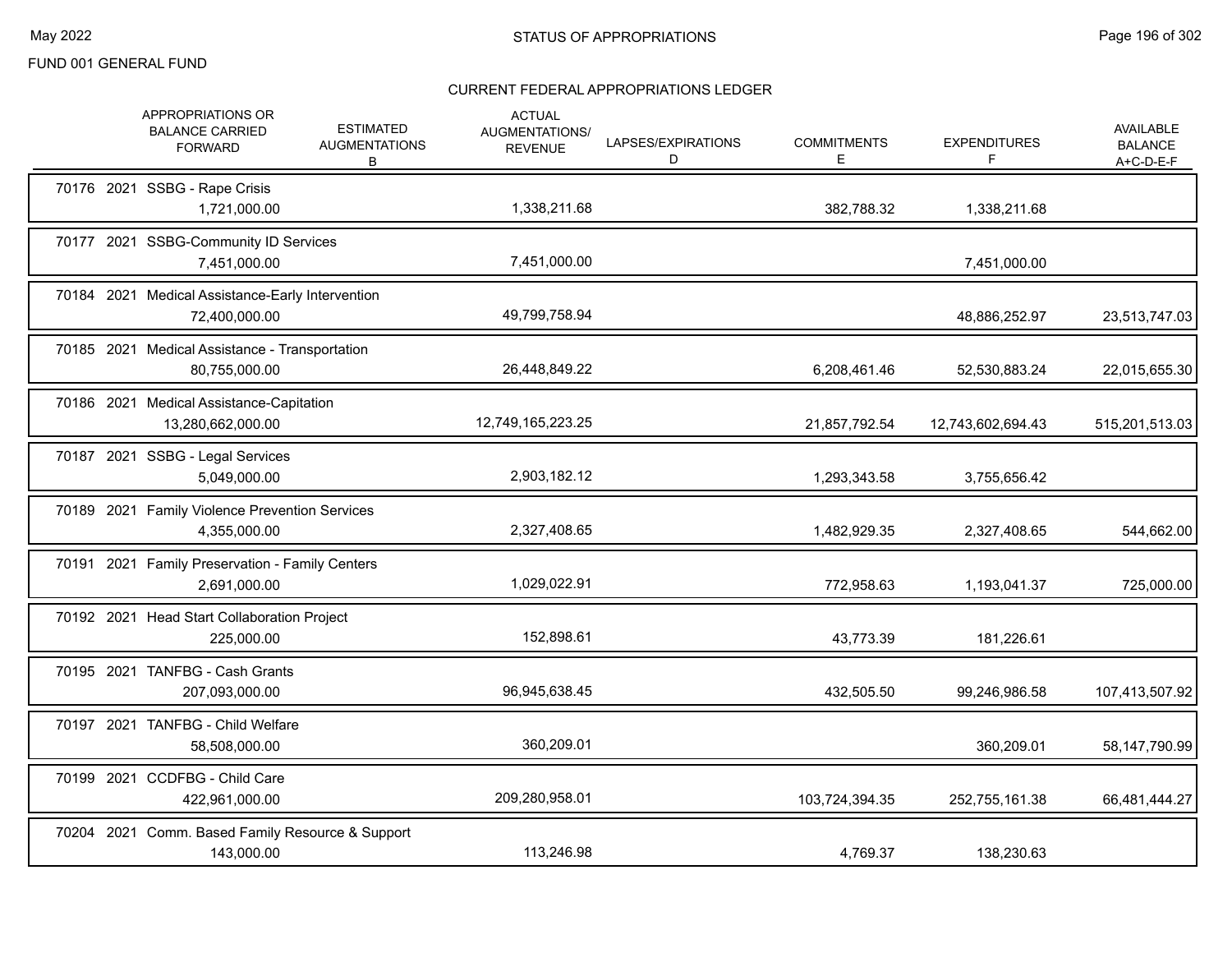FUND 001 GENERAL FUND

## STATUS OF APPROPRIATIONS

### CURRENT FEDERAL APPROPRIATIONS LEDGER

| | APPROPRIATIONS OR BALANCE CARRIED FORWARD | ESTIMATED AUGMENTATIONS B | ACTUAL AUGMENTATIONS/ REVENUE | LAPSES/EXPIRATIONS D | COMMITMENTS E | EXPENDITURES F | AVAILABLE BALANCE A+C-D-E-F |
|---|---|---|---|---|---|---|---|
| 70176 2021 SSBG - Rape Crisis | 1,721,000.00 | | 1,338,211.68 | | 382,788.32 | 1,338,211.68 | |
| 70177 2021 SSBG-Community ID Services | 7,451,000.00 | | 7,451,000.00 | | | 7,451,000.00 | |
| 70184 2021 Medical Assistance-Early Intervention | 72,400,000.00 | | 49,799,758.94 | | | 48,886,252.97 | 23,513,747.03 |
| 70185 2021 Medical Assistance - Transportation | 80,755,000.00 | | 26,448,849.22 | | 6,208,461.46 | 52,530,883.24 | 22,015,655.30 |
| 70186 2021 Medical Assistance-Capitation | 13,280,662,000.00 | | 12,749,165,223.25 | | 21,857,792.54 | 12,743,602,694.43 | 515,201,513.03 |
| 70187 2021 SSBG - Legal Services | 5,049,000.00 | | 2,903,182.12 | | 1,293,343.58 | 3,755,656.42 | |
| 70189 2021 Family Violence Prevention Services | 4,355,000.00 | | 2,327,408.65 | | 1,482,929.35 | 2,327,408.65 | 544,662.00 |
| 70191 2021 Family Preservation - Family Centers | 2,691,000.00 | | 1,029,022.91 | | 772,958.63 | 1,193,041.37 | 725,000.00 |
| 70192 2021 Head Start Collaboration Project | 225,000.00 | | 152,898.61 | | 43,773.39 | 181,226.61 | |
| 70195 2021 TANFBG - Cash Grants | 207,093,000.00 | | 96,945,638.45 | | 432,505.50 | 99,246,986.58 | 107,413,507.92 |
| 70197 2021 TANFBG - Child Welfare | 58,508,000.00 | | 360,209.01 | | | 360,209.01 | 58,147,790.99 |
| 70199 2021 CCDFBG - Child Care | 422,961,000.00 | | 209,280,958.01 | | 103,724,394.35 | 252,755,161.38 | 66,481,444.27 |
| 70204 2021 Comm. Based Family Resource & Support | 143,000.00 | | 113,246.98 | | 4,769.37 | 138,230.63 | |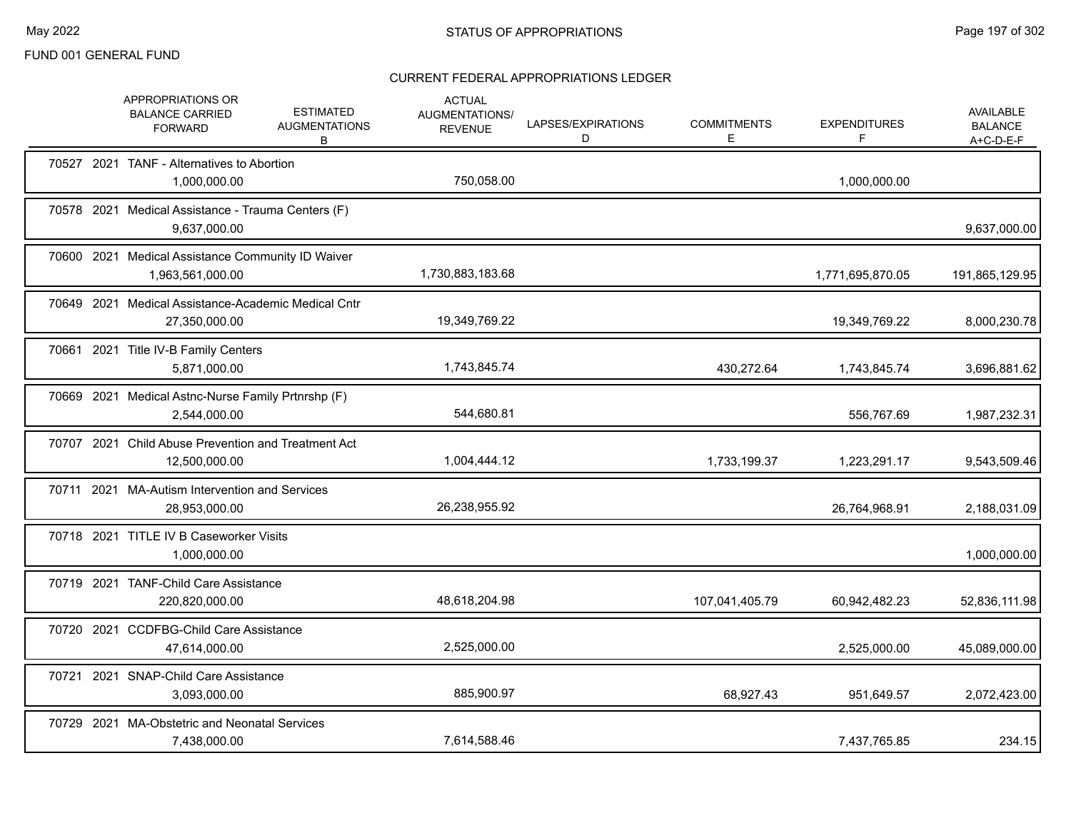FUND 001 GENERAL FUND

## STATUS OF APPROPRIATIONS

### CURRENT FEDERAL APPROPRIATIONS LEDGER

| | APPROPRIATIONS OR BALANCE CARRIED FORWARD | ESTIMATED AUGMENTATIONS B | ACTUAL AUGMENTATIONS/ REVENUE | LAPSES/EXPIRATIONS D | COMMITMENTS E | EXPENDITURES F | AVAILABLE BALANCE A+C-D-E-F |
|---|---|---|---|---|---|---|---|
| 70527 2021 TANF - Alternatives to Abortion | 1,000,000.00 | | 750,058.00 | | | 1,000,000.00 | |
| 70578 2021 Medical Assistance - Trauma Centers (F) | 9,637,000.00 | | | | | | 9,637,000.00 |
| 70600 2021 Medical Assistance Community ID Waiver | 1,963,561,000.00 | | 1,730,883,183.68 | | | 1,771,695,870.05 | 191,865,129.95 |
| 70649 2021 Medical Assistance-Academic Medical Cntr | 27,350,000.00 | | 19,349,769.22 | | | 19,349,769.22 | 8,000,230.78 |
| 70661 2021 Title IV-B Family Centers | 5,871,000.00 | | 1,743,845.74 | | 430,272.64 | 1,743,845.74 | 3,696,881.62 |
| 70669 2021 Medical Astnc-Nurse Family Prtnrshp (F) | 2,544,000.00 | | 544,680.81 | | | 556,767.69 | 1,987,232.31 |
| 70707 2021 Child Abuse Prevention and Treatment Act | 12,500,000.00 | | 1,004,444.12 | | 1,733,199.37 | 1,223,291.17 | 9,543,509.46 |
| 70711 2021 MA-Autism Intervention and Services | 28,953,000.00 | | 26,238,955.92 | | | 26,764,968.91 | 2,188,031.09 |
| 70718 2021 TITLE IV B Caseworker Visits | 1,000,000.00 | | | | | | 1,000,000.00 |
| 70719 2021 TANF-Child Care Assistance | 220,820,000.00 | | 48,618,204.98 | | 107,041,405.79 | 60,942,482.23 | 52,836,111.98 |
| 70720 2021 CCDFBG-Child Care Assistance | 47,614,000.00 | | 2,525,000.00 | | | 2,525,000.00 | 45,089,000.00 |
| 70721 2021 SNAP-Child Care Assistance | 3,093,000.00 | | 885,900.97 | | 68,927.43 | 951,649.57 | 2,072,423.00 |
| 70729 2021 MA-Obstetric and Neonatal Services | 7,438,000.00 | | 7,614,588.46 | | | 7,437,765.85 | 234.15 |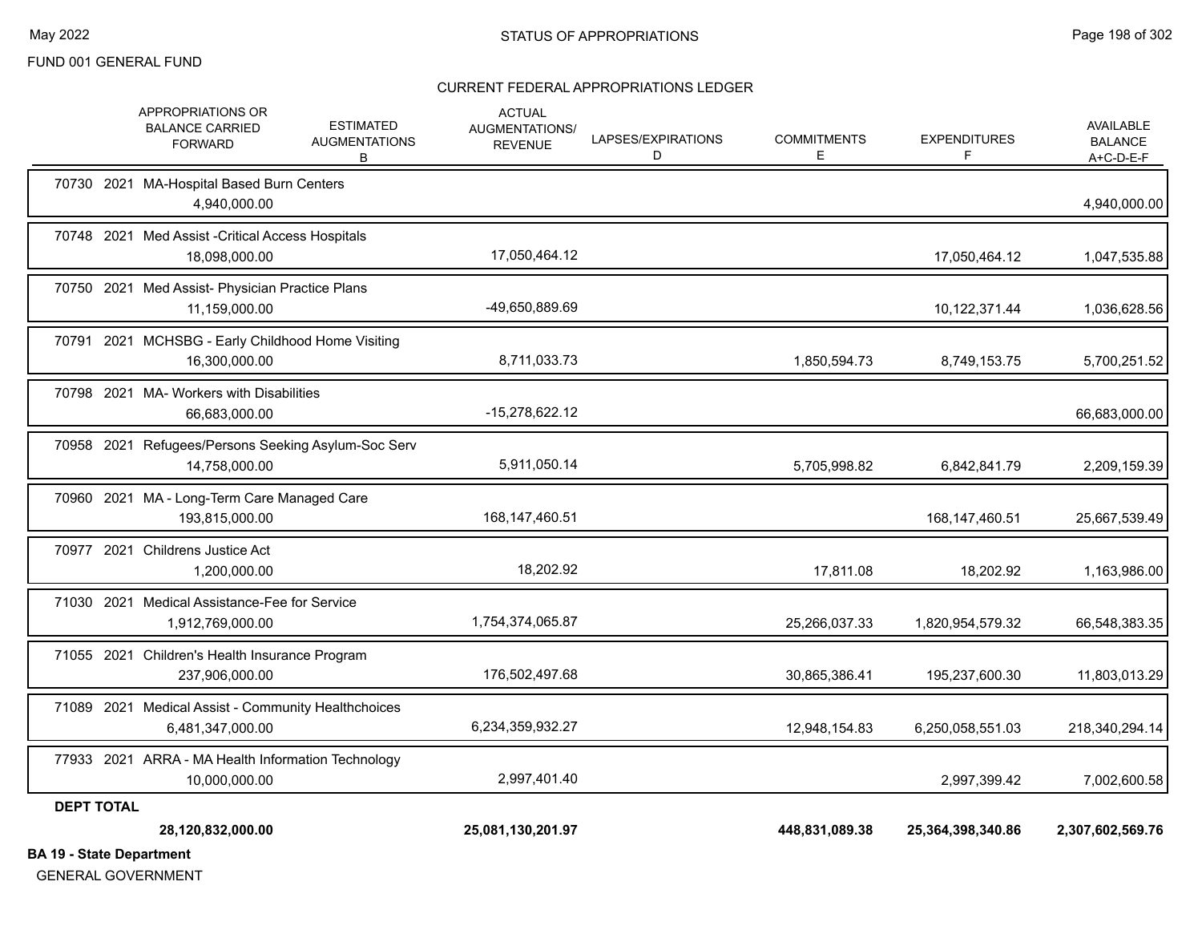FUND 001 GENERAL FUND

CURRENT FEDERAL APPROPRIATIONS LEDGER

| | APPROPRIATIONS OR BALANCE CARRIED FORWARD | ESTIMATED AUGMENTATIONS B | ACTUAL AUGMENTATIONS/ REVENUE | LAPSES/EXPIRATIONS D | COMMITMENTS E | EXPENDITURES F | AVAILABLE BALANCE A+C-D-E-F |
|---|---|---|---|---|---|---|---|
| 70730 2021 MA-Hospital Based Burn Centers | 4,940,000.00 | | | | | | 4,940,000.00 |
| 70748 2021 Med Assist -Critical Access Hospitals | 18,098,000.00 | | 17,050,464.12 | | | 17,050,464.12 | 1,047,535.88 |
| 70750 2021 Med Assist- Physician Practice Plans | 11,159,000.00 | | -49,650,889.69 | | | 10,122,371.44 | 1,036,628.56 |
| 70791 2021 MCHSBG - Early Childhood Home Visiting | 16,300,000.00 | | 8,711,033.73 | | 1,850,594.73 | 8,749,153.75 | 5,700,251.52 |
| 70798 2021 MA- Workers with Disabilities | 66,683,000.00 | | -15,278,622.12 | | | | 66,683,000.00 |
| 70958 2021 Refugees/Persons Seeking Asylum-Soc Serv | 14,758,000.00 | | 5,911,050.14 | | 5,705,998.82 | 6,842,841.79 | 2,209,159.39 |
| 70960 2021 MA - Long-Term Care Managed Care | 193,815,000.00 | | 168,147,460.51 | | | 168,147,460.51 | 25,667,539.49 |
| 70977 2021 Childrens Justice Act | 1,200,000.00 | | 18,202.92 | | 17,811.08 | 18,202.92 | 1,163,986.00 |
| 71030 2021 Medical Assistance-Fee for Service | 1,912,769,000.00 | | 1,754,374,065.87 | | 25,266,037.33 | 1,820,954,579.32 | 66,548,383.35 |
| 71055 2021 Children's Health Insurance Program | 237,906,000.00 | | 176,502,497.68 | | 30,865,386.41 | 195,237,600.30 | 11,803,013.29 |
| 71089 2021 Medical Assist - Community Healthchoices | 6,481,347,000.00 | | 6,234,359,932.27 | | 12,948,154.83 | 6,250,058,551.03 | 218,340,294.14 |
| 77933 2021 ARRA - MA Health Information Technology | 10,000,000.00 | | 2,997,401.40 | | | 2,997,399.42 | 7,002,600.58 |
| **DEPT TOTAL** | **28,120,832,000.00** | | **25,081,130,201.97** | | **448,831,089.38** | **25,364,398,340.86** | **2,307,602,569.76** |

**BA 19 - State Department**

GENERAL GOVERNMENT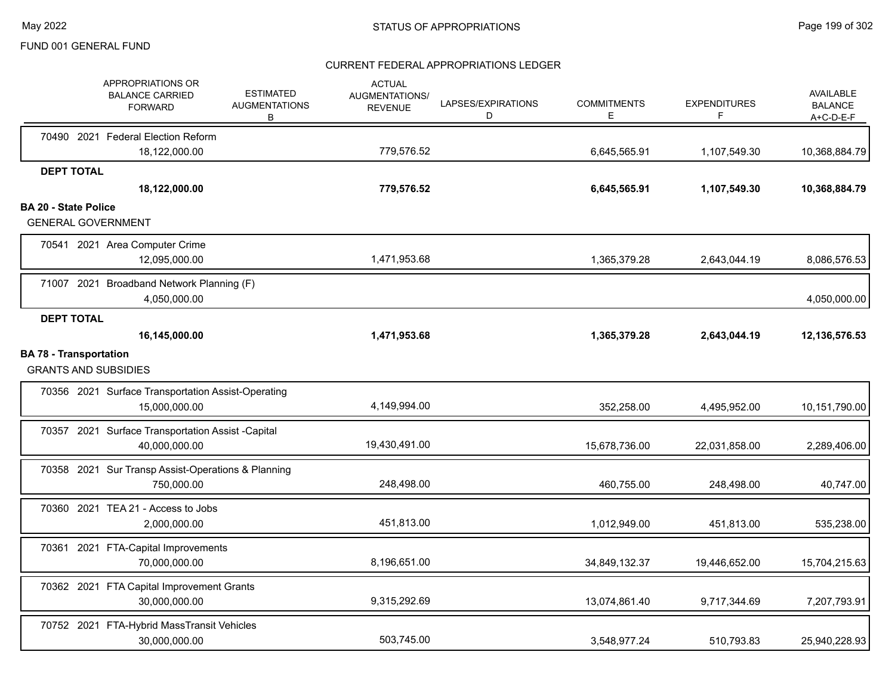FUND 001 GENERAL FUND

## STATUS OF APPROPRIATIONS

### CURRENT FEDERAL APPROPRIATIONS LEDGER

| | APPROPRIATIONS OR BALANCE CARRIED FORWARD | ESTIMATED AUGMENTATIONS B | ACTUAL AUGMENTATIONS/ REVENUE | LAPSES/EXPIRATIONS D | COMMITMENTS E | EXPENDITURES F | AVAILABLE BALANCE A+C-D-E-F |
|---|---|---|---|---|---|---|---|
| 70490 2021 Federal Election Reform | 18,122,000.00 | | 779,576.52 | | 6,645,565.91 | 1,107,549.30 | 10,368,884.79 |
| **DEPT TOTAL** | **18,122,000.00** | | **779,576.52** | | **6,645,565.91** | **1,107,549.30** | **10,368,884.79** |
| **BA 20 - State Police** | | | | | | | |
| GENERAL GOVERNMENT | | | | | | | |
| 70541 2021 Area Computer Crime | 12,095,000.00 | | 1,471,953.68 | | 1,365,379.28 | 2,643,044.19 | 8,086,576.53 |
| 71007 2021 Broadband Network Planning (F) | 4,050,000.00 | | | | | | 4,050,000.00 |
| **DEPT TOTAL** | **16,145,000.00** | | **1,471,953.68** | | **1,365,379.28** | **2,643,044.19** | **12,136,576.53** |
| **BA 78 - Transportation** | | | | | | | |
| GRANTS AND SUBSIDIES | | | | | | | |
| 70356 2021 Surface Transportation Assist-Operating | 15,000,000.00 | | 4,149,994.00 | | 352,258.00 | 4,495,952.00 | 10,151,790.00 |
| 70357 2021 Surface Transportation Assist -Capital | 40,000,000.00 | | 19,430,491.00 | | 15,678,736.00 | 22,031,858.00 | 2,289,406.00 |
| 70358 2021 Sur Transp Assist-Operations & Planning | 750,000.00 | | 248,498.00 | | 460,755.00 | 248,498.00 | 40,747.00 |
| 70360 2021 TEA 21 - Access to Jobs | 2,000,000.00 | | 451,813.00 | | 1,012,949.00 | 451,813.00 | 535,238.00 |
| 70361 2021 FTA-Capital Improvements | 70,000,000.00 | | 8,196,651.00 | | 34,849,132.37 | 19,446,652.00 | 15,704,215.63 |
| 70362 2021 FTA Capital Improvement Grants | 30,000,000.00 | | 9,315,292.69 | | 13,074,861.40 | 9,717,344.69 | 7,207,793.91 |
| 70752 2021 FTA-Hybrid MassTransit Vehicles | 30,000,000.00 | | 503,745.00 | | 3,548,977.24 | 510,793.83 | 25,940,228.93 |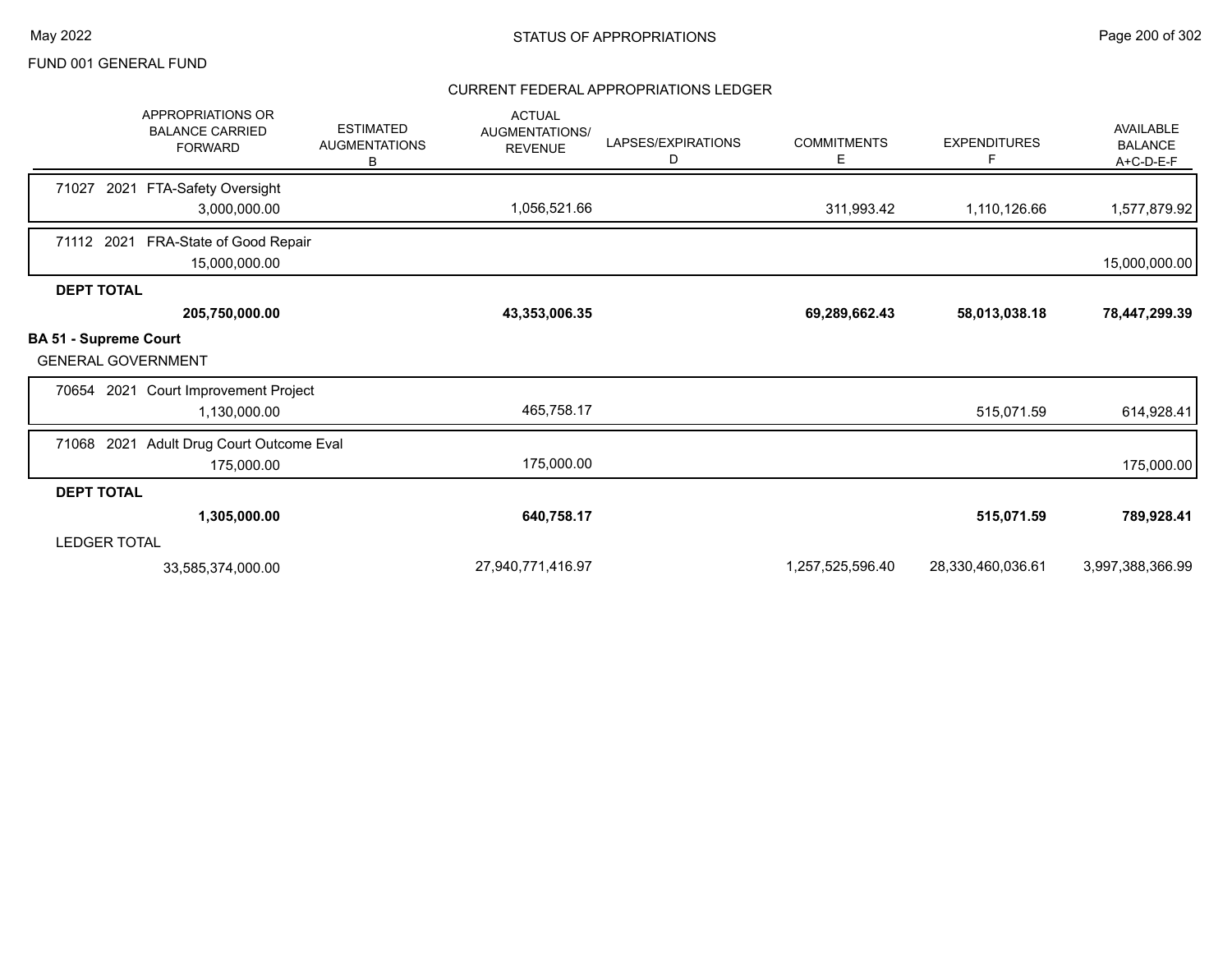FUND 001 GENERAL FUND

## CURRENT FEDERAL APPROPRIATIONS LEDGER

| APPROPRIATIONS OR BALANCE CARRIED FORWARD | ESTIMATED AUGMENTATIONS B | ACTUAL AUGMENTATIONS/ REVENUE | LAPSES/EXPIRATIONS D | COMMITMENTS E | EXPENDITURES F | AVAILABLE BALANCE A+C-D-E-F |
|---|---|---|---|---|---|---|
| 71027 2021 FTA-Safety Oversight | | | | | | |
| 3,000,000.00 | | 1,056,521.66 | | 311,993.42 | 1,110,126.66 | 1,577,879.92 |
| 71112 2021 FRA-State of Good Repair | | | | | | |
| 15,000,000.00 | | | | | | 15,000,000.00 |
| **DEPT TOTAL** | | | | | | |
| **205,750,000.00** | | **43,353,006.35** | | **69,289,662.43** | **58,013,038.18** | **78,447,299.39** |

**BA 51 - Supreme Court**

GENERAL GOVERNMENT

| APPROPRIATIONS OR BALANCE CARRIED FORWARD | ESTIMATED AUGMENTATIONS B | ACTUAL AUGMENTATIONS/ REVENUE | LAPSES/EXPIRATIONS D | COMMITMENTS E | EXPENDITURES F | AVAILABLE BALANCE A+C-D-E-F |
|---|---|---|---|---|---|---|
| 70654 2021 Court Improvement Project | | | | | | |
| 1,130,000.00 | | 465,758.17 | | | 515,071.59 | 614,928.41 |
| 71068 2021 Adult Drug Court Outcome Eval | | | | | | |
| 175,000.00 | | 175,000.00 | | | | 175,000.00 |
| **DEPT TOTAL** | | | | | | |
| **1,305,000.00** | | **640,758.17** | | | **515,071.59** | **789,928.41** |
| LEDGER TOTAL | | | | | | |
| 33,585,374,000.00 | | 27,940,771,416.97 | | 1,257,525,596.40 | 28,330,460,036.61 | 3,997,388,366.99 |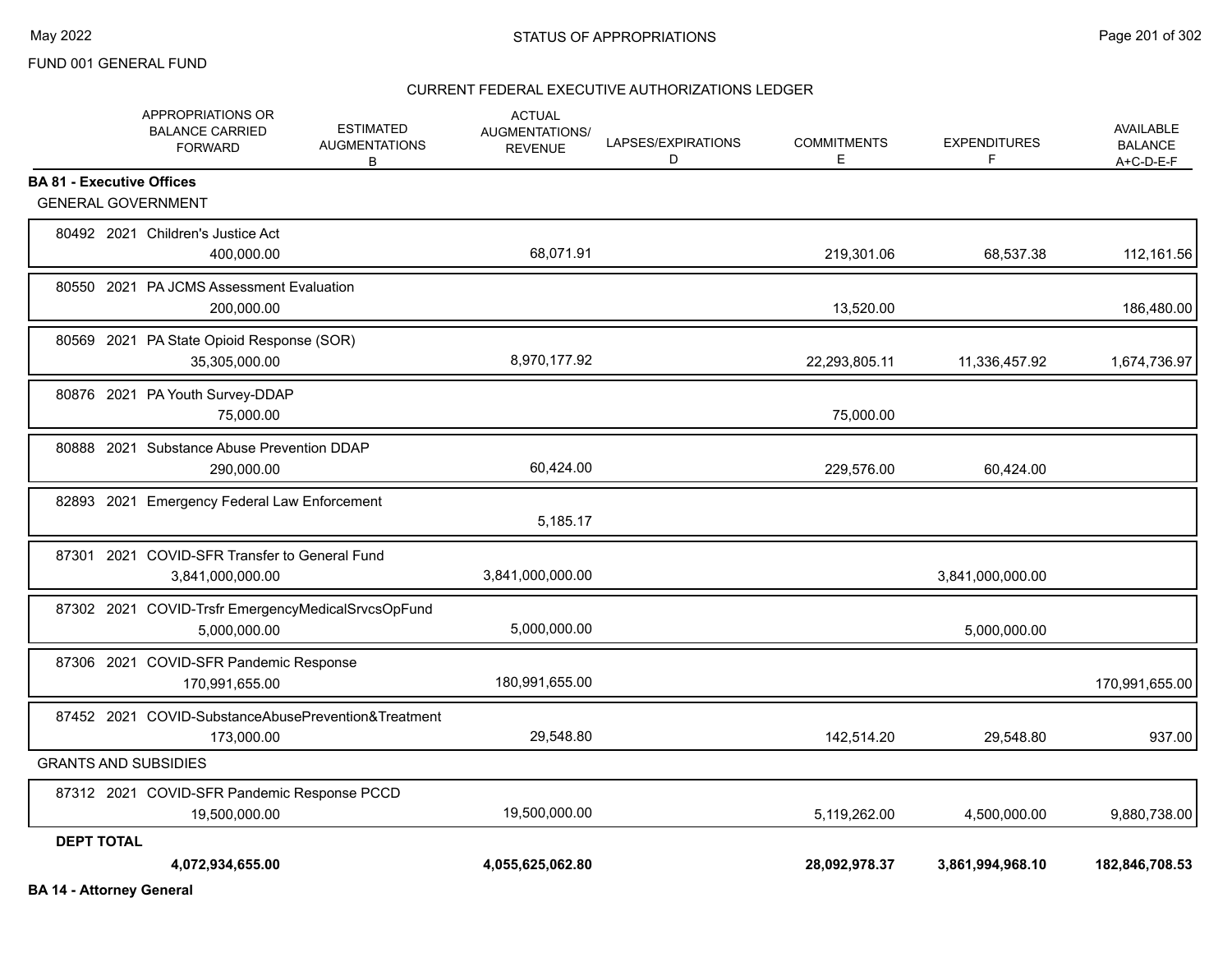FUND 001 GENERAL FUND

STATUS OF APPROPRIATIONS

CURRENT FEDERAL EXECUTIVE AUTHORIZATIONS LEDGER

| APPROPRIATIONS OR BALANCE CARRIED FORWARD | ESTIMATED AUGMENTATIONS B | ACTUAL AUGMENTATIONS/ REVENUE | LAPSES/EXPIRATIONS D | COMMITMENTS E | EXPENDITURES F | AVAILABLE BALANCE A+C-D-E-F |
|---|---|---|---|---|---|---|
| **BA 81 - Executive Offices** | | | | | | |
| GENERAL GOVERNMENT | | | | | | |
| 80492 2021 Children's Justice Act | | | | | | |
| 400,000.00 | | 68,071.91 | | 219,301.06 | 68,537.38 | 112,161.56 |
| 80550 2021 PA JCMS Assessment Evaluation | | | | | | |
| 200,000.00 | | | | 13,520.00 | | 186,480.00 |
| 80569 2021 PA State Opioid Response (SOR) | | | | | | |
| 35,305,000.00 | | 8,970,177.92 | | 22,293,805.11 | 11,336,457.92 | 1,674,736.97 |
| 80876 2021 PA Youth Survey-DDAP | | | | | | |
| 75,000.00 | | | | 75,000.00 | | |
| 80888 2021 Substance Abuse Prevention DDAP | | | | | | |
| 290,000.00 | | 60,424.00 | | 229,576.00 | 60,424.00 | |
| 82893 2021 Emergency Federal Law Enforcement | | | | | | |
| | | 5,185.17 | | | | |
| 87301 2021 COVID-SFR Transfer to General Fund | | | | | | |
| 3,841,000,000.00 | | 3,841,000,000.00 | | | 3,841,000,000.00 | |
| 87302 2021 COVID-Trsfr EmergencyMedicalSrvcsOpFund | | | | | | |
| 5,000,000.00 | | 5,000,000.00 | | | 5,000,000.00 | |
| 87306 2021 COVID-SFR Pandemic Response | | | | | | |
| 170,991,655.00 | | 180,991,655.00 | | | | 170,991,655.00 |
| 87452 2021 COVID-SubstanceAbusePrevention&Treatment | | | | | | |
| 173,000.00 | | 29,548.80 | | 142,514.20 | 29,548.80 | 937.00 |
| GRANTS AND SUBSIDIES | | | | | | |
| 87312 2021 COVID-SFR Pandemic Response PCCD | | | | | | |
| 19,500,000.00 | | 19,500,000.00 | | 5,119,262.00 | 4,500,000.00 | 9,880,738.00 |
| **DEPT TOTAL** | | | | | | |
| **4,072,934,655.00** | | **4,055,625,062.80** | | **28,092,978.37** | **3,861,994,968.10** | **182,846,708.53** |

**BA 14 - Attorney General**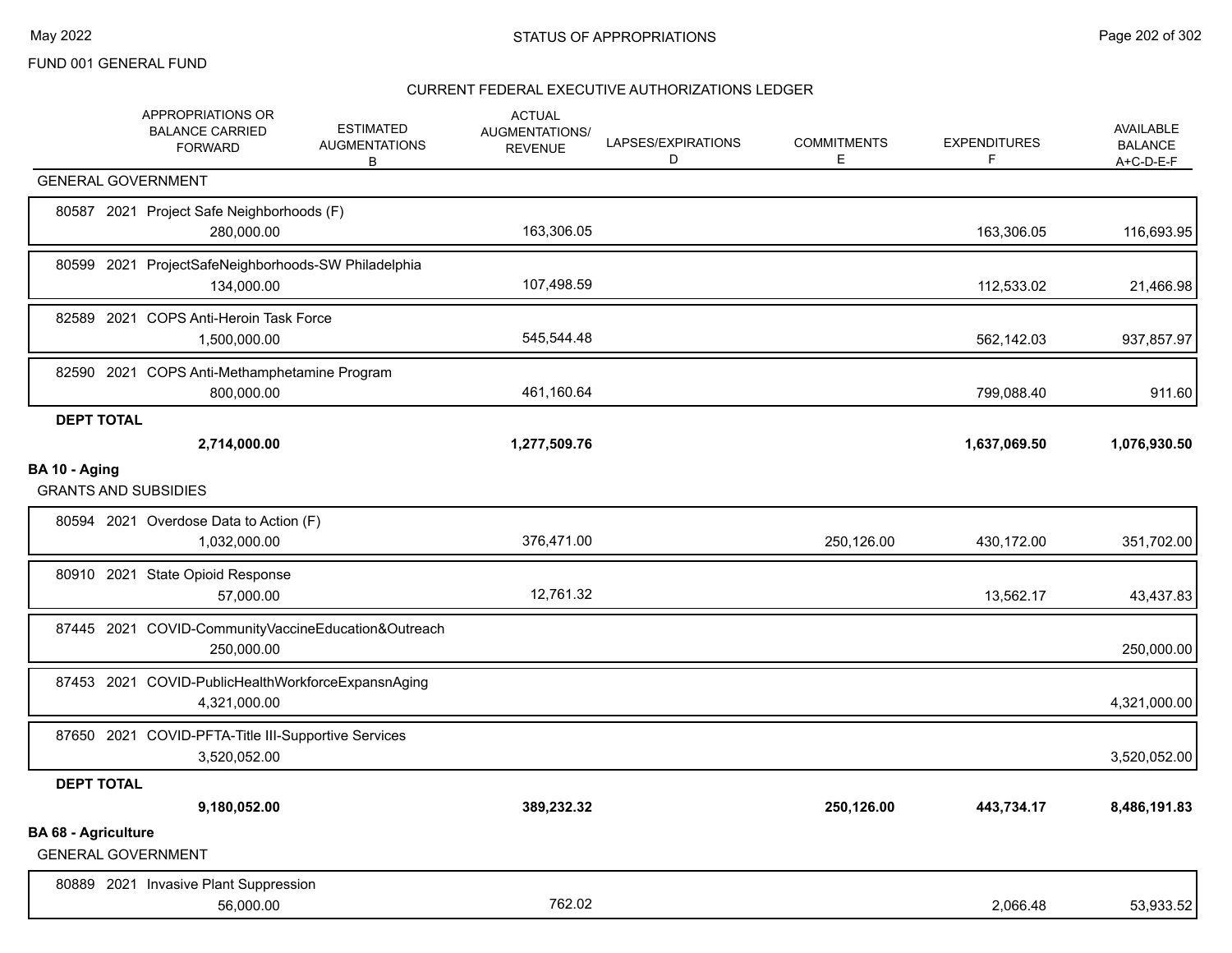FUND 001 GENERAL FUND

## STATUS OF APPROPRIATIONS

### CURRENT FEDERAL EXECUTIVE AUTHORIZATIONS LEDGER

| | APPROPRIATIONS OR BALANCE CARRIED FORWARD | ESTIMATED AUGMENTATIONS B | ACTUAL AUGMENTATIONS/ REVENUE | LAPSES/EXPIRATIONS D | COMMITMENTS E | EXPENDITURES F | AVAILABLE BALANCE A+C-D-E-F |
|---|---|---|---|---|---|---|---|
| **GENERAL GOVERNMENT** | | | | | | | |
| 80587 2021 Project Safe Neighborhoods (F) | 280,000.00 | | 163,306.05 | | | 163,306.05 | 116,693.95 |
| 80599 2021 ProjectSafeNeighborhoods-SW Philadelphia | 134,000.00 | | 107,498.59 | | | 112,533.02 | 21,466.98 |
| 82589 2021 COPS Anti-Heroin Task Force | 1,500,000.00 | | 545,544.48 | | | 562,142.03 | 937,857.97 |
| 82590 2021 COPS Anti-Methamphetamine Program | 800,000.00 | | 461,160.64 | | | 799,088.40 | 911.60 |
| **DEPT TOTAL** | **2,714,000.00** | | **1,277,509.76** | | | **1,637,069.50** | **1,076,930.50** |
| **BA 10 - Aging** | | | | | | | |
| **GRANTS AND SUBSIDIES** | | | | | | | |
| 80594 2021 Overdose Data to Action (F) | 1,032,000.00 | | 376,471.00 | | 250,126.00 | 430,172.00 | 351,702.00 |
| 80910 2021 State Opioid Response | 57,000.00 | | 12,761.32 | | | 13,562.17 | 43,437.83 |
| 87445 2021 COVID-CommunityVaccineEducation&Outreach | 250,000.00 | | | | | | 250,000.00 |
| 87453 2021 COVID-PublicHealthWorkforceExpansnAging | 4,321,000.00 | | | | | | 4,321,000.00 |
| 87650 2021 COVID-PFTA-Title III-Supportive Services | 3,520,052.00 | | | | | | 3,520,052.00 |
| **DEPT TOTAL** | **9,180,052.00** | | **389,232.32** | | **250,126.00** | **443,734.17** | **8,486,191.83** |
| **BA 68 - Agriculture** | | | | | | | |
| **GENERAL GOVERNMENT** | | | | | | | |
| 80889 2021 Invasive Plant Suppression | 56,000.00 | | 762.02 | | | 2,066.48 | 53,933.52 |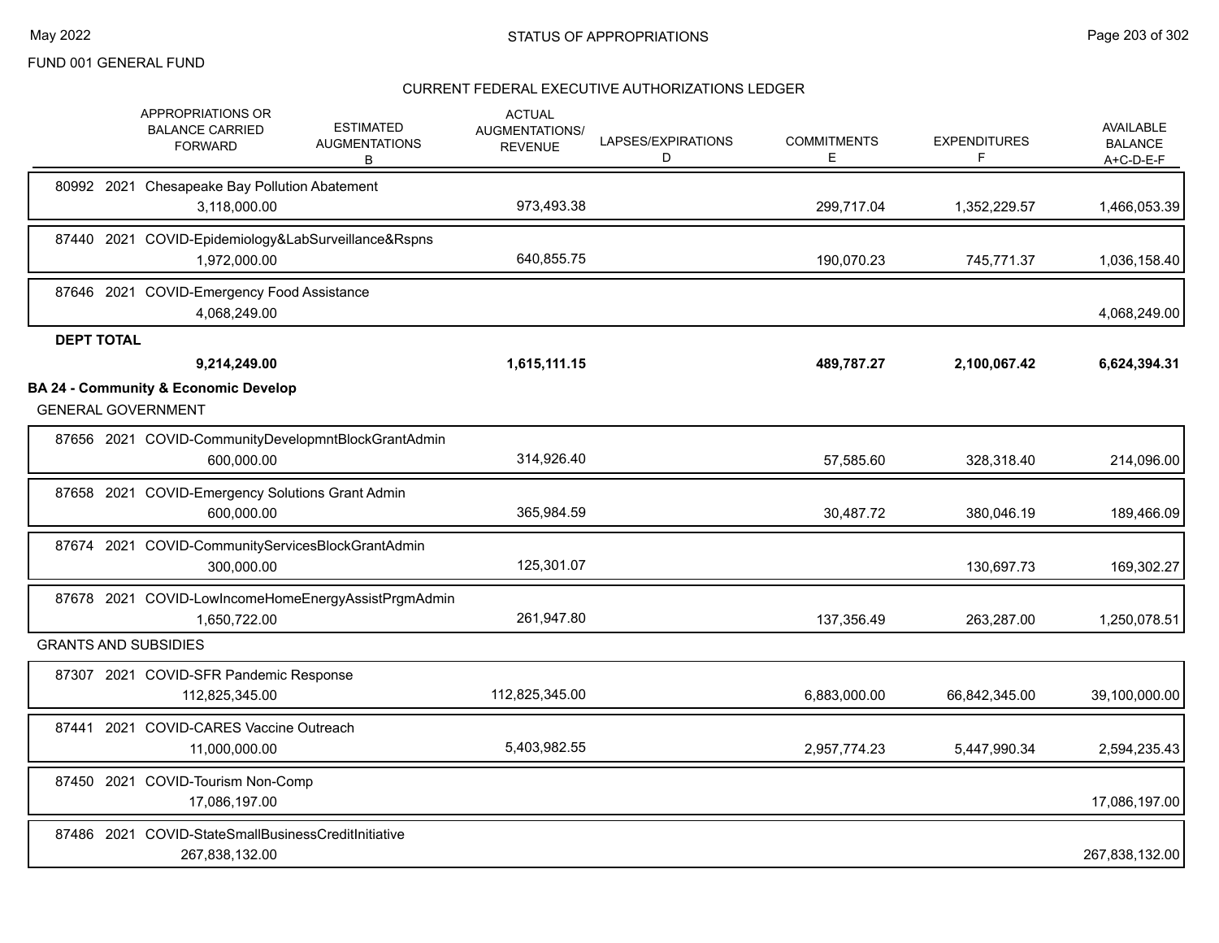FUND 001 GENERAL FUND

## CURRENT FEDERAL EXECUTIVE AUTHORIZATIONS LEDGER

| | APPROPRIATIONS OR BALANCE CARRIED FORWARD | ESTIMATED AUGMENTATIONS B | ACTUAL AUGMENTATIONS/ REVENUE | LAPSES/EXPIRATIONS D | COMMITMENTS E | EXPENDITURES F | AVAILABLE BALANCE A+C-D-E-F |
|---|---|---|---|---|---|---|---|
| 80992 2021 Chesapeake Bay Pollution Abatement | 3,118,000.00 | | 973,493.38 | | 299,717.04 | 1,352,229.57 | 1,466,053.39 |
| 87440 2021 COVID-Epidemiology&LabSurveillance&Rspns | 1,972,000.00 | | 640,855.75 | | 190,070.23 | 745,771.37 | 1,036,158.40 |
| 87646 2021 COVID-Emergency Food Assistance | 4,068,249.00 | | | | | | 4,068,249.00 |
| **DEPT TOTAL** | **9,214,249.00** | | **1,615,111.15** | | **489,787.27** | **2,100,067.42** | **6,624,394.31** |
| **BA 24 - Community & Economic Develop** | | | | | | | |
| GENERAL GOVERNMENT | | | | | | | |
| 87656 2021 COVID-CommunityDevelopmntBlockGrantAdmin | 600,000.00 | | 314,926.40 | | 57,585.60 | 328,318.40 | 214,096.00 |
| 87658 2021 COVID-Emergency Solutions Grant Admin | 600,000.00 | | 365,984.59 | | 30,487.72 | 380,046.19 | 189,466.09 |
| 87674 2021 COVID-CommunityServicesBlockGrantAdmin | 300,000.00 | | 125,301.07 | | | 130,697.73 | 169,302.27 |
| 87678 2021 COVID-LowIncomeHomeEnergyAssistPrgmAdmin | 1,650,722.00 | | 261,947.80 | | 137,356.49 | 263,287.00 | 1,250,078.51 |
| GRANTS AND SUBSIDIES | | | | | | | |
| 87307 2021 COVID-SFR Pandemic Response | 112,825,345.00 | | 112,825,345.00 | | 6,883,000.00 | 66,842,345.00 | 39,100,000.00 |
| 87441 2021 COVID-CARES Vaccine Outreach | 11,000,000.00 | | 5,403,982.55 | | 2,957,774.23 | 5,447,990.34 | 2,594,235.43 |
| 87450 2021 COVID-Tourism Non-Comp | 17,086,197.00 | | | | | | 17,086,197.00 |
| 87486 2021 COVID-StateSmallBusinessCreditInitiative | 267,838,132.00 | | | | | | 267,838,132.00 |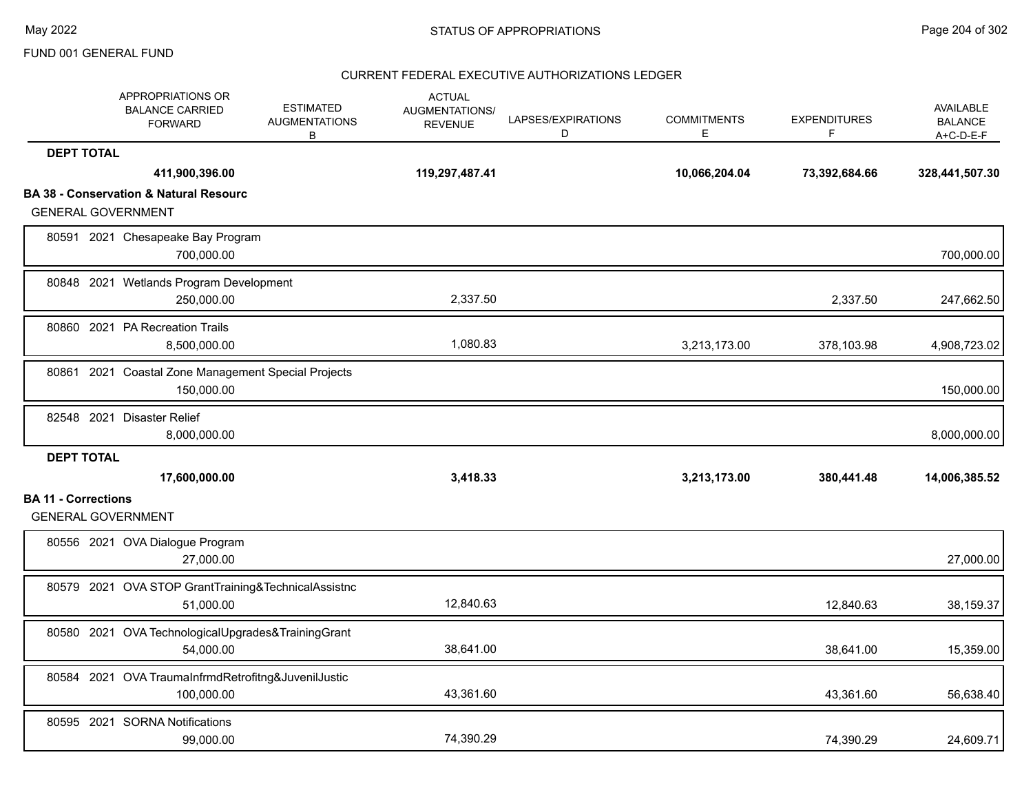FUND 001 GENERAL FUND

STATUS OF APPROPRIATIONS

CURRENT FEDERAL EXECUTIVE AUTHORIZATIONS LEDGER

| | APPROPRIATIONS OR BALANCE CARRIED FORWARD | ESTIMATED AUGMENTATIONS B | ACTUAL AUGMENTATIONS/ REVENUE | LAPSES/EXPIRATIONS D | COMMITMENTS E | EXPENDITURES F | AVAILABLE BALANCE A+C-D-E-F |
|---|---|---|---|---|---|---|---|
| **DEPT TOTAL** | **411,900,396.00** | | **119,297,487.41** | | **10,066,204.04** | **73,392,684.66** | **328,441,507.30** |
| **BA 38 - Conservation & Natural Resourc** | | | | | | | |
| GENERAL GOVERNMENT | | | | | | | |
| 80591 2021 Chesapeake Bay Program | 700,000.00 | | | | | | 700,000.00 |
| 80848 2021 Wetlands Program Development | 250,000.00 | | 2,337.50 | | | 2,337.50 | 247,662.50 |
| 80860 2021 PA Recreation Trails | 8,500,000.00 | | 1,080.83 | | 3,213,173.00 | 378,103.98 | 4,908,723.02 |
| 80861 2021 Coastal Zone Management Special Projects | 150,000.00 | | | | | | 150,000.00 |
| 82548 2021 Disaster Relief | 8,000,000.00 | | | | | | 8,000,000.00 |
| **DEPT TOTAL** | **17,600,000.00** | | **3,418.33** | | **3,213,173.00** | **380,441.48** | **14,006,385.52** |
| **BA 11 - Corrections** | | | | | | | |
| GENERAL GOVERNMENT | | | | | | | |
| 80556 2021 OVA Dialogue Program | 27,000.00 | | | | | | 27,000.00 |
| 80579 2021 OVA STOP GrantTraining&TechnicalAssistnc | 51,000.00 | | 12,840.63 | | | 12,840.63 | 38,159.37 |
| 80580 2021 OVA TechnologicalUpgrades&TrainingGrant | 54,000.00 | | 38,641.00 | | | 38,641.00 | 15,359.00 |
| 80584 2021 OVA TraumaInfrmdRetrofitng&JuvenilJustic | 100,000.00 | | 43,361.60 | | | 43,361.60 | 56,638.40 |
| 80595 2021 SORNA Notifications | 99,000.00 | | 74,390.29 | | | 74,390.29 | 24,609.71 |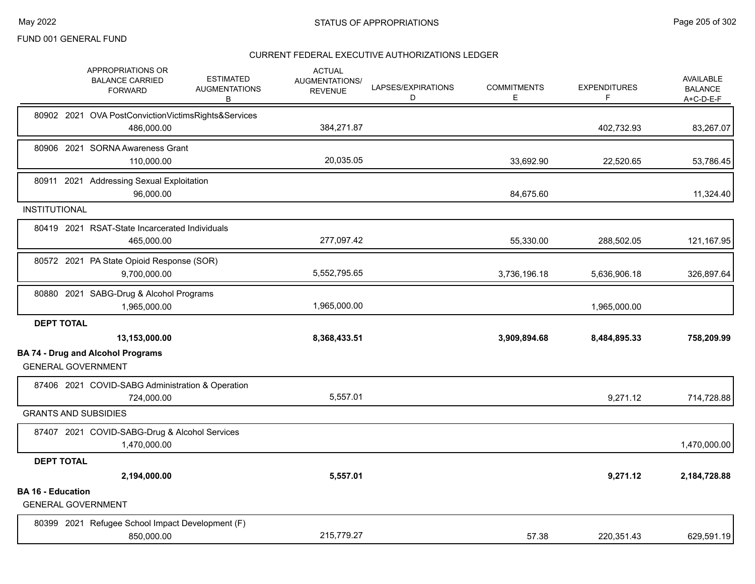FUND 001 GENERAL FUND

CURRENT FEDERAL EXECUTIVE AUTHORIZATIONS LEDGER

| APPROPRIATIONS OR BALANCE CARRIED FORWARD | ESTIMATED AUGMENTATIONS B | ACTUAL AUGMENTATIONS/ REVENUE | LAPSES/EXPIRATIONS D | COMMITMENTS E | EXPENDITURES F | AVAILABLE BALANCE A+C-D-E-F |
|---|---|---|---|---|---|---|
| 80902 2021 OVA PostConvictionVictimsRights&Services | | | | | | |
| 486,000.00 | | 384,271.87 | | | 402,732.93 | 83,267.07 |
| 80906 2021 SORNA Awareness Grant | | | | | | |
| 110,000.00 | | 20,035.05 | | 33,692.90 | 22,520.65 | 53,786.45 |
| 80911 2021 Addressing Sexual Exploitation | | | | | | |
| 96,000.00 | | | | 84,675.60 | | 11,324.40 |
| INSTITUTIONAL | | | | | | |
| 80419 2021 RSAT-State Incarcerated Individuals | | | | | | |
| 465,000.00 | | 277,097.42 | | 55,330.00 | 288,502.05 | 121,167.95 |
| 80572 2021 PA State Opioid Response (SOR) | | | | | | |
| 9,700,000.00 | | 5,552,795.65 | | 3,736,196.18 | 5,636,906.18 | 326,897.64 |
| 80880 2021 SABG-Drug & Alcohol Programs | | | | | | |
| 1,965,000.00 | | 1,965,000.00 | | | 1,965,000.00 | |
| **DEPT TOTAL** | | | | | | |
| **13,153,000.00** | | **8,368,433.51** | | **3,909,894.68** | **8,484,895.33** | **758,209.99** |
| **BA 74 - Drug and Alcohol Programs** | | | | | | |
| GENERAL GOVERNMENT | | | | | | |
| 87406 2021 COVID-SABG Administration & Operation | | | | | | |
| 724,000.00 | | 5,557.01 | | | 9,271.12 | 714,728.88 |
| GRANTS AND SUBSIDIES | | | | | | |
| 87407 2021 COVID-SABG-Drug & Alcohol Services | | | | | | |
| 1,470,000.00 | | | | | | 1,470,000.00 |
| **DEPT TOTAL** | | | | | | |
| **2,194,000.00** | | **5,557.01** | | | **9,271.12** | **2,184,728.88** |
| **BA 16 - Education** | | | | | | |
| GENERAL GOVERNMENT | | | | | | |
| 80399 2021 Refugee School Impact Development (F) | | | | | | |
| 850,000.00 | | 215,779.27 | | 57.38 | 220,351.43 | 629,591.19 |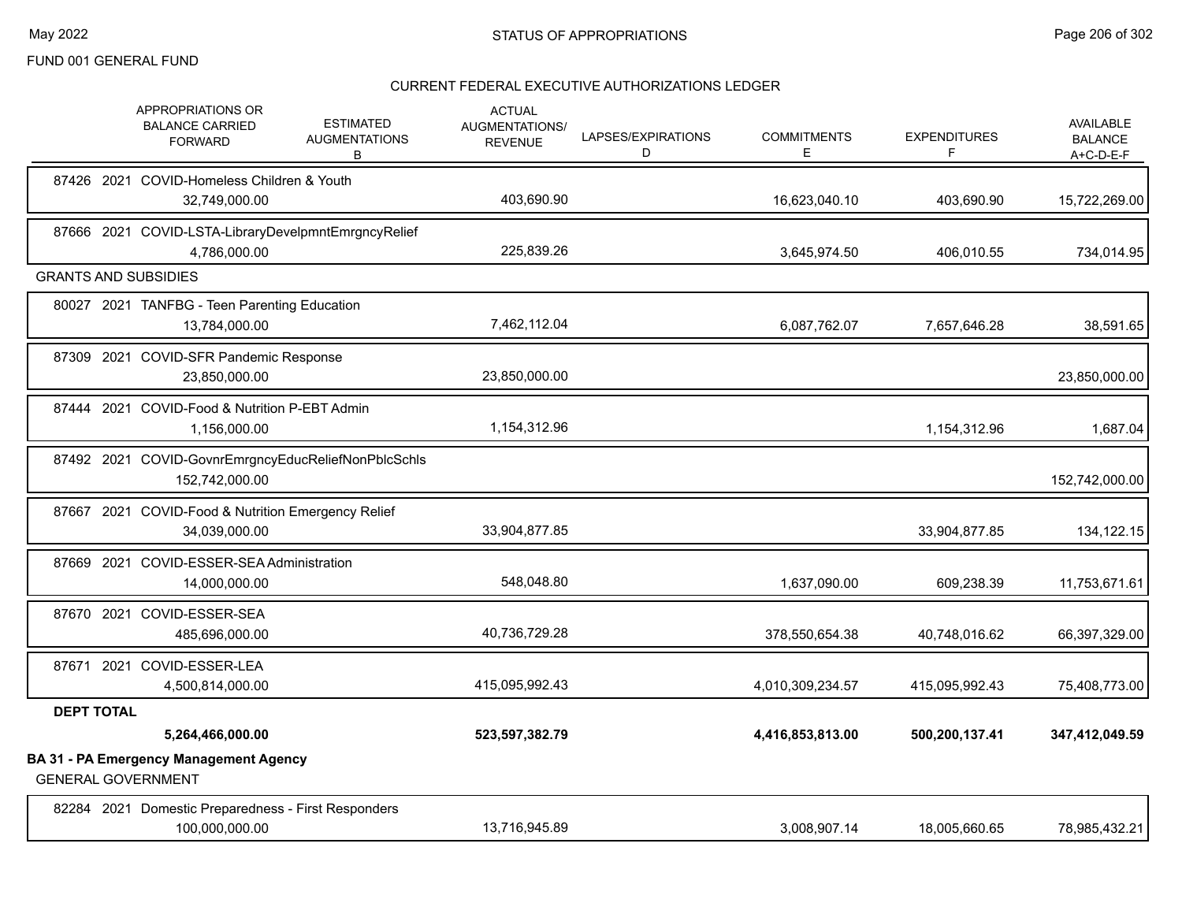FUND 001 GENERAL FUND

## CURRENT FEDERAL EXECUTIVE AUTHORIZATIONS LEDGER

| | APPROPRIATIONS OR BALANCE CARRIED FORWARD | ESTIMATED AUGMENTATIONS B | ACTUAL AUGMENTATIONS/ REVENUE | LAPSES/EXPIRATIONS D | COMMITMENTS E | EXPENDITURES F | AVAILABLE BALANCE A+C-D-E-F |
|---|---|---|---|---|---|---|---|
| 87426 2021 COVID-Homeless Children & Youth | 32,749,000.00 | | 403,690.90 | | 16,623,040.10 | 403,690.90 | 15,722,269.00 |
| 87666 2021 COVID-LSTA-LibraryDevelpmntEmrgncyRelief | 4,786,000.00 | | 225,839.26 | | 3,645,974.50 | 406,010.55 | 734,014.95 |
| **GRANTS AND SUBSIDIES** | | | | | | | |
| 80027 2021 TANFBG - Teen Parenting Education | 13,784,000.00 | | 7,462,112.04 | | 6,087,762.07 | 7,657,646.28 | 38,591.65 |
| 87309 2021 COVID-SFR Pandemic Response | 23,850,000.00 | | 23,850,000.00 | | | | 23,850,000.00 |
| 87444 2021 COVID-Food & Nutrition P-EBT Admin | 1,156,000.00 | | 1,154,312.96 | | | 1,154,312.96 | 1,687.04 |
| 87492 2021 COVID-GovnrEmrgncyEducReliefNonPblcSchls | 152,742,000.00 | | | | | | 152,742,000.00 |
| 87667 2021 COVID-Food & Nutrition Emergency Relief | 34,039,000.00 | | 33,904,877.85 | | | 33,904,877.85 | 134,122.15 |
| 87669 2021 COVID-ESSER-SEA Administration | 14,000,000.00 | | 548,048.80 | | 1,637,090.00 | 609,238.39 | 11,753,671.61 |
| 87670 2021 COVID-ESSER-SEA | 485,696,000.00 | | 40,736,729.28 | | 378,550,654.38 | 40,748,016.62 | 66,397,329.00 |
| 87671 2021 COVID-ESSER-LEA | 4,500,814,000.00 | | 415,095,992.43 | | 4,010,309,234.57 | 415,095,992.43 | 75,408,773.00 |
| **DEPT TOTAL** | **5,264,466,000.00** | | **523,597,382.79** | | **4,416,853,813.00** | **500,200,137.41** | **347,412,049.59** |

**BA 31 - PA Emergency Management Agency**

GENERAL GOVERNMENT

| | APPROPRIATIONS OR BALANCE CARRIED FORWARD | ESTIMATED AUGMENTATIONS B | ACTUAL AUGMENTATIONS/ REVENUE | LAPSES/EXPIRATIONS D | COMMITMENTS E | EXPENDITURES F | AVAILABLE BALANCE A+C-D-E-F |
|---|---|---|---|---|---|---|---|
| 82284 2021 Domestic Preparedness - First Responders | 100,000,000.00 | | 13,716,945.89 | | 3,008,907.14 | 18,005,660.65 | 78,985,432.21 |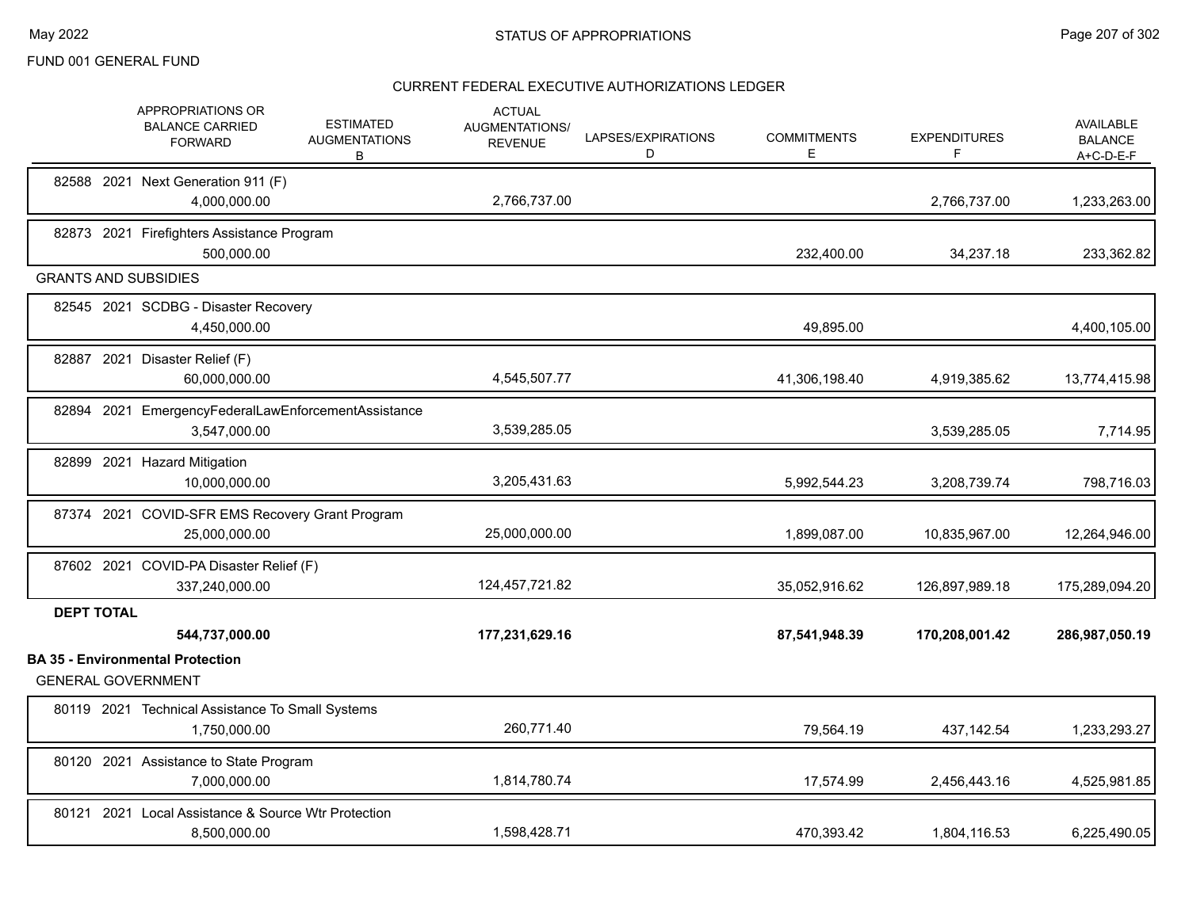FUND 001 GENERAL FUND

## STATUS OF APPROPRIATIONS

### CURRENT FEDERAL EXECUTIVE AUTHORIZATIONS LEDGER

| | APPROPRIATIONS OR BALANCE CARRIED FORWARD | ESTIMATED AUGMENTATIONS B | ACTUAL AUGMENTATIONS/ REVENUE | LAPSES/EXPIRATIONS D | COMMITMENTS E | EXPENDITURES F | AVAILABLE BALANCE A+C-D-E-F |
|---|---|---|---|---|---|---|---|
| 82588 2021 Next Generation 911 (F) | 4,000,000.00 | | 2,766,737.00 | | | 2,766,737.00 | 1,233,263.00 |
| 82873 2021 Firefighters Assistance Program | 500,000.00 | | | | 232,400.00 | 34,237.18 | 233,362.82 |
| **GRANTS AND SUBSIDIES** | | | | | | | |
| 82545 2021 SCDBG - Disaster Recovery | 4,450,000.00 | | | | 49,895.00 | | 4,400,105.00 |
| 82887 2021 Disaster Relief (F) | 60,000,000.00 | | 4,545,507.77 | | 41,306,198.40 | 4,919,385.62 | 13,774,415.98 |
| 82894 2021 EmergencyFederalLawEnforcementAssistance | 3,547,000.00 | | 3,539,285.05 | | | 3,539,285.05 | 7,714.95 |
| 82899 2021 Hazard Mitigation | 10,000,000.00 | | 3,205,431.63 | | 5,992,544.23 | 3,208,739.74 | 798,716.03 |
| 87374 2021 COVID-SFR EMS Recovery Grant Program | 25,000,000.00 | | 25,000,000.00 | | 1,899,087.00 | 10,835,967.00 | 12,264,946.00 |
| 87602 2021 COVID-PA Disaster Relief (F) | 337,240,000.00 | | 124,457,721.82 | | 35,052,916.62 | 126,897,989.18 | 175,289,094.20 |
| **DEPT TOTAL** | **544,737,000.00** | | **177,231,629.16** | | **87,541,948.39** | **170,208,001.42** | **286,987,050.19** |
| **BA 35 - Environmental Protection** | | | | | | | |
| **GENERAL GOVERNMENT** | | | | | | | |
| 80119 2021 Technical Assistance To Small Systems | 1,750,000.00 | | 260,771.40 | | 79,564.19 | 437,142.54 | 1,233,293.27 |
| 80120 2021 Assistance to State Program | 7,000,000.00 | | 1,814,780.74 | | 17,574.99 | 2,456,443.16 | 4,525,981.85 |
| 80121 2021 Local Assistance & Source Wtr Protection | 8,500,000.00 | | 1,598,428.71 | | 470,393.42 | 1,804,116.53 | 6,225,490.05 |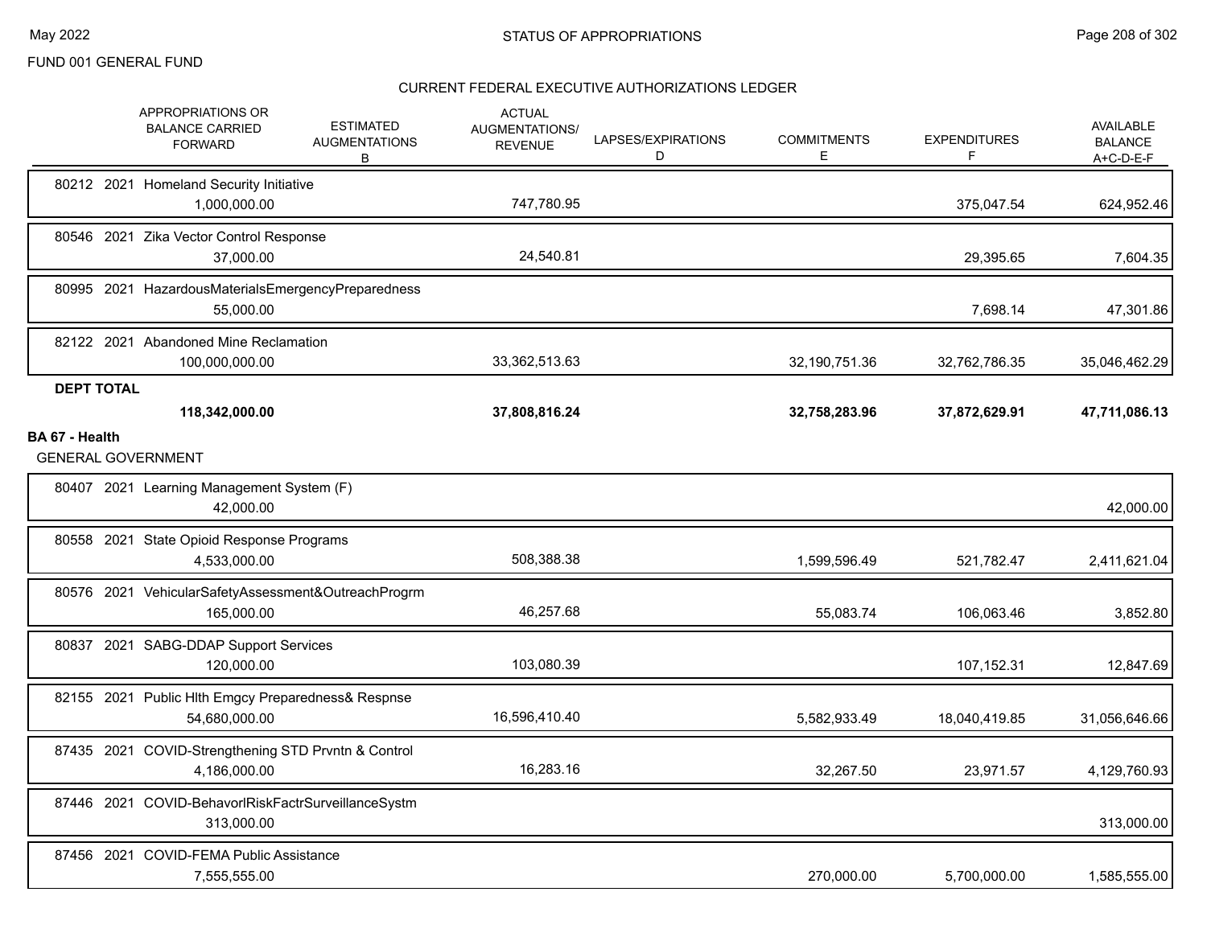FUND 001 GENERAL FUND

STATUS OF APPROPRIATIONS

CURRENT FEDERAL EXECUTIVE AUTHORIZATIONS LEDGER

| | APPROPRIATIONS OR BALANCE CARRIED FORWARD | ESTIMATED AUGMENTATIONS B | ACTUAL AUGMENTATIONS/ REVENUE | LAPSES/EXPIRATIONS D | COMMITMENTS E | EXPENDITURES F | AVAILABLE BALANCE A+C-D-E-F |
|---|---|---|---|---|---|---|---|
| 80212 2021 Homeland Security Initiative | 1,000,000.00 | | 747,780.95 | | | 375,047.54 | 624,952.46 |
| 80546 2021 Zika Vector Control Response | 37,000.00 | | 24,540.81 | | | 29,395.65 | 7,604.35 |
| 80995 2021 HazardousMaterialsEmergencyPreparedness | 55,000.00 | | | | | 7,698.14 | 47,301.86 |
| 82122 2021 Abandoned Mine Reclamation | 100,000,000.00 | | 33,362,513.63 | | 32,190,751.36 | 32,762,786.35 | 35,046,462.29 |
| **DEPT TOTAL** | **118,342,000.00** | | **37,808,816.24** | | **32,758,283.96** | **37,872,629.91** | **47,711,086.13** |

**BA 67 - Health**

GENERAL GOVERNMENT

| | APPROPRIATIONS OR BALANCE CARRIED FORWARD | ESTIMATED AUGMENTATIONS B | ACTUAL AUGMENTATIONS/ REVENUE | LAPSES/EXPIRATIONS D | COMMITMENTS E | EXPENDITURES F | AVAILABLE BALANCE A+C-D-E-F |
|---|---|---|---|---|---|---|---|
| 80407 2021 Learning Management System (F) | 42,000.00 | | | | | | 42,000.00 |
| 80558 2021 State Opioid Response Programs | 4,533,000.00 | | 508,388.38 | | 1,599,596.49 | 521,782.47 | 2,411,621.04 |
| 80576 2021 VehicularSafetyAssessment&OutreachProgrm | 165,000.00 | | 46,257.68 | | 55,083.74 | 106,063.46 | 3,852.80 |
| 80837 2021 SABG-DDAP Support Services | 120,000.00 | | 103,080.39 | | | 107,152.31 | 12,847.69 |
| 82155 2021 Public Hlth Emgcy Preparedness& Respnse | 54,680,000.00 | | 16,596,410.40 | | 5,582,933.49 | 18,040,419.85 | 31,056,646.66 |
| 87435 2021 COVID-Strengthening STD Prvntn & Control | 4,186,000.00 | | 16,283.16 | | 32,267.50 | 23,971.57 | 4,129,760.93 |
| 87446 2021 COVID-BehavorlRiskFactrSurveillanceSystm | 313,000.00 | | | | | | 313,000.00 |
| 87456 2021 COVID-FEMA Public Assistance | 7,555,555.00 | | | | 270,000.00 | 5,700,000.00 | 1,585,555.00 |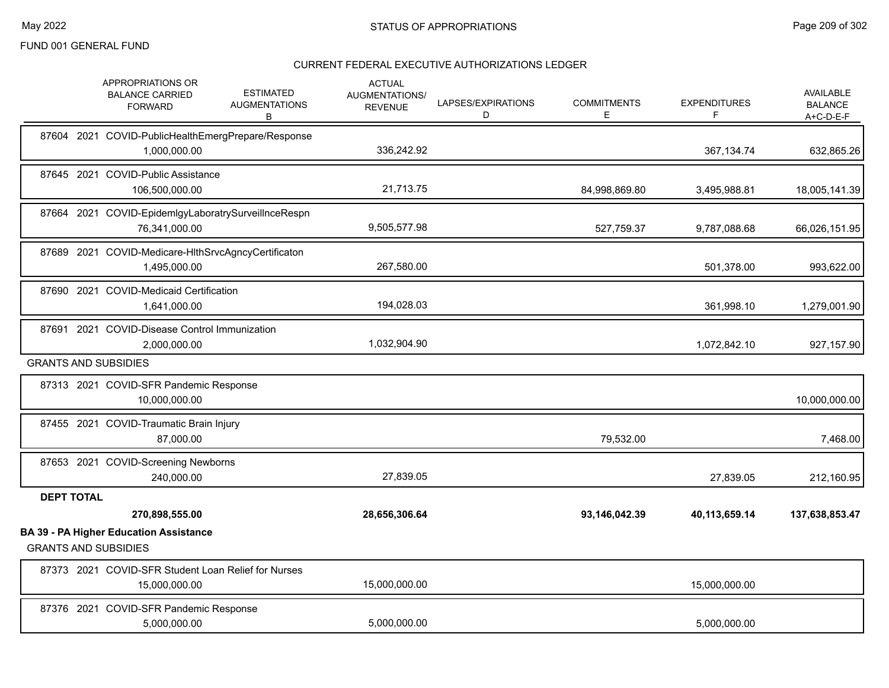FUND 001 GENERAL FUND

CURRENT FEDERAL EXECUTIVE AUTHORIZATIONS LEDGER

| APPROPRIATIONS OR BALANCE CARRIED FORWARD | ESTIMATED AUGMENTATIONS B | ACTUAL AUGMENTATIONS/ REVENUE | LAPSES/EXPIRATIONS D | COMMITMENTS E | EXPENDITURES F | AVAILABLE BALANCE A+C-D-E-F |
|---|---|---|---|---|---|---|
| 87604 2021 COVID-PublicHealthEmergPrepare/Response | | | | | | |
| 1,000,000.00 | | 336,242.92 | | | 367,134.74 | 632,865.26 |
| 87645 2021 COVID-Public Assistance | | | | | | |
| 106,500,000.00 | | 21,713.75 | | 84,998,869.80 | 3,495,988.81 | 18,005,141.39 |
| 87664 2021 COVID-EpidemlgyLaboratrySurveillnceRespn | | | | | | |
| 76,341,000.00 | | 9,505,577.98 | | 527,759.37 | 9,787,088.68 | 66,026,151.95 |
| 87689 2021 COVID-Medicare-HlthSrvcAgncyCertificaton | | | | | | |
| 1,495,000.00 | | 267,580.00 | | | 501,378.00 | 993,622.00 |
| 87690 2021 COVID-Medicaid Certification | | | | | | |
| 1,641,000.00 | | 194,028.03 | | | 361,998.10 | 1,279,001.90 |
| 87691 2021 COVID-Disease Control Immunization | | | | | | |
| 2,000,000.00 | | 1,032,904.90 | | | 1,072,842.10 | 927,157.90 |
| GRANTS AND SUBSIDIES | | | | | | |
| 87313 2021 COVID-SFR Pandemic Response | | | | | | |
| 10,000,000.00 | | | | | | 10,000,000.00 |
| 87455 2021 COVID-Traumatic Brain Injury | | | | | | |
| 87,000.00 | | | | 79,532.00 | | 7,468.00 |
| 87653 2021 COVID-Screening Newborns | | | | | | |
| 240,000.00 | | 27,839.05 | | | 27,839.05 | 212,160.95 |
| **DEPT TOTAL** | | | | | | |
| **270,898,555.00** | | **28,656,306.64** | | **93,146,042.39** | **40,113,659.14** | **137,638,853.47** |

**BA 39 - PA Higher Education Assistance**

| APPROPRIATIONS OR BALANCE CARRIED FORWARD | ESTIMATED AUGMENTATIONS B | ACTUAL AUGMENTATIONS/ REVENUE | LAPSES/EXPIRATIONS D | COMMITMENTS E | EXPENDITURES F | AVAILABLE BALANCE A+C-D-E-F |
|---|---|---|---|---|---|---|
| GRANTS AND SUBSIDIES | | | | | | |
| 87373 2021 COVID-SFR Student Loan Relief for Nurses | | | | | | |
| 15,000,000.00 | | 15,000,000.00 | | | 15,000,000.00 | |
| 87376 2021 COVID-SFR Pandemic Response | | | | | | |
| 5,000,000.00 | | 5,000,000.00 | | | 5,000,000.00 | |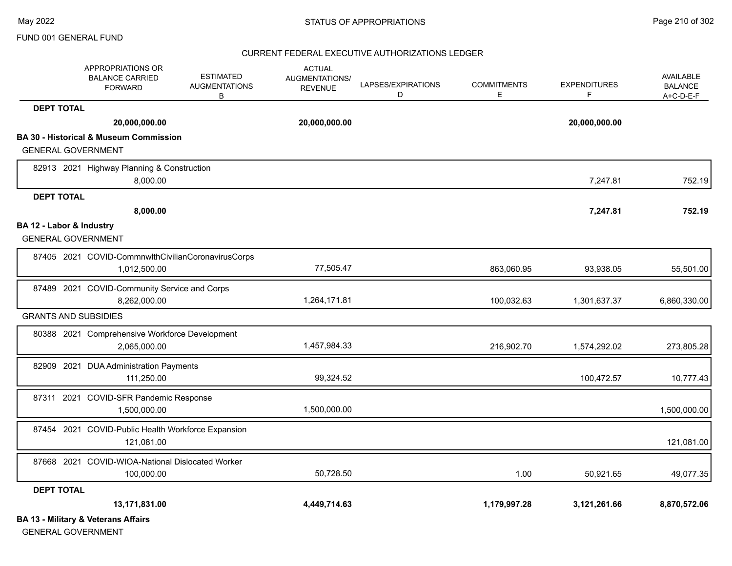FUND 001 GENERAL FUND

## STATUS OF APPROPRIATIONS

### CURRENT FEDERAL EXECUTIVE AUTHORIZATIONS LEDGER

| | APPROPRIATIONS OR BALANCE CARRIED FORWARD | ESTIMATED AUGMENTATIONS B | ACTUAL AUGMENTATIONS/ REVENUE | LAPSES/EXPIRATIONS D | COMMITMENTS E | EXPENDITURES F | AVAILABLE BALANCE A+C-D-E-F |
|---|---|---|---|---|---|---|---|
| **DEPT TOTAL** | **20,000,000.00** | | **20,000,000.00** | | | **20,000,000.00** | |
| **BA 30 - Historical & Museum Commission** | | | | | | | |
| GENERAL GOVERNMENT | | | | | | | |
| 82913 2021 Highway Planning & Construction | 8,000.00 | | | | | 7,247.81 | 752.19 |
| **DEPT TOTAL** | **8,000.00** | | | | | **7,247.81** | **752.19** |
| **BA 12 - Labor & Industry** | | | | | | | |
| GENERAL GOVERNMENT | | | | | | | |
| 87405 2021 COVID-CommnwlthCivilianCoronavirusCorps | 1,012,500.00 | | 77,505.47 | | 863,060.95 | 93,938.05 | 55,501.00 |
| 87489 2021 COVID-Community Service and Corps | 8,262,000.00 | | 1,264,171.81 | | 100,032.63 | 1,301,637.37 | 6,860,330.00 |
| GRANTS AND SUBSIDIES | | | | | | | |
| 80388 2021 Comprehensive Workforce Development | 2,065,000.00 | | 1,457,984.33 | | 216,902.70 | 1,574,292.02 | 273,805.28 |
| 82909 2021 DUA Administration Payments | 111,250.00 | | 99,324.52 | | | 100,472.57 | 10,777.43 |
| 87311 2021 COVID-SFR Pandemic Response | 1,500,000.00 | | 1,500,000.00 | | | | 1,500,000.00 |
| 87454 2021 COVID-Public Health Workforce Expansion | 121,081.00 | | | | | | 121,081.00 |
| 87668 2021 COVID-WIOA-National Dislocated Worker | 100,000.00 | | 50,728.50 | | 1.00 | 50,921.65 | 49,077.35 |
| **DEPT TOTAL** | **13,171,831.00** | | **4,449,714.63** | | **1,179,997.28** | **3,121,261.66** | **8,870,572.06** |
| **BA 13 - Military & Veterans Affairs** | | | | | | | |
| GENERAL GOVERNMENT | | | | | | | |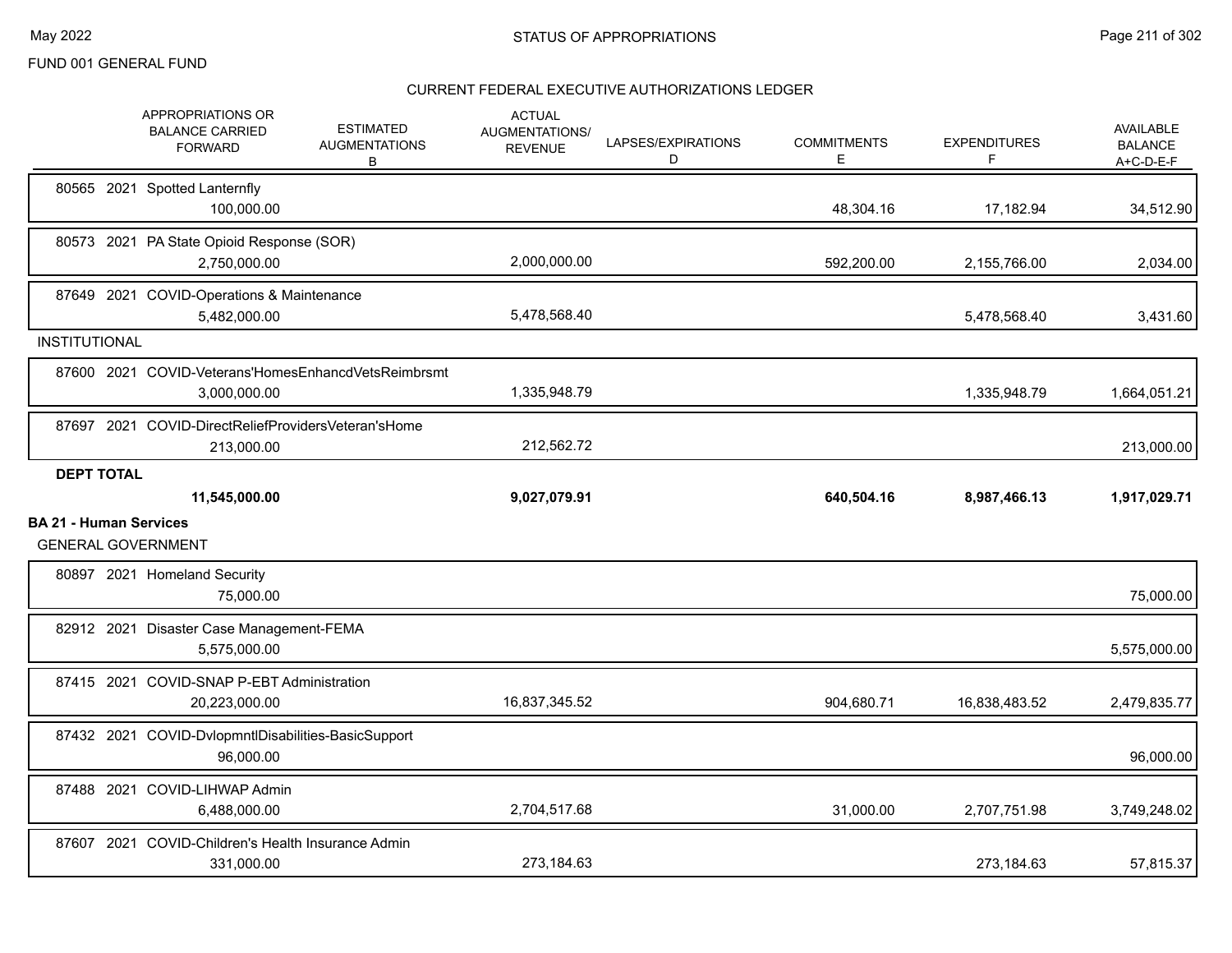FUND 001 GENERAL FUND

## CURRENT FEDERAL EXECUTIVE AUTHORIZATIONS LEDGER

| | APPROPRIATIONS OR BALANCE CARRIED FORWARD | ESTIMATED AUGMENTATIONS B | ACTUAL AUGMENTATIONS/ REVENUE | LAPSES/EXPIRATIONS D | COMMITMENTS E | EXPENDITURES F | AVAILABLE BALANCE A+C-D-E-F |
|---|---|---|---|---|---|---|---|
| 80565 2021 Spotted Lanternfly | 100,000.00 | | | | 48,304.16 | 17,182.94 | 34,512.90 |
| 80573 2021 PA State Opioid Response (SOR) | 2,750,000.00 | | 2,000,000.00 | | 592,200.00 | 2,155,766.00 | 2,034.00 |
| 87649 2021 COVID-Operations & Maintenance | 5,482,000.00 | | 5,478,568.40 | | | 5,478,568.40 | 3,431.60 |
| **INSTITUTIONAL** | | | | | | | |
| 87600 2021 COVID-Veterans'HomesEnhancdVetsReimbrsmt | 3,000,000.00 | | 1,335,948.79 | | | 1,335,948.79 | 1,664,051.21 |
| 87697 2021 COVID-DirectReliefProvidersVeteran'sHome | 213,000.00 | | 212,562.72 | | | | 213,000.00 |
| **DEPT TOTAL** | **11,545,000.00** | | **9,027,079.91** | | **640,504.16** | **8,987,466.13** | **1,917,029.71** |

### BA 21 - Human Services

GENERAL GOVERNMENT

| | APPROPRIATIONS OR BALANCE CARRIED FORWARD | ESTIMATED AUGMENTATIONS B | ACTUAL AUGMENTATIONS/ REVENUE | LAPSES/EXPIRATIONS D | COMMITMENTS E | EXPENDITURES F | AVAILABLE BALANCE A+C-D-E-F |
|---|---|---|---|---|---|---|---|
| 80897 2021 Homeland Security | 75,000.00 | | | | | | 75,000.00 |
| 82912 2021 Disaster Case Management-FEMA | 5,575,000.00 | | | | | | 5,575,000.00 |
| 87415 2021 COVID-SNAP P-EBT Administration | 20,223,000.00 | | 16,837,345.52 | | 904,680.71 | 16,838,483.52 | 2,479,835.77 |
| 87432 2021 COVID-DvlopmntlDisabilities-BasicSupport | 96,000.00 | | | | | | 96,000.00 |
| 87488 2021 COVID-LIHWAP Admin | 6,488,000.00 | | 2,704,517.68 | | 31,000.00 | 2,707,751.98 | 3,749,248.02 |
| 87607 2021 COVID-Children's Health Insurance Admin | 331,000.00 | | 273,184.63 | | | 273,184.63 | 57,815.37 |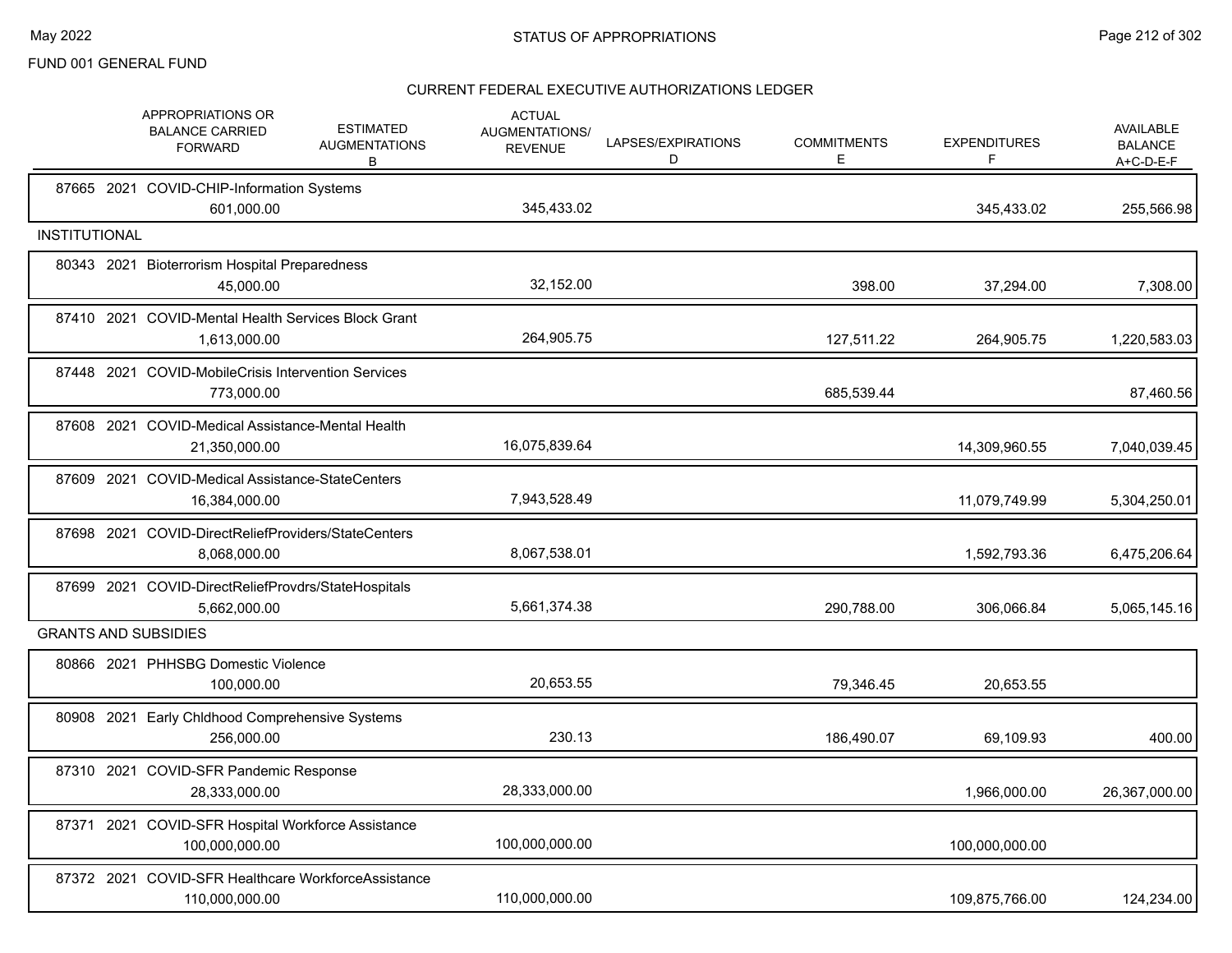FUND 001 GENERAL FUND

## STATUS OF APPROPRIATIONS

### CURRENT FEDERAL EXECUTIVE AUTHORIZATIONS LEDGER

| | APPROPRIATIONS OR BALANCE CARRIED FORWARD | ESTIMATED AUGMENTATIONS B | ACTUAL AUGMENTATIONS/ REVENUE | LAPSES/EXPIRATIONS D | COMMITMENTS E | EXPENDITURES F | AVAILABLE BALANCE A+C-D-E-F |
|---|---|---|---|---|---|---|---|
| 87665 2021 COVID-CHIP-Information Systems | 601,000.00 | | 345,433.02 | | | 345,433.02 | 255,566.98 |
| **INSTITUTIONAL** | | | | | | | |
| 80343 2021 Bioterrorism Hospital Preparedness | 45,000.00 | | 32,152.00 | | 398.00 | 37,294.00 | 7,308.00 |
| 87410 2021 COVID-Mental Health Services Block Grant | 1,613,000.00 | | 264,905.75 | | 127,511.22 | 264,905.75 | 1,220,583.03 |
| 87448 2021 COVID-MobileCrisis Intervention Services | 773,000.00 | | | | 685,539.44 | | 87,460.56 |
| 87608 2021 COVID-Medical Assistance-Mental Health | 21,350,000.00 | | 16,075,839.64 | | | 14,309,960.55 | 7,040,039.45 |
| 87609 2021 COVID-Medical Assistance-StateCenters | 16,384,000.00 | | 7,943,528.49 | | | 11,079,749.99 | 5,304,250.01 |
| 87698 2021 COVID-DirectReliefProviders/StateCenters | 8,068,000.00 | | 8,067,538.01 | | | 1,592,793.36 | 6,475,206.64 |
| 87699 2021 COVID-DirectReliefProvdrs/StateHospitals | 5,662,000.00 | | 5,661,374.38 | | 290,788.00 | 306,066.84 | 5,065,145.16 |
| **GRANTS AND SUBSIDIES** | | | | | | | |
| 80866 2021 PHHSBG Domestic Violence | 100,000.00 | | 20,653.55 | | 79,346.45 | 20,653.55 | |
| 80908 2021 Early Chldhood Comprehensive Systems | 256,000.00 | | 230.13 | | 186,490.07 | 69,109.93 | 400.00 |
| 87310 2021 COVID-SFR Pandemic Response | 28,333,000.00 | | 28,333,000.00 | | | 1,966,000.00 | 26,367,000.00 |
| 87371 2021 COVID-SFR Hospital Workforce Assistance | 100,000,000.00 | | 100,000,000.00 | | | 100,000,000.00 | |
| 87372 2021 COVID-SFR Healthcare WorkforceAssistance | 110,000,000.00 | | 110,000,000.00 | | | 109,875,766.00 | 124,234.00 |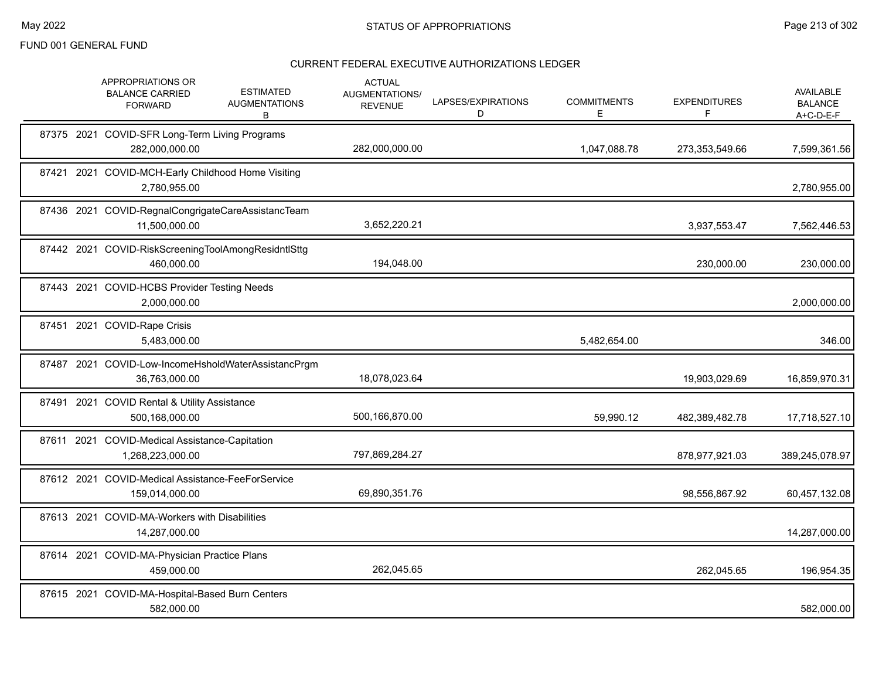FUND 001 GENERAL FUND

STATUS OF APPROPRIATIONS

CURRENT FEDERAL EXECUTIVE AUTHORIZATIONS LEDGER

| | APPROPRIATIONS OR BALANCE CARRIED FORWARD | ESTIMATED AUGMENTATIONS B | ACTUAL AUGMENTATIONS/ REVENUE | LAPSES/EXPIRATIONS D | COMMITMENTS E | EXPENDITURES F | AVAILABLE BALANCE A+C-D-E-F |
|---|---|---|---|---|---|---|---|
| 87375 2021 COVID-SFR Long-Term Living Programs | 282,000,000.00 | | 282,000,000.00 | | 1,047,088.78 | 273,353,549.66 | 7,599,361.56 |
| 87421 2021 COVID-MCH-Early Childhood Home Visiting | 2,780,955.00 | | | | | | 2,780,955.00 |
| 87436 2021 COVID-RegnalCongrigateCareAssistancTeam | 11,500,000.00 | | 3,652,220.21 | | | 3,937,553.47 | 7,562,446.53 |
| 87442 2021 COVID-RiskScreeningToolAmongResidntlSttg | 460,000.00 | | 194,048.00 | | | 230,000.00 | 230,000.00 |
| 87443 2021 COVID-HCBS Provider Testing Needs | 2,000,000.00 | | | | | | 2,000,000.00 |
| 87451 2021 COVID-Rape Crisis | 5,483,000.00 | | | | 5,482,654.00 | | 346.00 |
| 87487 2021 COVID-Low-IncomeHsholdWaterAssistancPrgm | 36,763,000.00 | | 18,078,023.64 | | | 19,903,029.69 | 16,859,970.31 |
| 87491 2021 COVID Rental & Utility Assistance | 500,168,000.00 | | 500,166,870.00 | | 59,990.12 | 482,389,482.78 | 17,718,527.10 |
| 87611 2021 COVID-Medical Assistance-Capitation | 1,268,223,000.00 | | 797,869,284.27 | | | 878,977,921.03 | 389,245,078.97 |
| 87612 2021 COVID-Medical Assistance-FeeForService | 159,014,000.00 | | 69,890,351.76 | | | 98,556,867.92 | 60,457,132.08 |
| 87613 2021 COVID-MA-Workers with Disabilities | 14,287,000.00 | | | | | | 14,287,000.00 |
| 87614 2021 COVID-MA-Physician Practice Plans | 459,000.00 | | 262,045.65 | | | 262,045.65 | 196,954.35 |
| 87615 2021 COVID-MA-Hospital-Based Burn Centers | 582,000.00 | | | | | | 582,000.00 |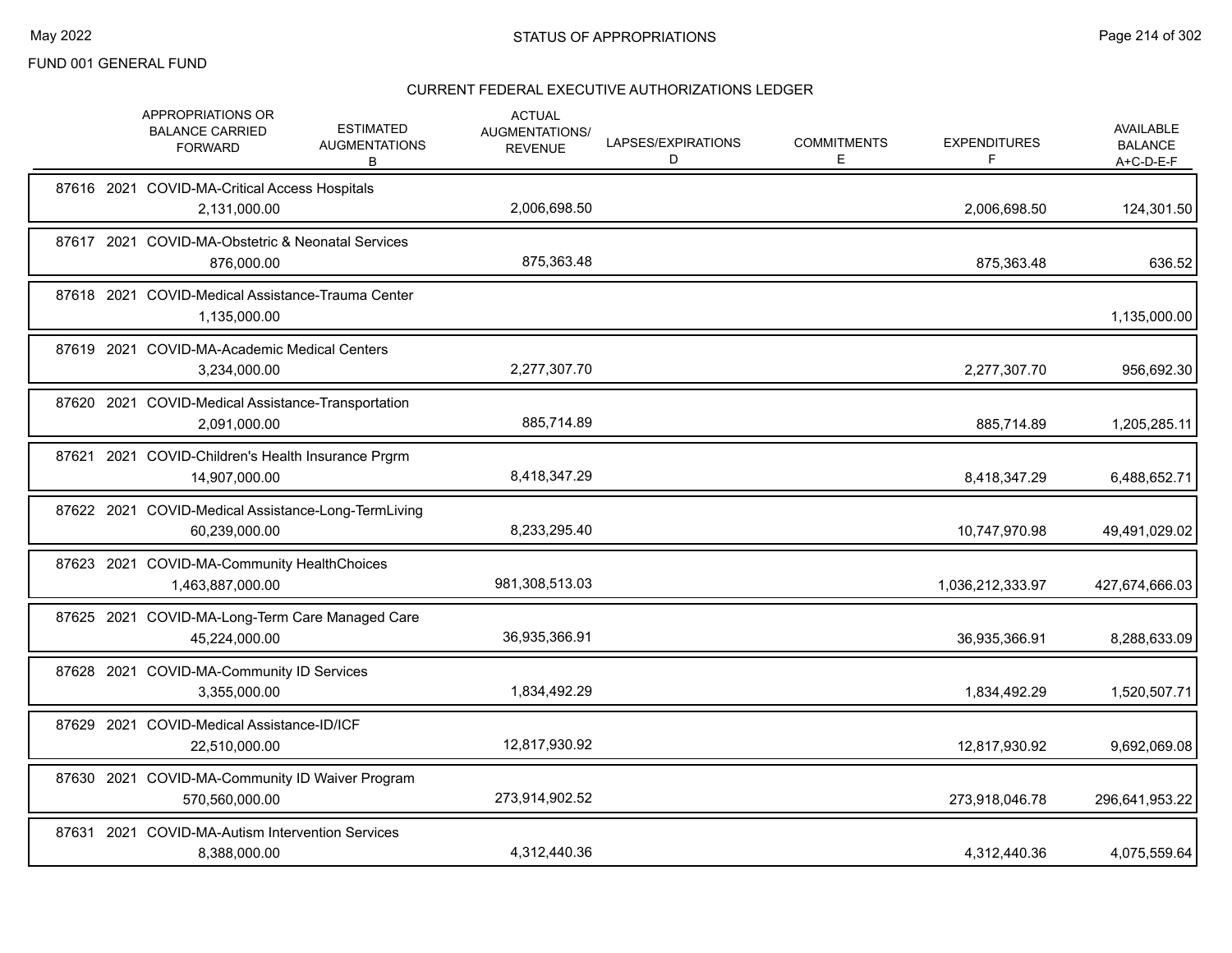FUND 001 GENERAL FUND

## CURRENT FEDERAL EXECUTIVE AUTHORIZATIONS LEDGER

| | APPROPRIATIONS OR BALANCE CARRIED FORWARD | ESTIMATED AUGMENTATIONS B | ACTUAL AUGMENTATIONS/ REVENUE | LAPSES/EXPIRATIONS D | COMMITMENTS E | EXPENDITURES F | AVAILABLE BALANCE A+C-D-E-F |
|---|---|---|---|---|---|---|---|
| 87616 2021 COVID-MA-Critical Access Hospitals | 2,131,000.00 | | 2,006,698.50 | | | 2,006,698.50 | 124,301.50 |
| 87617 2021 COVID-MA-Obstetric & Neonatal Services | 876,000.00 | | 875,363.48 | | | 875,363.48 | 636.52 |
| 87618 2021 COVID-Medical Assistance-Trauma Center | 1,135,000.00 | | | | | | 1,135,000.00 |
| 87619 2021 COVID-MA-Academic Medical Centers | 3,234,000.00 | | 2,277,307.70 | | | 2,277,307.70 | 956,692.30 |
| 87620 2021 COVID-Medical Assistance-Transportation | 2,091,000.00 | | 885,714.89 | | | 885,714.89 | 1,205,285.11 |
| 87621 2021 COVID-Children's Health Insurance Prgrm | 14,907,000.00 | | 8,418,347.29 | | | 8,418,347.29 | 6,488,652.71 |
| 87622 2021 COVID-Medical Assistance-Long-TermLiving | 60,239,000.00 | | 8,233,295.40 | | | 10,747,970.98 | 49,491,029.02 |
| 87623 2021 COVID-MA-Community HealthChoices | 1,463,887,000.00 | | 981,308,513.03 | | | 1,036,212,333.97 | 427,674,666.03 |
| 87625 2021 COVID-MA-Long-Term Care Managed Care | 45,224,000.00 | | 36,935,366.91 | | | 36,935,366.91 | 8,288,633.09 |
| 87628 2021 COVID-MA-Community ID Services | 3,355,000.00 | | 1,834,492.29 | | | 1,834,492.29 | 1,520,507.71 |
| 87629 2021 COVID-Medical Assistance-ID/ICF | 22,510,000.00 | | 12,817,930.92 | | | 12,817,930.92 | 9,692,069.08 |
| 87630 2021 COVID-MA-Community ID Waiver Program | 570,560,000.00 | | 273,914,902.52 | | | 273,918,046.78 | 296,641,953.22 |
| 87631 2021 COVID-MA-Autism Intervention Services | 8,388,000.00 | | 4,312,440.36 | | | 4,312,440.36 | 4,075,559.64 |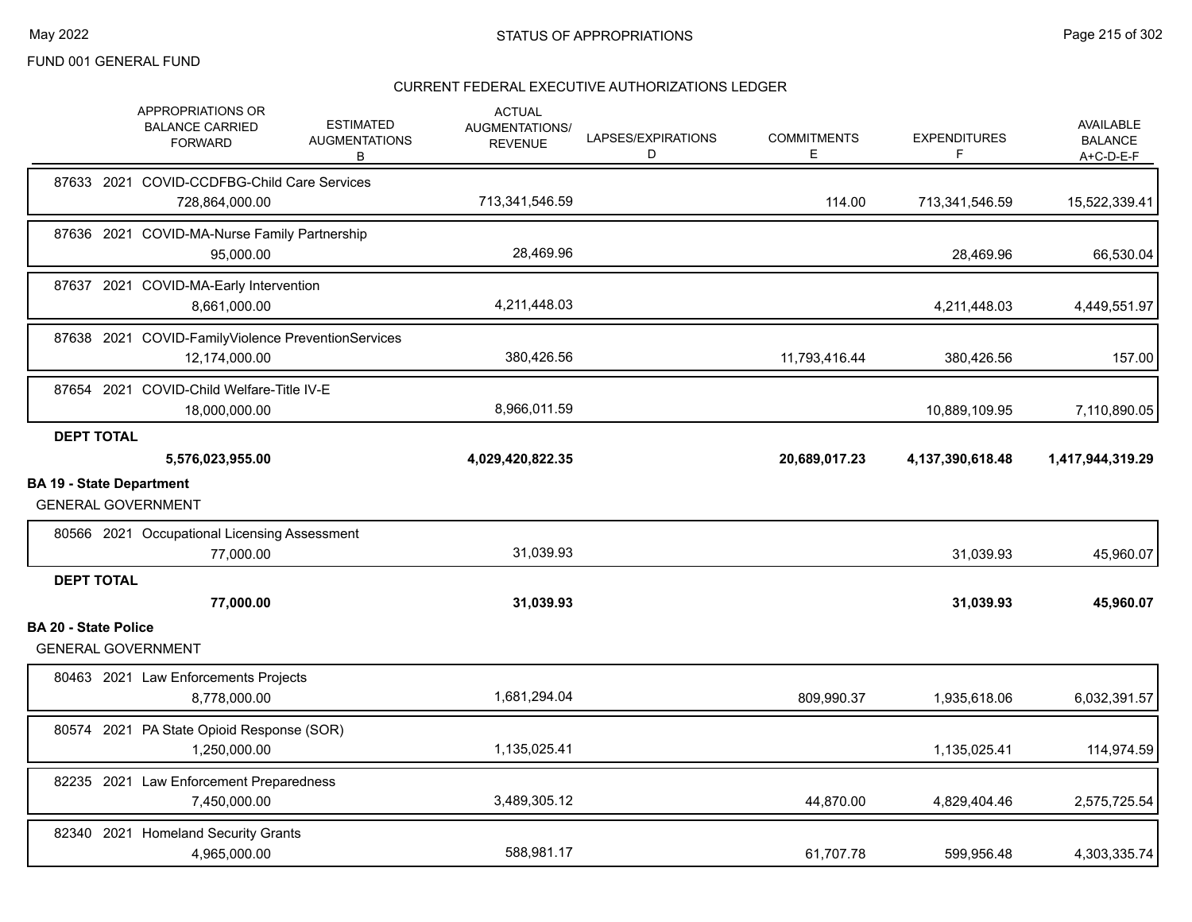FUND 001 GENERAL FUND

STATUS OF APPROPRIATIONS

CURRENT FEDERAL EXECUTIVE AUTHORIZATIONS LEDGER

| | APPROPRIATIONS OR BALANCE CARRIED FORWARD | ESTIMATED AUGMENTATIONS B | ACTUAL AUGMENTATIONS/ REVENUE | LAPSES/EXPIRATIONS D | COMMITMENTS E | EXPENDITURES F | AVAILABLE BALANCE A+C-D-E-F |
|---|---|---|---|---|---|---|---|
| 87633 2021 COVID-CCDFBG-Child Care Services | 728,864,000.00 | | 713,341,546.59 | | 114.00 | 713,341,546.59 | 15,522,339.41 |
| 87636 2021 COVID-MA-Nurse Family Partnership | 95,000.00 | | 28,469.96 | | | 28,469.96 | 66,530.04 |
| 87637 2021 COVID-MA-Early Intervention | 8,661,000.00 | | 4,211,448.03 | | | 4,211,448.03 | 4,449,551.97 |
| 87638 2021 COVID-FamilyViolence PreventionServices | 12,174,000.00 | | 380,426.56 | | 11,793,416.44 | 380,426.56 | 157.00 |
| 87654 2021 COVID-Child Welfare-Title IV-E | 18,000,000.00 | | 8,966,011.59 | | | 10,889,109.95 | 7,110,890.05 |
| **DEPT TOTAL** | **5,576,023,955.00** | | **4,029,420,822.35** | | **20,689,017.23** | **4,137,390,618.48** | **1,417,944,319.29** |

**BA 19 - State Department**

GENERAL GOVERNMENT

| | APPROPRIATIONS OR BALANCE CARRIED FORWARD | ESTIMATED AUGMENTATIONS B | ACTUAL AUGMENTATIONS/ REVENUE | LAPSES/EXPIRATIONS D | COMMITMENTS E | EXPENDITURES F | AVAILABLE BALANCE A+C-D-E-F |
|---|---|---|---|---|---|---|---|
| 80566 2021 Occupational Licensing Assessment | 77,000.00 | | 31,039.93 | | | 31,039.93 | 45,960.07 |
| **DEPT TOTAL** | **77,000.00** | | **31,039.93** | | | **31,039.93** | **45,960.07** |

**BA 20 - State Police**

GENERAL GOVERNMENT

| | APPROPRIATIONS OR BALANCE CARRIED FORWARD | ESTIMATED AUGMENTATIONS B | ACTUAL AUGMENTATIONS/ REVENUE | LAPSES/EXPIRATIONS D | COMMITMENTS E | EXPENDITURES F | AVAILABLE BALANCE A+C-D-E-F |
|---|---|---|---|---|---|---|---|
| 80463 2021 Law Enforcements Projects | 8,778,000.00 | | 1,681,294.04 | | 809,990.37 | 1,935,618.06 | 6,032,391.57 |
| 80574 2021 PA State Opioid Response (SOR) | 1,250,000.00 | | 1,135,025.41 | | | 1,135,025.41 | 114,974.59 |
| 82235 2021 Law Enforcement Preparedness | 7,450,000.00 | | 3,489,305.12 | | 44,870.00 | 4,829,404.46 | 2,575,725.54 |
| 82340 2021 Homeland Security Grants | 4,965,000.00 | | 588,981.17 | | 61,707.78 | 599,956.48 | 4,303,335.74 |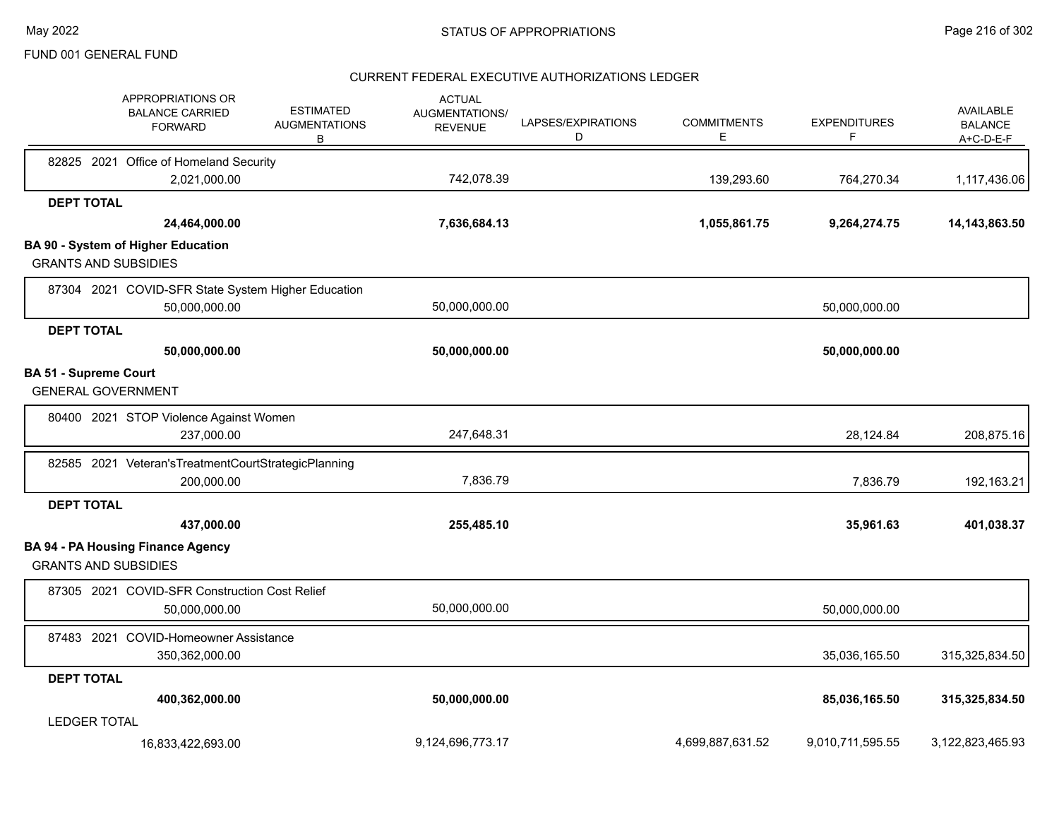FUND 001 GENERAL FUND

## CURRENT FEDERAL EXECUTIVE AUTHORIZATIONS LEDGER

| APPROPRIATIONS OR BALANCE CARRIED FORWARD | ESTIMATED AUGMENTATIONS B | ACTUAL AUGMENTATIONS/ REVENUE | LAPSES/EXPIRATIONS D | COMMITMENTS E | EXPENDITURES F | AVAILABLE BALANCE A+C-D-E-F |
|---|---|---|---|---|---|---|
| 82825 2021 Office of Homeland Security | | | | | | |
| 2,021,000.00 | | 742,078.39 | | 139,293.60 | 764,270.34 | 1,117,436.06 |
| **DEPT TOTAL** | | | | | | |
| **24,464,000.00** | | **7,636,684.13** | | **1,055,861.75** | **9,264,274.75** | **14,143,863.50** |
| **BA 90 - System of Higher Education** | | | | | | |
| GRANTS AND SUBSIDIES | | | | | | |
| 87304 2021 COVID-SFR State System Higher Education | | | | | | |
| 50,000,000.00 | | 50,000,000.00 | | | 50,000,000.00 | |
| **DEPT TOTAL** | | | | | | |
| **50,000,000.00** | | **50,000,000.00** | | | **50,000,000.00** | |
| **BA 51 - Supreme Court** | | | | | | |
| GENERAL GOVERNMENT | | | | | | |
| 80400 2021 STOP Violence Against Women | | | | | | |
| 237,000.00 | | 247,648.31 | | | 28,124.84 | 208,875.16 |
| 82585 2021 Veteran'sTreatmentCourtStrategicPlanning | | | | | | |
| 200,000.00 | | 7,836.79 | | | 7,836.79 | 192,163.21 |
| **DEPT TOTAL** | | | | | | |
| **437,000.00** | | **255,485.10** | | | **35,961.63** | **401,038.37** |
| **BA 94 - PA Housing Finance Agency** | | | | | | |
| GRANTS AND SUBSIDIES | | | | | | |
| 87305 2021 COVID-SFR Construction Cost Relief | | | | | | |
| 50,000,000.00 | | 50,000,000.00 | | | 50,000,000.00 | |
| 87483 2021 COVID-Homeowner Assistance | | | | | | |
| 350,362,000.00 | | | | | 35,036,165.50 | 315,325,834.50 |
| **DEPT TOTAL** | | | | | | |
| **400,362,000.00** | | **50,000,000.00** | | | **85,036,165.50** | **315,325,834.50** |
| LEDGER TOTAL | | | | | | |
| 16,833,422,693.00 | | 9,124,696,773.17 | | 4,699,887,631.52 | 9,010,711,595.55 | 3,122,823,465.93 |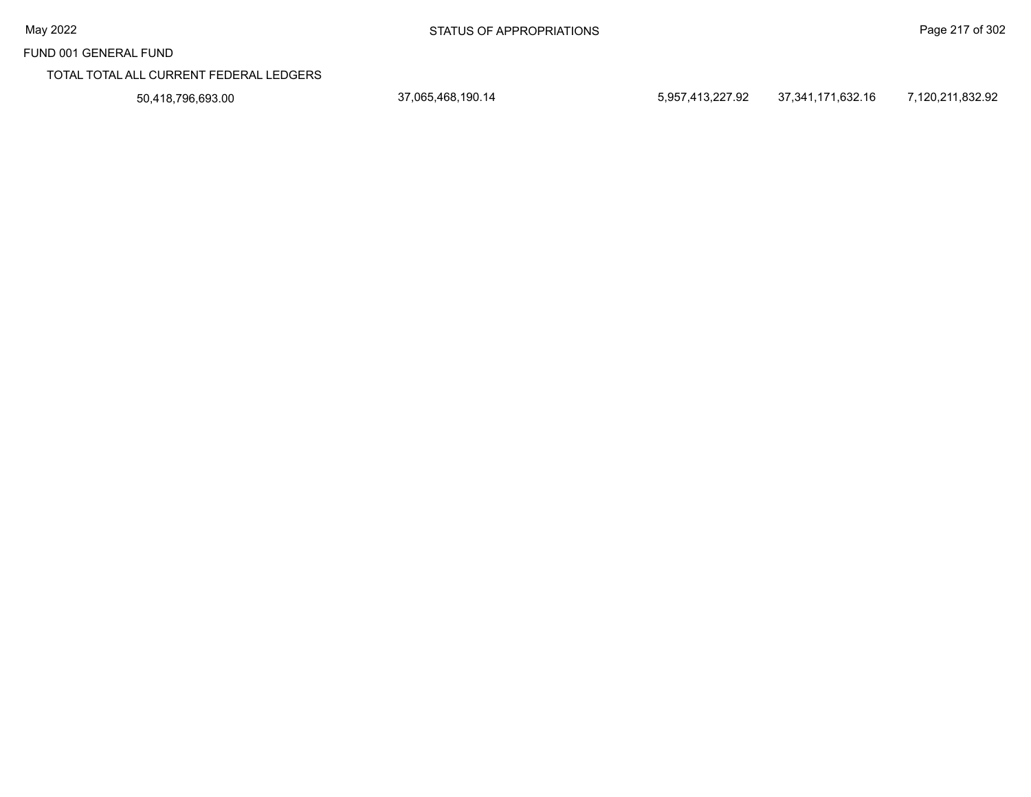STATUS OF APPROPRIATIONS

FUND 001 GENERAL FUND

TOTAL TOTAL ALL CURRENT FEDERAL LEDGERS

| | | | | | |
|---|---|---|---|---|---|
| 50,418,796,693.00 | 37,065,468,190.14 | | 5,957,413,227.92 | 37,341,171,632.16 | 7,120,211,832.92 |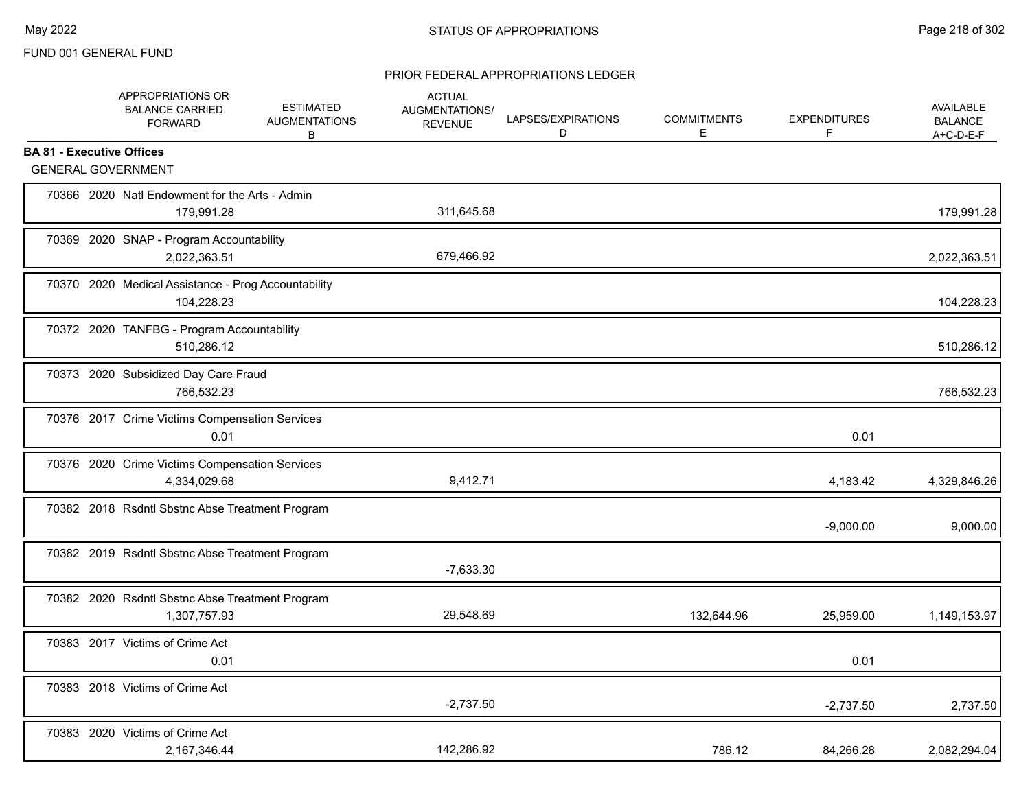FUND 001 GENERAL FUND

## STATUS OF APPROPRIATIONS

### PRIOR FEDERAL APPROPRIATIONS LEDGER

**BA 81 - Executive Offices**

GENERAL GOVERNMENT

| Appropriation | Year | Title | APPROPRIATIONS OR BALANCE CARRIED FORWARD | ESTIMATED AUGMENTATIONS B | ACTUAL AUGMENTATIONS/ REVENUE | LAPSES/EXPIRATIONS D | COMMITMENTS E | EXPENDITURES F | AVAILABLE BALANCE A+C-D-E-F |
|---|---|---|---|---|---|---|---|---|---|
| 70366 | 2020 | Natl Endowment for the Arts - Admin | 179,991.28 | | 311,645.68 | | | | 179,991.28 |
| 70369 | 2020 | SNAP - Program Accountability | 2,022,363.51 | | 679,466.92 | | | | 2,022,363.51 |
| 70370 | 2020 | Medical Assistance - Prog Accountability | 104,228.23 | | | | | | 104,228.23 |
| 70372 | 2020 | TANFBG - Program Accountability | 510,286.12 | | | | | | 510,286.12 |
| 70373 | 2020 | Subsidized Day Care Fraud | 766,532.23 | | | | | | 766,532.23 |
| 70376 | 2017 | Crime Victims Compensation Services | 0.01 | | | | | 0.01 | |
| 70376 | 2020 | Crime Victims Compensation Services | 4,334,029.68 | | 9,412.71 | | | 4,183.42 | 4,329,846.26 |
| 70382 | 2018 | Rsdntl Sbstnc Abse Treatment Program | | | | | | -9,000.00 | 9,000.00 |
| 70382 | 2019 | Rsdntl Sbstnc Abse Treatment Program | | | -7,633.30 | | | | |
| 70382 | 2020 | Rsdntl Sbstnc Abse Treatment Program | 1,307,757.93 | | 29,548.69 | | 132,644.96 | 25,959.00 | 1,149,153.97 |
| 70383 | 2017 | Victims of Crime Act | 0.01 | | | | | 0.01 | |
| 70383 | 2018 | Victims of Crime Act | | | -2,737.50 | | | -2,737.50 | 2,737.50 |
| 70383 | 2020 | Victims of Crime Act | 2,167,346.44 | | 142,286.92 | | 786.12 | 84,266.28 | 2,082,294.04 |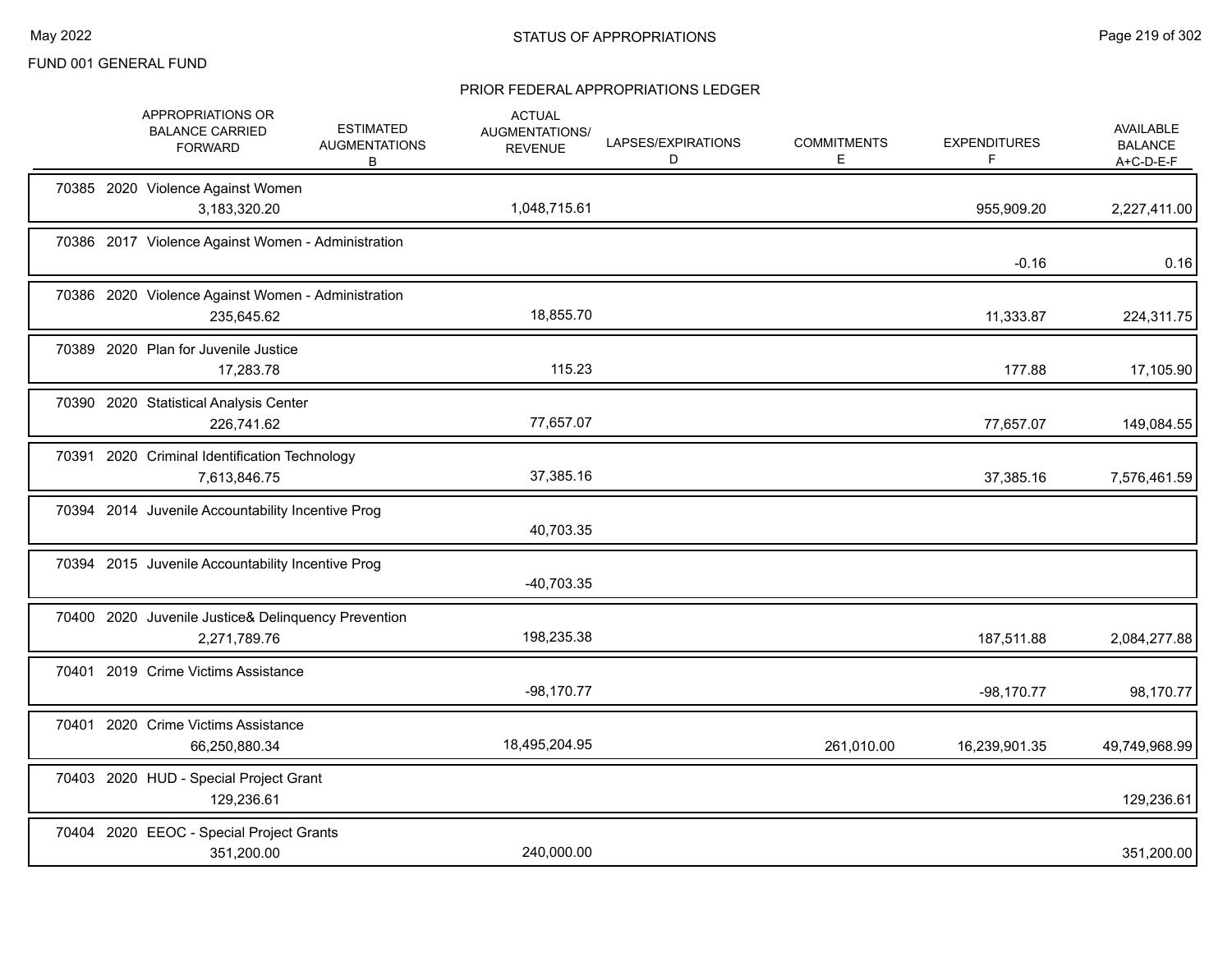FUND 001 GENERAL FUND

## STATUS OF APPROPRIATIONS

### PRIOR FEDERAL APPROPRIATIONS LEDGER

| | APPROPRIATIONS OR BALANCE CARRIED FORWARD | ESTIMATED AUGMENTATIONS B | ACTUAL AUGMENTATIONS/ REVENUE | LAPSES/EXPIRATIONS D | COMMITMENTS E | EXPENDITURES F | AVAILABLE BALANCE A+C-D-E-F |
|---|---|---|---|---|---|---|---|
| 70385 2020 Violence Against Women | 3,183,320.20 | | 1,048,715.61 | | | 955,909.20 | 2,227,411.00 |
| 70386 2017 Violence Against Women - Administration | | | | | | -0.16 | 0.16 |
| 70386 2020 Violence Against Women - Administration | 235,645.62 | | 18,855.70 | | | 11,333.87 | 224,311.75 |
| 70389 2020 Plan for Juvenile Justice | 17,283.78 | | 115.23 | | | 177.88 | 17,105.90 |
| 70390 2020 Statistical Analysis Center | 226,741.62 | | 77,657.07 | | | 77,657.07 | 149,084.55 |
| 70391 2020 Criminal Identification Technology | 7,613,846.75 | | 37,385.16 | | | 37,385.16 | 7,576,461.59 |
| 70394 2014 Juvenile Accountability Incentive Prog | | | 40,703.35 | | | | |
| 70394 2015 Juvenile Accountability Incentive Prog | | | -40,703.35 | | | | |
| 70400 2020 Juvenile Justice& Delinquency Prevention | 2,271,789.76 | | 198,235.38 | | | 187,511.88 | 2,084,277.88 |
| 70401 2019 Crime Victims Assistance | | | -98,170.77 | | | -98,170.77 | 98,170.77 |
| 70401 2020 Crime Victims Assistance | 66,250,880.34 | | 18,495,204.95 | | 261,010.00 | 16,239,901.35 | 49,749,968.99 |
| 70403 2020 HUD - Special Project Grant | 129,236.61 | | | | | | 129,236.61 |
| 70404 2020 EEOC - Special Project Grants | 351,200.00 | | 240,000.00 | | | | 351,200.00 |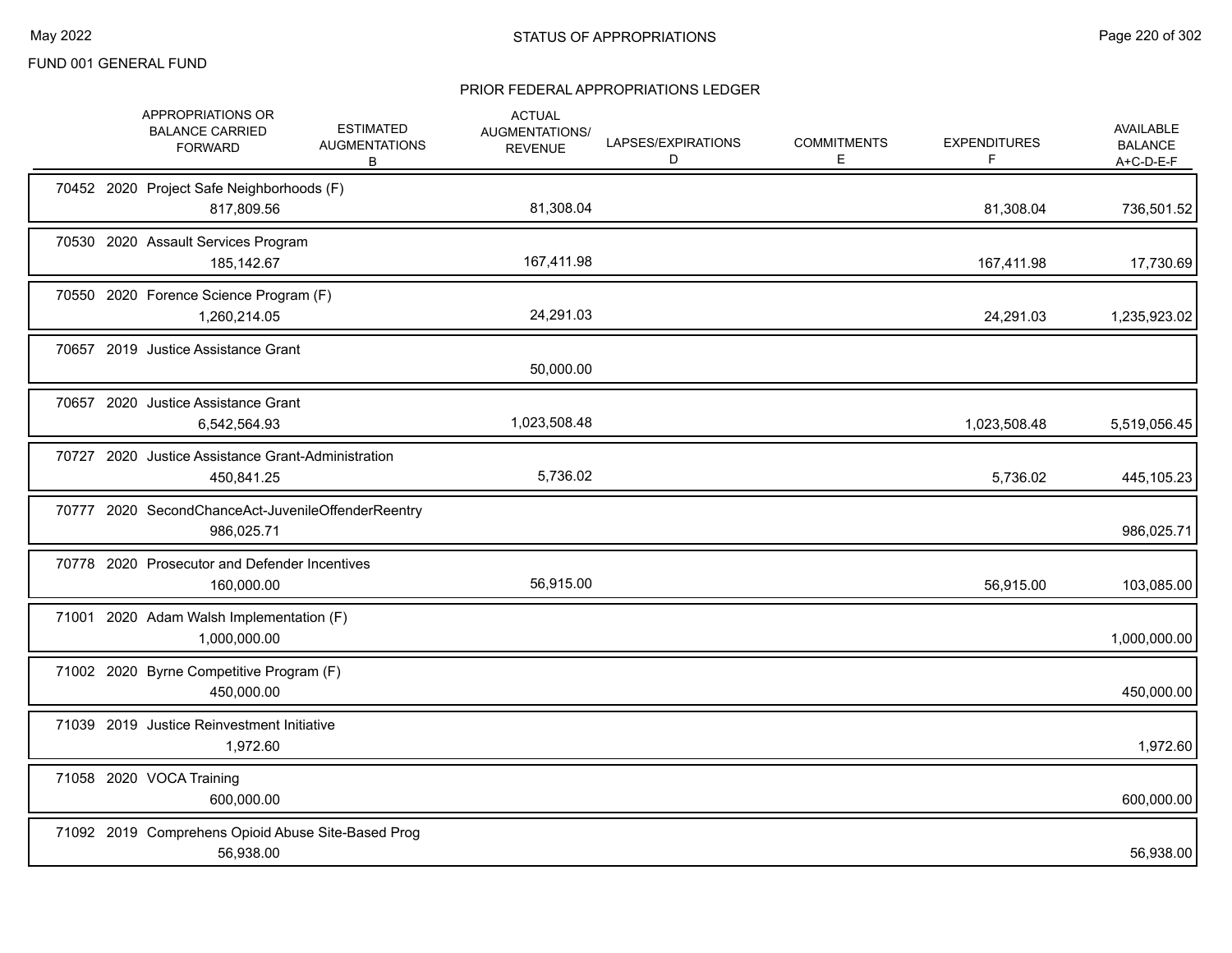FUND 001 GENERAL FUND

## STATUS OF APPROPRIATIONS

### PRIOR FEDERAL APPROPRIATIONS LEDGER

| | APPROPRIATIONS OR BALANCE CARRIED FORWARD | ESTIMATED AUGMENTATIONS B | ACTUAL AUGMENTATIONS/ REVENUE | LAPSES/EXPIRATIONS D | COMMITMENTS E | EXPENDITURES F | AVAILABLE BALANCE A+C-D-E-F |
|---|---|---|---|---|---|---|---|
| 70452 2020 Project Safe Neighborhoods (F) | 817,809.56 | | 81,308.04 | | | 81,308.04 | 736,501.52 |
| 70530 2020 Assault Services Program | 185,142.67 | | 167,411.98 | | | 167,411.98 | 17,730.69 |
| 70550 2020 Forence Science Program (F) | 1,260,214.05 | | 24,291.03 | | | 24,291.03 | 1,235,923.02 |
| 70657 2019 Justice Assistance Grant | | | 50,000.00 | | | | |
| 70657 2020 Justice Assistance Grant | 6,542,564.93 | | 1,023,508.48 | | | 1,023,508.48 | 5,519,056.45 |
| 70727 2020 Justice Assistance Grant-Administration | 450,841.25 | | 5,736.02 | | | 5,736.02 | 445,105.23 |
| 70777 2020 SecondChanceAct-JuvenileOffenderReentry | 986,025.71 | | | | | | 986,025.71 |
| 70778 2020 Prosecutor and Defender Incentives | 160,000.00 | | 56,915.00 | | | 56,915.00 | 103,085.00 |
| 71001 2020 Adam Walsh Implementation (F) | 1,000,000.00 | | | | | | 1,000,000.00 |
| 71002 2020 Byrne Competitive Program (F) | 450,000.00 | | | | | | 450,000.00 |
| 71039 2019 Justice Reinvestment Initiative | 1,972.60 | | | | | | 1,972.60 |
| 71058 2020 VOCA Training | 600,000.00 | | | | | | 600,000.00 |
| 71092 2019 Comprehens Opioid Abuse Site-Based Prog | 56,938.00 | | | | | | 56,938.00 |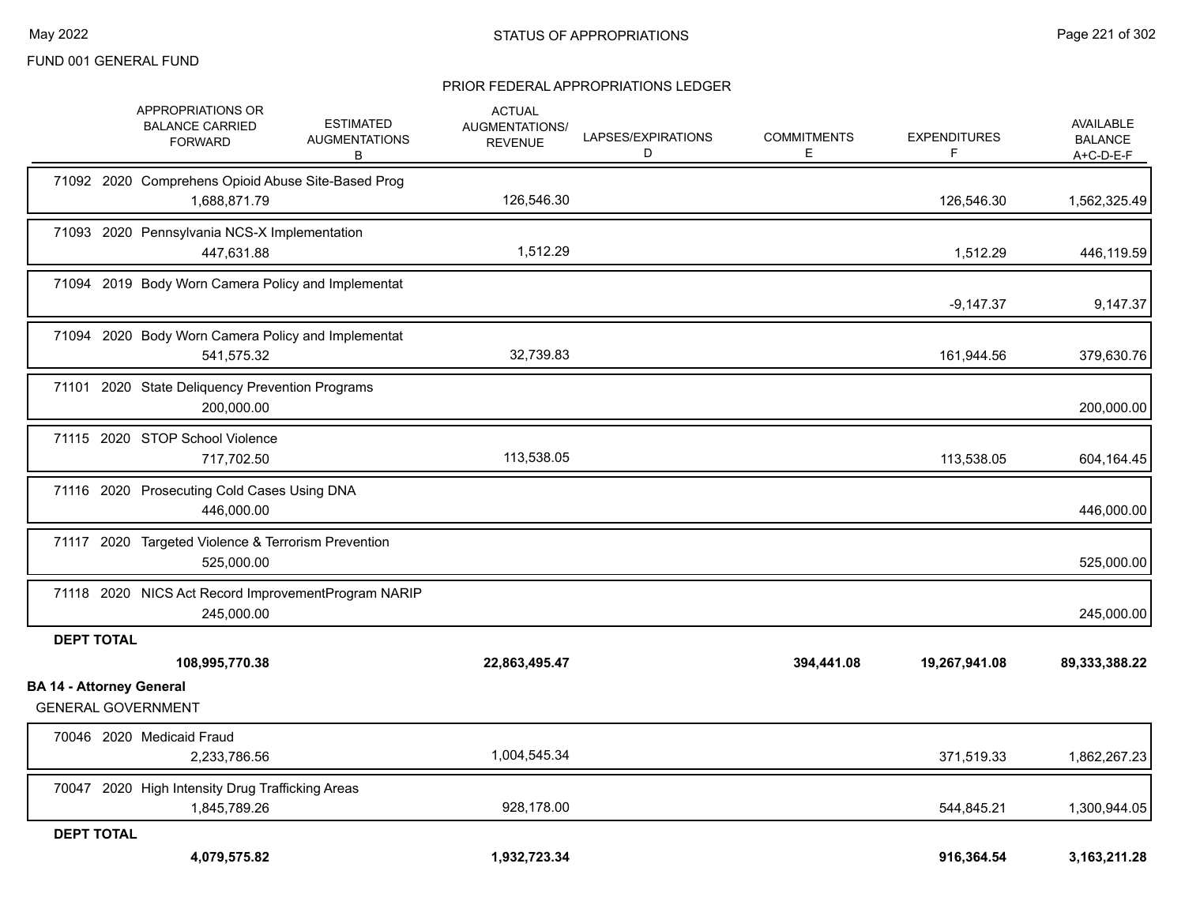FUND 001 GENERAL FUND

## STATUS OF APPROPRIATIONS

### PRIOR FEDERAL APPROPRIATIONS LEDGER

| | APPROPRIATIONS OR BALANCE CARRIED FORWARD | ESTIMATED AUGMENTATIONS B | ACTUAL AUGMENTATIONS/ REVENUE | LAPSES/EXPIRATIONS D | COMMITMENTS E | EXPENDITURES F | AVAILABLE BALANCE A+C-D-E-F |
|---|---|---|---|---|---|---|---|
| 71092 2020 Comprehens Opioid Abuse Site-Based Prog | 1,688,871.79 | | 126,546.30 | | | 126,546.30 | 1,562,325.49 |
| 71093 2020 Pennsylvania NCS-X Implementation | 447,631.88 | | 1,512.29 | | | 1,512.29 | 446,119.59 |
| 71094 2019 Body Worn Camera Policy and Implementat | | | | | | -9,147.37 | 9,147.37 |
| 71094 2020 Body Worn Camera Policy and Implementat | 541,575.32 | | 32,739.83 | | | 161,944.56 | 379,630.76 |
| 71101 2020 State Deliquency Prevention Programs | 200,000.00 | | | | | | 200,000.00 |
| 71115 2020 STOP School Violence | 717,702.50 | | 113,538.05 | | | 113,538.05 | 604,164.45 |
| 71116 2020 Prosecuting Cold Cases Using DNA | 446,000.00 | | | | | | 446,000.00 |
| 71117 2020 Targeted Violence & Terrorism Prevention | 525,000.00 | | | | | | 525,000.00 |
| 71118 2020 NICS Act Record ImprovementProgram NARIP | 245,000.00 | | | | | | 245,000.00 |
| **DEPT TOTAL** | **108,995,770.38** | | **22,863,495.47** | | **394,441.08** | **19,267,941.08** | **89,333,388.22** |

**BA 14 - Attorney General**

GENERAL GOVERNMENT

| | APPROPRIATIONS OR BALANCE CARRIED FORWARD | ESTIMATED AUGMENTATIONS B | ACTUAL AUGMENTATIONS/ REVENUE | LAPSES/EXPIRATIONS D | COMMITMENTS E | EXPENDITURES F | AVAILABLE BALANCE A+C-D-E-F |
|---|---|---|---|---|---|---|---|
| 70046 2020 Medicaid Fraud | 2,233,786.56 | | 1,004,545.34 | | | 371,519.33 | 1,862,267.23 |
| 70047 2020 High Intensity Drug Trafficking Areas | 1,845,789.26 | | 928,178.00 | | | 544,845.21 | 1,300,944.05 |
| **DEPT TOTAL** | **4,079,575.82** | | **1,932,723.34** | | | **916,364.54** | **3,163,211.28** |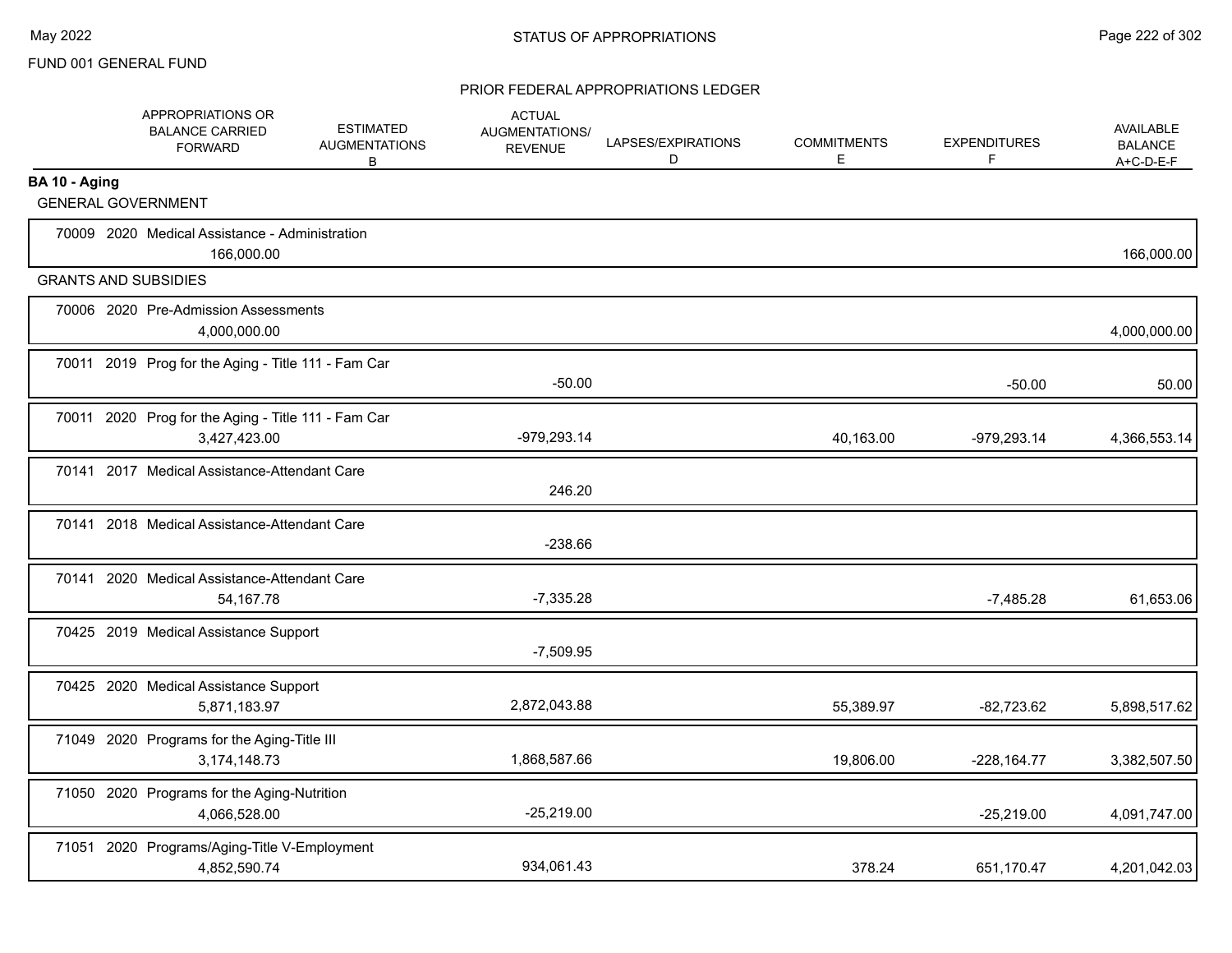FUND 001 GENERAL FUND

## STATUS OF APPROPRIATIONS

### PRIOR FEDERAL APPROPRIATIONS LEDGER

| | APPROPRIATIONS OR BALANCE CARRIED FORWARD | ESTIMATED AUGMENTATIONS B | ACTUAL AUGMENTATIONS/ REVENUE | LAPSES/EXPIRATIONS D | COMMITMENTS E | EXPENDITURES F | AVAILABLE BALANCE A+C-D-E-F |
|---|---|---|---|---|---|---|---|
| **BA 10 - Aging** | | | | | | | |
| GENERAL GOVERNMENT | | | | | | | |
| 70009 2020 Medical Assistance - Administration | 166,000.00 | | | | | | 166,000.00 |
| GRANTS AND SUBSIDIES | | | | | | | |
| 70006 2020 Pre-Admission Assessments | 4,000,000.00 | | | | | | 4,000,000.00 |
| 70011 2019 Prog for the Aging - Title 111 - Fam Car | | | -50.00 | | | -50.00 | 50.00 |
| 70011 2020 Prog for the Aging - Title 111 - Fam Car | 3,427,423.00 | | -979,293.14 | | 40,163.00 | -979,293.14 | 4,366,553.14 |
| 70141 2017 Medical Assistance-Attendant Care | | | 246.20 | | | | |
| 70141 2018 Medical Assistance-Attendant Care | | | -238.66 | | | | |
| 70141 2020 Medical Assistance-Attendant Care | 54,167.78 | | -7,335.28 | | | -7,485.28 | 61,653.06 |
| 70425 2019 Medical Assistance Support | | | -7,509.95 | | | | |
| 70425 2020 Medical Assistance Support | 5,871,183.97 | | 2,872,043.88 | | 55,389.97 | -82,723.62 | 5,898,517.62 |
| 71049 2020 Programs for the Aging-Title III | 3,174,148.73 | | 1,868,587.66 | | 19,806.00 | -228,164.77 | 3,382,507.50 |
| 71050 2020 Programs for the Aging-Nutrition | 4,066,528.00 | | -25,219.00 | | | -25,219.00 | 4,091,747.00 |
| 71051 2020 Programs/Aging-Title V-Employment | 4,852,590.74 | | 934,061.43 | | 378.24 | 651,170.47 | 4,201,042.03 |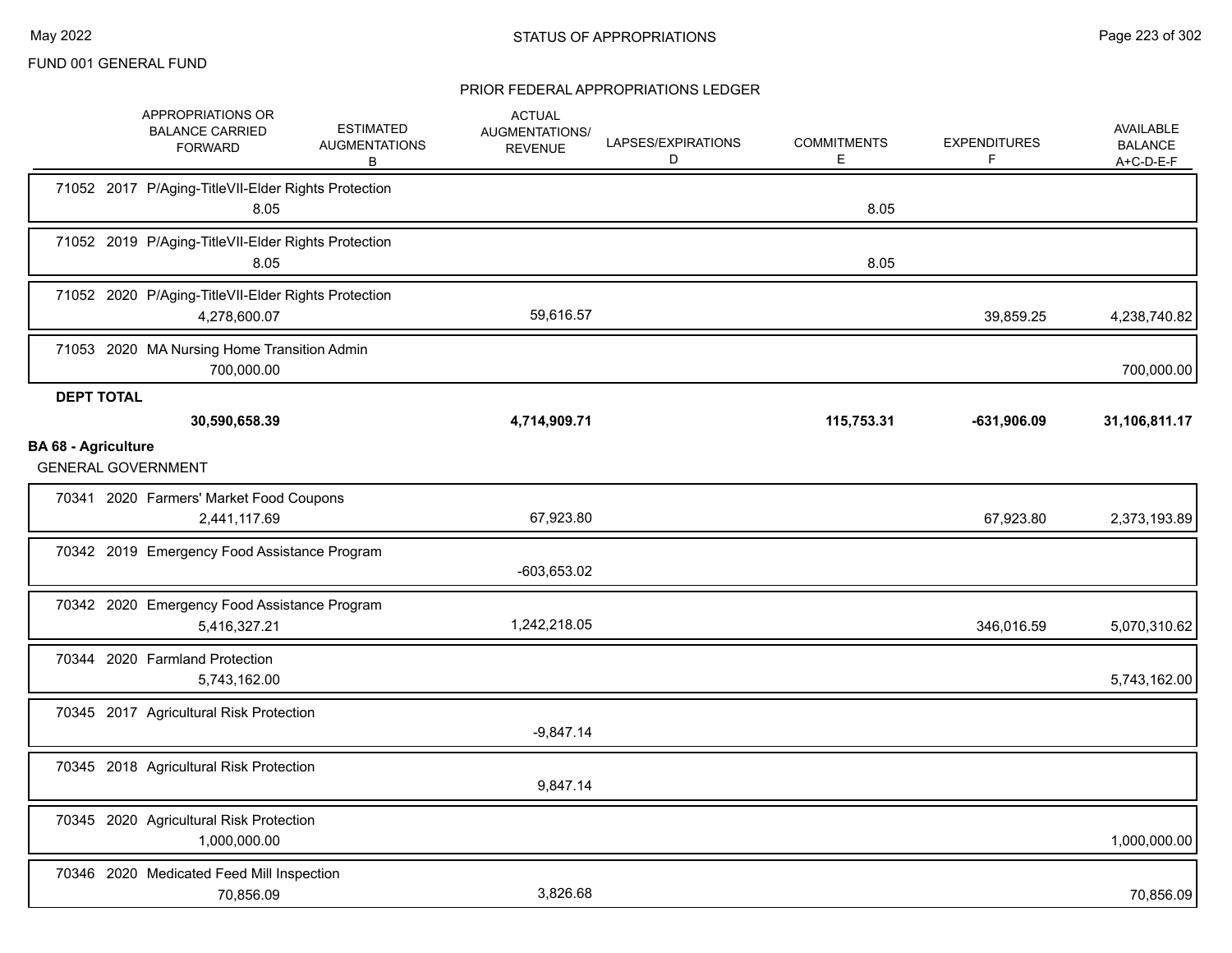FUND 001 GENERAL FUND

## STATUS OF APPROPRIATIONS

### PRIOR FEDERAL APPROPRIATIONS LEDGER

| | APPROPRIATIONS OR BALANCE CARRIED FORWARD | ESTIMATED AUGMENTATIONS B | ACTUAL AUGMENTATIONS/ REVENUE | LAPSES/EXPIRATIONS D | COMMITMENTS E | EXPENDITURES F | AVAILABLE BALANCE A+C-D-E-F |
|---|---|---|---|---|---|---|---|
| 71052 2017 P/Aging-TitleVII-Elder Rights Protection | 8.05 | | | | 8.05 | | |
| 71052 2019 P/Aging-TitleVII-Elder Rights Protection | 8.05 | | | | 8.05 | | |
| 71052 2020 P/Aging-TitleVII-Elder Rights Protection | 4,278,600.07 | | 59,616.57 | | | 39,859.25 | 4,238,740.82 |
| 71053 2020 MA Nursing Home Transition Admin | 700,000.00 | | | | | | 700,000.00 |
| **DEPT TOTAL** | **30,590,658.39** | | **4,714,909.71** | | **115,753.31** | **-631,906.09** | **31,106,811.17** |
| **BA 68 - Agriculture** | | | | | | | |
| GENERAL GOVERNMENT | | | | | | | |
| 70341 2020 Farmers' Market Food Coupons | 2,441,117.69 | | 67,923.80 | | | 67,923.80 | 2,373,193.89 |
| 70342 2019 Emergency Food Assistance Program | | | -603,653.02 | | | | |
| 70342 2020 Emergency Food Assistance Program | 5,416,327.21 | | 1,242,218.05 | | | 346,016.59 | 5,070,310.62 |
| 70344 2020 Farmland Protection | 5,743,162.00 | | | | | | 5,743,162.00 |
| 70345 2017 Agricultural Risk Protection | | | -9,847.14 | | | | |
| 70345 2018 Agricultural Risk Protection | | | 9,847.14 | | | | |
| 70345 2020 Agricultural Risk Protection | 1,000,000.00 | | | | | | 1,000,000.00 |
| 70346 2020 Medicated Feed Mill Inspection | 70,856.09 | | 3,826.68 | | | | 70,856.09 |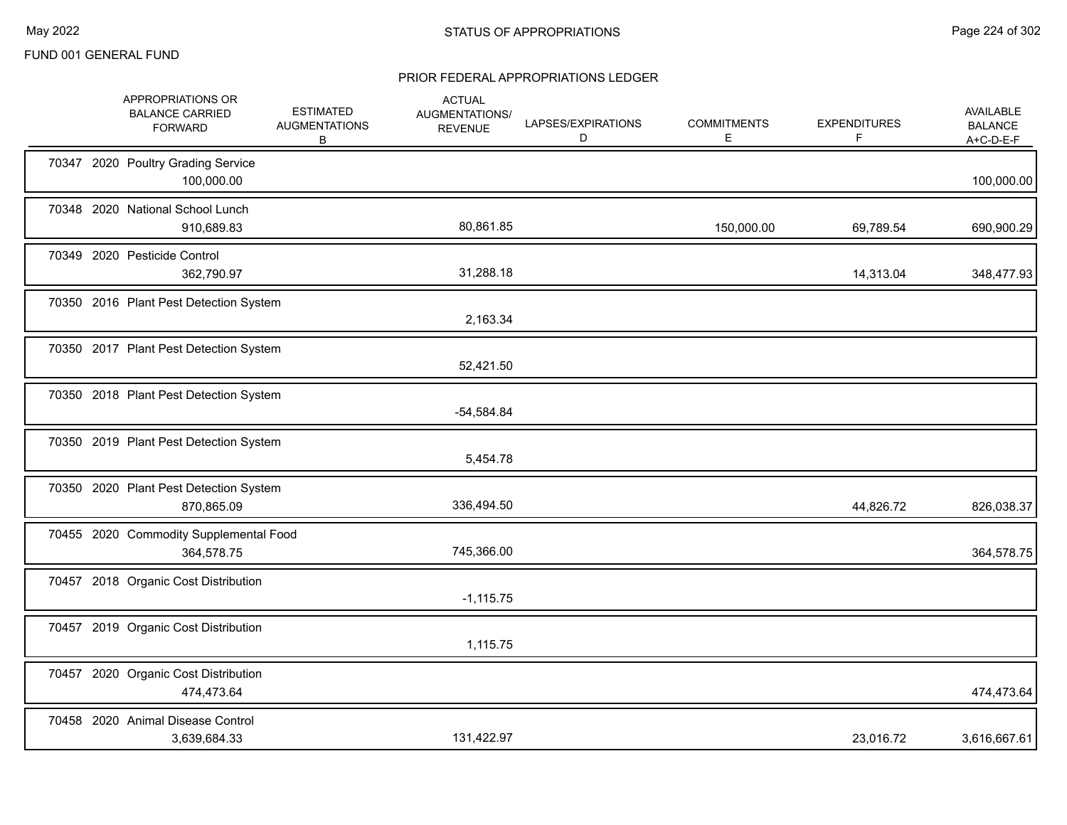FUND 001 GENERAL FUND

## STATUS OF APPROPRIATIONS

### PRIOR FEDERAL APPROPRIATIONS LEDGER

| | APPROPRIATIONS OR BALANCE CARRIED FORWARD | ESTIMATED AUGMENTATIONS B | ACTUAL AUGMENTATIONS/ REVENUE | LAPSES/EXPIRATIONS D | COMMITMENTS E | EXPENDITURES F | AVAILABLE BALANCE A+C-D-E-F |
|---|---|---|---|---|---|---|---|
| 70347 2020 Poultry Grading Service | 100,000.00 | | | | | | 100,000.00 |
| 70348 2020 National School Lunch | 910,689.83 | | 80,861.85 | | 150,000.00 | 69,789.54 | 690,900.29 |
| 70349 2020 Pesticide Control | 362,790.97 | | 31,288.18 | | | 14,313.04 | 348,477.93 |
| 70350 2016 Plant Pest Detection System | | | 2,163.34 | | | | |
| 70350 2017 Plant Pest Detection System | | | 52,421.50 | | | | |
| 70350 2018 Plant Pest Detection System | | | -54,584.84 | | | | |
| 70350 2019 Plant Pest Detection System | | | 5,454.78 | | | | |
| 70350 2020 Plant Pest Detection System | 870,865.09 | | 336,494.50 | | | 44,826.72 | 826,038.37 |
| 70455 2020 Commodity Supplemental Food | 364,578.75 | | 745,366.00 | | | | 364,578.75 |
| 70457 2018 Organic Cost Distribution | | | -1,115.75 | | | | |
| 70457 2019 Organic Cost Distribution | | | 1,115.75 | | | | |
| 70457 2020 Organic Cost Distribution | 474,473.64 | | | | | | 474,473.64 |
| 70458 2020 Animal Disease Control | 3,639,684.33 | | 131,422.97 | | | 23,016.72 | 3,616,667.61 |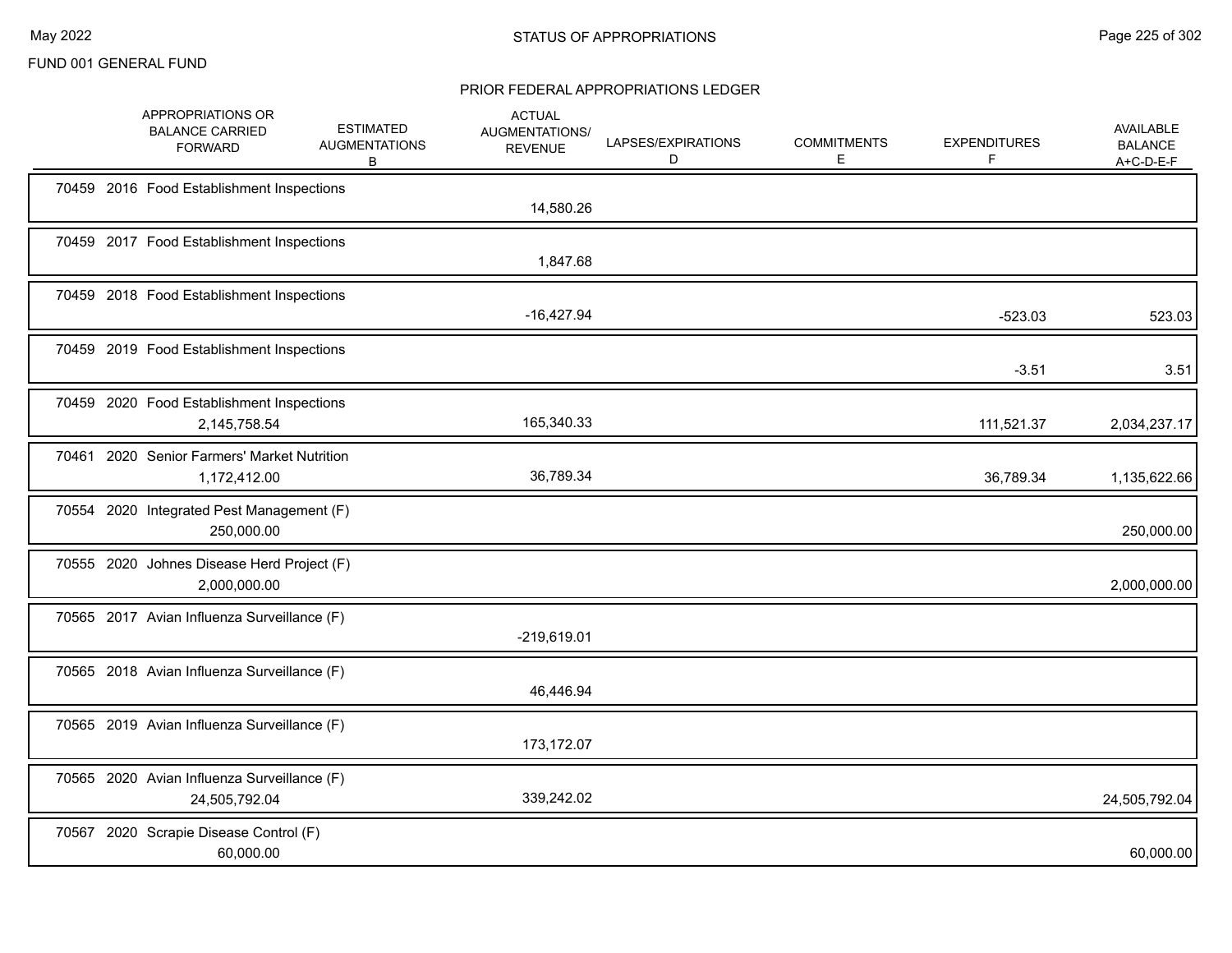FUND 001 GENERAL FUND

## STATUS OF APPROPRIATIONS

### PRIOR FEDERAL APPROPRIATIONS LEDGER

| | APPROPRIATIONS OR BALANCE CARRIED FORWARD | ESTIMATED AUGMENTATIONS B | ACTUAL AUGMENTATIONS/ REVENUE | LAPSES/EXPIRATIONS D | COMMITMENTS E | EXPENDITURES F | AVAILABLE BALANCE A+C-D-E-F |
|---|---|---|---|---|---|---|---|
| 70459 2016 Food Establishment Inspections | | | 14,580.26 | | | | |
| 70459 2017 Food Establishment Inspections | | | 1,847.68 | | | | |
| 70459 2018 Food Establishment Inspections | | | -16,427.94 | | | -523.03 | 523.03 |
| 70459 2019 Food Establishment Inspections | | | | | | -3.51 | 3.51 |
| 70459 2020 Food Establishment Inspections | 2,145,758.54 | | 165,340.33 | | | 111,521.37 | 2,034,237.17 |
| 70461 2020 Senior Farmers' Market Nutrition | 1,172,412.00 | | 36,789.34 | | | 36,789.34 | 1,135,622.66 |
| 70554 2020 Integrated Pest Management (F) | 250,000.00 | | | | | | 250,000.00 |
| 70555 2020 Johnes Disease Herd Project (F) | 2,000,000.00 | | | | | | 2,000,000.00 |
| 70565 2017 Avian Influenza Surveillance (F) | | | -219,619.01 | | | | |
| 70565 2018 Avian Influenza Surveillance (F) | | | 46,446.94 | | | | |
| 70565 2019 Avian Influenza Surveillance (F) | | | 173,172.07 | | | | |
| 70565 2020 Avian Influenza Surveillance (F) | 24,505,792.04 | | 339,242.02 | | | | 24,505,792.04 |
| 70567 2020 Scrapie Disease Control (F) | 60,000.00 | | | | | | 60,000.00 |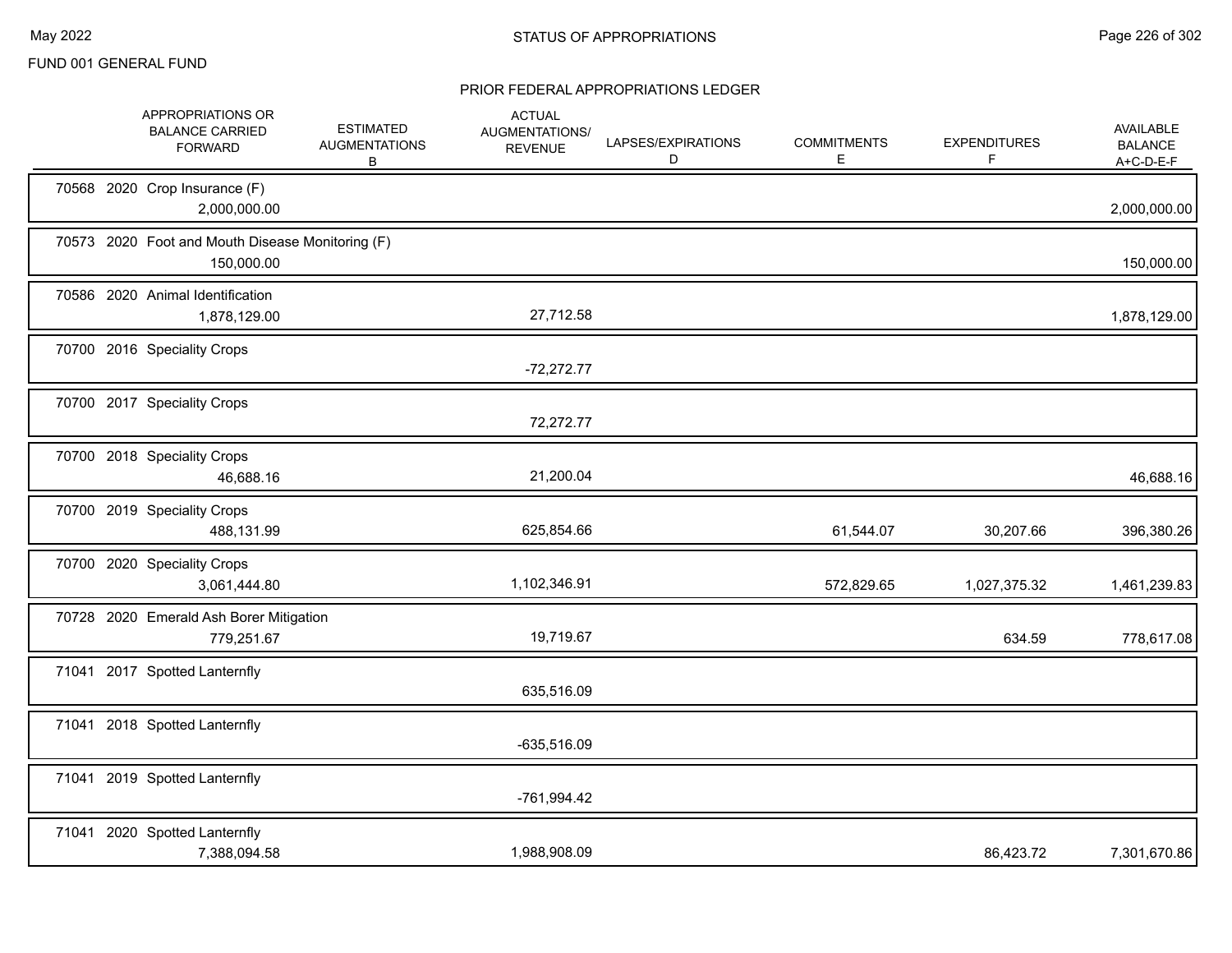FUND 001 GENERAL FUND

## STATUS OF APPROPRIATIONS

### PRIOR FEDERAL APPROPRIATIONS LEDGER

| | APPROPRIATIONS OR BALANCE CARRIED FORWARD | ESTIMATED AUGMENTATIONS B | ACTUAL AUGMENTATIONS/ REVENUE | LAPSES/EXPIRATIONS D | COMMITMENTS E | EXPENDITURES F | AVAILABLE BALANCE A+C-D-E-F |
|---|---|---|---|---|---|---|---|
| 70568 2020 Crop Insurance (F) | 2,000,000.00 | | | | | | 2,000,000.00 |
| 70573 2020 Foot and Mouth Disease Monitoring (F) | 150,000.00 | | | | | | 150,000.00 |
| 70586 2020 Animal Identification | 1,878,129.00 | | 27,712.58 | | | | 1,878,129.00 |
| 70700 2016 Speciality Crops | | | -72,272.77 | | | | |
| 70700 2017 Speciality Crops | | | 72,272.77 | | | | |
| 70700 2018 Speciality Crops | 46,688.16 | | 21,200.04 | | | | 46,688.16 |
| 70700 2019 Speciality Crops | 488,131.99 | | 625,854.66 | | 61,544.07 | 30,207.66 | 396,380.26 |
| 70700 2020 Speciality Crops | 3,061,444.80 | | 1,102,346.91 | | 572,829.65 | 1,027,375.32 | 1,461,239.83 |
| 70728 2020 Emerald Ash Borer Mitigation | 779,251.67 | | 19,719.67 | | | 634.59 | 778,617.08 |
| 71041 2017 Spotted Lanternfly | | | 635,516.09 | | | | |
| 71041 2018 Spotted Lanternfly | | | -635,516.09 | | | | |
| 71041 2019 Spotted Lanternfly | | | -761,994.42 | | | | |
| 71041 2020 Spotted Lanternfly | 7,388,094.58 | | 1,988,908.09 | | | 86,423.72 | 7,301,670.86 |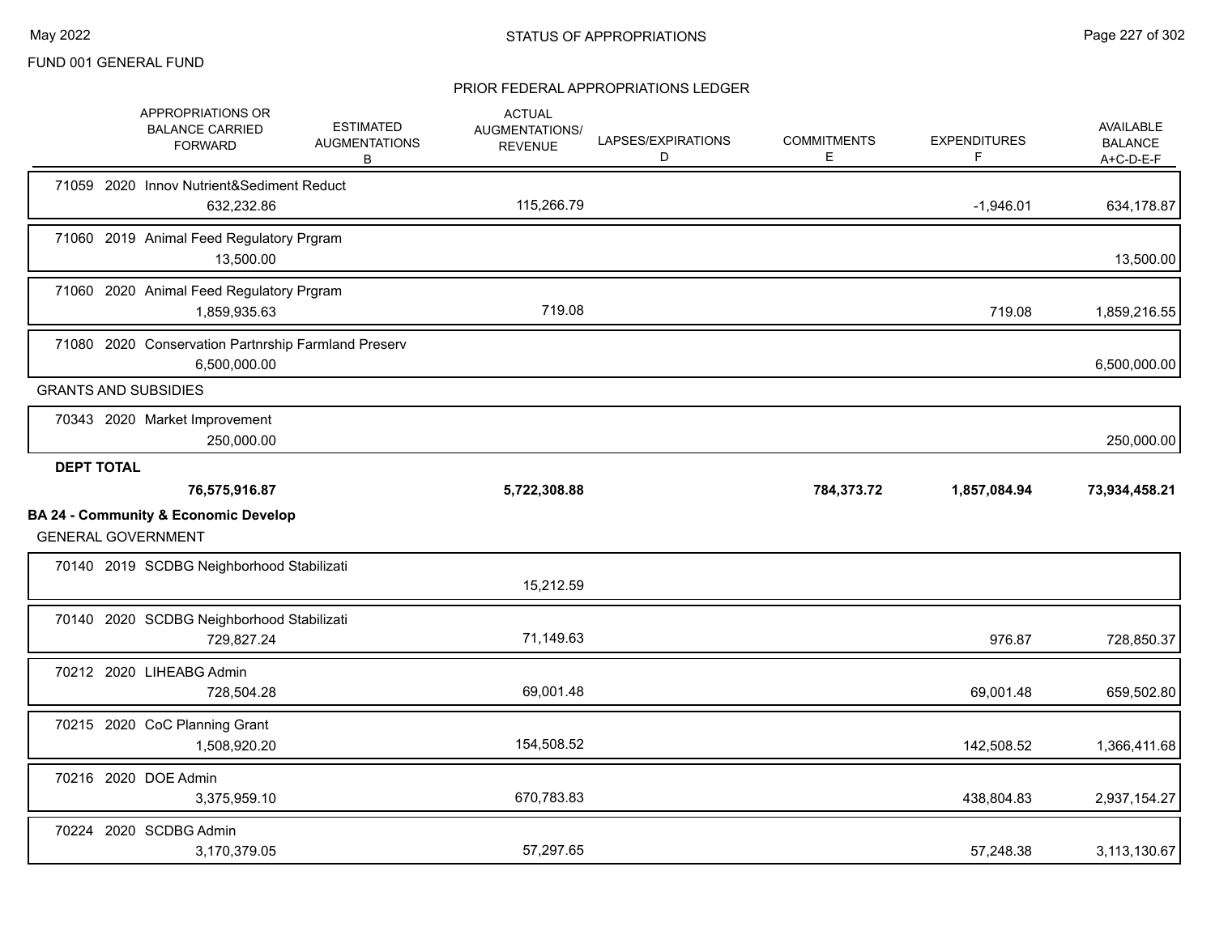FUND 001 GENERAL FUND

STATUS OF APPROPRIATIONS

PRIOR FEDERAL APPROPRIATIONS LEDGER

| | APPROPRIATIONS OR BALANCE CARRIED FORWARD | ESTIMATED AUGMENTATIONS B | ACTUAL AUGMENTATIONS/ REVENUE | LAPSES/EXPIRATIONS D | COMMITMENTS E | EXPENDITURES F | AVAILABLE BALANCE A+C-D-E-F |
|---|---|---|---|---|---|---|---|
| 71059 2020 Innov Nutrient&Sediment Reduct | 632,232.86 | | 115,266.79 | | | -1,946.01 | 634,178.87 |
| 71060 2019 Animal Feed Regulatory Prgram | 13,500.00 | | | | | | 13,500.00 |
| 71060 2020 Animal Feed Regulatory Prgram | 1,859,935.63 | | 719.08 | | | 719.08 | 1,859,216.55 |
| 71080 2020 Conservation Partnrship Farmland Preserv | 6,500,000.00 | | | | | | 6,500,000.00 |
| **GRANTS AND SUBSIDIES** | | | | | | | |
| 70343 2020 Market Improvement | 250,000.00 | | | | | | 250,000.00 |
| **DEPT TOTAL** | **76,575,916.87** | | **5,722,308.88** | | **784,373.72** | **1,857,084.94** | **73,934,458.21** |
| **BA 24 - Community & Economic Develop** | | | | | | | |
| GENERAL GOVERNMENT | | | | | | | |
| 70140 2019 SCDBG Neighborhood Stabilizati | | | 15,212.59 | | | | |
| 70140 2020 SCDBG Neighborhood Stabilizati | 729,827.24 | | 71,149.63 | | | 976.87 | 728,850.37 |
| 70212 2020 LIHEABG Admin | 728,504.28 | | 69,001.48 | | | 69,001.48 | 659,502.80 |
| 70215 2020 CoC Planning Grant | 1,508,920.20 | | 154,508.52 | | | 142,508.52 | 1,366,411.68 |
| 70216 2020 DOE Admin | 3,375,959.10 | | 670,783.83 | | | 438,804.83 | 2,937,154.27 |
| 70224 2020 SCDBG Admin | 3,170,379.05 | | 57,297.65 | | | 57,248.38 | 3,113,130.67 |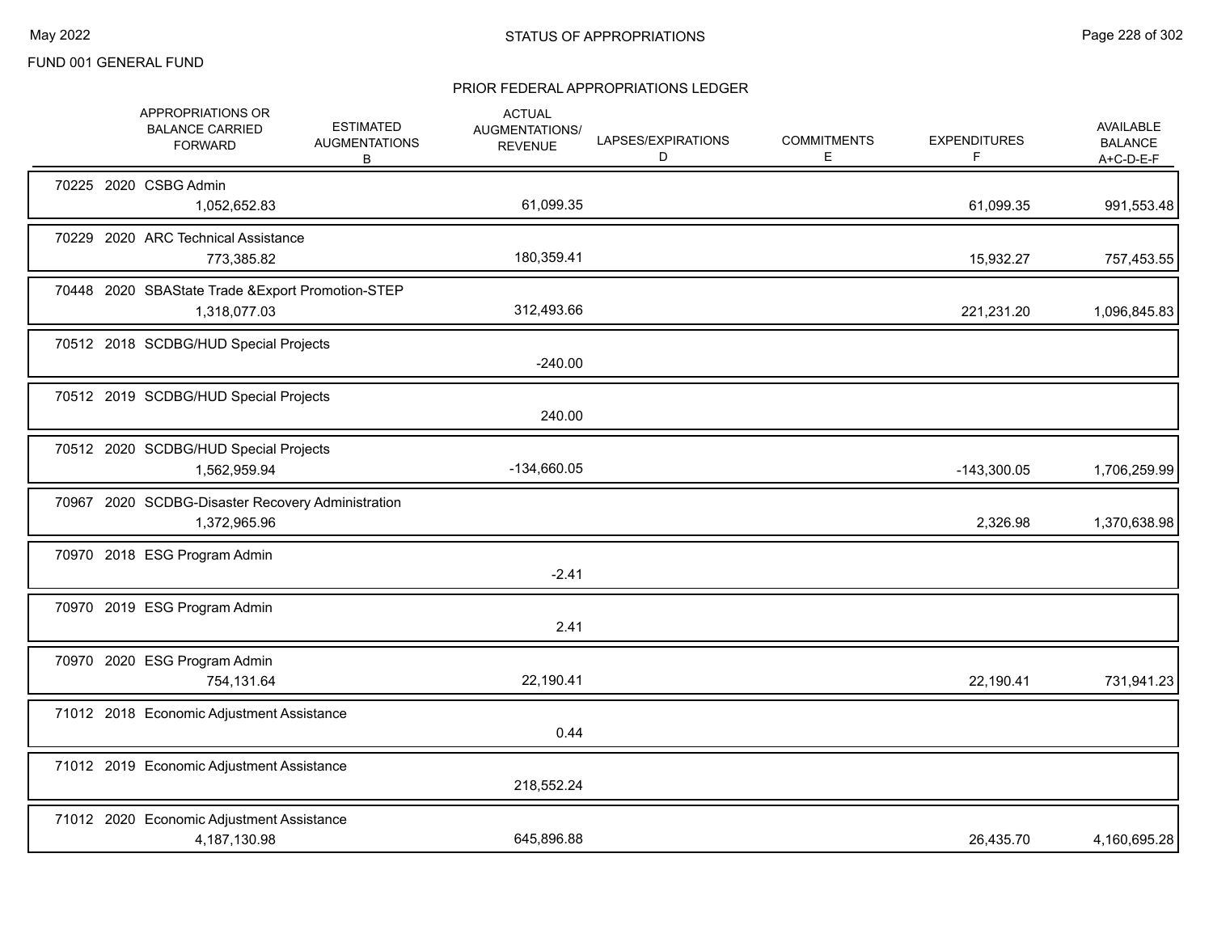FUND 001 GENERAL FUND

## STATUS OF APPROPRIATIONS

### PRIOR FEDERAL APPROPRIATIONS LEDGER

| | APPROPRIATIONS OR BALANCE CARRIED FORWARD | ESTIMATED AUGMENTATIONS B | ACTUAL AUGMENTATIONS/ REVENUE | LAPSES/EXPIRATIONS D | COMMITMENTS E | EXPENDITURES F | AVAILABLE BALANCE A+C-D-E-F |
|---|---|---|---|---|---|---|---|
| 70225 2020 CSBG Admin | 1,052,652.83 | | 61,099.35 | | | 61,099.35 | 991,553.48 |
| 70229 2020 ARC Technical Assistance | 773,385.82 | | 180,359.41 | | | 15,932.27 | 757,453.55 |
| 70448 2020 SBAState Trade &Export Promotion-STEP | 1,318,077.03 | | 312,493.66 | | | 221,231.20 | 1,096,845.83 |
| 70512 2018 SCDBG/HUD Special Projects | | | -240.00 | | | | |
| 70512 2019 SCDBG/HUD Special Projects | | | 240.00 | | | | |
| 70512 2020 SCDBG/HUD Special Projects | 1,562,959.94 | | -134,660.05 | | | -143,300.05 | 1,706,259.99 |
| 70967 2020 SCDBG-Disaster Recovery Administration | 1,372,965.96 | | | | | 2,326.98 | 1,370,638.98 |
| 70970 2018 ESG Program Admin | | | -2.41 | | | | |
| 70970 2019 ESG Program Admin | | | 2.41 | | | | |
| 70970 2020 ESG Program Admin | 754,131.64 | | 22,190.41 | | | 22,190.41 | 731,941.23 |
| 71012 2018 Economic Adjustment Assistance | | | 0.44 | | | | |
| 71012 2019 Economic Adjustment Assistance | | | 218,552.24 | | | | |
| 71012 2020 Economic Adjustment Assistance | 4,187,130.98 | | 645,896.88 | | | 26,435.70 | 4,160,695.28 |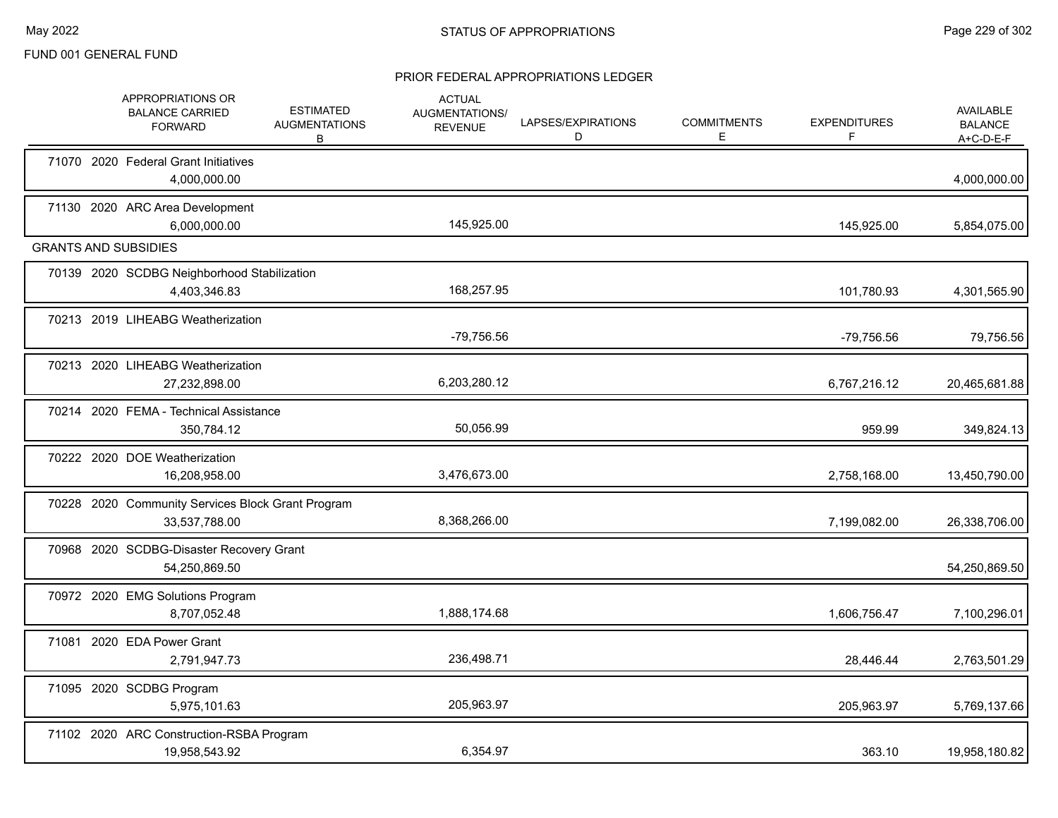FUND 001 GENERAL FUND

## STATUS OF APPROPRIATIONS

### PRIOR FEDERAL APPROPRIATIONS LEDGER

| | APPROPRIATIONS OR BALANCE CARRIED FORWARD | ESTIMATED AUGMENTATIONS B | ACTUAL AUGMENTATIONS/ REVENUE | LAPSES/EXPIRATIONS D | COMMITMENTS E | EXPENDITURES F | AVAILABLE BALANCE A+C-D-E-F |
|---|---|---|---|---|---|---|---|
| 71070 2020 Federal Grant Initiatives | 4,000,000.00 | | | | | | 4,000,000.00 |
| 71130 2020 ARC Area Development | 6,000,000.00 | | 145,925.00 | | | 145,925.00 | 5,854,075.00 |
| **GRANTS AND SUBSIDIES** | | | | | | | |
| 70139 2020 SCDBG Neighborhood Stabilization | 4,403,346.83 | | 168,257.95 | | | 101,780.93 | 4,301,565.90 |
| 70213 2019 LIHEABG Weatherization | | | -79,756.56 | | | -79,756.56 | 79,756.56 |
| 70213 2020 LIHEABG Weatherization | 27,232,898.00 | | 6,203,280.12 | | | 6,767,216.12 | 20,465,681.88 |
| 70214 2020 FEMA - Technical Assistance | 350,784.12 | | 50,056.99 | | | 959.99 | 349,824.13 |
| 70222 2020 DOE Weatherization | 16,208,958.00 | | 3,476,673.00 | | | 2,758,168.00 | 13,450,790.00 |
| 70228 2020 Community Services Block Grant Program | 33,537,788.00 | | 8,368,266.00 | | | 7,199,082.00 | 26,338,706.00 |
| 70968 2020 SCDBG-Disaster Recovery Grant | 54,250,869.50 | | | | | | 54,250,869.50 |
| 70972 2020 EMG Solutions Program | 8,707,052.48 | | 1,888,174.68 | | | 1,606,756.47 | 7,100,296.01 |
| 71081 2020 EDA Power Grant | 2,791,947.73 | | 236,498.71 | | | 28,446.44 | 2,763,501.29 |
| 71095 2020 SCDBG Program | 5,975,101.63 | | 205,963.97 | | | 205,963.97 | 5,769,137.66 |
| 71102 2020 ARC Construction-RSBA Program | 19,958,543.92 | | 6,354.97 | | | 363.10 | 19,958,180.82 |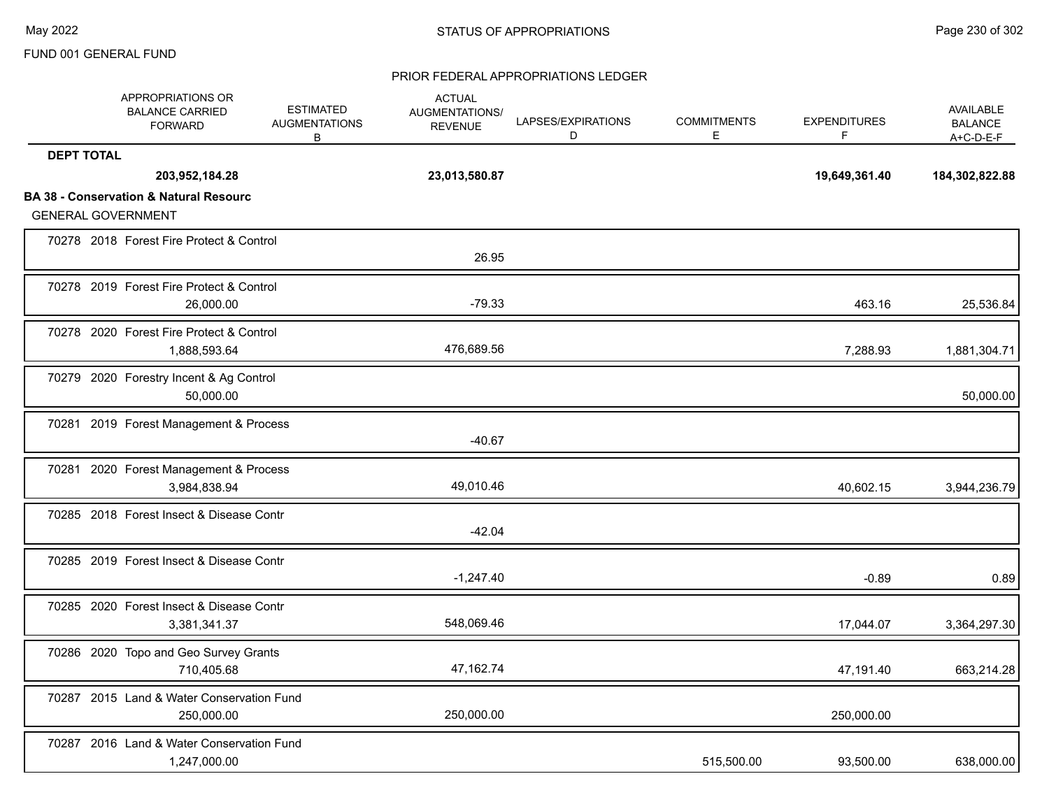FUND 001 GENERAL FUND

STATUS OF APPROPRIATIONS

PRIOR FEDERAL APPROPRIATIONS LEDGER

| | APPROPRIATIONS OR BALANCE CARRIED FORWARD | ESTIMATED AUGMENTATIONS B | ACTUAL AUGMENTATIONS/ REVENUE | LAPSES/EXPIRATIONS D | COMMITMENTS E | EXPENDITURES F | AVAILABLE BALANCE A+C-D-E-F |
|---|---|---|---|---|---|---|---|
| **DEPT TOTAL** | **203,952,184.28** | | **23,013,580.87** | | | **19,649,361.40** | **184,302,822.88** |
| **BA 38 - Conservation & Natural Resourc** | | | | | | | |
| GENERAL GOVERNMENT | | | | | | | |
| 70278 2018 Forest Fire Protect & Control | | | 26.95 | | | | |
| 70278 2019 Forest Fire Protect & Control | 26,000.00 | | -79.33 | | | 463.16 | 25,536.84 |
| 70278 2020 Forest Fire Protect & Control | 1,888,593.64 | | 476,689.56 | | | 7,288.93 | 1,881,304.71 |
| 70279 2020 Forestry Incent & Ag Control | 50,000.00 | | | | | | 50,000.00 |
| 70281 2019 Forest Management & Process | | | -40.67 | | | | |
| 70281 2020 Forest Management & Process | 3,984,838.94 | | 49,010.46 | | | 40,602.15 | 3,944,236.79 |
| 70285 2018 Forest Insect & Disease Contr | | | -42.04 | | | | |
| 70285 2019 Forest Insect & Disease Contr | | | -1,247.40 | | | -0.89 | 0.89 |
| 70285 2020 Forest Insect & Disease Contr | 3,381,341.37 | | 548,069.46 | | | 17,044.07 | 3,364,297.30 |
| 70286 2020 Topo and Geo Survey Grants | 710,405.68 | | 47,162.74 | | | 47,191.40 | 663,214.28 |
| 70287 2015 Land & Water Conservation Fund | 250,000.00 | | 250,000.00 | | | 250,000.00 | |
| 70287 2016 Land & Water Conservation Fund | 1,247,000.00 | | | | 515,500.00 | 93,500.00 | 638,000.00 |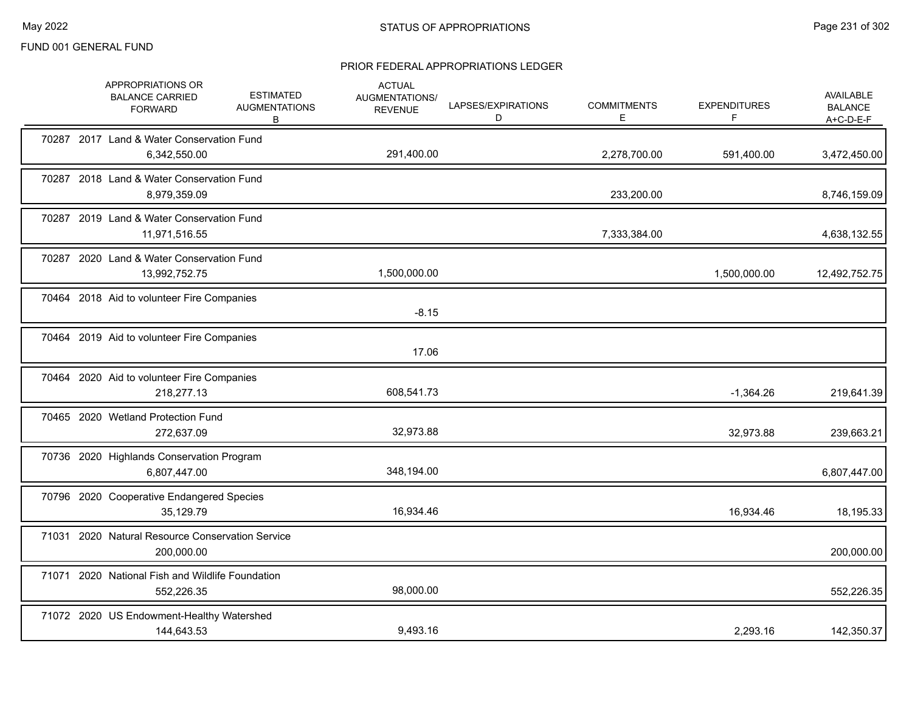FUND 001 GENERAL FUND

## STATUS OF APPROPRIATIONS

### PRIOR FEDERAL APPROPRIATIONS LEDGER

| | APPROPRIATIONS OR BALANCE CARRIED FORWARD | ESTIMATED AUGMENTATIONS B | ACTUAL AUGMENTATIONS/ REVENUE | LAPSES/EXPIRATIONS D | COMMITMENTS E | EXPENDITURES F | AVAILABLE BALANCE A+C-D-E-F |
|---|---|---|---|---|---|---|---|
| 70287 2017 Land & Water Conservation Fund | 6,342,550.00 | | 291,400.00 | | 2,278,700.00 | 591,400.00 | 3,472,450.00 |
| 70287 2018 Land & Water Conservation Fund | 8,979,359.09 | | | | 233,200.00 | | 8,746,159.09 |
| 70287 2019 Land & Water Conservation Fund | 11,971,516.55 | | | | 7,333,384.00 | | 4,638,132.55 |
| 70287 2020 Land & Water Conservation Fund | 13,992,752.75 | | 1,500,000.00 | | | 1,500,000.00 | 12,492,752.75 |
| 70464 2018 Aid to volunteer Fire Companies | | | -8.15 | | | | |
| 70464 2019 Aid to volunteer Fire Companies | | | 17.06 | | | | |
| 70464 2020 Aid to volunteer Fire Companies | 218,277.13 | | 608,541.73 | | | -1,364.26 | 219,641.39 |
| 70465 2020 Wetland Protection Fund | 272,637.09 | | 32,973.88 | | | 32,973.88 | 239,663.21 |
| 70736 2020 Highlands Conservation Program | 6,807,447.00 | | 348,194.00 | | | | 6,807,447.00 |
| 70796 2020 Cooperative Endangered Species | 35,129.79 | | 16,934.46 | | | 16,934.46 | 18,195.33 |
| 71031 2020 Natural Resource Conservation Service | 200,000.00 | | | | | | 200,000.00 |
| 71071 2020 National Fish and Wildlife Foundation | 552,226.35 | | 98,000.00 | | | | 552,226.35 |
| 71072 2020 US Endowment-Healthy Watershed | 144,643.53 | | 9,493.16 | | | 2,293.16 | 142,350.37 |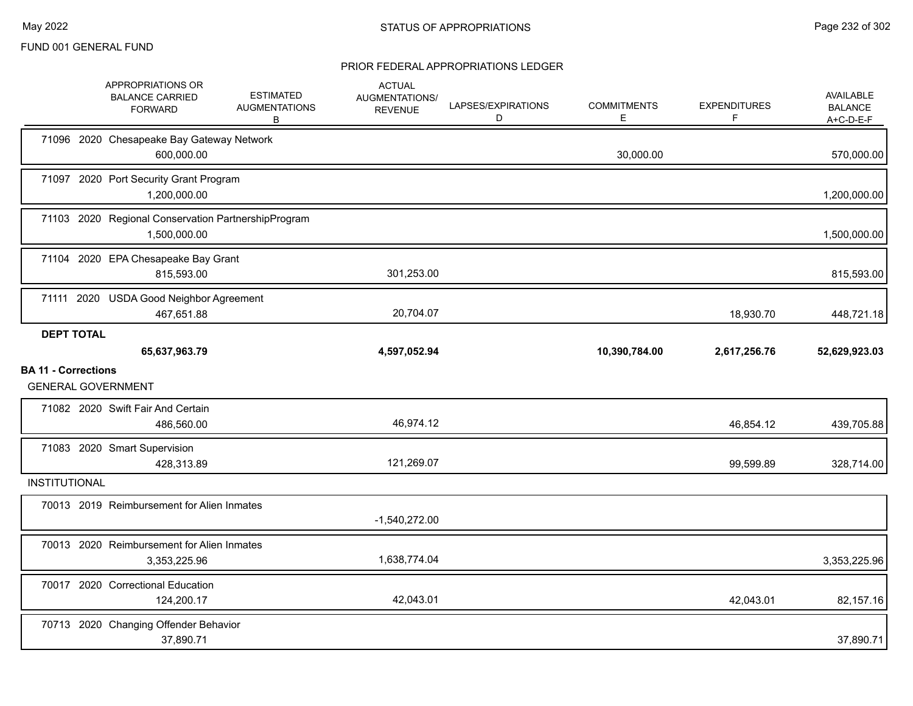FUND 001 GENERAL FUND

## STATUS OF APPROPRIATIONS

### PRIOR FEDERAL APPROPRIATIONS LEDGER

| | APPROPRIATIONS OR BALANCE CARRIED FORWARD | ESTIMATED AUGMENTATIONS B | ACTUAL AUGMENTATIONS/ REVENUE | LAPSES/EXPIRATIONS D | COMMITMENTS E | EXPENDITURES F | AVAILABLE BALANCE A+C-D-E-F |
|---|---|---|---|---|---|---|---|
| 71096 2020 Chesapeake Bay Gateway Network | 600,000.00 | | | | 30,000.00 | | 570,000.00 |
| 71097 2020 Port Security Grant Program | 1,200,000.00 | | | | | | 1,200,000.00 |
| 71103 2020 Regional Conservation PartnershipProgram | 1,500,000.00 | | | | | | 1,500,000.00 |
| 71104 2020 EPA Chesapeake Bay Grant | 815,593.00 | | 301,253.00 | | | | 815,593.00 |
| 71111 2020 USDA Good Neighbor Agreement | 467,651.88 | | 20,704.07 | | | 18,930.70 | 448,721.18 |
| **DEPT TOTAL** | **65,637,963.79** | | **4,597,052.94** | | **10,390,784.00** | **2,617,256.76** | **52,629,923.03** |
| **BA 11 - Corrections** | | | | | | | |
| GENERAL GOVERNMENT | | | | | | | |
| 71082 2020 Swift Fair And Certain | 486,560.00 | | 46,974.12 | | | 46,854.12 | 439,705.88 |
| 71083 2020 Smart Supervision | 428,313.89 | | 121,269.07 | | | 99,599.89 | 328,714.00 |
| INSTITUTIONAL | | | | | | | |
| 70013 2019 Reimbursement for Alien Inmates | | | -1,540,272.00 | | | | |
| 70013 2020 Reimbursement for Alien Inmates | 3,353,225.96 | | 1,638,774.04 | | | | 3,353,225.96 |
| 70017 2020 Correctional Education | 124,200.17 | | 42,043.01 | | | 42,043.01 | 82,157.16 |
| 70713 2020 Changing Offender Behavior | 37,890.71 | | | | | | 37,890.71 |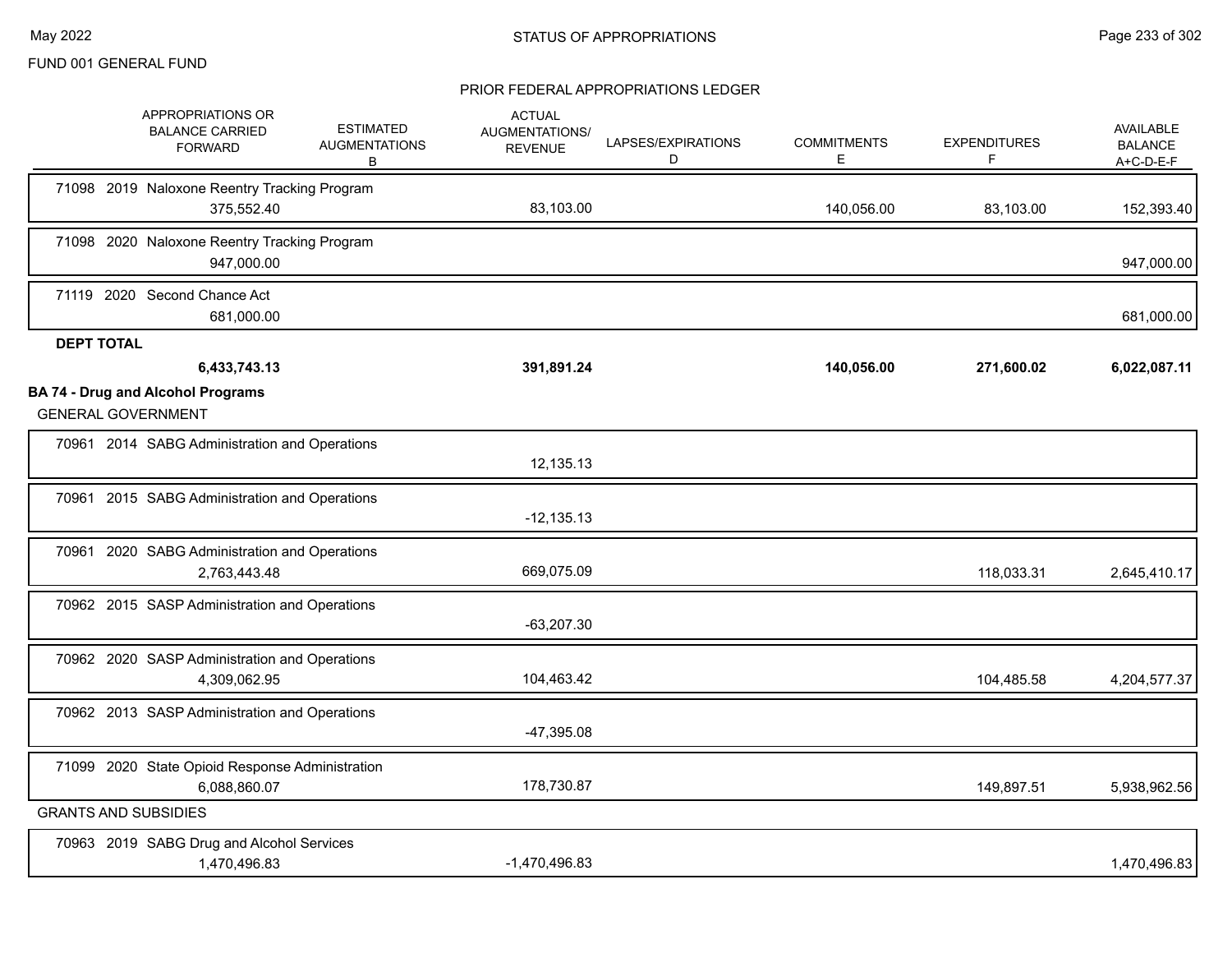FUND 001 GENERAL FUND

PRIOR FEDERAL APPROPRIATIONS LEDGER

| | APPROPRIATIONS OR BALANCE CARRIED FORWARD | ESTIMATED AUGMENTATIONS B | ACTUAL AUGMENTATIONS/ REVENUE | LAPSES/EXPIRATIONS D | COMMITMENTS E | EXPENDITURES F | AVAILABLE BALANCE A+C-D-E-F |
|---|---|---|---|---|---|---|---|
| 71098 2019 Naloxone Reentry Tracking Program | 375,552.40 | | 83,103.00 | | 140,056.00 | 83,103.00 | 152,393.40 |
| 71098 2020 Naloxone Reentry Tracking Program | 947,000.00 | | | | | | 947,000.00 |
| 71119 2020 Second Chance Act | 681,000.00 | | | | | | 681,000.00 |
| **DEPT TOTAL** | **6,433,743.13** | | **391,891.24** | | **140,056.00** | **271,600.02** | **6,022,087.11** |

**BA 74 - Drug and Alcohol Programs**

GENERAL GOVERNMENT

| | APPROPRIATIONS OR BALANCE CARRIED FORWARD | ESTIMATED AUGMENTATIONS B | ACTUAL AUGMENTATIONS/ REVENUE | LAPSES/EXPIRATIONS D | COMMITMENTS E | EXPENDITURES F | AVAILABLE BALANCE A+C-D-E-F |
|---|---|---|---|---|---|---|---|
| 70961 2014 SABG Administration and Operations | | | 12,135.13 | | | | |
| 70961 2015 SABG Administration and Operations | | | -12,135.13 | | | | |
| 70961 2020 SABG Administration and Operations | 2,763,443.48 | | 669,075.09 | | | 118,033.31 | 2,645,410.17 |
| 70962 2015 SASP Administration and Operations | | | -63,207.30 | | | | |
| 70962 2020 SASP Administration and Operations | 4,309,062.95 | | 104,463.42 | | | 104,485.58 | 4,204,577.37 |
| 70962 2013 SASP Administration and Operations | | | -47,395.08 | | | | |
| 71099 2020 State Opioid Response Administration | 6,088,860.07 | | 178,730.87 | | | 149,897.51 | 5,938,962.56 |

GRANTS AND SUBSIDIES

| | APPROPRIATIONS OR BALANCE CARRIED FORWARD | ESTIMATED AUGMENTATIONS B | ACTUAL AUGMENTATIONS/ REVENUE | LAPSES/EXPIRATIONS D | COMMITMENTS E | EXPENDITURES F | AVAILABLE BALANCE A+C-D-E-F |
|---|---|---|---|---|---|---|---|
| 70963 2019 SABG Drug and Alcohol Services | 1,470,496.83 | | -1,470,496.83 | | | | 1,470,496.83 |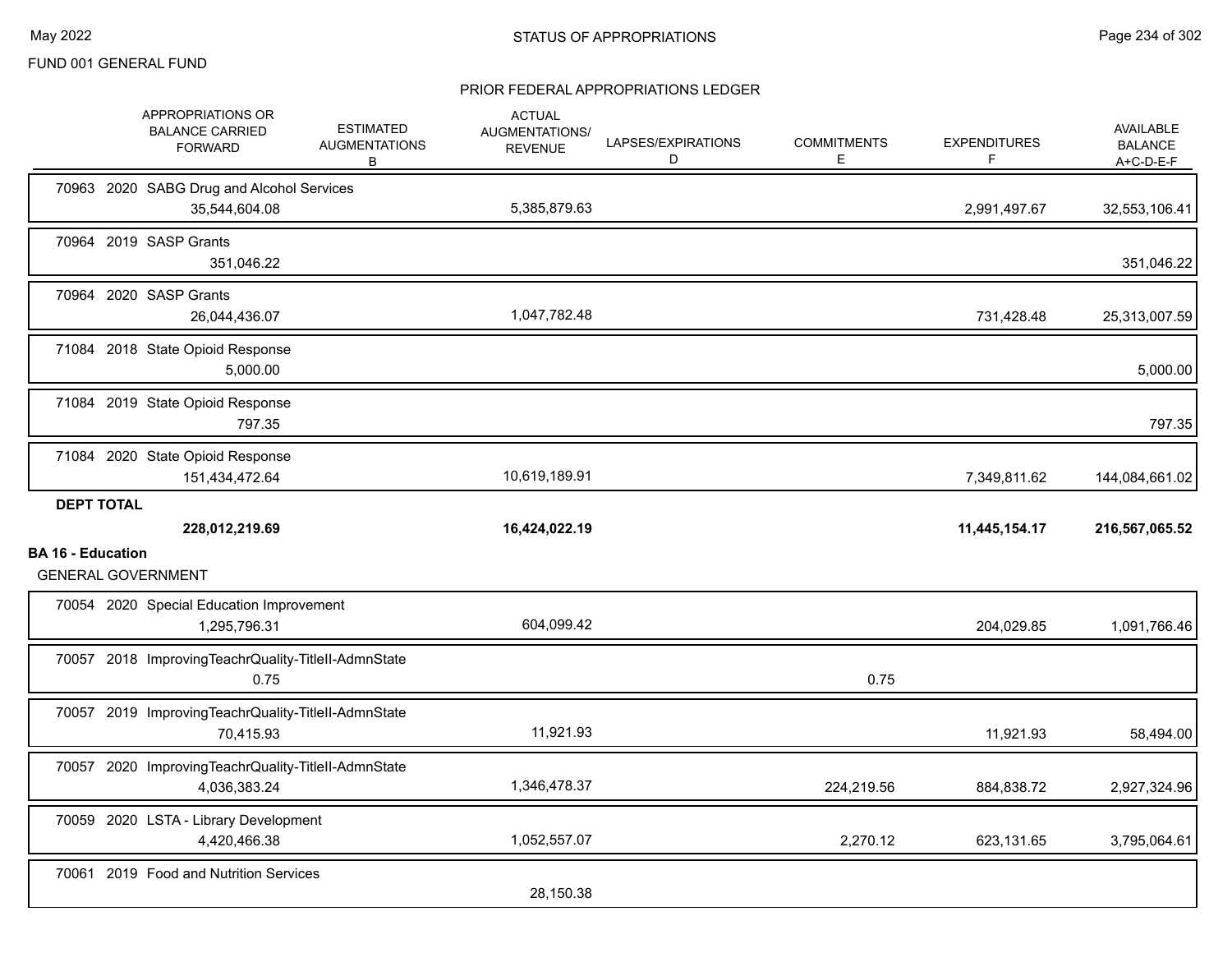FUND 001 GENERAL FUND

PRIOR FEDERAL APPROPRIATIONS LEDGER

| APPROPRIATIONS OR BALANCE CARRIED FORWARD | ESTIMATED AUGMENTATIONS B | ACTUAL AUGMENTATIONS/ REVENUE | LAPSES/EXPIRATIONS D | COMMITMENTS E | EXPENDITURES F | AVAILABLE BALANCE A+C-D-E-F |
|---|---|---|---|---|---|---|
| 70963 2020 SABG Drug and Alcohol Services | | | | | | |
| 35,544,604.08 | | 5,385,879.63 | | | 2,991,497.67 | 32,553,106.41 |
| 70964 2019 SASP Grants | | | | | | |
| 351,046.22 | | | | | | 351,046.22 |
| 70964 2020 SASP Grants | | | | | | |
| 26,044,436.07 | | 1,047,782.48 | | | 731,428.48 | 25,313,007.59 |
| 71084 2018 State Opioid Response | | | | | | |
| 5,000.00 | | | | | | 5,000.00 |
| 71084 2019 State Opioid Response | | | | | | |
| 797.35 | | | | | | 797.35 |
| 71084 2020 State Opioid Response | | | | | | |
| 151,434,472.64 | | 10,619,189.91 | | | 7,349,811.62 | 144,084,661.02 |
| **DEPT TOTAL** | | | | | | |
| **228,012,219.69** | | **16,424,022.19** | | | **11,445,154.17** | **216,567,065.52** |

**BA 16 - Education**

GENERAL GOVERNMENT

| APPROPRIATIONS OR BALANCE CARRIED FORWARD | ESTIMATED AUGMENTATIONS B | ACTUAL AUGMENTATIONS/ REVENUE | LAPSES/EXPIRATIONS D | COMMITMENTS E | EXPENDITURES F | AVAILABLE BALANCE A+C-D-E-F |
|---|---|---|---|---|---|---|
| 70054 2020 Special Education Improvement | | | | | | |
| 1,295,796.31 | | 604,099.42 | | | 204,029.85 | 1,091,766.46 |
| 70057 2018 ImprovingTeachrQuality-TitleII-AdmnState | | | | | | |
| 0.75 | | | | 0.75 | | |
| 70057 2019 ImprovingTeachrQuality-TitleII-AdmnState | | | | | | |
| 70,415.93 | | 11,921.93 | | | 11,921.93 | 58,494.00 |
| 70057 2020 ImprovingTeachrQuality-TitleII-AdmnState | | | | | | |
| 4,036,383.24 | | 1,346,478.37 | | 224,219.56 | 884,838.72 | 2,927,324.96 |
| 70059 2020 LSTA - Library Development | | | | | | |
| 4,420,466.38 | | 1,052,557.07 | | 2,270.12 | 623,131.65 | 3,795,064.61 |
| 70061 2019 Food and Nutrition Services | | | | | | |
| | | 28,150.38 | | | | |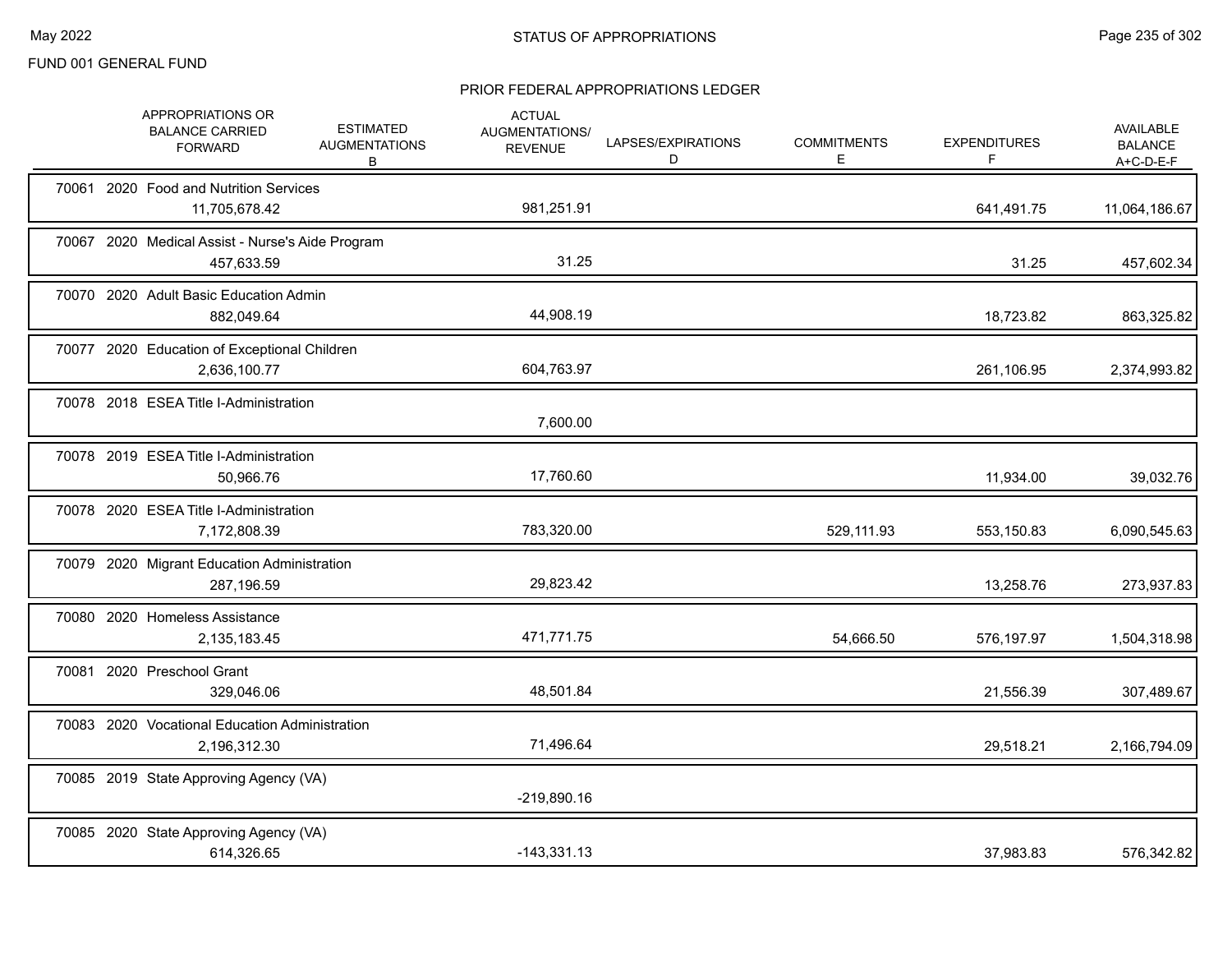FUND 001 GENERAL FUND

## STATUS OF APPROPRIATIONS

### PRIOR FEDERAL APPROPRIATIONS LEDGER

| | APPROPRIATIONS OR BALANCE CARRIED FORWARD | ESTIMATED AUGMENTATIONS B | ACTUAL AUGMENTATIONS/ REVENUE | LAPSES/EXPIRATIONS D | COMMITMENTS E | EXPENDITURES F | AVAILABLE BALANCE A+C-D-E-F |
|---|---|---|---|---|---|---|---|
| 70061 2020 Food and Nutrition Services | 11,705,678.42 | | 981,251.91 | | | 641,491.75 | 11,064,186.67 |
| 70067 2020 Medical Assist - Nurse's Aide Program | 457,633.59 | | 31.25 | | | 31.25 | 457,602.34 |
| 70070 2020 Adult Basic Education Admin | 882,049.64 | | 44,908.19 | | | 18,723.82 | 863,325.82 |
| 70077 2020 Education of Exceptional Children | 2,636,100.77 | | 604,763.97 | | | 261,106.95 | 2,374,993.82 |
| 70078 2018 ESEA Title I-Administration | | | 7,600.00 | | | | |
| 70078 2019 ESEA Title I-Administration | 50,966.76 | | 17,760.60 | | | 11,934.00 | 39,032.76 |
| 70078 2020 ESEA Title I-Administration | 7,172,808.39 | | 783,320.00 | | 529,111.93 | 553,150.83 | 6,090,545.63 |
| 70079 2020 Migrant Education Administration | 287,196.59 | | 29,823.42 | | | 13,258.76 | 273,937.83 |
| 70080 2020 Homeless Assistance | 2,135,183.45 | | 471,771.75 | | 54,666.50 | 576,197.97 | 1,504,318.98 |
| 70081 2020 Preschool Grant | 329,046.06 | | 48,501.84 | | | 21,556.39 | 307,489.67 |
| 70083 2020 Vocational Education Administration | 2,196,312.30 | | 71,496.64 | | | 29,518.21 | 2,166,794.09 |
| 70085 2019 State Approving Agency (VA) | | | -219,890.16 | | | | |
| 70085 2020 State Approving Agency (VA) | 614,326.65 | | -143,331.13 | | | 37,983.83 | 576,342.82 |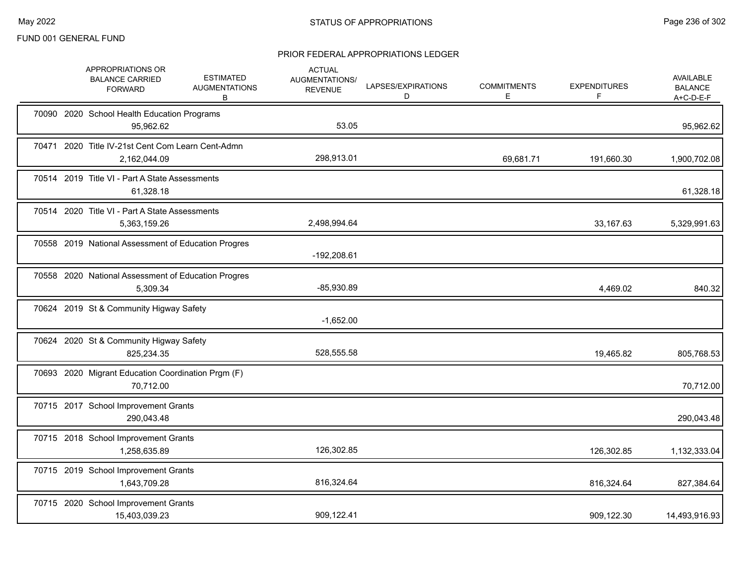FUND 001 GENERAL FUND

## STATUS OF APPROPRIATIONS

### PRIOR FEDERAL APPROPRIATIONS LEDGER

| | APPROPRIATIONS OR BALANCE CARRIED FORWARD | ESTIMATED AUGMENTATIONS B | ACTUAL AUGMENTATIONS/ REVENUE | LAPSES/EXPIRATIONS D | COMMITMENTS E | EXPENDITURES F | AVAILABLE BALANCE A+C-D-E-F |
|---|---|---|---|---|---|---|---|
| 70090 2020 School Health Education Programs | | | | | | | |
| | 95,962.62 | | 53.05 | | | | 95,962.62 |
| 70471 2020 Title IV-21st Cent Com Learn Cent-Admn | | | | | | | |
| | 2,162,044.09 | | 298,913.01 | | 69,681.71 | 191,660.30 | 1,900,702.08 |
| 70514 2019 Title VI - Part A State Assessments | | | | | | | |
| | 61,328.18 | | | | | | 61,328.18 |
| 70514 2020 Title VI - Part A State Assessments | | | | | | | |
| | 5,363,159.26 | | 2,498,994.64 | | | 33,167.63 | 5,329,991.63 |
| 70558 2019 National Assessment of Education Progres | | | | | | | |
| | | | -192,208.61 | | | | |
| 70558 2020 National Assessment of Education Progres | | | | | | | |
| | 5,309.34 | | -85,930.89 | | | 4,469.02 | 840.32 |
| 70624 2019 St & Community Higway Safety | | | | | | | |
| | | | -1,652.00 | | | | |
| 70624 2020 St & Community Higway Safety | | | | | | | |
| | 825,234.35 | | 528,555.58 | | | 19,465.82 | 805,768.53 |
| 70693 2020 Migrant Education Coordination Prgm (F) | | | | | | | |
| | 70,712.00 | | | | | | 70,712.00 |
| 70715 2017 School Improvement Grants | | | | | | | |
| | 290,043.48 | | | | | | 290,043.48 |
| 70715 2018 School Improvement Grants | | | | | | | |
| | 1,258,635.89 | | 126,302.85 | | | 126,302.85 | 1,132,333.04 |
| 70715 2019 School Improvement Grants | | | | | | | |
| | 1,643,709.28 | | 816,324.64 | | | 816,324.64 | 827,384.64 |
| 70715 2020 School Improvement Grants | | | | | | | |
| | 15,403,039.23 | | 909,122.41 | | | 909,122.30 | 14,493,916.93 |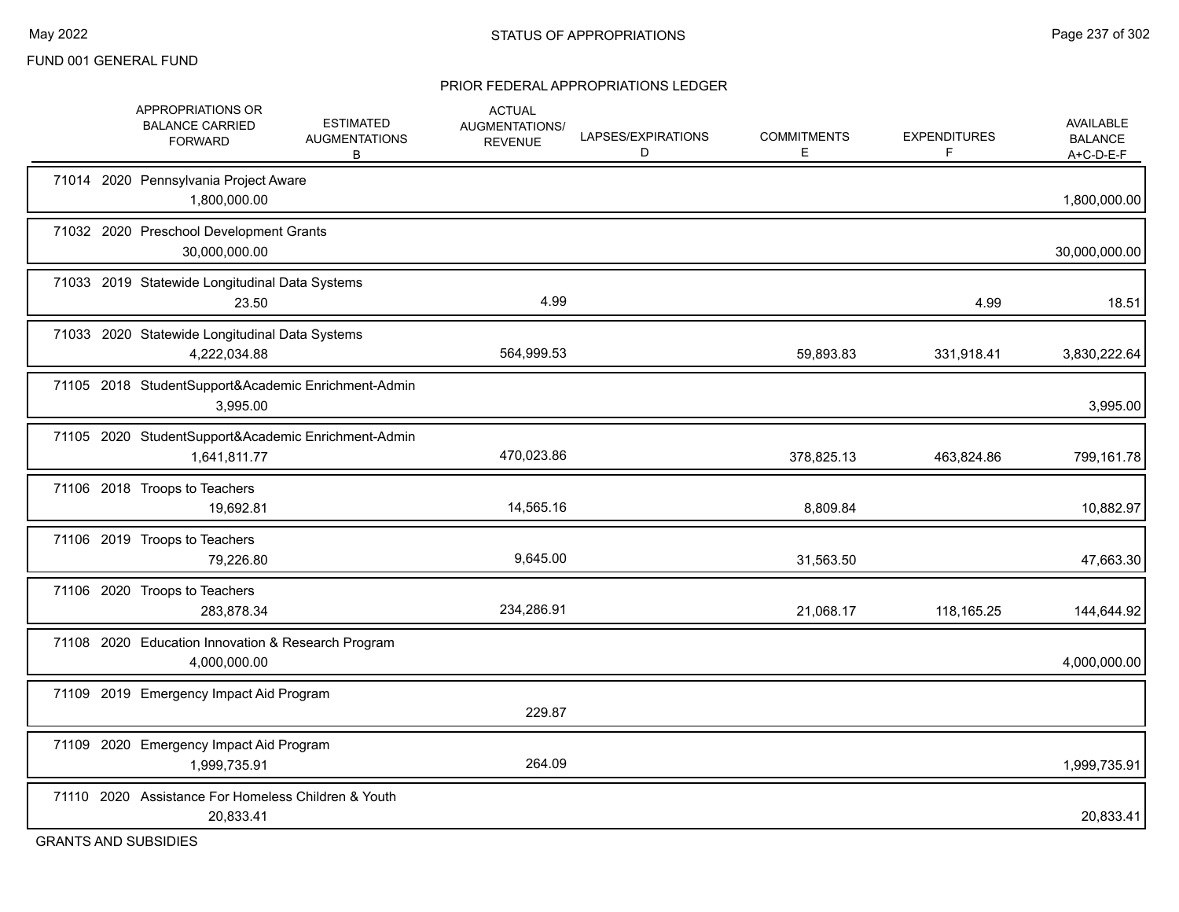FUND 001 GENERAL FUND

## STATUS OF APPROPRIATIONS

### PRIOR FEDERAL APPROPRIATIONS LEDGER

| | APPROPRIATIONS OR BALANCE CARRIED FORWARD | ESTIMATED AUGMENTATIONS B | ACTUAL AUGMENTATIONS/ REVENUE | LAPSES/EXPIRATIONS D | COMMITMENTS E | EXPENDITURES F | AVAILABLE BALANCE A+C-D-E-F |
|---|---|---|---|---|---|---|---|
| 71014 2020 Pennsylvania Project Aware | 1,800,000.00 | | | | | | 1,800,000.00 |
| 71032 2020 Preschool Development Grants | 30,000,000.00 | | | | | | 30,000,000.00 |
| 71033 2019 Statewide Longitudinal Data Systems | 23.50 | | 4.99 | | | 4.99 | 18.51 |
| 71033 2020 Statewide Longitudinal Data Systems | 4,222,034.88 | | 564,999.53 | | 59,893.83 | 331,918.41 | 3,830,222.64 |
| 71105 2018 StudentSupport&Academic Enrichment-Admin | 3,995.00 | | | | | | 3,995.00 |
| 71105 2020 StudentSupport&Academic Enrichment-Admin | 1,641,811.77 | | 470,023.86 | | 378,825.13 | 463,824.86 | 799,161.78 |
| 71106 2018 Troops to Teachers | 19,692.81 | | 14,565.16 | | 8,809.84 | | 10,882.97 |
| 71106 2019 Troops to Teachers | 79,226.80 | | 9,645.00 | | 31,563.50 | | 47,663.30 |
| 71106 2020 Troops to Teachers | 283,878.34 | | 234,286.91 | | 21,068.17 | 118,165.25 | 144,644.92 |
| 71108 2020 Education Innovation & Research Program | 4,000,000.00 | | | | | | 4,000,000.00 |
| 71109 2019 Emergency Impact Aid Program | | | 229.87 | | | | |
| 71109 2020 Emergency Impact Aid Program | 1,999,735.91 | | 264.09 | | | | 1,999,735.91 |
| 71110 2020 Assistance For Homeless Children & Youth | 20,833.41 | | | | | | 20,833.41 |

GRANTS AND SUBSIDIES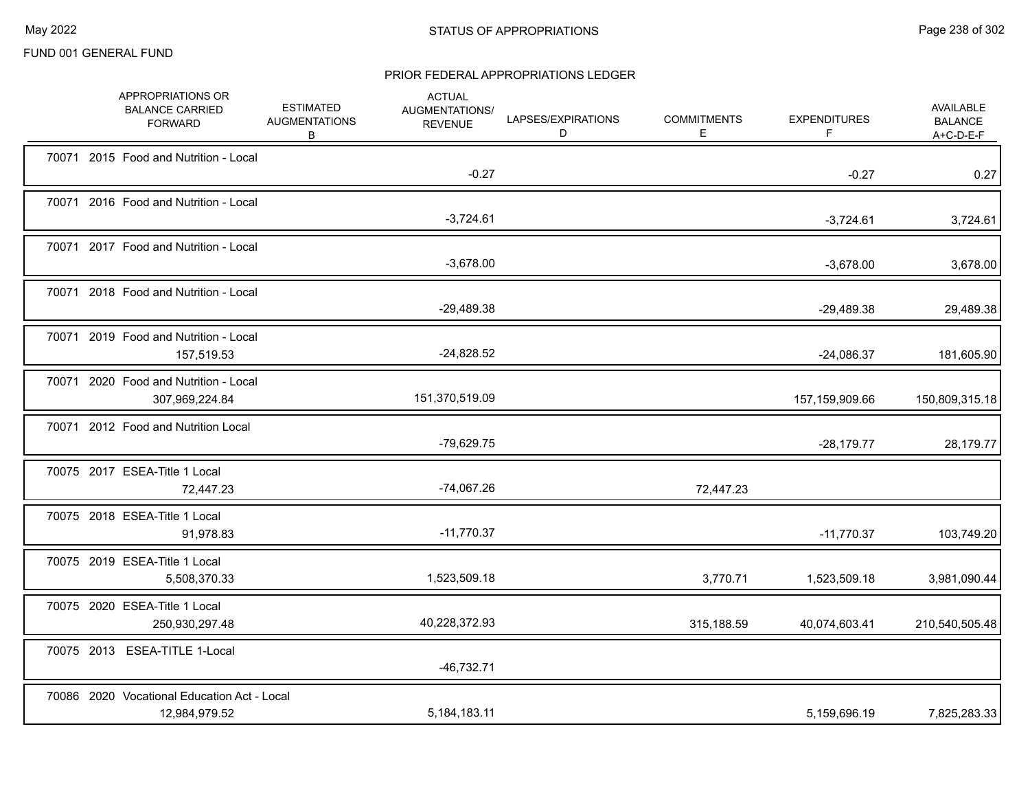FUND 001 GENERAL FUND

## STATUS OF APPROPRIATIONS

### PRIOR FEDERAL APPROPRIATIONS LEDGER

| | APPROPRIATIONS OR BALANCE CARRIED FORWARD | ESTIMATED AUGMENTATIONS B | ACTUAL AUGMENTATIONS/ REVENUE | LAPSES/EXPIRATIONS D | COMMITMENTS E | EXPENDITURES F | AVAILABLE BALANCE A+C-D-E-F |
|---|---|---|---|---|---|---|---|
| 70071 2015 Food and Nutrition - Local | | | -0.27 | | | -0.27 | 0.27 |
| 70071 2016 Food and Nutrition - Local | | | -3,724.61 | | | -3,724.61 | 3,724.61 |
| 70071 2017 Food and Nutrition - Local | | | -3,678.00 | | | -3,678.00 | 3,678.00 |
| 70071 2018 Food and Nutrition - Local | | | -29,489.38 | | | -29,489.38 | 29,489.38 |
| 70071 2019 Food and Nutrition - Local | 157,519.53 | | -24,828.52 | | | -24,086.37 | 181,605.90 |
| 70071 2020 Food and Nutrition - Local | 307,969,224.84 | | 151,370,519.09 | | | 157,159,909.66 | 150,809,315.18 |
| 70071 2012 Food and Nutrition Local | | | -79,629.75 | | | -28,179.77 | 28,179.77 |
| 70075 2017 ESEA-Title 1 Local | 72,447.23 | | -74,067.26 | | 72,447.23 | | |
| 70075 2018 ESEA-Title 1 Local | 91,978.83 | | -11,770.37 | | | -11,770.37 | 103,749.20 |
| 70075 2019 ESEA-Title 1 Local | 5,508,370.33 | | 1,523,509.18 | | 3,770.71 | 1,523,509.18 | 3,981,090.44 |
| 70075 2020 ESEA-Title 1 Local | 250,930,297.48 | | 40,228,372.93 | | 315,188.59 | 40,074,603.41 | 210,540,505.48 |
| 70075 2013 ESEA-TITLE 1-Local | | | -46,732.71 | | | | |
| 70086 2020 Vocational Education Act - Local | 12,984,979.52 | | 5,184,183.11 | | | 5,159,696.19 | 7,825,283.33 |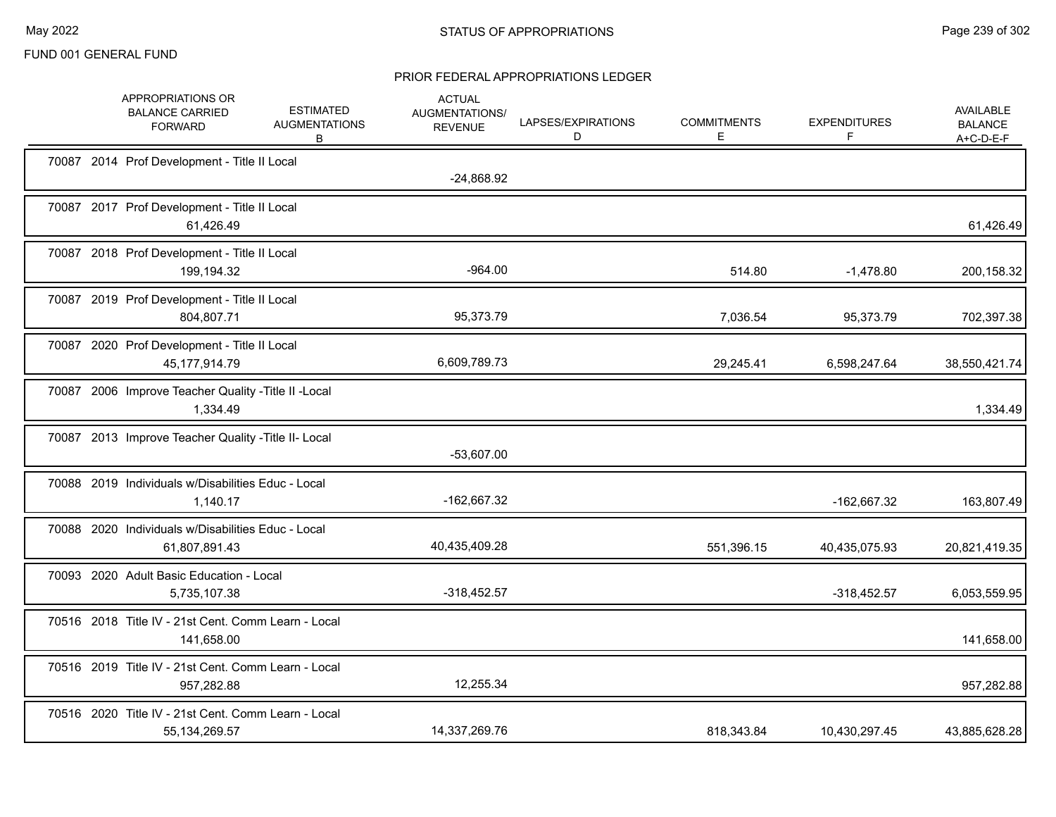FUND 001 GENERAL FUND

## STATUS OF APPROPRIATIONS

### PRIOR FEDERAL APPROPRIATIONS LEDGER

| | APPROPRIATIONS OR BALANCE CARRIED FORWARD | ESTIMATED AUGMENTATIONS B | ACTUAL AUGMENTATIONS/ REVENUE | LAPSES/EXPIRATIONS D | COMMITMENTS E | EXPENDITURES F | AVAILABLE BALANCE A+C-D-E-F |
|---|---|---|---|---|---|---|---|
| 70087 2014 Prof Development - Title II Local | | | -24,868.92 | | | | |
| 70087 2017 Prof Development - Title II Local | 61,426.49 | | | | | | 61,426.49 |
| 70087 2018 Prof Development - Title II Local | 199,194.32 | | -964.00 | | 514.80 | -1,478.80 | 200,158.32 |
| 70087 2019 Prof Development - Title II Local | 804,807.71 | | 95,373.79 | | 7,036.54 | 95,373.79 | 702,397.38 |
| 70087 2020 Prof Development - Title II Local | 45,177,914.79 | | 6,609,789.73 | | 29,245.41 | 6,598,247.64 | 38,550,421.74 |
| 70087 2006 Improve Teacher Quality -Title II -Local | 1,334.49 | | | | | | 1,334.49 |
| 70087 2013 Improve Teacher Quality -Title II- Local | | | -53,607.00 | | | | |
| 70088 2019 Individuals w/Disabilities Educ - Local | 1,140.17 | | -162,667.32 | | | -162,667.32 | 163,807.49 |
| 70088 2020 Individuals w/Disabilities Educ - Local | 61,807,891.43 | | 40,435,409.28 | | 551,396.15 | 40,435,075.93 | 20,821,419.35 |
| 70093 2020 Adult Basic Education - Local | 5,735,107.38 | | -318,452.57 | | | -318,452.57 | 6,053,559.95 |
| 70516 2018 Title IV - 21st Cent. Comm Learn - Local | 141,658.00 | | | | | | 141,658.00 |
| 70516 2019 Title IV - 21st Cent. Comm Learn - Local | 957,282.88 | | 12,255.34 | | | | 957,282.88 |
| 70516 2020 Title IV - 21st Cent. Comm Learn - Local | 55,134,269.57 | | 14,337,269.76 | | 818,343.84 | 10,430,297.45 | 43,885,628.28 |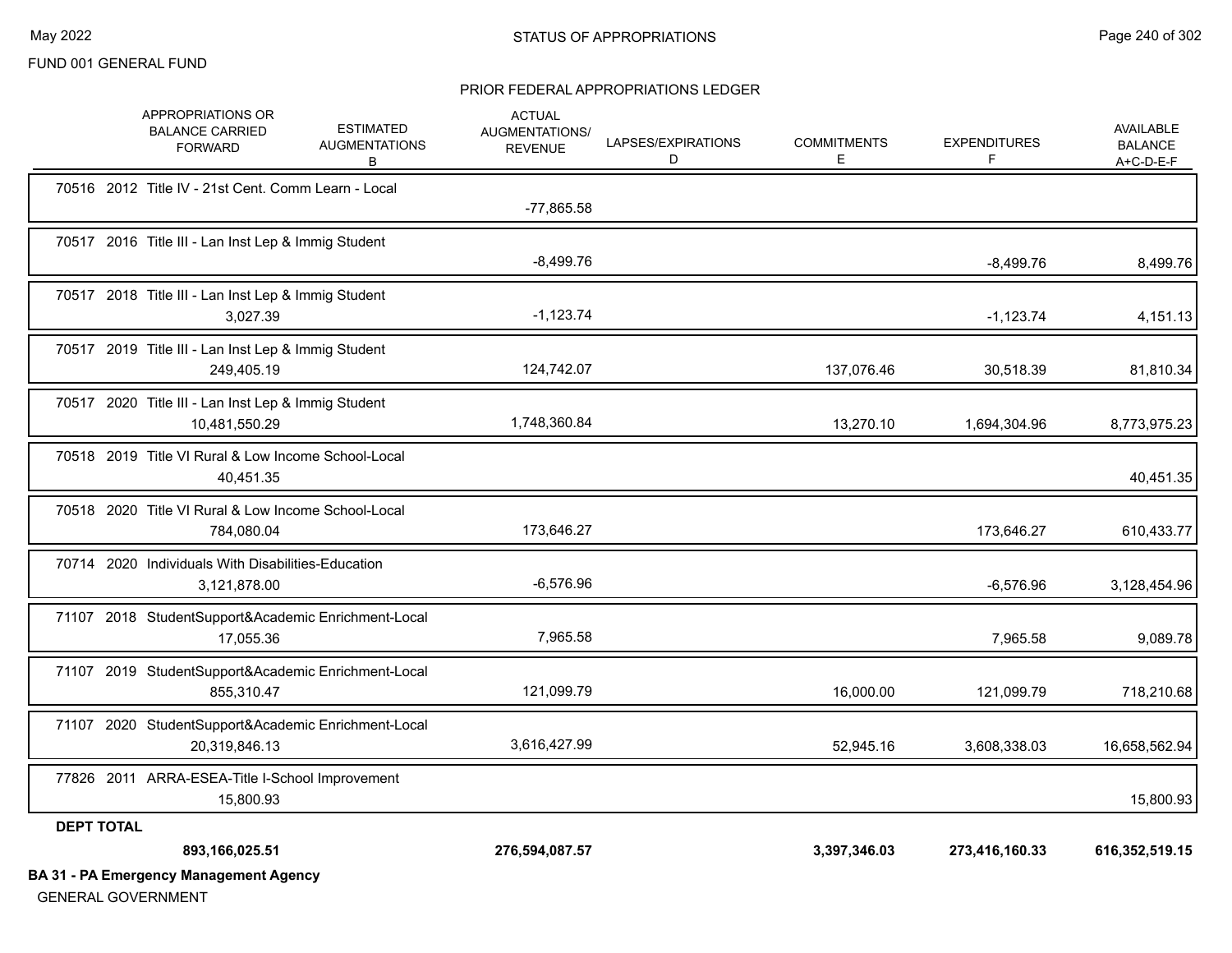FUND 001 GENERAL FUND

STATUS OF APPROPRIATIONS

PRIOR FEDERAL APPROPRIATIONS LEDGER

| | APPROPRIATIONS OR BALANCE CARRIED FORWARD | ESTIMATED AUGMENTATIONS B | ACTUAL AUGMENTATIONS/ REVENUE | LAPSES/EXPIRATIONS D | COMMITMENTS E | EXPENDITURES F | AVAILABLE BALANCE A+C-D-E-F |
|---|---|---|---|---|---|---|---|
| 70516 2012 Title IV - 21st Cent. Comm Learn - Local | | | -77,865.58 | | | | |
| 70517 2016 Title III - Lan Inst Lep & Immig Student | | | -8,499.76 | | | -8,499.76 | 8,499.76 |
| 70517 2018 Title III - Lan Inst Lep & Immig Student | 3,027.39 | | -1,123.74 | | | -1,123.74 | 4,151.13 |
| 70517 2019 Title III - Lan Inst Lep & Immig Student | 249,405.19 | | 124,742.07 | | 137,076.46 | 30,518.39 | 81,810.34 |
| 70517 2020 Title III - Lan Inst Lep & Immig Student | 10,481,550.29 | | 1,748,360.84 | | 13,270.10 | 1,694,304.96 | 8,773,975.23 |
| 70518 2019 Title VI Rural & Low Income School-Local | 40,451.35 | | | | | | 40,451.35 |
| 70518 2020 Title VI Rural & Low Income School-Local | 784,080.04 | | 173,646.27 | | | 173,646.27 | 610,433.77 |
| 70714 2020 Individuals With Disabilities-Education | 3,121,878.00 | | -6,576.96 | | | -6,576.96 | 3,128,454.96 |
| 71107 2018 StudentSupport&Academic Enrichment-Local | 17,055.36 | | 7,965.58 | | | 7,965.58 | 9,089.78 |
| 71107 2019 StudentSupport&Academic Enrichment-Local | 855,310.47 | | 121,099.79 | | 16,000.00 | 121,099.79 | 718,210.68 |
| 71107 2020 StudentSupport&Academic Enrichment-Local | 20,319,846.13 | | 3,616,427.99 | | 52,945.16 | 3,608,338.03 | 16,658,562.94 |
| 77826 2011 ARRA-ESEA-Title I-School Improvement | 15,800.93 | | | | | | 15,800.93 |
| **DEPT TOTAL** | **893,166,025.51** | | **276,594,087.57** | | **3,397,346.03** | **273,416,160.33** | **616,352,519.15** |

**BA 31 - PA Emergency Management Agency**

GENERAL GOVERNMENT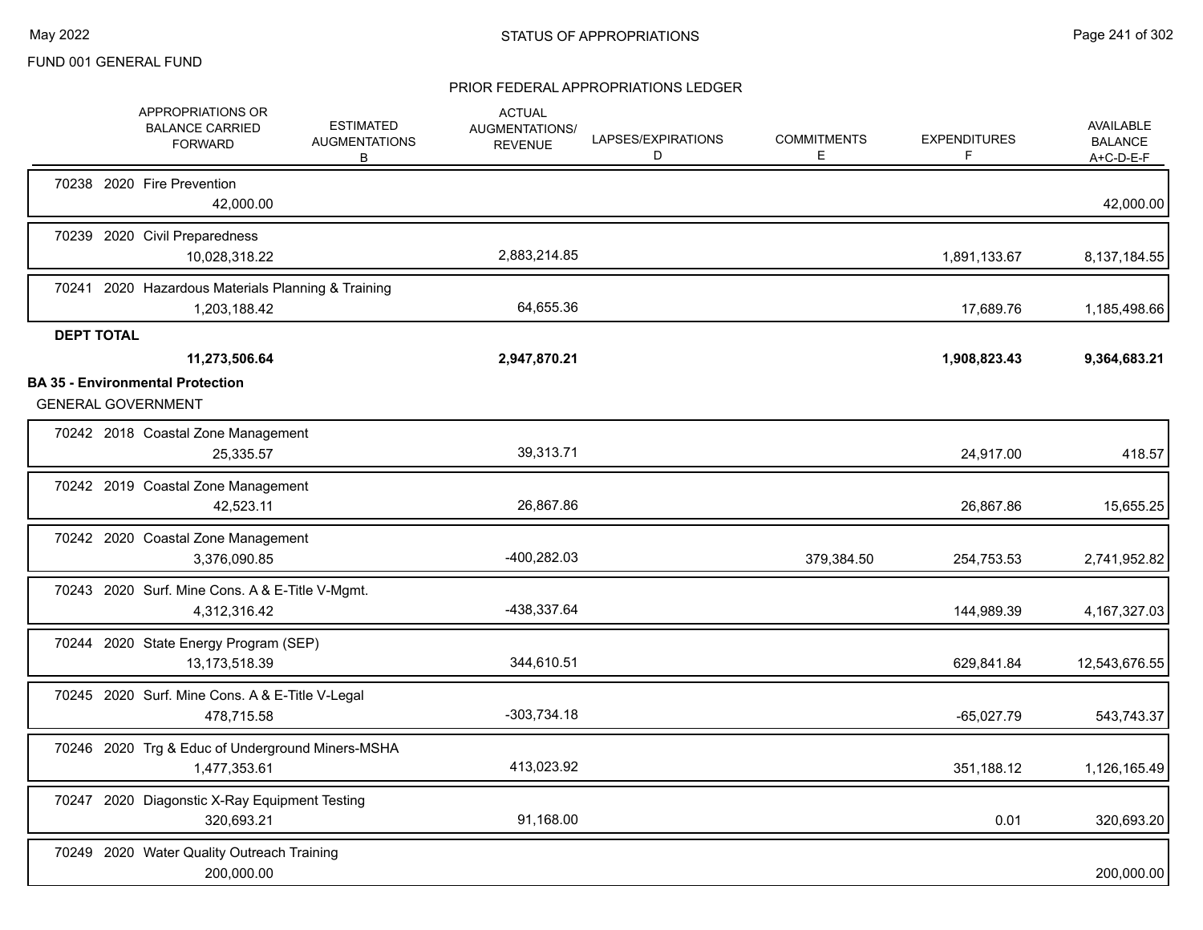FUND 001 GENERAL FUND

## PRIOR FEDERAL APPROPRIATIONS LEDGER

| | APPROPRIATIONS OR BALANCE CARRIED FORWARD | ESTIMATED AUGMENTATIONS B | ACTUAL AUGMENTATIONS/ REVENUE | LAPSES/EXPIRATIONS D | COMMITMENTS E | EXPENDITURES F | AVAILABLE BALANCE A+C-D-E-F |
|---|---|---|---|---|---|---|---|
| 70238 2020 Fire Prevention | 42,000.00 | | | | | | 42,000.00 |
| 70239 2020 Civil Preparedness | 10,028,318.22 | | 2,883,214.85 | | | 1,891,133.67 | 8,137,184.55 |
| 70241 2020 Hazardous Materials Planning & Training | 1,203,188.42 | | 64,655.36 | | | 17,689.76 | 1,185,498.66 |
| **DEPT TOTAL** | **11,273,506.64** | | **2,947,870.21** | | | **1,908,823.43** | **9,364,683.21** |

**BA 35 - Environmental Protection**

GENERAL GOVERNMENT

| | APPROPRIATIONS OR BALANCE CARRIED FORWARD | ESTIMATED AUGMENTATIONS B | ACTUAL AUGMENTATIONS/ REVENUE | LAPSES/EXPIRATIONS D | COMMITMENTS E | EXPENDITURES F | AVAILABLE BALANCE A+C-D-E-F |
|---|---|---|---|---|---|---|---|
| 70242 2018 Coastal Zone Management | 25,335.57 | | 39,313.71 | | | 24,917.00 | 418.57 |
| 70242 2019 Coastal Zone Management | 42,523.11 | | 26,867.86 | | | 26,867.86 | 15,655.25 |
| 70242 2020 Coastal Zone Management | 3,376,090.85 | | -400,282.03 | | 379,384.50 | 254,753.53 | 2,741,952.82 |
| 70243 2020 Surf. Mine Cons. A & E-Title V-Mgmt. | 4,312,316.42 | | -438,337.64 | | | 144,989.39 | 4,167,327.03 |
| 70244 2020 State Energy Program (SEP) | 13,173,518.39 | | 344,610.51 | | | 629,841.84 | 12,543,676.55 |
| 70245 2020 Surf. Mine Cons. A & E-Title V-Legal | 478,715.58 | | -303,734.18 | | | -65,027.79 | 543,743.37 |
| 70246 2020 Trg & Educ of Underground Miners-MSHA | 1,477,353.61 | | 413,023.92 | | | 351,188.12 | 1,126,165.49 |
| 70247 2020 Diagonstic X-Ray Equipment Testing | 320,693.21 | | 91,168.00 | | | 0.01 | 320,693.20 |
| 70249 2020 Water Quality Outreach Training | 200,000.00 | | | | | | 200,000.00 |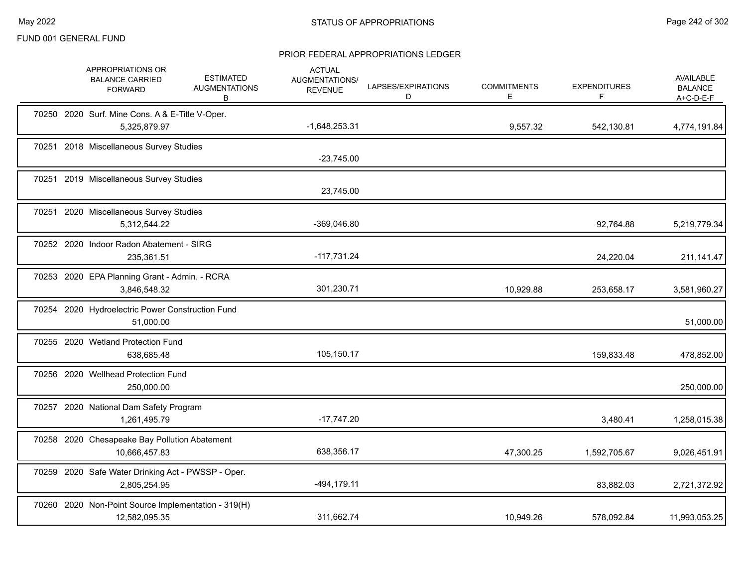FUND 001 GENERAL FUND

## STATUS OF APPROPRIATIONS

### PRIOR FEDERAL APPROPRIATIONS LEDGER

| | APPROPRIATIONS OR BALANCE CARRIED FORWARD | ESTIMATED AUGMENTATIONS B | ACTUAL AUGMENTATIONS/ REVENUE | LAPSES/EXPIRATIONS D | COMMITMENTS E | EXPENDITURES F | AVAILABLE BALANCE A+C-D-E-F |
|---|---|---|---|---|---|---|---|
| 70250 2020 Surf. Mine Cons. A & E-Title V-Oper. | 5,325,879.97 | | -1,648,253.31 | | 9,557.32 | 542,130.81 | 4,774,191.84 |
| 70251 2018 Miscellaneous Survey Studies | | | -23,745.00 | | | | |
| 70251 2019 Miscellaneous Survey Studies | | | 23,745.00 | | | | |
| 70251 2020 Miscellaneous Survey Studies | 5,312,544.22 | | -369,046.80 | | | 92,764.88 | 5,219,779.34 |
| 70252 2020 Indoor Radon Abatement - SIRG | 235,361.51 | | -117,731.24 | | | 24,220.04 | 211,141.47 |
| 70253 2020 EPA Planning Grant - Admin. - RCRA | 3,846,548.32 | | 301,230.71 | | 10,929.88 | 253,658.17 | 3,581,960.27 |
| 70254 2020 Hydroelectric Power Construction Fund | 51,000.00 | | | | | | 51,000.00 |
| 70255 2020 Wetland Protection Fund | 638,685.48 | | 105,150.17 | | | 159,833.48 | 478,852.00 |
| 70256 2020 Wellhead Protection Fund | 250,000.00 | | | | | | 250,000.00 |
| 70257 2020 National Dam Safety Program | 1,261,495.79 | | -17,747.20 | | | 3,480.41 | 1,258,015.38 |
| 70258 2020 Chesapeake Bay Pollution Abatement | 10,666,457.83 | | 638,356.17 | | 47,300.25 | 1,592,705.67 | 9,026,451.91 |
| 70259 2020 Safe Water Drinking Act - PWSSP - Oper. | 2,805,254.95 | | -494,179.11 | | | 83,882.03 | 2,721,372.92 |
| 70260 2020 Non-Point Source Implementation - 319(H) | 12,582,095.35 | | 311,662.74 | | 10,949.26 | 578,092.84 | 11,993,053.25 |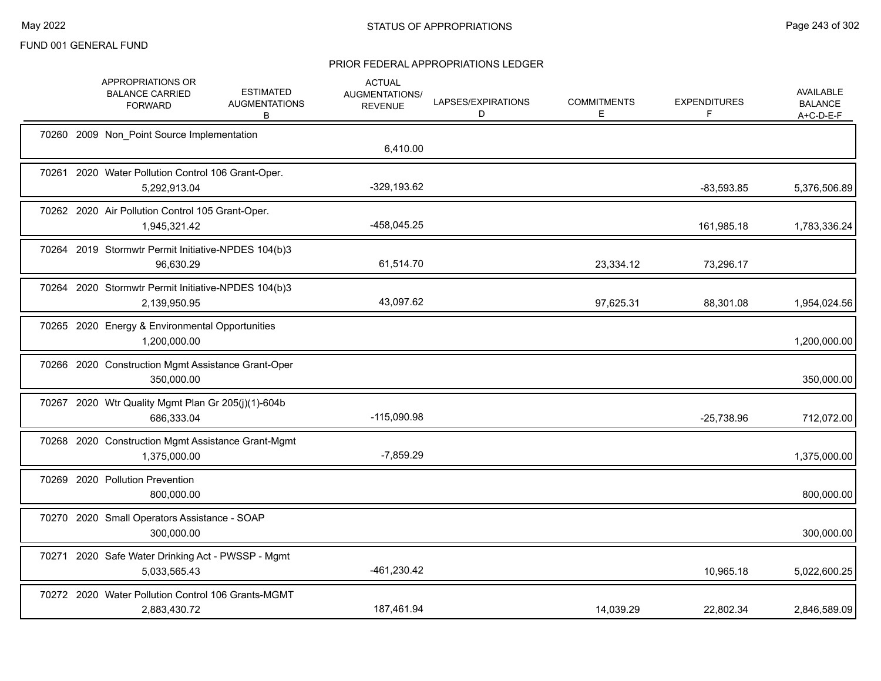FUND 001 GENERAL FUND

# STATUS OF APPROPRIATIONS

## PRIOR FEDERAL APPROPRIATIONS LEDGER

| | APPROPRIATIONS OR BALANCE CARRIED FORWARD | ESTIMATED AUGMENTATIONS B | ACTUAL AUGMENTATIONS/ REVENUE | LAPSES/EXPIRATIONS D | COMMITMENTS E | EXPENDITURES F | AVAILABLE BALANCE A+C-D-E-F |
|---|---|---|---|---|---|---|---|
| 70260 2009 Non_Point Source Implementation | | | 6,410.00 | | | | |
| 70261 2020 Water Pollution Control 106 Grant-Oper. | 5,292,913.04 | | -329,193.62 | | | -83,593.85 | 5,376,506.89 |
| 70262 2020 Air Pollution Control 105 Grant-Oper. | 1,945,321.42 | | -458,045.25 | | | 161,985.18 | 1,783,336.24 |
| 70264 2019 Stormwtr Permit Initiative-NPDES 104(b)3 | 96,630.29 | | 61,514.70 | | 23,334.12 | 73,296.17 | |
| 70264 2020 Stormwtr Permit Initiative-NPDES 104(b)3 | 2,139,950.95 | | 43,097.62 | | 97,625.31 | 88,301.08 | 1,954,024.56 |
| 70265 2020 Energy & Environmental Opportunities | 1,200,000.00 | | | | | | 1,200,000.00 |
| 70266 2020 Construction Mgmt Assistance Grant-Oper | 350,000.00 | | | | | | 350,000.00 |
| 70267 2020 Wtr Quality Mgmt Plan Gr 205(j)(1)-604b | 686,333.04 | | -115,090.98 | | | -25,738.96 | 712,072.00 |
| 70268 2020 Construction Mgmt Assistance Grant-Mgmt | 1,375,000.00 | | -7,859.29 | | | | 1,375,000.00 |
| 70269 2020 Pollution Prevention | 800,000.00 | | | | | | 800,000.00 |
| 70270 2020 Small Operators Assistance - SOAP | 300,000.00 | | | | | | 300,000.00 |
| 70271 2020 Safe Water Drinking Act - PWSSP - Mgmt | 5,033,565.43 | | -461,230.42 | | | 10,965.18 | 5,022,600.25 |
| 70272 2020 Water Pollution Control 106 Grants-MGMT | 2,883,430.72 | | 187,461.94 | | 14,039.29 | 22,802.34 | 2,846,589.09 |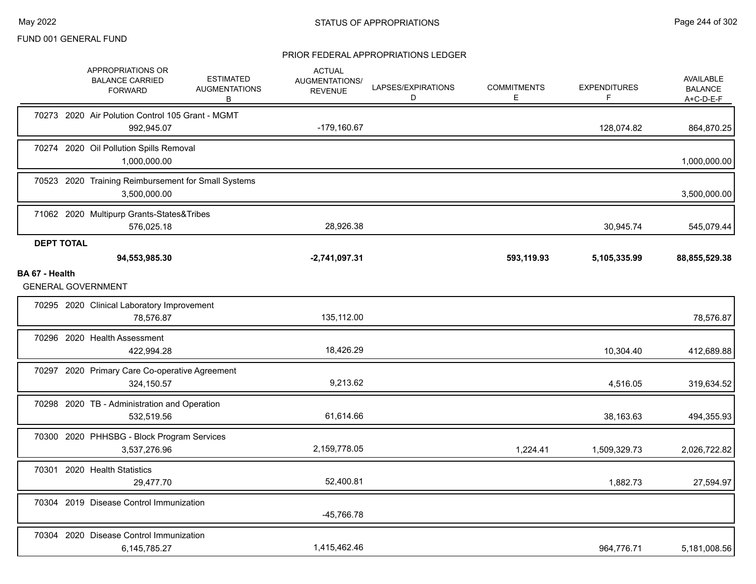FUND 001 GENERAL FUND

## STATUS OF APPROPRIATIONS

### PRIOR FEDERAL APPROPRIATIONS LEDGER

| | APPROPRIATIONS OR BALANCE CARRIED FORWARD | ESTIMATED AUGMENTATIONS B | ACTUAL AUGMENTATIONS/ REVENUE | LAPSES/EXPIRATIONS D | COMMITMENTS E | EXPENDITURES F | AVAILABLE BALANCE A+C-D-E-F |
|---|---|---|---|---|---|---|---|
| 70273 2020 Air Polution Control 105 Grant - MGMT | 992,945.07 | | -179,160.67 | | | 128,074.82 | 864,870.25 |
| 70274 2020 Oil Pollution Spills Removal | 1,000,000.00 | | | | | | 1,000,000.00 |
| 70523 2020 Training Reimbursement for Small Systems | 3,500,000.00 | | | | | | 3,500,000.00 |
| 71062 2020 Multipurp Grants-States&Tribes | 576,025.18 | | 28,926.38 | | | 30,945.74 | 545,079.44 |
| **DEPT TOTAL** | **94,553,985.30** | | **-2,741,097.31** | | **593,119.93** | **5,105,335.99** | **88,855,529.38** |
| **BA 67 - Health** | | | | | | | |
| GENERAL GOVERNMENT | | | | | | | |
| 70295 2020 Clinical Laboratory Improvement | 78,576.87 | | 135,112.00 | | | | 78,576.87 |
| 70296 2020 Health Assessment | 422,994.28 | | 18,426.29 | | | 10,304.40 | 412,689.88 |
| 70297 2020 Primary Care Co-operative Agreement | 324,150.57 | | 9,213.62 | | | 4,516.05 | 319,634.52 |
| 70298 2020 TB - Administration and Operation | 532,519.56 | | 61,614.66 | | | 38,163.63 | 494,355.93 |
| 70300 2020 PHHSBG - Block Program Services | 3,537,276.96 | | 2,159,778.05 | | 1,224.41 | 1,509,329.73 | 2,026,722.82 |
| 70301 2020 Health Statistics | 29,477.70 | | 52,400.81 | | | 1,882.73 | 27,594.97 |
| 70304 2019 Disease Control Immunization | | | -45,766.78 | | | | |
| 70304 2020 Disease Control Immunization | 6,145,785.27 | | 1,415,462.46 | | | 964,776.71 | 5,181,008.56 |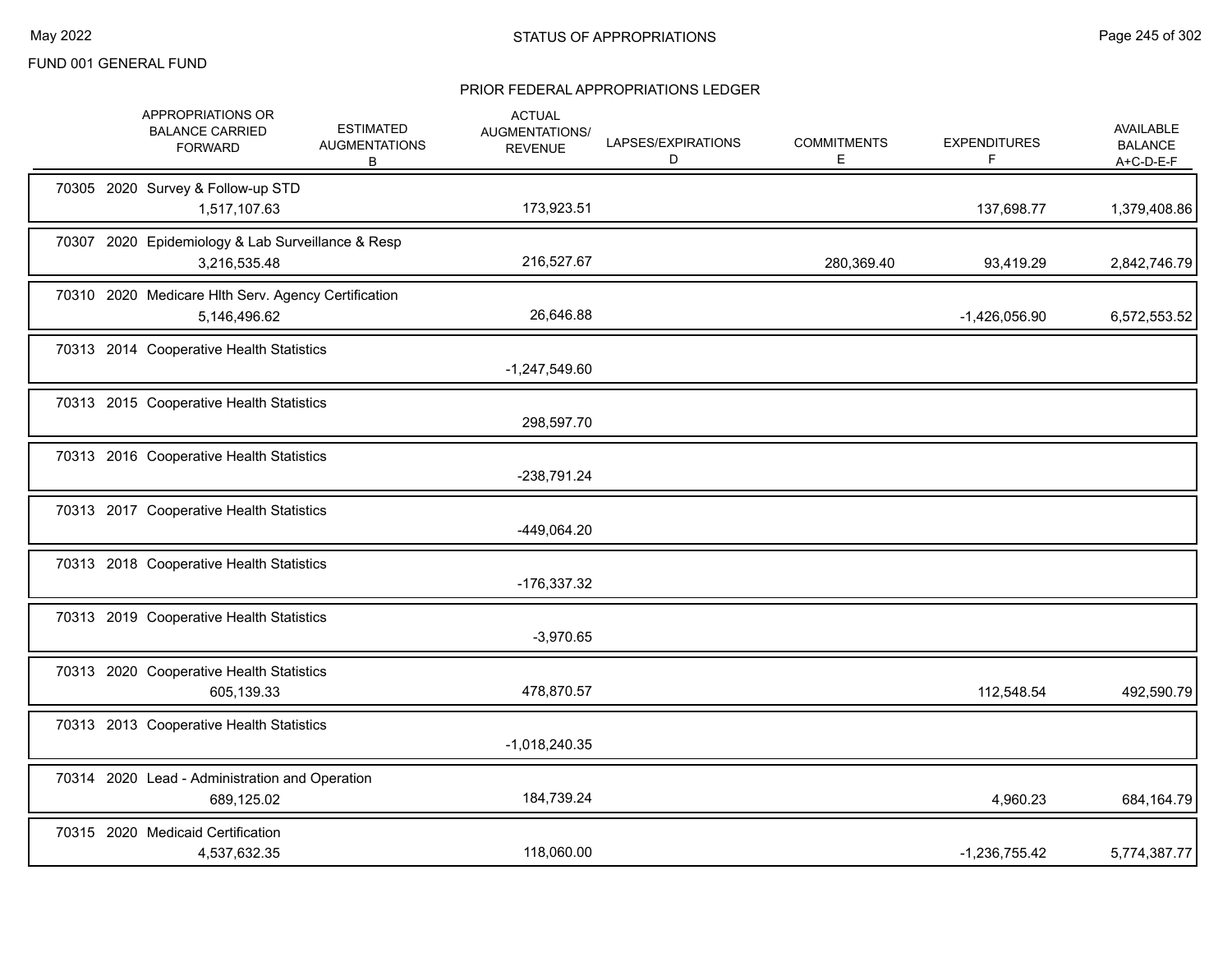FUND 001 GENERAL FUND

## STATUS OF APPROPRIATIONS

### PRIOR FEDERAL APPROPRIATIONS LEDGER

| | APPROPRIATIONS OR BALANCE CARRIED FORWARD | ESTIMATED AUGMENTATIONS B | ACTUAL AUGMENTATIONS/ REVENUE | LAPSES/EXPIRATIONS D | COMMITMENTS E | EXPENDITURES F | AVAILABLE BALANCE A+C-D-E-F |
|---|---|---|---|---|---|---|---|
| 70305 2020 Survey & Follow-up STD | 1,517,107.63 | | 173,923.51 | | | 137,698.77 | 1,379,408.86 |
| 70307 2020 Epidemiology & Lab Surveillance & Resp | 3,216,535.48 | | 216,527.67 | | 280,369.40 | 93,419.29 | 2,842,746.79 |
| 70310 2020 Medicare Hlth Serv. Agency Certification | 5,146,496.62 | | 26,646.88 | | | -1,426,056.90 | 6,572,553.52 |
| 70313 2014 Cooperative Health Statistics | | | -1,247,549.60 | | | | |
| 70313 2015 Cooperative Health Statistics | | | 298,597.70 | | | | |
| 70313 2016 Cooperative Health Statistics | | | -238,791.24 | | | | |
| 70313 2017 Cooperative Health Statistics | | | -449,064.20 | | | | |
| 70313 2018 Cooperative Health Statistics | | | -176,337.32 | | | | |
| 70313 2019 Cooperative Health Statistics | | | -3,970.65 | | | | |
| 70313 2020 Cooperative Health Statistics | 605,139.33 | | 478,870.57 | | | 112,548.54 | 492,590.79 |
| 70313 2013 Cooperative Health Statistics | | | -1,018,240.35 | | | | |
| 70314 2020 Lead - Administration and Operation | 689,125.02 | | 184,739.24 | | | 4,960.23 | 684,164.79 |
| 70315 2020 Medicaid Certification | 4,537,632.35 | | 118,060.00 | | | -1,236,755.42 | 5,774,387.77 |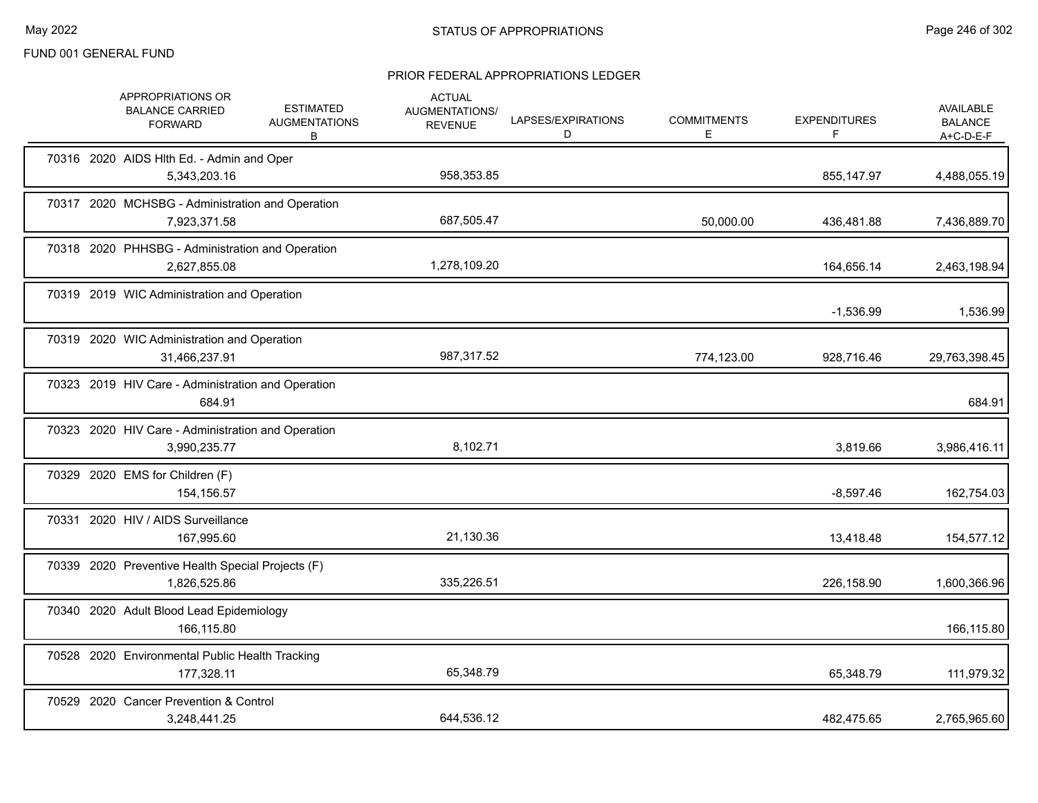FUND 001 GENERAL FUND

## STATUS OF APPROPRIATIONS

### PRIOR FEDERAL APPROPRIATIONS LEDGER

| | APPROPRIATIONS OR BALANCE CARRIED FORWARD | ESTIMATED AUGMENTATIONS B | ACTUAL AUGMENTATIONS/ REVENUE | LAPSES/EXPIRATIONS D | COMMITMENTS E | EXPENDITURES F | AVAILABLE BALANCE A+C-D-E-F |
|---|---|---|---|---|---|---|---|
| 70316 2020 AIDS Hlth Ed. - Admin and Oper | 5,343,203.16 | | 958,353.85 | | | 855,147.97 | 4,488,055.19 |
| 70317 2020 MCHSBG - Administration and Operation | 7,923,371.58 | | 687,505.47 | | 50,000.00 | 436,481.88 | 7,436,889.70 |
| 70318 2020 PHHSBG - Administration and Operation | 2,627,855.08 | | 1,278,109.20 | | | 164,656.14 | 2,463,198.94 |
| 70319 2019 WIC Administration and Operation | | | | | | -1,536.99 | 1,536.99 |
| 70319 2020 WIC Administration and Operation | 31,466,237.91 | | 987,317.52 | | 774,123.00 | 928,716.46 | 29,763,398.45 |
| 70323 2019 HIV Care - Administration and Operation | 684.91 | | | | | | 684.91 |
| 70323 2020 HIV Care - Administration and Operation | 3,990,235.77 | | 8,102.71 | | | 3,819.66 | 3,986,416.11 |
| 70329 2020 EMS for Children (F) | 154,156.57 | | | | | -8,597.46 | 162,754.03 |
| 70331 2020 HIV / AIDS Surveillance | 167,995.60 | | 21,130.36 | | | 13,418.48 | 154,577.12 |
| 70339 2020 Preventive Health Special Projects (F) | 1,826,525.86 | | 335,226.51 | | | 226,158.90 | 1,600,366.96 |
| 70340 2020 Adult Blood Lead Epidemiology | 166,115.80 | | | | | | 166,115.80 |
| 70528 2020 Environmental Public Health Tracking | 177,328.11 | | 65,348.79 | | | 65,348.79 | 111,979.32 |
| 70529 2020 Cancer Prevention & Control | 3,248,441.25 | | 644,536.12 | | | 482,475.65 | 2,765,965.60 |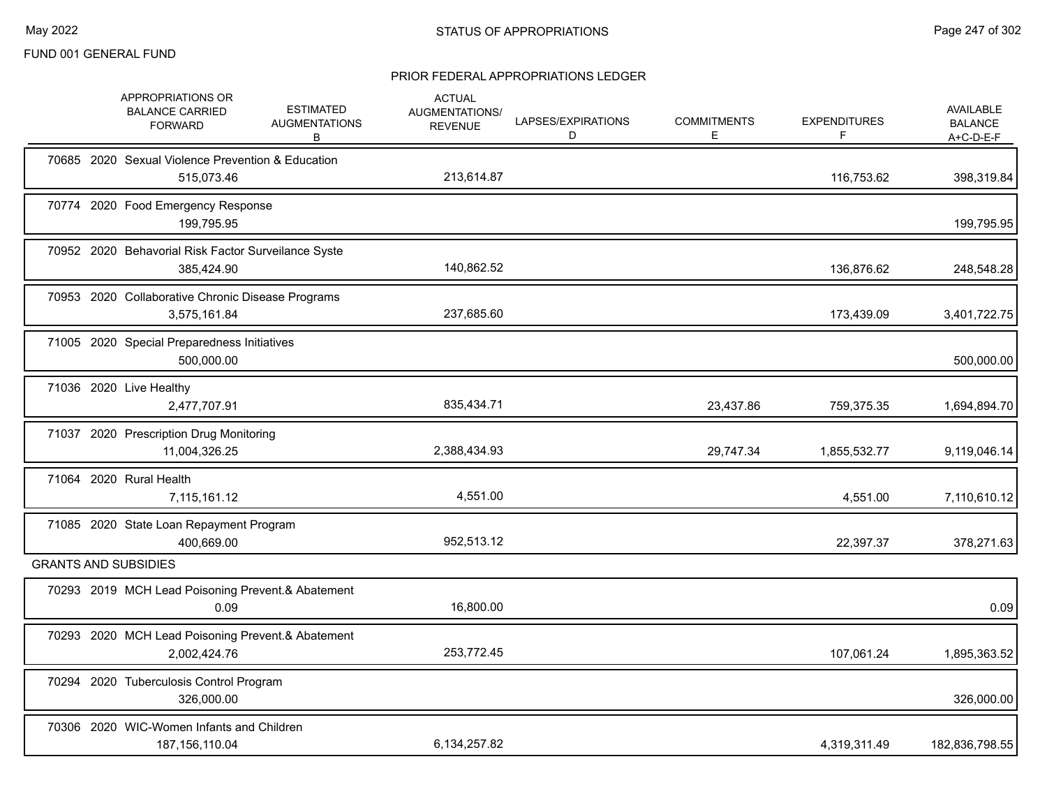FUND 001 GENERAL FUND

## PRIOR FEDERAL APPROPRIATIONS LEDGER

| | APPROPRIATIONS OR BALANCE CARRIED FORWARD | ESTIMATED AUGMENTATIONS B | ACTUAL AUGMENTATIONS/ REVENUE | LAPSES/EXPIRATIONS D | COMMITMENTS E | EXPENDITURES F | AVAILABLE BALANCE A+C-D-E-F |
|---|---|---|---|---|---|---|---|
| 70685 2020 Sexual Violence Prevention & Education | 515,073.46 | | 213,614.87 | | | 116,753.62 | 398,319.84 |
| 70774 2020 Food Emergency Response | 199,795.95 | | | | | | 199,795.95 |
| 70952 2020 Behavioral Risk Factor Surveilance Syste | 385,424.90 | | 140,862.52 | | | 136,876.62 | 248,548.28 |
| 70953 2020 Collaborative Chronic Disease Programs | 3,575,161.84 | | 237,685.60 | | | 173,439.09 | 3,401,722.75 |
| 71005 2020 Special Preparedness Initiatives | 500,000.00 | | | | | | 500,000.00 |
| 71036 2020 Live Healthy | 2,477,707.91 | | 835,434.71 | | 23,437.86 | 759,375.35 | 1,694,894.70 |
| 71037 2020 Prescription Drug Monitoring | 11,004,326.25 | | 2,388,434.93 | | 29,747.34 | 1,855,532.77 | 9,119,046.14 |
| 71064 2020 Rural Health | 7,115,161.12 | | 4,551.00 | | | 4,551.00 | 7,110,610.12 |
| 71085 2020 State Loan Repayment Program | 400,669.00 | | 952,513.12 | | | 22,397.37 | 378,271.63 |
| **GRANTS AND SUBSIDIES** | | | | | | | |
| 70293 2019 MCH Lead Poisoning Prevent.& Abatement | 0.09 | | 16,800.00 | | | | 0.09 |
| 70293 2020 MCH Lead Poisoning Prevent.& Abatement | 2,002,424.76 | | 253,772.45 | | | 107,061.24 | 1,895,363.52 |
| 70294 2020 Tuberculosis Control Program | 326,000.00 | | | | | | 326,000.00 |
| 70306 2020 WIC-Women Infants and Children | 187,156,110.04 | | 6,134,257.82 | | | 4,319,311.49 | 182,836,798.55 |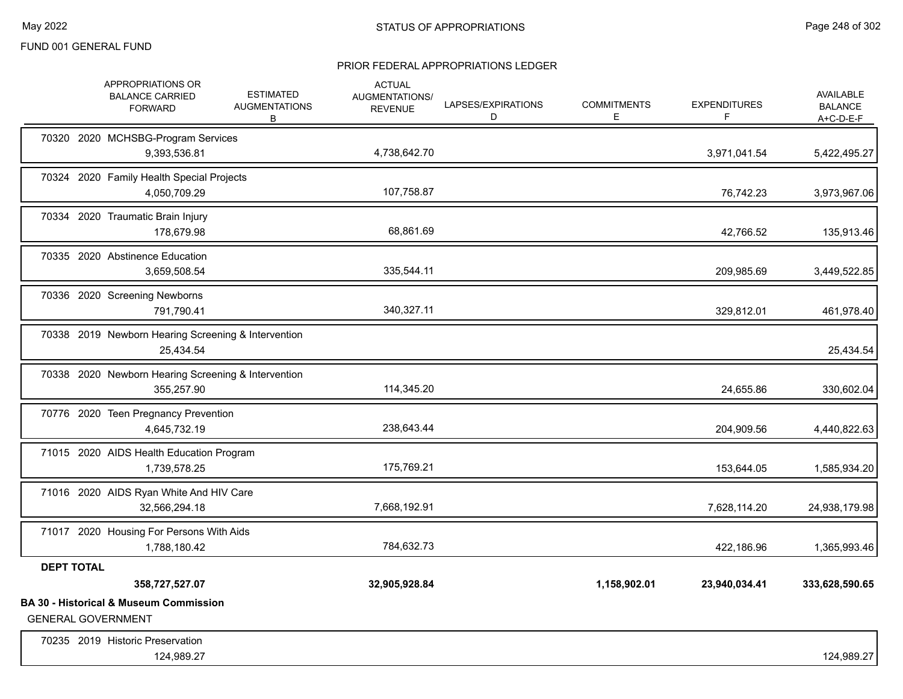FUND 001 GENERAL FUND

PRIOR FEDERAL APPROPRIATIONS LEDGER

| | APPROPRIATIONS OR BALANCE CARRIED FORWARD | ESTIMATED AUGMENTATIONS B | ACTUAL AUGMENTATIONS/ REVENUE | LAPSES/EXPIRATIONS D | COMMITMENTS E | EXPENDITURES F | AVAILABLE BALANCE A+C-D-E-F |
|---|---|---|---|---|---|---|---|
| 70320 2020 MCHSBG-Program Services | 9,393,536.81 | | 4,738,642.70 | | | 3,971,041.54 | 5,422,495.27 |
| 70324 2020 Family Health Special Projects | 4,050,709.29 | | 107,758.87 | | | 76,742.23 | 3,973,967.06 |
| 70334 2020 Traumatic Brain Injury | 178,679.98 | | 68,861.69 | | | 42,766.52 | 135,913.46 |
| 70335 2020 Abstinence Education | 3,659,508.54 | | 335,544.11 | | | 209,985.69 | 3,449,522.85 |
| 70336 2020 Screening Newborns | 791,790.41 | | 340,327.11 | | | 329,812.01 | 461,978.40 |
| 70338 2019 Newborn Hearing Screening & Intervention | 25,434.54 | | | | | | 25,434.54 |
| 70338 2020 Newborn Hearing Screening & Intervention | 355,257.90 | | 114,345.20 | | | 24,655.86 | 330,602.04 |
| 70776 2020 Teen Pregnancy Prevention | 4,645,732.19 | | 238,643.44 | | | 204,909.56 | 4,440,822.63 |
| 71015 2020 AIDS Health Education Program | 1,739,578.25 | | 175,769.21 | | | 153,644.05 | 1,585,934.20 |
| 71016 2020 AIDS Ryan White And HIV Care | 32,566,294.18 | | 7,668,192.91 | | | 7,628,114.20 | 24,938,179.98 |
| 71017 2020 Housing For Persons With Aids | 1,788,180.42 | | 784,632.73 | | | 422,186.96 | 1,365,993.46 |
| **DEPT TOTAL** | **358,727,527.07** | | **32,905,928.84** | | **1,158,902.01** | **23,940,034.41** | **333,628,590.65** |

**BA 30 - Historical & Museum Commission**

GENERAL GOVERNMENT

| | APPROPRIATIONS OR BALANCE CARRIED FORWARD | ESTIMATED AUGMENTATIONS B | ACTUAL AUGMENTATIONS/ REVENUE | LAPSES/EXPIRATIONS D | COMMITMENTS E | EXPENDITURES F | AVAILABLE BALANCE A+C-D-E-F |
|---|---|---|---|---|---|---|---|
| 70235 2019 Historic Preservation | 124,989.27 | | | | | | 124,989.27 |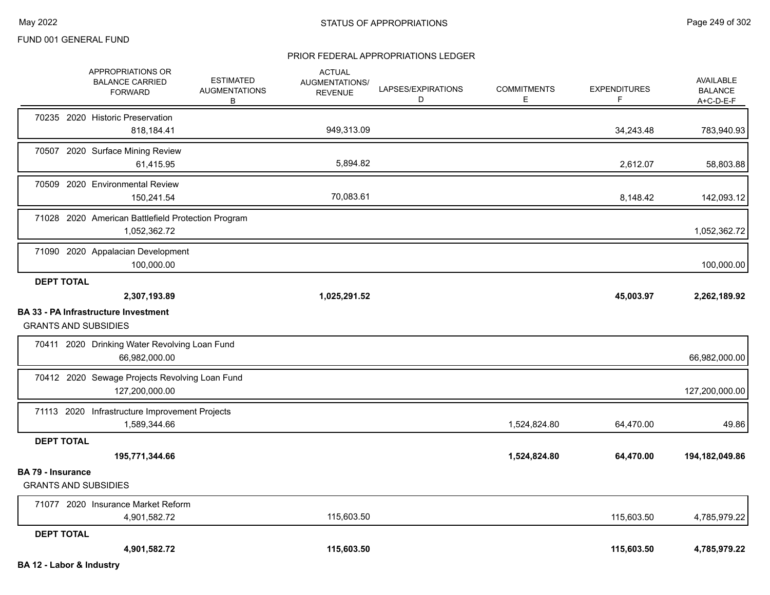STATUS OF APPROPRIATIONS

FUND 001 GENERAL FUND

PRIOR FEDERAL APPROPRIATIONS LEDGER

| APPROPRIATIONS OR BALANCE CARRIED FORWARD | ESTIMATED AUGMENTATIONS B | ACTUAL AUGMENTATIONS/ REVENUE | LAPSES/EXPIRATIONS D | COMMITMENTS E | EXPENDITURES F | AVAILABLE BALANCE A+C-D-E-F |
|---|---|---|---|---|---|---|
| 70235 2020 Historic Preservation | | | | | | |
| 818,184.41 | | 949,313.09 | | | 34,243.48 | 783,940.93 |
| 70507 2020 Surface Mining Review | | | | | | |
| 61,415.95 | | 5,894.82 | | | 2,612.07 | 58,803.88 |
| 70509 2020 Environmental Review | | | | | | |
| 150,241.54 | | 70,083.61 | | | 8,148.42 | 142,093.12 |
| 71028 2020 American Battlefield Protection Program | | | | | | |
| 1,052,362.72 | | | | | | 1,052,362.72 |
| 71090 2020 Appalacian Development | | | | | | |
| 100,000.00 | | | | | | 100,000.00 |
| **DEPT TOTAL** | | | | | | |
| **2,307,193.89** | | **1,025,291.52** | | | **45,003.97** | **2,262,189.92** |

**BA 33 - PA Infrastructure Investment**

GRANTS AND SUBSIDIES

| APPROPRIATIONS OR BALANCE CARRIED FORWARD | ESTIMATED AUGMENTATIONS B | ACTUAL AUGMENTATIONS/ REVENUE | LAPSES/EXPIRATIONS D | COMMITMENTS E | EXPENDITURES F | AVAILABLE BALANCE A+C-D-E-F |
|---|---|---|---|---|---|---|
| 70411 2020 Drinking Water Revolving Loan Fund | | | | | | |
| 66,982,000.00 | | | | | | 66,982,000.00 |
| 70412 2020 Sewage Projects Revolving Loan Fund | | | | | | |
| 127,200,000.00 | | | | | | 127,200,000.00 |
| 71113 2020 Infrastructure Improvement Projects | | | | | | |
| 1,589,344.66 | | | | 1,524,824.80 | 64,470.00 | 49.86 |
| **DEPT TOTAL** | | | | | | |
| **195,771,344.66** | | | | **1,524,824.80** | **64,470.00** | **194,182,049.86** |

**BA 79 - Insurance**

GRANTS AND SUBSIDIES

| APPROPRIATIONS OR BALANCE CARRIED FORWARD | ESTIMATED AUGMENTATIONS B | ACTUAL AUGMENTATIONS/ REVENUE | LAPSES/EXPIRATIONS D | COMMITMENTS E | EXPENDITURES F | AVAILABLE BALANCE A+C-D-E-F |
|---|---|---|---|---|---|---|
| 71077 2020 Insurance Market Reform | | | | | | |
| 4,901,582.72 | | 115,603.50 | | | 115,603.50 | 4,785,979.22 |
| **DEPT TOTAL** | | | | | | |
| **4,901,582.72** | | **115,603.50** | | | **115,603.50** | **4,785,979.22** |

**BA 12 - Labor & Industry**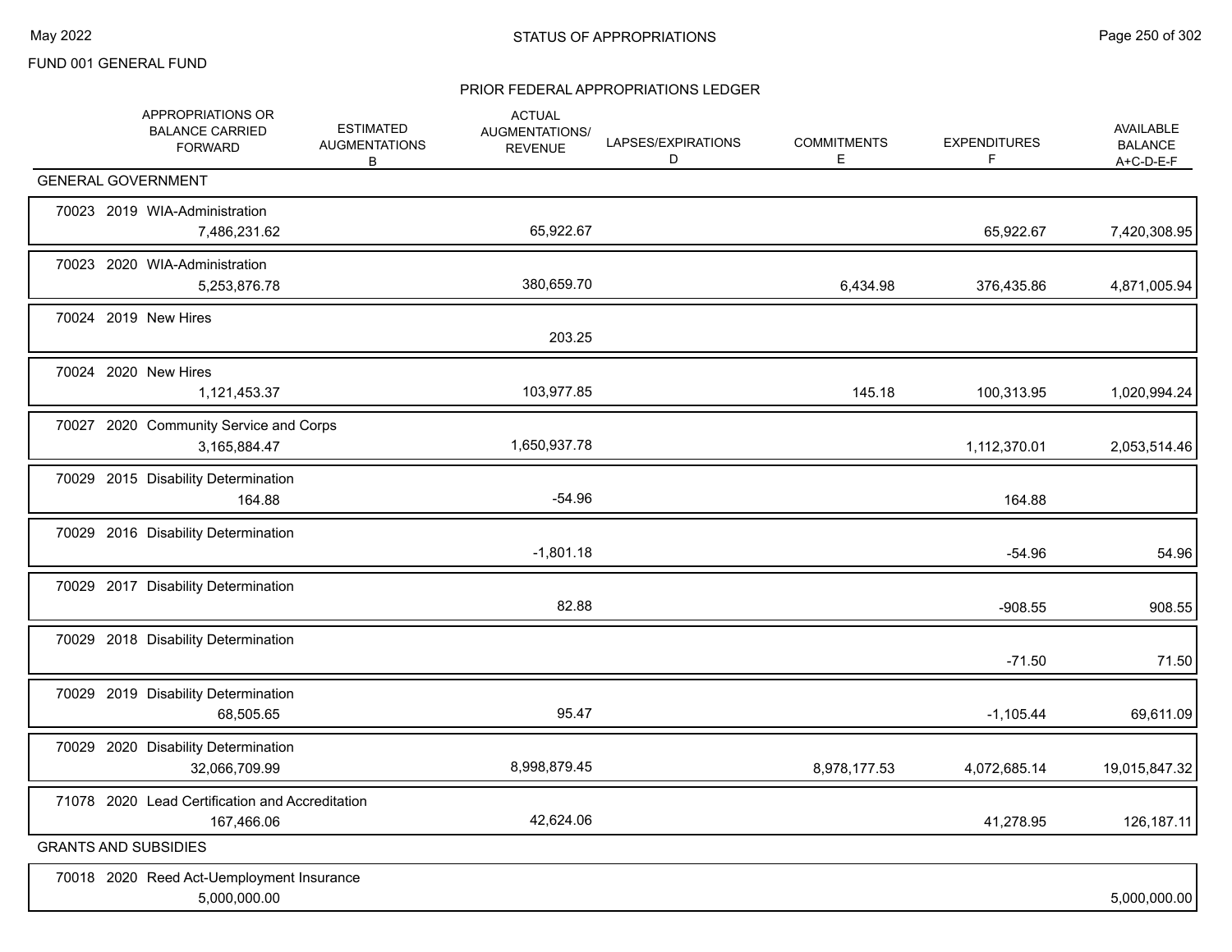FUND 001 GENERAL FUND

## PRIOR FEDERAL APPROPRIATIONS LEDGER

| | APPROPRIATIONS OR BALANCE CARRIED FORWARD | ESTIMATED AUGMENTATIONS B | ACTUAL AUGMENTATIONS/ REVENUE | LAPSES/EXPIRATIONS D | COMMITMENTS E | EXPENDITURES F | AVAILABLE BALANCE A+C-D-E-F |
|---|---|---|---|---|---|---|---|
| **GENERAL GOVERNMENT** | | | | | | | |
| 70023 2019 WIA-Administration | 7,486,231.62 | | 65,922.67 | | | 65,922.67 | 7,420,308.95 |
| 70023 2020 WIA-Administration | 5,253,876.78 | | 380,659.70 | | 6,434.98 | 376,435.86 | 4,871,005.94 |
| 70024 2019 New Hires | | | 203.25 | | | | |
| 70024 2020 New Hires | 1,121,453.37 | | 103,977.85 | | 145.18 | 100,313.95 | 1,020,994.24 |
| 70027 2020 Community Service and Corps | 3,165,884.47 | | 1,650,937.78 | | | 1,112,370.01 | 2,053,514.46 |
| 70029 2015 Disability Determination | 164.88 | | -54.96 | | | 164.88 | |
| 70029 2016 Disability Determination | | | -1,801.18 | | | -54.96 | 54.96 |
| 70029 2017 Disability Determination | | | 82.88 | | | -908.55 | 908.55 |
| 70029 2018 Disability Determination | | | | | | -71.50 | 71.50 |
| 70029 2019 Disability Determination | 68,505.65 | | 95.47 | | | -1,105.44 | 69,611.09 |
| 70029 2020 Disability Determination | 32,066,709.99 | | 8,998,879.45 | | 8,978,177.53 | 4,072,685.14 | 19,015,847.32 |
| 71078 2020 Lead Certification and Accreditation | 167,466.06 | | 42,624.06 | | | 41,278.95 | 126,187.11 |
| **GRANTS AND SUBSIDIES** | | | | | | | |
| 70018 2020 Reed Act-Uemployment Insurance | 5,000,000.00 | | | | | | 5,000,000.00 |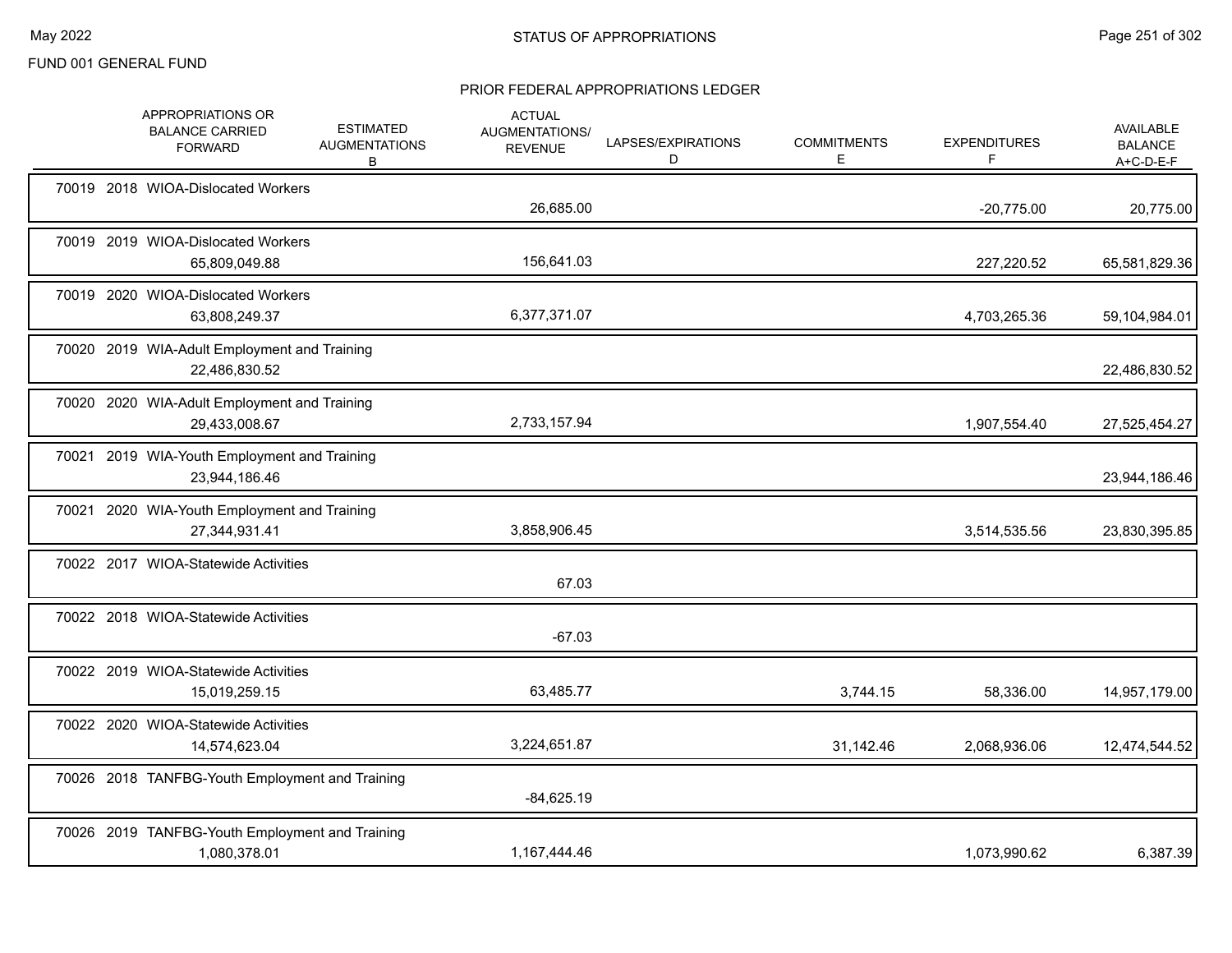FUND 001 GENERAL FUND

## PRIOR FEDERAL APPROPRIATIONS LEDGER

| | APPROPRIATIONS OR BALANCE CARRIED FORWARD | ESTIMATED AUGMENTATIONS B | ACTUAL AUGMENTATIONS/ REVENUE | LAPSES/EXPIRATIONS D | COMMITMENTS E | EXPENDITURES F | AVAILABLE BALANCE A+C-D-E-F |
|---|---|---|---|---|---|---|---|
| 70019 2018 WIOA-Dislocated Workers | | | 26,685.00 | | | -20,775.00 | 20,775.00 |
| 70019 2019 WIOA-Dislocated Workers | 65,809,049.88 | | 156,641.03 | | | 227,220.52 | 65,581,829.36 |
| 70019 2020 WIOA-Dislocated Workers | 63,808,249.37 | | 6,377,371.07 | | | 4,703,265.36 | 59,104,984.01 |
| 70020 2019 WIA-Adult Employment and Training | 22,486,830.52 | | | | | | 22,486,830.52 |
| 70020 2020 WIA-Adult Employment and Training | 29,433,008.67 | | 2,733,157.94 | | | 1,907,554.40 | 27,525,454.27 |
| 70021 2019 WIA-Youth Employment and Training | 23,944,186.46 | | | | | | 23,944,186.46 |
| 70021 2020 WIA-Youth Employment and Training | 27,344,931.41 | | 3,858,906.45 | | | 3,514,535.56 | 23,830,395.85 |
| 70022 2017 WIOA-Statewide Activities | | | 67.03 | | | | |
| 70022 2018 WIOA-Statewide Activities | | | -67.03 | | | | |
| 70022 2019 WIOA-Statewide Activities | 15,019,259.15 | | 63,485.77 | | 3,744.15 | 58,336.00 | 14,957,179.00 |
| 70022 2020 WIOA-Statewide Activities | 14,574,623.04 | | 3,224,651.87 | | 31,142.46 | 2,068,936.06 | 12,474,544.52 |
| 70026 2018 TANFBG-Youth Employment and Training | | | -84,625.19 | | | | |
| 70026 2019 TANFBG-Youth Employment and Training | 1,080,378.01 | | 1,167,444.46 | | | 1,073,990.62 | 6,387.39 |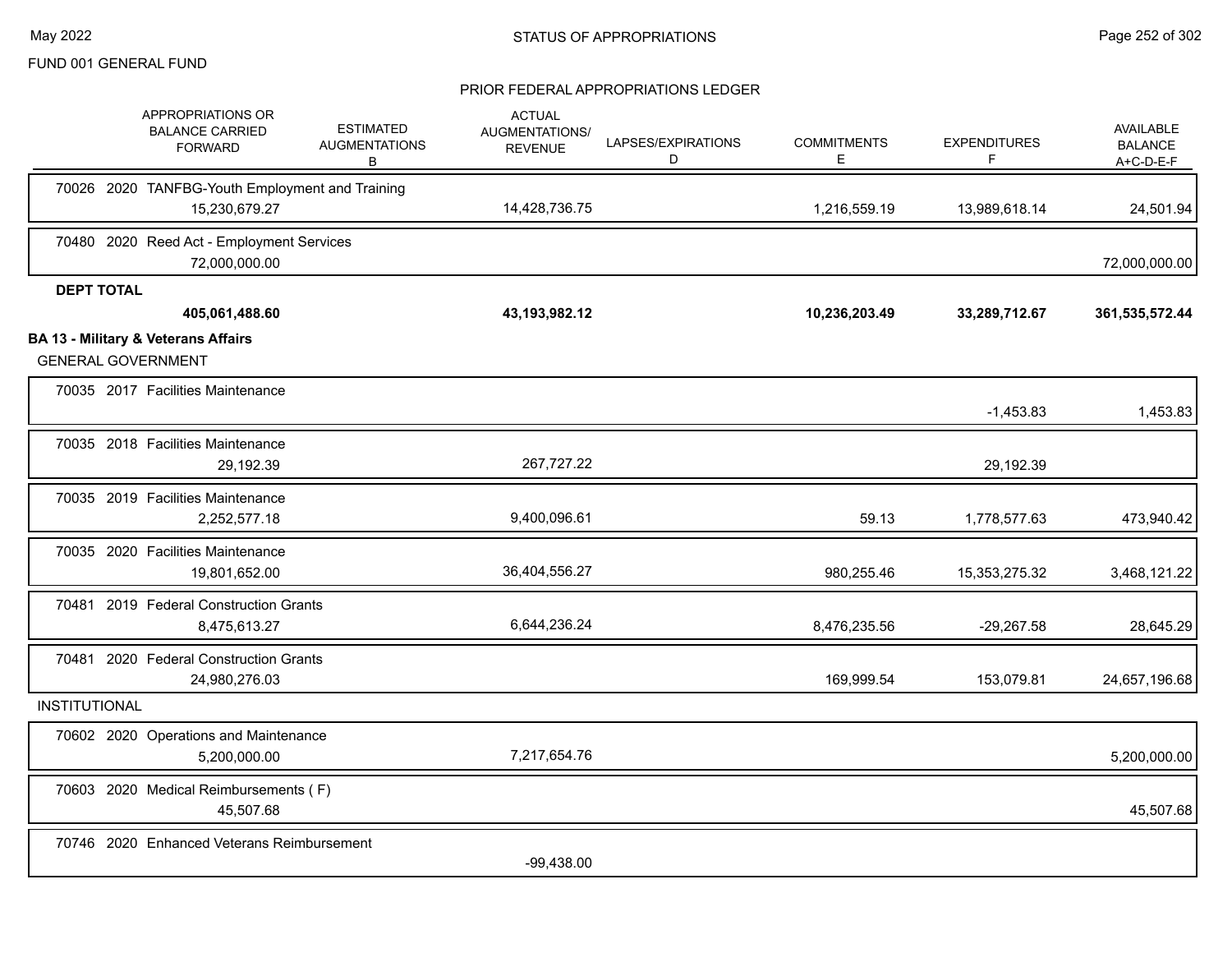FUND 001 GENERAL FUND

STATUS OF APPROPRIATIONS

PRIOR FEDERAL APPROPRIATIONS LEDGER

| APPROPRIATIONS OR BALANCE CARRIED FORWARD | ESTIMATED AUGMENTATIONS B | ACTUAL AUGMENTATIONS/ REVENUE | LAPSES/EXPIRATIONS D | COMMITMENTS E | EXPENDITURES F | AVAILABLE BALANCE A+C-D-E-F |
|---|---|---|---|---|---|---|
| 70026 2020 TANFBG-Youth Employment and Training | | | | | | |
| 15,230,679.27 | | 14,428,736.75 | | 1,216,559.19 | 13,989,618.14 | 24,501.94 |
| 70480 2020 Reed Act - Employment Services | | | | | | |
| 72,000,000.00 | | | | | | 72,000,000.00 |
| **DEPT TOTAL** | | | | | | |
| **405,061,488.60** | | **43,193,982.12** | | **10,236,203.49** | **33,289,712.67** | **361,535,572.44** |
| **BA 13 - Military & Veterans Affairs** | | | | | | |
| GENERAL GOVERNMENT | | | | | | |
| 70035 2017 Facilities Maintenance | | | | | | |
| | | | | | -1,453.83 | 1,453.83 |
| 70035 2018 Facilities Maintenance | | | | | | |
| 29,192.39 | | 267,727.22 | | | 29,192.39 | |
| 70035 2019 Facilities Maintenance | | | | | | |
| 2,252,577.18 | | 9,400,096.61 | | 59.13 | 1,778,577.63 | 473,940.42 |
| 70035 2020 Facilities Maintenance | | | | | | |
| 19,801,652.00 | | 36,404,556.27 | | 980,255.46 | 15,353,275.32 | 3,468,121.22 |
| 70481 2019 Federal Construction Grants | | | | | | |
| 8,475,613.27 | | 6,644,236.24 | | 8,476,235.56 | -29,267.58 | 28,645.29 |
| 70481 2020 Federal Construction Grants | | | | | | |
| 24,980,276.03 | | | | 169,999.54 | 153,079.81 | 24,657,196.68 |
| INSTITUTIONAL | | | | | | |
| 70602 2020 Operations and Maintenance | | | | | | |
| 5,200,000.00 | | 7,217,654.76 | | | | 5,200,000.00 |
| 70603 2020 Medical Reimbursements ( F) | | | | | | |
| 45,507.68 | | | | | | 45,507.68 |
| 70746 2020 Enhanced Veterans Reimbursement | | | | | | |
| | | -99,438.00 | | | | |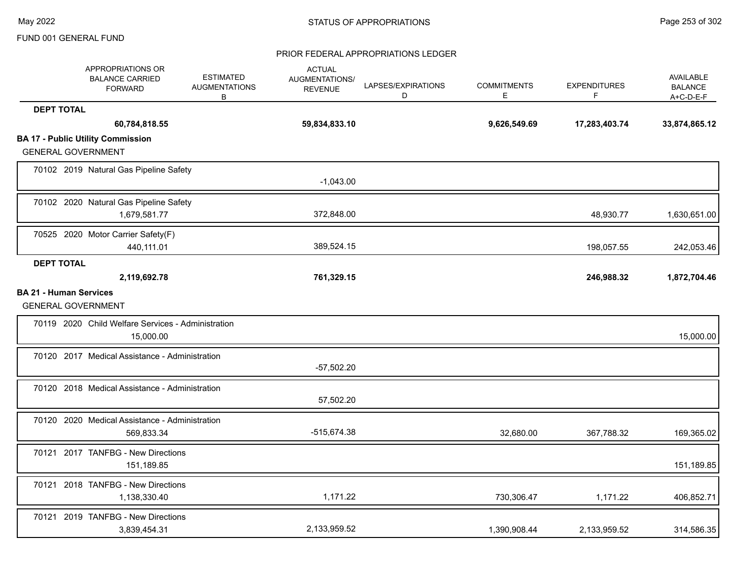FUND 001 GENERAL FUND

STATUS OF APPROPRIATIONS

PRIOR FEDERAL APPROPRIATIONS LEDGER

| | APPROPRIATIONS OR BALANCE CARRIED FORWARD | ESTIMATED AUGMENTATIONS B | ACTUAL AUGMENTATIONS/ REVENUE | LAPSES/EXPIRATIONS D | COMMITMENTS E | EXPENDITURES F | AVAILABLE BALANCE A+C-D-E-F |
|---|---|---|---|---|---|---|---|
| **DEPT TOTAL** | **60,784,818.55** | | **59,834,833.10** | | **9,626,549.69** | **17,283,403.74** | **33,874,865.12** |
| **BA 17 - Public Utility Commission** | | | | | | | |
| GENERAL GOVERNMENT | | | | | | | |
| 70102 2019 Natural Gas Pipeline Safety | | | -1,043.00 | | | | |
| 70102 2020 Natural Gas Pipeline Safety | 1,679,581.77 | | 372,848.00 | | | 48,930.77 | 1,630,651.00 |
| 70525 2020 Motor Carrier Safety(F) | 440,111.01 | | 389,524.15 | | | 198,057.55 | 242,053.46 |
| **DEPT TOTAL** | **2,119,692.78** | | **761,329.15** | | | **246,988.32** | **1,872,704.46** |
| **BA 21 - Human Services** | | | | | | | |
| GENERAL GOVERNMENT | | | | | | | |
| 70119 2020 Child Welfare Services - Administration | 15,000.00 | | | | | | 15,000.00 |
| 70120 2017 Medical Assistance - Administration | | | -57,502.20 | | | | |
| 70120 2018 Medical Assistance - Administration | | | 57,502.20 | | | | |
| 70120 2020 Medical Assistance - Administration | 569,833.34 | | -515,674.38 | | 32,680.00 | 367,788.32 | 169,365.02 |
| 70121 2017 TANFBG - New Directions | 151,189.85 | | | | | | 151,189.85 |
| 70121 2018 TANFBG - New Directions | 1,138,330.40 | | 1,171.22 | | 730,306.47 | 1,171.22 | 406,852.71 |
| 70121 2019 TANFBG - New Directions | 3,839,454.31 | | 2,133,959.52 | | 1,390,908.44 | 2,133,959.52 | 314,586.35 |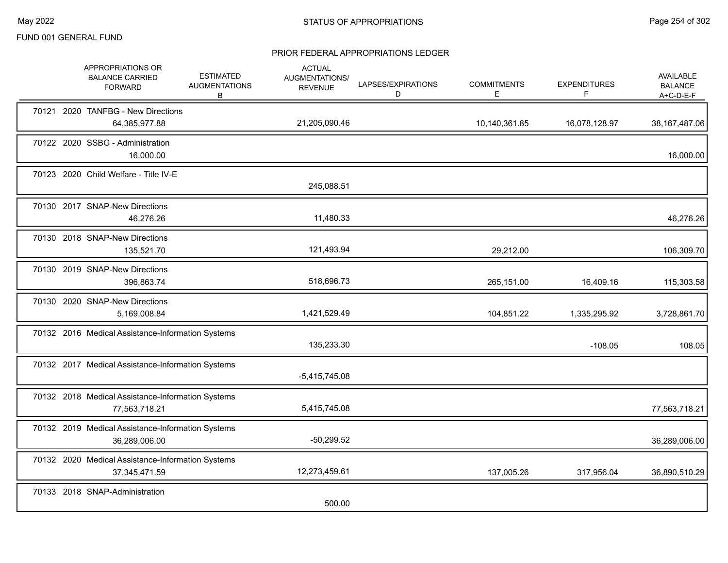FUND 001 GENERAL FUND

## STATUS OF APPROPRIATIONS

### PRIOR FEDERAL APPROPRIATIONS LEDGER

| | APPROPRIATIONS OR BALANCE CARRIED FORWARD | ESTIMATED AUGMENTATIONS B | ACTUAL AUGMENTATIONS/ REVENUE | LAPSES/EXPIRATIONS D | COMMITMENTS E | EXPENDITURES F | AVAILABLE BALANCE A+C-D-E-F |
|---|---|---|---|---|---|---|---|
| 70121 2020 TANFBG - New Directions | 64,385,977.88 | | 21,205,090.46 | | 10,140,361.85 | 16,078,128.97 | 38,167,487.06 |
| 70122 2020 SSBG - Administration | 16,000.00 | | | | | | 16,000.00 |
| 70123 2020 Child Welfare - Title IV-E | | | 245,088.51 | | | | |
| 70130 2017 SNAP-New Directions | 46,276.26 | | 11,480.33 | | | | 46,276.26 |
| 70130 2018 SNAP-New Directions | 135,521.70 | | 121,493.94 | | 29,212.00 | | 106,309.70 |
| 70130 2019 SNAP-New Directions | 396,863.74 | | 518,696.73 | | 265,151.00 | 16,409.16 | 115,303.58 |
| 70130 2020 SNAP-New Directions | 5,169,008.84 | | 1,421,529.49 | | 104,851.22 | 1,335,295.92 | 3,728,861.70 |
| 70132 2016 Medical Assistance-Information Systems | | | 135,233.30 | | | -108.05 | 108.05 |
| 70132 2017 Medical Assistance-Information Systems | | | -5,415,745.08 | | | | |
| 70132 2018 Medical Assistance-Information Systems | 77,563,718.21 | | 5,415,745.08 | | | | 77,563,718.21 |
| 70132 2019 Medical Assistance-Information Systems | 36,289,006.00 | | -50,299.52 | | | | 36,289,006.00 |
| 70132 2020 Medical Assistance-Information Systems | 37,345,471.59 | | 12,273,459.61 | | 137,005.26 | 317,956.04 | 36,890,510.29 |
| 70133 2018 SNAP-Administration | | | 500.00 | | | | |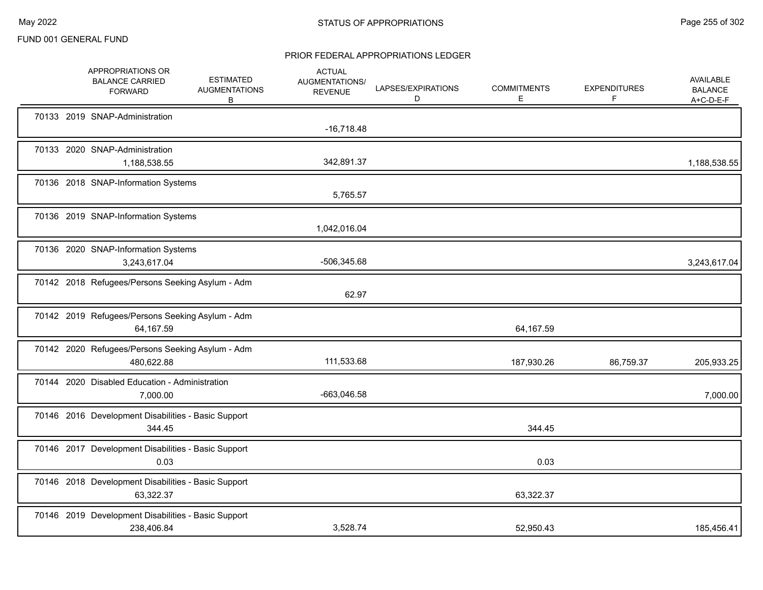FUND 001 GENERAL FUND

## STATUS OF APPROPRIATIONS

### PRIOR FEDERAL APPROPRIATIONS LEDGER

| | APPROPRIATIONS OR BALANCE CARRIED FORWARD | ESTIMATED AUGMENTATIONS B | ACTUAL AUGMENTATIONS/ REVENUE | LAPSES/EXPIRATIONS D | COMMITMENTS E | EXPENDITURES F | AVAILABLE BALANCE A+C-D-E-F |
|---|---|---|---|---|---|---|---|
| 70133 2019 SNAP-Administration | | | -16,718.48 | | | | |
| 70133 2020 SNAP-Administration | 1,188,538.55 | | 342,891.37 | | | | 1,188,538.55 |
| 70136 2018 SNAP-Information Systems | | | 5,765.57 | | | | |
| 70136 2019 SNAP-Information Systems | | | 1,042,016.04 | | | | |
| 70136 2020 SNAP-Information Systems | 3,243,617.04 | | -506,345.68 | | | | 3,243,617.04 |
| 70142 2018 Refugees/Persons Seeking Asylum - Adm | | | 62.97 | | | | |
| 70142 2019 Refugees/Persons Seeking Asylum - Adm | 64,167.59 | | | | 64,167.59 | | |
| 70142 2020 Refugees/Persons Seeking Asylum - Adm | 480,622.88 | | 111,533.68 | | 187,930.26 | 86,759.37 | 205,933.25 |
| 70144 2020 Disabled Education - Administration | 7,000.00 | | -663,046.58 | | | | 7,000.00 |
| 70146 2016 Development Disabilities - Basic Support | 344.45 | | | | 344.45 | | |
| 70146 2017 Development Disabilities - Basic Support | 0.03 | | | | 0.03 | | |
| 70146 2018 Development Disabilities - Basic Support | 63,322.37 | | | | 63,322.37 | | |
| 70146 2019 Development Disabilities - Basic Support | 238,406.84 | | 3,528.74 | | 52,950.43 | | 185,456.41 |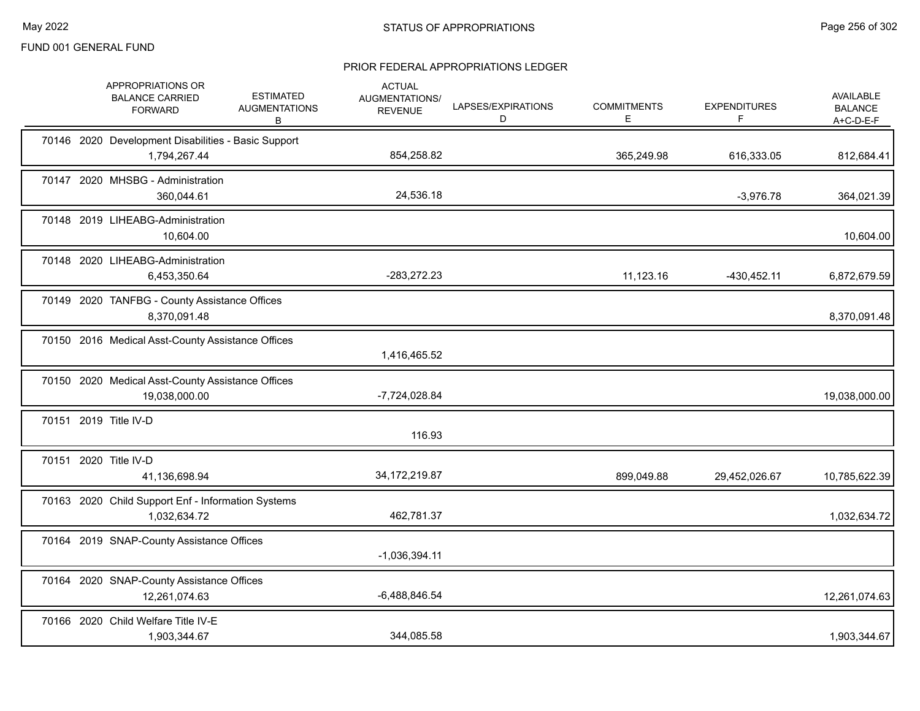FUND 001 GENERAL FUND

# STATUS OF APPROPRIATIONS

## PRIOR FEDERAL APPROPRIATIONS LEDGER

| Appropriation | APPROPRIATIONS OR BALANCE CARRIED FORWARD | ESTIMATED AUGMENTATIONS B | ACTUAL AUGMENTATIONS/ REVENUE | LAPSES/EXPIRATIONS D | COMMITMENTS E | EXPENDITURES F | AVAILABLE BALANCE A+C-D-E-F |
|---|---|---|---|---|---|---|---|
| 70146 2020 Development Disabilities - Basic Support | 1,794,267.44 | | 854,258.82 | | 365,249.98 | 616,333.05 | 812,684.41 |
| 70147 2020 MHSBG - Administration | 360,044.61 | | 24,536.18 | | | -3,976.78 | 364,021.39 |
| 70148 2019 LIHEABG-Administration | 10,604.00 | | | | | | 10,604.00 |
| 70148 2020 LIHEABG-Administration | 6,453,350.64 | | -283,272.23 | | 11,123.16 | -430,452.11 | 6,872,679.59 |
| 70149 2020 TANFBG - County Assistance Offices | 8,370,091.48 | | | | | | 8,370,091.48 |
| 70150 2016 Medical Asst-County Assistance Offices | | | 1,416,465.52 | | | | |
| 70150 2020 Medical Asst-County Assistance Offices | 19,038,000.00 | | -7,724,028.84 | | | | 19,038,000.00 |
| 70151 2019 Title IV-D | | | 116.93 | | | | |
| 70151 2020 Title IV-D | 41,136,698.94 | | 34,172,219.87 | | 899,049.88 | 29,452,026.67 | 10,785,622.39 |
| 70163 2020 Child Support Enf - Information Systems | 1,032,634.72 | | 462,781.37 | | | | 1,032,634.72 |
| 70164 2019 SNAP-County Assistance Offices | | | -1,036,394.11 | | | | |
| 70164 2020 SNAP-County Assistance Offices | 12,261,074.63 | | -6,488,846.54 | | | | 12,261,074.63 |
| 70166 2020 Child Welfare Title IV-E | 1,903,344.67 | | 344,085.58 | | | | 1,903,344.67 |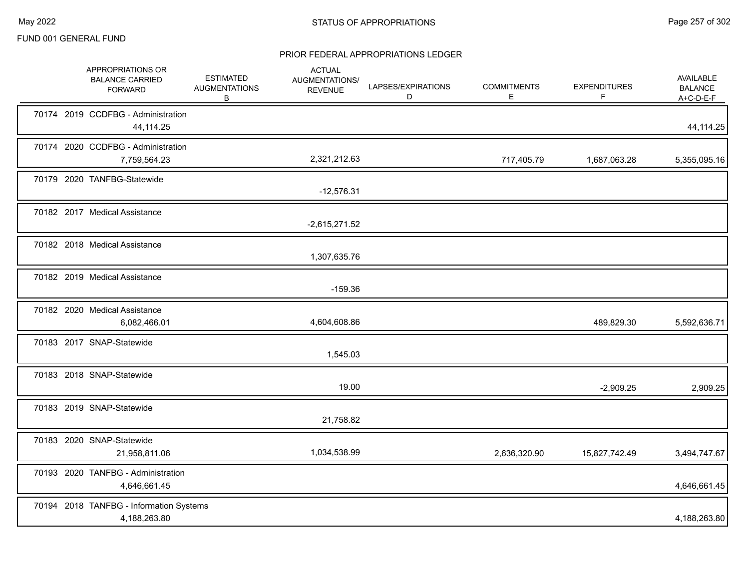FUND 001 GENERAL FUND

## PRIOR FEDERAL APPROPRIATIONS LEDGER

| | APPROPRIATIONS OR BALANCE CARRIED FORWARD | ESTIMATED AUGMENTATIONS B | ACTUAL AUGMENTATIONS/ REVENUE | LAPSES/EXPIRATIONS D | COMMITMENTS E | EXPENDITURES F | AVAILABLE BALANCE A+C-D-E-F |
|---|---|---|---|---|---|---|---|
| 70174 2019 CCDFBG - Administration | 44,114.25 | | | | | | 44,114.25 |
| 70174 2020 CCDFBG - Administration | 7,759,564.23 | | 2,321,212.63 | | 717,405.79 | 1,687,063.28 | 5,355,095.16 |
| 70179 2020 TANFBG-Statewide | | | -12,576.31 | | | | |
| 70182 2017 Medical Assistance | | | -2,615,271.52 | | | | |
| 70182 2018 Medical Assistance | | | 1,307,635.76 | | | | |
| 70182 2019 Medical Assistance | | | -159.36 | | | | |
| 70182 2020 Medical Assistance | 6,082,466.01 | | 4,604,608.86 | | | 489,829.30 | 5,592,636.71 |
| 70183 2017 SNAP-Statewide | | | 1,545.03 | | | | |
| 70183 2018 SNAP-Statewide | | | 19.00 | | | -2,909.25 | 2,909.25 |
| 70183 2019 SNAP-Statewide | | | 21,758.82 | | | | |
| 70183 2020 SNAP-Statewide | 21,958,811.06 | | 1,034,538.99 | | 2,636,320.90 | 15,827,742.49 | 3,494,747.67 |
| 70193 2020 TANFBG - Administration | 4,646,661.45 | | | | | | 4,646,661.45 |
| 70194 2018 TANFBG - Information Systems | 4,188,263.80 | | | | | | 4,188,263.80 |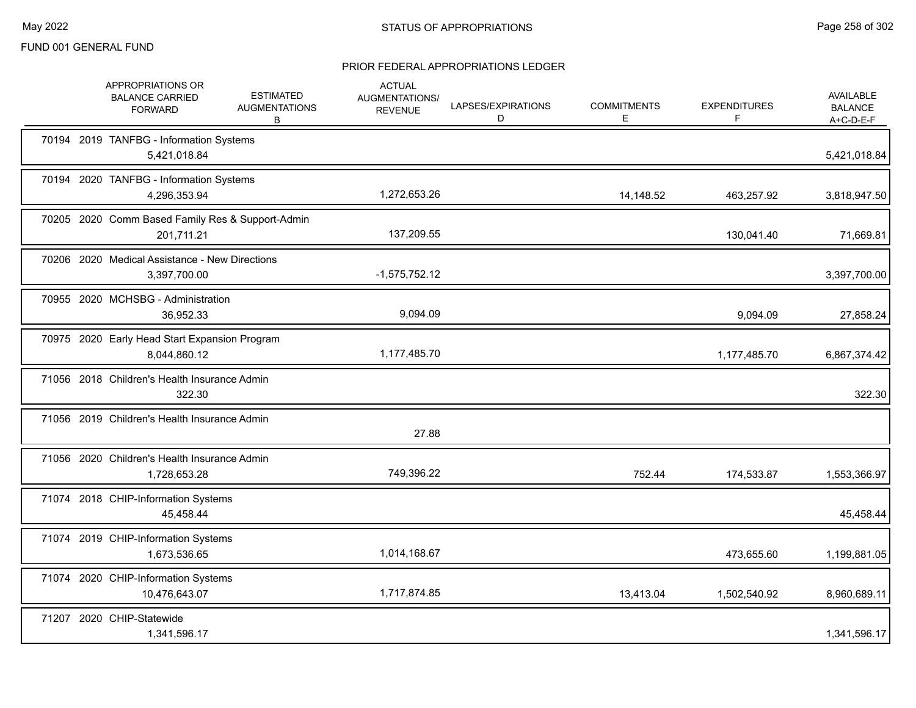FUND 001 GENERAL FUND

# STATUS OF APPROPRIATIONS

## PRIOR FEDERAL APPROPRIATIONS LEDGER

| | APPROPRIATIONS OR BALANCE CARRIED FORWARD | ESTIMATED AUGMENTATIONS B | ACTUAL AUGMENTATIONS/ REVENUE | LAPSES/EXPIRATIONS D | COMMITMENTS E | EXPENDITURES F | AVAILABLE BALANCE A+C-D-E-F |
|---|---|---|---|---|---|---|---|
| 70194 2019 TANFBG - Information Systems | 5,421,018.84 | | | | | | 5,421,018.84 |
| 70194 2020 TANFBG - Information Systems | 4,296,353.94 | | 1,272,653.26 | | 14,148.52 | 463,257.92 | 3,818,947.50 |
| 70205 2020 Comm Based Family Res & Support-Admin | 201,711.21 | | 137,209.55 | | | 130,041.40 | 71,669.81 |
| 70206 2020 Medical Assistance - New Directions | 3,397,700.00 | | -1,575,752.12 | | | | 3,397,700.00 |
| 70955 2020 MCHSBG - Administration | 36,952.33 | | 9,094.09 | | | 9,094.09 | 27,858.24 |
| 70975 2020 Early Head Start Expansion Program | 8,044,860.12 | | 1,177,485.70 | | | 1,177,485.70 | 6,867,374.42 |
| 71056 2018 Children's Health Insurance Admin | 322.30 | | | | | | 322.30 |
| 71056 2019 Children's Health Insurance Admin | | | 27.88 | | | | |
| 71056 2020 Children's Health Insurance Admin | 1,728,653.28 | | 749,396.22 | | 752.44 | 174,533.87 | 1,553,366.97 |
| 71074 2018 CHIP-Information Systems | 45,458.44 | | | | | | 45,458.44 |
| 71074 2019 CHIP-Information Systems | 1,673,536.65 | | 1,014,168.67 | | | 473,655.60 | 1,199,881.05 |
| 71074 2020 CHIP-Information Systems | 10,476,643.07 | | 1,717,874.85 | | 13,413.04 | 1,502,540.92 | 8,960,689.11 |
| 71207 2020 CHIP-Statewide | 1,341,596.17 | | | | | | 1,341,596.17 |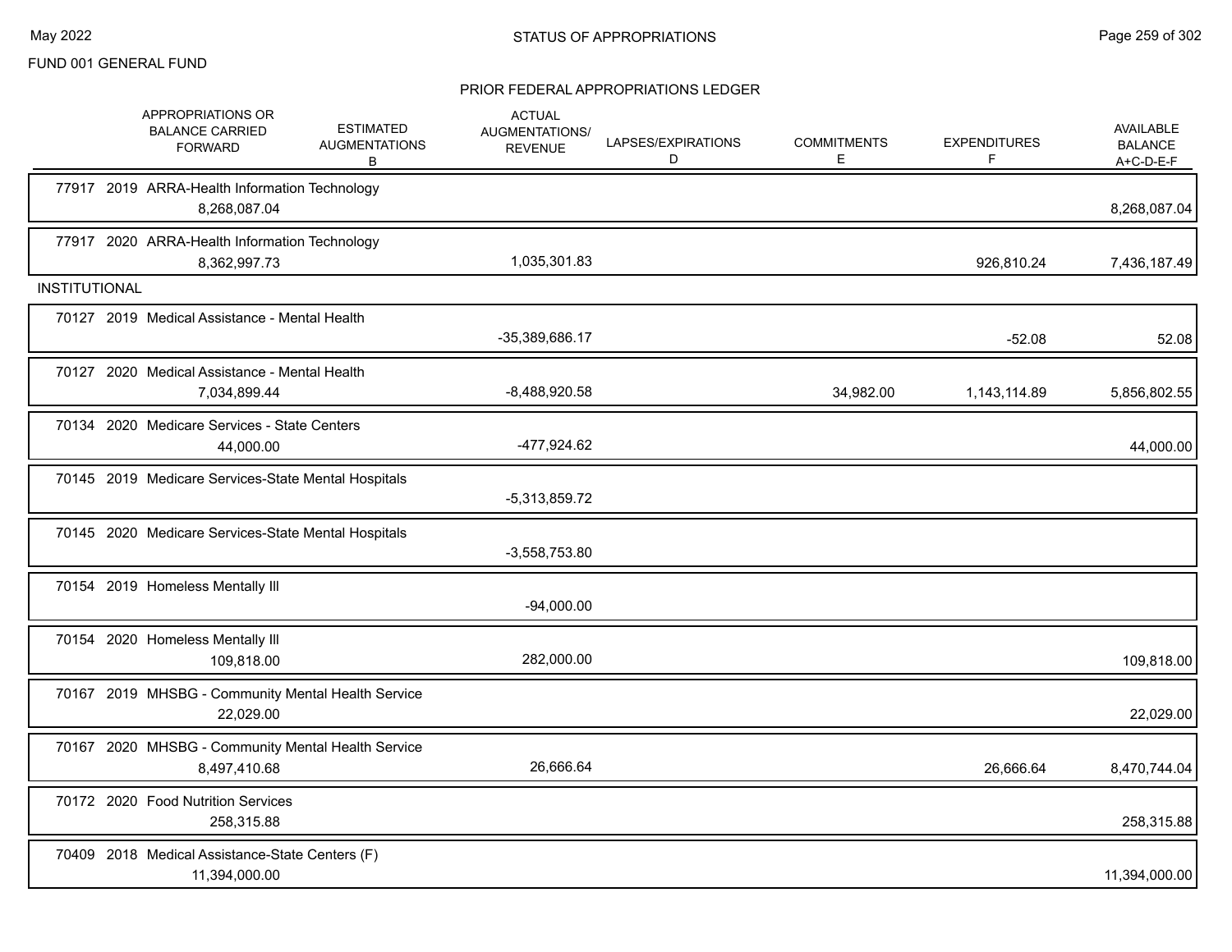FUND 001 GENERAL FUND

## STATUS OF APPROPRIATIONS

### PRIOR FEDERAL APPROPRIATIONS LEDGER

| | APPROPRIATIONS OR BALANCE CARRIED FORWARD | ESTIMATED AUGMENTATIONS B | ACTUAL AUGMENTATIONS/ REVENUE | LAPSES/EXPIRATIONS D | COMMITMENTS E | EXPENDITURES F | AVAILABLE BALANCE A+C-D-E-F |
|---|---|---|---|---|---|---|---|
| 77917 2019 ARRA-Health Information Technology | 8,268,087.04 | | | | | | 8,268,087.04 |
| 77917 2020 ARRA-Health Information Technology | 8,362,997.73 | | 1,035,301.83 | | | 926,810.24 | 7,436,187.49 |
| **INSTITUTIONAL** | | | | | | | |
| 70127 2019 Medical Assistance - Mental Health | | | -35,389,686.17 | | | -52.08 | 52.08 |
| 70127 2020 Medical Assistance - Mental Health | 7,034,899.44 | | -8,488,920.58 | | 34,982.00 | 1,143,114.89 | 5,856,802.55 |
| 70134 2020 Medicare Services - State Centers | 44,000.00 | | -477,924.62 | | | | 44,000.00 |
| 70145 2019 Medicare Services-State Mental Hospitals | | | -5,313,859.72 | | | | |
| 70145 2020 Medicare Services-State Mental Hospitals | | | -3,558,753.80 | | | | |
| 70154 2019 Homeless Mentally Ill | | | -94,000.00 | | | | |
| 70154 2020 Homeless Mentally Ill | 109,818.00 | | 282,000.00 | | | | 109,818.00 |
| 70167 2019 MHSBG - Community Mental Health Service | 22,029.00 | | | | | | 22,029.00 |
| 70167 2020 MHSBG - Community Mental Health Service | 8,497,410.68 | | 26,666.64 | | | 26,666.64 | 8,470,744.04 |
| 70172 2020 Food Nutrition Services | 258,315.88 | | | | | | 258,315.88 |
| 70409 2018 Medical Assistance-State Centers (F) | 11,394,000.00 | | | | | | 11,394,000.00 |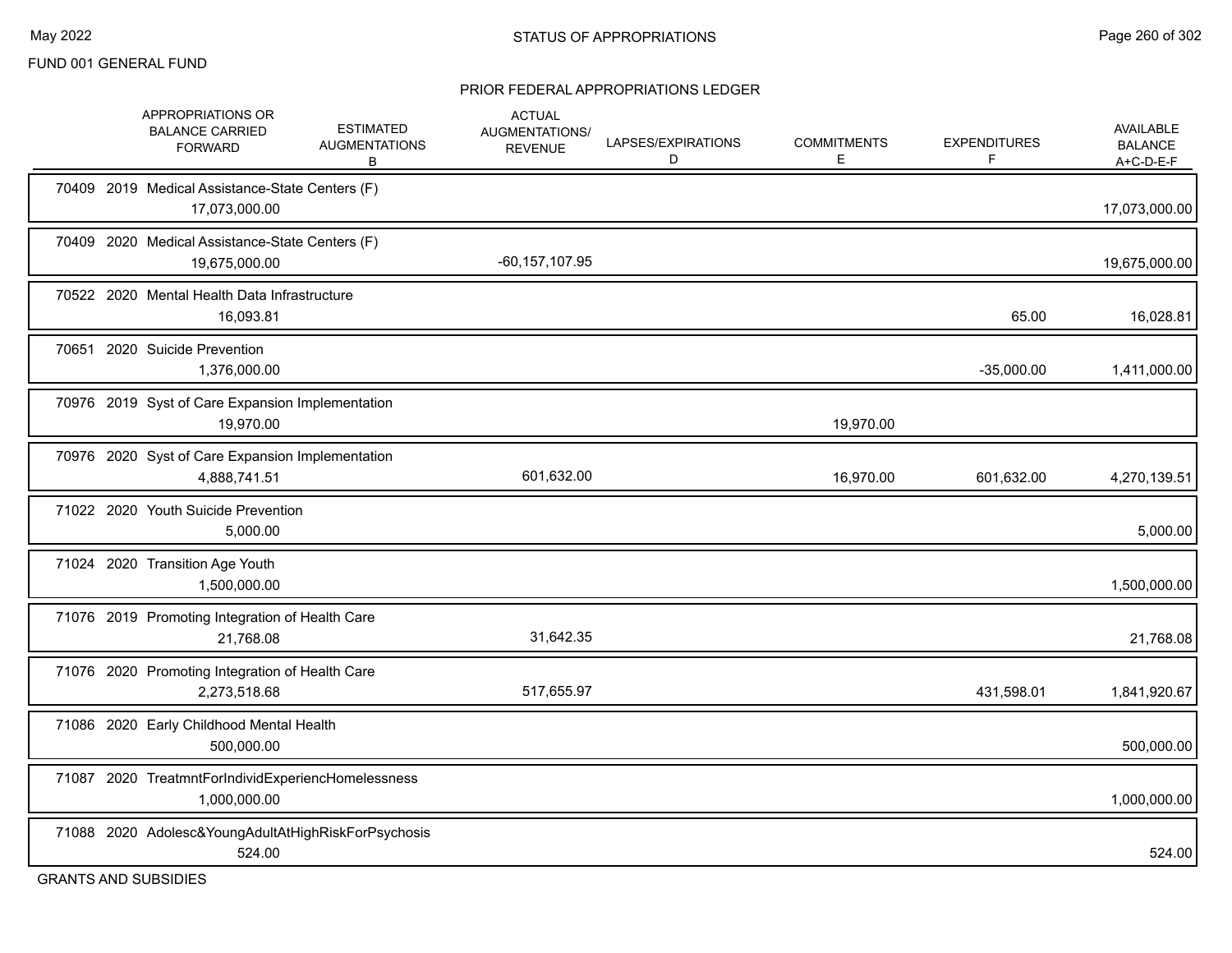FUND 001 GENERAL FUND

## PRIOR FEDERAL APPROPRIATIONS LEDGER

| | APPROPRIATIONS OR BALANCE CARRIED FORWARD | ESTIMATED AUGMENTATIONS B | ACTUAL AUGMENTATIONS/ REVENUE | LAPSES/EXPIRATIONS D | COMMITMENTS E | EXPENDITURES F | AVAILABLE BALANCE A+C-D-E-F |
|---|---|---|---|---|---|---|---|
| 70409 2019 Medical Assistance-State Centers (F) | 17,073,000.00 | | | | | | 17,073,000.00 |
| 70409 2020 Medical Assistance-State Centers (F) | 19,675,000.00 | | -60,157,107.95 | | | | 19,675,000.00 |
| 70522 2020 Mental Health Data Infrastructure | 16,093.81 | | | | | 65.00 | 16,028.81 |
| 70651 2020 Suicide Prevention | 1,376,000.00 | | | | | -35,000.00 | 1,411,000.00 |
| 70976 2019 Syst of Care Expansion Implementation | 19,970.00 | | | | 19,970.00 | | |
| 70976 2020 Syst of Care Expansion Implementation | 4,888,741.51 | | 601,632.00 | | 16,970.00 | 601,632.00 | 4,270,139.51 |
| 71022 2020 Youth Suicide Prevention | 5,000.00 | | | | | | 5,000.00 |
| 71024 2020 Transition Age Youth | 1,500,000.00 | | | | | | 1,500,000.00 |
| 71076 2019 Promoting Integration of Health Care | 21,768.08 | | 31,642.35 | | | | 21,768.08 |
| 71076 2020 Promoting Integration of Health Care | 2,273,518.68 | | 517,655.97 | | | 431,598.01 | 1,841,920.67 |
| 71086 2020 Early Childhood Mental Health | 500,000.00 | | | | | | 500,000.00 |
| 71087 2020 TreatmntForIndividExperiencHomelessness | 1,000,000.00 | | | | | | 1,000,000.00 |
| 71088 2020 Adolesc&YoungAdultAtHighRiskForPsychosis | 524.00 | | | | | | 524.00 |

GRANTS AND SUBSIDIES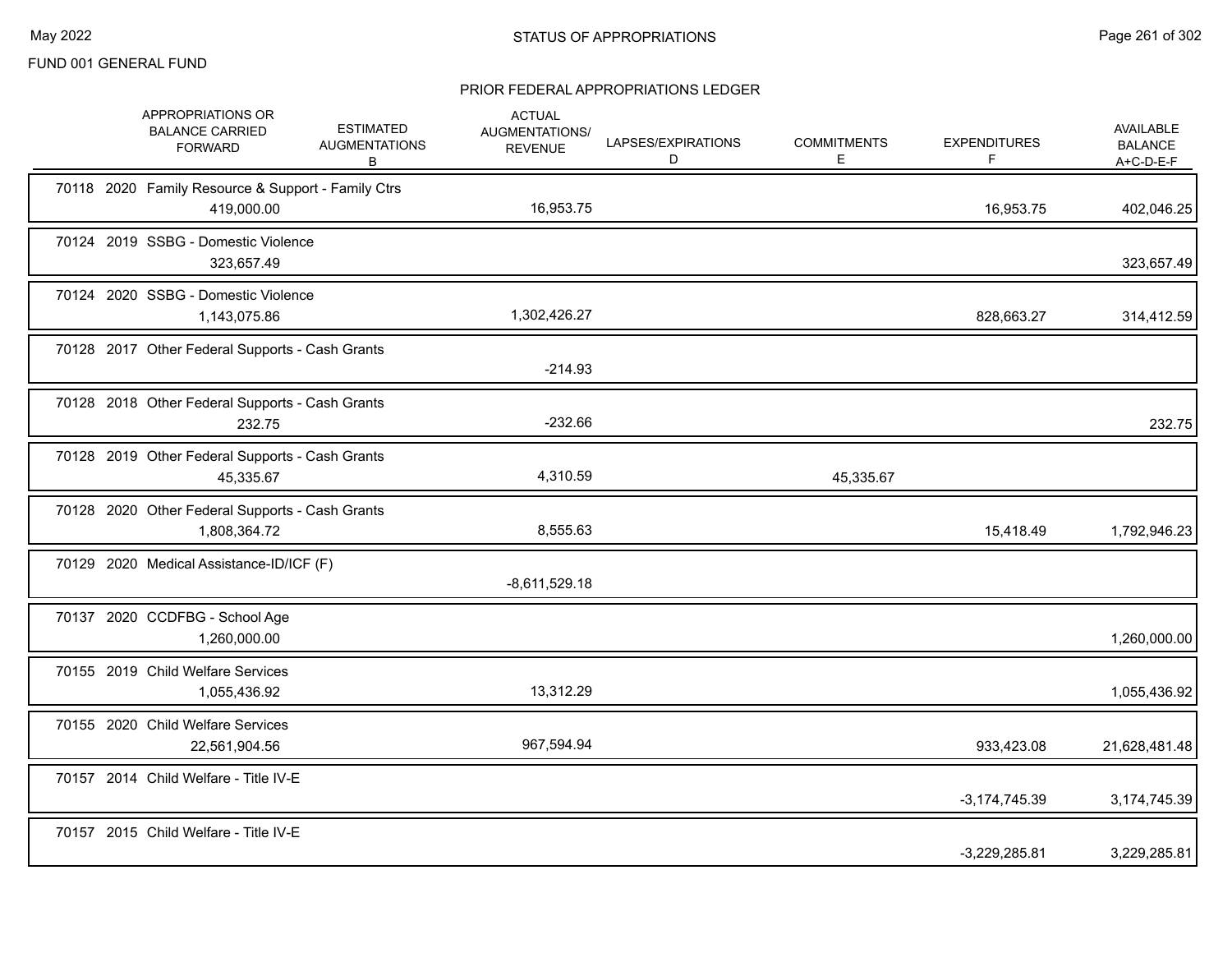FUND 001 GENERAL FUND

## STATUS OF APPROPRIATIONS

### PRIOR FEDERAL APPROPRIATIONS LEDGER

| | APPROPRIATIONS OR BALANCE CARRIED FORWARD | ESTIMATED AUGMENTATIONS B | ACTUAL AUGMENTATIONS/ REVENUE | LAPSES/EXPIRATIONS D | COMMITMENTS E | EXPENDITURES F | AVAILABLE BALANCE A+C-D-E-F |
|---|---|---|---|---|---|---|---|
| 70118 2020 Family Resource & Support - Family Ctrs | 419,000.00 | | 16,953.75 | | | 16,953.75 | 402,046.25 |
| 70124 2019 SSBG - Domestic Violence | 323,657.49 | | | | | | 323,657.49 |
| 70124 2020 SSBG - Domestic Violence | 1,143,075.86 | | 1,302,426.27 | | | 828,663.27 | 314,412.59 |
| 70128 2017 Other Federal Supports - Cash Grants | | | -214.93 | | | | |
| 70128 2018 Other Federal Supports - Cash Grants | 232.75 | | -232.66 | | | | 232.75 |
| 70128 2019 Other Federal Supports - Cash Grants | 45,335.67 | | 4,310.59 | | 45,335.67 | | |
| 70128 2020 Other Federal Supports - Cash Grants | 1,808,364.72 | | 8,555.63 | | | 15,418.49 | 1,792,946.23 |
| 70129 2020 Medical Assistance-ID/ICF (F) | | | -8,611,529.18 | | | | |
| 70137 2020 CCDFBG - School Age | 1,260,000.00 | | | | | | 1,260,000.00 |
| 70155 2019 Child Welfare Services | 1,055,436.92 | | 13,312.29 | | | | 1,055,436.92 |
| 70155 2020 Child Welfare Services | 22,561,904.56 | | 967,594.94 | | | 933,423.08 | 21,628,481.48 |
| 70157 2014 Child Welfare - Title IV-E | | | | | | -3,174,745.39 | 3,174,745.39 |
| 70157 2015 Child Welfare - Title IV-E | | | | | | -3,229,285.81 | 3,229,285.81 |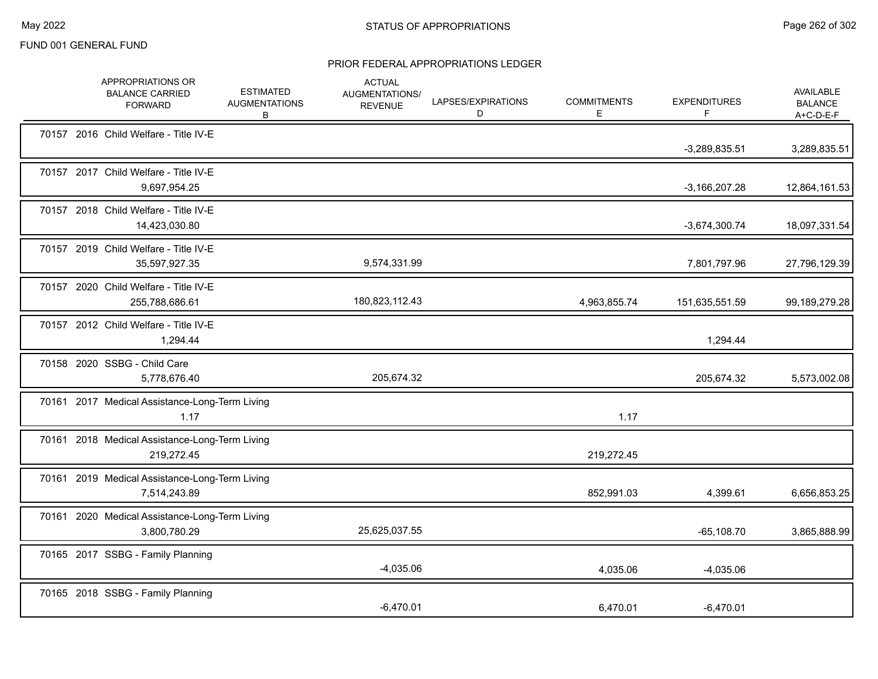FUND 001 GENERAL FUND

## STATUS OF APPROPRIATIONS

### PRIOR FEDERAL APPROPRIATIONS LEDGER

| | APPROPRIATIONS OR BALANCE CARRIED FORWARD | ESTIMATED AUGMENTATIONS B | ACTUAL AUGMENTATIONS/ REVENUE | LAPSES/EXPIRATIONS D | COMMITMENTS E | EXPENDITURES F | AVAILABLE BALANCE A+C-D-E-F |
|---|---|---|---|---|---|---|---|
| 70157 2016 Child Welfare - Title IV-E | | | | | | -3,289,835.51 | 3,289,835.51 |
| 70157 2017 Child Welfare - Title IV-E | 9,697,954.25 | | | | | -3,166,207.28 | 12,864,161.53 |
| 70157 2018 Child Welfare - Title IV-E | 14,423,030.80 | | | | | -3,674,300.74 | 18,097,331.54 |
| 70157 2019 Child Welfare - Title IV-E | 35,597,927.35 | | 9,574,331.99 | | | 7,801,797.96 | 27,796,129.39 |
| 70157 2020 Child Welfare - Title IV-E | 255,788,686.61 | | 180,823,112.43 | | 4,963,855.74 | 151,635,551.59 | 99,189,279.28 |
| 70157 2012 Child Welfare - Title IV-E | 1,294.44 | | | | | 1,294.44 | |
| 70158 2020 SSBG - Child Care | 5,778,676.40 | | 205,674.32 | | | 205,674.32 | 5,573,002.08 |
| 70161 2017 Medical Assistance-Long-Term Living | 1.17 | | | | 1.17 | | |
| 70161 2018 Medical Assistance-Long-Term Living | 219,272.45 | | | | 219,272.45 | | |
| 70161 2019 Medical Assistance-Long-Term Living | 7,514,243.89 | | | | 852,991.03 | 4,399.61 | 6,656,853.25 |
| 70161 2020 Medical Assistance-Long-Term Living | 3,800,780.29 | | 25,625,037.55 | | | -65,108.70 | 3,865,888.99 |
| 70165 2017 SSBG - Family Planning | | | -4,035.06 | | 4,035.06 | -4,035.06 | |
| 70165 2018 SSBG - Family Planning | | | -6,470.01 | | 6,470.01 | -6,470.01 | |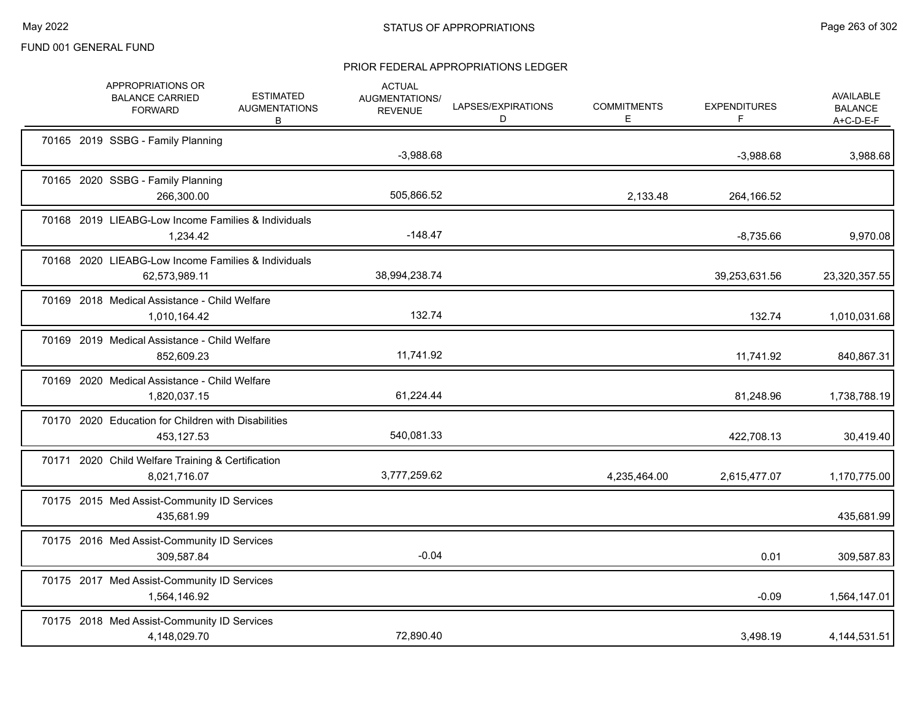FUND 001 GENERAL FUND

## STATUS OF APPROPRIATIONS

### PRIOR FEDERAL APPROPRIATIONS LEDGER

| | APPROPRIATIONS OR BALANCE CARRIED FORWARD | ESTIMATED AUGMENTATIONS B | ACTUAL AUGMENTATIONS/ REVENUE | LAPSES/EXPIRATIONS D | COMMITMENTS E | EXPENDITURES F | AVAILABLE BALANCE A+C-D-E-F |
|---|---|---|---|---|---|---|---|
| 70165 2019 SSBG - Family Planning | | | -3,988.68 | | | -3,988.68 | 3,988.68 |
| 70165 2020 SSBG - Family Planning | 266,300.00 | | 505,866.52 | | 2,133.48 | 264,166.52 | |
| 70168 2019 LIEABG-Low Income Families & Individuals | 1,234.42 | | -148.47 | | | -8,735.66 | 9,970.08 |
| 70168 2020 LIEABG-Low Income Families & Individuals | 62,573,989.11 | | 38,994,238.74 | | | 39,253,631.56 | 23,320,357.55 |
| 70169 2018 Medical Assistance - Child Welfare | 1,010,164.42 | | 132.74 | | | 132.74 | 1,010,031.68 |
| 70169 2019 Medical Assistance - Child Welfare | 852,609.23 | | 11,741.92 | | | 11,741.92 | 840,867.31 |
| 70169 2020 Medical Assistance - Child Welfare | 1,820,037.15 | | 61,224.44 | | | 81,248.96 | 1,738,788.19 |
| 70170 2020 Education for Children with Disabilities | 453,127.53 | | 540,081.33 | | | 422,708.13 | 30,419.40 |
| 70171 2020 Child Welfare Training & Certification | 8,021,716.07 | | 3,777,259.62 | | 4,235,464.00 | 2,615,477.07 | 1,170,775.00 |
| 70175 2015 Med Assist-Community ID Services | 435,681.99 | | | | | | 435,681.99 |
| 70175 2016 Med Assist-Community ID Services | 309,587.84 | | -0.04 | | | 0.01 | 309,587.83 |
| 70175 2017 Med Assist-Community ID Services | 1,564,146.92 | | | | | -0.09 | 1,564,147.01 |
| 70175 2018 Med Assist-Community ID Services | 4,148,029.70 | | 72,890.40 | | | 3,498.19 | 4,144,531.51 |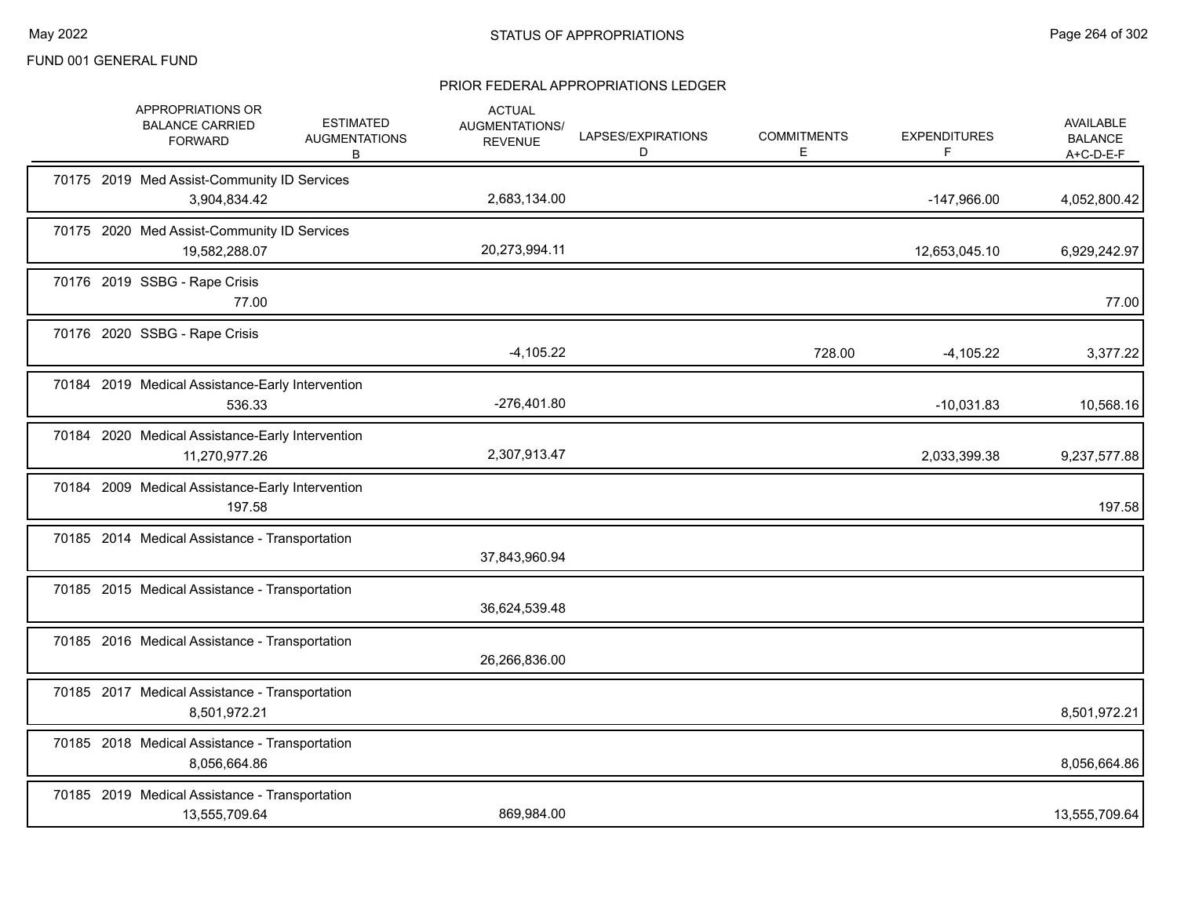FUND 001 GENERAL FUND

# STATUS OF APPROPRIATIONS

## PRIOR FEDERAL APPROPRIATIONS LEDGER

| | APPROPRIATIONS OR BALANCE CARRIED FORWARD | ESTIMATED AUGMENTATIONS B | ACTUAL AUGMENTATIONS/ REVENUE | LAPSES/EXPIRATIONS D | COMMITMENTS E | EXPENDITURES F | AVAILABLE BALANCE A+C-D-E-F |
|---|---|---|---|---|---|---|---|
| 70175 2019 Med Assist-Community ID Services | 3,904,834.42 | | 2,683,134.00 | | | -147,966.00 | 4,052,800.42 |
| 70175 2020 Med Assist-Community ID Services | 19,582,288.07 | | 20,273,994.11 | | | 12,653,045.10 | 6,929,242.97 |
| 70176 2019 SSBG - Rape Crisis | 77.00 | | | | | | 77.00 |
| 70176 2020 SSBG - Rape Crisis | | | -4,105.22 | | 728.00 | -4,105.22 | 3,377.22 |
| 70184 2019 Medical Assistance-Early Intervention | 536.33 | | -276,401.80 | | | -10,031.83 | 10,568.16 |
| 70184 2020 Medical Assistance-Early Intervention | 11,270,977.26 | | 2,307,913.47 | | | 2,033,399.38 | 9,237,577.88 |
| 70184 2009 Medical Assistance-Early Intervention | 197.58 | | | | | | 197.58 |
| 70185 2014 Medical Assistance - Transportation | | | 37,843,960.94 | | | | |
| 70185 2015 Medical Assistance - Transportation | | | 36,624,539.48 | | | | |
| 70185 2016 Medical Assistance - Transportation | | | 26,266,836.00 | | | | |
| 70185 2017 Medical Assistance - Transportation | 8,501,972.21 | | | | | | 8,501,972.21 |
| 70185 2018 Medical Assistance - Transportation | 8,056,664.86 | | | | | | 8,056,664.86 |
| 70185 2019 Medical Assistance - Transportation | 13,555,709.64 | | 869,984.00 | | | | 13,555,709.64 |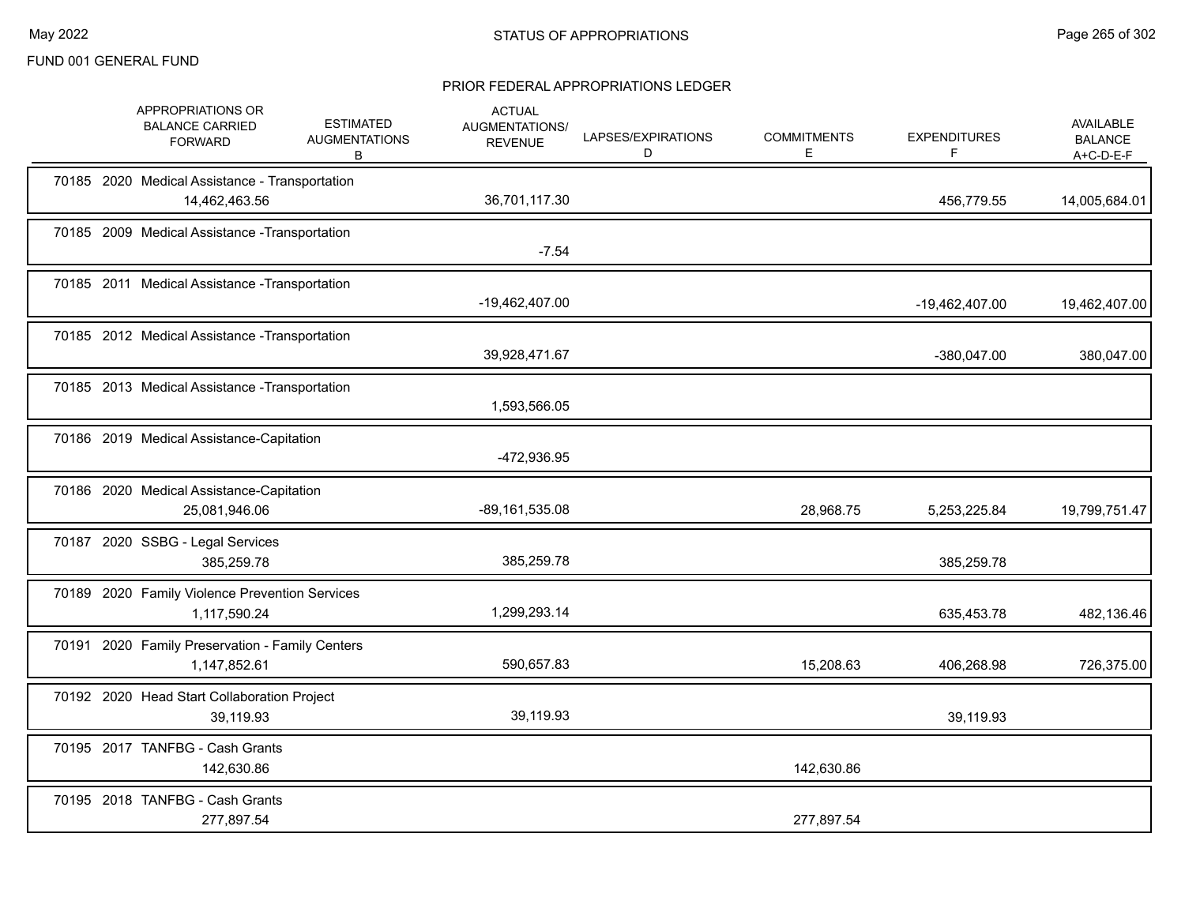FUND 001 GENERAL FUND

## STATUS OF APPROPRIATIONS

### PRIOR FEDERAL APPROPRIATIONS LEDGER

| | APPROPRIATIONS OR BALANCE CARRIED FORWARD | ESTIMATED AUGMENTATIONS B | ACTUAL AUGMENTATIONS/ REVENUE | LAPSES/EXPIRATIONS D | COMMITMENTS E | EXPENDITURES F | AVAILABLE BALANCE A+C-D-E-F |
|---|---|---|---|---|---|---|---|
| 70185 2020 Medical Assistance - Transportation | 14,462,463.56 | | 36,701,117.30 | | | 456,779.55 | 14,005,684.01 |
| 70185 2009 Medical Assistance -Transportation | | | -7.54 | | | | |
| 70185 2011 Medical Assistance -Transportation | | | -19,462,407.00 | | | -19,462,407.00 | 19,462,407.00 |
| 70185 2012 Medical Assistance -Transportation | | | 39,928,471.67 | | | -380,047.00 | 380,047.00 |
| 70185 2013 Medical Assistance -Transportation | | | 1,593,566.05 | | | | |
| 70186 2019 Medical Assistance-Capitation | | | -472,936.95 | | | | |
| 70186 2020 Medical Assistance-Capitation | 25,081,946.06 | | -89,161,535.08 | | 28,968.75 | 5,253,225.84 | 19,799,751.47 |
| 70187 2020 SSBG - Legal Services | 385,259.78 | | 385,259.78 | | | 385,259.78 | |
| 70189 2020 Family Violence Prevention Services | 1,117,590.24 | | 1,299,293.14 | | | 635,453.78 | 482,136.46 |
| 70191 2020 Family Preservation - Family Centers | 1,147,852.61 | | 590,657.83 | | 15,208.63 | 406,268.98 | 726,375.00 |
| 70192 2020 Head Start Collaboration Project | 39,119.93 | | 39,119.93 | | | 39,119.93 | |
| 70195 2017 TANFBG - Cash Grants | 142,630.86 | | | | 142,630.86 | | |
| 70195 2018 TANFBG - Cash Grants | 277,897.54 | | | | 277,897.54 | | |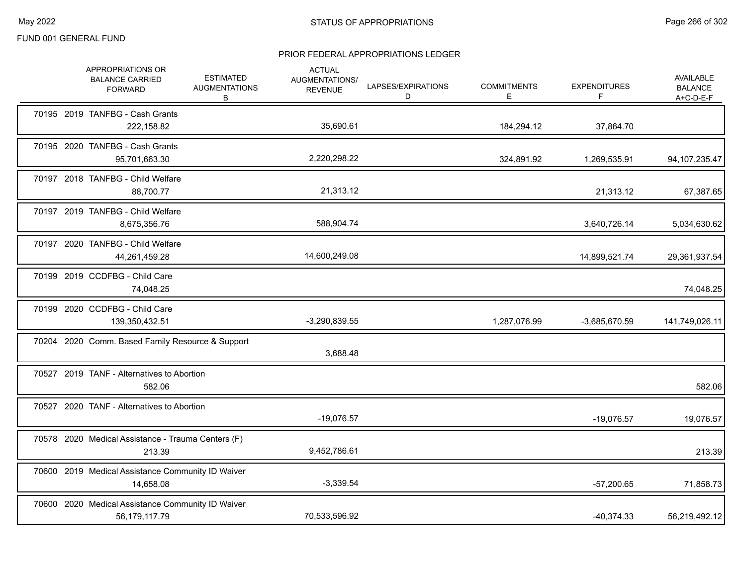FUND 001 GENERAL FUND

## STATUS OF APPROPRIATIONS

### PRIOR FEDERAL APPROPRIATIONS LEDGER

| | APPROPRIATIONS OR BALANCE CARRIED FORWARD | ESTIMATED AUGMENTATIONS B | ACTUAL AUGMENTATIONS/ REVENUE | LAPSES/EXPIRATIONS D | COMMITMENTS E | EXPENDITURES F | AVAILABLE BALANCE A+C-D-E-F |
|---|---|---|---|---|---|---|---|
| 70195 2019 TANFBG - Cash Grants | 222,158.82 | | 35,690.61 | | 184,294.12 | 37,864.70 | |
| 70195 2020 TANFBG - Cash Grants | 95,701,663.30 | | 2,220,298.22 | | 324,891.92 | 1,269,535.91 | 94,107,235.47 |
| 70197 2018 TANFBG - Child Welfare | 88,700.77 | | 21,313.12 | | | 21,313.12 | 67,387.65 |
| 70197 2019 TANFBG - Child Welfare | 8,675,356.76 | | 588,904.74 | | | 3,640,726.14 | 5,034,630.62 |
| 70197 2020 TANFBG - Child Welfare | 44,261,459.28 | | 14,600,249.08 | | | 14,899,521.74 | 29,361,937.54 |
| 70199 2019 CCDFBG - Child Care | 74,048.25 | | | | | | 74,048.25 |
| 70199 2020 CCDFBG - Child Care | 139,350,432.51 | | -3,290,839.55 | | 1,287,076.99 | -3,685,670.59 | 141,749,026.11 |
| 70204 2020 Comm. Based Family Resource & Support | | | 3,688.48 | | | | |
| 70527 2019 TANF - Alternatives to Abortion | 582.06 | | | | | | 582.06 |
| 70527 2020 TANF - Alternatives to Abortion | | | -19,076.57 | | | -19,076.57 | 19,076.57 |
| 70578 2020 Medical Assistance - Trauma Centers (F) | 213.39 | | 9,452,786.61 | | | | 213.39 |
| 70600 2019 Medical Assistance Community ID Waiver | 14,658.08 | | -3,339.54 | | | -57,200.65 | 71,858.73 |
| 70600 2020 Medical Assistance Community ID Waiver | 56,179,117.79 | | 70,533,596.92 | | | -40,374.33 | 56,219,492.12 |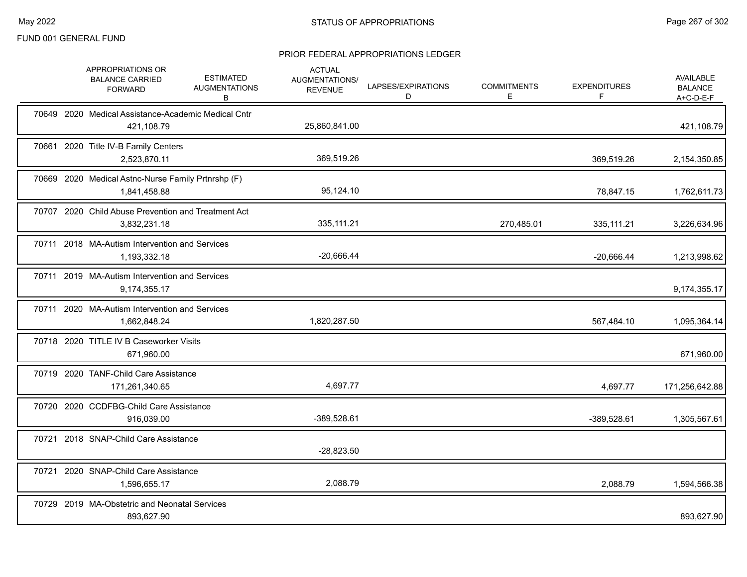FUND 001 GENERAL FUND

## STATUS OF APPROPRIATIONS

### PRIOR FEDERAL APPROPRIATIONS LEDGER

| | APPROPRIATIONS OR BALANCE CARRIED FORWARD | ESTIMATED AUGMENTATIONS B | ACTUAL AUGMENTATIONS/ REVENUE | LAPSES/EXPIRATIONS D | COMMITMENTS E | EXPENDITURES F | AVAILABLE BALANCE A+C-D-E-F |
|---|---|---|---|---|---|---|---|
| 70649 2020 Medical Assistance-Academic Medical Cntr | 421,108.79 | | 25,860,841.00 | | | | 421,108.79 |
| 70661 2020 Title IV-B Family Centers | 2,523,870.11 | | 369,519.26 | | | 369,519.26 | 2,154,350.85 |
| 70669 2020 Medical Astnc-Nurse Family Prtnrshp (F) | 1,841,458.88 | | 95,124.10 | | | 78,847.15 | 1,762,611.73 |
| 70707 2020 Child Abuse Prevention and Treatment Act | 3,832,231.18 | | 335,111.21 | | 270,485.01 | 335,111.21 | 3,226,634.96 |
| 70711 2018 MA-Autism Intervention and Services | 1,193,332.18 | | -20,666.44 | | | -20,666.44 | 1,213,998.62 |
| 70711 2019 MA-Autism Intervention and Services | 9,174,355.17 | | | | | | 9,174,355.17 |
| 70711 2020 MA-Autism Intervention and Services | 1,662,848.24 | | 1,820,287.50 | | | 567,484.10 | 1,095,364.14 |
| 70718 2020 TITLE IV B Caseworker Visits | 671,960.00 | | | | | | 671,960.00 |
| 70719 2020 TANF-Child Care Assistance | 171,261,340.65 | | 4,697.77 | | | 4,697.77 | 171,256,642.88 |
| 70720 2020 CCDFBG-Child Care Assistance | 916,039.00 | | -389,528.61 | | | -389,528.61 | 1,305,567.61 |
| 70721 2018 SNAP-Child Care Assistance | | | -28,823.50 | | | | |
| 70721 2020 SNAP-Child Care Assistance | 1,596,655.17 | | 2,088.79 | | | 2,088.79 | 1,594,566.38 |
| 70729 2019 MA-Obstetric and Neonatal Services | 893,627.90 | | | | | | 893,627.90 |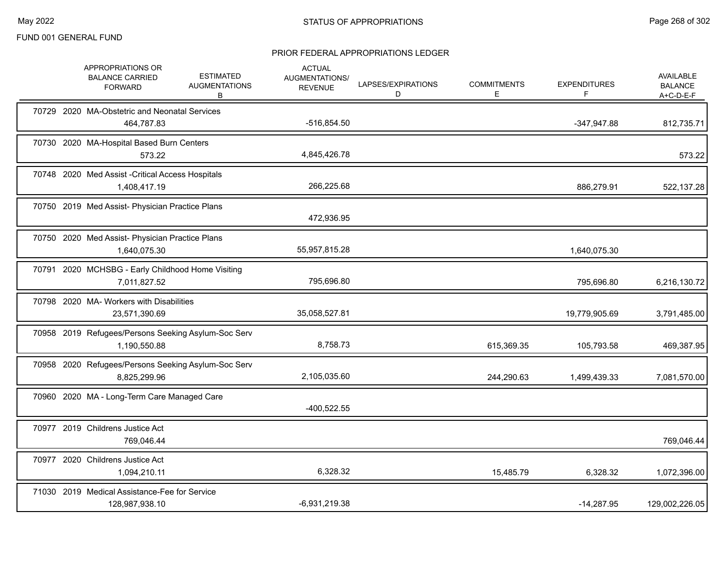FUND 001 GENERAL FUND

# STATUS OF APPROPRIATIONS

## PRIOR FEDERAL APPROPRIATIONS LEDGER

| | APPROPRIATIONS OR BALANCE CARRIED FORWARD | ESTIMATED AUGMENTATIONS B | ACTUAL AUGMENTATIONS/ REVENUE | LAPSES/EXPIRATIONS D | COMMITMENTS E | EXPENDITURES F | AVAILABLE BALANCE A+C-D-E-F |
|---|---|---|---|---|---|---|---|
| 70729 2020 MA-Obstetric and Neonatal Services | 464,787.83 | | -516,854.50 | | | -347,947.88 | 812,735.71 |
| 70730 2020 MA-Hospital Based Burn Centers | 573.22 | | 4,845,426.78 | | | | 573.22 |
| 70748 2020 Med Assist -Critical Access Hospitals | 1,408,417.19 | | 266,225.68 | | | 886,279.91 | 522,137.28 |
| 70750 2019 Med Assist- Physician Practice Plans | | | 472,936.95 | | | | |
| 70750 2020 Med Assist- Physician Practice Plans | 1,640,075.30 | | 55,957,815.28 | | | 1,640,075.30 | |
| 70791 2020 MCHSBG - Early Childhood Home Visiting | 7,011,827.52 | | 795,696.80 | | | 795,696.80 | 6,216,130.72 |
| 70798 2020 MA- Workers with Disabilities | 23,571,390.69 | | 35,058,527.81 | | | 19,779,905.69 | 3,791,485.00 |
| 70958 2019 Refugees/Persons Seeking Asylum-Soc Serv | 1,190,550.88 | | 8,758.73 | | 615,369.35 | 105,793.58 | 469,387.95 |
| 70958 2020 Refugees/Persons Seeking Asylum-Soc Serv | 8,825,299.96 | | 2,105,035.60 | | 244,290.63 | 1,499,439.33 | 7,081,570.00 |
| 70960 2020 MA - Long-Term Care Managed Care | | | -400,522.55 | | | | |
| 70977 2019 Childrens Justice Act | 769,046.44 | | | | | | 769,046.44 |
| 70977 2020 Childrens Justice Act | 1,094,210.11 | | 6,328.32 | | 15,485.79 | 6,328.32 | 1,072,396.00 |
| 71030 2019 Medical Assistance-Fee for Service | 128,987,938.10 | | -6,931,219.38 | | | -14,287.95 | 129,002,226.05 |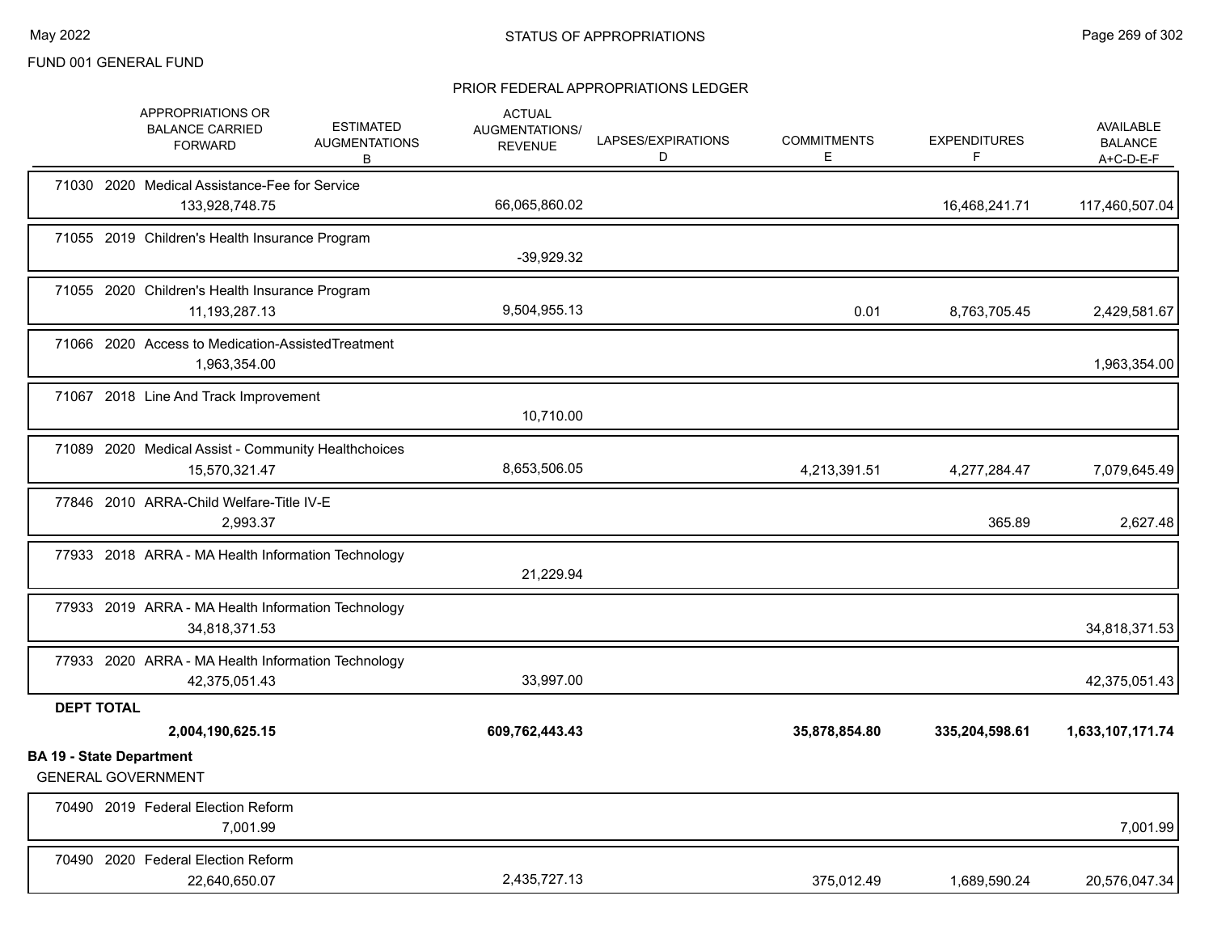FUND 001 GENERAL FUND

## PRIOR FEDERAL APPROPRIATIONS LEDGER

| | APPROPRIATIONS OR BALANCE CARRIED FORWARD | ESTIMATED AUGMENTATIONS B | ACTUAL AUGMENTATIONS/ REVENUE | LAPSES/EXPIRATIONS D | COMMITMENTS E | EXPENDITURES F | AVAILABLE BALANCE A+C-D-E-F |
|---|---|---|---|---|---|---|---|
| 71030 2020 Medical Assistance-Fee for Service | 133,928,748.75 | | 66,065,860.02 | | | 16,468,241.71 | 117,460,507.04 |
| 71055 2019 Children's Health Insurance Program | | | -39,929.32 | | | | |
| 71055 2020 Children's Health Insurance Program | 11,193,287.13 | | 9,504,955.13 | | 0.01 | 8,763,705.45 | 2,429,581.67 |
| 71066 2020 Access to Medication-AssistedTreatment | 1,963,354.00 | | | | | | 1,963,354.00 |
| 71067 2018 Line And Track Improvement | | | 10,710.00 | | | | |
| 71089 2020 Medical Assist - Community Healthchoices | 15,570,321.47 | | 8,653,506.05 | | 4,213,391.51 | 4,277,284.47 | 7,079,645.49 |
| 77846 2010 ARRA-Child Welfare-Title IV-E | 2,993.37 | | | | | 365.89 | 2,627.48 |
| 77933 2018 ARRA - MA Health Information Technology | | | 21,229.94 | | | | |
| 77933 2019 ARRA - MA Health Information Technology | 34,818,371.53 | | | | | | 34,818,371.53 |
| 77933 2020 ARRA - MA Health Information Technology | 42,375,051.43 | | 33,997.00 | | | | 42,375,051.43 |
| **DEPT TOTAL** | **2,004,190,625.15** | | **609,762,443.43** | | **35,878,854.80** | **335,204,598.61** | **1,633,107,171.74** |

**BA 19 - State Department**

GENERAL GOVERNMENT

| | APPROPRIATIONS OR BALANCE CARRIED FORWARD | ESTIMATED AUGMENTATIONS B | ACTUAL AUGMENTATIONS/ REVENUE | LAPSES/EXPIRATIONS D | COMMITMENTS E | EXPENDITURES F | AVAILABLE BALANCE A+C-D-E-F |
|---|---|---|---|---|---|---|---|
| 70490 2019 Federal Election Reform | 7,001.99 | | | | | | 7,001.99 |
| 70490 2020 Federal Election Reform | 22,640,650.07 | | 2,435,727.13 | | 375,012.49 | 1,689,590.24 | 20,576,047.34 |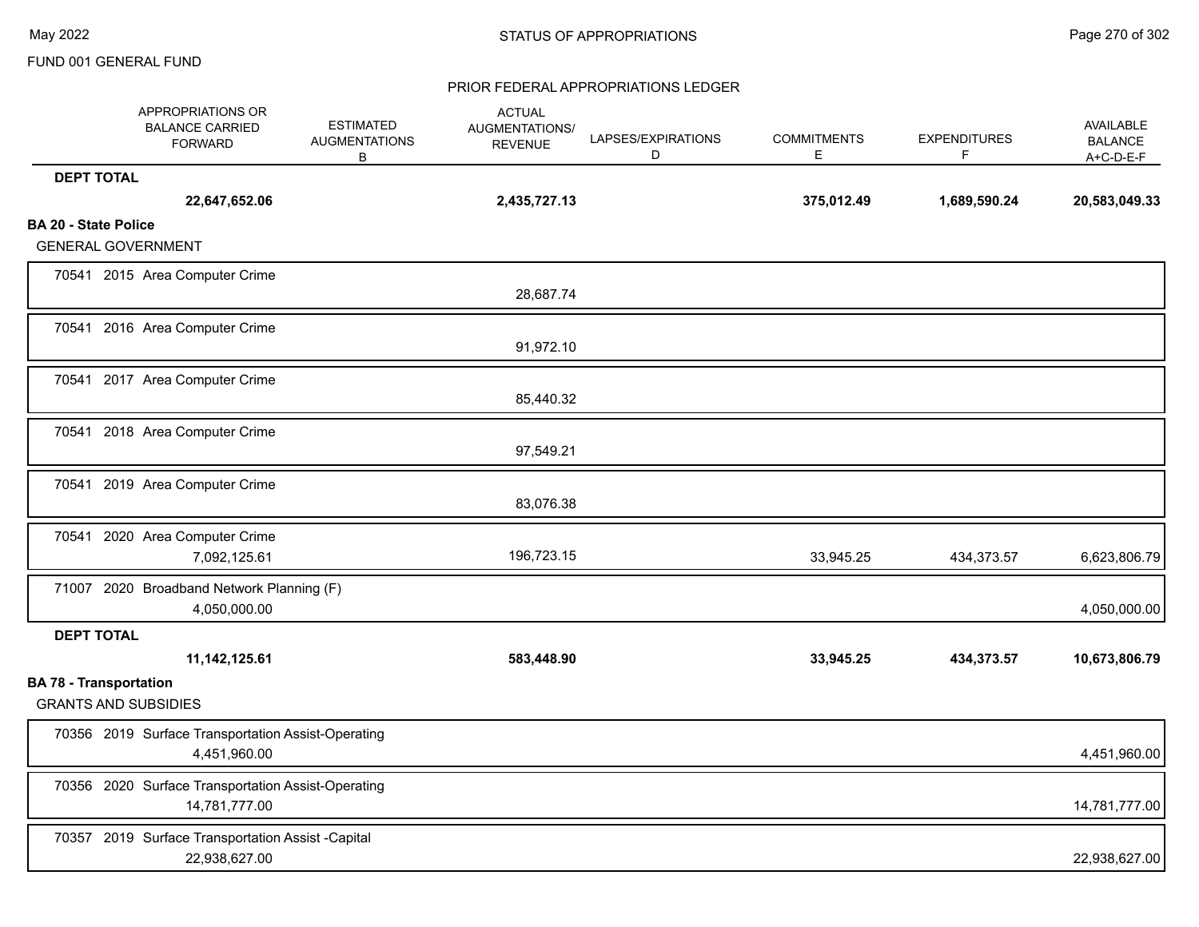FUND 001 GENERAL FUND

PRIOR FEDERAL APPROPRIATIONS LEDGER

| | APPROPRIATIONS OR BALANCE CARRIED FORWARD | ESTIMATED AUGMENTATIONS B | ACTUAL AUGMENTATIONS/ REVENUE | LAPSES/EXPIRATIONS D | COMMITMENTS E | EXPENDITURES F | AVAILABLE BALANCE A+C-D-E-F |
|---|---|---|---|---|---|---|---|
| **DEPT TOTAL** | **22,647,652.06** | | **2,435,727.13** | | **375,012.49** | **1,689,590.24** | **20,583,049.33** |
| **BA 20 - State Police** | | | | | | | |
| GENERAL GOVERNMENT | | | | | | | |
| 70541 2015 Area Computer Crime | | | 28,687.74 | | | | |
| 70541 2016 Area Computer Crime | | | 91,972.10 | | | | |
| 70541 2017 Area Computer Crime | | | 85,440.32 | | | | |
| 70541 2018 Area Computer Crime | | | 97,549.21 | | | | |
| 70541 2019 Area Computer Crime | | | 83,076.38 | | | | |
| 70541 2020 Area Computer Crime | 7,092,125.61 | | 196,723.15 | | 33,945.25 | 434,373.57 | 6,623,806.79 |
| 71007 2020 Broadband Network Planning (F) | 4,050,000.00 | | | | | | 4,050,000.00 |
| **DEPT TOTAL** | **11,142,125.61** | | **583,448.90** | | **33,945.25** | **434,373.57** | **10,673,806.79** |
| **BA 78 - Transportation** | | | | | | | |
| GRANTS AND SUBSIDIES | | | | | | | |
| 70356 2019 Surface Transportation Assist-Operating | 4,451,960.00 | | | | | | 4,451,960.00 |
| 70356 2020 Surface Transportation Assist-Operating | 14,781,777.00 | | | | | | 14,781,777.00 |
| 70357 2019 Surface Transportation Assist -Capital | 22,938,627.00 | | | | | | 22,938,627.00 |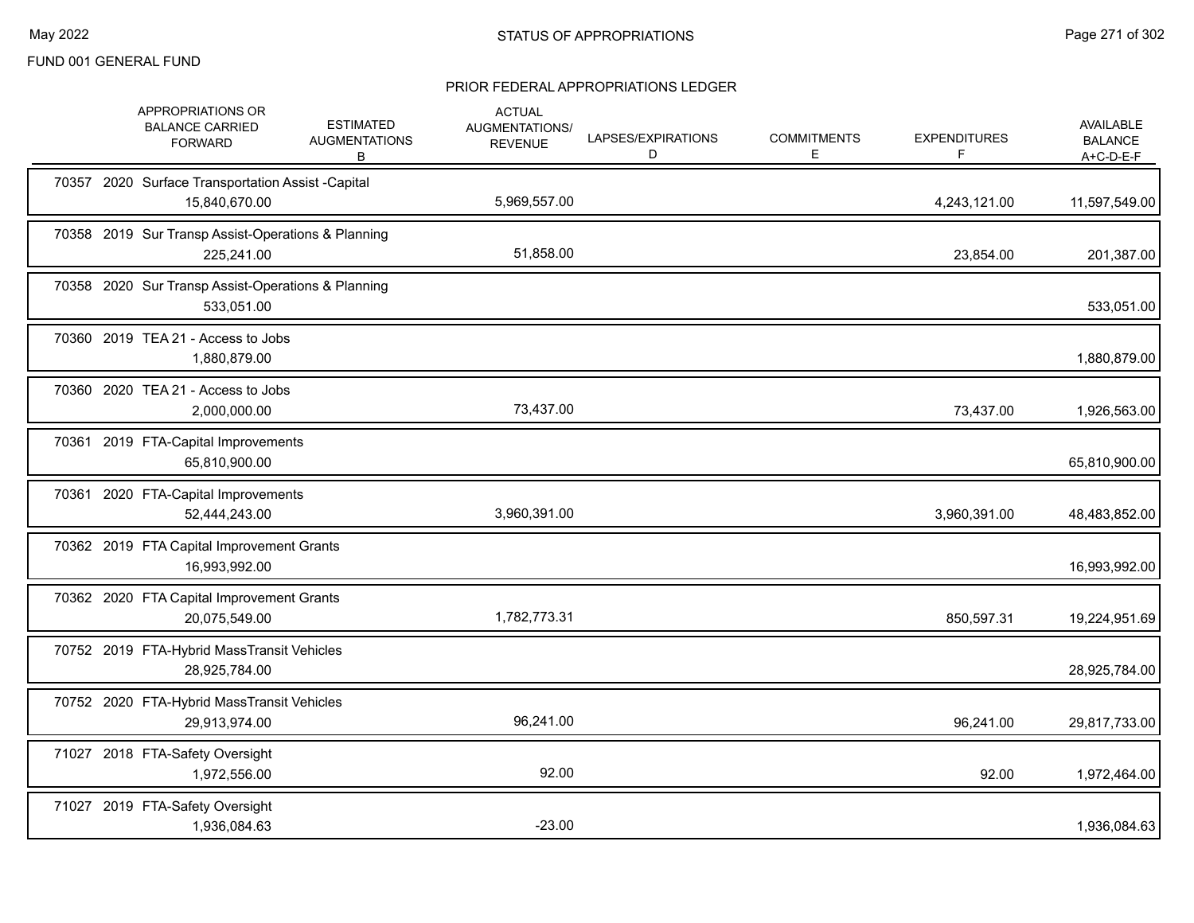FUND 001 GENERAL FUND

## STATUS OF APPROPRIATIONS

### PRIOR FEDERAL APPROPRIATIONS LEDGER

| | APPROPRIATIONS OR BALANCE CARRIED FORWARD | ESTIMATED AUGMENTATIONS B | ACTUAL AUGMENTATIONS/ REVENUE | LAPSES/EXPIRATIONS D | COMMITMENTS E | EXPENDITURES F | AVAILABLE BALANCE A+C-D-E-F |
|---|---|---|---|---|---|---|---|
| 70357 2020 Surface Transportation Assist -Capital | 15,840,670.00 | | 5,969,557.00 | | | 4,243,121.00 | 11,597,549.00 |
| 70358 2019 Sur Transp Assist-Operations & Planning | 225,241.00 | | 51,858.00 | | | 23,854.00 | 201,387.00 |
| 70358 2020 Sur Transp Assist-Operations & Planning | 533,051.00 | | | | | | 533,051.00 |
| 70360 2019 TEA 21 - Access to Jobs | 1,880,879.00 | | | | | | 1,880,879.00 |
| 70360 2020 TEA 21 - Access to Jobs | 2,000,000.00 | | 73,437.00 | | | 73,437.00 | 1,926,563.00 |
| 70361 2019 FTA-Capital Improvements | 65,810,900.00 | | | | | | 65,810,900.00 |
| 70361 2020 FTA-Capital Improvements | 52,444,243.00 | | 3,960,391.00 | | | 3,960,391.00 | 48,483,852.00 |
| 70362 2019 FTA Capital Improvement Grants | 16,993,992.00 | | | | | | 16,993,992.00 |
| 70362 2020 FTA Capital Improvement Grants | 20,075,549.00 | | 1,782,773.31 | | | 850,597.31 | 19,224,951.69 |
| 70752 2019 FTA-Hybrid MassTransit Vehicles | 28,925,784.00 | | | | | | 28,925,784.00 |
| 70752 2020 FTA-Hybrid MassTransit Vehicles | 29,913,974.00 | | 96,241.00 | | | 96,241.00 | 29,817,733.00 |
| 71027 2018 FTA-Safety Oversight | 1,972,556.00 | | 92.00 | | | 92.00 | 1,972,464.00 |
| 71027 2019 FTA-Safety Oversight | 1,936,084.63 | | -23.00 | | | | 1,936,084.63 |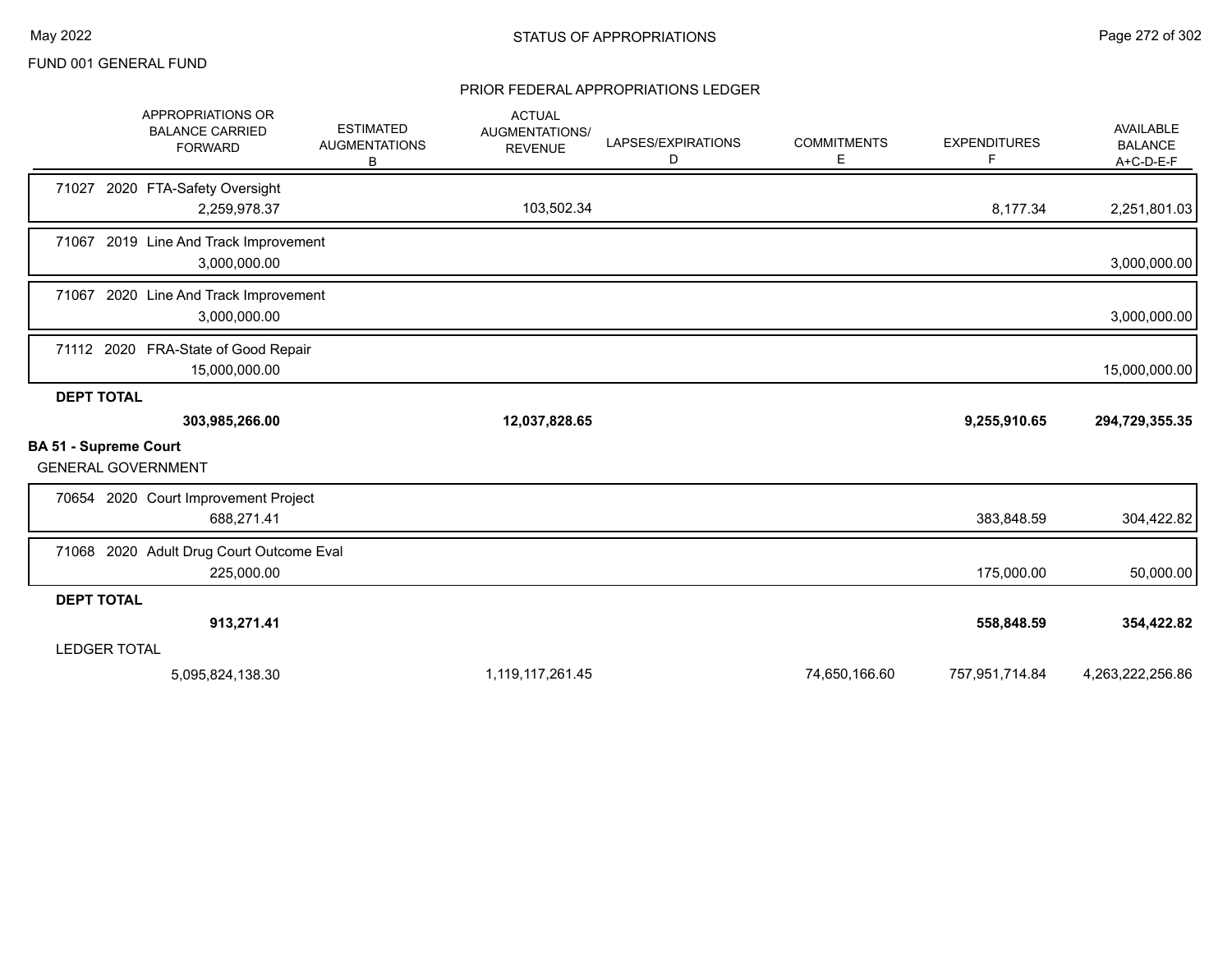FUND 001 GENERAL FUND

## STATUS OF APPROPRIATIONS

### PRIOR FEDERAL APPROPRIATIONS LEDGER

| | APPROPRIATIONS OR BALANCE CARRIED FORWARD | ESTIMATED AUGMENTATIONS B | ACTUAL AUGMENTATIONS/ REVENUE | LAPSES/EXPIRATIONS D | COMMITMENTS E | EXPENDITURES F | AVAILABLE BALANCE A+C-D-E-F |
|---|---|---|---|---|---|---|---|
| 71027 2020 FTA-Safety Oversight | 2,259,978.37 | | 103,502.34 | | | 8,177.34 | 2,251,801.03 |
| 71067 2019 Line And Track Improvement | 3,000,000.00 | | | | | | 3,000,000.00 |
| 71067 2020 Line And Track Improvement | 3,000,000.00 | | | | | | 3,000,000.00 |
| 71112 2020 FRA-State of Good Repair | 15,000,000.00 | | | | | | 15,000,000.00 |
| **DEPT TOTAL** | **303,985,266.00** | | **12,037,828.65** | | | **9,255,910.65** | **294,729,355.35** |
| **BA 51 - Supreme Court** | | | | | | | |
| GENERAL GOVERNMENT | | | | | | | |
| 70654 2020 Court Improvement Project | 688,271.41 | | | | | 383,848.59 | 304,422.82 |
| 71068 2020 Adult Drug Court Outcome Eval | 225,000.00 | | | | | 175,000.00 | 50,000.00 |
| **DEPT TOTAL** | **913,271.41** | | | | | **558,848.59** | **354,422.82** |
| LEDGER TOTAL | 5,095,824,138.30 | | 1,119,117,261.45 | | 74,650,166.60 | 757,951,714.84 | 4,263,222,256.86 |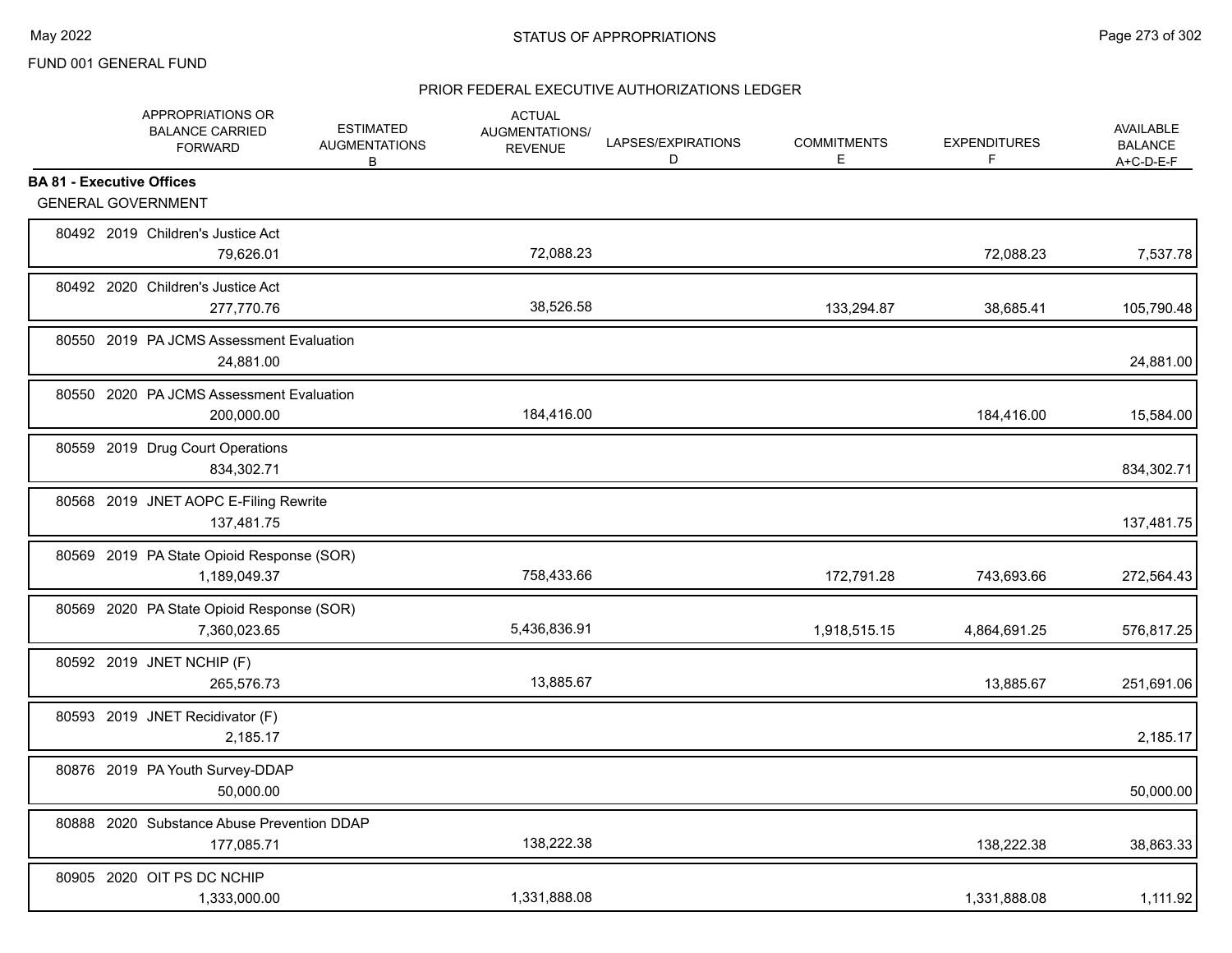FUND 001 GENERAL FUND

STATUS OF APPROPRIATIONS

PRIOR FEDERAL EXECUTIVE AUTHORIZATIONS LEDGER

| APPROPRIATIONS OR BALANCE CARRIED FORWARD | ESTIMATED AUGMENTATIONS B | ACTUAL AUGMENTATIONS/ REVENUE | LAPSES/EXPIRATIONS D | COMMITMENTS E | EXPENDITURES F | AVAILABLE BALANCE A+C-D-E-F |
|---|---|---|---|---|---|---|
| **BA 81 - Executive Offices** | | | | | | |
| GENERAL GOVERNMENT | | | | | | |
| 80492 2019 Children's Justice Act | | | | | | |
| 79,626.01 | | 72,088.23 | | | 72,088.23 | 7,537.78 |
| 80492 2020 Children's Justice Act | | | | | | |
| 277,770.76 | | 38,526.58 | | 133,294.87 | 38,685.41 | 105,790.48 |
| 80550 2019 PA JCMS Assessment Evaluation | | | | | | |
| 24,881.00 | | | | | | 24,881.00 |
| 80550 2020 PA JCMS Assessment Evaluation | | | | | | |
| 200,000.00 | | 184,416.00 | | | 184,416.00 | 15,584.00 |
| 80559 2019 Drug Court Operations | | | | | | |
| 834,302.71 | | | | | | 834,302.71 |
| 80568 2019 JNET AOPC E-Filing Rewrite | | | | | | |
| 137,481.75 | | | | | | 137,481.75 |
| 80569 2019 PA State Opioid Response (SOR) | | | | | | |
| 1,189,049.37 | | 758,433.66 | | 172,791.28 | 743,693.66 | 272,564.43 |
| 80569 2020 PA State Opioid Response (SOR) | | | | | | |
| 7,360,023.65 | | 5,436,836.91 | | 1,918,515.15 | 4,864,691.25 | 576,817.25 |
| 80592 2019 JNET NCHIP (F) | | | | | | |
| 265,576.73 | | 13,885.67 | | | 13,885.67 | 251,691.06 |
| 80593 2019 JNET Recidivator (F) | | | | | | |
| 2,185.17 | | | | | | 2,185.17 |
| 80876 2019 PA Youth Survey-DDAP | | | | | | |
| 50,000.00 | | | | | | 50,000.00 |
| 80888 2020 Substance Abuse Prevention DDAP | | | | | | |
| 177,085.71 | | 138,222.38 | | | 138,222.38 | 38,863.33 |
| 80905 2020 OIT PS DC NCHIP | | | | | | |
| 1,333,000.00 | | 1,331,888.08 | | | 1,331,888.08 | 1,111.92 |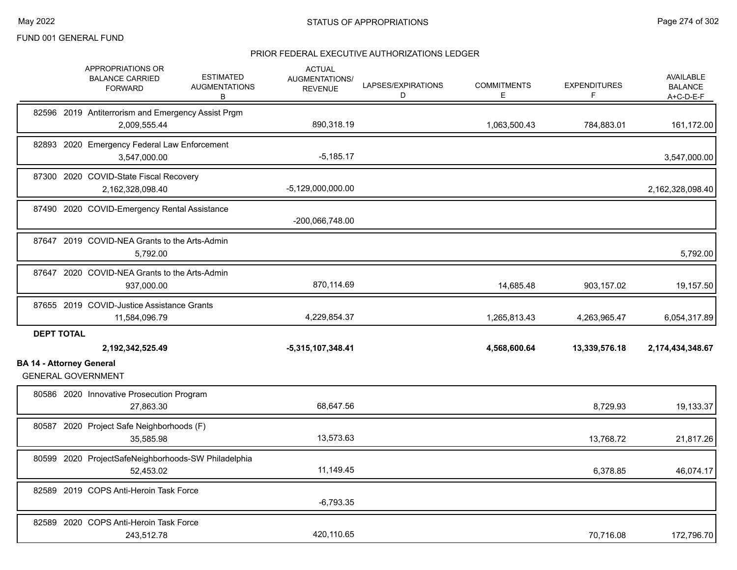FUND 001 GENERAL FUND

## STATUS OF APPROPRIATIONS

### PRIOR FEDERAL EXECUTIVE AUTHORIZATIONS LEDGER

| | APPROPRIATIONS OR BALANCE CARRIED FORWARD | ESTIMATED AUGMENTATIONS B | ACTUAL AUGMENTATIONS/ REVENUE | LAPSES/EXPIRATIONS D | COMMITMENTS E | EXPENDITURES F | AVAILABLE BALANCE A+C-D-E-F |
|---|---|---|---|---|---|---|---|
| 82596 2019 Antiterrorism and Emergency Assist Prgm | 2,009,555.44 | | 890,318.19 | | 1,063,500.43 | 784,883.01 | 161,172.00 |
| 82893 2020 Emergency Federal Law Enforcement | 3,547,000.00 | | -5,185.17 | | | | 3,547,000.00 |
| 87300 2020 COVID-State Fiscal Recovery | 2,162,328,098.40 | | -5,129,000,000.00 | | | | 2,162,328,098.40 |
| 87490 2020 COVID-Emergency Rental Assistance | | | -200,066,748.00 | | | | |
| 87647 2019 COVID-NEA Grants to the Arts-Admin | 5,792.00 | | | | | | 5,792.00 |
| 87647 2020 COVID-NEA Grants to the Arts-Admin | 937,000.00 | | 870,114.69 | | 14,685.48 | 903,157.02 | 19,157.50 |
| 87655 2019 COVID-Justice Assistance Grants | 11,584,096.79 | | 4,229,854.37 | | 1,265,813.43 | 4,263,965.47 | 6,054,317.89 |
| **DEPT TOTAL** | **2,192,342,525.49** | | **-5,315,107,348.41** | | **4,568,600.64** | **13,339,576.18** | **2,174,434,348.67** |

**BA 14 - Attorney General**

GENERAL GOVERNMENT

| | APPROPRIATIONS OR BALANCE CARRIED FORWARD | ESTIMATED AUGMENTATIONS B | ACTUAL AUGMENTATIONS/ REVENUE | LAPSES/EXPIRATIONS D | COMMITMENTS E | EXPENDITURES F | AVAILABLE BALANCE A+C-D-E-F |
|---|---|---|---|---|---|---|---|
| 80586 2020 Innovative Prosecution Program | 27,863.30 | | 68,647.56 | | | 8,729.93 | 19,133.37 |
| 80587 2020 Project Safe Neighborhoods (F) | 35,585.98 | | 13,573.63 | | | 13,768.72 | 21,817.26 |
| 80599 2020 ProjectSafeNeighborhoods-SW Philadelphia | 52,453.02 | | 11,149.45 | | | 6,378.85 | 46,074.17 |
| 82589 2019 COPS Anti-Heroin Task Force | | | -6,793.35 | | | | |
| 82589 2020 COPS Anti-Heroin Task Force | 243,512.78 | | 420,110.65 | | | 70,716.08 | 172,796.70 |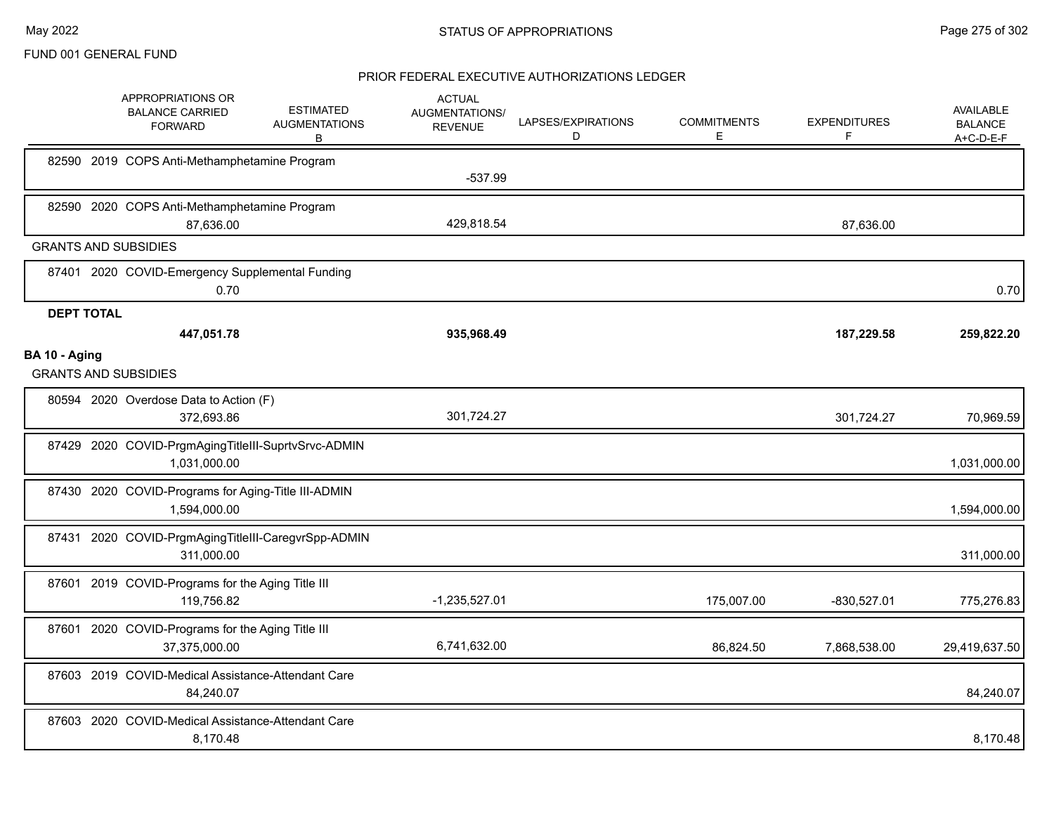FUND 001 GENERAL FUND

## STATUS OF APPROPRIATIONS

### PRIOR FEDERAL EXECUTIVE AUTHORIZATIONS LEDGER

| | APPROPRIATIONS OR BALANCE CARRIED FORWARD | ESTIMATED AUGMENTATIONS B | ACTUAL AUGMENTATIONS/ REVENUE | LAPSES/EXPIRATIONS D | COMMITMENTS E | EXPENDITURES F | AVAILABLE BALANCE A+C-D-E-F |
|---|---|---|---|---|---|---|---|
| 82590 2019 COPS Anti-Methamphetamine Program | | | -537.99 | | | | |
| 82590 2020 COPS Anti-Methamphetamine Program | 87,636.00 | | 429,818.54 | | | 87,636.00 | |
| **GRANTS AND SUBSIDIES** | | | | | | | |
| 87401 2020 COVID-Emergency Supplemental Funding | 0.70 | | | | | | 0.70 |
| **DEPT TOTAL** | **447,051.78** | | **935,968.49** | | | **187,229.58** | **259,822.20** |
| **BA 10 - Aging** | | | | | | | |
| **GRANTS AND SUBSIDIES** | | | | | | | |
| 80594 2020 Overdose Data to Action (F) | 372,693.86 | | 301,724.27 | | | 301,724.27 | 70,969.59 |
| 87429 2020 COVID-PrgmAgingTitleIII-SuprtvSrvc-ADMIN | 1,031,000.00 | | | | | | 1,031,000.00 |
| 87430 2020 COVID-Programs for Aging-Title III-ADMIN | 1,594,000.00 | | | | | | 1,594,000.00 |
| 87431 2020 COVID-PrgmAgingTitleIII-CaregvrSpp-ADMIN | 311,000.00 | | | | | | 311,000.00 |
| 87601 2019 COVID-Programs for the Aging Title III | 119,756.82 | | -1,235,527.01 | | 175,007.00 | -830,527.01 | 775,276.83 |
| 87601 2020 COVID-Programs for the Aging Title III | 37,375,000.00 | | 6,741,632.00 | | 86,824.50 | 7,868,538.00 | 29,419,637.50 |
| 87603 2019 COVID-Medical Assistance-Attendant Care | 84,240.07 | | | | | | 84,240.07 |
| 87603 2020 COVID-Medical Assistance-Attendant Care | 8,170.48 | | | | | | 8,170.48 |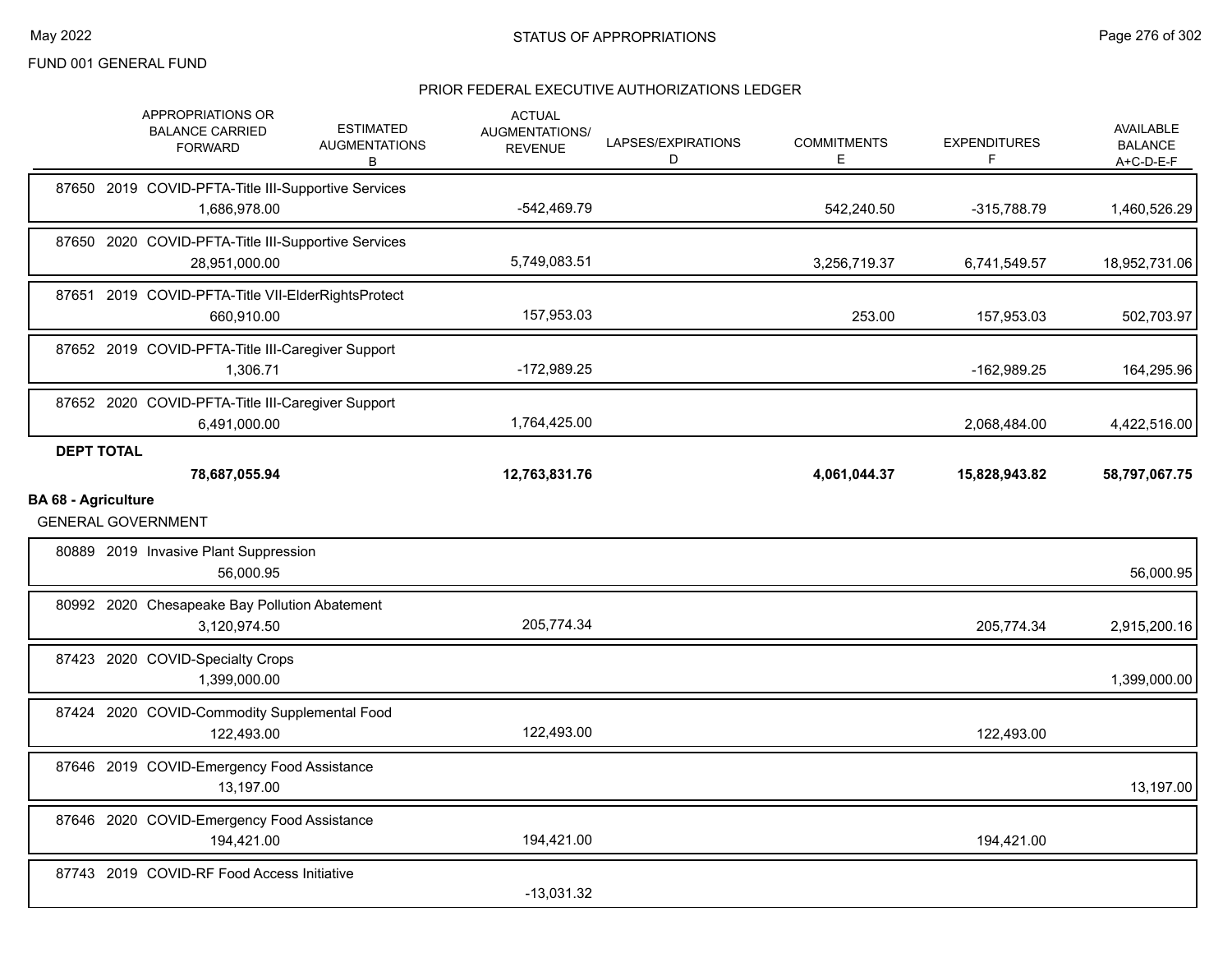FUND 001 GENERAL FUND

## PRIOR FEDERAL EXECUTIVE AUTHORIZATIONS LEDGER

| | APPROPRIATIONS OR BALANCE CARRIED FORWARD | ESTIMATED AUGMENTATIONS B | ACTUAL AUGMENTATIONS/ REVENUE | LAPSES/EXPIRATIONS D | COMMITMENTS E | EXPENDITURES F | AVAILABLE BALANCE A+C-D-E-F |
|---|---|---|---|---|---|---|---|
| 87650 2019 COVID-PFTA-Title III-Supportive Services | 1,686,978.00 | | -542,469.79 | | 542,240.50 | -315,788.79 | 1,460,526.29 |
| 87650 2020 COVID-PFTA-Title III-Supportive Services | 28,951,000.00 | | 5,749,083.51 | | 3,256,719.37 | 6,741,549.57 | 18,952,731.06 |
| 87651 2019 COVID-PFTA-Title VII-ElderRightsProtect | 660,910.00 | | 157,953.03 | | 253.00 | 157,953.03 | 502,703.97 |
| 87652 2019 COVID-PFTA-Title III-Caregiver Support | 1,306.71 | | -172,989.25 | | | -162,989.25 | 164,295.96 |
| 87652 2020 COVID-PFTA-Title III-Caregiver Support | 6,491,000.00 | | 1,764,425.00 | | | 2,068,484.00 | 4,422,516.00 |
| **DEPT TOTAL** | **78,687,055.94** | | **12,763,831.76** | | **4,061,044.37** | **15,828,943.82** | **58,797,067.75** |

**BA 68 - Agriculture**

GENERAL GOVERNMENT

| | APPROPRIATIONS OR BALANCE CARRIED FORWARD | ESTIMATED AUGMENTATIONS B | ACTUAL AUGMENTATIONS/ REVENUE | LAPSES/EXPIRATIONS D | COMMITMENTS E | EXPENDITURES F | AVAILABLE BALANCE A+C-D-E-F |
|---|---|---|---|---|---|---|---|
| 80889 2019 Invasive Plant Suppression | 56,000.95 | | | | | | 56,000.95 |
| 80992 2020 Chesapeake Bay Pollution Abatement | 3,120,974.50 | | 205,774.34 | | | 205,774.34 | 2,915,200.16 |
| 87423 2020 COVID-Specialty Crops | 1,399,000.00 | | | | | | 1,399,000.00 |
| 87424 2020 COVID-Commodity Supplemental Food | 122,493.00 | | 122,493.00 | | | 122,493.00 | |
| 87646 2019 COVID-Emergency Food Assistance | 13,197.00 | | | | | | 13,197.00 |
| 87646 2020 COVID-Emergency Food Assistance | 194,421.00 | | 194,421.00 | | | 194,421.00 | |
| 87743 2019 COVID-RF Food Access Initiative | | | -13,031.32 | | | | |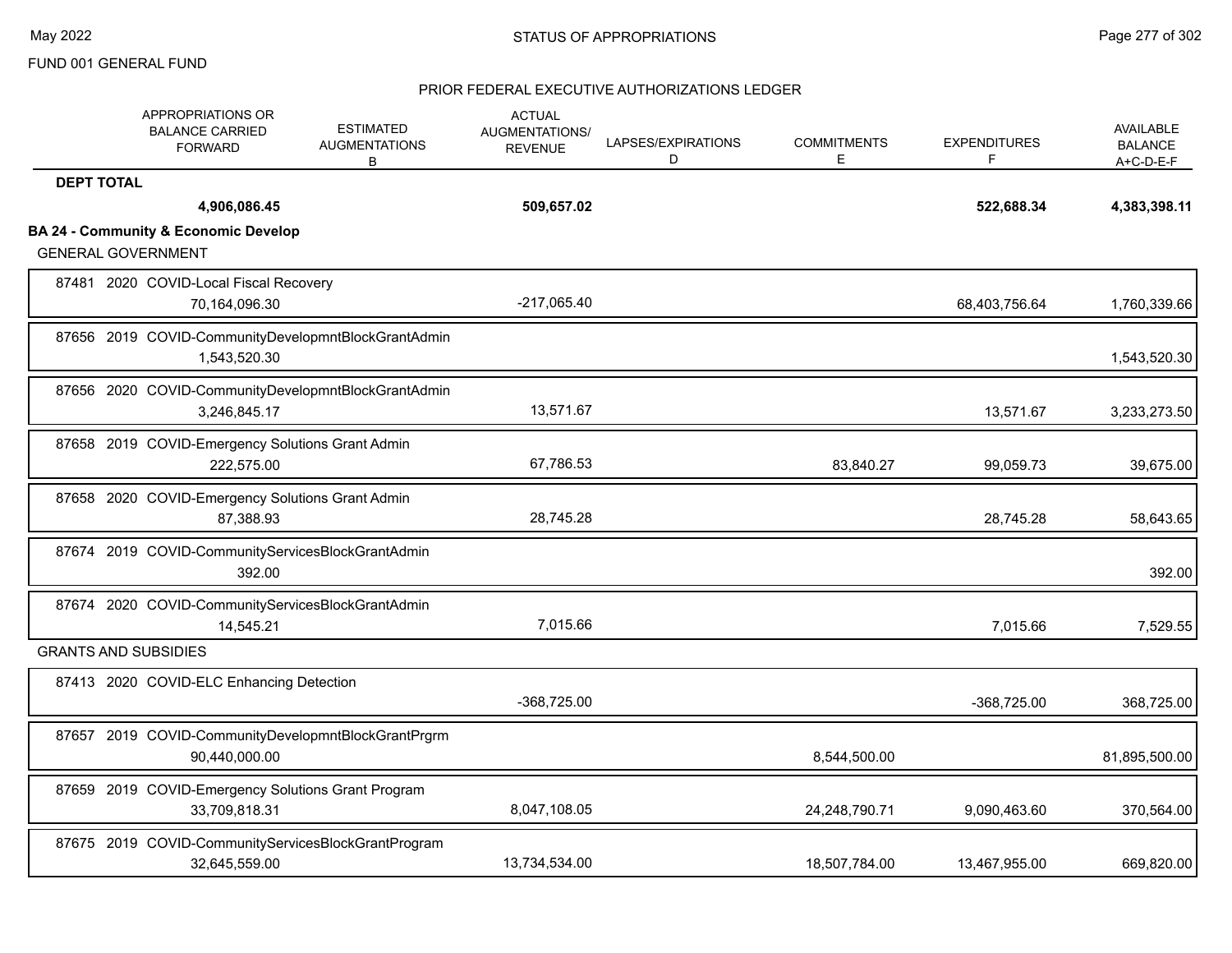FUND 001 GENERAL FUND

PRIOR FEDERAL EXECUTIVE AUTHORIZATIONS LEDGER

| | APPROPRIATIONS OR BALANCE CARRIED FORWARD | ESTIMATED AUGMENTATIONS B | ACTUAL AUGMENTATIONS/ REVENUE | LAPSES/EXPIRATIONS D | COMMITMENTS E | EXPENDITURES F | AVAILABLE BALANCE A+C-D-E-F |
|---|---|---|---|---|---|---|---|
| **DEPT TOTAL** | **4,906,086.45** | | **509,657.02** | | | **522,688.34** | **4,383,398.11** |
| **BA 24 - Community & Economic Develop** | | | | | | | |
| GENERAL GOVERNMENT | | | | | | | |
| 87481 2020 COVID-Local Fiscal Recovery | 70,164,096.30 | | -217,065.40 | | | 68,403,756.64 | 1,760,339.66 |
| 87656 2019 COVID-CommunityDevelopmntBlockGrantAdmin | 1,543,520.30 | | | | | | 1,543,520.30 |
| 87656 2020 COVID-CommunityDevelopmntBlockGrantAdmin | 3,246,845.17 | | 13,571.67 | | | 13,571.67 | 3,233,273.50 |
| 87658 2019 COVID-Emergency Solutions Grant Admin | 222,575.00 | | 67,786.53 | | 83,840.27 | 99,059.73 | 39,675.00 |
| 87658 2020 COVID-Emergency Solutions Grant Admin | 87,388.93 | | 28,745.28 | | | 28,745.28 | 58,643.65 |
| 87674 2019 COVID-CommunityServicesBlockGrantAdmin | 392.00 | | | | | | 392.00 |
| 87674 2020 COVID-CommunityServicesBlockGrantAdmin | 14,545.21 | | 7,015.66 | | | 7,015.66 | 7,529.55 |
| GRANTS AND SUBSIDIES | | | | | | | |
| 87413 2020 COVID-ELC Enhancing Detection | | | -368,725.00 | | | -368,725.00 | 368,725.00 |
| 87657 2019 COVID-CommunityDevelopmntBlockGrantPrgrm | 90,440,000.00 | | | | 8,544,500.00 | | 81,895,500.00 |
| 87659 2019 COVID-Emergency Solutions Grant Program | 33,709,818.31 | | 8,047,108.05 | | 24,248,790.71 | 9,090,463.60 | 370,564.00 |
| 87675 2019 COVID-CommunityServicesBlockGrantProgram | 32,645,559.00 | | 13,734,534.00 | | 18,507,784.00 | 13,467,955.00 | 669,820.00 |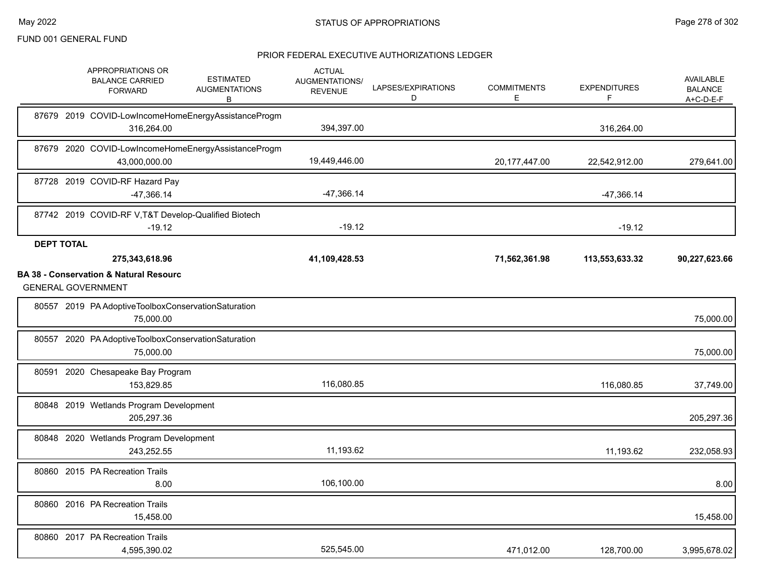FUND 001 GENERAL FUND

## STATUS OF APPROPRIATIONS

### PRIOR FEDERAL EXECUTIVE AUTHORIZATIONS LEDGER

| | APPROPRIATIONS OR BALANCE CARRIED FORWARD | ESTIMATED AUGMENTATIONS B | ACTUAL AUGMENTATIONS/ REVENUE | LAPSES/EXPIRATIONS D | COMMITMENTS E | EXPENDITURES F | AVAILABLE BALANCE A+C-D-E-F |
|---|---|---|---|---|---|---|---|
| 87679 2019 COVID-LowIncomeHomeEnergyAssistanceProgm | 316,264.00 | | 394,397.00 | | | 316,264.00 | |
| 87679 2020 COVID-LowIncomeHomeEnergyAssistanceProgm | 43,000,000.00 | | 19,449,446.00 | | 20,177,447.00 | 22,542,912.00 | 279,641.00 |
| 87728 2019 COVID-RF Hazard Pay | -47,366.14 | | -47,366.14 | | | -47,366.14 | |
| 87742 2019 COVID-RF V,T&T Develop-Qualified Biotech | -19.12 | | -19.12 | | | -19.12 | |
| **DEPT TOTAL** | **275,343,618.96** | | **41,109,428.53** | | **71,562,361.98** | **113,553,633.32** | **90,227,623.66** |
| **BA 38 - Conservation & Natural Resourc** | | | | | | | |
| GENERAL GOVERNMENT | | | | | | | |
| 80557 2019 PA AdoptiveToolboxConservationSaturation | 75,000.00 | | | | | | 75,000.00 |
| 80557 2020 PA AdoptiveToolboxConservationSaturation | 75,000.00 | | | | | | 75,000.00 |
| 80591 2020 Chesapeake Bay Program | 153,829.85 | | 116,080.85 | | | 116,080.85 | 37,749.00 |
| 80848 2019 Wetlands Program Development | 205,297.36 | | | | | | 205,297.36 |
| 80848 2020 Wetlands Program Development | 243,252.55 | | 11,193.62 | | | 11,193.62 | 232,058.93 |
| 80860 2015 PA Recreation Trails | 8.00 | | 106,100.00 | | | | 8.00 |
| 80860 2016 PA Recreation Trails | 15,458.00 | | | | | | 15,458.00 |
| 80860 2017 PA Recreation Trails | 4,595,390.02 | | 525,545.00 | | 471,012.00 | 128,700.00 | 3,995,678.02 |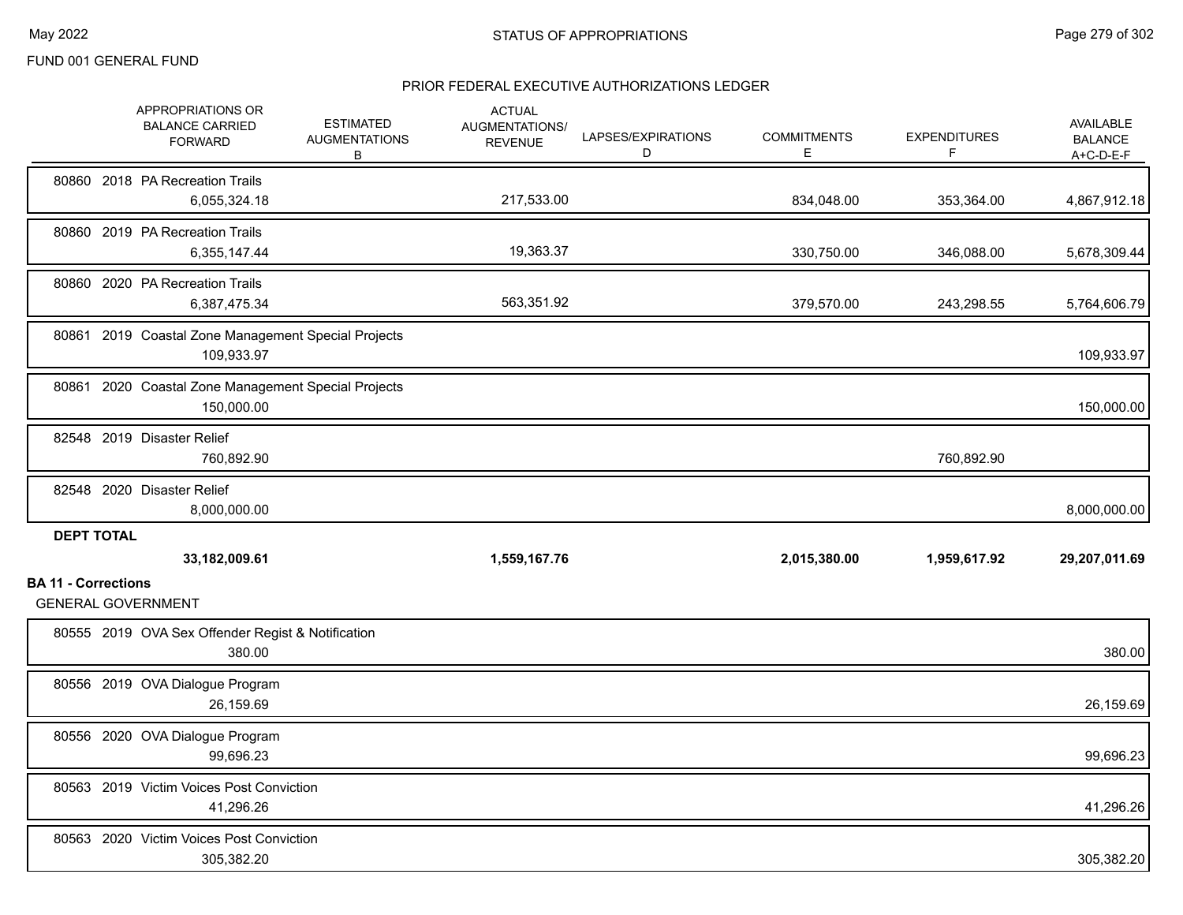FUND 001 GENERAL FUND

## STATUS OF APPROPRIATIONS

### PRIOR FEDERAL EXECUTIVE AUTHORIZATIONS LEDGER

| | APPROPRIATIONS OR BALANCE CARRIED FORWARD | ESTIMATED AUGMENTATIONS B | ACTUAL AUGMENTATIONS/ REVENUE | LAPSES/EXPIRATIONS D | COMMITMENTS E | EXPENDITURES F | AVAILABLE BALANCE A+C-D-E-F |
|---|---|---|---|---|---|---|---|
| 80860 2018 PA Recreation Trails | 6,055,324.18 | | 217,533.00 | | 834,048.00 | 353,364.00 | 4,867,912.18 |
| 80860 2019 PA Recreation Trails | 6,355,147.44 | | 19,363.37 | | 330,750.00 | 346,088.00 | 5,678,309.44 |
| 80860 2020 PA Recreation Trails | 6,387,475.34 | | 563,351.92 | | 379,570.00 | 243,298.55 | 5,764,606.79 |
| 80861 2019 Coastal Zone Management Special Projects | 109,933.97 | | | | | | 109,933.97 |
| 80861 2020 Coastal Zone Management Special Projects | 150,000.00 | | | | | | 150,000.00 |
| 82548 2019 Disaster Relief | 760,892.90 | | | | | 760,892.90 | |
| 82548 2020 Disaster Relief | 8,000,000.00 | | | | | | 8,000,000.00 |
| **DEPT TOTAL** | **33,182,009.61** | | **1,559,167.76** | | **2,015,380.00** | **1,959,617.92** | **29,207,011.69** |

**BA 11 - Corrections**

GENERAL GOVERNMENT

| | APPROPRIATIONS OR BALANCE CARRIED FORWARD | ESTIMATED AUGMENTATIONS B | ACTUAL AUGMENTATIONS/ REVENUE | LAPSES/EXPIRATIONS D | COMMITMENTS E | EXPENDITURES F | AVAILABLE BALANCE A+C-D-E-F |
|---|---|---|---|---|---|---|---|
| 80555 2019 OVA Sex Offender Regist & Notification | 380.00 | | | | | | 380.00 |
| 80556 2019 OVA Dialogue Program | 26,159.69 | | | | | | 26,159.69 |
| 80556 2020 OVA Dialogue Program | 99,696.23 | | | | | | 99,696.23 |
| 80563 2019 Victim Voices Post Conviction | 41,296.26 | | | | | | 41,296.26 |
| 80563 2020 Victim Voices Post Conviction | 305,382.20 | | | | | | 305,382.20 |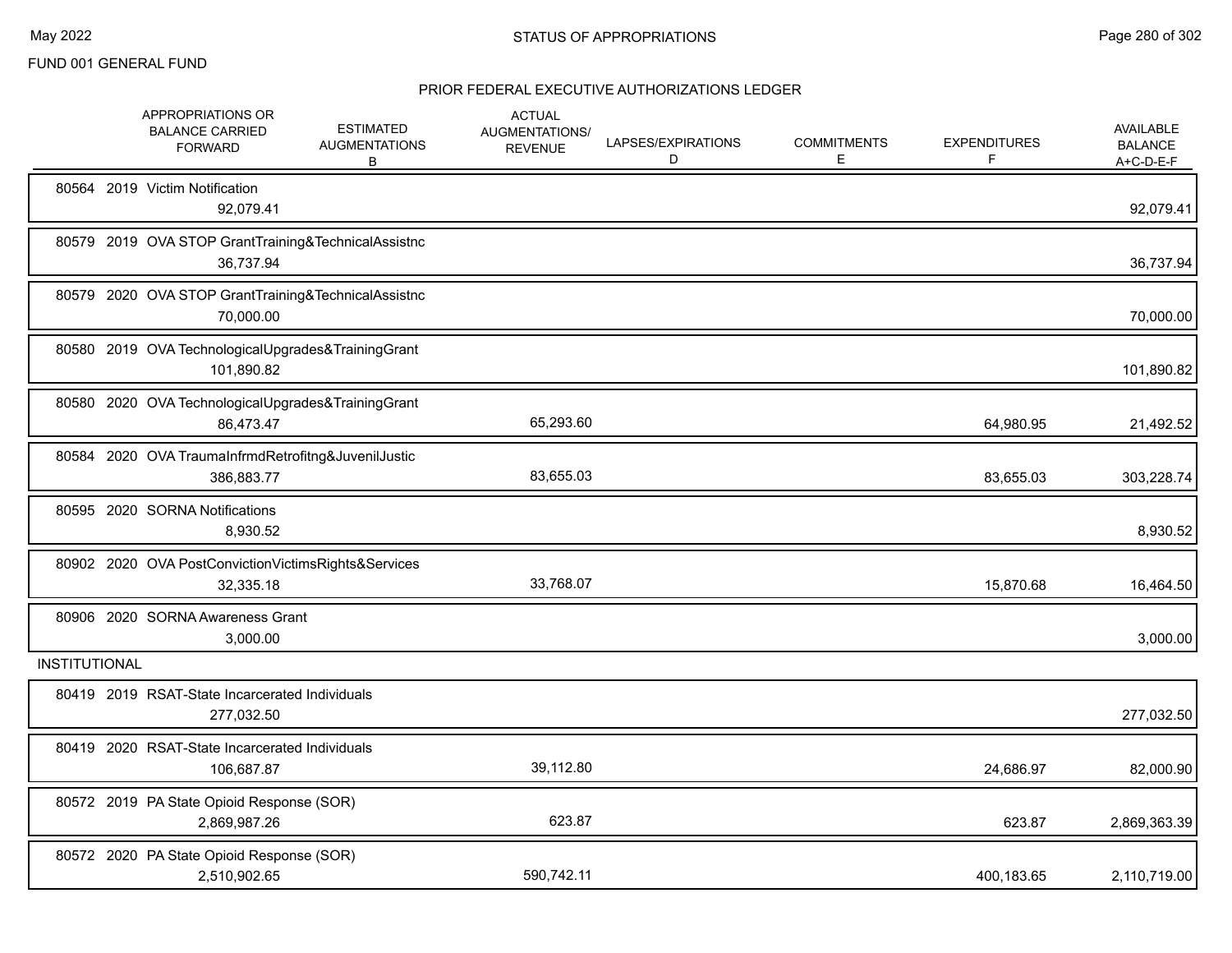FUND 001 GENERAL FUND

## STATUS OF APPROPRIATIONS

### PRIOR FEDERAL EXECUTIVE AUTHORIZATIONS LEDGER

| | APPROPRIATIONS OR BALANCE CARRIED FORWARD | ESTIMATED AUGMENTATIONS B | ACTUAL AUGMENTATIONS/ REVENUE | LAPSES/EXPIRATIONS D | COMMITMENTS E | EXPENDITURES F | AVAILABLE BALANCE A+C-D-E-F |
|---|---|---|---|---|---|---|---|
| 80564 2019 Victim Notification | 92,079.41 | | | | | | 92,079.41 |
| 80579 2019 OVA STOP GrantTraining&TechnicalAssistnc | 36,737.94 | | | | | | 36,737.94 |
| 80579 2020 OVA STOP GrantTraining&TechnicalAssistnc | 70,000.00 | | | | | | 70,000.00 |
| 80580 2019 OVA TechnologicalUpgrades&TrainingGrant | 101,890.82 | | | | | | 101,890.82 |
| 80580 2020 OVA TechnologicalUpgrades&TrainingGrant | 86,473.47 | | 65,293.60 | | | 64,980.95 | 21,492.52 |
| 80584 2020 OVA TraumaInfrmdRetrofitng&JuvenilJustic | 386,883.77 | | 83,655.03 | | | 83,655.03 | 303,228.74 |
| 80595 2020 SORNA Notifications | 8,930.52 | | | | | | 8,930.52 |
| 80902 2020 OVA PostConvictionVictimsRights&Services | 32,335.18 | | 33,768.07 | | | 15,870.68 | 16,464.50 |
| 80906 2020 SORNA Awareness Grant | 3,000.00 | | | | | | 3,000.00 |
| **INSTITUTIONAL** | | | | | | | |
| 80419 2019 RSAT-State Incarcerated Individuals | 277,032.50 | | | | | | 277,032.50 |
| 80419 2020 RSAT-State Incarcerated Individuals | 106,687.87 | | 39,112.80 | | | 24,686.97 | 82,000.90 |
| 80572 2019 PA State Opioid Response (SOR) | 2,869,987.26 | | 623.87 | | | 623.87 | 2,869,363.39 |
| 80572 2020 PA State Opioid Response (SOR) | 2,510,902.65 | | 590,742.11 | | | 400,183.65 | 2,110,719.00 |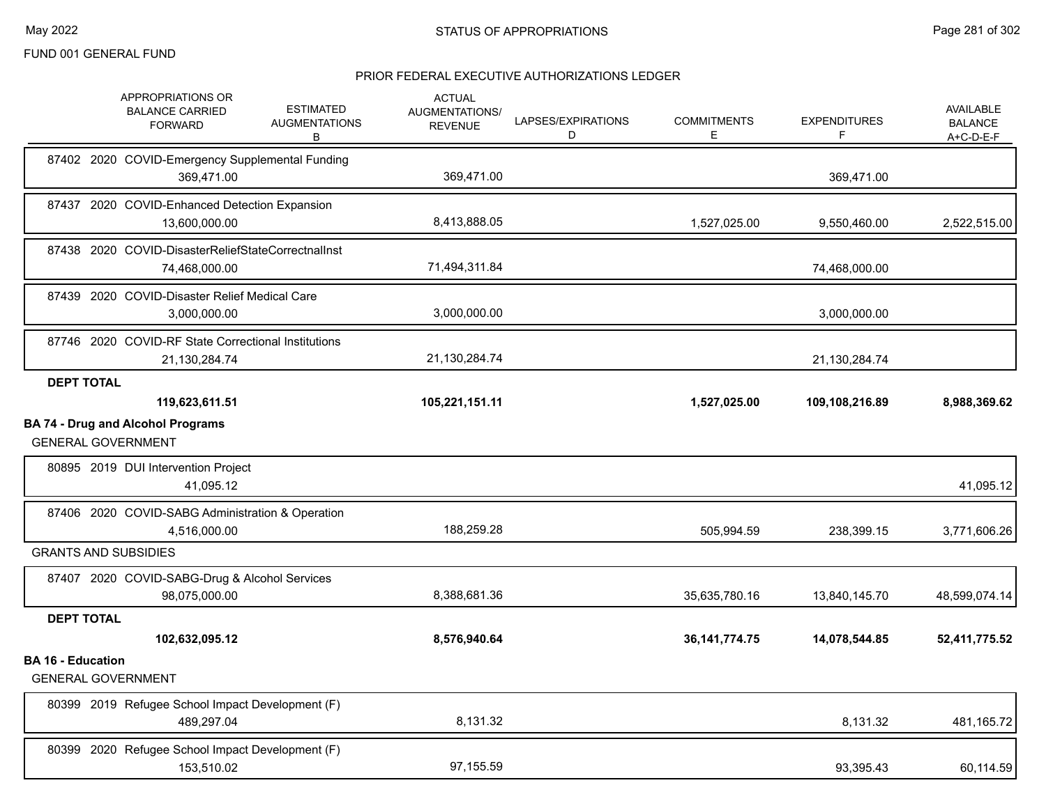FUND 001 GENERAL FUND

## STATUS OF APPROPRIATIONS

### PRIOR FEDERAL EXECUTIVE AUTHORIZATIONS LEDGER

| APPROPRIATIONS OR BALANCE CARRIED FORWARD | ESTIMATED AUGMENTATIONS B | ACTUAL AUGMENTATIONS/ REVENUE | LAPSES/EXPIRATIONS D | COMMITMENTS E | EXPENDITURES F | AVAILABLE BALANCE A+C-D-E-F |
|---|---|---|---|---|---|---|
| 87402 2020 COVID-Emergency Supplemental Funding | | | | | | |
| 369,471.00 | | 369,471.00 | | | 369,471.00 | |
| 87437 2020 COVID-Enhanced Detection Expansion | | | | | | |
| 13,600,000.00 | | 8,413,888.05 | | 1,527,025.00 | 9,550,460.00 | 2,522,515.00 |
| 87438 2020 COVID-DisasterReliefStateCorrectnalInst | | | | | | |
| 74,468,000.00 | | 71,494,311.84 | | | 74,468,000.00 | |
| 87439 2020 COVID-Disaster Relief Medical Care | | | | | | |
| 3,000,000.00 | | 3,000,000.00 | | | 3,000,000.00 | |
| 87746 2020 COVID-RF State Correctional Institutions | | | | | | |
| 21,130,284.74 | | 21,130,284.74 | | | 21,130,284.74 | |
| **DEPT TOTAL** | | | | | | |
| **119,623,611.51** | | **105,221,151.11** | | **1,527,025.00** | **109,108,216.89** | **8,988,369.62** |
| **BA 74 - Drug and Alcohol Programs** | | | | | | |
| GENERAL GOVERNMENT | | | | | | |
| 80895 2019 DUI Intervention Project | | | | | | |
| 41,095.12 | | | | | | 41,095.12 |
| 87406 2020 COVID-SABG Administration & Operation | | | | | | |
| 4,516,000.00 | | 188,259.28 | | 505,994.59 | 238,399.15 | 3,771,606.26 |
| GRANTS AND SUBSIDIES | | | | | | |
| 87407 2020 COVID-SABG-Drug & Alcohol Services | | | | | | |
| 98,075,000.00 | | 8,388,681.36 | | 35,635,780.16 | 13,840,145.70 | 48,599,074.14 |
| **DEPT TOTAL** | | | | | | |
| **102,632,095.12** | | **8,576,940.64** | | **36,141,774.75** | **14,078,544.85** | **52,411,775.52** |
| **BA 16 - Education** | | | | | | |
| GENERAL GOVERNMENT | | | | | | |
| 80399 2019 Refugee School Impact Development (F) | | | | | | |
| 489,297.04 | | 8,131.32 | | | 8,131.32 | 481,165.72 |
| 80399 2020 Refugee School Impact Development (F) | | | | | | |
| 153,510.02 | | 97,155.59 | | | 93,395.43 | 60,114.59 |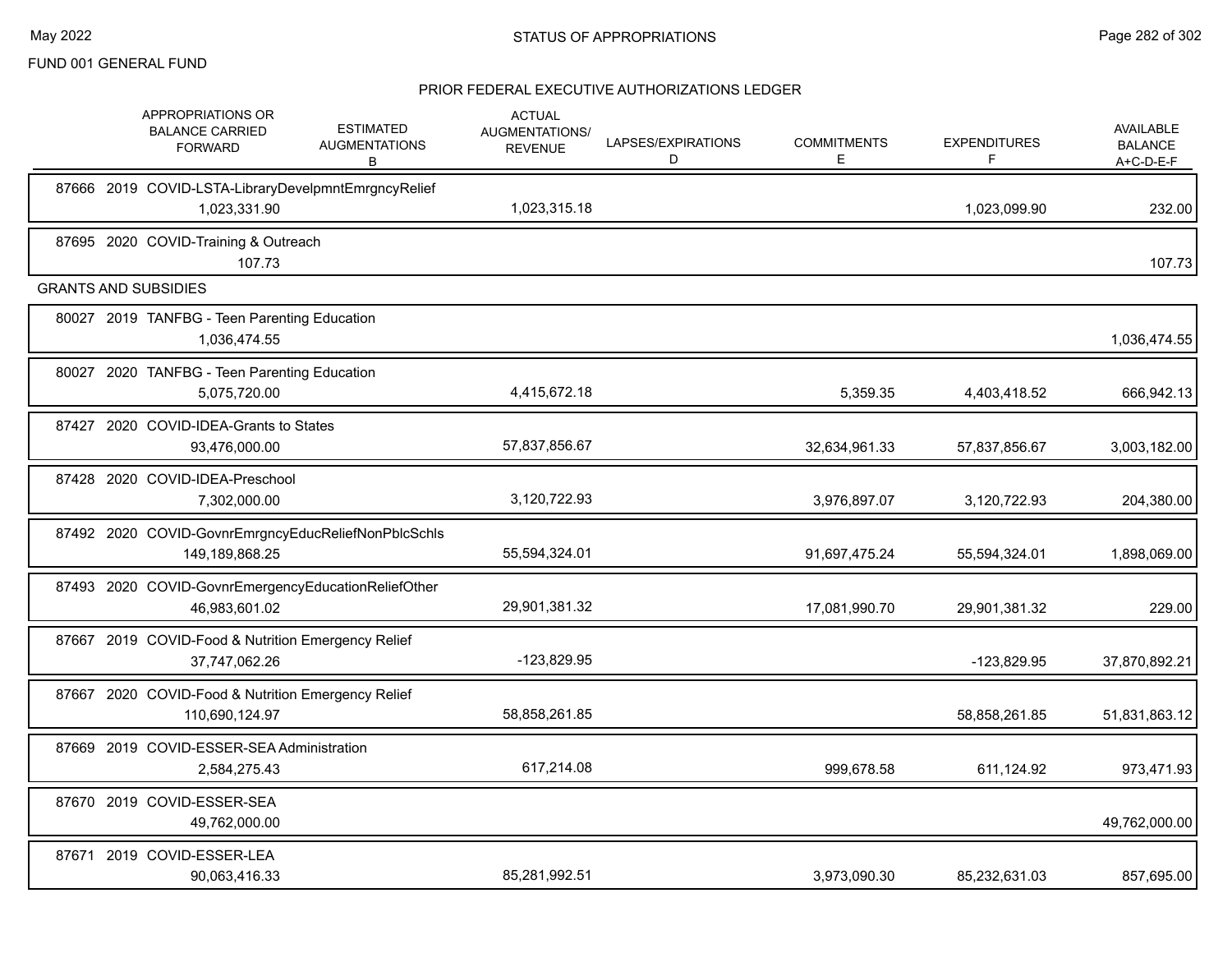FUND 001 GENERAL FUND

## STATUS OF APPROPRIATIONS

### PRIOR FEDERAL EXECUTIVE AUTHORIZATIONS LEDGER

| | APPROPRIATIONS OR BALANCE CARRIED FORWARD | ESTIMATED AUGMENTATIONS B | ACTUAL AUGMENTATIONS/ REVENUE | LAPSES/EXPIRATIONS D | COMMITMENTS E | EXPENDITURES F | AVAILABLE BALANCE A+C-D-E-F |
|---|---|---|---|---|---|---|---|
| 87666 2019 COVID-LSTA-LibraryDevelpmntEmrgncyRelief | 1,023,331.90 | | 1,023,315.18 | | | 1,023,099.90 | 232.00 |
| 87695 2020 COVID-Training & Outreach | 107.73 | | | | | | 107.73 |
| **GRANTS AND SUBSIDIES** | | | | | | | |
| 80027 2019 TANFBG - Teen Parenting Education | 1,036,474.55 | | | | | | 1,036,474.55 |
| 80027 2020 TANFBG - Teen Parenting Education | 5,075,720.00 | | 4,415,672.18 | | 5,359.35 | 4,403,418.52 | 666,942.13 |
| 87427 2020 COVID-IDEA-Grants to States | 93,476,000.00 | | 57,837,856.67 | | 32,634,961.33 | 57,837,856.67 | 3,003,182.00 |
| 87428 2020 COVID-IDEA-Preschool | 7,302,000.00 | | 3,120,722.93 | | 3,976,897.07 | 3,120,722.93 | 204,380.00 |
| 87492 2020 COVID-GovnrEmrgncyEducReliefNonPblcSchls | 149,189,868.25 | | 55,594,324.01 | | 91,697,475.24 | 55,594,324.01 | 1,898,069.00 |
| 87493 2020 COVID-GovnrEmergencyEducationReliefOther | 46,983,601.02 | | 29,901,381.32 | | 17,081,990.70 | 29,901,381.32 | 229.00 |
| 87667 2019 COVID-Food & Nutrition Emergency Relief | 37,747,062.26 | | -123,829.95 | | | -123,829.95 | 37,870,892.21 |
| 87667 2020 COVID-Food & Nutrition Emergency Relief | 110,690,124.97 | | 58,858,261.85 | | | 58,858,261.85 | 51,831,863.12 |
| 87669 2019 COVID-ESSER-SEA Administration | 2,584,275.43 | | 617,214.08 | | 999,678.58 | 611,124.92 | 973,471.93 |
| 87670 2019 COVID-ESSER-SEA | 49,762,000.00 | | | | | | 49,762,000.00 |
| 87671 2019 COVID-ESSER-LEA | 90,063,416.33 | | 85,281,992.51 | | 3,973,090.30 | 85,232,631.03 | 857,695.00 |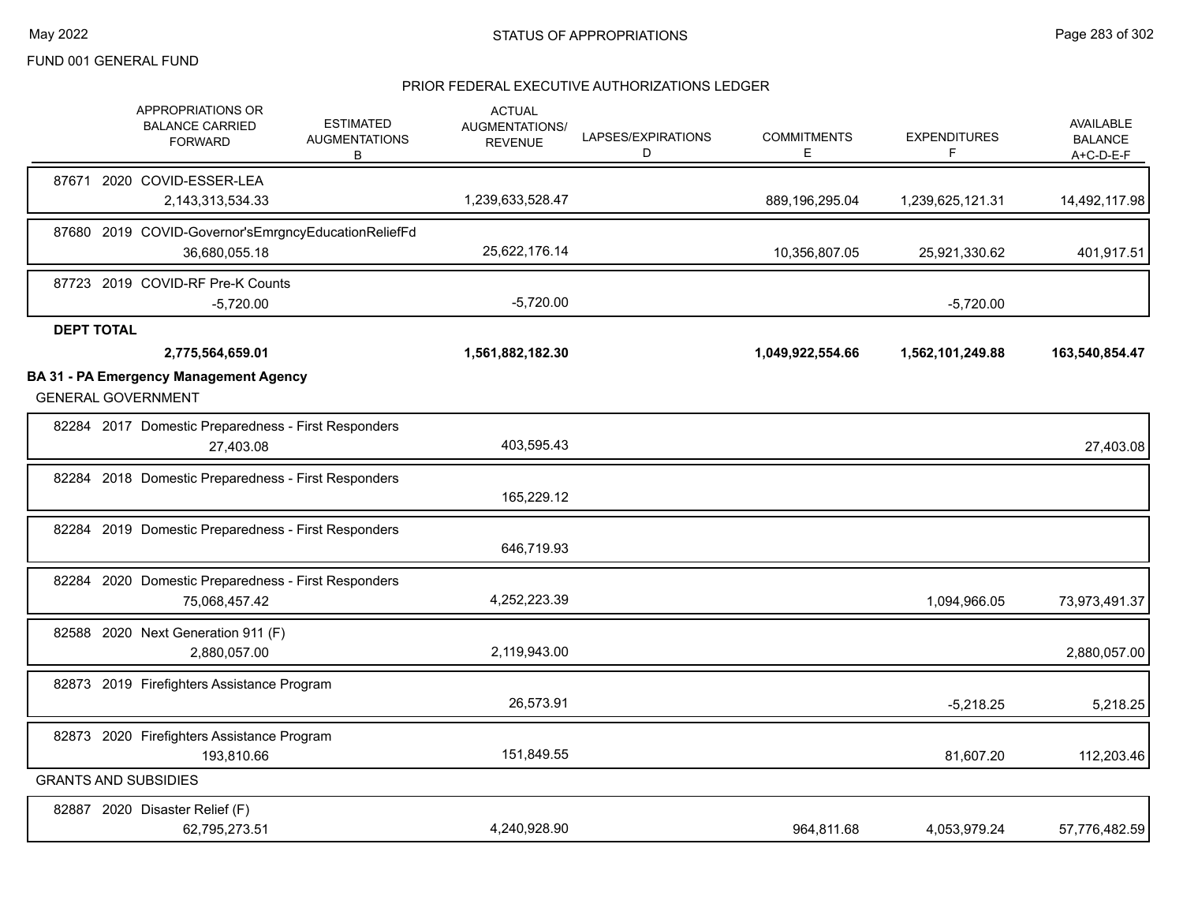FUND 001 GENERAL FUND

## PRIOR FEDERAL EXECUTIVE AUTHORIZATIONS LEDGER

| APPROPRIATIONS OR BALANCE CARRIED FORWARD | ESTIMATED AUGMENTATIONS B | ACTUAL AUGMENTATIONS/ REVENUE | LAPSES/EXPIRATIONS D | COMMITMENTS E | EXPENDITURES F | AVAILABLE BALANCE A+C-D-E-F |
|---|---|---|---|---|---|---|
| 87671 2020 COVID-ESSER-LEA | | | | | | |
| 2,143,313,534.33 | | 1,239,633,528.47 | | 889,196,295.04 | 1,239,625,121.31 | 14,492,117.98 |
| 87680 2019 COVID-Governor'sEmrgncyEducationReliefFd | | | | | | |
| 36,680,055.18 | | 25,622,176.14 | | 10,356,807.05 | 25,921,330.62 | 401,917.51 |
| 87723 2019 COVID-RF Pre-K Counts | | | | | | |
| -5,720.00 | | -5,720.00 | | | -5,720.00 | |
| **DEPT TOTAL** | | | | | | |
| **2,775,564,659.01** | | **1,561,882,182.30** | | **1,049,922,554.66** | **1,562,101,249.88** | **163,540,854.47** |
| **BA 31 - PA Emergency Management Agency** | | | | | | |
| GENERAL GOVERNMENT | | | | | | |
| 82284 2017 Domestic Preparedness - First Responders | | | | | | |
| 27,403.08 | | 403,595.43 | | | | 27,403.08 |
| 82284 2018 Domestic Preparedness - First Responders | | | | | | |
| | | 165,229.12 | | | | |
| 82284 2019 Domestic Preparedness - First Responders | | | | | | |
| | | 646,719.93 | | | | |
| 82284 2020 Domestic Preparedness - First Responders | | | | | | |
| 75,068,457.42 | | 4,252,223.39 | | | 1,094,966.05 | 73,973,491.37 |
| 82588 2020 Next Generation 911 (F) | | | | | | |
| 2,880,057.00 | | 2,119,943.00 | | | | 2,880,057.00 |
| 82873 2019 Firefighters Assistance Program | | | | | | |
| | | 26,573.91 | | | -5,218.25 | 5,218.25 |
| 82873 2020 Firefighters Assistance Program | | | | | | |
| 193,810.66 | | 151,849.55 | | | 81,607.20 | 112,203.46 |
| GRANTS AND SUBSIDIES | | | | | | |
| 82887 2020 Disaster Relief (F) | | | | | | |
| 62,795,273.51 | | 4,240,928.90 | | 964,811.68 | 4,053,979.24 | 57,776,482.59 |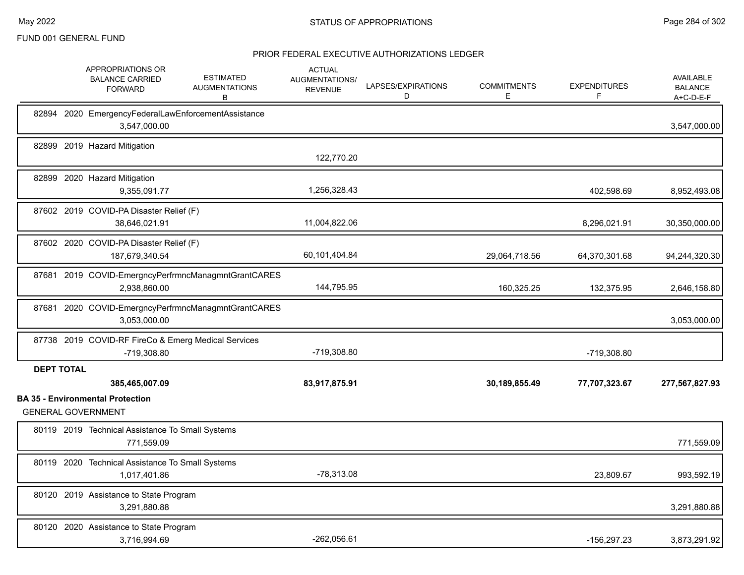FUND 001 GENERAL FUND

PRIOR FEDERAL EXECUTIVE AUTHORIZATIONS LEDGER

| | APPROPRIATIONS OR BALANCE CARRIED FORWARD | ESTIMATED AUGMENTATIONS B | ACTUAL AUGMENTATIONS/ REVENUE | LAPSES/EXPIRATIONS D | COMMITMENTS E | EXPENDITURES F | AVAILABLE BALANCE A+C-D-E-F |
|---|---|---|---|---|---|---|---|
| 82894 2020 EmergencyFederalLawEnforcementAssistance | 3,547,000.00 | | | | | | 3,547,000.00 |
| 82899 2019 Hazard Mitigation | | | 122,770.20 | | | | |
| 82899 2020 Hazard Mitigation | 9,355,091.77 | | 1,256,328.43 | | | 402,598.69 | 8,952,493.08 |
| 87602 2019 COVID-PA Disaster Relief (F) | 38,646,021.91 | | 11,004,822.06 | | | 8,296,021.91 | 30,350,000.00 |
| 87602 2020 COVID-PA Disaster Relief (F) | 187,679,340.54 | | 60,101,404.84 | | 29,064,718.56 | 64,370,301.68 | 94,244,320.30 |
| 87681 2019 COVID-EmergncyPerfrmncManagmntGrantCARES | 2,938,860.00 | | 144,795.95 | | 160,325.25 | 132,375.95 | 2,646,158.80 |
| 87681 2020 COVID-EmergncyPerfrmncManagmntGrantCARES | 3,053,000.00 | | | | | | 3,053,000.00 |
| 87738 2019 COVID-RF FireCo & Emerg Medical Services | -719,308.80 | | -719,308.80 | | | -719,308.80 | |
| **DEPT TOTAL** | **385,465,007.09** | | **83,917,875.91** | | **30,189,855.49** | **77,707,323.67** | **277,567,827.93** |

**BA 35 - Environmental Protection**

GENERAL GOVERNMENT

| | APPROPRIATIONS OR BALANCE CARRIED FORWARD | ESTIMATED AUGMENTATIONS B | ACTUAL AUGMENTATIONS/ REVENUE | LAPSES/EXPIRATIONS D | COMMITMENTS E | EXPENDITURES F | AVAILABLE BALANCE A+C-D-E-F |
|---|---|---|---|---|---|---|---|
| 80119 2019 Technical Assistance To Small Systems | 771,559.09 | | | | | | 771,559.09 |
| 80119 2020 Technical Assistance To Small Systems | 1,017,401.86 | | -78,313.08 | | | 23,809.67 | 993,592.19 |
| 80120 2019 Assistance to State Program | 3,291,880.88 | | | | | | 3,291,880.88 |
| 80120 2020 Assistance to State Program | 3,716,994.69 | | -262,056.61 | | | -156,297.23 | 3,873,291.92 |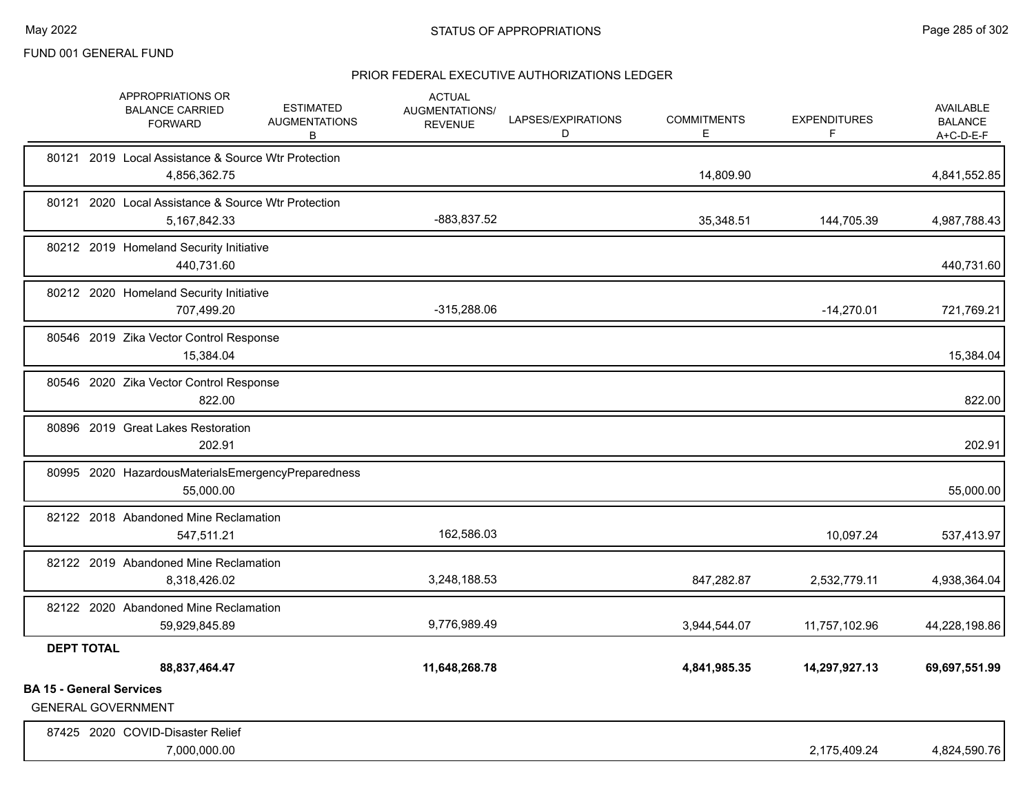FUND 001 GENERAL FUND

## STATUS OF APPROPRIATIONS

### PRIOR FEDERAL EXECUTIVE AUTHORIZATIONS LEDGER

| | APPROPRIATIONS OR BALANCE CARRIED FORWARD | ESTIMATED AUGMENTATIONS B | ACTUAL AUGMENTATIONS/ REVENUE | LAPSES/EXPIRATIONS D | COMMITMENTS E | EXPENDITURES F | AVAILABLE BALANCE A+C-D-E-F |
|---|---|---|---|---|---|---|---|
| 80121 2019 Local Assistance & Source Wtr Protection | 4,856,362.75 | | | | 14,809.90 | | 4,841,552.85 |
| 80121 2020 Local Assistance & Source Wtr Protection | 5,167,842.33 | | -883,837.52 | | 35,348.51 | 144,705.39 | 4,987,788.43 |
| 80212 2019 Homeland Security Initiative | 440,731.60 | | | | | | 440,731.60 |
| 80212 2020 Homeland Security Initiative | 707,499.20 | | -315,288.06 | | | -14,270.01 | 721,769.21 |
| 80546 2019 Zika Vector Control Response | 15,384.04 | | | | | | 15,384.04 |
| 80546 2020 Zika Vector Control Response | 822.00 | | | | | | 822.00 |
| 80896 2019 Great Lakes Restoration | 202.91 | | | | | | 202.91 |
| 80995 2020 HazardousMaterialsEmergencyPreparedness | 55,000.00 | | | | | | 55,000.00 |
| 82122 2018 Abandoned Mine Reclamation | 547,511.21 | | 162,586.03 | | | 10,097.24 | 537,413.97 |
| 82122 2019 Abandoned Mine Reclamation | 8,318,426.02 | | 3,248,188.53 | | 847,282.87 | 2,532,779.11 | 4,938,364.04 |
| 82122 2020 Abandoned Mine Reclamation | 59,929,845.89 | | 9,776,989.49 | | 3,944,544.07 | 11,757,102.96 | 44,228,198.86 |
| **DEPT TOTAL** | **88,837,464.47** | | **11,648,268.78** | | **4,841,985.35** | **14,297,927.13** | **69,697,551.99** |

**BA 15 - General Services**

GENERAL GOVERNMENT

| | APPROPRIATIONS OR BALANCE CARRIED FORWARD | ESTIMATED AUGMENTATIONS B | ACTUAL AUGMENTATIONS/ REVENUE | LAPSES/EXPIRATIONS D | COMMITMENTS E | EXPENDITURES F | AVAILABLE BALANCE A+C-D-E-F |
|---|---|---|---|---|---|---|---|
| 87425 2020 COVID-Disaster Relief | 7,000,000.00 | | | | | 2,175,409.24 | 4,824,590.76 |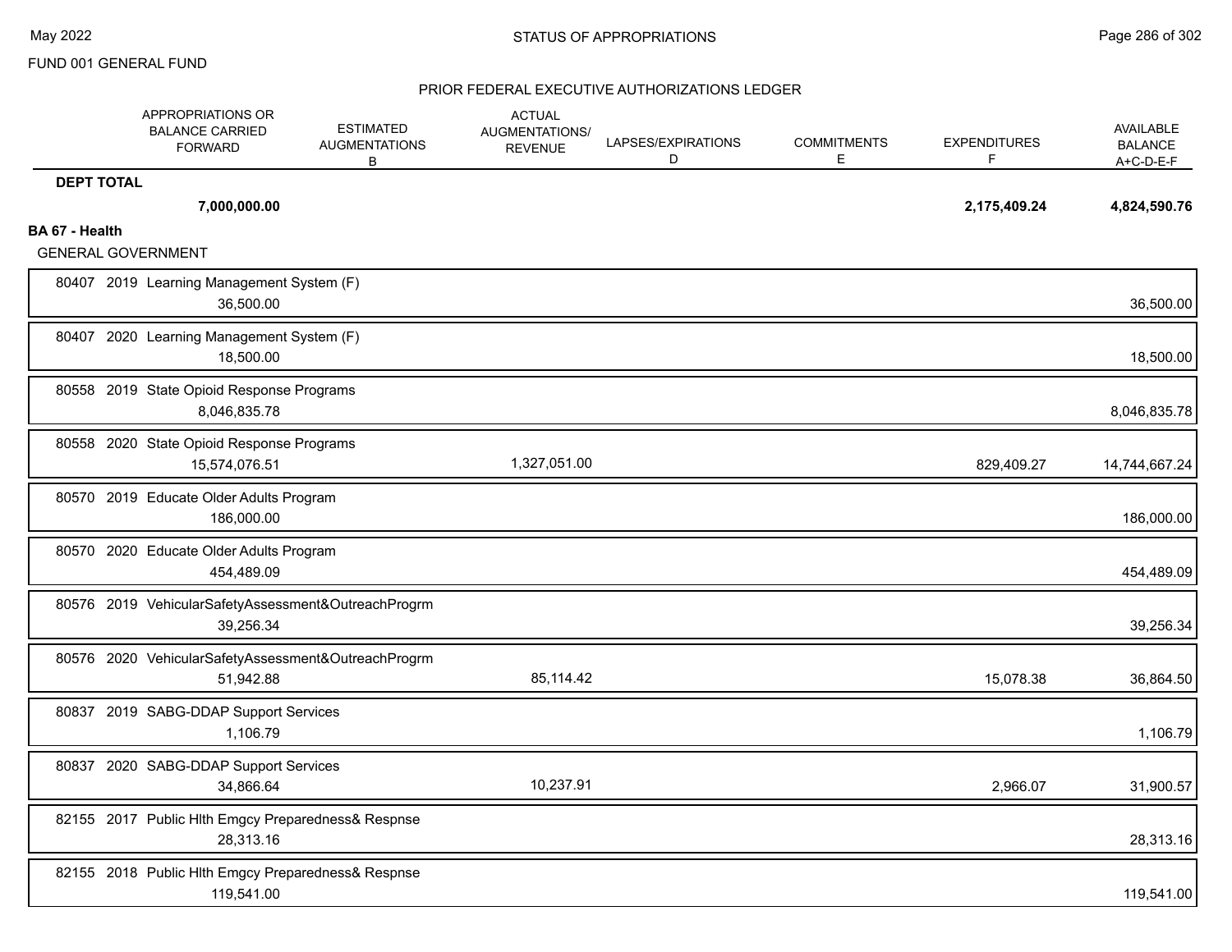FUND 001 GENERAL FUND

## STATUS OF APPROPRIATIONS

### PRIOR FEDERAL EXECUTIVE AUTHORIZATIONS LEDGER

| | APPROPRIATIONS OR BALANCE CARRIED FORWARD | ESTIMATED AUGMENTATIONS B | ACTUAL AUGMENTATIONS/ REVENUE | LAPSES/EXPIRATIONS D | COMMITMENTS E | EXPENDITURES F | AVAILABLE BALANCE A+C-D-E-F |
|---|---|---|---|---|---|---|---|
| **DEPT TOTAL** | **7,000,000.00** | | | | | **2,175,409.24** | **4,824,590.76** |

**BA 67 - Health**

GENERAL GOVERNMENT

| | APPROPRIATIONS OR BALANCE CARRIED FORWARD | ESTIMATED AUGMENTATIONS B | ACTUAL AUGMENTATIONS/ REVENUE | LAPSES/EXPIRATIONS D | COMMITMENTS E | EXPENDITURES F | AVAILABLE BALANCE A+C-D-E-F |
|---|---|---|---|---|---|---|---|
| 80407 2019 Learning Management System (F) | 36,500.00 | | | | | | 36,500.00 |
| 80407 2020 Learning Management System (F) | 18,500.00 | | | | | | 18,500.00 |
| 80558 2019 State Opioid Response Programs | 8,046,835.78 | | | | | | 8,046,835.78 |
| 80558 2020 State Opioid Response Programs | 15,574,076.51 | | 1,327,051.00 | | | 829,409.27 | 14,744,667.24 |
| 80570 2019 Educate Older Adults Program | 186,000.00 | | | | | | 186,000.00 |
| 80570 2020 Educate Older Adults Program | 454,489.09 | | | | | | 454,489.09 |
| 80576 2019 VehicularSafetyAssessment&OutreachProgrm | 39,256.34 | | | | | | 39,256.34 |
| 80576 2020 VehicularSafetyAssessment&OutreachProgrm | 51,942.88 | | 85,114.42 | | | 15,078.38 | 36,864.50 |
| 80837 2019 SABG-DDAP Support Services | 1,106.79 | | | | | | 1,106.79 |
| 80837 2020 SABG-DDAP Support Services | 34,866.64 | | 10,237.91 | | | 2,966.07 | 31,900.57 |
| 82155 2017 Public Hlth Emgcy Preparedness& Respnse | 28,313.16 | | | | | | 28,313.16 |
| 82155 2018 Public Hlth Emgcy Preparedness& Respnse | 119,541.00 | | | | | | 119,541.00 |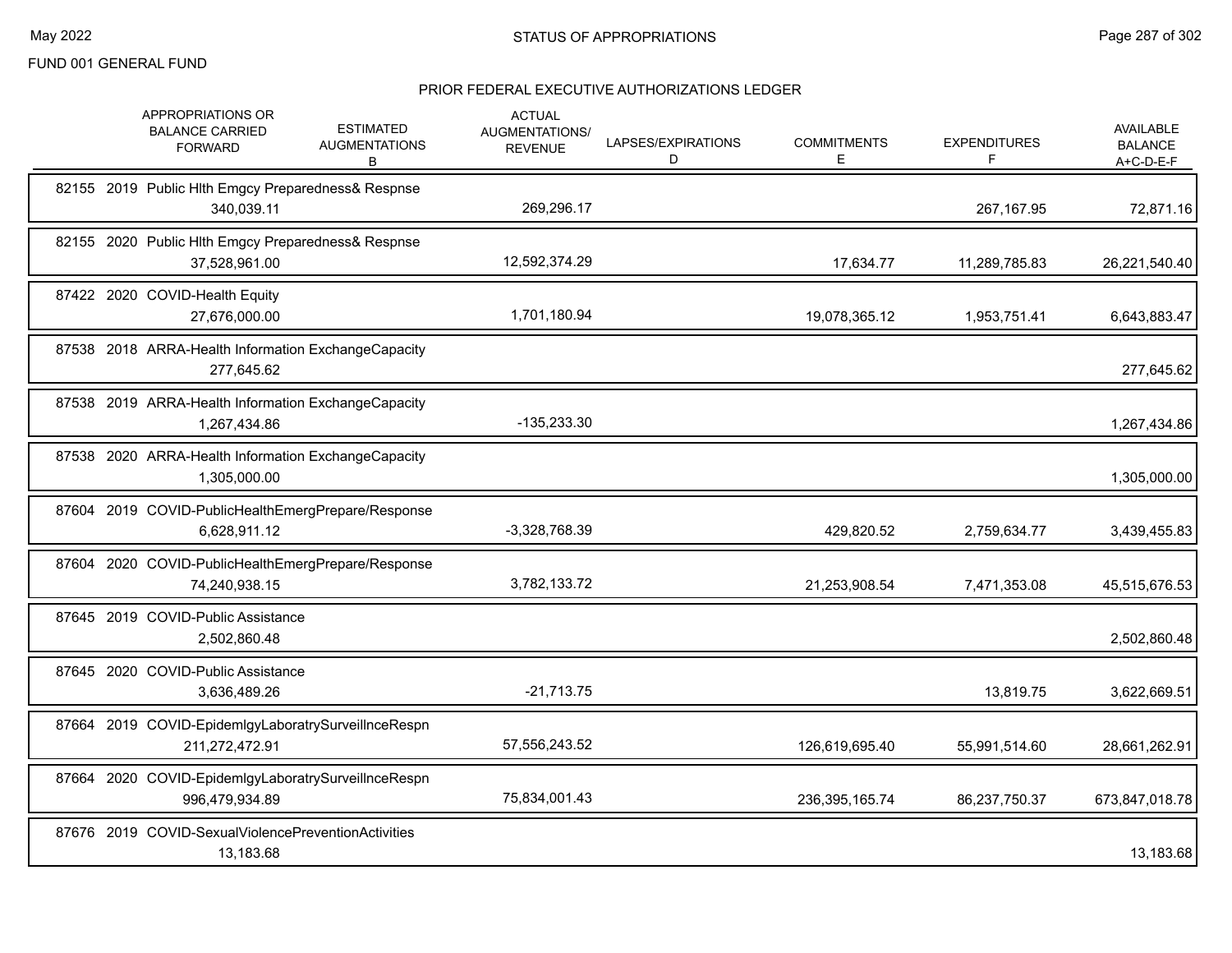FUND 001 GENERAL FUND

## STATUS OF APPROPRIATIONS

### PRIOR FEDERAL EXECUTIVE AUTHORIZATIONS LEDGER

| | APPROPRIATIONS OR BALANCE CARRIED FORWARD | ESTIMATED AUGMENTATIONS B | ACTUAL AUGMENTATIONS/ REVENUE | LAPSES/EXPIRATIONS D | COMMITMENTS E | EXPENDITURES F | AVAILABLE BALANCE A+C-D-E-F |
|---|---|---|---|---|---|---|---|
| 82155 2019 Public Hlth Emgcy Preparedness& Respnse | 340,039.11 | | 269,296.17 | | | 267,167.95 | 72,871.16 |
| 82155 2020 Public Hlth Emgcy Preparedness& Respnse | 37,528,961.00 | | 12,592,374.29 | | 17,634.77 | 11,289,785.83 | 26,221,540.40 |
| 87422 2020 COVID-Health Equity | 27,676,000.00 | | 1,701,180.94 | | 19,078,365.12 | 1,953,751.41 | 6,643,883.47 |
| 87538 2018 ARRA-Health Information ExchangeCapacity | 277,645.62 | | | | | | 277,645.62 |
| 87538 2019 ARRA-Health Information ExchangeCapacity | 1,267,434.86 | | -135,233.30 | | | | 1,267,434.86 |
| 87538 2020 ARRA-Health Information ExchangeCapacity | 1,305,000.00 | | | | | | 1,305,000.00 |
| 87604 2019 COVID-PublicHealthEmergPrepare/Response | 6,628,911.12 | | -3,328,768.39 | | 429,820.52 | 2,759,634.77 | 3,439,455.83 |
| 87604 2020 COVID-PublicHealthEmergPrepare/Response | 74,240,938.15 | | 3,782,133.72 | | 21,253,908.54 | 7,471,353.08 | 45,515,676.53 |
| 87645 2019 COVID-Public Assistance | 2,502,860.48 | | | | | | 2,502,860.48 |
| 87645 2020 COVID-Public Assistance | 3,636,489.26 | | -21,713.75 | | | 13,819.75 | 3,622,669.51 |
| 87664 2019 COVID-EpidemlgyLaboratrySurveillnceRespn | 211,272,472.91 | | 57,556,243.52 | | 126,619,695.40 | 55,991,514.60 | 28,661,262.91 |
| 87664 2020 COVID-EpidemlgyLaboratrySurveillnceRespn | 996,479,934.89 | | 75,834,001.43 | | 236,395,165.74 | 86,237,750.37 | 673,847,018.78 |
| 87676 2019 COVID-SexualViolencePreventionActivities | 13,183.68 | | | | | | 13,183.68 |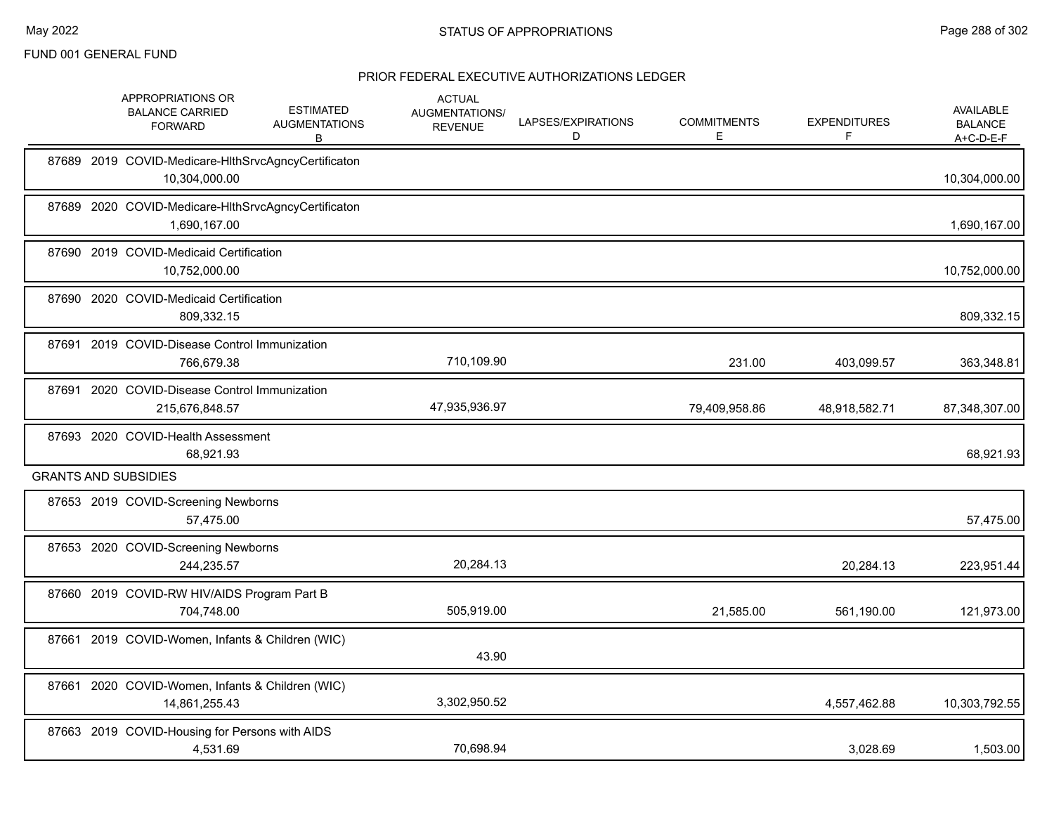FUND 001 GENERAL FUND

## PRIOR FEDERAL EXECUTIVE AUTHORIZATIONS LEDGER

| | APPROPRIATIONS OR BALANCE CARRIED FORWARD | ESTIMATED AUGMENTATIONS B | ACTUAL AUGMENTATIONS/ REVENUE | LAPSES/EXPIRATIONS D | COMMITMENTS E | EXPENDITURES F | AVAILABLE BALANCE A+C-D-E-F |
|---|---|---|---|---|---|---|---|
| 87689 2019 COVID-Medicare-HlthSrvcAgncyCertificaton | 10,304,000.00 | | | | | | 10,304,000.00 |
| 87689 2020 COVID-Medicare-HlthSrvcAgncyCertificaton | 1,690,167.00 | | | | | | 1,690,167.00 |
| 87690 2019 COVID-Medicaid Certification | 10,752,000.00 | | | | | | 10,752,000.00 |
| 87690 2020 COVID-Medicaid Certification | 809,332.15 | | | | | | 809,332.15 |
| 87691 2019 COVID-Disease Control Immunization | 766,679.38 | | 710,109.90 | | 231.00 | 403,099.57 | 363,348.81 |
| 87691 2020 COVID-Disease Control Immunization | 215,676,848.57 | | 47,935,936.97 | | 79,409,958.86 | 48,918,582.71 | 87,348,307.00 |
| 87693 2020 COVID-Health Assessment | 68,921.93 | | | | | | 68,921.93 |
| **GRANTS AND SUBSIDIES** | | | | | | | |
| 87653 2019 COVID-Screening Newborns | 57,475.00 | | | | | | 57,475.00 |
| 87653 2020 COVID-Screening Newborns | 244,235.57 | | 20,284.13 | | | 20,284.13 | 223,951.44 |
| 87660 2019 COVID-RW HIV/AIDS Program Part B | 704,748.00 | | 505,919.00 | | 21,585.00 | 561,190.00 | 121,973.00 |
| 87661 2019 COVID-Women, Infants & Children (WIC) | | | 43.90 | | | | |
| 87661 2020 COVID-Women, Infants & Children (WIC) | 14,861,255.43 | | 3,302,950.52 | | | 4,557,462.88 | 10,303,792.55 |
| 87663 2019 COVID-Housing for Persons with AIDS | 4,531.69 | | 70,698.94 | | | 3,028.69 | 1,503.00 |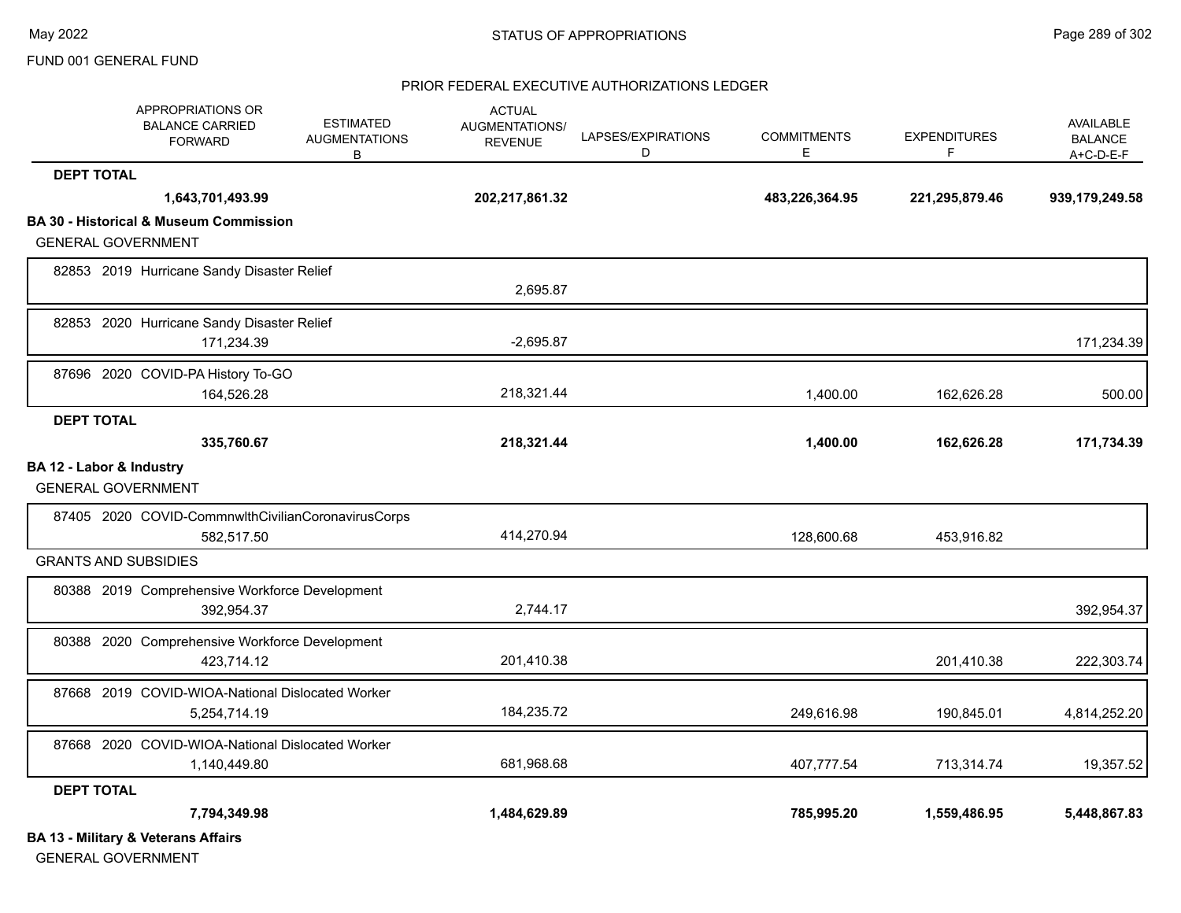## STATUS OF APPROPRIATIONS

FUND 001 GENERAL FUND

PRIOR FEDERAL EXECUTIVE AUTHORIZATIONS LEDGER

| | APPROPRIATIONS OR BALANCE CARRIED FORWARD | ESTIMATED AUGMENTATIONS B | ACTUAL AUGMENTATIONS/ REVENUE | LAPSES/EXPIRATIONS D | COMMITMENTS E | EXPENDITURES F | AVAILABLE BALANCE A+C-D-E-F |
|---|---|---|---|---|---|---|---|
| **DEPT TOTAL** | **1,643,701,493.99** | | **202,217,861.32** | | **483,226,364.95** | **221,295,879.46** | **939,179,249.58** |
| **BA 30 - Historical & Museum Commission** | | | | | | | |
| GENERAL GOVERNMENT | | | | | | | |
| 82853 2019 Hurricane Sandy Disaster Relief | | | 2,695.87 | | | | |
| 82853 2020 Hurricane Sandy Disaster Relief | 171,234.39 | | -2,695.87 | | | | 171,234.39 |
| 87696 2020 COVID-PA History To-GO | 164,526.28 | | 218,321.44 | | 1,400.00 | 162,626.28 | 500.00 |
| **DEPT TOTAL** | **335,760.67** | | **218,321.44** | | **1,400.00** | **162,626.28** | **171,734.39** |
| **BA 12 - Labor & Industry** | | | | | | | |
| GENERAL GOVERNMENT | | | | | | | |
| 87405 2020 COVID-CommnwlthCivilianCoronavirusCorps | 582,517.50 | | 414,270.94 | | 128,600.68 | 453,916.82 | |
| GRANTS AND SUBSIDIES | | | | | | | |
| 80388 2019 Comprehensive Workforce Development | 392,954.37 | | 2,744.17 | | | | 392,954.37 |
| 80388 2020 Comprehensive Workforce Development | 423,714.12 | | 201,410.38 | | | 201,410.38 | 222,303.74 |
| 87668 2019 COVID-WIOA-National Dislocated Worker | 5,254,714.19 | | 184,235.72 | | 249,616.98 | 190,845.01 | 4,814,252.20 |
| 87668 2020 COVID-WIOA-National Dislocated Worker | 1,140,449.80 | | 681,968.68 | | 407,777.54 | 713,314.74 | 19,357.52 |
| **DEPT TOTAL** | **7,794,349.98** | | **1,484,629.89** | | **785,995.20** | **1,559,486.95** | **5,448,867.83** |
| **BA 13 - Military & Veterans Affairs** | | | | | | | |
| GENERAL GOVERNMENT | | | | | | | |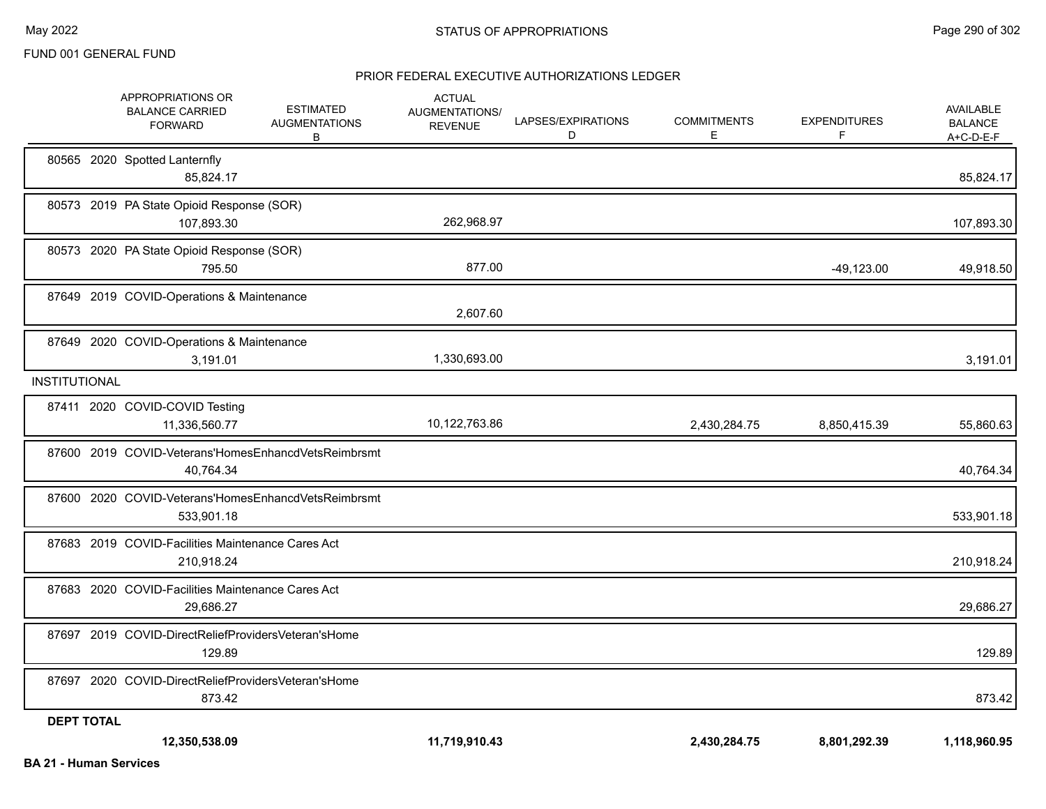FUND 001 GENERAL FUND

STATUS OF APPROPRIATIONS

PRIOR FEDERAL EXECUTIVE AUTHORIZATIONS LEDGER

| | APPROPRIATIONS OR BALANCE CARRIED FORWARD | ESTIMATED AUGMENTATIONS B | ACTUAL AUGMENTATIONS/ REVENUE | LAPSES/EXPIRATIONS D | COMMITMENTS E | EXPENDITURES F | AVAILABLE BALANCE A+C-D-E-F |
|---|---|---|---|---|---|---|---|
| 80565 2020 Spotted Lanternfly | 85,824.17 | | | | | | 85,824.17 |
| 80573 2019 PA State Opioid Response (SOR) | 107,893.30 | | 262,968.97 | | | | 107,893.30 |
| 80573 2020 PA State Opioid Response (SOR) | 795.50 | | 877.00 | | | -49,123.00 | 49,918.50 |
| 87649 2019 COVID-Operations & Maintenance | | | 2,607.60 | | | | |
| 87649 2020 COVID-Operations & Maintenance | 3,191.01 | | 1,330,693.00 | | | | 3,191.01 |
| **INSTITUTIONAL** | | | | | | | |
| 87411 2020 COVID-COVID Testing | 11,336,560.77 | | 10,122,763.86 | | 2,430,284.75 | 8,850,415.39 | 55,860.63 |
| 87600 2019 COVID-Veterans'HomesEnhancdVetsReimbrsmt | 40,764.34 | | | | | | 40,764.34 |
| 87600 2020 COVID-Veterans'HomesEnhancdVetsReimbrsmt | 533,901.18 | | | | | | 533,901.18 |
| 87683 2019 COVID-Facilities Maintenance Cares Act | 210,918.24 | | | | | | 210,918.24 |
| 87683 2020 COVID-Facilities Maintenance Cares Act | 29,686.27 | | | | | | 29,686.27 |
| 87697 2019 COVID-DirectReliefProvidersVeteran'sHome | 129.89 | | | | | | 129.89 |
| 87697 2020 COVID-DirectReliefProvidersVeteran'sHome | 873.42 | | | | | | 873.42 |
| **DEPT TOTAL** | **12,350,538.09** | | **11,719,910.43** | | **2,430,284.75** | **8,801,292.39** | **1,118,960.95** |

**BA 21 - Human Services**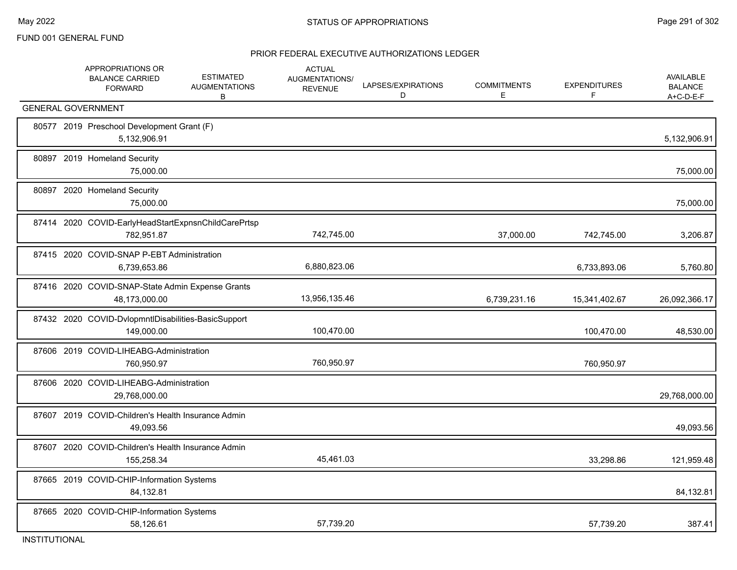FUND 001 GENERAL FUND

## PRIOR FEDERAL EXECUTIVE AUTHORIZATIONS LEDGER

| | APPROPRIATIONS OR BALANCE CARRIED FORWARD | ESTIMATED AUGMENTATIONS B | ACTUAL AUGMENTATIONS/ REVENUE | LAPSES/EXPIRATIONS D | COMMITMENTS E | EXPENDITURES F | AVAILABLE BALANCE A+C-D-E-F |
|---|---|---|---|---|---|---|---|
| **GENERAL GOVERNMENT** | | | | | | | |
| 80577 2019 Preschool Development Grant (F) | 5,132,906.91 | | | | | | 5,132,906.91 |
| 80897 2019 Homeland Security | 75,000.00 | | | | | | 75,000.00 |
| 80897 2020 Homeland Security | 75,000.00 | | | | | | 75,000.00 |
| 87414 2020 COVID-EarlyHeadStartExpnsnChildCarePrtsp | 782,951.87 | | 742,745.00 | | 37,000.00 | 742,745.00 | 3,206.87 |
| 87415 2020 COVID-SNAP P-EBT Administration | 6,739,653.86 | | 6,880,823.06 | | | 6,733,893.06 | 5,760.80 |
| 87416 2020 COVID-SNAP-State Admin Expense Grants | 48,173,000.00 | | 13,956,135.46 | | 6,739,231.16 | 15,341,402.67 | 26,092,366.17 |
| 87432 2020 COVID-DvlopmntlDisabilities-BasicSupport | 149,000.00 | | 100,470.00 | | | 100,470.00 | 48,530.00 |
| 87606 2019 COVID-LIHEABG-Administration | 760,950.97 | | 760,950.97 | | | 760,950.97 | |
| 87606 2020 COVID-LIHEABG-Administration | 29,768,000.00 | | | | | | 29,768,000.00 |
| 87607 2019 COVID-Children's Health Insurance Admin | 49,093.56 | | | | | | 49,093.56 |
| 87607 2020 COVID-Children's Health Insurance Admin | 155,258.34 | | 45,461.03 | | | 33,298.86 | 121,959.48 |
| 87665 2019 COVID-CHIP-Information Systems | 84,132.81 | | | | | | 84,132.81 |
| 87665 2020 COVID-CHIP-Information Systems | 58,126.61 | | 57,739.20 | | | 57,739.20 | 387.41 |
| **INSTITUTIONAL** | | | | | | | |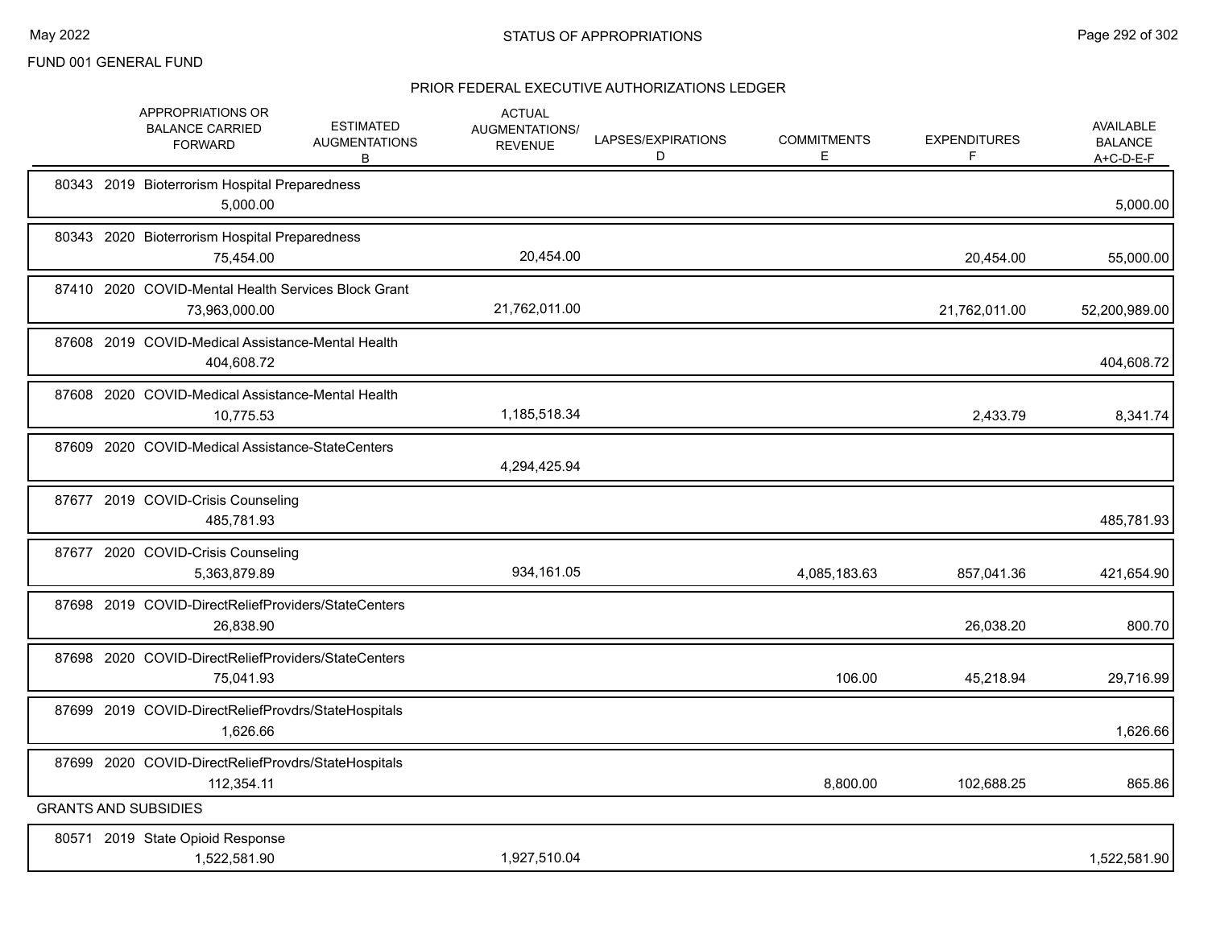FUND 001 GENERAL FUND

## STATUS OF APPROPRIATIONS

### PRIOR FEDERAL EXECUTIVE AUTHORIZATIONS LEDGER

| | APPROPRIATIONS OR BALANCE CARRIED FORWARD | ESTIMATED AUGMENTATIONS B | ACTUAL AUGMENTATIONS/ REVENUE | LAPSES/EXPIRATIONS D | COMMITMENTS E | EXPENDITURES F | AVAILABLE BALANCE A+C-D-E-F |
|---|---|---|---|---|---|---|---|
| 80343 2019 Bioterrorism Hospital Preparedness | 5,000.00 | | | | | | 5,000.00 |
| 80343 2020 Bioterrorism Hospital Preparedness | 75,454.00 | | 20,454.00 | | | 20,454.00 | 55,000.00 |
| 87410 2020 COVID-Mental Health Services Block Grant | 73,963,000.00 | | 21,762,011.00 | | | 21,762,011.00 | 52,200,989.00 |
| 87608 2019 COVID-Medical Assistance-Mental Health | 404,608.72 | | | | | | 404,608.72 |
| 87608 2020 COVID-Medical Assistance-Mental Health | 10,775.53 | | 1,185,518.34 | | | 2,433.79 | 8,341.74 |
| 87609 2020 COVID-Medical Assistance-StateCenters | | | 4,294,425.94 | | | | |
| 87677 2019 COVID-Crisis Counseling | 485,781.93 | | | | | | 485,781.93 |
| 87677 2020 COVID-Crisis Counseling | 5,363,879.89 | | 934,161.05 | | 4,085,183.63 | 857,041.36 | 421,654.90 |
| 87698 2019 COVID-DirectReliefProviders/StateCenters | 26,838.90 | | | | | 26,038.20 | 800.70 |
| 87698 2020 COVID-DirectReliefProviders/StateCenters | 75,041.93 | | | | 106.00 | 45,218.94 | 29,716.99 |
| 87699 2019 COVID-DirectReliefProvdrs/StateHospitals | 1,626.66 | | | | | | 1,626.66 |
| 87699 2020 COVID-DirectReliefProvdrs/StateHospitals | 112,354.11 | | | | 8,800.00 | 102,688.25 | 865.86 |
| **GRANTS AND SUBSIDIES** | | | | | | | |
| 80571 2019 State Opioid Response | 1,522,581.90 | | 1,927,510.04 | | | | 1,522,581.90 |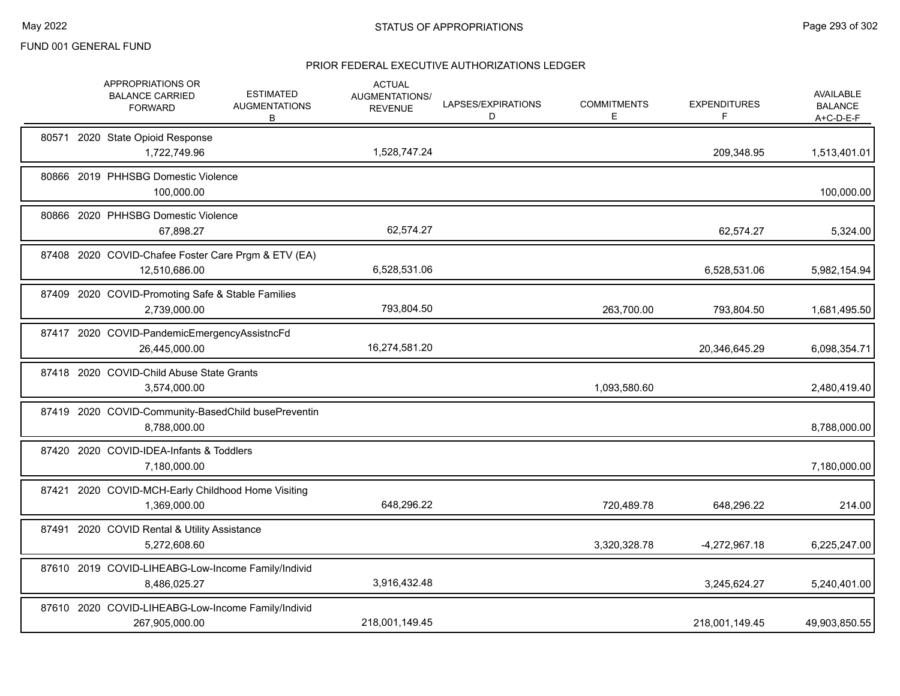FUND 001 GENERAL FUND

## STATUS OF APPROPRIATIONS

### PRIOR FEDERAL EXECUTIVE AUTHORIZATIONS LEDGER

| | APPROPRIATIONS OR BALANCE CARRIED FORWARD | ESTIMATED AUGMENTATIONS B | ACTUAL AUGMENTATIONS/ REVENUE | LAPSES/EXPIRATIONS D | COMMITMENTS E | EXPENDITURES F | AVAILABLE BALANCE A+C-D-E-F |
|---|---|---|---|---|---|---|---|
| 80571 2020 State Opioid Response | 1,722,749.96 | | 1,528,747.24 | | | 209,348.95 | 1,513,401.01 |
| 80866 2019 PHHSBG Domestic Violence | 100,000.00 | | | | | | 100,000.00 |
| 80866 2020 PHHSBG Domestic Violence | 67,898.27 | | 62,574.27 | | | 62,574.27 | 5,324.00 |
| 87408 2020 COVID-Chafee Foster Care Prgm & ETV (EA) | 12,510,686.00 | | 6,528,531.06 | | | 6,528,531.06 | 5,982,154.94 |
| 87409 2020 COVID-Promoting Safe & Stable Families | 2,739,000.00 | | 793,804.50 | | 263,700.00 | 793,804.50 | 1,681,495.50 |
| 87417 2020 COVID-PandemicEmergencyAssistncFd | 26,445,000.00 | | 16,274,581.20 | | | 20,346,645.29 | 6,098,354.71 |
| 87418 2020 COVID-Child Abuse State Grants | 3,574,000.00 | | | | 1,093,580.60 | | 2,480,419.40 |
| 87419 2020 COVID-Community-BasedChild busePreventin | 8,788,000.00 | | | | | | 8,788,000.00 |
| 87420 2020 COVID-IDEA-Infants & Toddlers | 7,180,000.00 | | | | | | 7,180,000.00 |
| 87421 2020 COVID-MCH-Early Childhood Home Visiting | 1,369,000.00 | | 648,296.22 | | 720,489.78 | 648,296.22 | 214.00 |
| 87491 2020 COVID Rental & Utility Assistance | 5,272,608.60 | | | | 3,320,328.78 | -4,272,967.18 | 6,225,247.00 |
| 87610 2019 COVID-LIHEABG-Low-Income Family/Individ | 8,486,025.27 | | 3,916,432.48 | | | 3,245,624.27 | 5,240,401.00 |
| 87610 2020 COVID-LIHEABG-Low-Income Family/Individ | 267,905,000.00 | | 218,001,149.45 | | | 218,001,149.45 | 49,903,850.55 |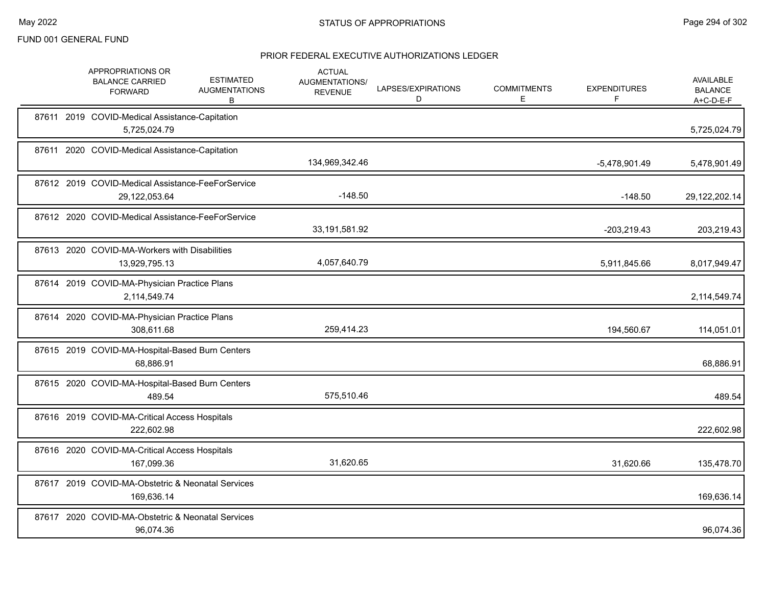FUND 001 GENERAL FUND

## STATUS OF APPROPRIATIONS

### PRIOR FEDERAL EXECUTIVE AUTHORIZATIONS LEDGER

| | APPROPRIATIONS OR BALANCE CARRIED FORWARD | ESTIMATED AUGMENTATIONS B | ACTUAL AUGMENTATIONS/ REVENUE | LAPSES/EXPIRATIONS D | COMMITMENTS E | EXPENDITURES F | AVAILABLE BALANCE A+C-D-E-F |
|---|---|---|---|---|---|---|---|
| 87611 2019 COVID-Medical Assistance-Capitation | 5,725,024.79 | | | | | | 5,725,024.79 |
| 87611 2020 COVID-Medical Assistance-Capitation | | | 134,969,342.46 | | | -5,478,901.49 | 5,478,901.49 |
| 87612 2019 COVID-Medical Assistance-FeeForService | 29,122,053.64 | | -148.50 | | | -148.50 | 29,122,202.14 |
| 87612 2020 COVID-Medical Assistance-FeeForService | | | 33,191,581.92 | | | -203,219.43 | 203,219.43 |
| 87613 2020 COVID-MA-Workers with Disabilities | 13,929,795.13 | | 4,057,640.79 | | | 5,911,845.66 | 8,017,949.47 |
| 87614 2019 COVID-MA-Physician Practice Plans | 2,114,549.74 | | | | | | 2,114,549.74 |
| 87614 2020 COVID-MA-Physician Practice Plans | 308,611.68 | | 259,414.23 | | | 194,560.67 | 114,051.01 |
| 87615 2019 COVID-MA-Hospital-Based Burn Centers | 68,886.91 | | | | | | 68,886.91 |
| 87615 2020 COVID-MA-Hospital-Based Burn Centers | 489.54 | | 575,510.46 | | | | 489.54 |
| 87616 2019 COVID-MA-Critical Access Hospitals | 222,602.98 | | | | | | 222,602.98 |
| 87616 2020 COVID-MA-Critical Access Hospitals | 167,099.36 | | 31,620.65 | | | 31,620.66 | 135,478.70 |
| 87617 2019 COVID-MA-Obstetric & Neonatal Services | 169,636.14 | | | | | | 169,636.14 |
| 87617 2020 COVID-MA-Obstetric & Neonatal Services | 96,074.36 | | | | | | 96,074.36 |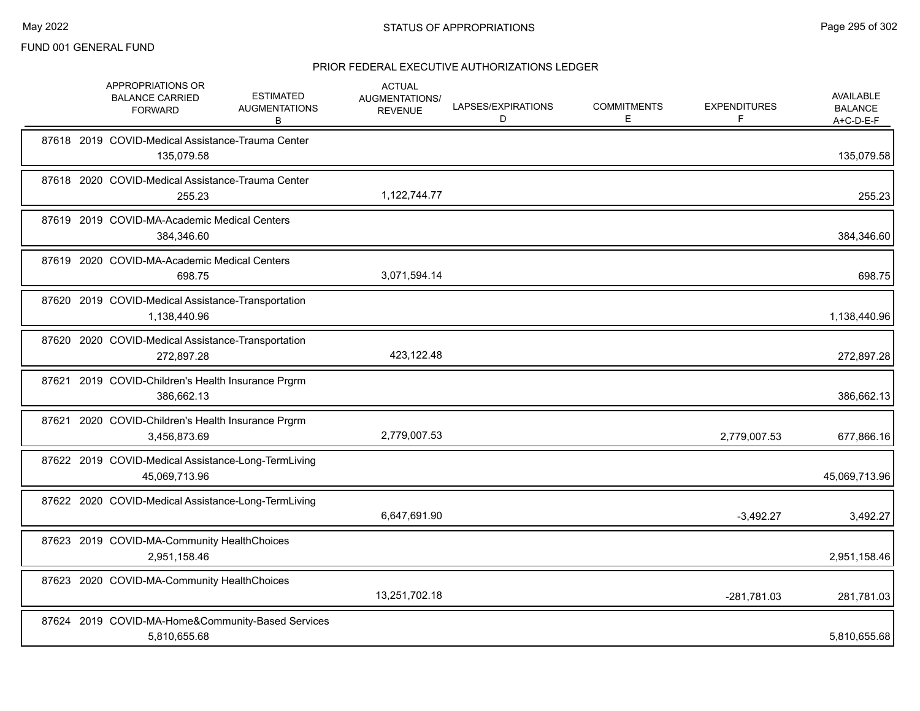FUND 001 GENERAL FUND

## STATUS OF APPROPRIATIONS

### PRIOR FEDERAL EXECUTIVE AUTHORIZATIONS LEDGER

| | APPROPRIATIONS OR BALANCE CARRIED FORWARD | ESTIMATED AUGMENTATIONS B | ACTUAL AUGMENTATIONS/ REVENUE | LAPSES/EXPIRATIONS D | COMMITMENTS E | EXPENDITURES F | AVAILABLE BALANCE A+C-D-E-F |
|---|---|---|---|---|---|---|---|
| 87618 2019 COVID-Medical Assistance-Trauma Center | 135,079.58 | | | | | | 135,079.58 |
| 87618 2020 COVID-Medical Assistance-Trauma Center | 255.23 | | 1,122,744.77 | | | | 255.23 |
| 87619 2019 COVID-MA-Academic Medical Centers | 384,346.60 | | | | | | 384,346.60 |
| 87619 2020 COVID-MA-Academic Medical Centers | 698.75 | | 3,071,594.14 | | | | 698.75 |
| 87620 2019 COVID-Medical Assistance-Transportation | 1,138,440.96 | | | | | | 1,138,440.96 |
| 87620 2020 COVID-Medical Assistance-Transportation | 272,897.28 | | 423,122.48 | | | | 272,897.28 |
| 87621 2019 COVID-Children's Health Insurance Prgrm | 386,662.13 | | | | | | 386,662.13 |
| 87621 2020 COVID-Children's Health Insurance Prgrm | 3,456,873.69 | | 2,779,007.53 | | | 2,779,007.53 | 677,866.16 |
| 87622 2019 COVID-Medical Assistance-Long-TermLiving | 45,069,713.96 | | | | | | 45,069,713.96 |
| 87622 2020 COVID-Medical Assistance-Long-TermLiving | | | 6,647,691.90 | | | -3,492.27 | 3,492.27 |
| 87623 2019 COVID-MA-Community HealthChoices | 2,951,158.46 | | | | | | 2,951,158.46 |
| 87623 2020 COVID-MA-Community HealthChoices | | | 13,251,702.18 | | | -281,781.03 | 281,781.03 |
| 87624 2019 COVID-MA-Home&Community-Based Services | 5,810,655.68 | | | | | | 5,810,655.68 |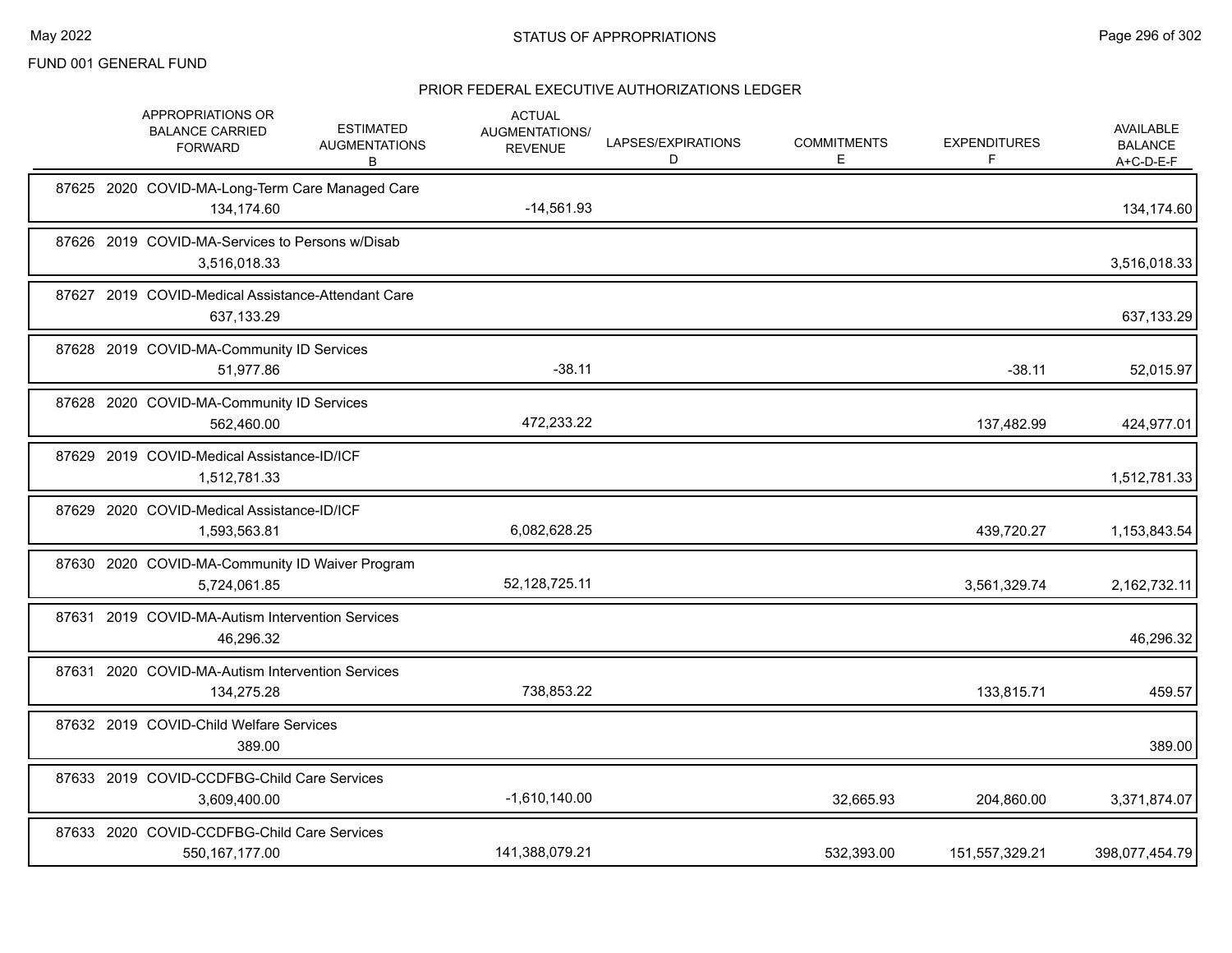FUND 001 GENERAL FUND

## STATUS OF APPROPRIATIONS

### PRIOR FEDERAL EXECUTIVE AUTHORIZATIONS LEDGER

| | APPROPRIATIONS OR BALANCE CARRIED FORWARD | ESTIMATED AUGMENTATIONS B | ACTUAL AUGMENTATIONS/ REVENUE | LAPSES/EXPIRATIONS D | COMMITMENTS E | EXPENDITURES F | AVAILABLE BALANCE A+C-D-E-F |
|---|---|---|---|---|---|---|---|
| 87625 2020 COVID-MA-Long-Term Care Managed Care | 134,174.60 | | -14,561.93 | | | | 134,174.60 |
| 87626 2019 COVID-MA-Services to Persons w/Disab | 3,516,018.33 | | | | | | 3,516,018.33 |
| 87627 2019 COVID-Medical Assistance-Attendant Care | 637,133.29 | | | | | | 637,133.29 |
| 87628 2019 COVID-MA-Community ID Services | 51,977.86 | | -38.11 | | | -38.11 | 52,015.97 |
| 87628 2020 COVID-MA-Community ID Services | 562,460.00 | | 472,233.22 | | | 137,482.99 | 424,977.01 |
| 87629 2019 COVID-Medical Assistance-ID/ICF | 1,512,781.33 | | | | | | 1,512,781.33 |
| 87629 2020 COVID-Medical Assistance-ID/ICF | 1,593,563.81 | | 6,082,628.25 | | | 439,720.27 | 1,153,843.54 |
| 87630 2020 COVID-MA-Community ID Waiver Program | 5,724,061.85 | | 52,128,725.11 | | | 3,561,329.74 | 2,162,732.11 |
| 87631 2019 COVID-MA-Autism Intervention Services | 46,296.32 | | | | | | 46,296.32 |
| 87631 2020 COVID-MA-Autism Intervention Services | 134,275.28 | | 738,853.22 | | | 133,815.71 | 459.57 |
| 87632 2019 COVID-Child Welfare Services | 389.00 | | | | | | 389.00 |
| 87633 2019 COVID-CCDFBG-Child Care Services | 3,609,400.00 | | -1,610,140.00 | | 32,665.93 | 204,860.00 | 3,371,874.07 |
| 87633 2020 COVID-CCDFBG-Child Care Services | 550,167,177.00 | | 141,388,079.21 | | 532,393.00 | 151,557,329.21 | 398,077,454.79 |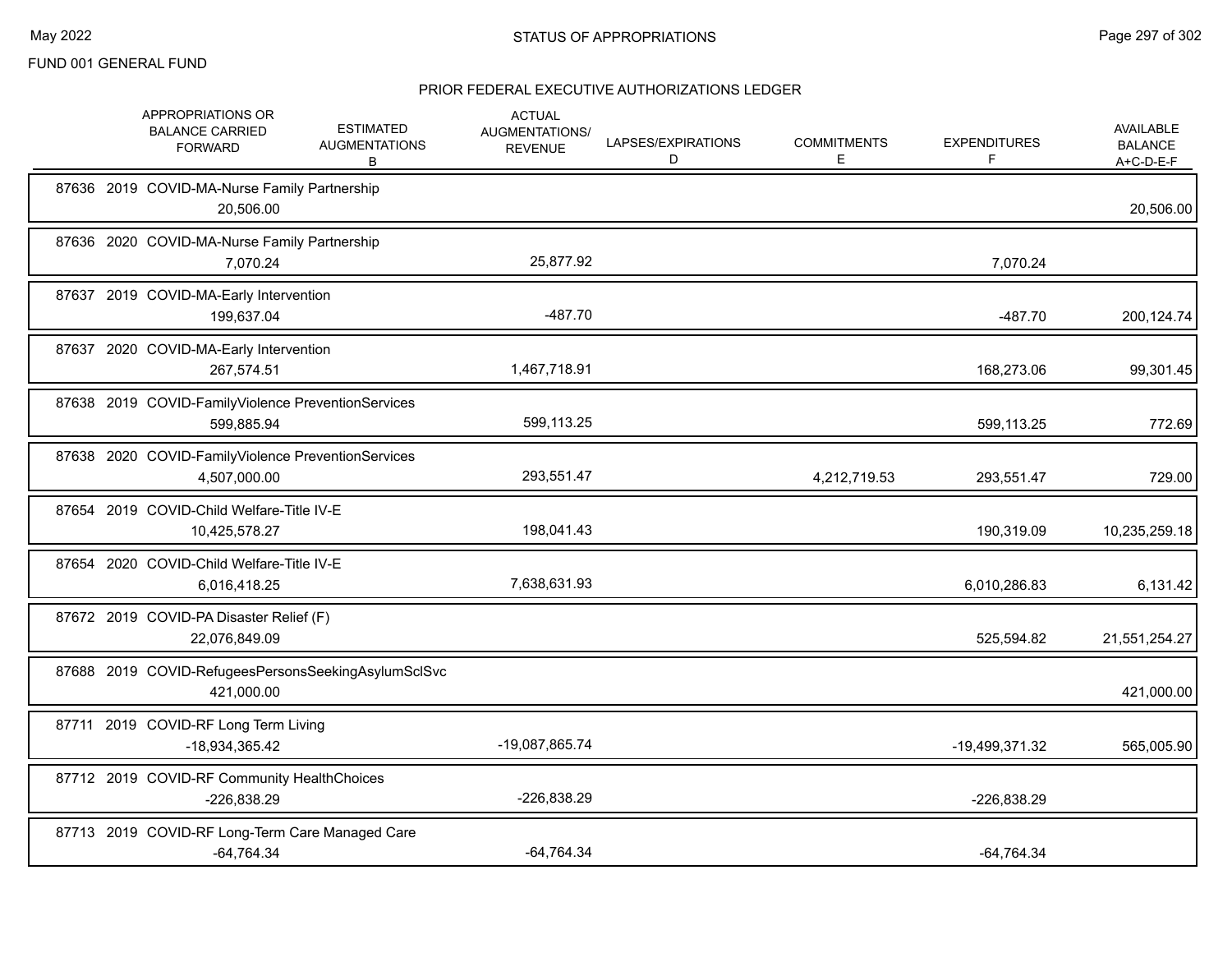FUND 001 GENERAL FUND

STATUS OF APPROPRIATIONS

PRIOR FEDERAL EXECUTIVE AUTHORIZATIONS LEDGER

| | APPROPRIATIONS OR BALANCE CARRIED FORWARD | ESTIMATED AUGMENTATIONS B | ACTUAL AUGMENTATIONS/ REVENUE | LAPSES/EXPIRATIONS D | COMMITMENTS E | EXPENDITURES F | AVAILABLE BALANCE A+C-D-E-F |
|---|---|---|---|---|---|---|---|
| 87636 2019 COVID-MA-Nurse Family Partnership | 20,506.00 | | | | | | 20,506.00 |
| 87636 2020 COVID-MA-Nurse Family Partnership | 7,070.24 | | 25,877.92 | | | 7,070.24 | |
| 87637 2019 COVID-MA-Early Intervention | 199,637.04 | | -487.70 | | | -487.70 | 200,124.74 |
| 87637 2020 COVID-MA-Early Intervention | 267,574.51 | | 1,467,718.91 | | | 168,273.06 | 99,301.45 |
| 87638 2019 COVID-FamilyViolence PreventionServices | 599,885.94 | | 599,113.25 | | | 599,113.25 | 772.69 |
| 87638 2020 COVID-FamilyViolence PreventionServices | 4,507,000.00 | | 293,551.47 | | 4,212,719.53 | 293,551.47 | 729.00 |
| 87654 2019 COVID-Child Welfare-Title IV-E | 10,425,578.27 | | 198,041.43 | | | 190,319.09 | 10,235,259.18 |
| 87654 2020 COVID-Child Welfare-Title IV-E | 6,016,418.25 | | 7,638,631.93 | | | 6,010,286.83 | 6,131.42 |
| 87672 2019 COVID-PA Disaster Relief (F) | 22,076,849.09 | | | | | 525,594.82 | 21,551,254.27 |
| 87688 2019 COVID-RefugeesPersonsSeekingAsylumSclSvc | 421,000.00 | | | | | | 421,000.00 |
| 87711 2019 COVID-RF Long Term Living | -18,934,365.42 | | -19,087,865.74 | | | -19,499,371.32 | 565,005.90 |
| 87712 2019 COVID-RF Community HealthChoices | -226,838.29 | | -226,838.29 | | | -226,838.29 | |
| 87713 2019 COVID-RF Long-Term Care Managed Care | -64,764.34 | | -64,764.34 | | | -64,764.34 | |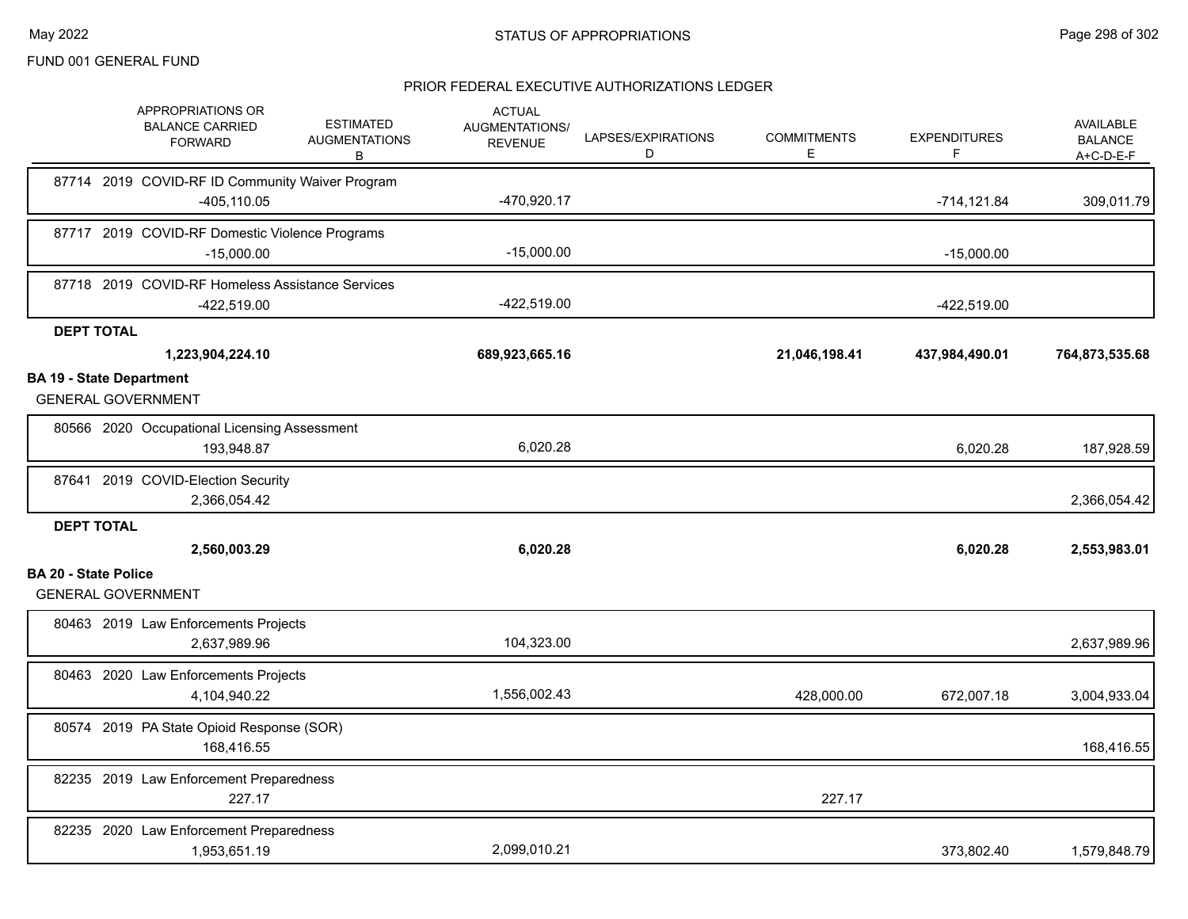FUND 001 GENERAL FUND

## PRIOR FEDERAL EXECUTIVE AUTHORIZATIONS LEDGER

| | APPROPRIATIONS OR BALANCE CARRIED FORWARD | ESTIMATED AUGMENTATIONS B | ACTUAL AUGMENTATIONS/ REVENUE | LAPSES/EXPIRATIONS D | COMMITMENTS E | EXPENDITURES F | AVAILABLE BALANCE A+C-D-E-F |
|---|---|---|---|---|---|---|---|
| 87714 2019 COVID-RF ID Community Waiver Program | -405,110.05 | | -470,920.17 | | | -714,121.84 | 309,011.79 |
| 87717 2019 COVID-RF Domestic Violence Programs | -15,000.00 | | -15,000.00 | | | -15,000.00 | |
| 87718 2019 COVID-RF Homeless Assistance Services | -422,519.00 | | -422,519.00 | | | -422,519.00 | |
| **DEPT TOTAL** | **1,223,904,224.10** | | **689,923,665.16** | | **21,046,198.41** | **437,984,490.01** | **764,873,535.68** |
| **BA 19 - State Department** | | | | | | | |
| GENERAL GOVERNMENT | | | | | | | |
| 80566 2020 Occupational Licensing Assessment | 193,948.87 | | 6,020.28 | | | 6,020.28 | 187,928.59 |
| 87641 2019 COVID-Election Security | 2,366,054.42 | | | | | | 2,366,054.42 |
| **DEPT TOTAL** | **2,560,003.29** | | **6,020.28** | | | **6,020.28** | **2,553,983.01** |
| **BA 20 - State Police** | | | | | | | |
| GENERAL GOVERNMENT | | | | | | | |
| 80463 2019 Law Enforcements Projects | 2,637,989.96 | | 104,323.00 | | | | 2,637,989.96 |
| 80463 2020 Law Enforcements Projects | 4,104,940.22 | | 1,556,002.43 | | 428,000.00 | 672,007.18 | 3,004,933.04 |
| 80574 2019 PA State Opioid Response (SOR) | 168,416.55 | | | | | | 168,416.55 |
| 82235 2019 Law Enforcement Preparedness | 227.17 | | | | 227.17 | | |
| 82235 2020 Law Enforcement Preparedness | 1,953,651.19 | | 2,099,010.21 | | | 373,802.40 | 1,579,848.79 |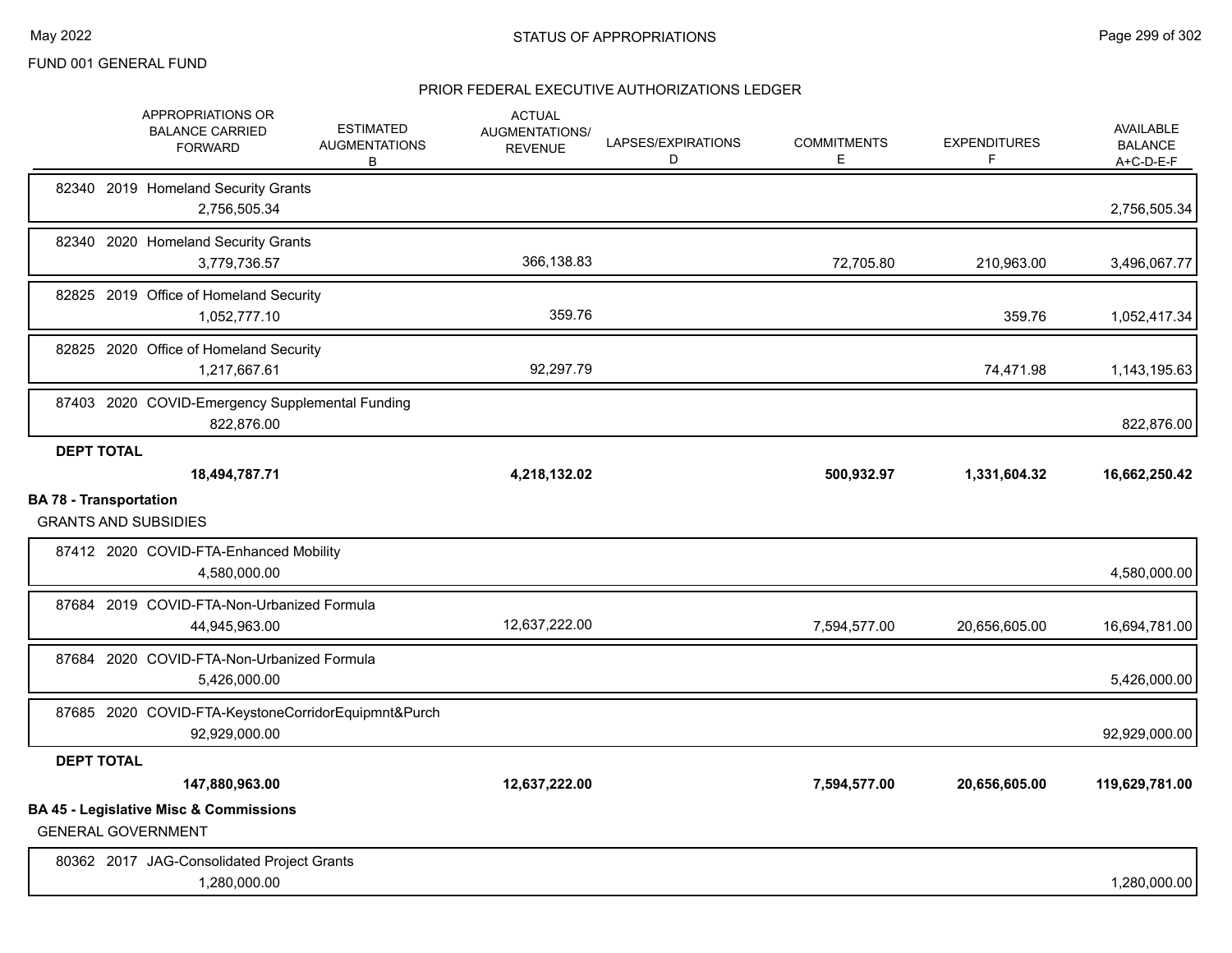FUND 001 GENERAL FUND

PRIOR FEDERAL EXECUTIVE AUTHORIZATIONS LEDGER

| | APPROPRIATIONS OR BALANCE CARRIED FORWARD | ESTIMATED AUGMENTATIONS B | ACTUAL AUGMENTATIONS/ REVENUE | LAPSES/EXPIRATIONS D | COMMITMENTS E | EXPENDITURES F | AVAILABLE BALANCE A+C-D-E-F |
|---|---|---|---|---|---|---|---|
| 82340 2019 Homeland Security Grants | 2,756,505.34 | | | | | | 2,756,505.34 |
| 82340 2020 Homeland Security Grants | 3,779,736.57 | | 366,138.83 | | 72,705.80 | 210,963.00 | 3,496,067.77 |
| 82825 2019 Office of Homeland Security | 1,052,777.10 | | 359.76 | | | 359.76 | 1,052,417.34 |
| 82825 2020 Office of Homeland Security | 1,217,667.61 | | 92,297.79 | | | 74,471.98 | 1,143,195.63 |
| 87403 2020 COVID-Emergency Supplemental Funding | 822,876.00 | | | | | | 822,876.00 |
| **DEPT TOTAL** | **18,494,787.71** | | **4,218,132.02** | | **500,932.97** | **1,331,604.32** | **16,662,250.42** |

**BA 78 - Transportation**

GRANTS AND SUBSIDIES

| | APPROPRIATIONS OR BALANCE CARRIED FORWARD | ESTIMATED AUGMENTATIONS B | ACTUAL AUGMENTATIONS/ REVENUE | LAPSES/EXPIRATIONS D | COMMITMENTS E | EXPENDITURES F | AVAILABLE BALANCE A+C-D-E-F |
|---|---|---|---|---|---|---|---|
| 87412 2020 COVID-FTA-Enhanced Mobility | 4,580,000.00 | | | | | | 4,580,000.00 |
| 87684 2019 COVID-FTA-Non-Urbanized Formula | 44,945,963.00 | | 12,637,222.00 | | 7,594,577.00 | 20,656,605.00 | 16,694,781.00 |
| 87684 2020 COVID-FTA-Non-Urbanized Formula | 5,426,000.00 | | | | | | 5,426,000.00 |
| 87685 2020 COVID-FTA-KeystoneCorridorEquipmnt&Purch | 92,929,000.00 | | | | | | 92,929,000.00 |
| **DEPT TOTAL** | **147,880,963.00** | | **12,637,222.00** | | **7,594,577.00** | **20,656,605.00** | **119,629,781.00** |

**BA 45 - Legislative Misc & Commissions**

GENERAL GOVERNMENT

| | APPROPRIATIONS OR BALANCE CARRIED FORWARD | ESTIMATED AUGMENTATIONS B | ACTUAL AUGMENTATIONS/ REVENUE | LAPSES/EXPIRATIONS D | COMMITMENTS E | EXPENDITURES F | AVAILABLE BALANCE A+C-D-E-F |
|---|---|---|---|---|---|---|---|
| 80362 2017 JAG-Consolidated Project Grants | 1,280,000.00 | | | | | | 1,280,000.00 |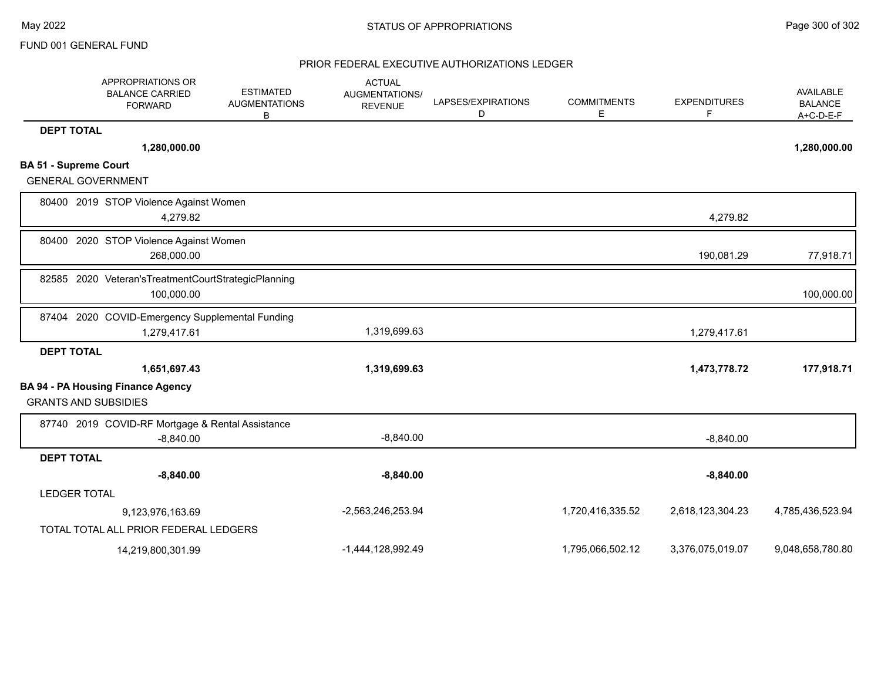FUND 001 GENERAL FUND

## STATUS OF APPROPRIATIONS

### PRIOR FEDERAL EXECUTIVE AUTHORIZATIONS LEDGER

| | APPROPRIATIONS OR BALANCE CARRIED FORWARD | ESTIMATED AUGMENTATIONS B | ACTUAL AUGMENTATIONS/ REVENUE | LAPSES/EXPIRATIONS D | COMMITMENTS E | EXPENDITURES F | AVAILABLE BALANCE A+C-D-E-F |
|---|---|---|---|---|---|---|---|
| **DEPT TOTAL** | **1,280,000.00** | | | | | | **1,280,000.00** |
| **BA 51 - Supreme Court** | | | | | | | |
| GENERAL GOVERNMENT | | | | | | | |
| 80400 2019 STOP Violence Against Women | 4,279.82 | | | | | 4,279.82 | |
| 80400 2020 STOP Violence Against Women | 268,000.00 | | | | | 190,081.29 | 77,918.71 |
| 82585 2020 Veteran'sTreatmentCourtStrategicPlanning | 100,000.00 | | | | | | 100,000.00 |
| 87404 2020 COVID-Emergency Supplemental Funding | 1,279,417.61 | | 1,319,699.63 | | | 1,279,417.61 | |
| **DEPT TOTAL** | **1,651,697.43** | | **1,319,699.63** | | | **1,473,778.72** | **177,918.71** |
| **BA 94 - PA Housing Finance Agency** | | | | | | | |
| GRANTS AND SUBSIDIES | | | | | | | |
| 87740 2019 COVID-RF Mortgage & Rental Assistance | -8,840.00 | | -8,840.00 | | | -8,840.00 | |
| **DEPT TOTAL** | **-8,840.00** | | **-8,840.00** | | | **-8,840.00** | |
| LEDGER TOTAL | 9,123,976,163.69 | | -2,563,246,253.94 | | 1,720,416,335.52 | 2,618,123,304.23 | 4,785,436,523.94 |
| TOTAL TOTAL ALL PRIOR FEDERAL LEDGERS | 14,219,800,301.99 | | -1,444,128,992.49 | | 1,795,066,502.12 | 3,376,075,019.07 | 9,048,658,780.80 |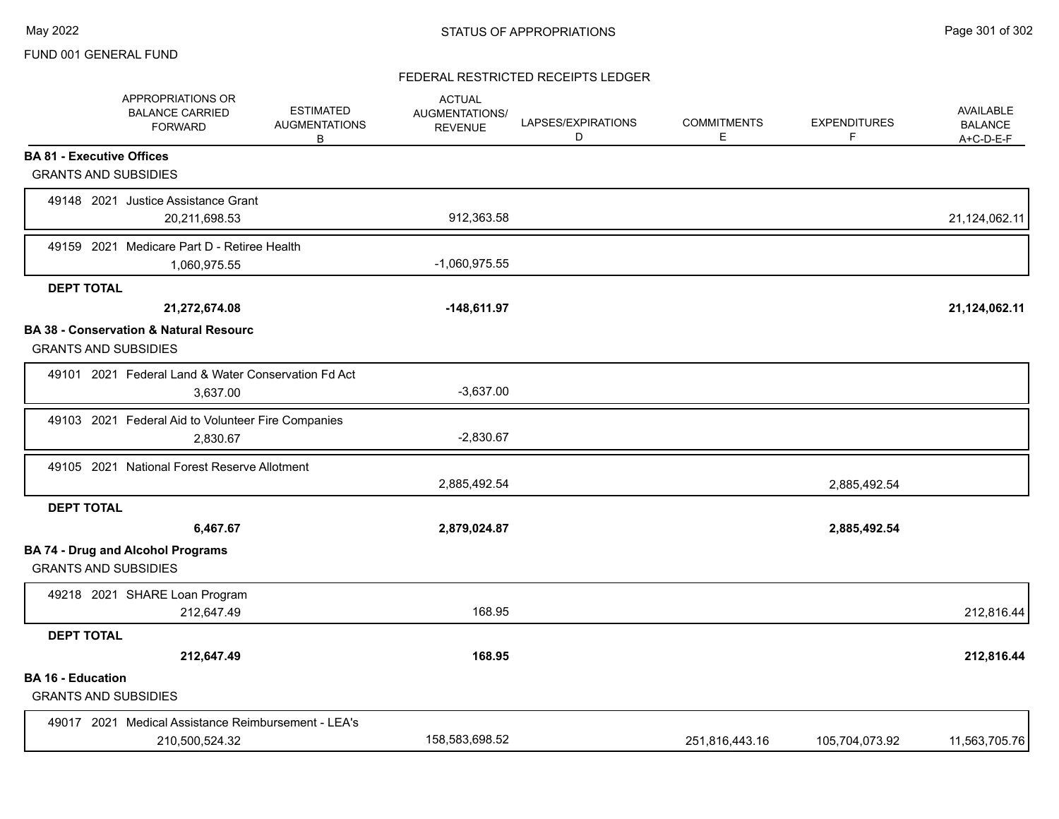FUND 001 GENERAL FUND

## FEDERAL RESTRICTED RECEIPTS LEDGER

| APPROPRIATIONS OR BALANCE CARRIED FORWARD | ESTIMATED AUGMENTATIONS B | ACTUAL AUGMENTATIONS/ REVENUE | LAPSES/EXPIRATIONS D | COMMITMENTS E | EXPENDITURES F | AVAILABLE BALANCE A+C-D-E-F |
|---|---|---|---|---|---|---|
| **BA 81 - Executive Offices** | | | | | | |
| GRANTS AND SUBSIDIES | | | | | | |
| 49148 2021 Justice Assistance Grant | | | | | | |
| 20,211,698.53 | | 912,363.58 | | | | 21,124,062.11 |
| 49159 2021 Medicare Part D - Retiree Health | | | | | | |
| 1,060,975.55 | | -1,060,975.55 | | | | |
| **DEPT TOTAL** | | | | | | |
| **21,272,674.08** | | **-148,611.97** | | | | **21,124,062.11** |
| **BA 38 - Conservation & Natural Resourc** | | | | | | |
| GRANTS AND SUBSIDIES | | | | | | |
| 49101 2021 Federal Land & Water Conservation Fd Act | | | | | | |
| 3,637.00 | | -3,637.00 | | | | |
| 49103 2021 Federal Aid to Volunteer Fire Companies | | | | | | |
| 2,830.67 | | -2,830.67 | | | | |
| 49105 2021 National Forest Reserve Allotment | | | | | | |
| | | 2,885,492.54 | | | 2,885,492.54 | |
| **DEPT TOTAL** | | | | | | |
| **6,467.67** | | **2,879,024.87** | | | **2,885,492.54** | |
| **BA 74 - Drug and Alcohol Programs** | | | | | | |
| GRANTS AND SUBSIDIES | | | | | | |
| 49218 2021 SHARE Loan Program | | | | | | |
| 212,647.49 | | 168.95 | | | | 212,816.44 |
| **DEPT TOTAL** | | | | | | |
| **212,647.49** | | **168.95** | | | | **212,816.44** |
| **BA 16 - Education** | | | | | | |
| GRANTS AND SUBSIDIES | | | | | | |
| 49017 2021 Medical Assistance Reimbursement - LEA's | | | | | | |
| 210,500,524.32 | | 158,583,698.52 | | 251,816,443.16 | 105,704,073.92 | 11,563,705.76 |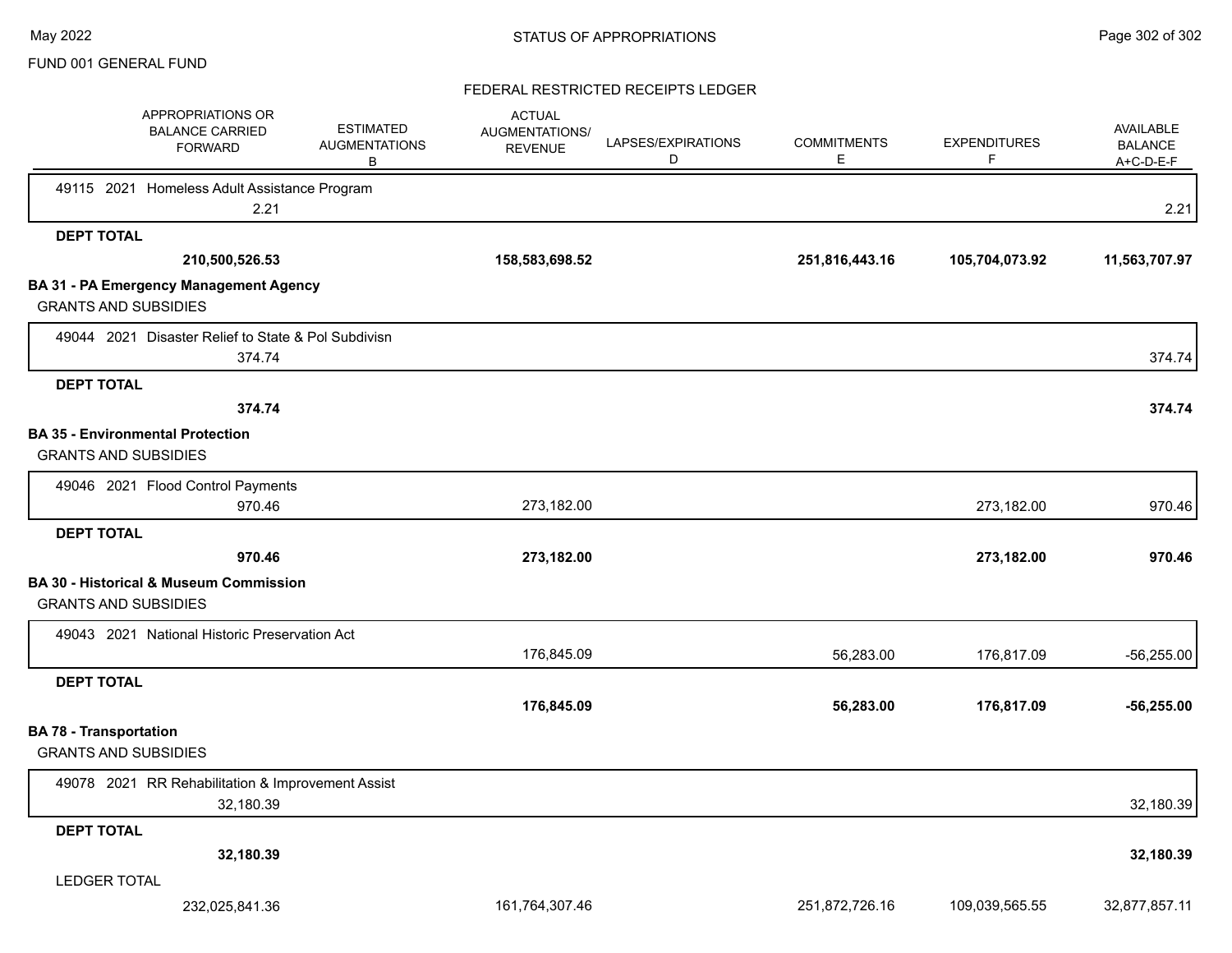FUND 001 GENERAL FUND

## STATUS OF APPROPRIATIONS

### FEDERAL RESTRICTED RECEIPTS LEDGER

| APPROPRIATIONS OR BALANCE CARRIED FORWARD | ESTIMATED AUGMENTATIONS B | ACTUAL AUGMENTATIONS/ REVENUE | LAPSES/EXPIRATIONS D | COMMITMENTS E | EXPENDITURES F | AVAILABLE BALANCE A+C-D-E-F |
|---|---|---|---|---|---|---|
| 49115 2021 Homeless Adult Assistance Program | | | | | | |
| 2.21 | | | | | | 2.21 |
| **DEPT TOTAL** | | | | | | |
| **210,500,526.53** | | **158,583,698.52** | | **251,816,443.16** | **105,704,073.92** | **11,563,707.97** |
| **BA 31 - PA Emergency Management Agency** | | | | | | |
| GRANTS AND SUBSIDIES | | | | | | |
| 49044 2021 Disaster Relief to State & Pol Subdivisn | | | | | | |
| 374.74 | | | | | | 374.74 |
| **DEPT TOTAL** | | | | | | |
| **374.74** | | | | | | **374.74** |
| **BA 35 - Environmental Protection** | | | | | | |
| GRANTS AND SUBSIDIES | | | | | | |
| 49046 2021 Flood Control Payments | | | | | | |
| 970.46 | | 273,182.00 | | | 273,182.00 | 970.46 |
| **DEPT TOTAL** | | | | | | |
| **970.46** | | **273,182.00** | | | **273,182.00** | **970.46** |
| **BA 30 - Historical & Museum Commission** | | | | | | |
| GRANTS AND SUBSIDIES | | | | | | |
| 49043 2021 National Historic Preservation Act | | | | | | |
| | | 176,845.09 | | 56,283.00 | 176,817.09 | -56,255.00 |
| **DEPT TOTAL** | | | | | | |
| | | **176,845.09** | | **56,283.00** | **176,817.09** | **-56,255.00** |
| **BA 78 - Transportation** | | | | | | |
| GRANTS AND SUBSIDIES | | | | | | |
| 49078 2021 RR Rehabilitation & Improvement Assist | | | | | | |
| 32,180.39 | | | | | | 32,180.39 |
| **DEPT TOTAL** | | | | | | |
| **32,180.39** | | | | | | **32,180.39** |
| LEDGER TOTAL | | | | | | |
| 232,025,841.36 | | 161,764,307.46 | | 251,872,726.16 | 109,039,565.55 | 32,877,857.11 |